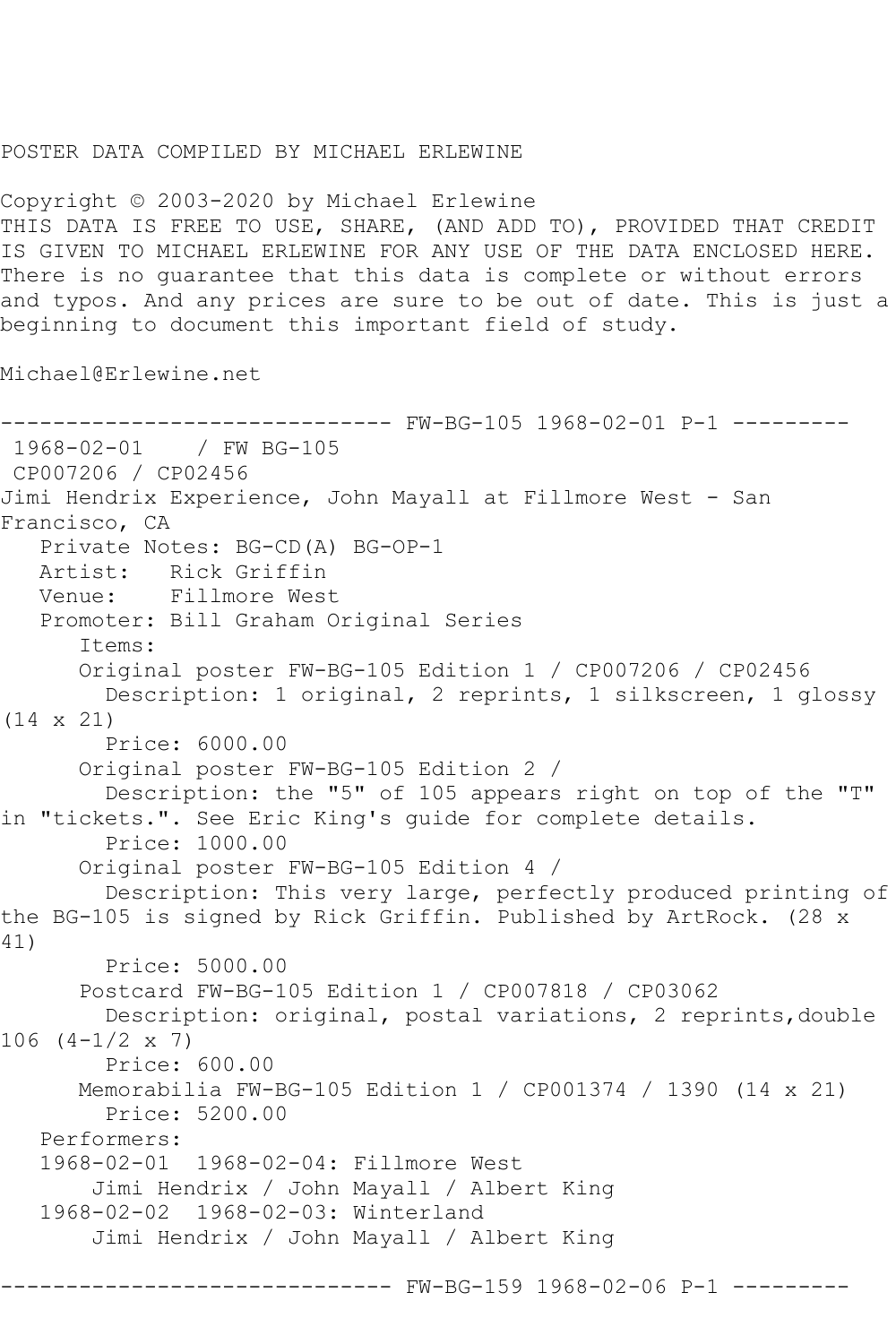POSTER DATA COMPILED BY MICHAEL ERLEWINE

Copyright © 2003-2020 by Michael Erlewine
THIS DATA IS FREE TO USE, SHARE, (AND ADD TO), PROVIDED THAT CREDIT IS GIVEN TO MICHAEL ERLEWINE FOR ANY USE OF THE DATA ENCLOSED HERE. There is no guarantee that this data is complete or without errors and typos. And any prices are sure to be out of date. This is just a beginning to document this important field of study.

Michael@Erlewine.net

------------------------------ FW-BG-105 1968-02-01 P-1 ---------

1968-02-01 / FW BG-105
CP007206 / CP02456
Jimi Hendrix Experience, John Mayall at Fillmore West - San Francisco, CA

Private Notes: BG-CD(A) BG-OP-1
Artist: Rick Griffin
Venue: Fillmore West
Promoter: Bill Graham Original Series

Items:

Original poster FW-BG-105 Edition 1 / CP007206 / CP02456
Description: 1 original, 2 reprints, 1 silkscreen, 1 glossy (14 x 21)
Price: 6000.00

Original poster FW-BG-105 Edition 2 /
Description: the "5" of 105 appears right on top of the "T" in "tickets.". See Eric King's guide for complete details.
Price: 1000.00

Original poster FW-BG-105 Edition 4 /
Description: This very large, perfectly produced printing of the BG-105 is signed by Rick Griffin. Published by ArtRock. (28 x 41)
Price: 5000.00

Postcard FW-BG-105 Edition 1 / CP007818 / CP03062
Description: original, postal variations, 2 reprints,double 106 (4-1/2 x 7)
Price: 600.00

Memorabilia FW-BG-105 Edition 1 / CP001374 / 1390 (14 x 21)
Price: 5200.00

Performers:

1968-02-01 1968-02-04: Fillmore West
Jimi Hendrix / John Mayall / Albert King

1968-02-02 1968-02-03: Winterland
Jimi Hendrix / John Mayall / Albert King

------------------------------ FW-BG-159 1968-02-06 P-1 ---------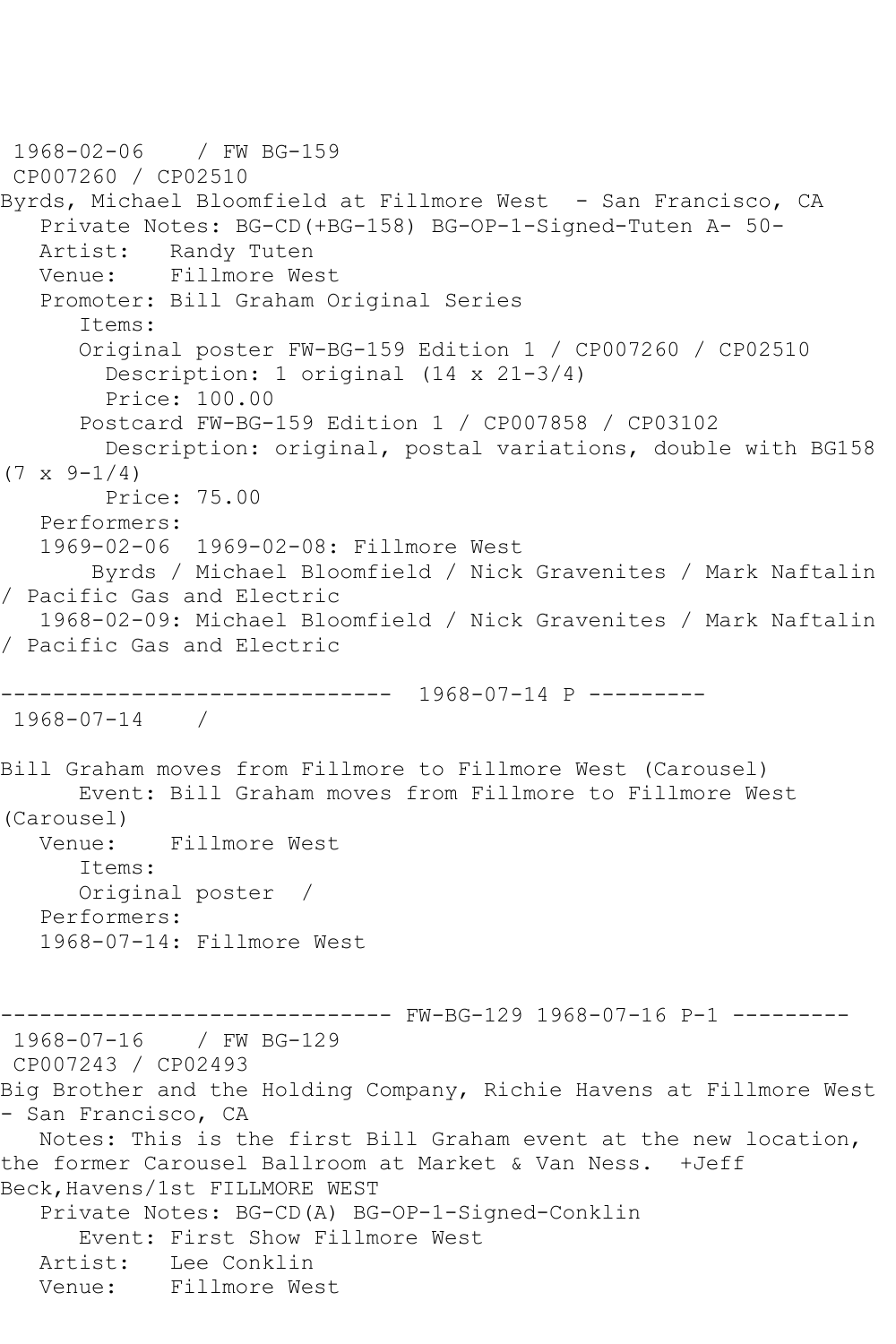```
1968-02-06    / FW BG-159
 CP007260 / CP02510
Byrds, Michael Bloomfield at Fillmore West  - San Francisco, CA
   Private Notes: BG-CD(+BG-158) BG-OP-1-Signed-Tuten A- 50-
   Artist:   Randy Tuten
   Venue:    Fillmore West
   Promoter: Bill Graham Original Series
      Items:
      Original poster FW-BG-159 Edition 1 / CP007260 / CP02510
        Description: 1 original (14 x 21-3/4)
        Price: 100.00
      Postcard FW-BG-159 Edition 1 / CP007858 / CP03102
        Description: original, postal variations, double with BG158
(7 x 9-1/4)
        Price: 75.00
   Performers:
   1969-02-06  1969-02-08: Fillmore West
       Byrds / Michael Bloomfield / Nick Gravenites / Mark Naftalin
/ Pacific Gas and Electric
   1968-02-09: Michael Bloomfield / Nick Gravenites / Mark Naftalin
/ Pacific Gas and Electric

------------------------------  1968-07-14 P ---------
 1968-07-14    /

Bill Graham moves from Fillmore to Fillmore West (Carousel)
      Event: Bill Graham moves from Fillmore to Fillmore West
(Carousel)
   Venue:    Fillmore West
      Items:
      Original poster  /
   Performers:
   1968-07-14: Fillmore West


------------------------------ FW-BG-129 1968-07-16 P-1 ---------
 1968-07-16    / FW BG-129
 CP007243 / CP02493
Big Brother and the Holding Company, Richie Havens at Fillmore West
- San Francisco, CA
   Notes: This is the first Bill Graham event at the new location,
the former Carousel Ballroom at Market & Van Ness.  +Jeff
Beck,Havens/1st FILLMORE WEST
   Private Notes: BG-CD(A) BG-OP-1-Signed-Conklin
      Event: First Show Fillmore West
   Artist:   Lee Conklin
   Venue:    Fillmore West
```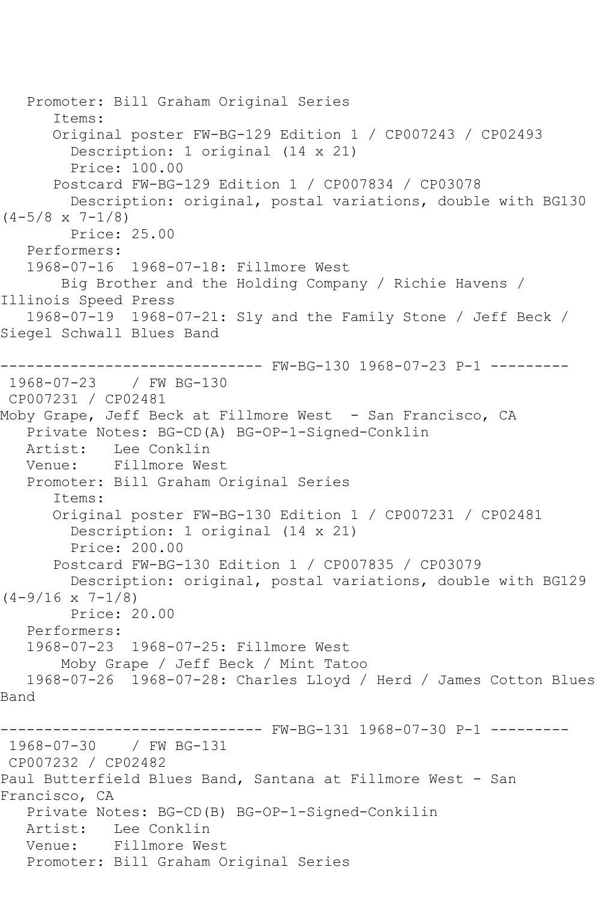```
   Promoter: Bill Graham Original Series
      Items:
      Original poster FW-BG-129 Edition 1 / CP007243 / CP02493
        Description: 1 original (14 x 21)
        Price: 100.00
      Postcard FW-BG-129 Edition 1 / CP007834 / CP03078
        Description: original, postal variations, double with BG130
(4-5/8 x 7-1/8)
        Price: 25.00
   Performers:
   1968-07-16  1968-07-18: Fillmore West
       Big Brother and the Holding Company / Richie Havens /
Illinois Speed Press
   1968-07-19  1968-07-21: Sly and the Family Stone / Jeff Beck /
Siegel Schwall Blues Band

------------------------------ FW-BG-130 1968-07-23 P-1 ---------
 1968-07-23    / FW BG-130
 CP007231 / CP02481
Moby Grape, Jeff Beck at Fillmore West  - San Francisco, CA
   Private Notes: BG-CD(A) BG-OP-1-Signed-Conklin
   Artist:   Lee Conklin
   Venue:    Fillmore West
   Promoter: Bill Graham Original Series
      Items:
      Original poster FW-BG-130 Edition 1 / CP007231 / CP02481
        Description: 1 original (14 x 21)
        Price: 200.00
      Postcard FW-BG-130 Edition 1 / CP007835 / CP03079
        Description: original, postal variations, double with BG129
(4-9/16 x 7-1/8)
        Price: 20.00
   Performers:
   1968-07-23  1968-07-25: Fillmore West
       Moby Grape / Jeff Beck / Mint Tatoo
   1968-07-26  1968-07-28: Charles Lloyd / Herd / James Cotton Blues
Band

------------------------------ FW-BG-131 1968-07-30 P-1 ---------
 1968-07-30    / FW BG-131
 CP007232 / CP02482
Paul Butterfield Blues Band, Santana at Fillmore West - San
Francisco, CA
   Private Notes: BG-CD(B) BG-OP-1-Signed-Conkilin
   Artist:   Lee Conklin
   Venue:    Fillmore West
   Promoter: Bill Graham Original Series
```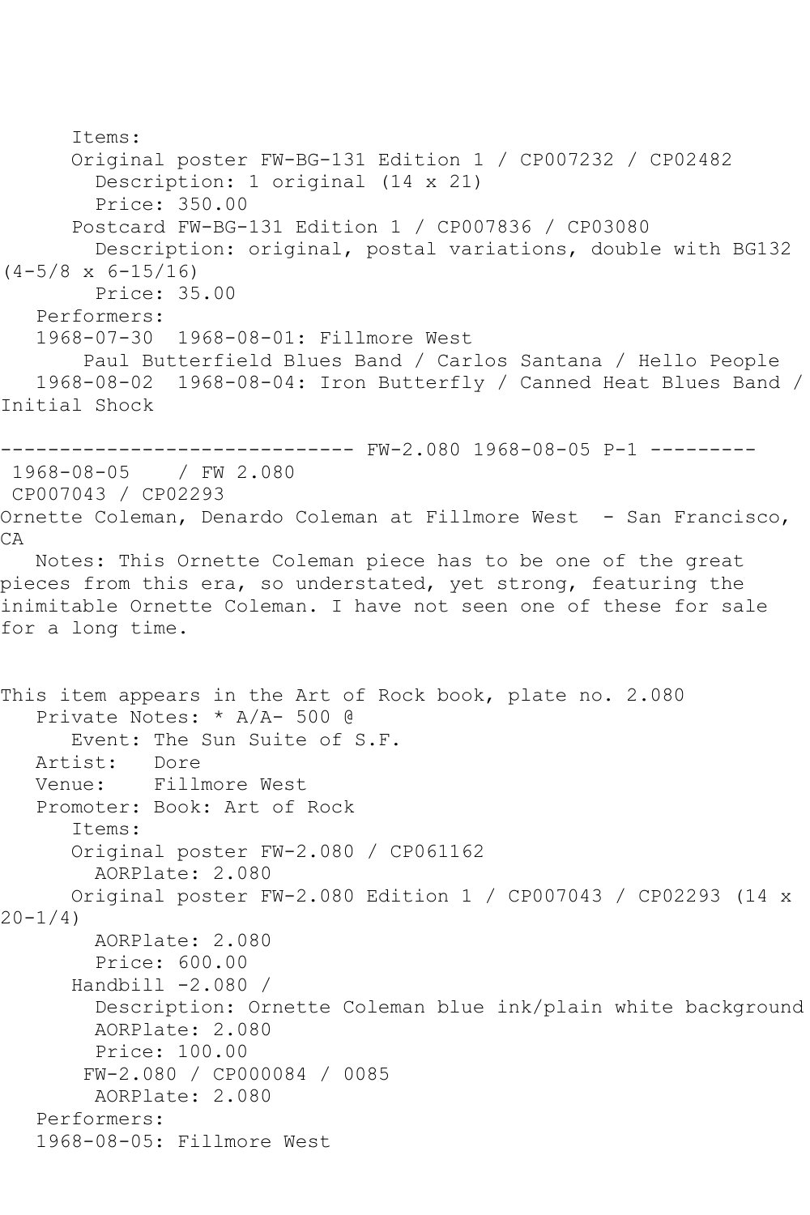Items:
Original poster FW-BG-131 Edition 1 / CP007232 / CP02482
Description: 1 original (14 x 21)
Price: 350.00
Postcard FW-BG-131 Edition 1 / CP007836 / CP03080
Description: original, postal variations, double with BG132 (4-5/8 x 6-15/16)
Price: 35.00
Performers:
1968-07-30 1968-08-01: Fillmore West
Paul Butterfield Blues Band / Carlos Santana / Hello People
1968-08-02 1968-08-04: Iron Butterfly / Canned Heat Blues Band / Initial Shock

------------------------------ FW-2.080 1968-08-05 P-1 ---------

1968-08-05 / FW 2.080
CP007043 / CP02293
Ornette Coleman, Denardo Coleman at Fillmore West - San Francisco, CA
Notes: This Ornette Coleman piece has to be one of the great pieces from this era, so understated, yet strong, featuring the inimitable Ornette Coleman. I have not seen one of these for sale for a long time.

This item appears in the Art of Rock book, plate no. 2.080
Private Notes: * A/A- 500 @
Event: The Sun Suite of S.F.
Artist: Dore
Venue: Fillmore West
Promoter: Book: Art of Rock
Items:
Original poster FW-2.080 / CP061162
AORPlate: 2.080
Original poster FW-2.080 Edition 1 / CP007043 / CP02293 (14 x 20-1/4)
AORPlate: 2.080
Price: 600.00
Handbill -2.080 /
Description: Ornette Coleman blue ink/plain white background
AORPlate: 2.080
Price: 100.00
FW-2.080 / CP000084 / 0085
AORPlate: 2.080
Performers:
1968-08-05: Fillmore West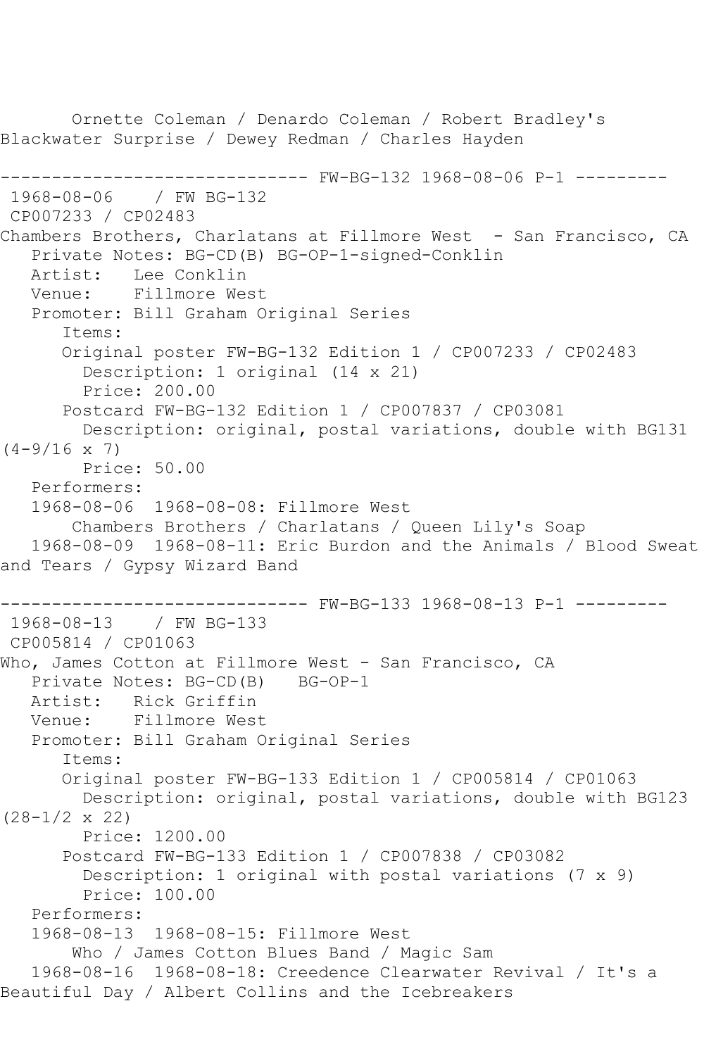Ornette Coleman / Denardo Coleman / Robert Bradley's Blackwater Surprise / Dewey Redman / Charles Hayden

------------------------------ FW-BG-132 1968-08-06 P-1 ---------

1968-08-06 / FW BG-132
CP007233 / CP02483
Chambers Brothers, Charlatans at Fillmore West - San Francisco, CA
Private Notes: BG-CD(B) BG-OP-1-signed-Conklin
Artist: Lee Conklin
Venue: Fillmore West
Promoter: Bill Graham Original Series
Items:
Original poster FW-BG-132 Edition 1 / CP007233 / CP02483
Description: 1 original (14 x 21)
Price: 200.00
Postcard FW-BG-132 Edition 1 / CP007837 / CP03081
Description: original, postal variations, double with BG131 (4-9/16 x 7)
Price: 50.00
Performers:
1968-08-06 1968-08-08: Fillmore West
Chambers Brothers / Charlatans / Queen Lily's Soap
1968-08-09 1968-08-11: Eric Burdon and the Animals / Blood Sweat and Tears / Gypsy Wizard Band

------------------------------ FW-BG-133 1968-08-13 P-1 ---------

1968-08-13 / FW BG-133
CP005814 / CP01063
Who, James Cotton at Fillmore West - San Francisco, CA
Private Notes: BG-CD(B) BG-OP-1
Artist: Rick Griffin
Venue: Fillmore West
Promoter: Bill Graham Original Series
Items:
Original poster FW-BG-133 Edition 1 / CP005814 / CP01063
Description: original, postal variations, double with BG123 (28-1/2 x 22)
Price: 1200.00
Postcard FW-BG-133 Edition 1 / CP007838 / CP03082
Description: 1 original with postal variations (7 x 9)
Price: 100.00
Performers:
1968-08-13 1968-08-15: Fillmore West
Who / James Cotton Blues Band / Magic Sam
1968-08-16 1968-08-18: Creedence Clearwater Revival / It's a Beautiful Day / Albert Collins and the Icebreakers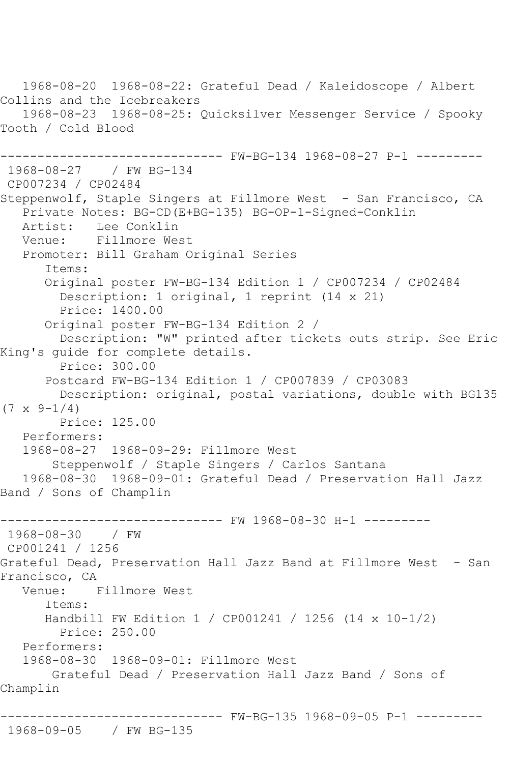1968-08-20  1968-08-22: Grateful Dead / Kaleidoscope / Albert Collins and the Icebreakers
   1968-08-23  1968-08-25: Quicksilver Messenger Service / Spooky Tooth / Cold Blood

------------------------------ FW-BG-134 1968-08-27 P-1 ---------
 1968-08-27    / FW BG-134
 CP007234 / CP02484
Steppenwolf, Staple Singers at Fillmore West  - San Francisco, CA
   Private Notes: BG-CD(E+BG-135) BG-OP-1-Signed-Conklin
   Artist:   Lee Conklin
   Venue:    Fillmore West
   Promoter: Bill Graham Original Series
      Items:
      Original poster FW-BG-134 Edition 1 / CP007234 / CP02484
        Description: 1 original, 1 reprint (14 x 21)
        Price: 1400.00
      Original poster FW-BG-134 Edition 2 /
        Description: "W" printed after tickets outs strip. See Eric King's guide for complete details.
        Price: 300.00
      Postcard FW-BG-134 Edition 1 / CP007839 / CP03083
        Description: original, postal variations, double with BG135 (7 x 9-1/4)
        Price: 125.00
   Performers:
   1968-08-27  1968-09-29: Fillmore West
       Steppenwolf / Staple Singers / Carlos Santana
   1968-08-30  1968-09-01: Grateful Dead / Preservation Hall Jazz Band / Sons of Champlin

------------------------------ FW 1968-08-30 H-1 ---------
 1968-08-30    / FW
 CP001241 / 1256
Grateful Dead, Preservation Hall Jazz Band at Fillmore West  - San Francisco, CA
   Venue:    Fillmore West
      Items:
      Handbill FW Edition 1 / CP001241 / 1256 (14 x 10-1/2)
        Price: 250.00
   Performers:
   1968-08-30  1968-09-01: Fillmore West
       Grateful Dead / Preservation Hall Jazz Band / Sons of Champlin

------------------------------ FW-BG-135 1968-09-05 P-1 ---------
 1968-09-05    / FW BG-135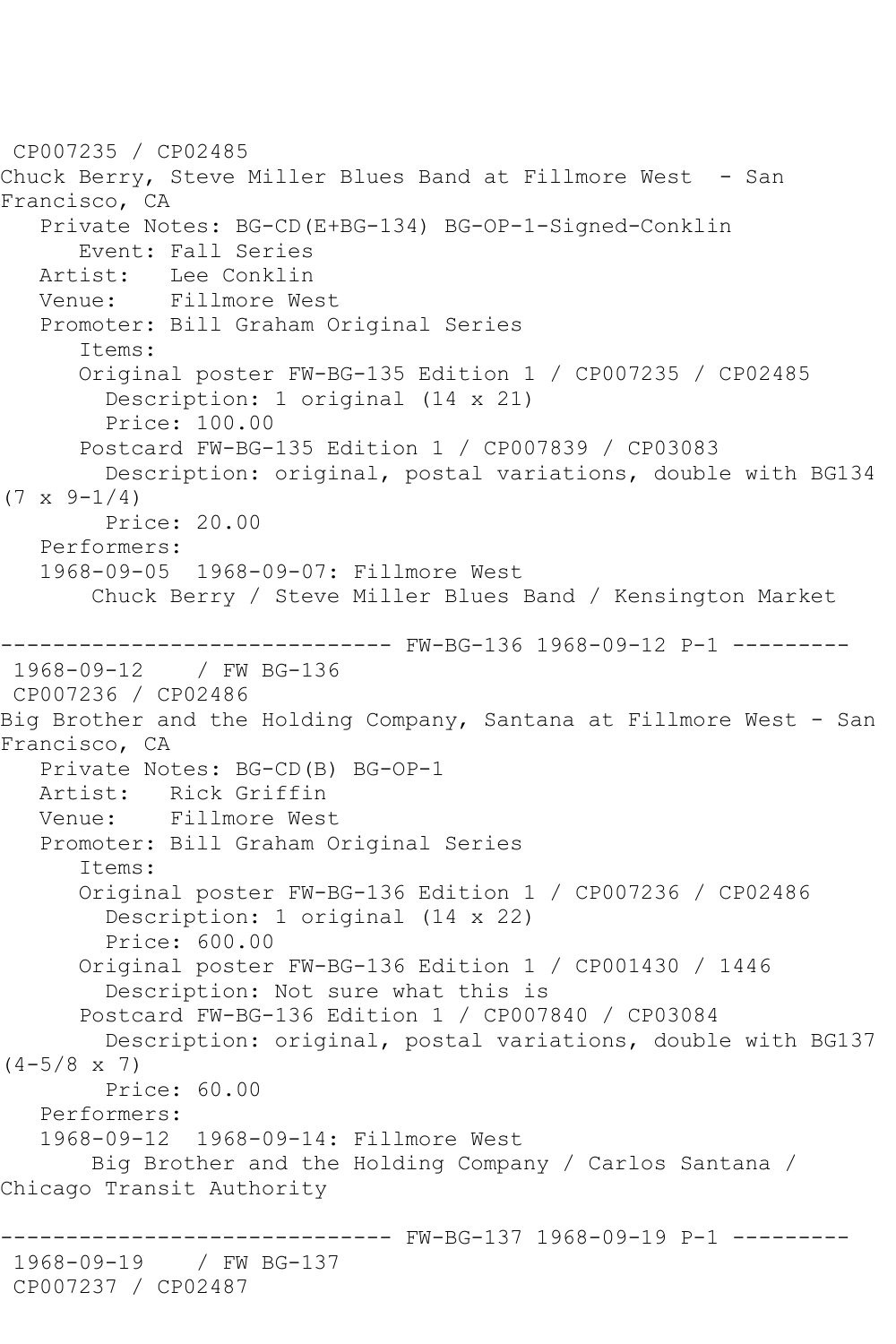CP007235 / CP02485
Chuck Berry, Steve Miller Blues Band at Fillmore West - San Francisco, CA
   Private Notes: BG-CD(E+BG-134) BG-OP-1-Signed-Conklin
      Event: Fall Series
   Artist:   Lee Conklin
   Venue:    Fillmore West
   Promoter: Bill Graham Original Series
      Items:
      Original poster FW-BG-135 Edition 1 / CP007235 / CP02485
        Description: 1 original (14 x 21)
        Price: 100.00
      Postcard FW-BG-135 Edition 1 / CP007839 / CP03083
        Description: original, postal variations, double with BG134 (7 x 9-1/4)
        Price: 20.00
   Performers:
   1968-09-05  1968-09-07: Fillmore West
       Chuck Berry / Steve Miller Blues Band / Kensington Market

------------------------------ FW-BG-136 1968-09-12 P-1 ---------
1968-09-12    / FW BG-136
CP007236 / CP02486
Big Brother and the Holding Company, Santana at Fillmore West - San Francisco, CA
   Private Notes: BG-CD(B) BG-OP-1
   Artist:   Rick Griffin
   Venue:    Fillmore West
   Promoter: Bill Graham Original Series
      Items:
      Original poster FW-BG-136 Edition 1 / CP007236 / CP02486
        Description: 1 original (14 x 22)
        Price: 600.00
      Original poster FW-BG-136 Edition 1 / CP001430 / 1446
        Description: Not sure what this is
      Postcard FW-BG-136 Edition 1 / CP007840 / CP03084
        Description: original, postal variations, double with BG137 (4-5/8 x 7)
        Price: 60.00
   Performers:
   1968-09-12  1968-09-14: Fillmore West
       Big Brother and the Holding Company / Carlos Santana / Chicago Transit Authority

------------------------------ FW-BG-137 1968-09-19 P-1 ---------
1968-09-19    / FW BG-137
CP007237 / CP02487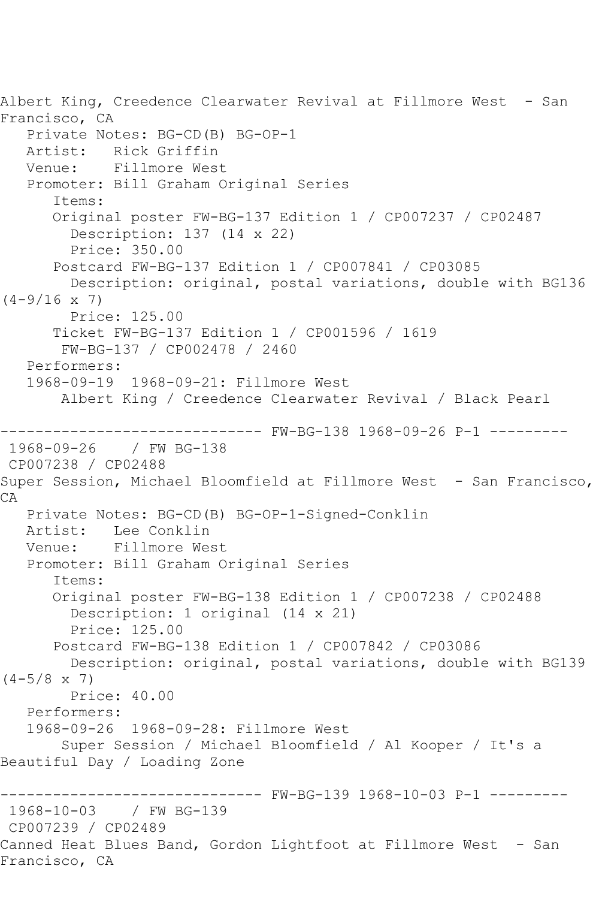Albert King, Creedence Clearwater Revival at Fillmore West - San Francisco, CA

Private Notes: BG-CD(B) BG-OP-1
Artist: Rick Griffin
Venue: Fillmore West
Promoter: Bill Graham Original Series
Items:
Original poster FW-BG-137 Edition 1 / CP007237 / CP02487
Description: 137 (14 x 22)
Price: 350.00
Postcard FW-BG-137 Edition 1 / CP007841 / CP03085
Description: original, postal variations, double with BG136 (4-9/16 x 7)
Price: 125.00
Ticket FW-BG-137 Edition 1 / CP001596 / 1619
FW-BG-137 / CP002478 / 2460
Performers:
1968-09-19 1968-09-21: Fillmore West
Albert King / Creedence Clearwater Revival / Black Pearl

------------------------------ FW-BG-138 1968-09-26 P-1 ---------

1968-09-26 / FW BG-138
CP007238 / CP02488
Super Session, Michael Bloomfield at Fillmore West - San Francisco, CA

Private Notes: BG-CD(B) BG-OP-1-Signed-Conklin
Artist: Lee Conklin
Venue: Fillmore West
Promoter: Bill Graham Original Series
Items:
Original poster FW-BG-138 Edition 1 / CP007238 / CP02488
Description: 1 original (14 x 21)
Price: 125.00
Postcard FW-BG-138 Edition 1 / CP007842 / CP03086
Description: original, postal variations, double with BG139 (4-5/8 x 7)
Price: 40.00
Performers:
1968-09-26 1968-09-28: Fillmore West
Super Session / Michael Bloomfield / Al Kooper / It's a Beautiful Day / Loading Zone

------------------------------ FW-BG-139 1968-10-03 P-1 ---------

1968-10-03 / FW BG-139
CP007239 / CP02489
Canned Heat Blues Band, Gordon Lightfoot at Fillmore West - San Francisco, CA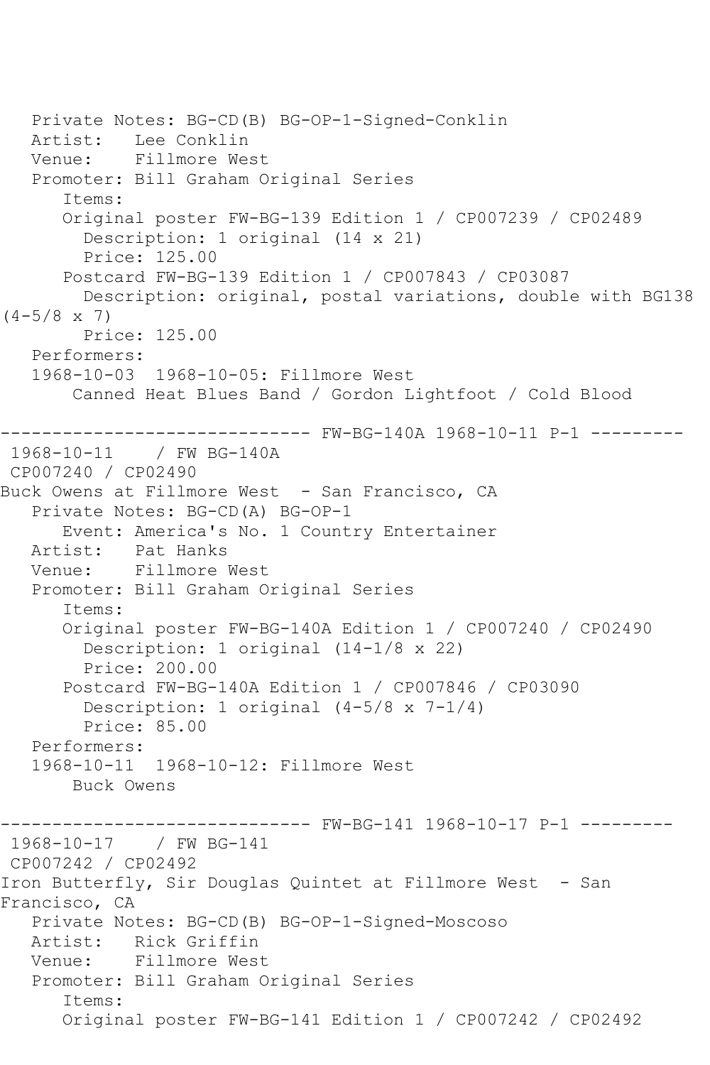Private Notes: BG-CD(B) BG-OP-1-Signed-Conklin
Artist: Lee Conklin
Venue: Fillmore West
Promoter: Bill Graham Original Series
Items:
Original poster FW-BG-139 Edition 1 / CP007239 / CP02489
Description: 1 original (14 x 21)
Price: 125.00
Postcard FW-BG-139 Edition 1 / CP007843 / CP03087
Description: original, postal variations, double with BG138 (4-5/8 x 7)
Price: 125.00
Performers:
1968-10-03 1968-10-05: Fillmore West
Canned Heat Blues Band / Gordon Lightfoot / Cold Blood

------------------------------ FW-BG-140A 1968-10-11 P-1 ---------

1968-10-11 / FW BG-140A
CP007240 / CP02490
Buck Owens at Fillmore West - San Francisco, CA
Private Notes: BG-CD(A) BG-OP-1
Event: America's No. 1 Country Entertainer
Artist: Pat Hanks
Venue: Fillmore West
Promoter: Bill Graham Original Series
Items:
Original poster FW-BG-140A Edition 1 / CP007240 / CP02490
Description: 1 original (14-1/8 x 22)
Price: 200.00
Postcard FW-BG-140A Edition 1 / CP007846 / CP03090
Description: 1 original (4-5/8 x 7-1/4)
Price: 85.00
Performers:
1968-10-11 1968-10-12: Fillmore West
Buck Owens

------------------------------ FW-BG-141 1968-10-17 P-1 ---------

1968-10-17 / FW BG-141
CP007242 / CP02492
Iron Butterfly, Sir Douglas Quintet at Fillmore West - San Francisco, CA
Private Notes: BG-CD(B) BG-OP-1-Signed-Moscoso
Artist: Rick Griffin
Venue: Fillmore West
Promoter: Bill Graham Original Series
Items:
Original poster FW-BG-141 Edition 1 / CP007242 / CP02492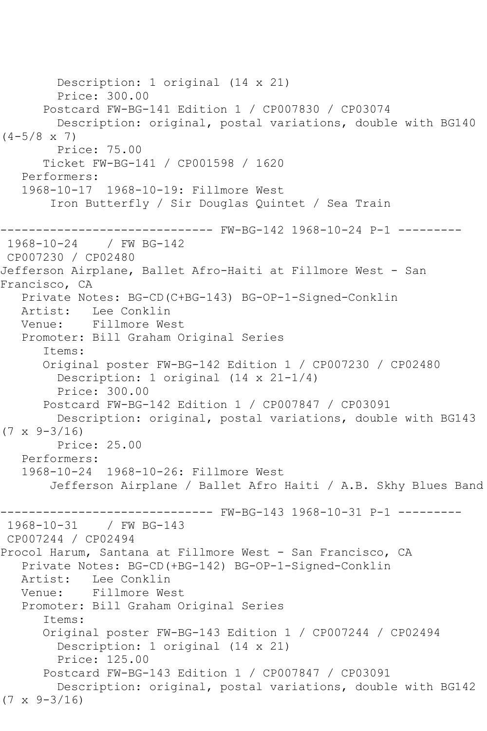Description: 1 original (14 x 21)
Price: 300.00
Postcard FW-BG-141 Edition 1 / CP007830 / CP03074
Description: original, postal variations, double with BG140 (4-5/8 x 7)
Price: 75.00
Ticket FW-BG-141 / CP001598 / 1620
Performers:
1968-10-17 1968-10-19: Fillmore West
Iron Butterfly / Sir Douglas Quintet / Sea Train

------------------------------ FW-BG-142 1968-10-24 P-1 ---------

1968-10-24 / FW BG-142
CP007230 / CP02480
Jefferson Airplane, Ballet Afro-Haiti at Fillmore West - San Francisco, CA
Private Notes: BG-CD(C+BG-143) BG-OP-1-Signed-Conklin
Artist: Lee Conklin
Venue: Fillmore West
Promoter: Bill Graham Original Series
Items:
Original poster FW-BG-142 Edition 1 / CP007230 / CP02480
Description: 1 original (14 x 21-1/4)
Price: 300.00
Postcard FW-BG-142 Edition 1 / CP007847 / CP03091
Description: original, postal variations, double with BG143 (7 x 9-3/16)
Price: 25.00
Performers:
1968-10-24 1968-10-26: Fillmore West
Jefferson Airplane / Ballet Afro Haiti / A.B. Skhy Blues Band

------------------------------ FW-BG-143 1968-10-31 P-1 ---------

1968-10-31 / FW BG-143
CP007244 / CP02494
Procol Harum, Santana at Fillmore West - San Francisco, CA
Private Notes: BG-CD(+BG-142) BG-OP-1-Signed-Conklin
Artist: Lee Conklin
Venue: Fillmore West
Promoter: Bill Graham Original Series
Items:
Original poster FW-BG-143 Edition 1 / CP007244 / CP02494
Description: 1 original (14 x 21)
Price: 125.00
Postcard FW-BG-143 Edition 1 / CP007847 / CP03091
Description: original, postal variations, double with BG142 (7 x 9-3/16)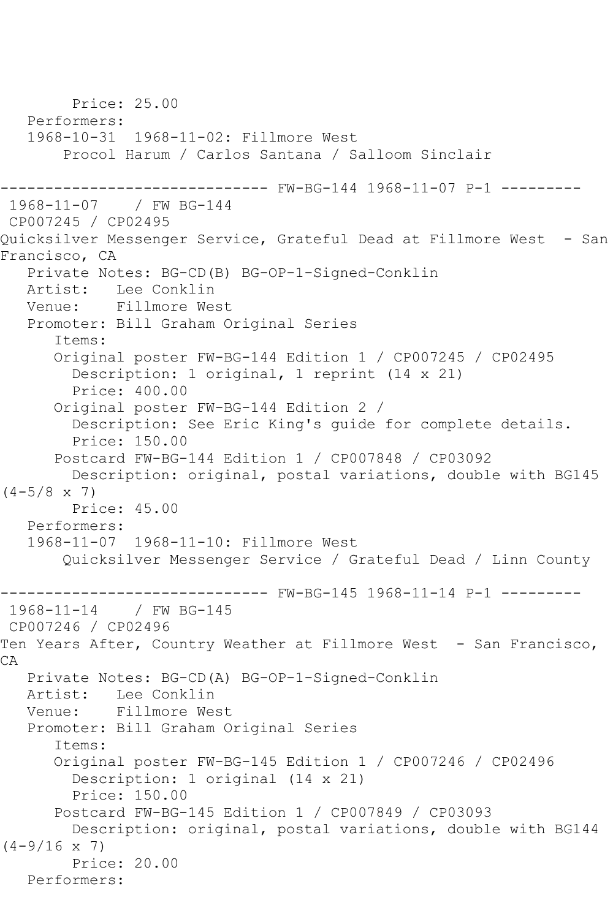```
        Price: 25.00
   Performers:
   1968-10-31  1968-11-02: Fillmore West
       Procol Harum / Carlos Santana / Salloom Sinclair

------------------------------ FW-BG-144 1968-11-07 P-1 ---------
 1968-11-07    / FW BG-144
 CP007245 / CP02495
Quicksilver Messenger Service, Grateful Dead at Fillmore West  - San
Francisco, CA
   Private Notes: BG-CD(B) BG-OP-1-Signed-Conklin
   Artist:   Lee Conklin
   Venue:    Fillmore West
   Promoter: Bill Graham Original Series
      Items:
      Original poster FW-BG-144 Edition 1 / CP007245 / CP02495
        Description: 1 original, 1 reprint (14 x 21)
        Price: 400.00
      Original poster FW-BG-144 Edition 2 /
        Description: See Eric King's guide for complete details.
        Price: 150.00
      Postcard FW-BG-144 Edition 1 / CP007848 / CP03092
        Description: original, postal variations, double with BG145
(4-5/8 x 7)
        Price: 45.00
   Performers:
   1968-11-07  1968-11-10: Fillmore West
       Quicksilver Messenger Service / Grateful Dead / Linn County

------------------------------ FW-BG-145 1968-11-14 P-1 ---------
 1968-11-14    / FW BG-145
 CP007246 / CP02496
Ten Years After, Country Weather at Fillmore West  - San Francisco,
CA
   Private Notes: BG-CD(A) BG-OP-1-Signed-Conklin
   Artist:   Lee Conklin
   Venue:    Fillmore West
   Promoter: Bill Graham Original Series
      Items:
      Original poster FW-BG-145 Edition 1 / CP007246 / CP02496
        Description: 1 original (14 x 21)
        Price: 150.00
      Postcard FW-BG-145 Edition 1 / CP007849 / CP03093
        Description: original, postal variations, double with BG144
(4-9/16 x 7)
        Price: 20.00
   Performers:
```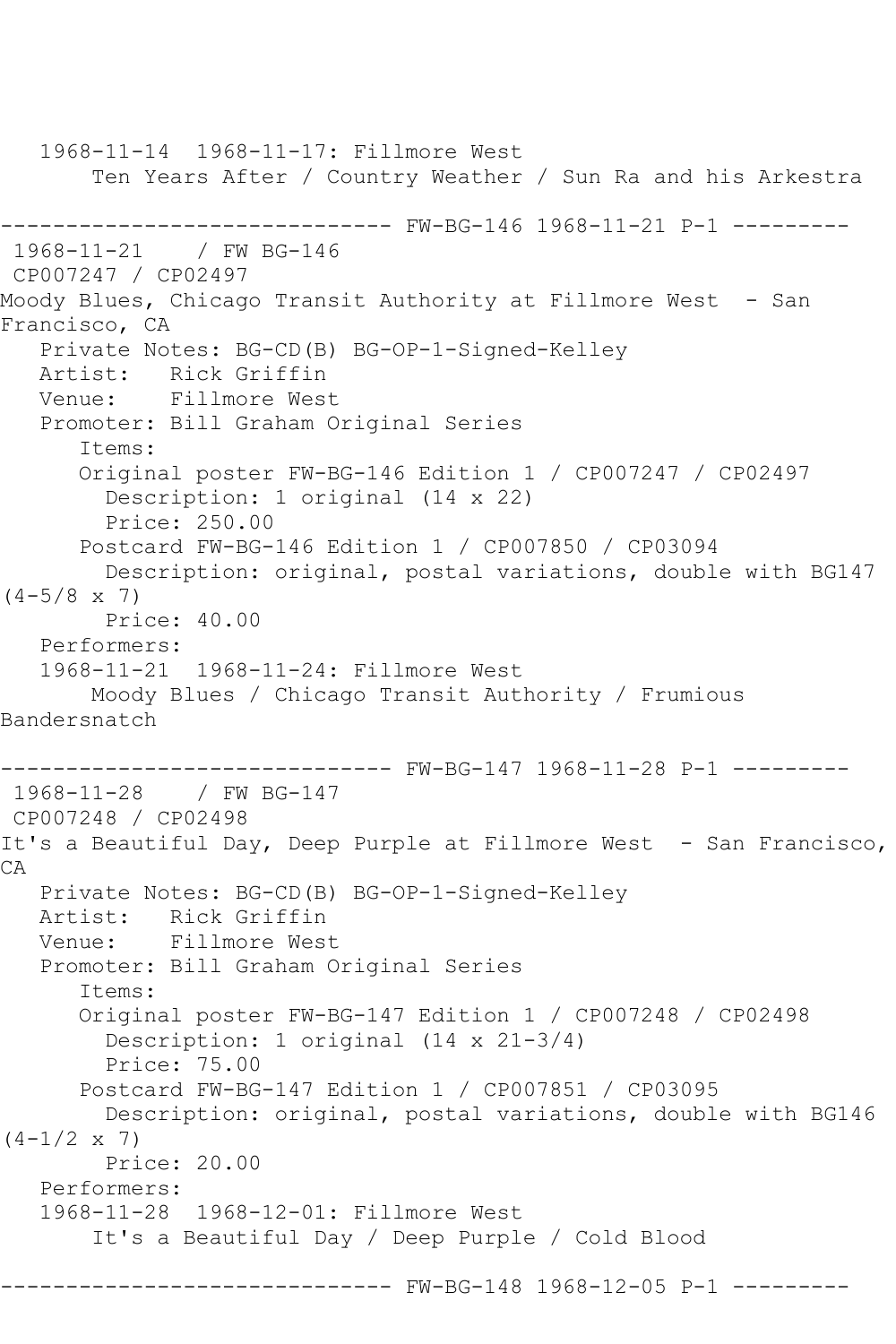1968-11-14  1968-11-17: Fillmore West
Ten Years After / Country Weather / Sun Ra and his Arkestra

------------------------------ FW-BG-146 1968-11-21 P-1 ---------

1968-11-21    / FW BG-146
CP007247 / CP02497
Moody Blues, Chicago Transit Authority at Fillmore West  - San Francisco, CA

Private Notes: BG-CD(B) BG-OP-1-Signed-Kelley
Artist:   Rick Griffin
Venue:    Fillmore West
Promoter: Bill Graham Original Series

Items:

Original poster FW-BG-146 Edition 1 / CP007247 / CP02497
Description: 1 original (14 x 22)
Price: 250.00

Postcard FW-BG-146 Edition 1 / CP007850 / CP03094
Description: original, postal variations, double with BG147 (4-5/8 x 7)
Price: 40.00

Performers:
1968-11-21  1968-11-24: Fillmore West
Moody Blues / Chicago Transit Authority / Frumious Bandersnatch

------------------------------ FW-BG-147 1968-11-28 P-1 ---------

1968-11-28    / FW BG-147
CP007248 / CP02498
It's a Beautiful Day, Deep Purple at Fillmore West  - San Francisco, CA

Private Notes: BG-CD(B) BG-OP-1-Signed-Kelley
Artist:   Rick Griffin
Venue:    Fillmore West
Promoter: Bill Graham Original Series

Items:

Original poster FW-BG-147 Edition 1 / CP007248 / CP02498
Description: 1 original (14 x 21-3/4)
Price: 75.00

Postcard FW-BG-147 Edition 1 / CP007851 / CP03095
Description: original, postal variations, double with BG146 (4-1/2 x 7)
Price: 20.00

Performers:
1968-11-28  1968-12-01: Fillmore West
It's a Beautiful Day / Deep Purple / Cold Blood

------------------------------ FW-BG-148 1968-12-05 P-1 ---------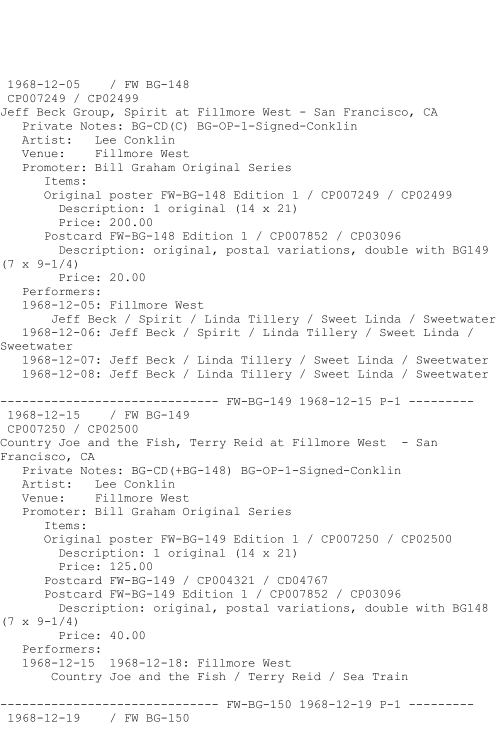1968-12-05    / FW BG-148
CP007249 / CP02499
Jeff Beck Group, Spirit at Fillmore West - San Francisco, CA
   Private Notes: BG-CD(C) BG-OP-1-Signed-Conklin
   Artist:   Lee Conklin
   Venue:    Fillmore West
   Promoter: Bill Graham Original Series
      Items:
      Original poster FW-BG-148 Edition 1 / CP007249 / CP02499
        Description: 1 original (14 x 21)
        Price: 200.00
      Postcard FW-BG-148 Edition 1 / CP007852 / CP03096
        Description: original, postal variations, double with BG149 (7 x 9-1/4)
        Price: 20.00
   Performers:
   1968-12-05: Fillmore West
       Jeff Beck / Spirit / Linda Tillery / Sweet Linda / Sweetwater
   1968-12-06: Jeff Beck / Spirit / Linda Tillery / Sweet Linda / Sweetwater
   1968-12-07: Jeff Beck / Linda Tillery / Sweet Linda / Sweetwater
   1968-12-08: Jeff Beck / Linda Tillery / Sweet Linda / Sweetwater

------------------------------ FW-BG-149 1968-12-15 P-1 ---------

1968-12-15    / FW BG-149
CP007250 / CP02500
Country Joe and the Fish, Terry Reid at Fillmore West  - San Francisco, CA
   Private Notes: BG-CD(+BG-148) BG-OP-1-Signed-Conklin
   Artist:   Lee Conklin
   Venue:    Fillmore West
   Promoter: Bill Graham Original Series
      Items:
      Original poster FW-BG-149 Edition 1 / CP007250 / CP02500
        Description: 1 original (14 x 21)
        Price: 125.00
      Postcard FW-BG-149 / CP004321 / CD04767
      Postcard FW-BG-149 Edition 1 / CP007852 / CP03096
        Description: original, postal variations, double with BG148 (7 x 9-1/4)
        Price: 40.00
   Performers:
   1968-12-15  1968-12-18: Fillmore West
       Country Joe and the Fish / Terry Reid / Sea Train

------------------------------ FW-BG-150 1968-12-19 P-1 ---------

1968-12-19    / FW BG-150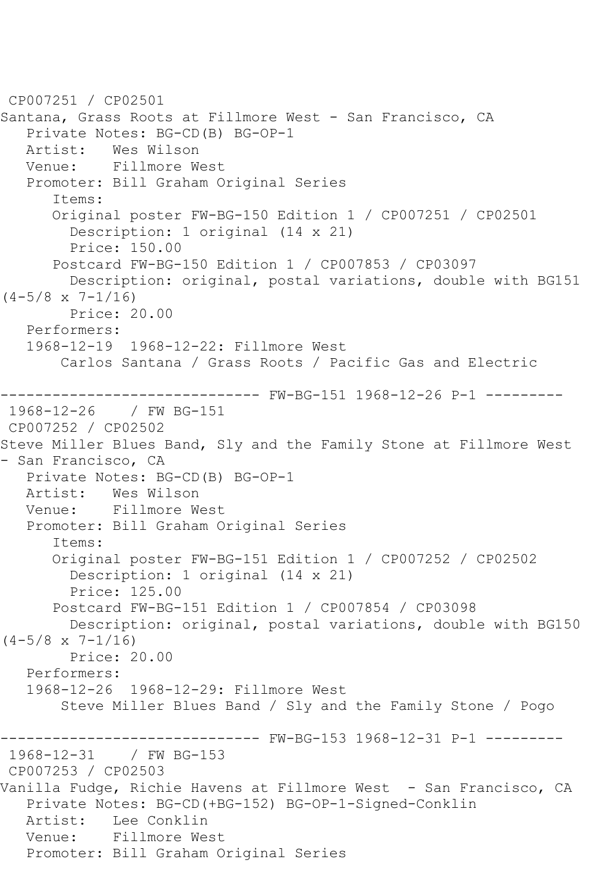CP007251 / CP02501
Santana, Grass Roots at Fillmore West - San Francisco, CA
   Private Notes: BG-CD(B) BG-OP-1
   Artist:   Wes Wilson
   Venue:    Fillmore West
   Promoter: Bill Graham Original Series
      Items:
      Original poster FW-BG-150 Edition 1 / CP007251 / CP02501
        Description: 1 original (14 x 21)
        Price: 150.00
      Postcard FW-BG-150 Edition 1 / CP007853 / CP03097
        Description: original, postal variations, double with BG151 (4-5/8 x 7-1/16)
        Price: 20.00
   Performers:
   1968-12-19  1968-12-22: Fillmore West
       Carlos Santana / Grass Roots / Pacific Gas and Electric

------------------------------ FW-BG-151 1968-12-26 P-1 ---------
1968-12-26    / FW BG-151
CP007252 / CP02502
Steve Miller Blues Band, Sly and the Family Stone at Fillmore West - San Francisco, CA
   Private Notes: BG-CD(B) BG-OP-1
   Artist:   Wes Wilson
   Venue:    Fillmore West
   Promoter: Bill Graham Original Series
      Items:
      Original poster FW-BG-151 Edition 1 / CP007252 / CP02502
        Description: 1 original (14 x 21)
        Price: 125.00
      Postcard FW-BG-151 Edition 1 / CP007854 / CP03098
        Description: original, postal variations, double with BG150 (4-5/8 x 7-1/16)
        Price: 20.00
   Performers:
   1968-12-26  1968-12-29: Fillmore West
       Steve Miller Blues Band / Sly and the Family Stone / Pogo

------------------------------ FW-BG-153 1968-12-31 P-1 ---------
1968-12-31    / FW BG-153
CP007253 / CP02503
Vanilla Fudge, Richie Havens at Fillmore West  - San Francisco, CA
   Private Notes: BG-CD(+BG-152) BG-OP-1-Signed-Conklin
   Artist:   Lee Conklin
   Venue:    Fillmore West
   Promoter: Bill Graham Original Series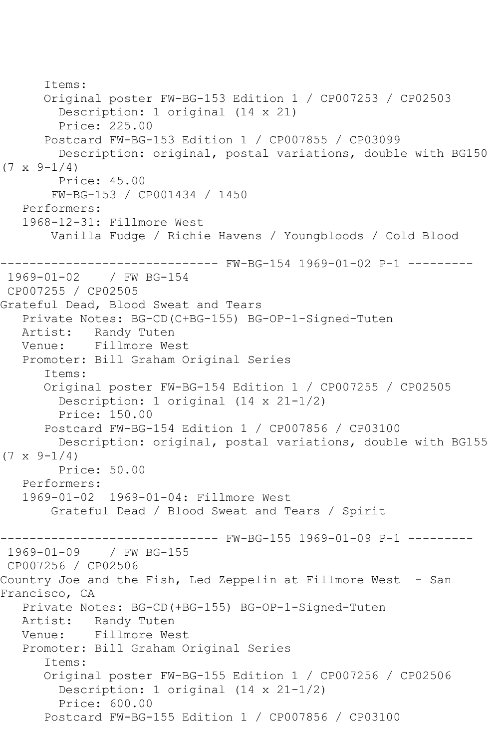```
      Items:
      Original poster FW-BG-153 Edition 1 / CP007253 / CP02503
        Description: 1 original (14 x 21)
        Price: 225.00
      Postcard FW-BG-153 Edition 1 / CP007855 / CP03099
        Description: original, postal variations, double with BG150
(7 x 9-1/4)
        Price: 45.00
       FW-BG-153 / CP001434 / 1450
   Performers:
   1968-12-31: Fillmore West
       Vanilla Fudge / Richie Havens / Youngbloods / Cold Blood

------------------------------ FW-BG-154 1969-01-02 P-1 ---------
 1969-01-02    / FW BG-154
 CP007255 / CP02505
Grateful Dead, Blood Sweat and Tears
   Private Notes: BG-CD(C+BG-155) BG-OP-1-Signed-Tuten
   Artist:   Randy Tuten
   Venue:    Fillmore West
   Promoter: Bill Graham Original Series
      Items:
      Original poster FW-BG-154 Edition 1 / CP007255 / CP02505
        Description: 1 original (14 x 21-1/2)
        Price: 150.00
      Postcard FW-BG-154 Edition 1 / CP007856 / CP03100
        Description: original, postal variations, double with BG155
(7 x 9-1/4)
        Price: 50.00
   Performers:
   1969-01-02  1969-01-04: Fillmore West
       Grateful Dead / Blood Sweat and Tears / Spirit

------------------------------ FW-BG-155 1969-01-09 P-1 ---------
 1969-01-09    / FW BG-155
 CP007256 / CP02506
Country Joe and the Fish, Led Zeppelin at Fillmore West  - San
Francisco, CA
   Private Notes: BG-CD(+BG-155) BG-OP-1-Signed-Tuten
   Artist:   Randy Tuten
   Venue:    Fillmore West
   Promoter: Bill Graham Original Series
      Items:
      Original poster FW-BG-155 Edition 1 / CP007256 / CP02506
        Description: 1 original (14 x 21-1/2)
        Price: 600.00
      Postcard FW-BG-155 Edition 1 / CP007856 / CP03100
```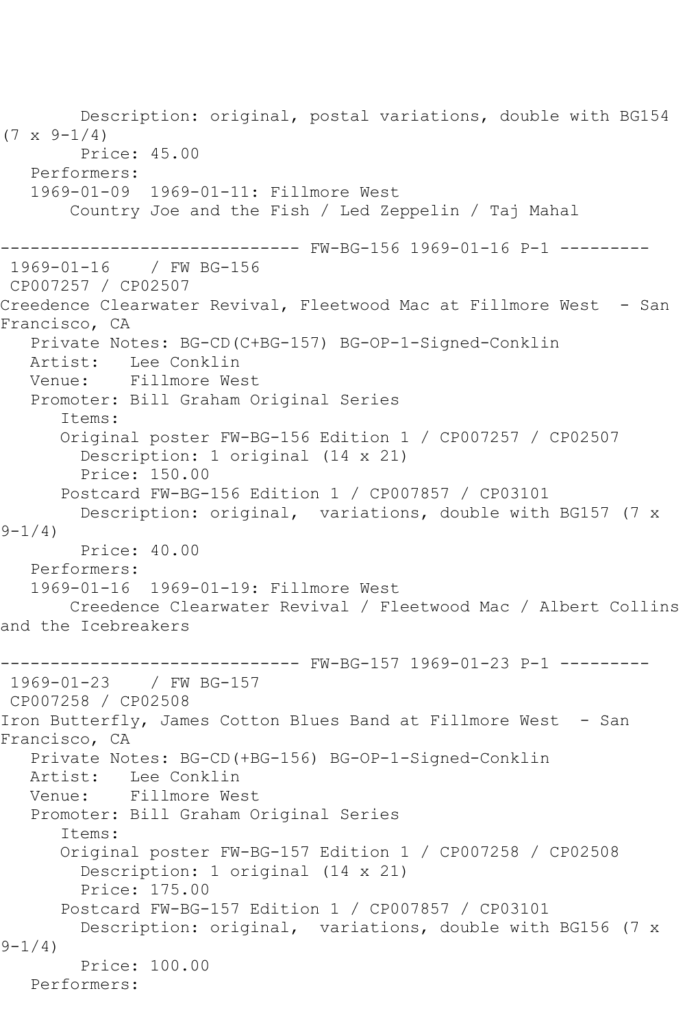Description: original, postal variations, double with BG154 (7 x 9-1/4)
        Price: 45.00
   Performers:
   1969-01-09  1969-01-11: Fillmore West
       Country Joe and the Fish / Led Zeppelin / Taj Mahal

------------------------------ FW-BG-156 1969-01-16 P-1 ---------
 1969-01-16    / FW BG-156
 CP007257 / CP02507
Creedence Clearwater Revival, Fleetwood Mac at Fillmore West  - San Francisco, CA
   Private Notes: BG-CD(C+BG-157) BG-OP-1-Signed-Conklin
   Artist:   Lee Conklin
   Venue:    Fillmore West
   Promoter: Bill Graham Original Series
      Items:
      Original poster FW-BG-156 Edition 1 / CP007257 / CP02507
        Description: 1 original (14 x 21)
        Price: 150.00
      Postcard FW-BG-156 Edition 1 / CP007857 / CP03101
        Description: original,  variations, double with BG157 (7 x 9-1/4)
        Price: 40.00
   Performers:
   1969-01-16  1969-01-19: Fillmore West
       Creedence Clearwater Revival / Fleetwood Mac / Albert Collins and the Icebreakers

------------------------------ FW-BG-157 1969-01-23 P-1 ---------
 1969-01-23    / FW BG-157
 CP007258 / CP02508
Iron Butterfly, James Cotton Blues Band at Fillmore West  - San Francisco, CA
   Private Notes: BG-CD(+BG-156) BG-OP-1-Signed-Conklin
   Artist:   Lee Conklin
   Venue:    Fillmore West
   Promoter: Bill Graham Original Series
      Items:
      Original poster FW-BG-157 Edition 1 / CP007258 / CP02508
        Description: 1 original (14 x 21)
        Price: 175.00
      Postcard FW-BG-157 Edition 1 / CP007857 / CP03101
        Description: original,  variations, double with BG156 (7 x 9-1/4)
        Price: 100.00
   Performers: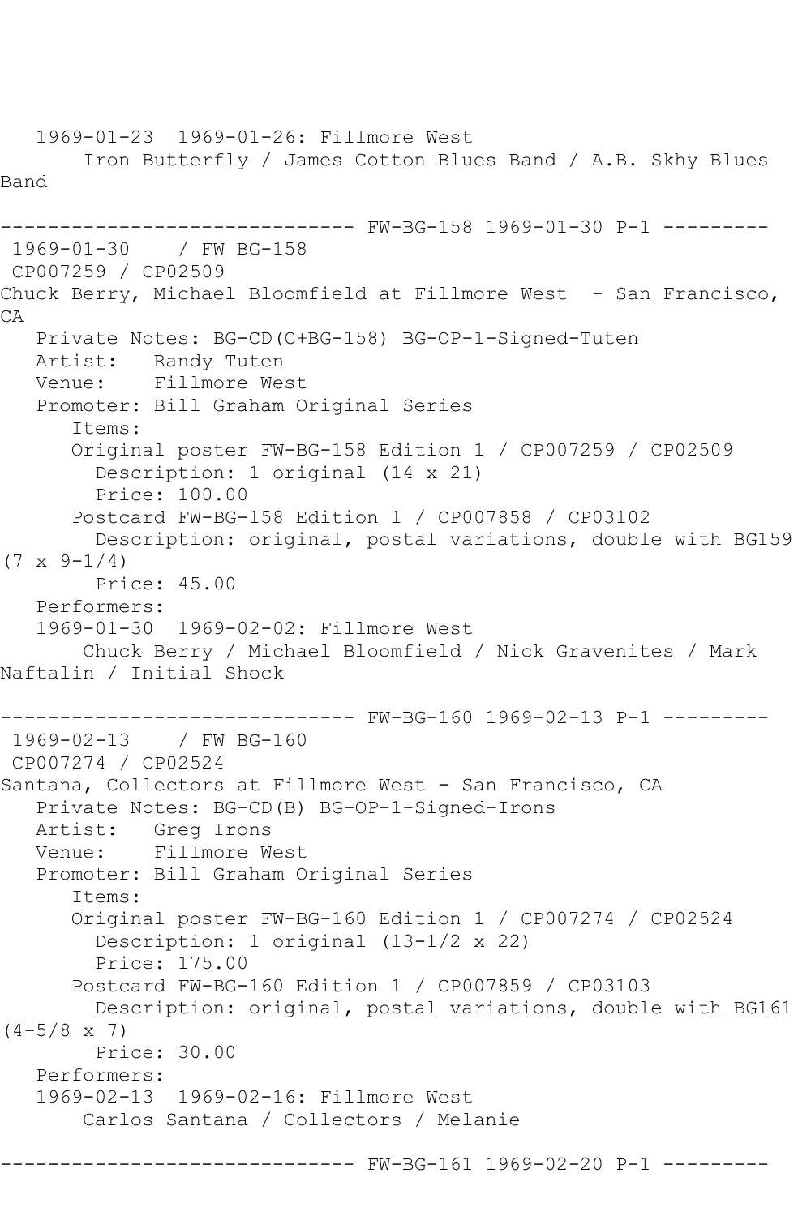1969-01-23  1969-01-26: Fillmore West
Iron Butterfly / James Cotton Blues Band / A.B. Skhy Blues Band

------------------------------ FW-BG-158 1969-01-30 P-1 ---------

1969-01-30    / FW BG-158
CP007259 / CP02509
Chuck Berry, Michael Bloomfield at Fillmore West  - San Francisco, CA

Private Notes: BG-CD(C+BG-158) BG-OP-1-Signed-Tuten
Artist:   Randy Tuten
Venue:    Fillmore West
Promoter: Bill Graham Original Series
Items:
Original poster FW-BG-158 Edition 1 / CP007259 / CP02509
Description: 1 original (14 x 21)
Price: 100.00
Postcard FW-BG-158 Edition 1 / CP007858 / CP03102
Description: original, postal variations, double with BG159 (7 x 9-1/4)
Price: 45.00
Performers:
1969-01-30  1969-02-02: Fillmore West
Chuck Berry / Michael Bloomfield / Nick Gravenites / Mark Naftalin / Initial Shock

------------------------------ FW-BG-160 1969-02-13 P-1 ---------

1969-02-13    / FW BG-160
CP007274 / CP02524
Santana, Collectors at Fillmore West - San Francisco, CA

Private Notes: BG-CD(B) BG-OP-1-Signed-Irons
Artist:   Greg Irons
Venue:    Fillmore West
Promoter: Bill Graham Original Series
Items:
Original poster FW-BG-160 Edition 1 / CP007274 / CP02524
Description: 1 original (13-1/2 x 22)
Price: 175.00
Postcard FW-BG-160 Edition 1 / CP007859 / CP03103
Description: original, postal variations, double with BG161 (4-5/8 x 7)
Price: 30.00
Performers:
1969-02-13  1969-02-16: Fillmore West
Carlos Santana / Collectors / Melanie

------------------------------ FW-BG-161 1969-02-20 P-1 ---------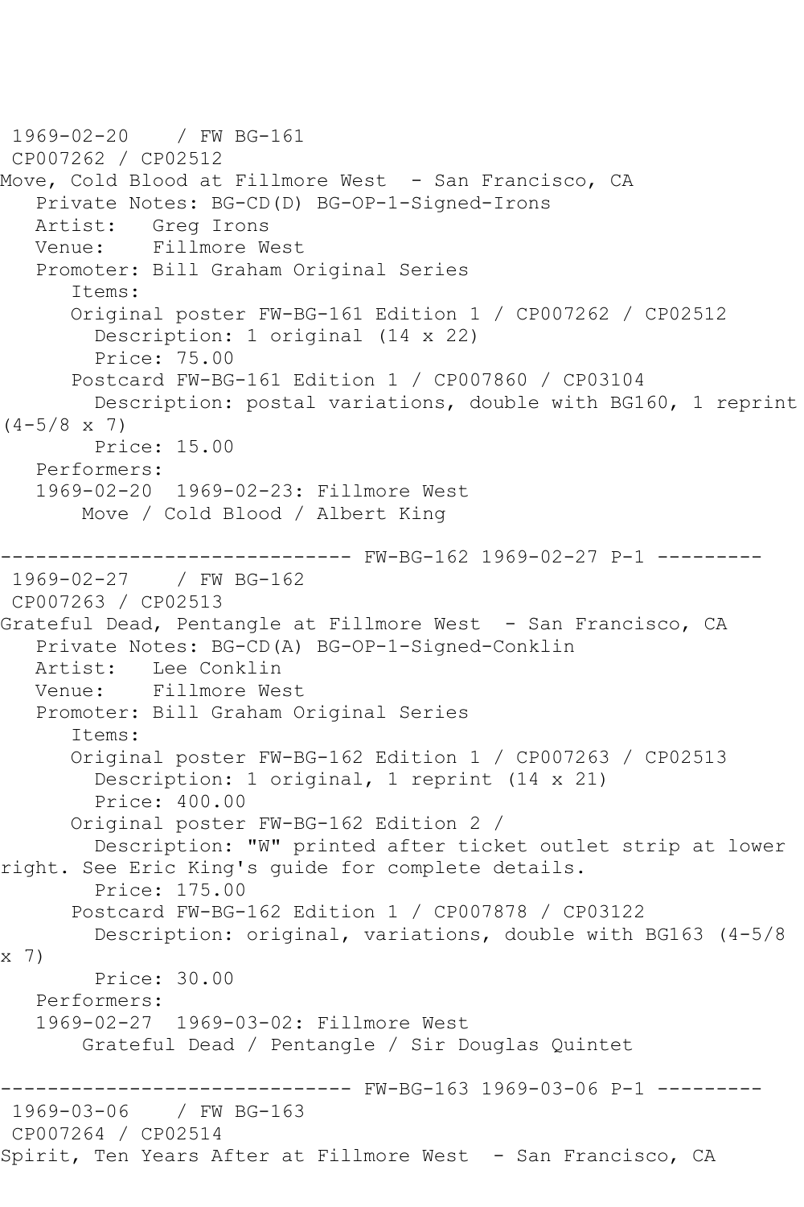1969-02-20 / FW BG-161
CP007262 / CP02512
Move, Cold Blood at Fillmore West - San Francisco, CA
Private Notes: BG-CD(D) BG-OP-1-Signed-Irons
Artist: Greg Irons
Venue: Fillmore West
Promoter: Bill Graham Original Series
Items:
Original poster FW-BG-161 Edition 1 / CP007262 / CP02512
Description: 1 original (14 x 22)
Price: 75.00
Postcard FW-BG-161 Edition 1 / CP007860 / CP03104
Description: postal variations, double with BG160, 1 reprint (4-5/8 x 7)
Price: 15.00
Performers:
1969-02-20 1969-02-23: Fillmore West
Move / Cold Blood / Albert King

------------------------------ FW-BG-162 1969-02-27 P-1 ---------

1969-02-27 / FW BG-162
CP007263 / CP02513
Grateful Dead, Pentangle at Fillmore West - San Francisco, CA
Private Notes: BG-CD(A) BG-OP-1-Signed-Conklin
Artist: Lee Conklin
Venue: Fillmore West
Promoter: Bill Graham Original Series
Items:
Original poster FW-BG-162 Edition 1 / CP007263 / CP02513
Description: 1 original, 1 reprint (14 x 21)
Price: 400.00
Original poster FW-BG-162 Edition 2 /
Description: "W" printed after ticket outlet strip at lower right. See Eric King's guide for complete details.
Price: 175.00
Postcard FW-BG-162 Edition 1 / CP007878 / CP03122
Description: original, variations, double with BG163 (4-5/8 x 7)
Price: 30.00
Performers:
1969-02-27 1969-03-02: Fillmore West
Grateful Dead / Pentangle / Sir Douglas Quintet

------------------------------ FW-BG-163 1969-03-06 P-1 ---------

1969-03-06 / FW BG-163
CP007264 / CP02514
Spirit, Ten Years After at Fillmore West - San Francisco, CA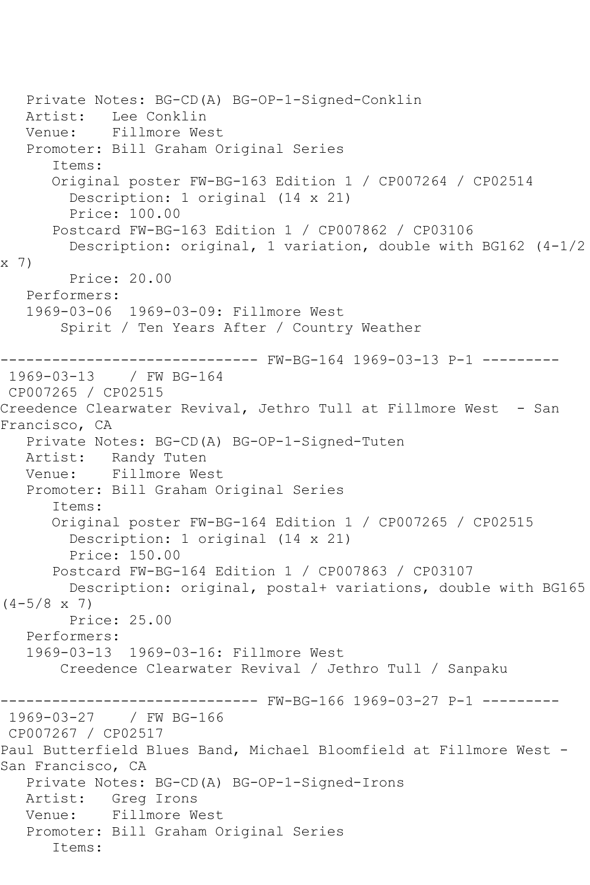```
   Private Notes: BG-CD(A) BG-OP-1-Signed-Conklin
   Artist:   Lee Conklin
   Venue:    Fillmore West
   Promoter: Bill Graham Original Series
      Items:
      Original poster FW-BG-163 Edition 1 / CP007264 / CP02514
        Description: 1 original (14 x 21)
        Price: 100.00
      Postcard FW-BG-163 Edition 1 / CP007862 / CP03106
        Description: original, 1 variation, double with BG162 (4-1/2 
x 7)
        Price: 20.00
   Performers:
   1969-03-06  1969-03-09: Fillmore West
       Spirit / Ten Years After / Country Weather

------------------------------ FW-BG-164 1969-03-13 P-1 ---------
 1969-03-13    / FW BG-164
 CP007265 / CP02515
Creedence Clearwater Revival, Jethro Tull at Fillmore West  - San 
Francisco, CA
   Private Notes: BG-CD(A) BG-OP-1-Signed-Tuten
   Artist:   Randy Tuten
   Venue:    Fillmore West
   Promoter: Bill Graham Original Series
      Items:
      Original poster FW-BG-164 Edition 1 / CP007265 / CP02515
        Description: 1 original (14 x 21)
        Price: 150.00
      Postcard FW-BG-164 Edition 1 / CP007863 / CP03107
        Description: original, postal+ variations, double with BG165 
(4-5/8 x 7)
        Price: 25.00
   Performers:
   1969-03-13  1969-03-16: Fillmore West
       Creedence Clearwater Revival / Jethro Tull / Sanpaku

------------------------------ FW-BG-166 1969-03-27 P-1 ---------
 1969-03-27    / FW BG-166
 CP007267 / CP02517
Paul Butterfield Blues Band, Michael Bloomfield at Fillmore West - 
San Francisco, CA
   Private Notes: BG-CD(A) BG-OP-1-Signed-Irons
   Artist:   Greg Irons
   Venue:    Fillmore West
   Promoter: Bill Graham Original Series
      Items:
```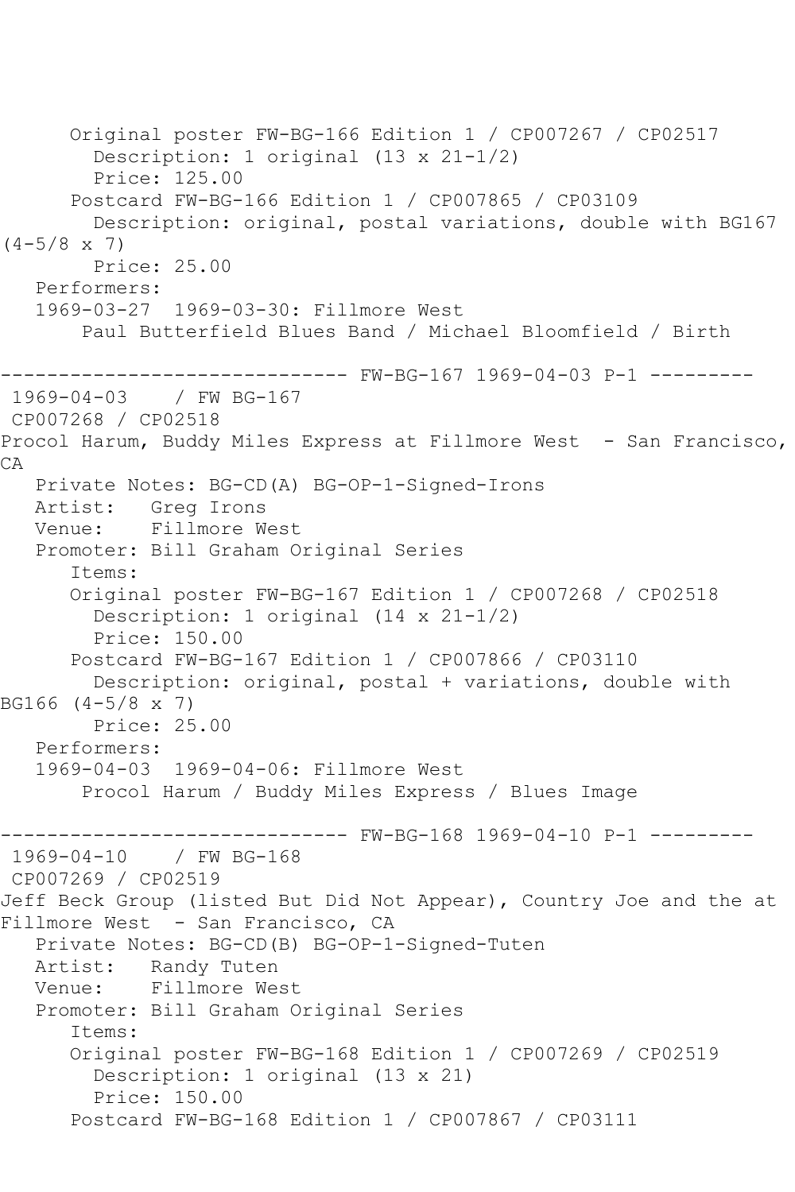Original poster FW-BG-166 Edition 1 / CP007267 / CP02517
Description: 1 original (13 x 21-1/2)
Price: 125.00
Postcard FW-BG-166 Edition 1 / CP007865 / CP03109
Description: original, postal variations, double with BG167 (4-5/8 x 7)
Price: 25.00
Performers:
1969-03-27 1969-03-30: Fillmore West
Paul Butterfield Blues Band / Michael Bloomfield / Birth

------------------------------ FW-BG-167 1969-04-03 P-1 ---------

1969-04-03 / FW BG-167
CP007268 / CP02518
Procol Harum, Buddy Miles Express at Fillmore West - San Francisco, CA
Private Notes: BG-CD(A) BG-OP-1-Signed-Irons
Artist: Greg Irons
Venue: Fillmore West
Promoter: Bill Graham Original Series
Items:
Original poster FW-BG-167 Edition 1 / CP007268 / CP02518
Description: 1 original (14 x 21-1/2)
Price: 150.00
Postcard FW-BG-167 Edition 1 / CP007866 / CP03110
Description: original, postal + variations, double with BG166 (4-5/8 x 7)
Price: 25.00
Performers:
1969-04-03 1969-04-06: Fillmore West
Procol Harum / Buddy Miles Express / Blues Image

------------------------------ FW-BG-168 1969-04-10 P-1 ---------

1969-04-10 / FW BG-168
CP007269 / CP02519
Jeff Beck Group (listed But Did Not Appear), Country Joe and the at Fillmore West - San Francisco, CA
Private Notes: BG-CD(B) BG-OP-1-Signed-Tuten
Artist: Randy Tuten
Venue: Fillmore West
Promoter: Bill Graham Original Series
Items:
Original poster FW-BG-168 Edition 1 / CP007269 / CP02519
Description: 1 original (13 x 21)
Price: 150.00
Postcard FW-BG-168 Edition 1 / CP007867 / CP03111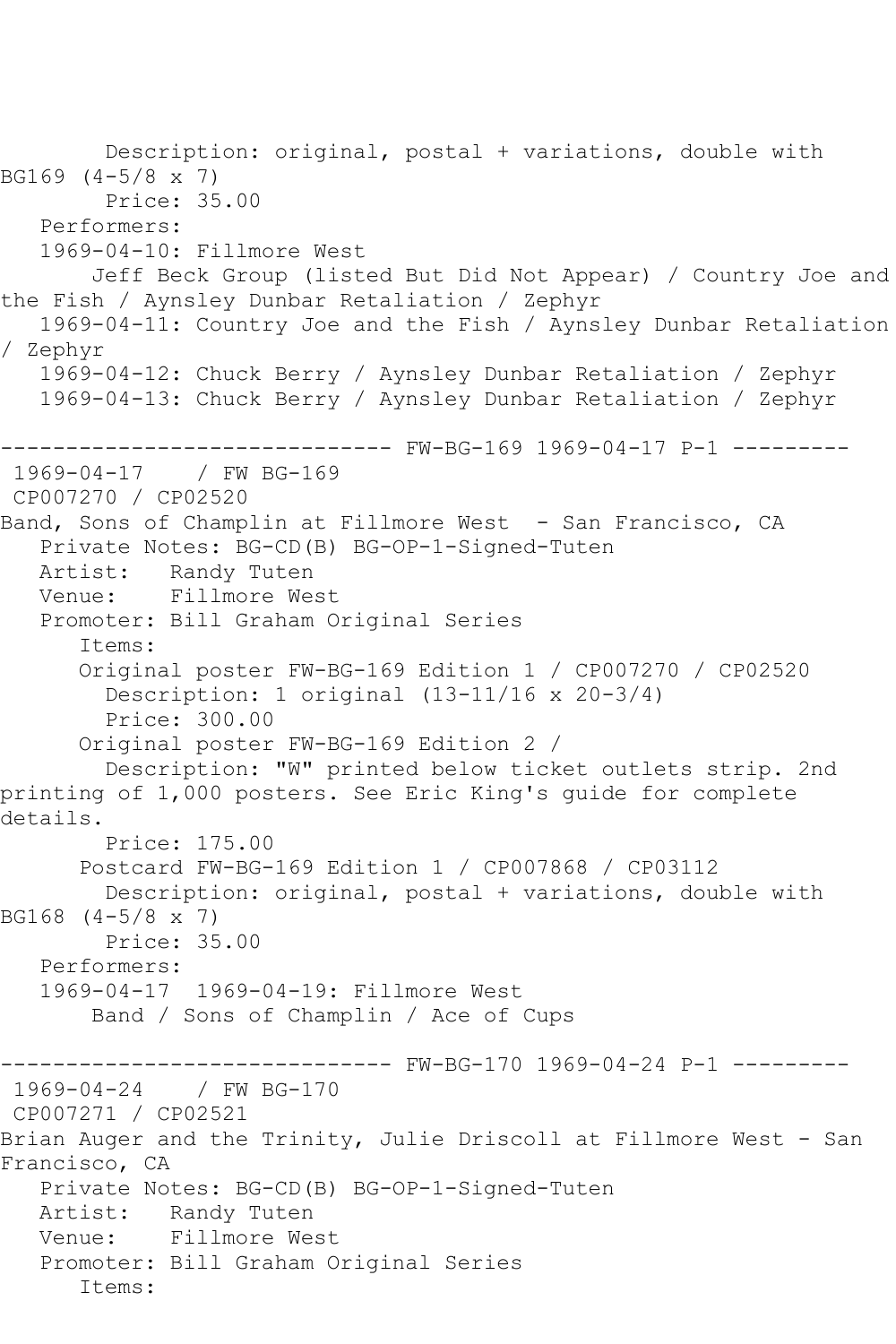Description: original, postal + variations, double with BG169 (4-5/8 x 7)
Price: 35.00
Performers:
1969-04-10: Fillmore West
Jeff Beck Group (listed But Did Not Appear) / Country Joe and the Fish / Aynsley Dunbar Retaliation / Zephyr
1969-04-11: Country Joe and the Fish / Aynsley Dunbar Retaliation / Zephyr
1969-04-12: Chuck Berry / Aynsley Dunbar Retaliation / Zephyr
1969-04-13: Chuck Berry / Aynsley Dunbar Retaliation / Zephyr

------------------------------ FW-BG-169 1969-04-17 P-1 ---------

1969-04-17 / FW BG-169
CP007270 / CP02520
Band, Sons of Champlin at Fillmore West - San Francisco, CA
Private Notes: BG-CD(B) BG-OP-1-Signed-Tuten
Artist: Randy Tuten
Venue: Fillmore West
Promoter: Bill Graham Original Series
Items:
Original poster FW-BG-169 Edition 1 / CP007270 / CP02520
Description: 1 original (13-11/16 x 20-3/4)
Price: 300.00
Original poster FW-BG-169 Edition 2 /
Description: "W" printed below ticket outlets strip. 2nd printing of 1,000 posters. See Eric King's guide for complete details.
Price: 175.00
Postcard FW-BG-169 Edition 1 / CP007868 / CP03112
Description: original, postal + variations, double with BG168 (4-5/8 x 7)
Price: 35.00
Performers:
1969-04-17 1969-04-19: Fillmore West
Band / Sons of Champlin / Ace of Cups

------------------------------ FW-BG-170 1969-04-24 P-1 ---------

1969-04-24 / FW BG-170
CP007271 / CP02521
Brian Auger and the Trinity, Julie Driscoll at Fillmore West - San Francisco, CA
Private Notes: BG-CD(B) BG-OP-1-Signed-Tuten
Artist: Randy Tuten
Venue: Fillmore West
Promoter: Bill Graham Original Series
Items: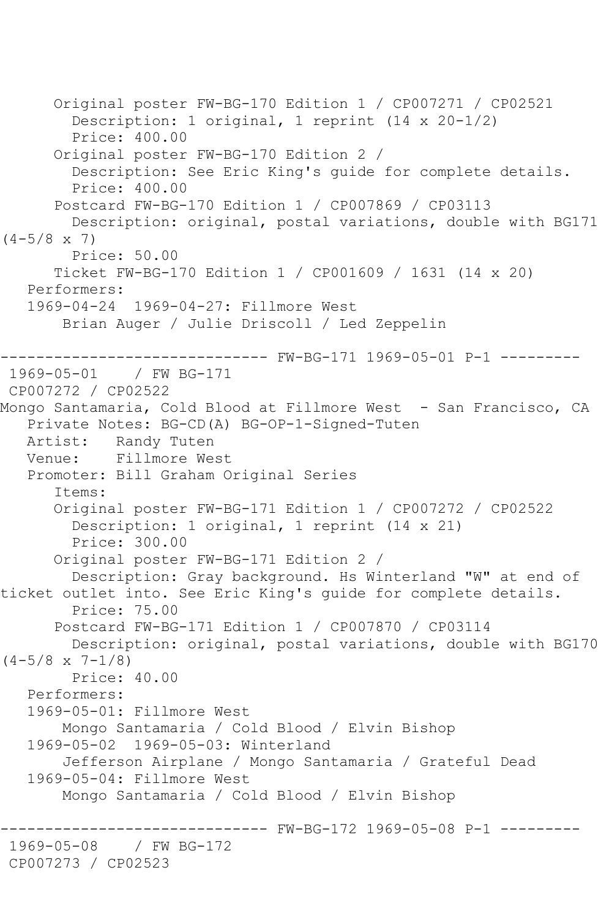Original poster FW-BG-170 Edition 1 / CP007271 / CP02521
Description: 1 original, 1 reprint (14 x 20-1/2)
Price: 400.00
Original poster FW-BG-170 Edition 2 /
Description: See Eric King's guide for complete details.
Price: 400.00
Postcard FW-BG-170 Edition 1 / CP007869 / CP03113
Description: original, postal variations, double with BG171 (4-5/8 x 7)
Price: 50.00
Ticket FW-BG-170 Edition 1 / CP001609 / 1631 (14 x 20)
Performers:
1969-04-24 1969-04-27: Fillmore West
Brian Auger / Julie Driscoll / Led Zeppelin

------------------------------ FW-BG-171 1969-05-01 P-1 ---------

1969-05-01 / FW BG-171
CP007272 / CP02522
Mongo Santamaria, Cold Blood at Fillmore West - San Francisco, CA
Private Notes: BG-CD(A) BG-OP-1-Signed-Tuten
Artist: Randy Tuten
Venue: Fillmore West
Promoter: Bill Graham Original Series
Items:
Original poster FW-BG-171 Edition 1 / CP007272 / CP02522
Description: 1 original, 1 reprint (14 x 21)
Price: 300.00
Original poster FW-BG-171 Edition 2 /
Description: Gray background. Hs Winterland "W" at end of ticket outlet into. See Eric King's guide for complete details.
Price: 75.00
Postcard FW-BG-171 Edition 1 / CP007870 / CP03114
Description: original, postal variations, double with BG170 (4-5/8 x 7-1/8)
Price: 40.00
Performers:
1969-05-01: Fillmore West
Mongo Santamaria / Cold Blood / Elvin Bishop
1969-05-02 1969-05-03: Winterland
Jefferson Airplane / Mongo Santamaria / Grateful Dead
1969-05-04: Fillmore West
Mongo Santamaria / Cold Blood / Elvin Bishop

------------------------------ FW-BG-172 1969-05-08 P-1 ---------

1969-05-08 / FW BG-172
CP007273 / CP02523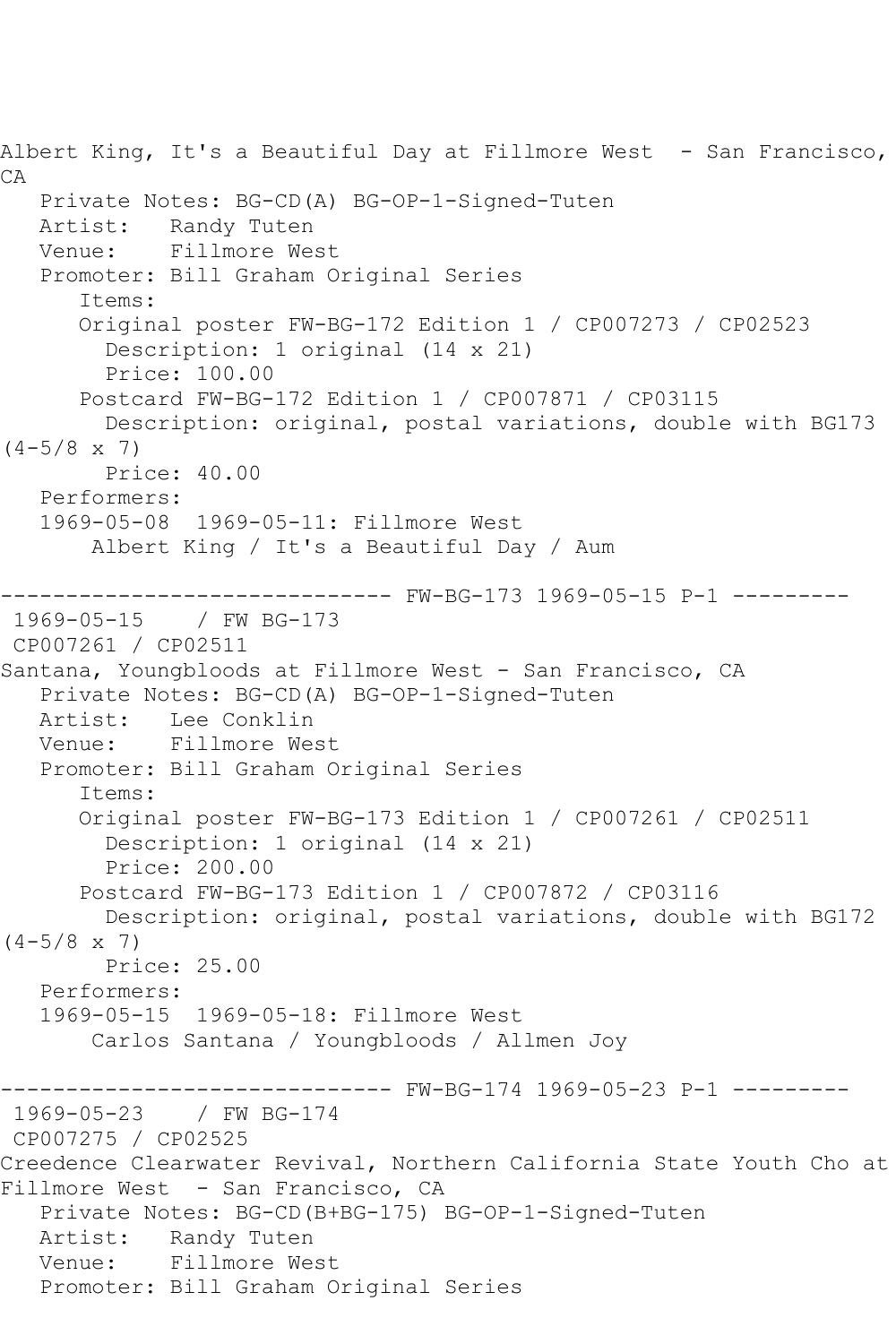Albert King, It's a Beautiful Day at Fillmore West - San Francisco, CA

Private Notes: BG-CD(A) BG-OP-1-Signed-Tuten
Artist: Randy Tuten
Venue: Fillmore West
Promoter: Bill Graham Original Series
Items:
Original poster FW-BG-172 Edition 1 / CP007273 / CP02523
Description: 1 original (14 x 21)
Price: 100.00
Postcard FW-BG-172 Edition 1 / CP007871 / CP03115
Description: original, postal variations, double with BG173 (4-5/8 x 7)
Price: 40.00
Performers:
1969-05-08 1969-05-11: Fillmore West
Albert King / It's a Beautiful Day / Aum

------------------------------ FW-BG-173 1969-05-15 P-1 ---------

1969-05-15 / FW BG-173
CP007261 / CP02511
Santana, Youngbloods at Fillmore West - San Francisco, CA

Private Notes: BG-CD(A) BG-OP-1-Signed-Tuten
Artist: Lee Conklin
Venue: Fillmore West
Promoter: Bill Graham Original Series
Items:
Original poster FW-BG-173 Edition 1 / CP007261 / CP02511
Description: 1 original (14 x 21)
Price: 200.00
Postcard FW-BG-173 Edition 1 / CP007872 / CP03116
Description: original, postal variations, double with BG172 (4-5/8 x 7)
Price: 25.00
Performers:
1969-05-15 1969-05-18: Fillmore West
Carlos Santana / Youngbloods / Allmen Joy

------------------------------ FW-BG-174 1969-05-23 P-1 ---------

1969-05-23 / FW BG-174
CP007275 / CP02525
Creedence Clearwater Revival, Northern California State Youth Cho at Fillmore West - San Francisco, CA

Private Notes: BG-CD(B+BG-175) BG-OP-1-Signed-Tuten
Artist: Randy Tuten
Venue: Fillmore West
Promoter: Bill Graham Original Series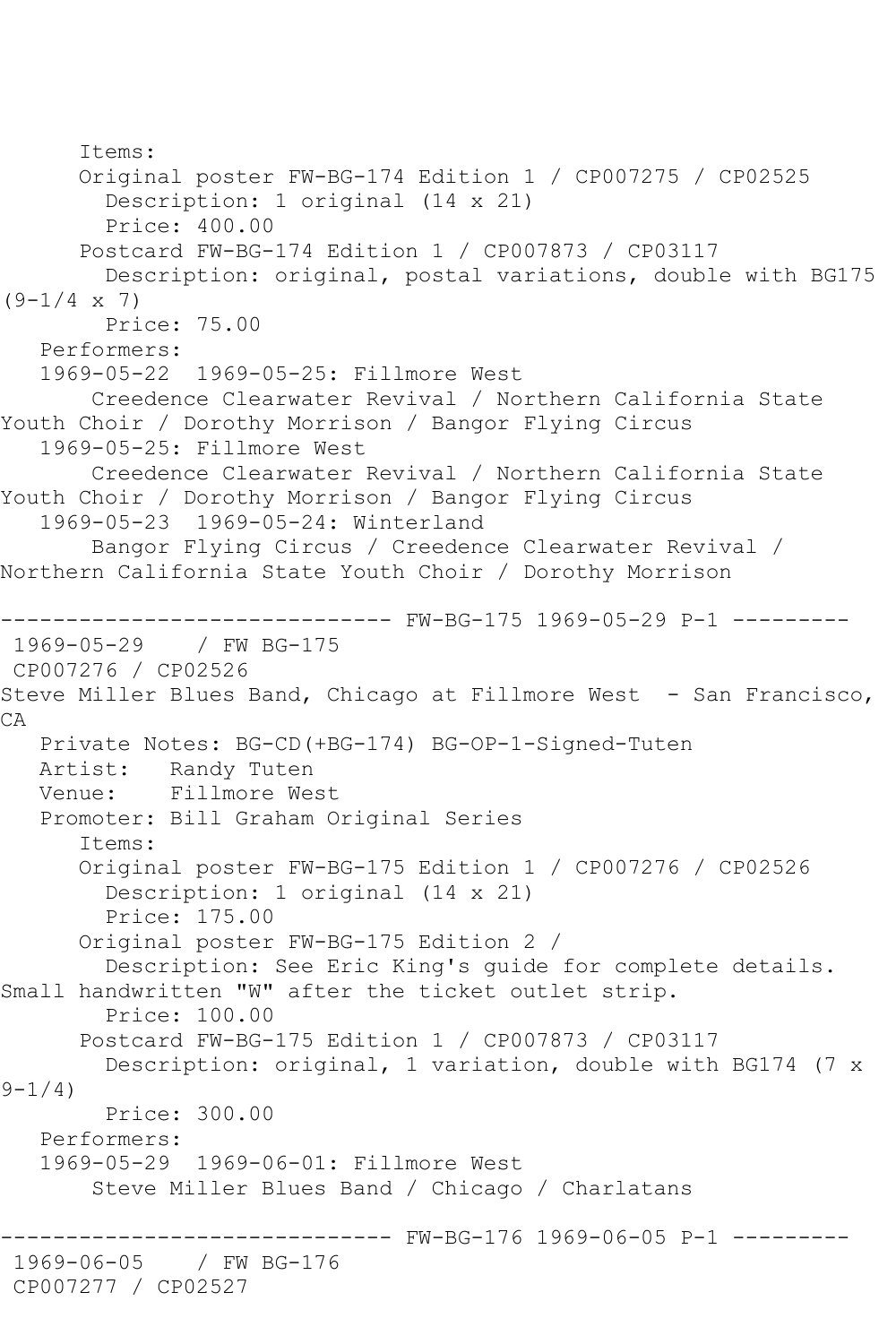Items:
  Original poster FW-BG-174 Edition 1 / CP007275 / CP02525
    Description: 1 original (14 x 21)
    Price: 400.00
  Postcard FW-BG-174 Edition 1 / CP007873 / CP03117
    Description: original, postal variations, double with BG175 (9-1/4 x 7)
    Price: 75.00

Performers:

1969-05-22 1969-05-25: Fillmore West
  Creedence Clearwater Revival / Northern California State Youth Choir / Dorothy Morrison / Bangor Flying Circus

1969-05-25: Fillmore West
  Creedence Clearwater Revival / Northern California State Youth Choir / Dorothy Morrison / Bangor Flying Circus

1969-05-23 1969-05-24: Winterland
  Bangor Flying Circus / Creedence Clearwater Revival / Northern California State Youth Choir / Dorothy Morrison

------------------------------ FW-BG-175 1969-05-29 P-1 ---------

1969-05-29 / FW BG-175
CP007276 / CP02526

Steve Miller Blues Band, Chicago at Fillmore West - San Francisco, CA

Private Notes: BG-CD(+BG-174) BG-OP-1-Signed-Tuten
Artist: Randy Tuten
Venue: Fillmore West
Promoter: Bill Graham Original Series

Items:
  Original poster FW-BG-175 Edition 1 / CP007276 / CP02526
    Description: 1 original (14 x 21)
    Price: 175.00
  Original poster FW-BG-175 Edition 2 /
    Description: See Eric King's guide for complete details. Small handwritten "W" after the ticket outlet strip.
    Price: 100.00
  Postcard FW-BG-175 Edition 1 / CP007873 / CP03117
    Description: original, 1 variation, double with BG174 (7 x 9-1/4)
    Price: 300.00

Performers:

1969-05-29 1969-06-01: Fillmore West
  Steve Miller Blues Band / Chicago / Charlatans

------------------------------ FW-BG-176 1969-06-05 P-1 ---------

1969-06-05 / FW BG-176
CP007277 / CP02527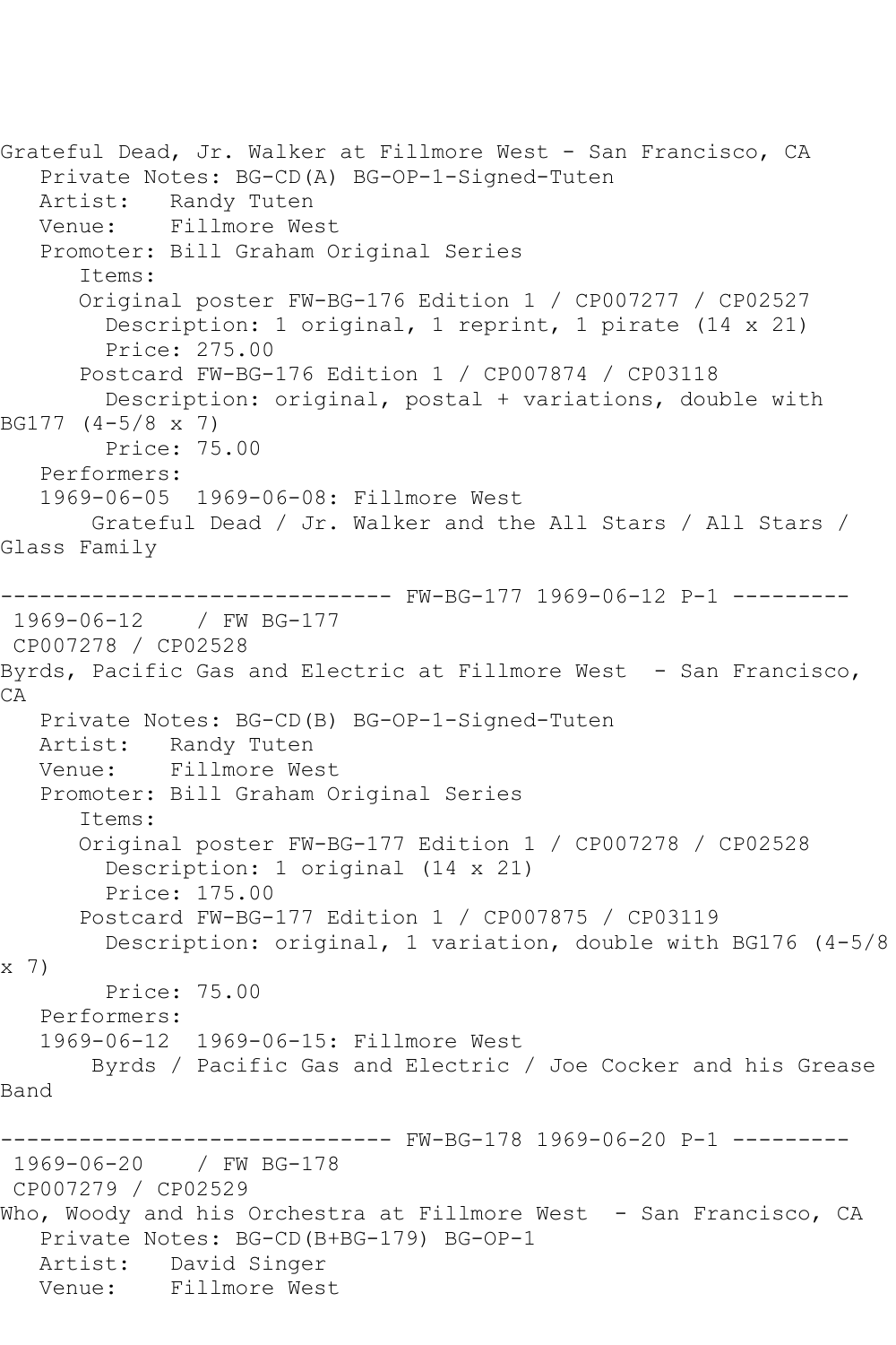Grateful Dead, Jr. Walker at Fillmore West - San Francisco, CA
Private Notes: BG-CD(A) BG-OP-1-Signed-Tuten
Artist: Randy Tuten
Venue: Fillmore West
Promoter: Bill Graham Original Series
Items:
Original poster FW-BG-176 Edition 1 / CP007277 / CP02527
Description: 1 original, 1 reprint, 1 pirate (14 x 21)
Price: 275.00
Postcard FW-BG-176 Edition 1 / CP007874 / CP03118
Description: original, postal + variations, double with BG177 (4-5/8 x 7)
Price: 75.00
Performers:
1969-06-05 1969-06-08: Fillmore West
Grateful Dead / Jr. Walker and the All Stars / All Stars / Glass Family

------------------------------ FW-BG-177 1969-06-12 P-1 ---------
1969-06-12 / FW BG-177
CP007278 / CP02528
Byrds, Pacific Gas and Electric at Fillmore West - San Francisco, CA
Private Notes: BG-CD(B) BG-OP-1-Signed-Tuten
Artist: Randy Tuten
Venue: Fillmore West
Promoter: Bill Graham Original Series
Items:
Original poster FW-BG-177 Edition 1 / CP007278 / CP02528
Description: 1 original (14 x 21)
Price: 175.00
Postcard FW-BG-177 Edition 1 / CP007875 / CP03119
Description: original, 1 variation, double with BG176 (4-5/8 x 7)
Price: 75.00
Performers:
1969-06-12 1969-06-15: Fillmore West
Byrds / Pacific Gas and Electric / Joe Cocker and his Grease Band

------------------------------ FW-BG-178 1969-06-20 P-1 ---------
1969-06-20 / FW BG-178
CP007279 / CP02529
Who, Woody and his Orchestra at Fillmore West - San Francisco, CA
Private Notes: BG-CD(B+BG-179) BG-OP-1
Artist: David Singer
Venue: Fillmore West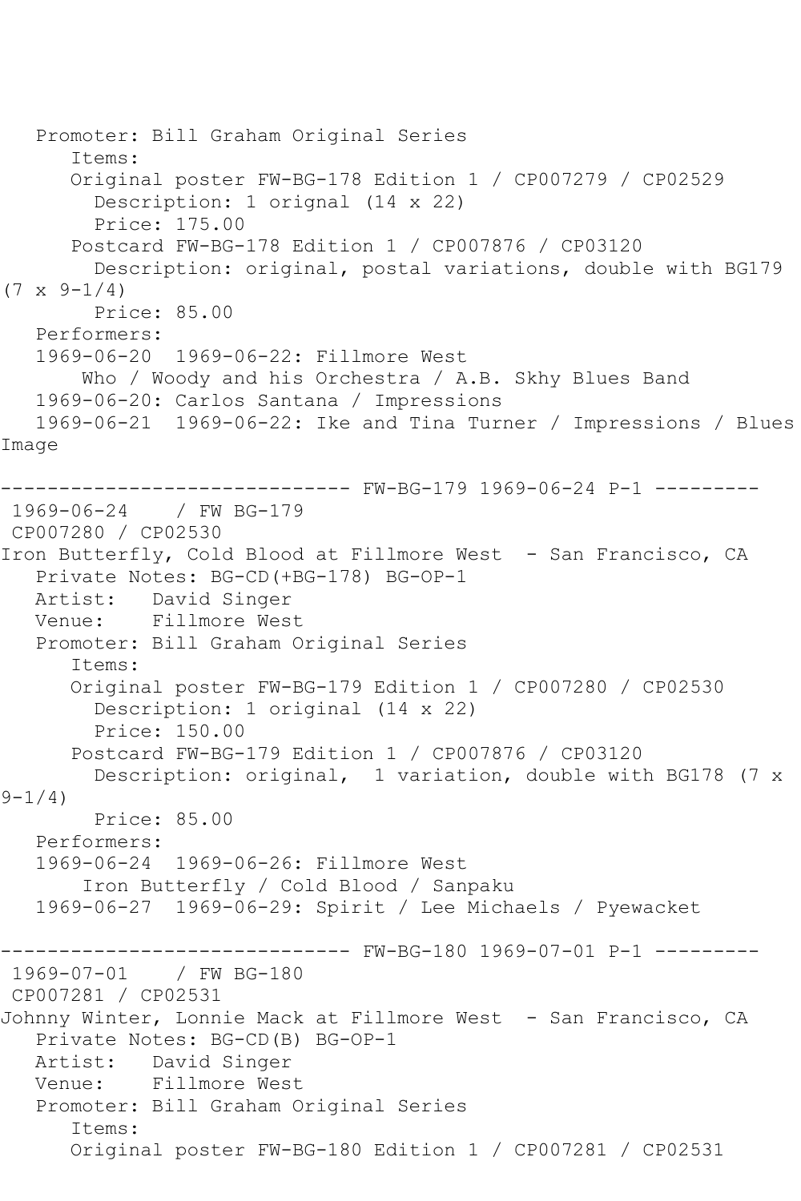```
   Promoter: Bill Graham Original Series
      Items:
      Original poster FW-BG-178 Edition 1 / CP007279 / CP02529
        Description: 1 orignal (14 x 22)
        Price: 175.00
      Postcard FW-BG-178 Edition 1 / CP007876 / CP03120
        Description: original, postal variations, double with BG179 
(7 x 9-1/4)
        Price: 85.00
   Performers:
   1969-06-20  1969-06-22: Fillmore West
       Who / Woody and his Orchestra / A.B. Skhy Blues Band
   1969-06-20: Carlos Santana / Impressions
   1969-06-21  1969-06-22: Ike and Tina Turner / Impressions / Blues 
Image

------------------------------ FW-BG-179 1969-06-24 P-1 ---------
 1969-06-24    / FW BG-179
 CP007280 / CP02530
Iron Butterfly, Cold Blood at Fillmore West  - San Francisco, CA
   Private Notes: BG-CD(+BG-178) BG-OP-1
   Artist:   David Singer
   Venue:    Fillmore West
   Promoter: Bill Graham Original Series
      Items:
      Original poster FW-BG-179 Edition 1 / CP007280 / CP02530
        Description: 1 original (14 x 22)
        Price: 150.00
      Postcard FW-BG-179 Edition 1 / CP007876 / CP03120
        Description: original,  1 variation, double with BG178 (7 x 
9-1/4)
        Price: 85.00
   Performers:
   1969-06-24  1969-06-26: Fillmore West
       Iron Butterfly / Cold Blood / Sanpaku
   1969-06-27  1969-06-29: Spirit / Lee Michaels / Pyewacket

------------------------------ FW-BG-180 1969-07-01 P-1 ---------
 1969-07-01    / FW BG-180
 CP007281 / CP02531
Johnny Winter, Lonnie Mack at Fillmore West  - San Francisco, CA
   Private Notes: BG-CD(B) BG-OP-1
   Artist:   David Singer
   Venue:    Fillmore West
   Promoter: Bill Graham Original Series
      Items:
      Original poster FW-BG-180 Edition 1 / CP007281 / CP02531
```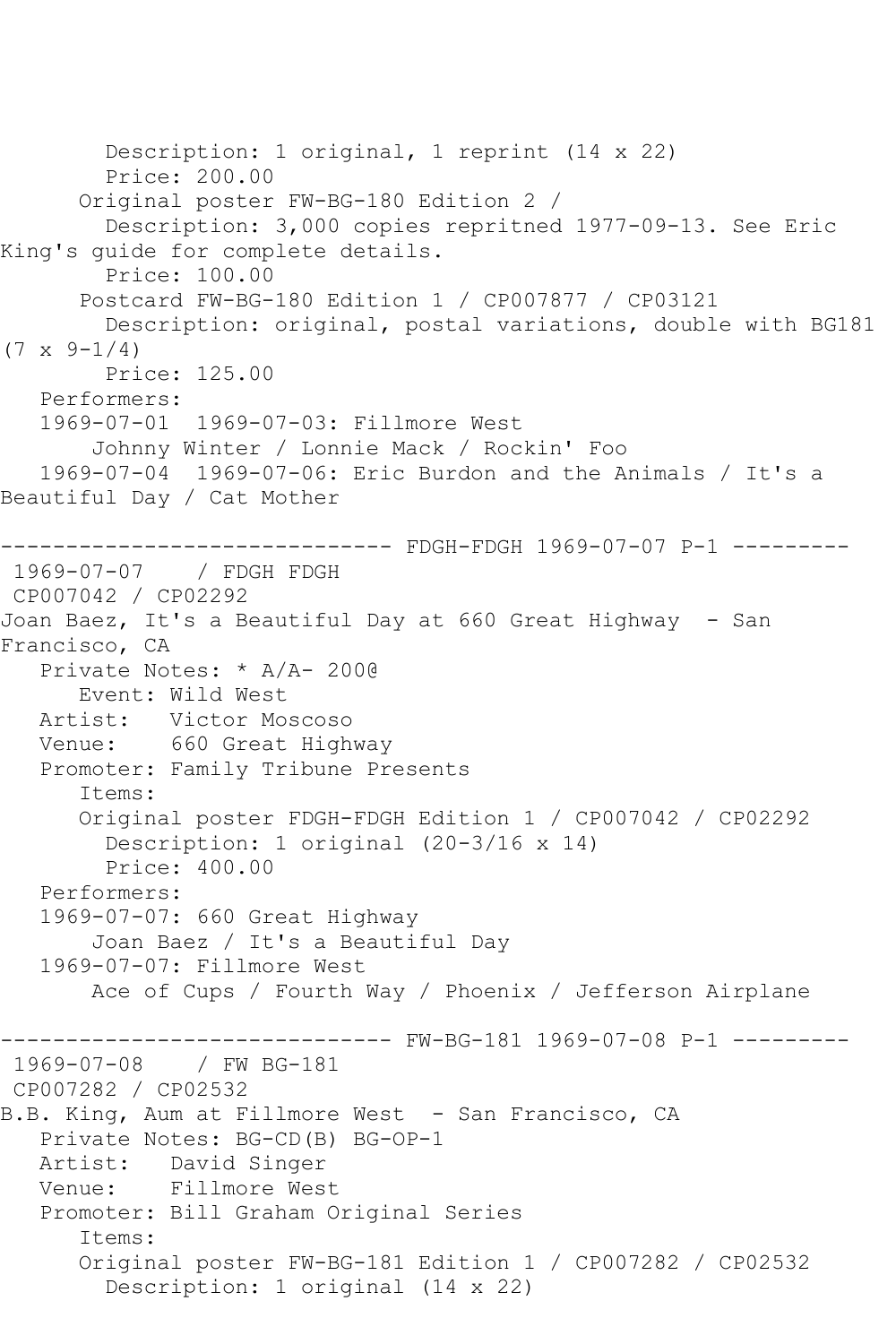```
        Description: 1 original, 1 reprint (14 x 22)
        Price: 200.00
      Original poster FW-BG-180 Edition 2 / 
        Description: 3,000 copies repritned 1977-09-13. See Eric 
King's guide for complete details.
        Price: 100.00
      Postcard FW-BG-180 Edition 1 / CP007877 / CP03121
        Description: original, postal variations, double with BG181 
(7 x 9-1/4)
        Price: 125.00
   Performers:
   1969-07-01  1969-07-03: Fillmore West
       Johnny Winter / Lonnie Mack / Rockin' Foo
   1969-07-04  1969-07-06: Eric Burdon and the Animals / It's a 
Beautiful Day / Cat Mother

------------------------------ FDGH-FDGH 1969-07-07 P-1 ---------
 1969-07-07    / FDGH FDGH
 CP007042 / CP02292
Joan Baez, It's a Beautiful Day at 660 Great Highway  - San 
Francisco, CA
   Private Notes: * A/A- 200@
      Event: Wild West
   Artist:   Victor Moscoso
   Venue:    660 Great Highway
   Promoter: Family Tribune Presents
      Items:
      Original poster FDGH-FDGH Edition 1 / CP007042 / CP02292
        Description: 1 original (20-3/16 x 14)
        Price: 400.00
   Performers:
   1969-07-07: 660 Great Highway
       Joan Baez / It's a Beautiful Day
   1969-07-07: Fillmore West
       Ace of Cups / Fourth Way / Phoenix / Jefferson Airplane

------------------------------ FW-BG-181 1969-07-08 P-1 ---------
 1969-07-08    / FW BG-181
 CP007282 / CP02532
B.B. King, Aum at Fillmore West  - San Francisco, CA
   Private Notes: BG-CD(B) BG-OP-1
   Artist:   David Singer
   Venue:    Fillmore West
   Promoter: Bill Graham Original Series
      Items:
      Original poster FW-BG-181 Edition 1 / CP007282 / CP02532
        Description: 1 original (14 x 22)
```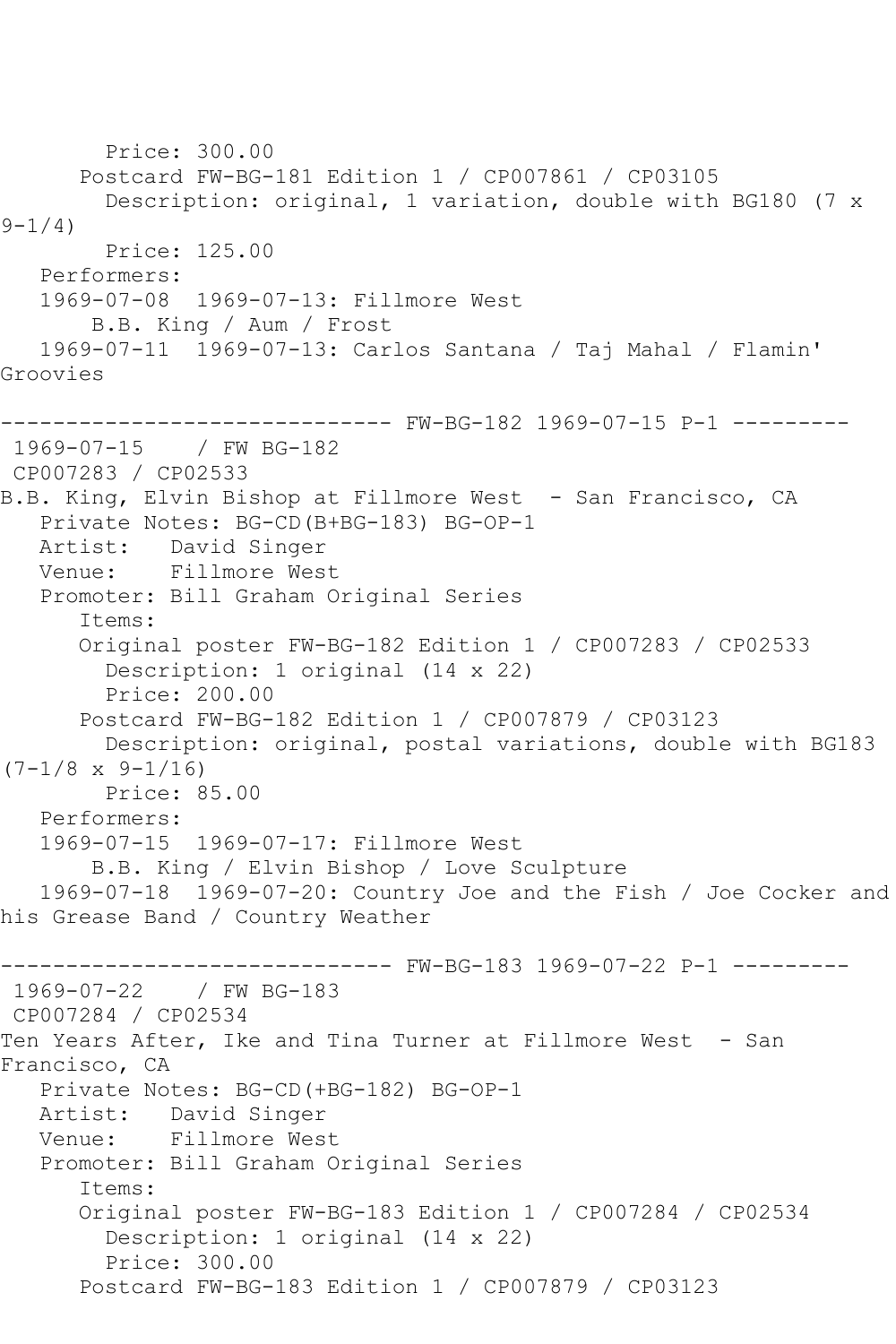Price: 300.00
Postcard FW-BG-181 Edition 1 / CP007861 / CP03105
Description: original, 1 variation, double with BG180 (7 x 9-1/4)
Price: 125.00
Performers:
1969-07-08 1969-07-13: Fillmore West
B.B. King / Aum / Frost
1969-07-11 1969-07-13: Carlos Santana / Taj Mahal / Flamin' Groovies

------------------------------ FW-BG-182 1969-07-15 P-1 ---------

1969-07-15 / FW BG-182
CP007283 / CP02533
B.B. King, Elvin Bishop at Fillmore West - San Francisco, CA
Private Notes: BG-CD(B+BG-183) BG-OP-1
Artist: David Singer
Venue: Fillmore West
Promoter: Bill Graham Original Series
Items:
Original poster FW-BG-182 Edition 1 / CP007283 / CP02533
Description: 1 original (14 x 22)
Price: 200.00
Postcard FW-BG-182 Edition 1 / CP007879 / CP03123
Description: original, postal variations, double with BG183 (7-1/8 x 9-1/16)
Price: 85.00
Performers:
1969-07-15 1969-07-17: Fillmore West
B.B. King / Elvin Bishop / Love Sculpture
1969-07-18 1969-07-20: Country Joe and the Fish / Joe Cocker and his Grease Band / Country Weather

------------------------------ FW-BG-183 1969-07-22 P-1 ---------

1969-07-22 / FW BG-183
CP007284 / CP02534
Ten Years After, Ike and Tina Turner at Fillmore West - San Francisco, CA
Private Notes: BG-CD(+BG-182) BG-OP-1
Artist: David Singer
Venue: Fillmore West
Promoter: Bill Graham Original Series
Items:
Original poster FW-BG-183 Edition 1 / CP007284 / CP02534
Description: 1 original (14 x 22)
Price: 300.00
Postcard FW-BG-183 Edition 1 / CP007879 / CP03123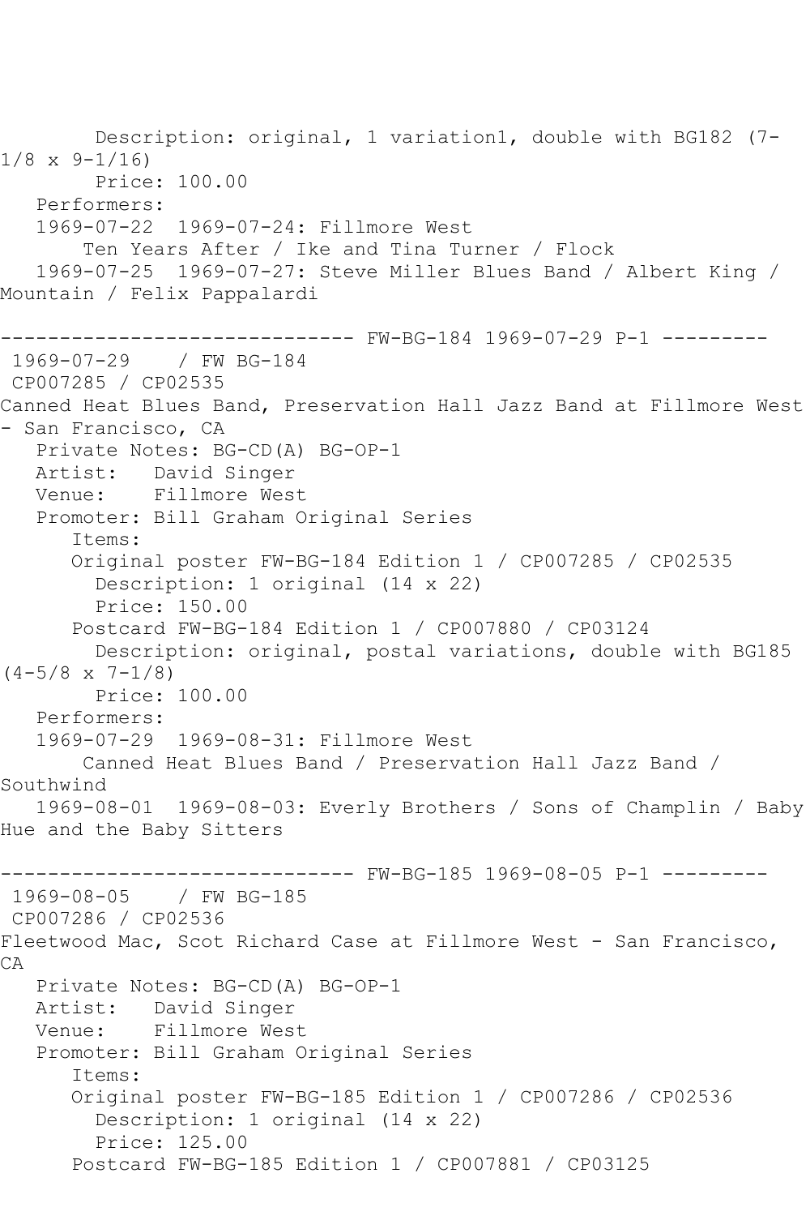Description: original, 1 variation1, double with BG182 (7-1/8 x 9-1/16)
Price: 100.00
Performers:
1969-07-22 1969-07-24: Fillmore West
Ten Years After / Ike and Tina Turner / Flock
1969-07-25 1969-07-27: Steve Miller Blues Band / Albert King / Mountain / Felix Pappalardi

------------------------------ FW-BG-184 1969-07-29 P-1 ---------

1969-07-29 / FW BG-184
CP007285 / CP02535
Canned Heat Blues Band, Preservation Hall Jazz Band at Fillmore West - San Francisco, CA
Private Notes: BG-CD(A) BG-OP-1
Artist: David Singer
Venue: Fillmore West
Promoter: Bill Graham Original Series
Items:
Original poster FW-BG-184 Edition 1 / CP007285 / CP02535
Description: 1 original (14 x 22)
Price: 150.00
Postcard FW-BG-184 Edition 1 / CP007880 / CP03124
Description: original, postal variations, double with BG185 (4-5/8 x 7-1/8)
Price: 100.00
Performers:
1969-07-29 1969-08-31: Fillmore West
Canned Heat Blues Band / Preservation Hall Jazz Band / Southwind
1969-08-01 1969-08-03: Everly Brothers / Sons of Champlin / Baby Hue and the Baby Sitters

------------------------------ FW-BG-185 1969-08-05 P-1 ---------

1969-08-05 / FW BG-185
CP007286 / CP02536
Fleetwood Mac, Scot Richard Case at Fillmore West - San Francisco, CA
Private Notes: BG-CD(A) BG-OP-1
Artist: David Singer
Venue: Fillmore West
Promoter: Bill Graham Original Series
Items:
Original poster FW-BG-185 Edition 1 / CP007286 / CP02536
Description: 1 original (14 x 22)
Price: 125.00
Postcard FW-BG-185 Edition 1 / CP007881 / CP03125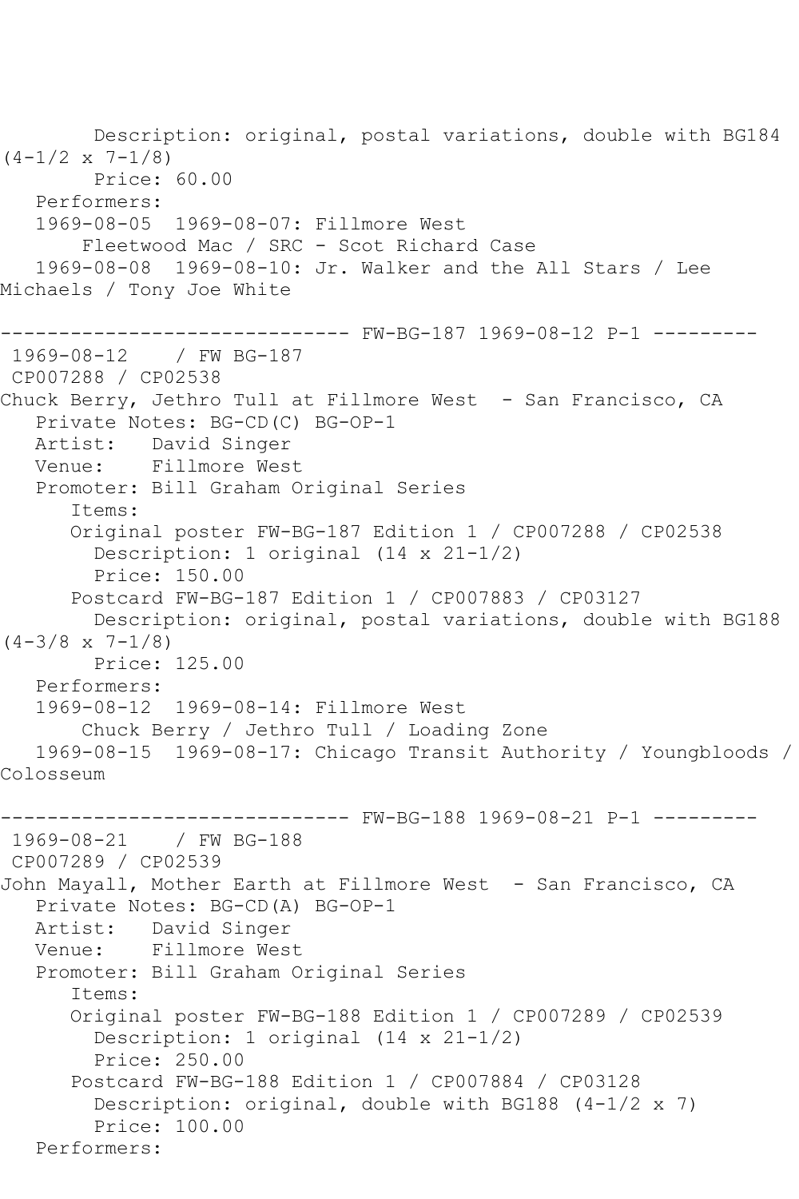Description: original, postal variations, double with BG184 (4-1/2 x 7-1/8)
        Price: 60.00
   Performers:
   1969-08-05  1969-08-07: Fillmore West
       Fleetwood Mac / SRC - Scot Richard Case
   1969-08-08  1969-08-10: Jr. Walker and the All Stars / Lee Michaels / Tony Joe White

------------------------------ FW-BG-187 1969-08-12 P-1 ---------

1969-08-12    / FW BG-187
CP007288 / CP02538
Chuck Berry, Jethro Tull at Fillmore West  - San Francisco, CA
   Private Notes: BG-CD(C) BG-OP-1
   Artist:   David Singer
   Venue:    Fillmore West
   Promoter: Bill Graham Original Series
      Items:
      Original poster FW-BG-187 Edition 1 / CP007288 / CP02538
        Description: 1 original (14 x 21-1/2)
        Price: 150.00
      Postcard FW-BG-187 Edition 1 / CP007883 / CP03127
        Description: original, postal variations, double with BG188 (4-3/8 x 7-1/8)
        Price: 125.00
   Performers:
   1969-08-12  1969-08-14: Fillmore West
       Chuck Berry / Jethro Tull / Loading Zone
   1969-08-15  1969-08-17: Chicago Transit Authority / Youngbloods / Colosseum

------------------------------ FW-BG-188 1969-08-21 P-1 ---------

1969-08-21    / FW BG-188
CP007289 / CP02539
John Mayall, Mother Earth at Fillmore West  - San Francisco, CA
   Private Notes: BG-CD(A) BG-OP-1
   Artist:   David Singer
   Venue:    Fillmore West
   Promoter: Bill Graham Original Series
      Items:
      Original poster FW-BG-188 Edition 1 / CP007289 / CP02539
        Description: 1 original (14 x 21-1/2)
        Price: 250.00
      Postcard FW-BG-188 Edition 1 / CP007884 / CP03128
        Description: original, double with BG188 (4-1/2 x 7)
        Price: 100.00
   Performers: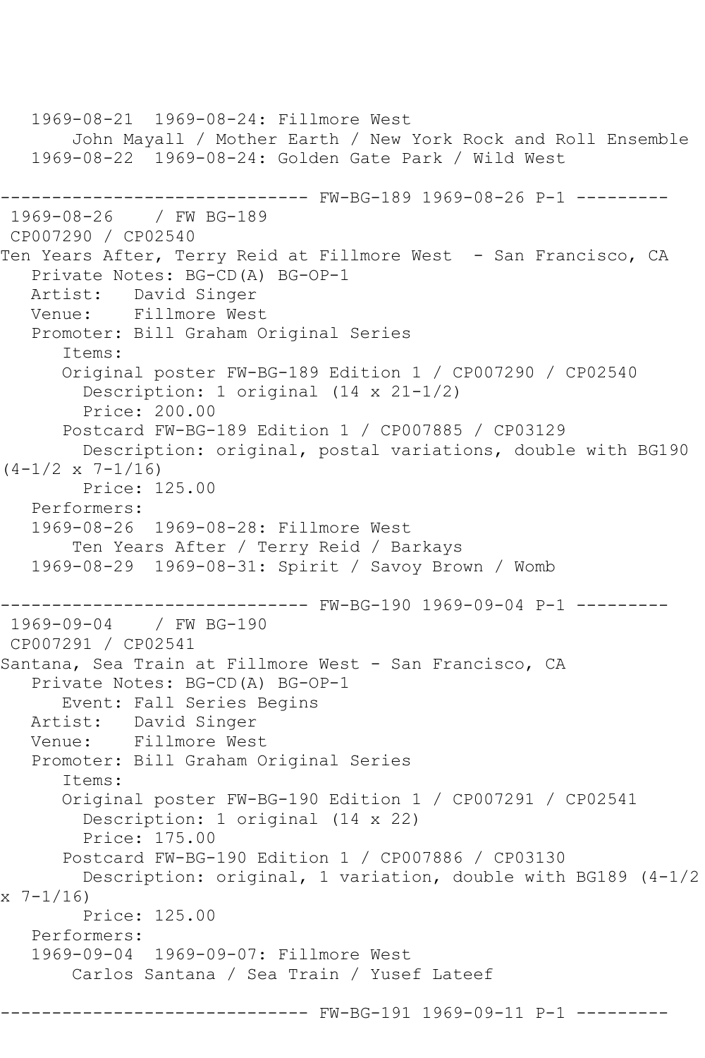```
   1969-08-21  1969-08-24: Fillmore West
       John Mayall / Mother Earth / New York Rock and Roll Ensemble
   1969-08-22  1969-08-24: Golden Gate Park / Wild West

------------------------------ FW-BG-189 1969-08-26 P-1 ---------
 1969-08-26    / FW BG-189
 CP007290 / CP02540
Ten Years After, Terry Reid at Fillmore West  - San Francisco, CA
   Private Notes: BG-CD(A) BG-OP-1
   Artist:   David Singer
   Venue:    Fillmore West
   Promoter: Bill Graham Original Series
      Items:
      Original poster FW-BG-189 Edition 1 / CP007290 / CP02540
        Description: 1 original (14 x 21-1/2)
        Price: 200.00
      Postcard FW-BG-189 Edition 1 / CP007885 / CP03129
        Description: original, postal variations, double with BG190
(4-1/2 x 7-1/16)
        Price: 125.00
   Performers:
   1969-08-26  1969-08-28: Fillmore West
       Ten Years After / Terry Reid / Barkays
   1969-08-29  1969-08-31: Spirit / Savoy Brown / Womb

------------------------------ FW-BG-190 1969-09-04 P-1 ---------
 1969-09-04    / FW BG-190
 CP007291 / CP02541
Santana, Sea Train at Fillmore West - San Francisco, CA
   Private Notes: BG-CD(A) BG-OP-1
      Event: Fall Series Begins
   Artist:   David Singer
   Venue:    Fillmore West
   Promoter: Bill Graham Original Series
      Items:
      Original poster FW-BG-190 Edition 1 / CP007291 / CP02541
        Description: 1 original (14 x 22)
        Price: 175.00
      Postcard FW-BG-190 Edition 1 / CP007886 / CP03130
        Description: original, 1 variation, double with BG189 (4-1/2
x 7-1/16)
        Price: 125.00
   Performers:
   1969-09-04  1969-09-07: Fillmore West
       Carlos Santana / Sea Train / Yusef Lateef

------------------------------ FW-BG-191 1969-09-11 P-1 ---------
```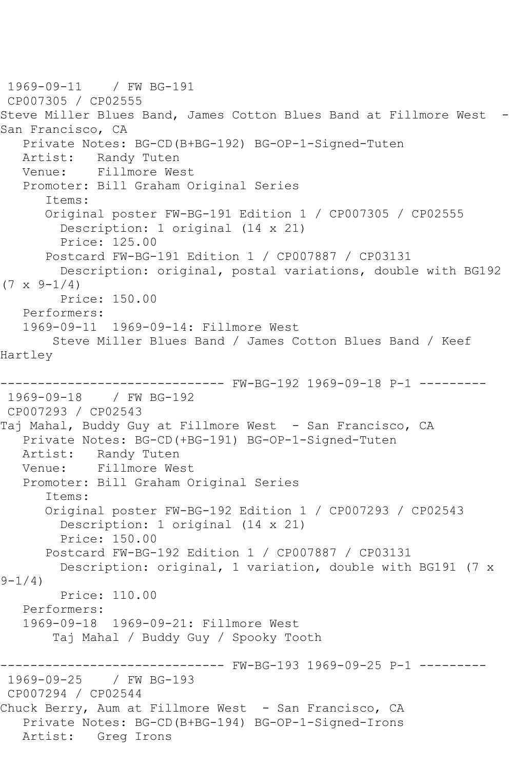1969-09-11 / FW BG-191
CP007305 / CP02555
Steve Miller Blues Band, James Cotton Blues Band at Fillmore West - San Francisco, CA

Private Notes: BG-CD(B+BG-192) BG-OP-1-Signed-Tuten
Artist: Randy Tuten
Venue: Fillmore West
Promoter: Bill Graham Original Series
Items:
Original poster FW-BG-191 Edition 1 / CP007305 / CP02555
Description: 1 original (14 x 21)
Price: 125.00
Postcard FW-BG-191 Edition 1 / CP007887 / CP03131
Description: original, postal variations, double with BG192 (7 x 9-1/4)
Price: 150.00
Performers:
1969-09-11 1969-09-14: Fillmore West
Steve Miller Blues Band / James Cotton Blues Band / Keef Hartley

------------------------------ FW-BG-192 1969-09-18 P-1 ---------

1969-09-18 / FW BG-192
CP007293 / CP02543
Taj Mahal, Buddy Guy at Fillmore West - San Francisco, CA

Private Notes: BG-CD(+BG-191) BG-OP-1-Signed-Tuten
Artist: Randy Tuten
Venue: Fillmore West
Promoter: Bill Graham Original Series
Items:
Original poster FW-BG-192 Edition 1 / CP007293 / CP02543
Description: 1 original (14 x 21)
Price: 150.00
Postcard FW-BG-192 Edition 1 / CP007887 / CP03131
Description: original, 1 variation, double with BG191 (7 x 9-1/4)
Price: 110.00
Performers:
1969-09-18 1969-09-21: Fillmore West
Taj Mahal / Buddy Guy / Spooky Tooth

------------------------------ FW-BG-193 1969-09-25 P-1 ---------

1969-09-25 / FW BG-193
CP007294 / CP02544
Chuck Berry, Aum at Fillmore West - San Francisco, CA

Private Notes: BG-CD(B+BG-194) BG-OP-1-Signed-Irons
Artist: Greg Irons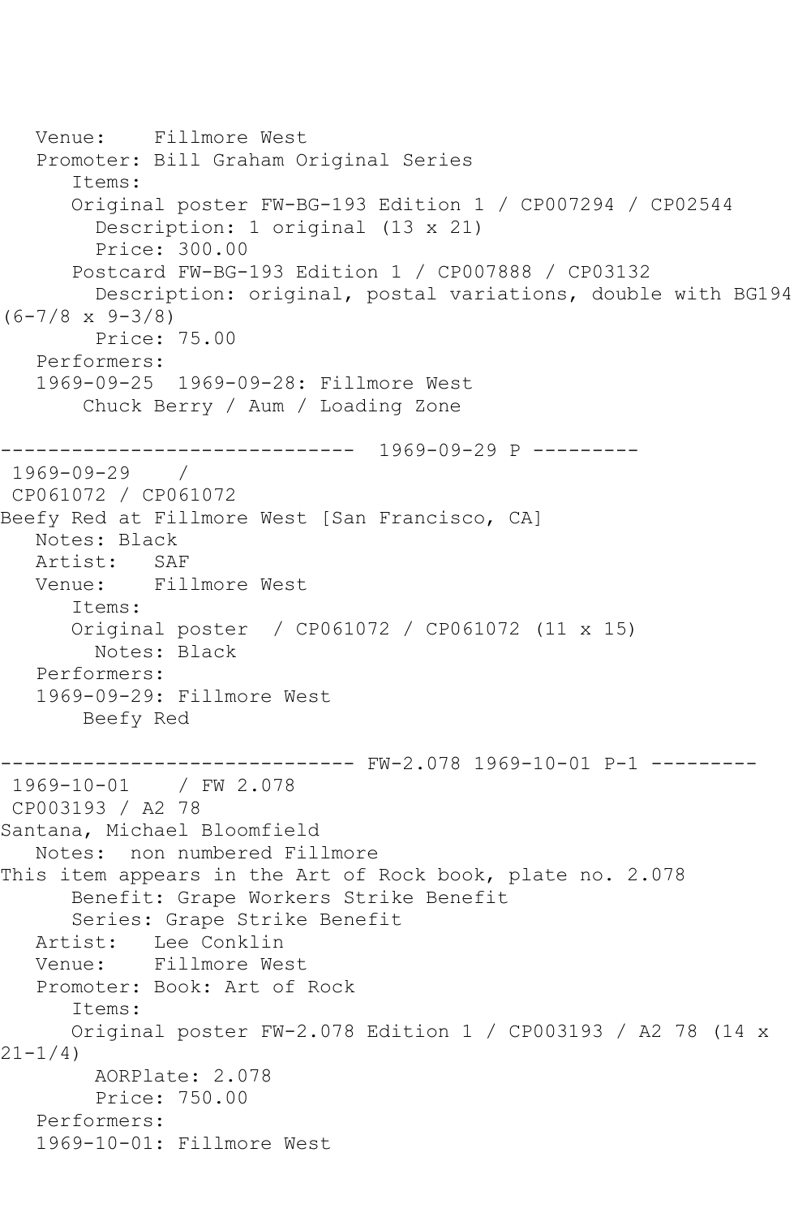Venue: Fillmore West
Promoter: Bill Graham Original Series
Items:
Original poster FW-BG-193 Edition 1 / CP007294 / CP02544
Description: 1 original (13 x 21)
Price: 300.00
Postcard FW-BG-193 Edition 1 / CP007888 / CP03132
Description: original, postal variations, double with BG194 (6-7/8 x 9-3/8)
Price: 75.00
Performers:
1969-09-25 1969-09-28: Fillmore West
Chuck Berry / Aum / Loading Zone

------------------------------ 1969-09-29 P ---------

1969-09-29 /
CP061072 / CP061072
Beefy Red at Fillmore West [San Francisco, CA]
Notes: Black
Artist: SAF
Venue: Fillmore West
Items:
Original poster / CP061072 / CP061072 (11 x 15)
Notes: Black
Performers:
1969-09-29: Fillmore West
Beefy Red

------------------------------ FW-2.078 1969-10-01 P-1 ---------

1969-10-01 / FW 2.078
CP003193 / A2 78
Santana, Michael Bloomfield
Notes: non numbered Fillmore
This item appears in the Art of Rock book, plate no. 2.078
Benefit: Grape Workers Strike Benefit
Series: Grape Strike Benefit
Artist: Lee Conklin
Venue: Fillmore West
Promoter: Book: Art of Rock
Items:
Original poster FW-2.078 Edition 1 / CP003193 / A2 78 (14 x 21-1/4)
AORPlate: 2.078
Price: 750.00
Performers:
1969-10-01: Fillmore West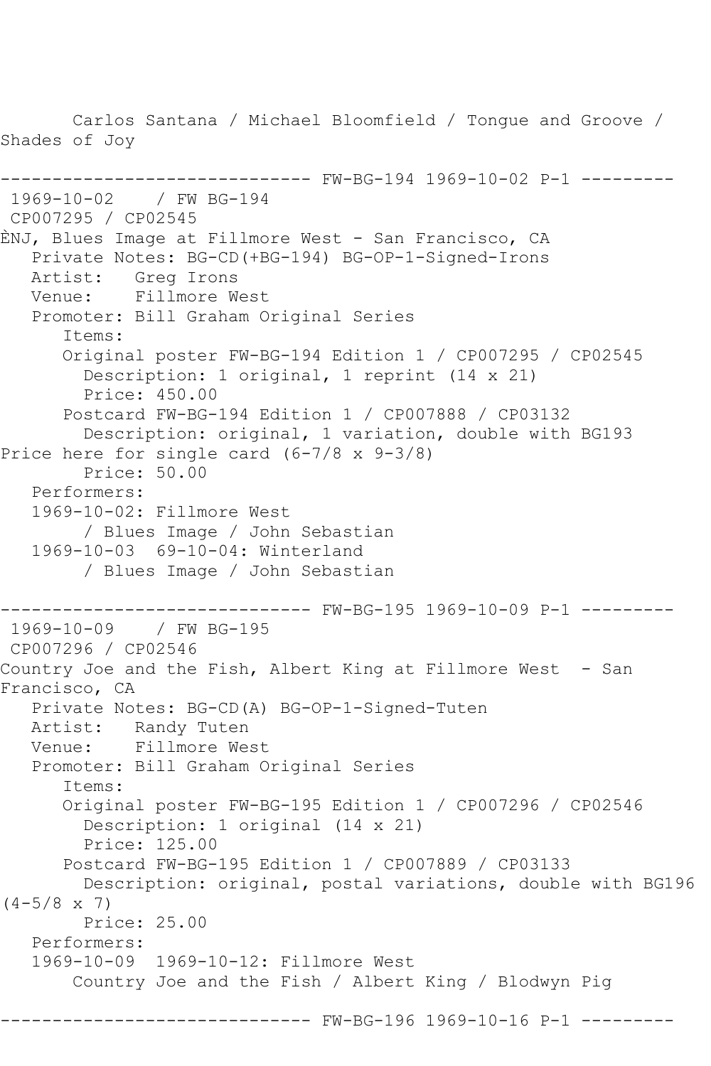Carlos Santana / Michael Bloomfield / Tongue and Groove / Shades of Joy

------------------------------ FW-BG-194 1969-10-02 P-1 ---------

1969-10-02 / FW BG-194
CP007295 / CP02545
ÈNJ, Blues Image at Fillmore West - San Francisco, CA
Private Notes: BG-CD(+BG-194) BG-OP-1-Signed-Irons
Artist: Greg Irons
Venue: Fillmore West
Promoter: Bill Graham Original Series
Items:
Original poster FW-BG-194 Edition 1 / CP007295 / CP02545
Description: 1 original, 1 reprint (14 x 21)
Price: 450.00
Postcard FW-BG-194 Edition 1 / CP007888 / CP03132
Description: original, 1 variation, double with BG193
Price here for single card (6-7/8 x 9-3/8)
Price: 50.00
Performers:
1969-10-02: Fillmore West
/ Blues Image / John Sebastian
1969-10-03 69-10-04: Winterland
/ Blues Image / John Sebastian

------------------------------ FW-BG-195 1969-10-09 P-1 ---------

1969-10-09 / FW BG-195
CP007296 / CP02546
Country Joe and the Fish, Albert King at Fillmore West - San Francisco, CA
Private Notes: BG-CD(A) BG-OP-1-Signed-Tuten
Artist: Randy Tuten
Venue: Fillmore West
Promoter: Bill Graham Original Series
Items:
Original poster FW-BG-195 Edition 1 / CP007296 / CP02546
Description: 1 original (14 x 21)
Price: 125.00
Postcard FW-BG-195 Edition 1 / CP007889 / CP03133
Description: original, postal variations, double with BG196 (4-5/8 x 7)
Price: 25.00
Performers:
1969-10-09 1969-10-12: Fillmore West
Country Joe and the Fish / Albert King / Blodwyn Pig

------------------------------ FW-BG-196 1969-10-16 P-1 ---------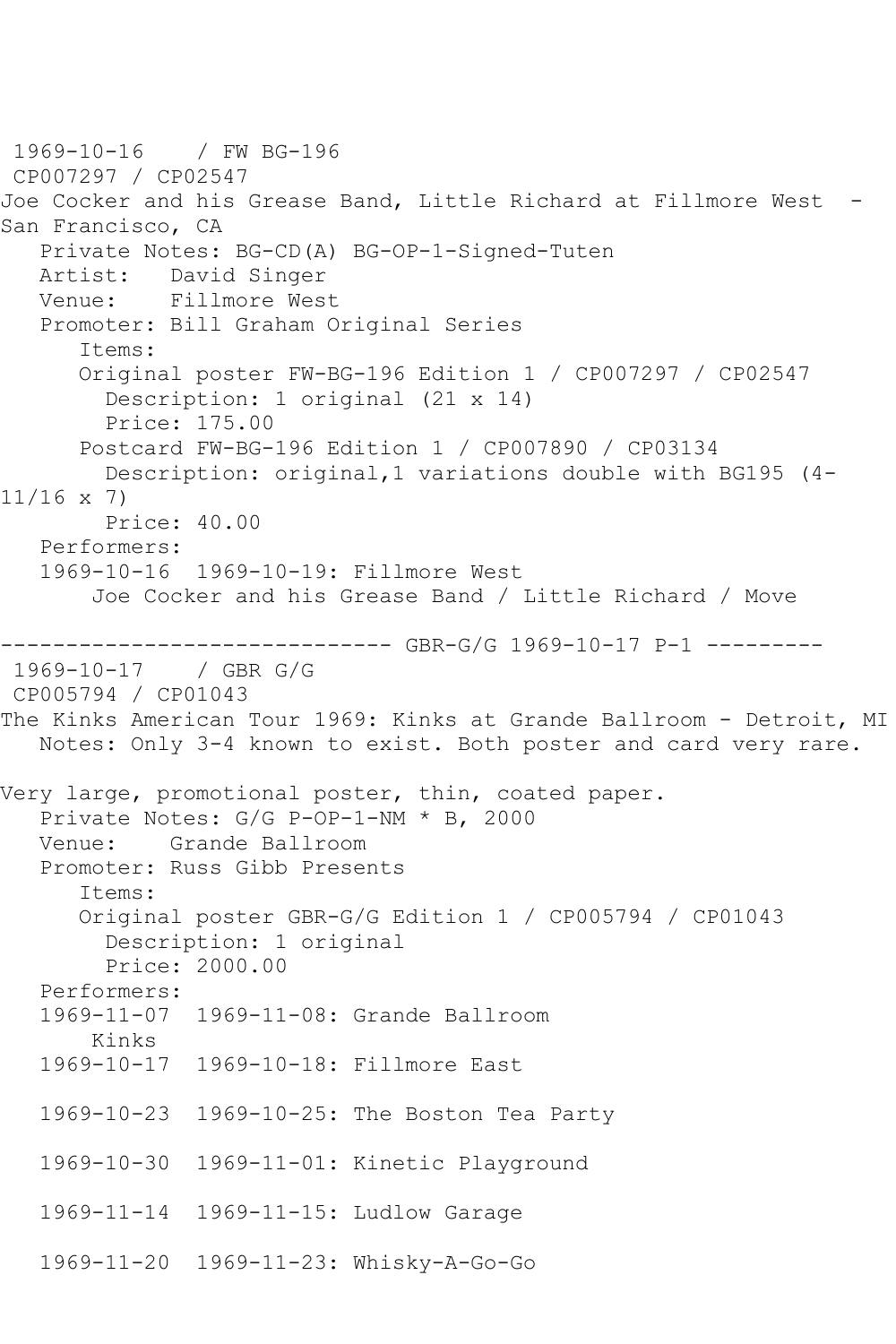1969-10-16 / FW BG-196
CP007297 / CP02547
Joe Cocker and his Grease Band, Little Richard at Fillmore West - San Francisco, CA

Private Notes: BG-CD(A) BG-OP-1-Signed-Tuten
Artist: David Singer
Venue: Fillmore West
Promoter: Bill Graham Original Series

Items:

Original poster FW-BG-196 Edition 1 / CP007297 / CP02547
Description: 1 original (21 x 14)
Price: 175.00

Postcard FW-BG-196 Edition 1 / CP007890 / CP03134
Description: original,1 variations double with BG195 (4-11/16 x 7)
Price: 40.00

Performers:
1969-10-16 1969-10-19: Fillmore West
Joe Cocker and his Grease Band / Little Richard / Move

------------------------------ GBR-G/G 1969-10-17 P-1 ---------

1969-10-17 / GBR G/G
CP005794 / CP01043
The Kinks American Tour 1969: Kinks at Grande Ballroom - Detroit, MI

Notes: Only 3-4 known to exist. Both poster and card very rare.

Very large, promotional poster, thin, coated paper.

Private Notes: G/G P-OP-1-NM * B, 2000
Venue: Grande Ballroom
Promoter: Russ Gibb Presents

Items:

Original poster GBR-G/G Edition 1 / CP005794 / CP01043
Description: 1 original
Price: 2000.00

Performers:
1969-11-07 1969-11-08: Grande Ballroom
Kinks
1969-10-17 1969-10-18: Fillmore East

1969-10-23 1969-10-25: The Boston Tea Party

1969-10-30 1969-11-01: Kinetic Playground

1969-11-14 1969-11-15: Ludlow Garage

1969-11-20 1969-11-23: Whisky-A-Go-Go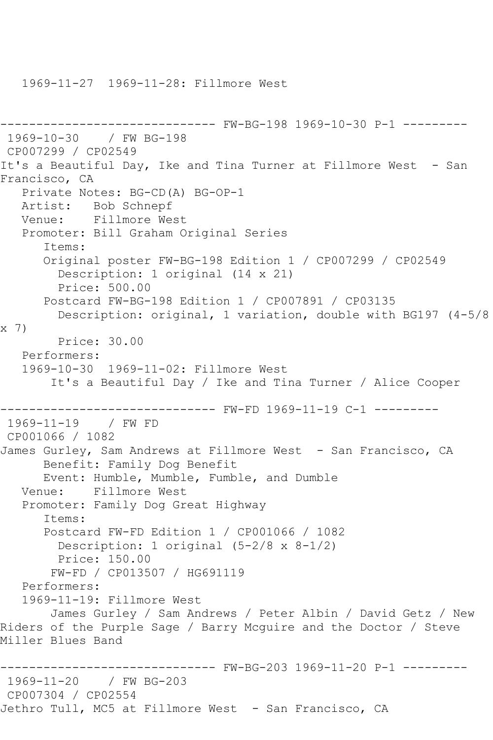1969-11-27  1969-11-28: Fillmore West

------------------------------ FW-BG-198 1969-10-30 P-1 ---------

1969-10-30    / FW BG-198

CP007299 / CP02549

It's a Beautiful Day, Ike and Tina Turner at Fillmore West  - San Francisco, CA

Private Notes: BG-CD(A) BG-OP-1

Artist:   Bob Schnepf

Venue:    Fillmore West

Promoter: Bill Graham Original Series

Items:

Original poster FW-BG-198 Edition 1 / CP007299 / CP02549

Description: 1 original (14 x 21)

Price: 500.00

Postcard FW-BG-198 Edition 1 / CP007891 / CP03135

Description: original, 1 variation, double with BG197 (4-5/8 x 7)

Price: 30.00

Performers:

1969-10-30  1969-11-02: Fillmore West

It's a Beautiful Day / Ike and Tina Turner / Alice Cooper

------------------------------ FW-FD 1969-11-19 C-1 ---------

1969-11-19    / FW FD

CP001066 / 1082

James Gurley, Sam Andrews at Fillmore West  - San Francisco, CA

Benefit: Family Dog Benefit

Event: Humble, Mumble, Fumble, and Dumble

Venue:    Fillmore West

Promoter: Family Dog Great Highway

Items:

Postcard FW-FD Edition 1 / CP001066 / 1082

Description: 1 original (5-2/8 x 8-1/2)

Price: 150.00

FW-FD / CP013507 / HG691119

Performers:

1969-11-19: Fillmore West

James Gurley / Sam Andrews / Peter Albin / David Getz / New Riders of the Purple Sage / Barry Mcguire and the Doctor / Steve Miller Blues Band

------------------------------ FW-BG-203 1969-11-20 P-1 ---------

1969-11-20    / FW BG-203

CP007304 / CP02554

Jethro Tull, MC5 at Fillmore West  - San Francisco, CA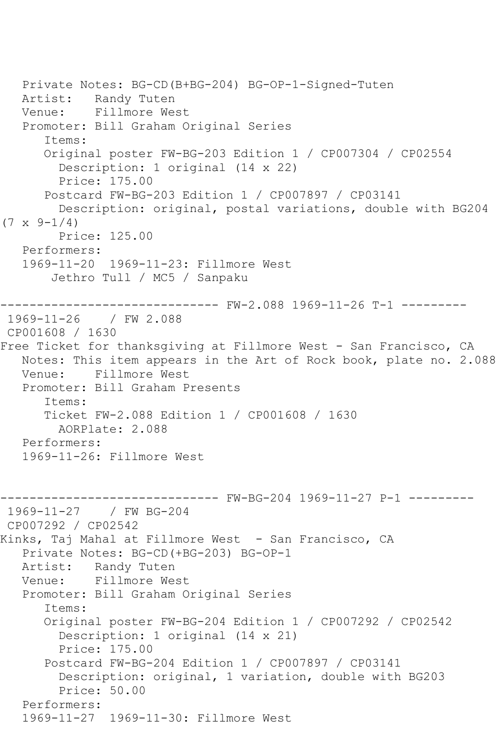Private Notes: BG-CD(B+BG-204) BG-OP-1-Signed-Tuten
Artist: Randy Tuten
Venue: Fillmore West
Promoter: Bill Graham Original Series
Items:
Original poster FW-BG-203 Edition 1 / CP007304 / CP02554
Description: 1 original (14 x 22)
Price: 175.00
Postcard FW-BG-203 Edition 1 / CP007897 / CP03141
Description: original, postal variations, double with BG204 (7 x 9-1/4)
Price: 125.00
Performers:
1969-11-20 1969-11-23: Fillmore West
Jethro Tull / MC5 / Sanpaku

------------------------------ FW-2.088 1969-11-26 T-1 ---------

1969-11-26 / FW 2.088
CP001608 / 1630
Free Ticket for thanksgiving at Fillmore West - San Francisco, CA
Notes: This item appears in the Art of Rock book, plate no. 2.088
Venue: Fillmore West
Promoter: Bill Graham Presents
Items:
Ticket FW-2.088 Edition 1 / CP001608 / 1630
AORPlate: 2.088
Performers:
1969-11-26: Fillmore West

------------------------------ FW-BG-204 1969-11-27 P-1 ---------

1969-11-27 / FW BG-204
CP007292 / CP02542
Kinks, Taj Mahal at Fillmore West - San Francisco, CA
Private Notes: BG-CD(+BG-203) BG-OP-1
Artist: Randy Tuten
Venue: Fillmore West
Promoter: Bill Graham Original Series
Items:
Original poster FW-BG-204 Edition 1 / CP007292 / CP02542
Description: 1 original (14 x 21)
Price: 175.00
Postcard FW-BG-204 Edition 1 / CP007897 / CP03141
Description: original, 1 variation, double with BG203
Price: 50.00
Performers:
1969-11-27 1969-11-30: Fillmore West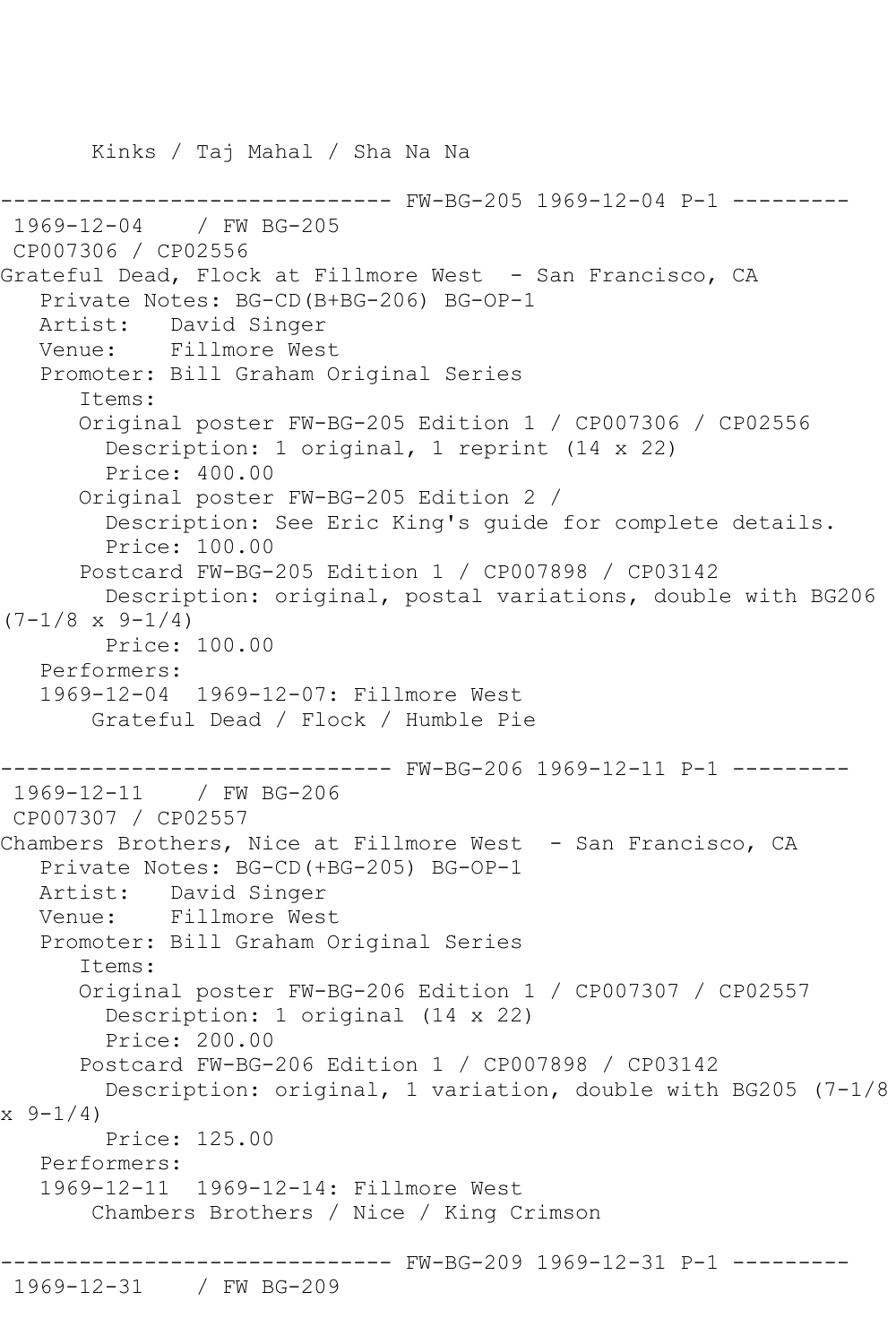```
       Kinks / Taj Mahal / Sha Na Na

------------------------------ FW-BG-205 1969-12-04 P-1 ---------
 1969-12-04    / FW BG-205
 CP007306 / CP02556
Grateful Dead, Flock at Fillmore West  - San Francisco, CA
   Private Notes: BG-CD(B+BG-206) BG-OP-1
   Artist:   David Singer
   Venue:    Fillmore West
   Promoter: Bill Graham Original Series
      Items:
      Original poster FW-BG-205 Edition 1 / CP007306 / CP02556
        Description: 1 original, 1 reprint (14 x 22)
        Price: 400.00
      Original poster FW-BG-205 Edition 2 /
        Description: See Eric King's guide for complete details.
        Price: 100.00
      Postcard FW-BG-205 Edition 1 / CP007898 / CP03142
        Description: original, postal variations, double with BG206
(7-1/8 x 9-1/4)
        Price: 100.00
   Performers:
   1969-12-04  1969-12-07: Fillmore West
       Grateful Dead / Flock / Humble Pie

------------------------------ FW-BG-206 1969-12-11 P-1 ---------
 1969-12-11    / FW BG-206
 CP007307 / CP02557
Chambers Brothers, Nice at Fillmore West  - San Francisco, CA
   Private Notes: BG-CD(+BG-205) BG-OP-1
   Artist:   David Singer
   Venue:    Fillmore West
   Promoter: Bill Graham Original Series
      Items:
      Original poster FW-BG-206 Edition 1 / CP007307 / CP02557
        Description: 1 original (14 x 22)
        Price: 200.00
      Postcard FW-BG-206 Edition 1 / CP007898 / CP03142
        Description: original, 1 variation, double with BG205 (7-1/8
x 9-1/4)
        Price: 125.00
   Performers:
   1969-12-11  1969-12-14: Fillmore West
       Chambers Brothers / Nice / King Crimson

------------------------------ FW-BG-209 1969-12-31 P-1 ---------
 1969-12-31    / FW BG-209
```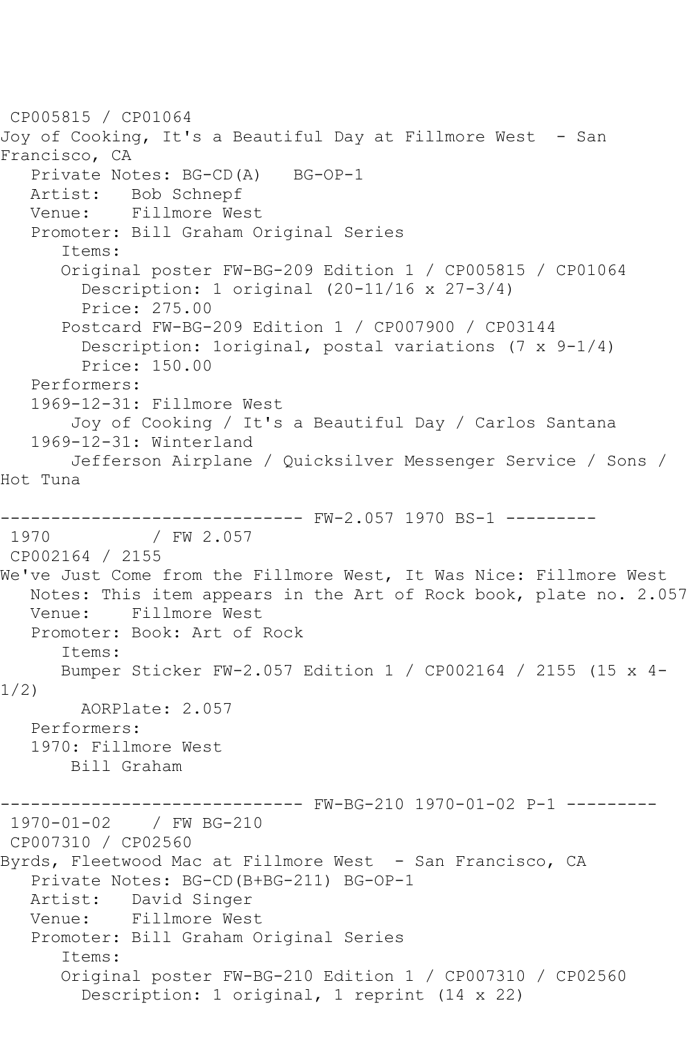CP005815 / CP01064
Joy of Cooking, It's a Beautiful Day at Fillmore West - San Francisco, CA
Private Notes: BG-CD(A) BG-OP-1
Artist: Bob Schnepf
Venue: Fillmore West
Promoter: Bill Graham Original Series
Items:
Original poster FW-BG-209 Edition 1 / CP005815 / CP01064
Description: 1 original (20-11/16 x 27-3/4)
Price: 275.00
Postcard FW-BG-209 Edition 1 / CP007900 / CP03144
Description: 1original, postal variations (7 x 9-1/4)
Price: 150.00
Performers:
1969-12-31: Fillmore West
Joy of Cooking / It's a Beautiful Day / Carlos Santana
1969-12-31: Winterland
Jefferson Airplane / Quicksilver Messenger Service / Sons / Hot Tuna

------------------------------ FW-2.057 1970 BS-1 ---------
1970 / FW 2.057
CP002164 / 2155
We've Just Come from the Fillmore West, It Was Nice: Fillmore West
Notes: This item appears in the Art of Rock book, plate no. 2.057
Venue: Fillmore West
Promoter: Book: Art of Rock
Items:
Bumper Sticker FW-2.057 Edition 1 / CP002164 / 2155 (15 x 4-1/2)
AORPlate: 2.057
Performers:
1970: Fillmore West
Bill Graham

------------------------------ FW-BG-210 1970-01-02 P-1 ---------
1970-01-02 / FW BG-210
CP007310 / CP02560
Byrds, Fleetwood Mac at Fillmore West - San Francisco, CA
Private Notes: BG-CD(B+BG-211) BG-OP-1
Artist: David Singer
Venue: Fillmore West
Promoter: Bill Graham Original Series
Items:
Original poster FW-BG-210 Edition 1 / CP007310 / CP02560
Description: 1 original, 1 reprint (14 x 22)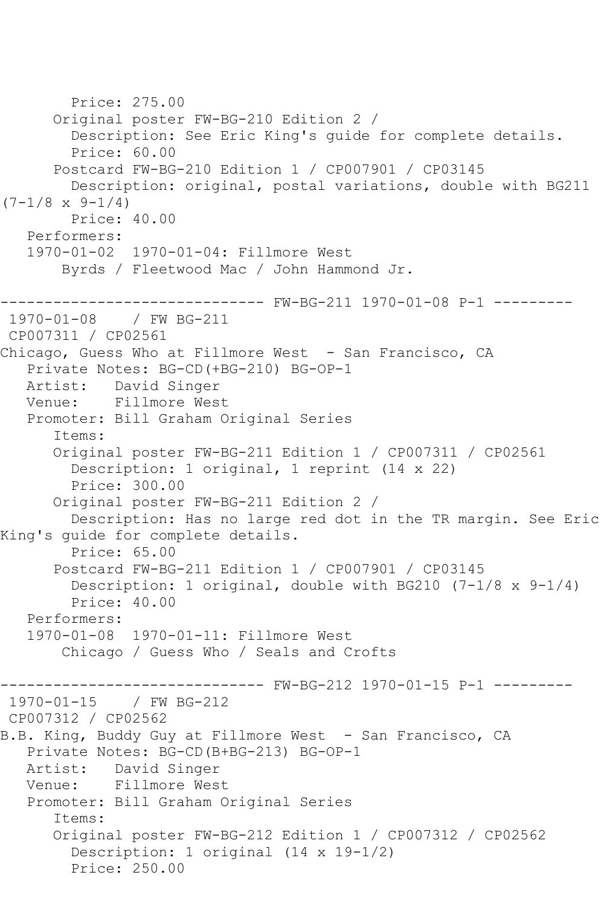```
        Price: 275.00
      Original poster FW-BG-210 Edition 2 / 
        Description: See Eric King's guide for complete details.
        Price: 60.00
      Postcard FW-BG-210 Edition 1 / CP007901 / CP03145
        Description: original, postal variations, double with BG211 
(7-1/8 x 9-1/4)
        Price: 40.00
   Performers:
   1970-01-02  1970-01-04: Fillmore West
       Byrds / Fleetwood Mac / John Hammond Jr.

------------------------------ FW-BG-211 1970-01-08 P-1 ---------
 1970-01-08    / FW BG-211
 CP007311 / CP02561
Chicago, Guess Who at Fillmore West  - San Francisco, CA
   Private Notes: BG-CD(+BG-210) BG-OP-1
   Artist:   David Singer
   Venue:    Fillmore West
   Promoter: Bill Graham Original Series
      Items:
      Original poster FW-BG-211 Edition 1 / CP007311 / CP02561
        Description: 1 original, 1 reprint (14 x 22)
        Price: 300.00
      Original poster FW-BG-211 Edition 2 / 
        Description: Has no large red dot in the TR margin. See Eric 
King's guide for complete details.
        Price: 65.00
      Postcard FW-BG-211 Edition 1 / CP007901 / CP03145
        Description: 1 original, double with BG210 (7-1/8 x 9-1/4)
        Price: 40.00
   Performers:
   1970-01-08  1970-01-11: Fillmore West
       Chicago / Guess Who / Seals and Crofts

------------------------------ FW-BG-212 1970-01-15 P-1 ---------
 1970-01-15    / FW BG-212
 CP007312 / CP02562
B.B. King, Buddy Guy at Fillmore West  - San Francisco, CA
   Private Notes: BG-CD(B+BG-213) BG-OP-1
   Artist:   David Singer
   Venue:    Fillmore West
   Promoter: Bill Graham Original Series
      Items:
      Original poster FW-BG-212 Edition 1 / CP007312 / CP02562
        Description: 1 original (14 x 19-1/2)
        Price: 250.00
```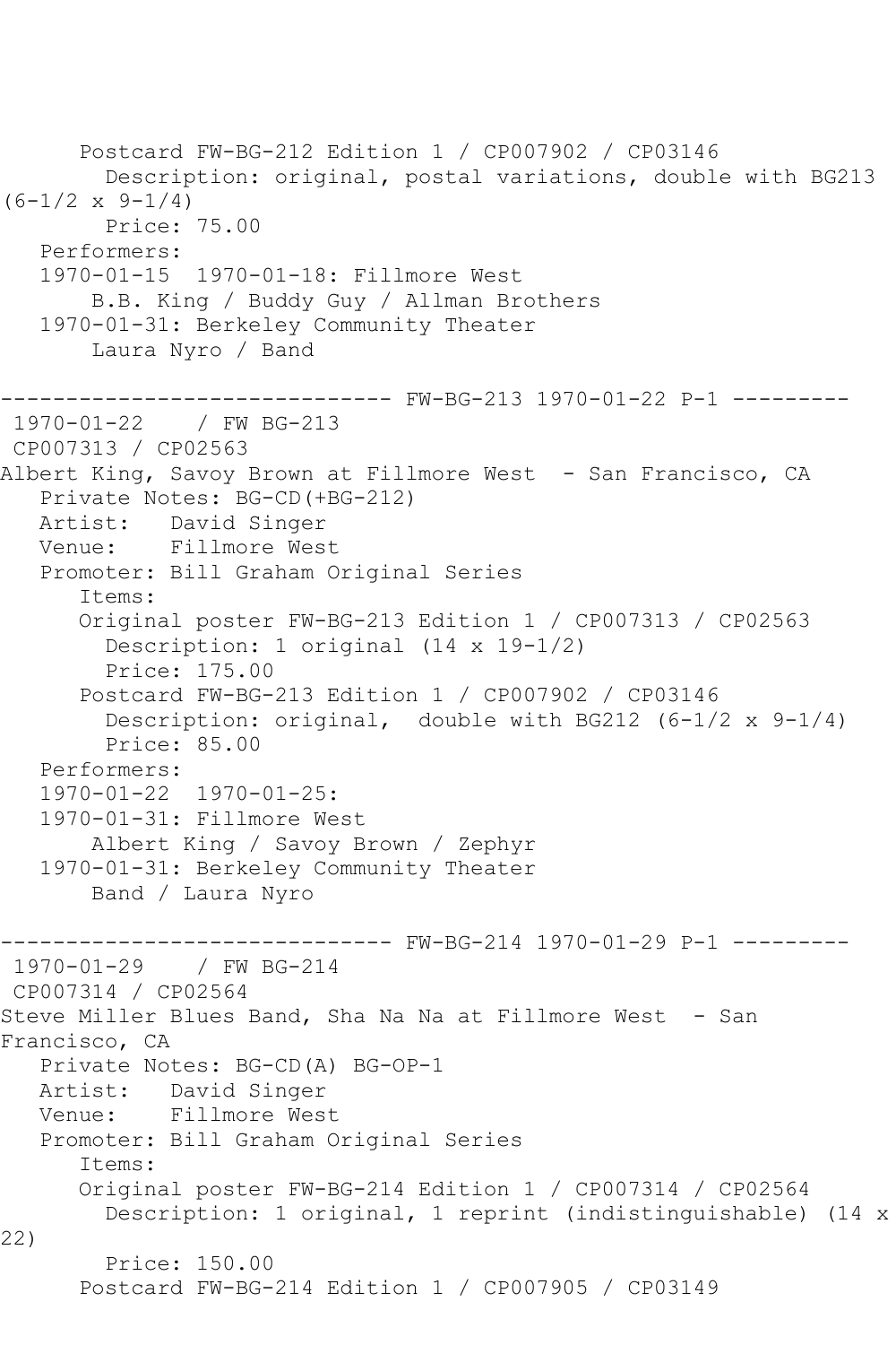Postcard FW-BG-212 Edition 1 / CP007902 / CP03146
Description: original, postal variations, double with BG213 (6-1/2 x 9-1/4)
Price: 75.00
Performers:
1970-01-15  1970-01-18: Fillmore West
B.B. King / Buddy Guy / Allman Brothers
1970-01-31: Berkeley Community Theater
Laura Nyro / Band

------------------------------ FW-BG-213 1970-01-22 P-1 ---------

1970-01-22    / FW BG-213
CP007313 / CP02563
Albert King, Savoy Brown at Fillmore West  - San Francisco, CA
Private Notes: BG-CD(+BG-212)
Artist:   David Singer
Venue:    Fillmore West
Promoter: Bill Graham Original Series
Items:
Original poster FW-BG-213 Edition 1 / CP007313 / CP02563
Description: 1 original (14 x 19-1/2)
Price: 175.00
Postcard FW-BG-213 Edition 1 / CP007902 / CP03146
Description: original,  double with BG212 (6-1/2 x 9-1/4)
Price: 85.00
Performers:
1970-01-22  1970-01-25:
1970-01-31: Fillmore West
Albert King / Savoy Brown / Zephyr
1970-01-31: Berkeley Community Theater
Band / Laura Nyro

------------------------------ FW-BG-214 1970-01-29 P-1 ---------

1970-01-29    / FW BG-214
CP007314 / CP02564
Steve Miller Blues Band, Sha Na Na at Fillmore West  - San Francisco, CA
Private Notes: BG-CD(A) BG-OP-1
Artist:   David Singer
Venue:    Fillmore West
Promoter: Bill Graham Original Series
Items:
Original poster FW-BG-214 Edition 1 / CP007314 / CP02564
Description: 1 original, 1 reprint (indistinguishable) (14 x 22)
Price: 150.00
Postcard FW-BG-214 Edition 1 / CP007905 / CP03149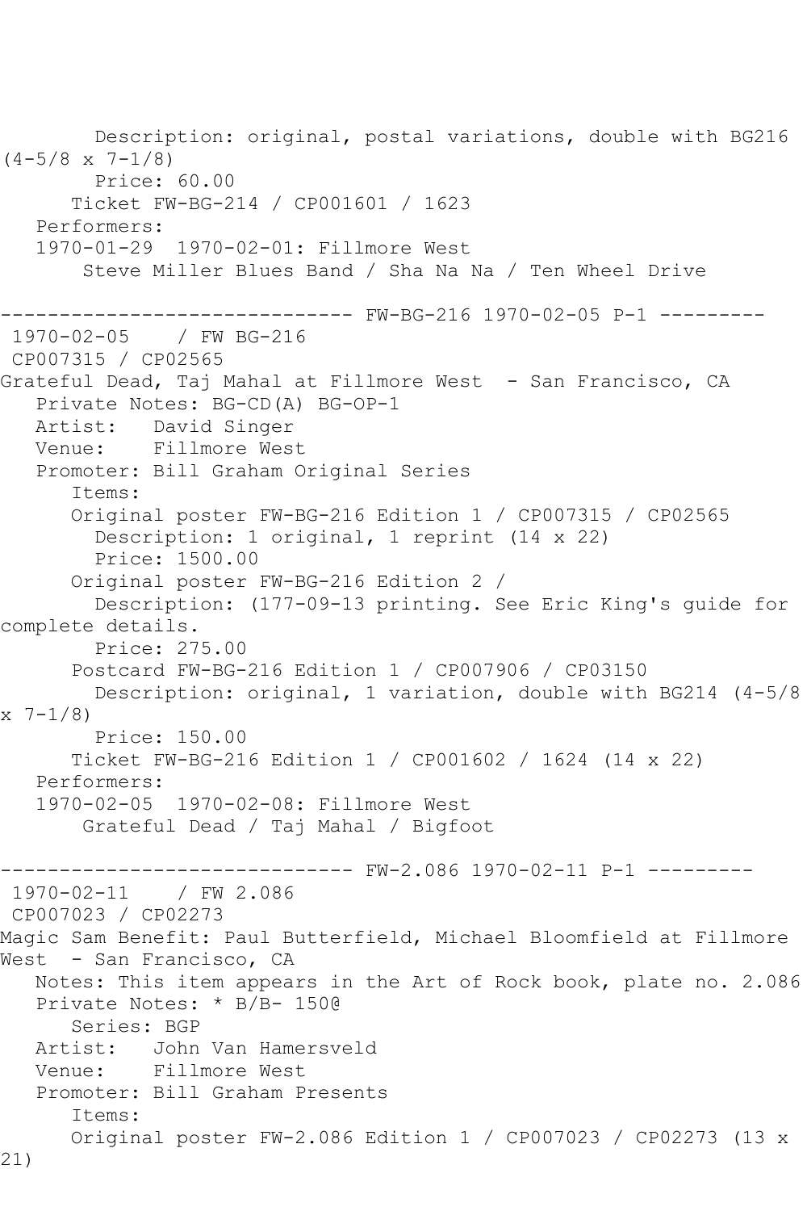Description: original, postal variations, double with BG216 (4-5/8 x 7-1/8)
Price: 60.00
Ticket FW-BG-214 / CP001601 / 1623
Performers:
1970-01-29  1970-02-01: Fillmore West
Steve Miller Blues Band / Sha Na Na / Ten Wheel Drive

------------------------------ FW-BG-216 1970-02-05 P-1 ---------

1970-02-05    / FW BG-216
CP007315 / CP02565
Grateful Dead, Taj Mahal at Fillmore West  - San Francisco, CA
Private Notes: BG-CD(A) BG-OP-1
Artist:   David Singer
Venue:    Fillmore West
Promoter: Bill Graham Original Series
Items:
Original poster FW-BG-216 Edition 1 / CP007315 / CP02565
Description: 1 original, 1 reprint (14 x 22)
Price: 1500.00
Original poster FW-BG-216 Edition 2 /
Description: (177-09-13 printing. See Eric King's guide for complete details.
Price: 275.00
Postcard FW-BG-216 Edition 1 / CP007906 / CP03150
Description: original, 1 variation, double with BG214 (4-5/8 x 7-1/8)
Price: 150.00
Ticket FW-BG-216 Edition 1 / CP001602 / 1624 (14 x 22)
Performers:
1970-02-05  1970-02-08: Fillmore West
Grateful Dead / Taj Mahal / Bigfoot

------------------------------ FW-2.086 1970-02-11 P-1 ---------

1970-02-11    / FW 2.086
CP007023 / CP02273
Magic Sam Benefit: Paul Butterfield, Michael Bloomfield at Fillmore West  - San Francisco, CA
Notes: This item appears in the Art of Rock book, plate no. 2.086
Private Notes: * B/B- 150@
Series: BGP
Artist:   John Van Hamersveld
Venue:    Fillmore West
Promoter: Bill Graham Presents
Items:
Original poster FW-2.086 Edition 1 / CP007023 / CP02273 (13 x 21)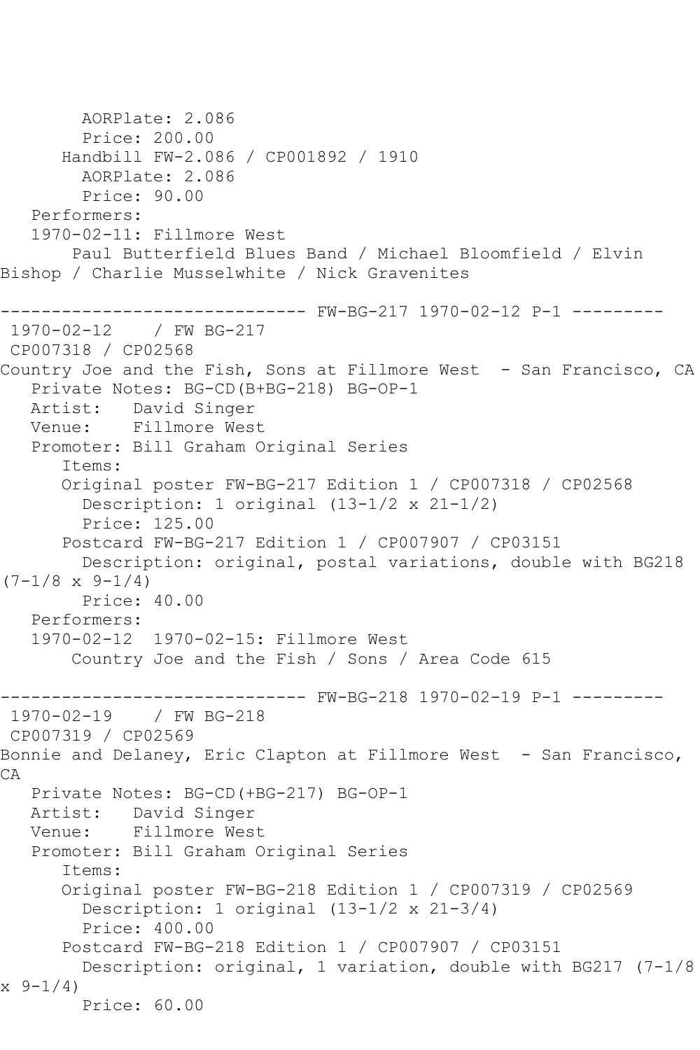AORPlate: 2.086
Price: 200.00
Handbill FW-2.086 / CP001892 / 1910
AORPlate: 2.086
Price: 90.00
Performers:
1970-02-11: Fillmore West
Paul Butterfield Blues Band / Michael Bloomfield / Elvin Bishop / Charlie Musselwhite / Nick Gravenites

------------------------------ FW-BG-217 1970-02-12 P-1 ---------

1970-02-12 / FW BG-217
CP007318 / CP02568
Country Joe and the Fish, Sons at Fillmore West - San Francisco, CA
Private Notes: BG-CD(B+BG-218) BG-OP-1
Artist: David Singer
Venue: Fillmore West
Promoter: Bill Graham Original Series
Items:
Original poster FW-BG-217 Edition 1 / CP007318 / CP02568
Description: 1 original (13-1/2 x 21-1/2)
Price: 125.00
Postcard FW-BG-217 Edition 1 / CP007907 / CP03151
Description: original, postal variations, double with BG218 (7-1/8 x 9-1/4)
Price: 40.00
Performers:
1970-02-12 1970-02-15: Fillmore West
Country Joe and the Fish / Sons / Area Code 615

------------------------------ FW-BG-218 1970-02-19 P-1 ---------

1970-02-19 / FW BG-218
CP007319 / CP02569
Bonnie and Delaney, Eric Clapton at Fillmore West - San Francisco, CA
Private Notes: BG-CD(+BG-217) BG-OP-1
Artist: David Singer
Venue: Fillmore West
Promoter: Bill Graham Original Series
Items:
Original poster FW-BG-218 Edition 1 / CP007319 / CP02569
Description: 1 original (13-1/2 x 21-3/4)
Price: 400.00
Postcard FW-BG-218 Edition 1 / CP007907 / CP03151
Description: original, 1 variation, double with BG217 (7-1/8 x 9-1/4)
Price: 60.00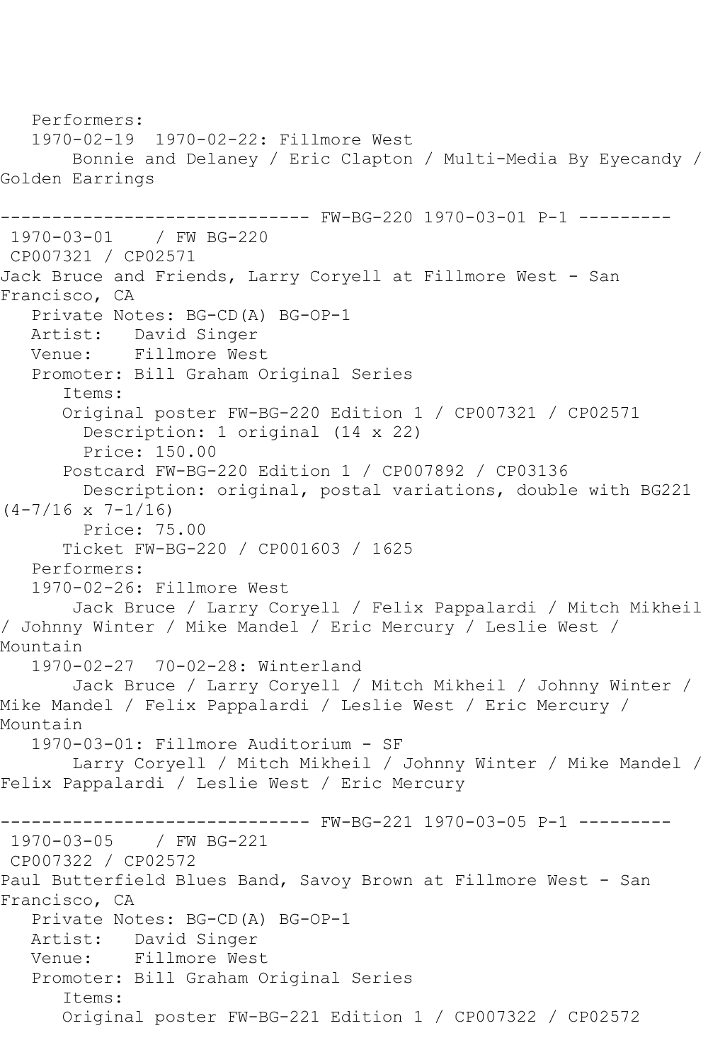Performers:
1970-02-19  1970-02-22: Fillmore West
Bonnie and Delaney / Eric Clapton / Multi-Media By Eyecandy / Golden Earrings

------------------------------ FW-BG-220 1970-03-01 P-1 ---------

1970-03-01    / FW BG-220
CP007321 / CP02571
Jack Bruce and Friends, Larry Coryell at Fillmore West - San Francisco, CA
Private Notes: BG-CD(A) BG-OP-1
Artist:   David Singer
Venue:    Fillmore West
Promoter: Bill Graham Original Series
Items:
Original poster FW-BG-220 Edition 1 / CP007321 / CP02571
Description: 1 original (14 x 22)
Price: 150.00
Postcard FW-BG-220 Edition 1 / CP007892 / CP03136
Description: original, postal variations, double with BG221 (4-7/16 x 7-1/16)
Price: 75.00
Ticket FW-BG-220 / CP001603 / 1625
Performers:
1970-02-26: Fillmore West
Jack Bruce / Larry Coryell / Felix Pappalardi / Mitch Mikheil / Johnny Winter / Mike Mandel / Eric Mercury / Leslie West / Mountain
1970-02-27  70-02-28: Winterland
Jack Bruce / Larry Coryell / Mitch Mikheil / Johnny Winter / Mike Mandel / Felix Pappalardi / Leslie West / Eric Mercury / Mountain
1970-03-01: Fillmore Auditorium - SF
Larry Coryell / Mitch Mikheil / Johnny Winter / Mike Mandel / Felix Pappalardi / Leslie West / Eric Mercury

------------------------------ FW-BG-221 1970-03-05 P-1 ---------

1970-03-05    / FW BG-221
CP007322 / CP02572
Paul Butterfield Blues Band, Savoy Brown at Fillmore West - San Francisco, CA
Private Notes: BG-CD(A) BG-OP-1
Artist:   David Singer
Venue:    Fillmore West
Promoter: Bill Graham Original Series
Items:
Original poster FW-BG-221 Edition 1 / CP007322 / CP02572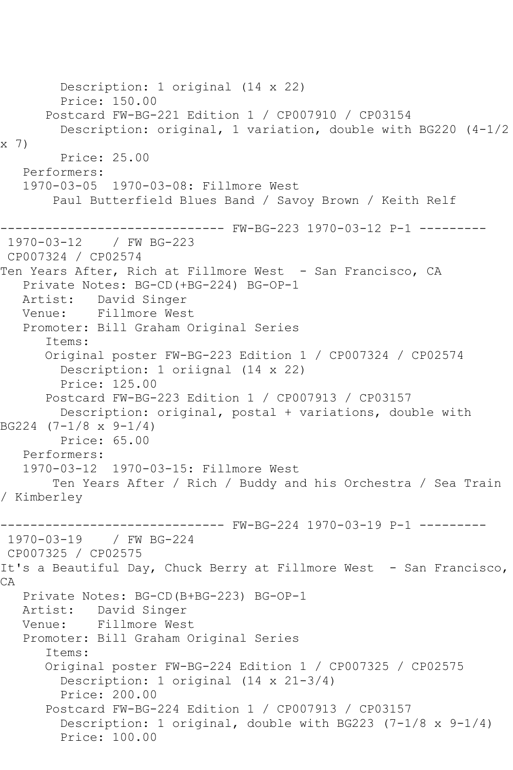```
        Description: 1 original (14 x 22)
        Price: 150.00
      Postcard FW-BG-221 Edition 1 / CP007910 / CP03154
        Description: original, 1 variation, double with BG220 (4-1/2 
x 7)
        Price: 25.00
   Performers:
   1970-03-05  1970-03-08: Fillmore West
       Paul Butterfield Blues Band / Savoy Brown / Keith Relf

------------------------------ FW-BG-223 1970-03-12 P-1 ---------
 1970-03-12    / FW BG-223
 CP007324 / CP02574
Ten Years After, Rich at Fillmore West  - San Francisco, CA
   Private Notes: BG-CD(+BG-224) BG-OP-1
   Artist:   David Singer
   Venue:    Fillmore West
   Promoter: Bill Graham Original Series
      Items:
      Original poster FW-BG-223 Edition 1 / CP007324 / CP02574
        Description: 1 oriignal (14 x 22)
        Price: 125.00
      Postcard FW-BG-223 Edition 1 / CP007913 / CP03157
        Description: original, postal + variations, double with 
BG224 (7-1/8 x 9-1/4)
        Price: 65.00
   Performers:
   1970-03-12  1970-03-15: Fillmore West
       Ten Years After / Rich / Buddy and his Orchestra / Sea Train 
/ Kimberley

------------------------------ FW-BG-224 1970-03-19 P-1 ---------
 1970-03-19    / FW BG-224
 CP007325 / CP02575
It's a Beautiful Day, Chuck Berry at Fillmore West  - San Francisco, 
CA
   Private Notes: BG-CD(B+BG-223) BG-OP-1
   Artist:   David Singer
   Venue:    Fillmore West
   Promoter: Bill Graham Original Series
      Items:
      Original poster FW-BG-224 Edition 1 / CP007325 / CP02575
        Description: 1 original (14 x 21-3/4)
        Price: 200.00
      Postcard FW-BG-224 Edition 1 / CP007913 / CP03157
        Description: 1 original, double with BG223 (7-1/8 x 9-1/4)
        Price: 100.00
```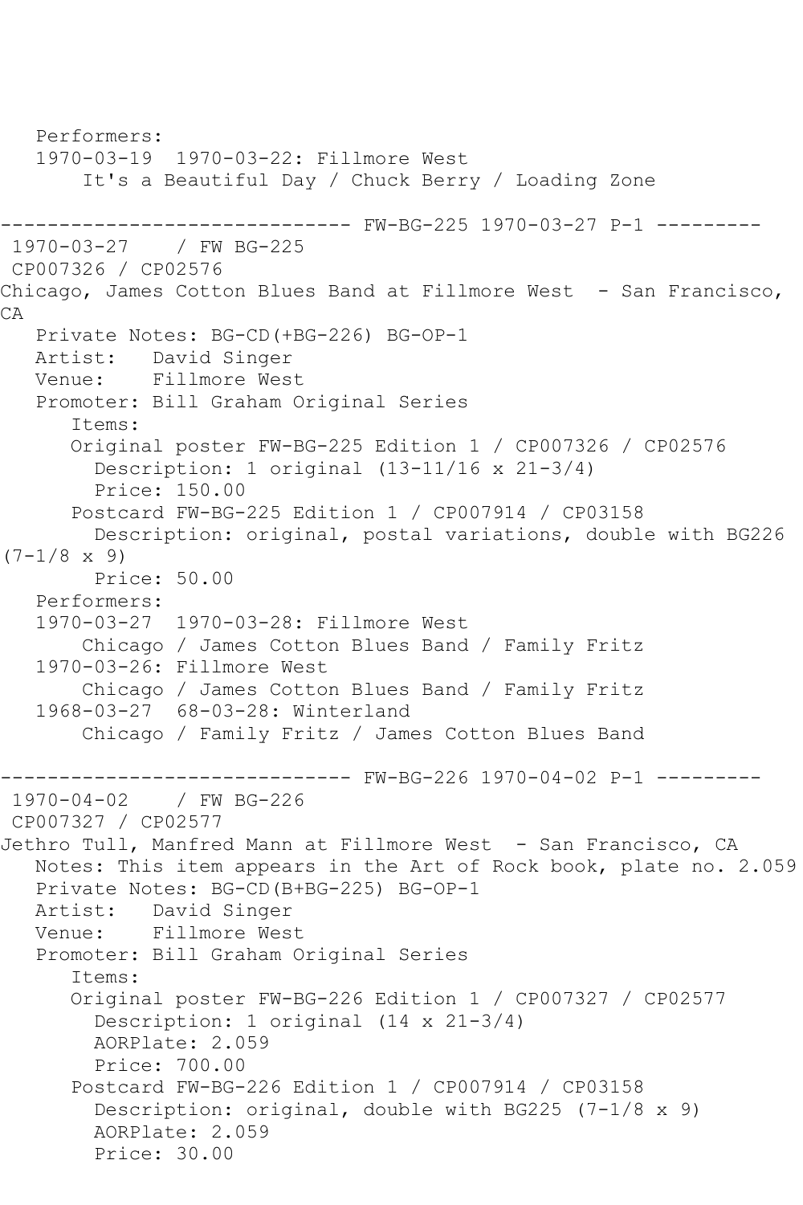Performers:
   1970-03-19  1970-03-22: Fillmore West
       It's a Beautiful Day / Chuck Berry / Loading Zone

------------------------------ FW-BG-225 1970-03-27 P-1 ---------

1970-03-27    / FW BG-225
CP007326 / CP02576
Chicago, James Cotton Blues Band at Fillmore West  - San Francisco, CA

   Private Notes: BG-CD(+BG-226) BG-OP-1
   Artist:   David Singer
   Venue:    Fillmore West
   Promoter: Bill Graham Original Series
      Items:
      Original poster FW-BG-225 Edition 1 / CP007326 / CP02576
        Description: 1 original (13-11/16 x 21-3/4)
        Price: 150.00
      Postcard FW-BG-225 Edition 1 / CP007914 / CP03158
        Description: original, postal variations, double with BG226 (7-1/8 x 9)
        Price: 50.00
   Performers:
   1970-03-27  1970-03-28: Fillmore West
       Chicago / James Cotton Blues Band / Family Fritz
   1970-03-26: Fillmore West
       Chicago / James Cotton Blues Band / Family Fritz
   1968-03-27  68-03-28: Winterland
       Chicago / Family Fritz / James Cotton Blues Band

------------------------------ FW-BG-226 1970-04-02 P-1 ---------

1970-04-02    / FW BG-226
CP007327 / CP02577
Jethro Tull, Manfred Mann at Fillmore West  - San Francisco, CA

   Notes: This item appears in the Art of Rock book, plate no. 2.059
   Private Notes: BG-CD(B+BG-225) BG-OP-1
   Artist:   David Singer
   Venue:    Fillmore West
   Promoter: Bill Graham Original Series
      Items:
      Original poster FW-BG-226 Edition 1 / CP007327 / CP02577
        Description: 1 original (14 x 21-3/4)
        AORPlate: 2.059
        Price: 700.00
      Postcard FW-BG-226 Edition 1 / CP007914 / CP03158
        Description: original, double with BG225 (7-1/8 x 9)
        AORPlate: 2.059
        Price: 30.00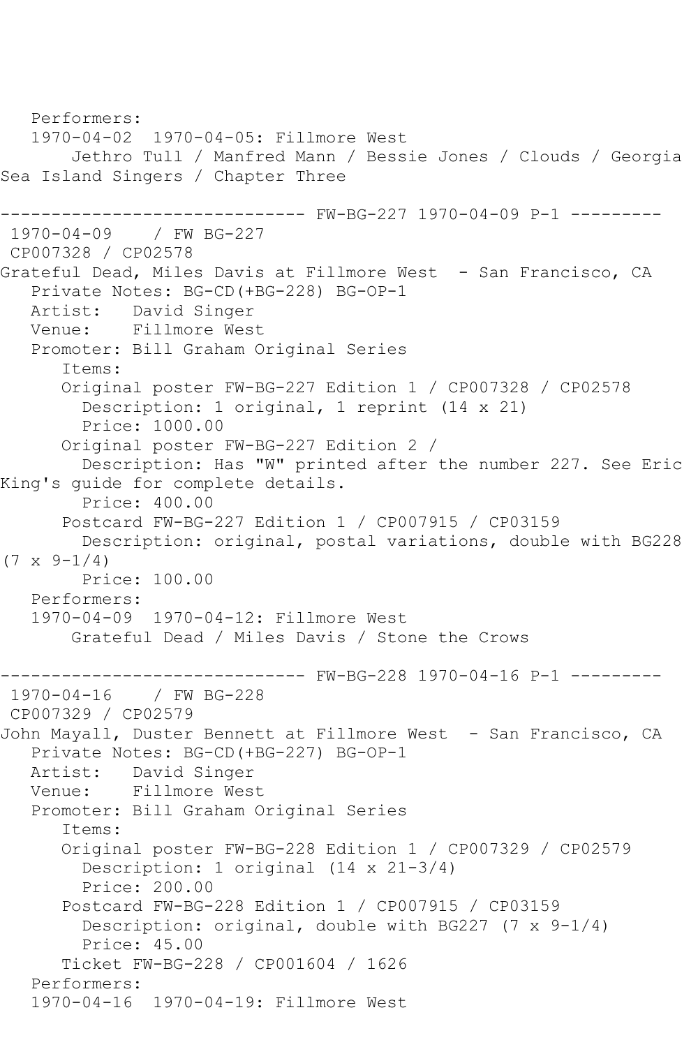Performers:
   1970-04-02  1970-04-05: Fillmore West
       Jethro Tull / Manfred Mann / Bessie Jones / Clouds / Georgia Sea Island Singers / Chapter Three

------------------------------ FW-BG-227 1970-04-09 P-1 ---------

1970-04-09    / FW BG-227
CP007328 / CP02578
Grateful Dead, Miles Davis at Fillmore West  - San Francisco, CA
   Private Notes: BG-CD(+BG-228) BG-OP-1
   Artist:   David Singer
   Venue:    Fillmore West
   Promoter: Bill Graham Original Series
      Items:
      Original poster FW-BG-227 Edition 1 / CP007328 / CP02578
        Description: 1 original, 1 reprint (14 x 21)
        Price: 1000.00
      Original poster FW-BG-227 Edition 2 /
        Description: Has "W" printed after the number 227. See Eric King's guide for complete details.
        Price: 400.00
      Postcard FW-BG-227 Edition 1 / CP007915 / CP03159
        Description: original, postal variations, double with BG228 (7 x 9-1/4)
        Price: 100.00
   Performers:
   1970-04-09  1970-04-12: Fillmore West
       Grateful Dead / Miles Davis / Stone the Crows

------------------------------ FW-BG-228 1970-04-16 P-1 ---------

1970-04-16    / FW BG-228
CP007329 / CP02579
John Mayall, Duster Bennett at Fillmore West  - San Francisco, CA
   Private Notes: BG-CD(+BG-227) BG-OP-1
   Artist:   David Singer
   Venue:    Fillmore West
   Promoter: Bill Graham Original Series
      Items:
      Original poster FW-BG-228 Edition 1 / CP007329 / CP02579
        Description: 1 original (14 x 21-3/4)
        Price: 200.00
      Postcard FW-BG-228 Edition 1 / CP007915 / CP03159
        Description: original, double with BG227 (7 x 9-1/4)
        Price: 45.00
      Ticket FW-BG-228 / CP001604 / 1626
   Performers:
   1970-04-16  1970-04-19: Fillmore West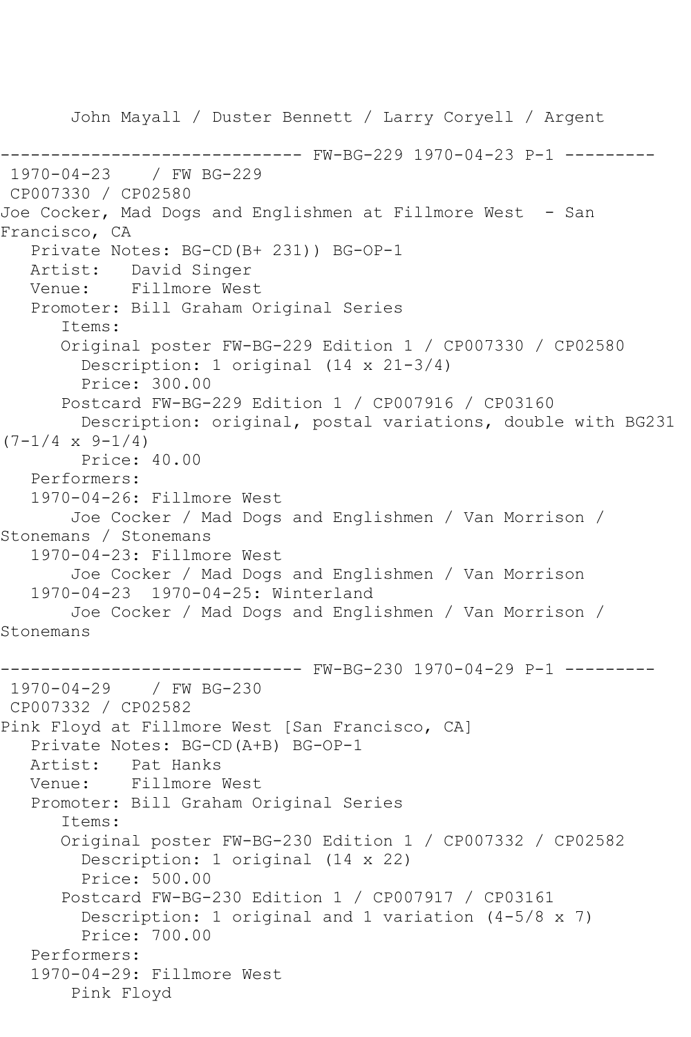John Mayall / Duster Bennett / Larry Coryell / Argent

------------------------------ FW-BG-229 1970-04-23 P-1 ---------

1970-04-23    / FW BG-229
CP007330 / CP02580
Joe Cocker, Mad Dogs and Englishmen at Fillmore West  - San Francisco, CA
   Private Notes: BG-CD(B+ 231)) BG-OP-1
   Artist:   David Singer
   Venue:    Fillmore West
   Promoter: Bill Graham Original Series
      Items:
      Original poster FW-BG-229 Edition 1 / CP007330 / CP02580
        Description: 1 original (14 x 21-3/4)
        Price: 300.00
      Postcard FW-BG-229 Edition 1 / CP007916 / CP03160
        Description: original, postal variations, double with BG231 (7-1/4 x 9-1/4)
        Price: 40.00
   Performers:
   1970-04-26: Fillmore West
       Joe Cocker / Mad Dogs and Englishmen / Van Morrison / Stonemans / Stonemans
   1970-04-23: Fillmore West
       Joe Cocker / Mad Dogs and Englishmen / Van Morrison
   1970-04-23  1970-04-25: Winterland
       Joe Cocker / Mad Dogs and Englishmen / Van Morrison / Stonemans

------------------------------ FW-BG-230 1970-04-29 P-1 ---------

1970-04-29    / FW BG-230
CP007332 / CP02582
Pink Floyd at Fillmore West [San Francisco, CA]
   Private Notes: BG-CD(A+B) BG-OP-1
   Artist:   Pat Hanks
   Venue:    Fillmore West
   Promoter: Bill Graham Original Series
      Items:
      Original poster FW-BG-230 Edition 1 / CP007332 / CP02582
        Description: 1 original (14 x 22)
        Price: 500.00
      Postcard FW-BG-230 Edition 1 / CP007917 / CP03161
        Description: 1 original and 1 variation (4-5/8 x 7)
        Price: 700.00
   Performers:
   1970-04-29: Fillmore West
       Pink Floyd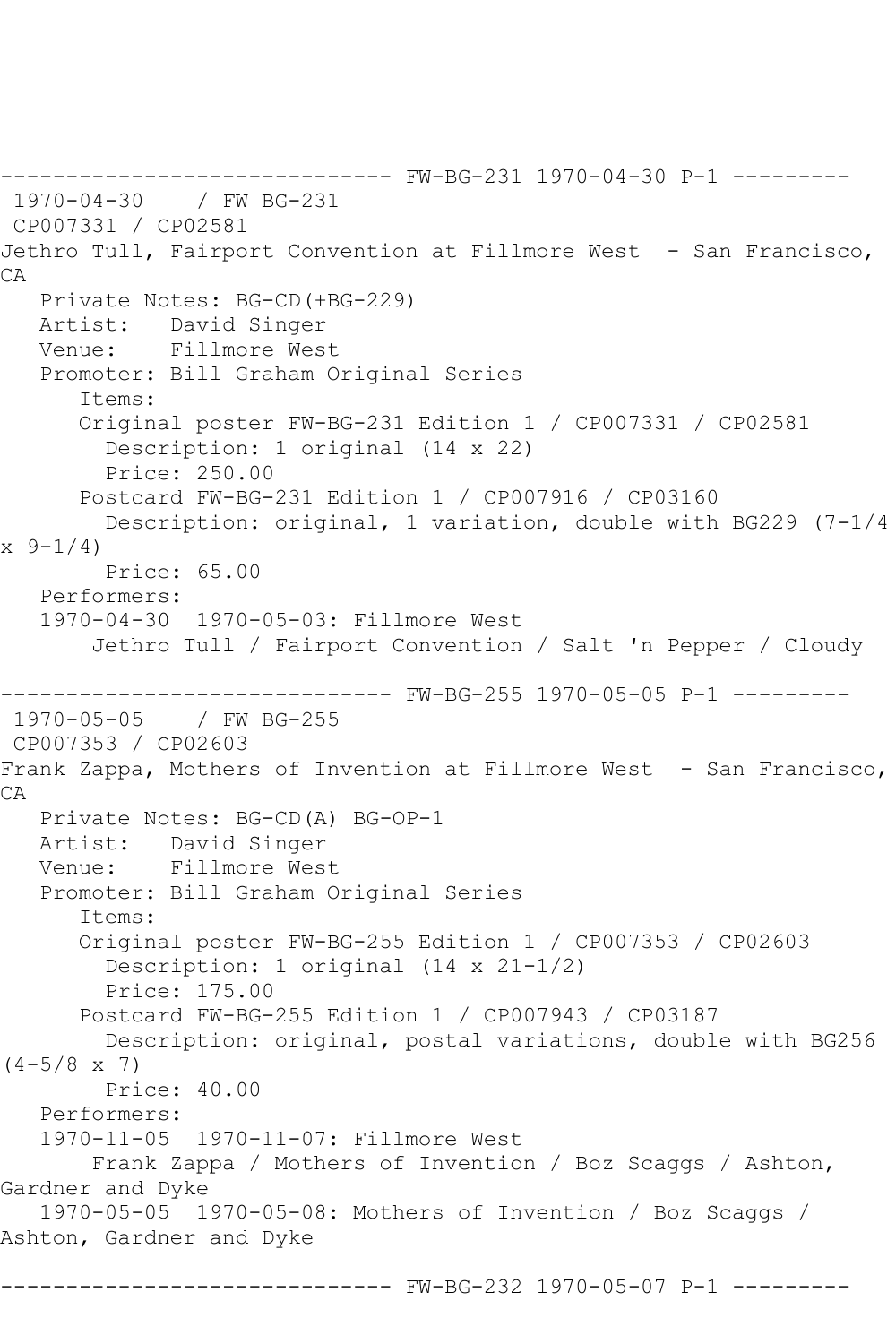------------------------------ FW-BG-231 1970-04-30 P-1 ---------

1970-04-30 / FW BG-231
CP007331 / CP02581
Jethro Tull, Fairport Convention at Fillmore West - San Francisco, CA

Private Notes: BG-CD(+BG-229)
Artist: David Singer
Venue: Fillmore West
Promoter: Bill Graham Original Series
Items:
Original poster FW-BG-231 Edition 1 / CP007331 / CP02581
Description: 1 original (14 x 22)
Price: 250.00
Postcard FW-BG-231 Edition 1 / CP007916 / CP03160
Description: original, 1 variation, double with BG229 (7-1/4 x 9-1/4)
Price: 65.00
Performers:
1970-04-30 1970-05-03: Fillmore West
Jethro Tull / Fairport Convention / Salt 'n Pepper / Cloudy

------------------------------ FW-BG-255 1970-05-05 P-1 ---------

1970-05-05 / FW BG-255
CP007353 / CP02603
Frank Zappa, Mothers of Invention at Fillmore West - San Francisco, CA

Private Notes: BG-CD(A) BG-OP-1
Artist: David Singer
Venue: Fillmore West
Promoter: Bill Graham Original Series
Items:
Original poster FW-BG-255 Edition 1 / CP007353 / CP02603
Description: 1 original (14 x 21-1/2)
Price: 175.00
Postcard FW-BG-255 Edition 1 / CP007943 / CP03187
Description: original, postal variations, double with BG256 (4-5/8 x 7)
Price: 40.00
Performers:
1970-11-05 1970-11-07: Fillmore West
Frank Zappa / Mothers of Invention / Boz Scaggs / Ashton, Gardner and Dyke
1970-05-05 1970-05-08: Mothers of Invention / Boz Scaggs / Ashton, Gardner and Dyke

------------------------------ FW-BG-232 1970-05-07 P-1 ---------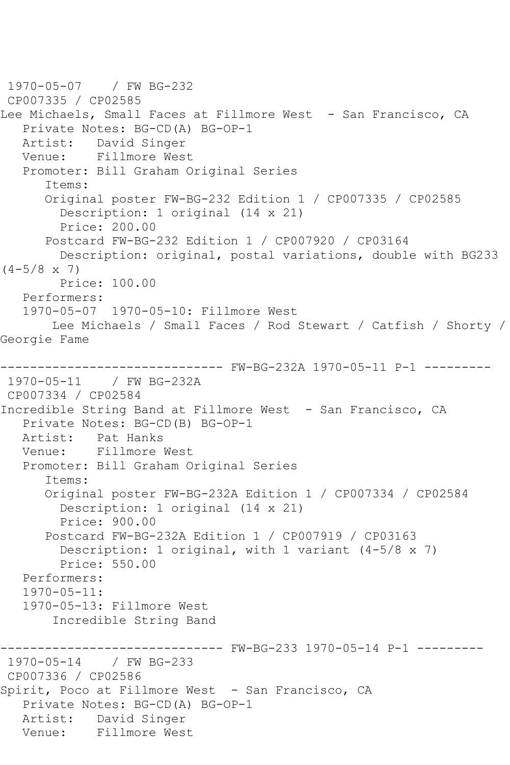1970-05-07 / FW BG-232
CP007335 / CP02585
Lee Michaels, Small Faces at Fillmore West - San Francisco, CA
   Private Notes: BG-CD(A) BG-OP-1
   Artist: David Singer
   Venue: Fillmore West
   Promoter: Bill Graham Original Series
      Items:
      Original poster FW-BG-232 Edition 1 / CP007335 / CP02585
        Description: 1 original (14 x 21)
        Price: 200.00
      Postcard FW-BG-232 Edition 1 / CP007920 / CP03164
        Description: original, postal variations, double with BG233 (4-5/8 x 7)
        Price: 100.00
   Performers:
   1970-05-07 1970-05-10: Fillmore West
       Lee Michaels / Small Faces / Rod Stewart / Catfish / Shorty / Georgie Fame

------------------------------ FW-BG-232A 1970-05-11 P-1 ---------

1970-05-11 / FW BG-232A
CP007334 / CP02584
Incredible String Band at Fillmore West - San Francisco, CA
   Private Notes: BG-CD(B) BG-OP-1
   Artist: Pat Hanks
   Venue: Fillmore West
   Promoter: Bill Graham Original Series
      Items:
      Original poster FW-BG-232A Edition 1 / CP007334 / CP02584
        Description: 1 original (14 x 21)
        Price: 900.00
      Postcard FW-BG-232A Edition 1 / CP007919 / CP03163
        Description: 1 original, with 1 variant (4-5/8 x 7)
        Price: 550.00
   Performers:
   1970-05-11:
   1970-05-13: Fillmore West
       Incredible String Band

------------------------------ FW-BG-233 1970-05-14 P-1 ---------

1970-05-14 / FW BG-233
CP007336 / CP02586
Spirit, Poco at Fillmore West - San Francisco, CA
   Private Notes: BG-CD(A) BG-OP-1
   Artist: David Singer
   Venue: Fillmore West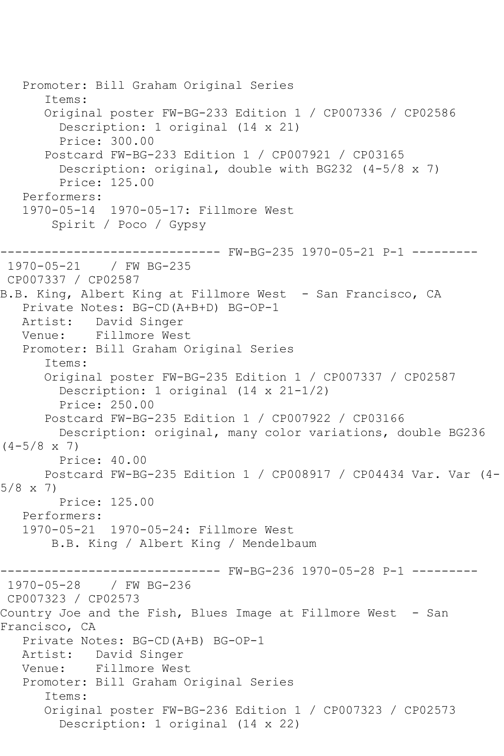```
   Promoter: Bill Graham Original Series
      Items:
      Original poster FW-BG-233 Edition 1 / CP007336 / CP02586
        Description: 1 original (14 x 21)
        Price: 300.00
      Postcard FW-BG-233 Edition 1 / CP007921 / CP03165
        Description: original, double with BG232 (4-5/8 x 7)
        Price: 125.00
   Performers:
   1970-05-14  1970-05-17: Fillmore West
       Spirit / Poco / Gypsy

------------------------------ FW-BG-235 1970-05-21 P-1 ---------
 1970-05-21    / FW BG-235
 CP007337 / CP02587
B.B. King, Albert King at Fillmore West  - San Francisco, CA
   Private Notes: BG-CD(A+B+D) BG-OP-1
   Artist:   David Singer
   Venue:    Fillmore West
   Promoter: Bill Graham Original Series
      Items:
      Original poster FW-BG-235 Edition 1 / CP007337 / CP02587
        Description: 1 original (14 x 21-1/2)
        Price: 250.00
      Postcard FW-BG-235 Edition 1 / CP007922 / CP03166
        Description: original, many color variations, double BG236
(4-5/8 x 7)
        Price: 40.00
      Postcard FW-BG-235 Edition 1 / CP008917 / CP04434 Var. Var (4-
5/8 x 7)
        Price: 125.00
   Performers:
   1970-05-21  1970-05-24: Fillmore West
       B.B. King / Albert King / Mendelbaum

------------------------------ FW-BG-236 1970-05-28 P-1 ---------
 1970-05-28    / FW BG-236
 CP007323 / CP02573
Country Joe and the Fish, Blues Image at Fillmore West  - San
Francisco, CA
   Private Notes: BG-CD(A+B) BG-OP-1
   Artist:   David Singer
   Venue:    Fillmore West
   Promoter: Bill Graham Original Series
      Items:
      Original poster FW-BG-236 Edition 1 / CP007323 / CP02573
        Description: 1 original (14 x 22)
```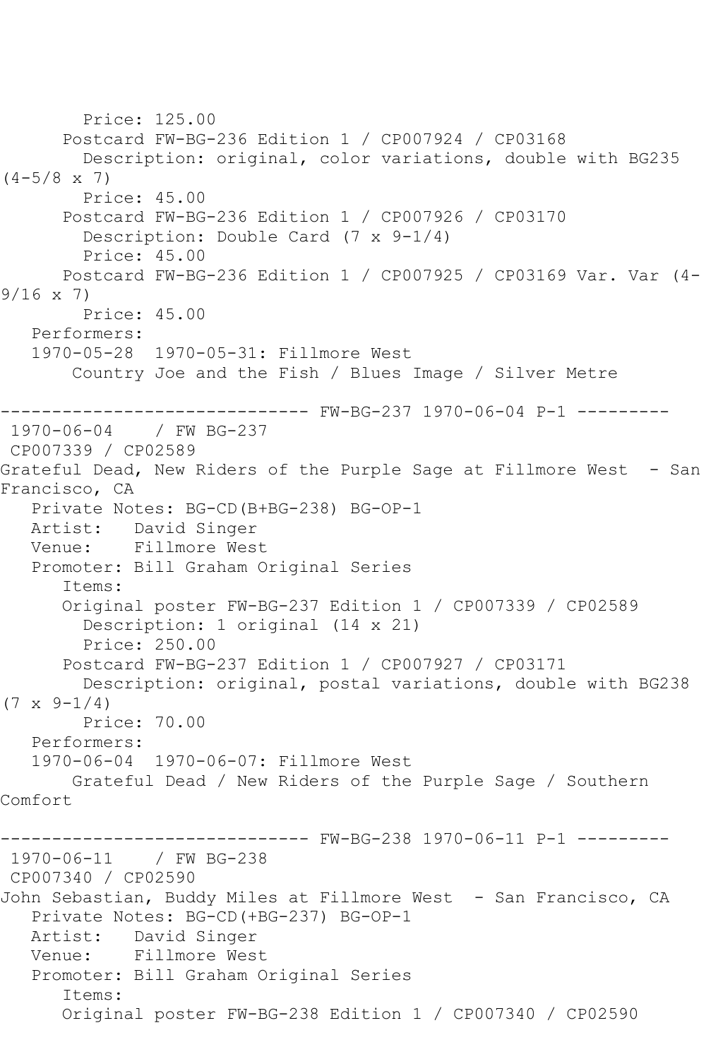Price: 125.00

Postcard FW-BG-236 Edition 1 / CP007924 / CP03168

Description: original, color variations, double with BG235 (4-5/8 x 7)

Price: 45.00

Postcard FW-BG-236 Edition 1 / CP007926 / CP03170

Description: Double Card (7 x 9-1/4)

Price: 45.00

Postcard FW-BG-236 Edition 1 / CP007925 / CP03169 Var. Var (4-9/16 x 7)

Price: 45.00

Performers:

1970-05-28 1970-05-31: Fillmore West

Country Joe and the Fish / Blues Image / Silver Metre

------------------------------ FW-BG-237 1970-06-04 P-1 ---------

1970-06-04 / FW BG-237

CP007339 / CP02589

Grateful Dead, New Riders of the Purple Sage at Fillmore West - San Francisco, CA

Private Notes: BG-CD(B+BG-238) BG-OP-1

Artist: David Singer

Venue: Fillmore West

Promoter: Bill Graham Original Series

Items:

Original poster FW-BG-237 Edition 1 / CP007339 / CP02589

Description: 1 original (14 x 21)

Price: 250.00

Postcard FW-BG-237 Edition 1 / CP007927 / CP03171

Description: original, postal variations, double with BG238 (7 x 9-1/4)

Price: 70.00

Performers:

1970-06-04 1970-06-07: Fillmore West

Grateful Dead / New Riders of the Purple Sage / Southern Comfort

------------------------------ FW-BG-238 1970-06-11 P-1 ---------

1970-06-11 / FW BG-238

CP007340 / CP02590

John Sebastian, Buddy Miles at Fillmore West - San Francisco, CA

Private Notes: BG-CD(+BG-237) BG-OP-1

Artist: David Singer

Venue: Fillmore West

Promoter: Bill Graham Original Series

Items:

Original poster FW-BG-238 Edition 1 / CP007340 / CP02590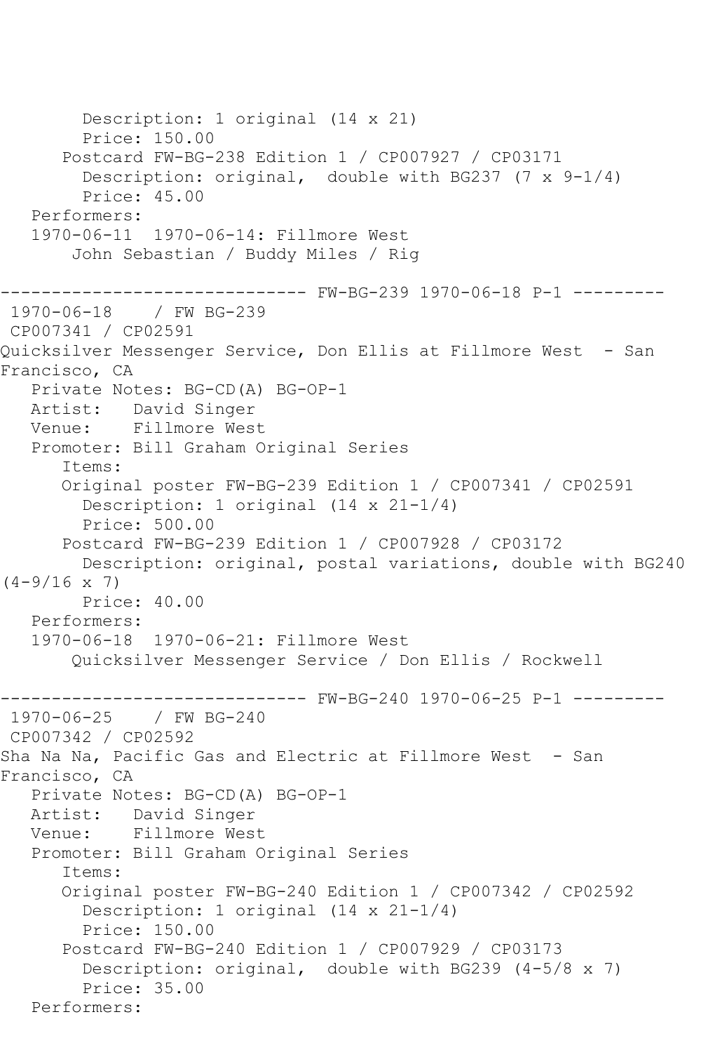Description: 1 original (14 x 21)
Price: 150.00
Postcard FW-BG-238 Edition 1 / CP007927 / CP03171
Description: original,  double with BG237 (7 x 9-1/4)
Price: 45.00
Performers:
1970-06-11  1970-06-14: Fillmore West
John Sebastian / Buddy Miles / Rig

------------------------------ FW-BG-239 1970-06-18 P-1 ---------

1970-06-18    / FW BG-239
CP007341 / CP02591
Quicksilver Messenger Service, Don Ellis at Fillmore West  - San Francisco, CA
Private Notes: BG-CD(A) BG-OP-1
Artist:   David Singer
Venue:    Fillmore West
Promoter: Bill Graham Original Series
Items:
Original poster FW-BG-239 Edition 1 / CP007341 / CP02591
Description: 1 original (14 x 21-1/4)
Price: 500.00
Postcard FW-BG-239 Edition 1 / CP007928 / CP03172
Description: original, postal variations, double with BG240 (4-9/16 x 7)
Price: 40.00
Performers:
1970-06-18  1970-06-21: Fillmore West
Quicksilver Messenger Service / Don Ellis / Rockwell

------------------------------ FW-BG-240 1970-06-25 P-1 ---------

1970-06-25    / FW BG-240
CP007342 / CP02592
Sha Na Na, Pacific Gas and Electric at Fillmore West  - San Francisco, CA
Private Notes: BG-CD(A) BG-OP-1
Artist:   David Singer
Venue:    Fillmore West
Promoter: Bill Graham Original Series
Items:
Original poster FW-BG-240 Edition 1 / CP007342 / CP02592
Description: 1 original (14 x 21-1/4)
Price: 150.00
Postcard FW-BG-240 Edition 1 / CP007929 / CP03173
Description: original,  double with BG239 (4-5/8 x 7)
Price: 35.00
Performers: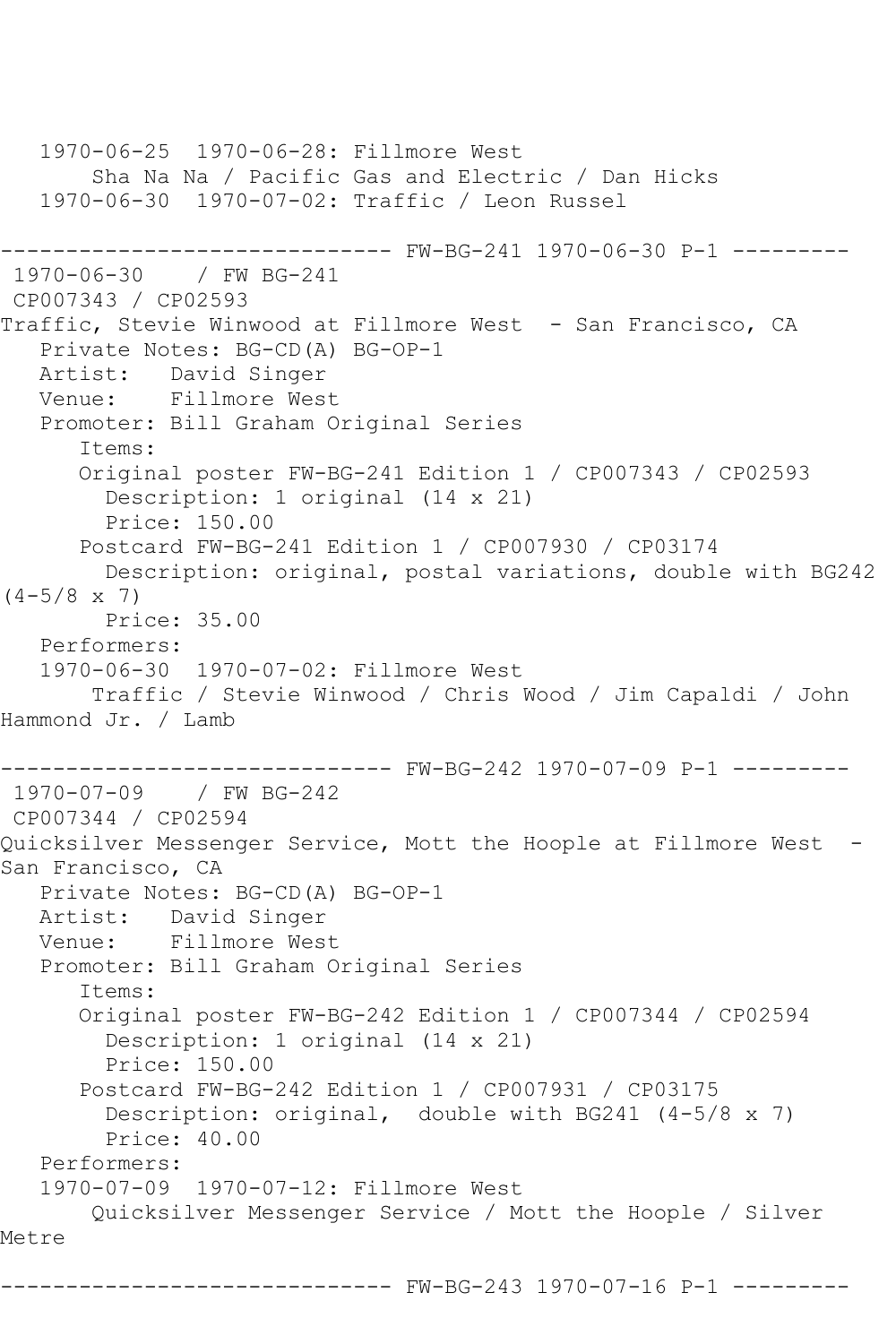1970-06-25  1970-06-28: Fillmore West
    Sha Na Na / Pacific Gas and Electric / Dan Hicks
1970-06-30  1970-07-02: Traffic / Leon Russel

------------------------------ FW-BG-241 1970-06-30 P-1 ---------

1970-06-30    / FW BG-241
CP007343 / CP02593
Traffic, Stevie Winwood at Fillmore West  - San Francisco, CA
   Private Notes: BG-CD(A) BG-OP-1
   Artist:   David Singer
   Venue:    Fillmore West
   Promoter: Bill Graham Original Series
      Items:
      Original poster FW-BG-241 Edition 1 / CP007343 / CP02593
        Description: 1 original (14 x 21)
        Price: 150.00
      Postcard FW-BG-241 Edition 1 / CP007930 / CP03174
        Description: original, postal variations, double with BG242 (4-5/8 x 7)
        Price: 35.00
   Performers:
   1970-06-30  1970-07-02: Fillmore West
       Traffic / Stevie Winwood / Chris Wood / Jim Capaldi / John Hammond Jr. / Lamb

------------------------------ FW-BG-242 1970-07-09 P-1 ---------

1970-07-09    / FW BG-242
CP007344 / CP02594
Quicksilver Messenger Service, Mott the Hoople at Fillmore West  - San Francisco, CA
   Private Notes: BG-CD(A) BG-OP-1
   Artist:   David Singer
   Venue:    Fillmore West
   Promoter: Bill Graham Original Series
      Items:
      Original poster FW-BG-242 Edition 1 / CP007344 / CP02594
        Description: 1 original (14 x 21)
        Price: 150.00
      Postcard FW-BG-242 Edition 1 / CP007931 / CP03175
        Description: original,  double with BG241 (4-5/8 x 7)
        Price: 40.00
   Performers:
   1970-07-09  1970-07-12: Fillmore West
       Quicksilver Messenger Service / Mott the Hoople / Silver Metre

------------------------------ FW-BG-243 1970-07-16 P-1 ---------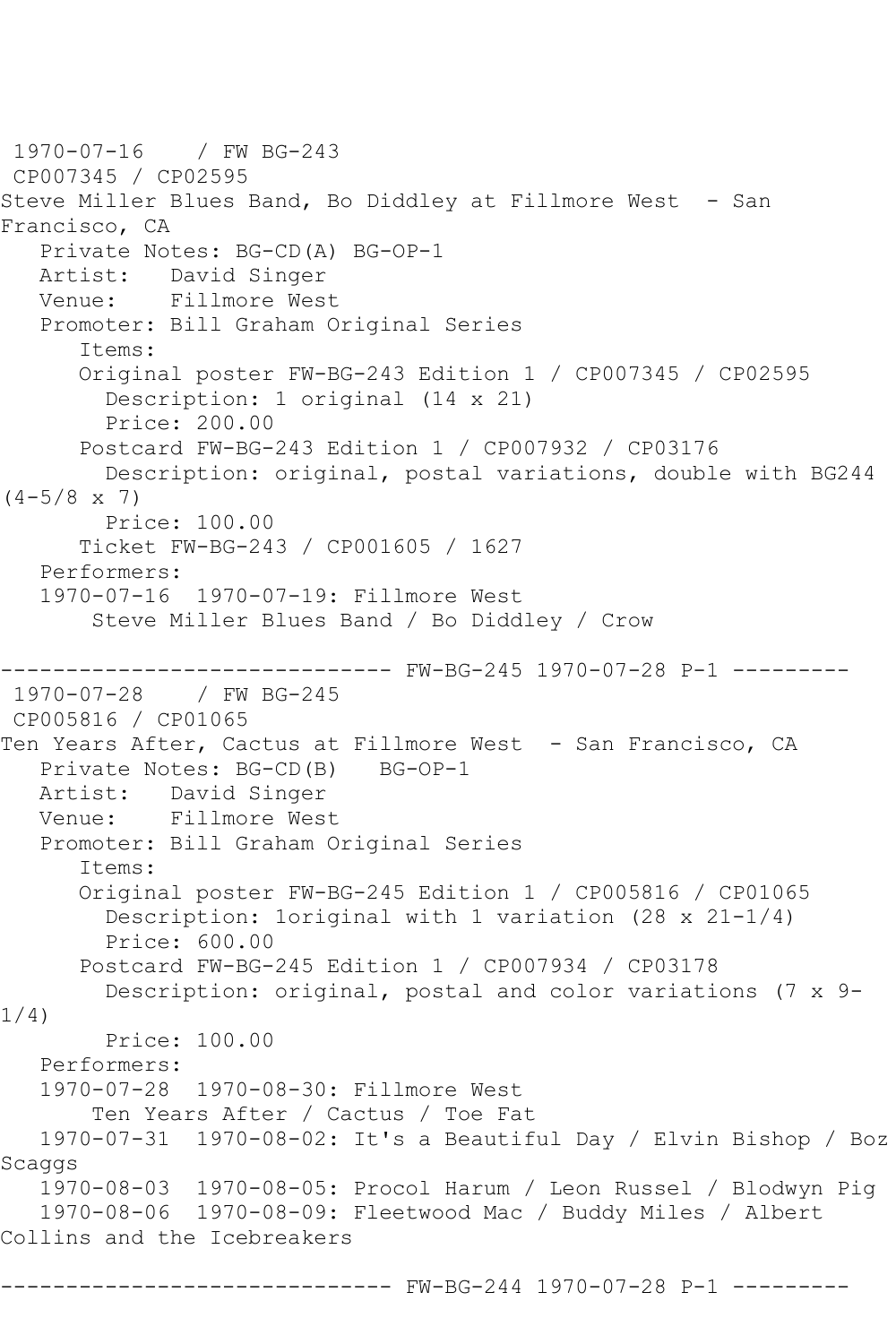1970-07-16 / FW BG-243
CP007345 / CP02595
Steve Miller Blues Band, Bo Diddley at Fillmore West - San Francisco, CA
Private Notes: BG-CD(A) BG-OP-1
Artist: David Singer
Venue: Fillmore West
Promoter: Bill Graham Original Series
Items:
Original poster FW-BG-243 Edition 1 / CP007345 / CP02595
Description: 1 original (14 x 21)
Price: 200.00
Postcard FW-BG-243 Edition 1 / CP007932 / CP03176
Description: original, postal variations, double with BG244 (4-5/8 x 7)
Price: 100.00
Ticket FW-BG-243 / CP001605 / 1627
Performers:
1970-07-16 1970-07-19: Fillmore West
Steve Miller Blues Band / Bo Diddley / Crow

------------------------------ FW-BG-245 1970-07-28 P-1 ---------

1970-07-28 / FW BG-245
CP005816 / CP01065
Ten Years After, Cactus at Fillmore West - San Francisco, CA
Private Notes: BG-CD(B) BG-OP-1
Artist: David Singer
Venue: Fillmore West
Promoter: Bill Graham Original Series
Items:
Original poster FW-BG-245 Edition 1 / CP005816 / CP01065
Description: 1original with 1 variation (28 x 21-1/4)
Price: 600.00
Postcard FW-BG-245 Edition 1 / CP007934 / CP03178
Description: original, postal and color variations (7 x 9-1/4)
Price: 100.00
Performers:
1970-07-28 1970-08-30: Fillmore West
Ten Years After / Cactus / Toe Fat
1970-07-31 1970-08-02: It's a Beautiful Day / Elvin Bishop / Boz Scaggs
1970-08-03 1970-08-05: Procol Harum / Leon Russel / Blodwyn Pig
1970-08-06 1970-08-09: Fleetwood Mac / Buddy Miles / Albert Collins and the Icebreakers

------------------------------ FW-BG-244 1970-07-28 P-1 ---------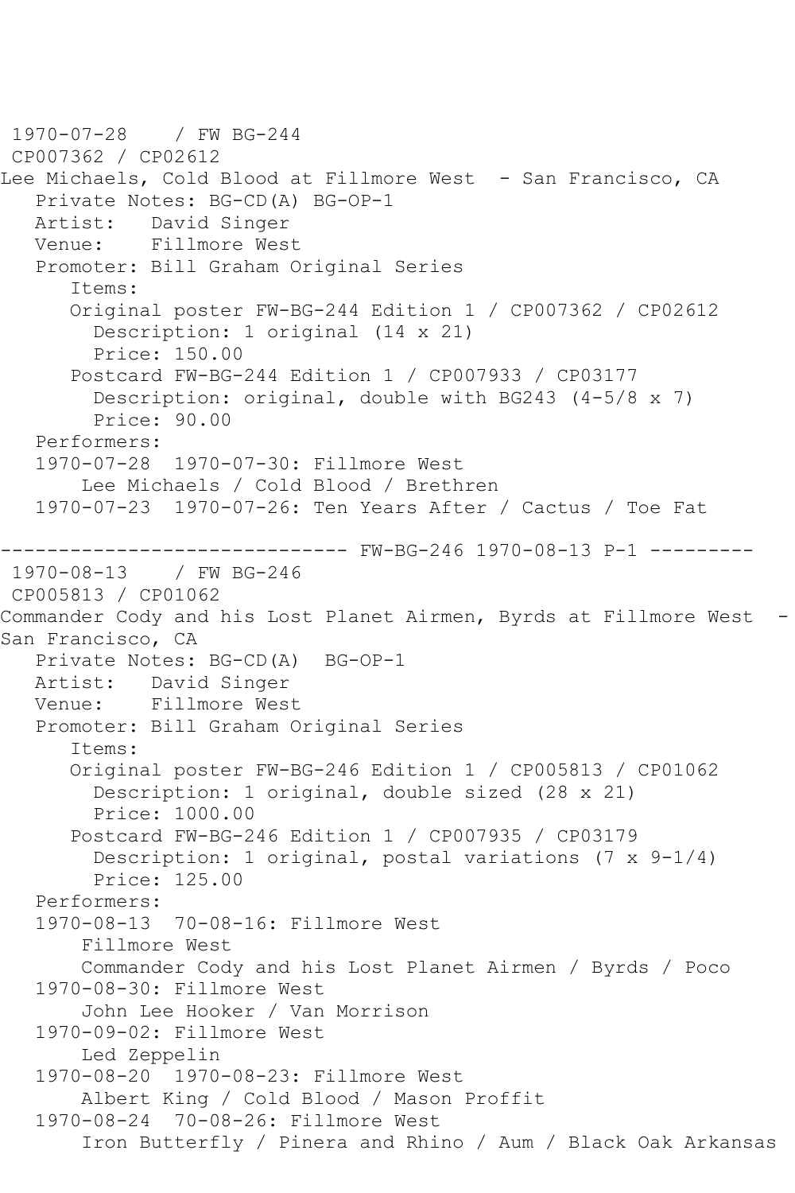1970-07-28    / FW BG-244
CP007362 / CP02612
Lee Michaels, Cold Blood at Fillmore West  - San Francisco, CA
   Private Notes: BG-CD(A) BG-OP-1
   Artist:   David Singer
   Venue:    Fillmore West
   Promoter: Bill Graham Original Series
      Items:
      Original poster FW-BG-244 Edition 1 / CP007362 / CP02612
        Description: 1 original (14 x 21)
        Price: 150.00
      Postcard FW-BG-244 Edition 1 / CP007933 / CP03177
        Description: original, double with BG243 (4-5/8 x 7)
        Price: 90.00
   Performers:
   1970-07-28  1970-07-30: Fillmore West
       Lee Michaels / Cold Blood / Brethren
   1970-07-23  1970-07-26: Ten Years After / Cactus / Toe Fat

------------------------------ FW-BG-246 1970-08-13 P-1 ---------
1970-08-13    / FW BG-246
CP005813 / CP01062
Commander Cody and his Lost Planet Airmen, Byrds at Fillmore West  - San Francisco, CA
   Private Notes: BG-CD(A)  BG-OP-1
   Artist:   David Singer
   Venue:    Fillmore West
   Promoter: Bill Graham Original Series
      Items:
      Original poster FW-BG-246 Edition 1 / CP005813 / CP01062
        Description: 1 original, double sized (28 x 21)
        Price: 1000.00
      Postcard FW-BG-246 Edition 1 / CP007935 / CP03179
        Description: 1 original, postal variations (7 x 9-1/4)
        Price: 125.00
   Performers:
   1970-08-13  70-08-16: Fillmore West
       Fillmore West
       Commander Cody and his Lost Planet Airmen / Byrds / Poco
   1970-08-30: Fillmore West
       John Lee Hooker / Van Morrison
   1970-09-02: Fillmore West
       Led Zeppelin
   1970-08-20  1970-08-23: Fillmore West
       Albert King / Cold Blood / Mason Proffit
   1970-08-24  70-08-26: Fillmore West
       Iron Butterfly / Pinera and Rhino / Aum / Black Oak Arkansas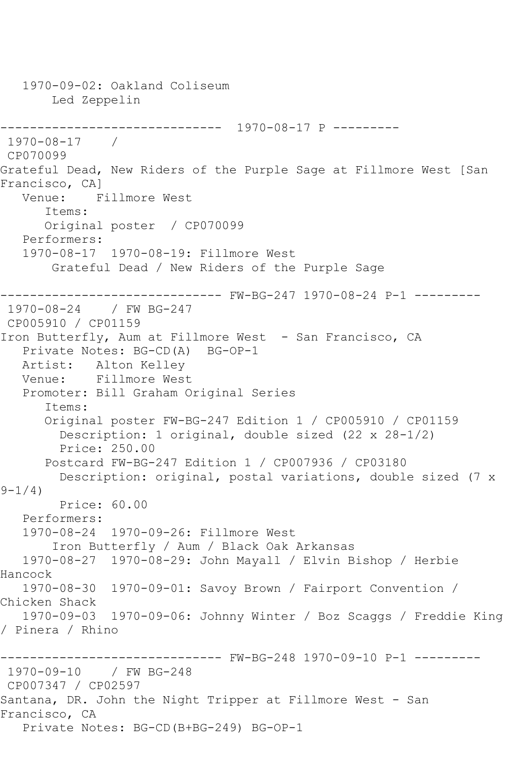```
   1970-09-02: Oakland Coliseum
       Led Zeppelin

------------------------------  1970-08-17 P ---------
 1970-08-17    /
 CP070099
Grateful Dead, New Riders of the Purple Sage at Fillmore West [San
Francisco, CA]
   Venue:    Fillmore West
      Items:
      Original poster  / CP070099
   Performers:
   1970-08-17  1970-08-19: Fillmore West
       Grateful Dead / New Riders of the Purple Sage

------------------------------ FW-BG-247 1970-08-24 P-1 ---------
 1970-08-24    / FW BG-247
 CP005910 / CP01159
Iron Butterfly, Aum at Fillmore West  - San Francisco, CA
   Private Notes: BG-CD(A)  BG-OP-1
   Artist:   Alton Kelley
   Venue:    Fillmore West
   Promoter: Bill Graham Original Series
      Items:
      Original poster FW-BG-247 Edition 1 / CP005910 / CP01159
        Description: 1 original, double sized (22 x 28-1/2)
        Price: 250.00
      Postcard FW-BG-247 Edition 1 / CP007936 / CP03180
        Description: original, postal variations, double sized (7 x
9-1/4)
        Price: 60.00
   Performers:
   1970-08-24  1970-09-26: Fillmore West
       Iron Butterfly / Aum / Black Oak Arkansas
   1970-08-27  1970-08-29: John Mayall / Elvin Bishop / Herbie
Hancock
   1970-08-30  1970-09-01: Savoy Brown / Fairport Convention /
Chicken Shack
   1970-09-03  1970-09-06: Johnny Winter / Boz Scaggs / Freddie King
/ Pinera / Rhino

------------------------------ FW-BG-248 1970-09-10 P-1 ---------
 1970-09-10    / FW BG-248
 CP007347 / CP02597
Santana, DR. John the Night Tripper at Fillmore West - San
Francisco, CA
   Private Notes: BG-CD(B+BG-249) BG-OP-1
```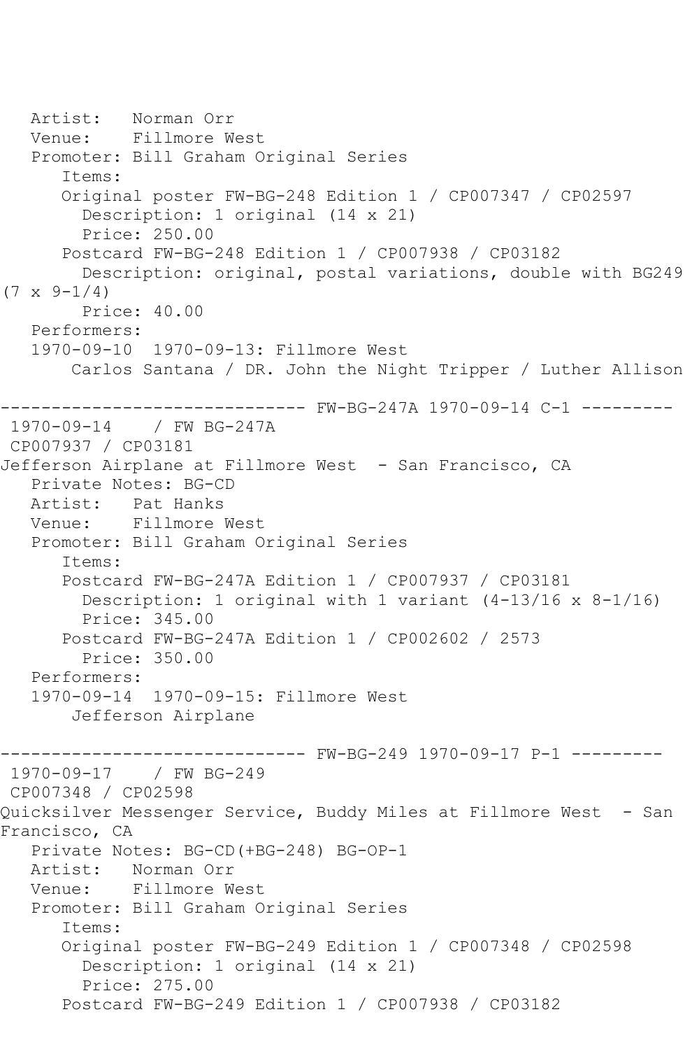Artist: Norman Orr
Venue: Fillmore West
Promoter: Bill Graham Original Series
Items:
Original poster FW-BG-248 Edition 1 / CP007347 / CP02597
Description: 1 original (14 x 21)
Price: 250.00
Postcard FW-BG-248 Edition 1 / CP007938 / CP03182
Description: original, postal variations, double with BG249 (7 x 9-1/4)
Price: 40.00
Performers:
1970-09-10 1970-09-13: Fillmore West
Carlos Santana / DR. John the Night Tripper / Luther Allison

------------------------------ FW-BG-247A 1970-09-14 C-1 ---------

1970-09-14 / FW BG-247A
CP007937 / CP03181
Jefferson Airplane at Fillmore West - San Francisco, CA
Private Notes: BG-CD
Artist: Pat Hanks
Venue: Fillmore West
Promoter: Bill Graham Original Series
Items:
Postcard FW-BG-247A Edition 1 / CP007937 / CP03181
Description: 1 original with 1 variant (4-13/16 x 8-1/16)
Price: 345.00
Postcard FW-BG-247A Edition 1 / CP002602 / 2573
Price: 350.00
Performers:
1970-09-14 1970-09-15: Fillmore West
Jefferson Airplane

------------------------------ FW-BG-249 1970-09-17 P-1 ---------

1970-09-17 / FW BG-249
CP007348 / CP02598
Quicksilver Messenger Service, Buddy Miles at Fillmore West - San Francisco, CA
Private Notes: BG-CD(+BG-248) BG-OP-1
Artist: Norman Orr
Venue: Fillmore West
Promoter: Bill Graham Original Series
Items:
Original poster FW-BG-249 Edition 1 / CP007348 / CP02598
Description: 1 original (14 x 21)
Price: 275.00
Postcard FW-BG-249 Edition 1 / CP007938 / CP03182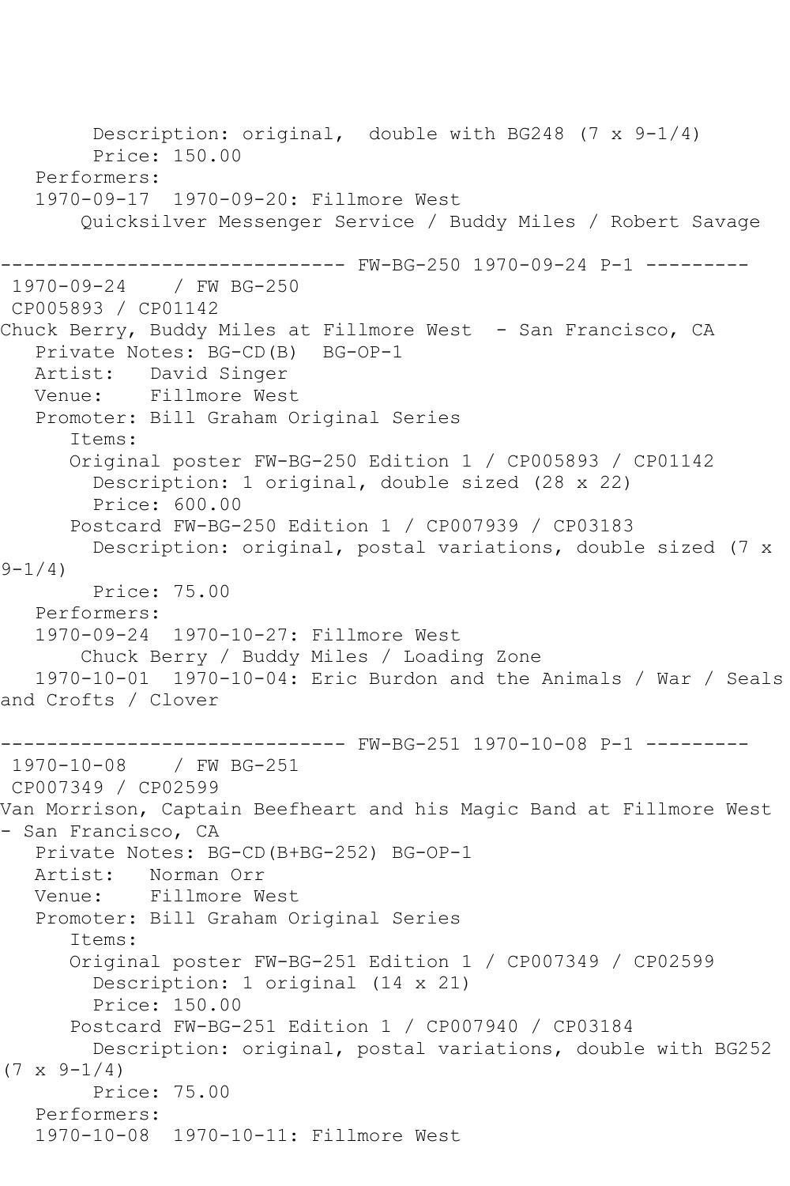```
        Description: original,  double with BG248 (7 x 9-1/4)
        Price: 150.00
   Performers:
   1970-09-17  1970-09-20: Fillmore West
       Quicksilver Messenger Service / Buddy Miles / Robert Savage

------------------------------ FW-BG-250 1970-09-24 P-1 ---------
 1970-09-24    / FW BG-250
 CP005893 / CP01142
Chuck Berry, Buddy Miles at Fillmore West  - San Francisco, CA
   Private Notes: BG-CD(B)  BG-OP-1
   Artist:   David Singer
   Venue:    Fillmore West
   Promoter: Bill Graham Original Series
      Items:
      Original poster FW-BG-250 Edition 1 / CP005893 / CP01142
        Description: 1 original, double sized (28 x 22)
        Price: 600.00
      Postcard FW-BG-250 Edition 1 / CP007939 / CP03183
        Description: original, postal variations, double sized (7 x 
9-1/4)
        Price: 75.00
   Performers:
   1970-09-24  1970-10-27: Fillmore West
       Chuck Berry / Buddy Miles / Loading Zone
   1970-10-01  1970-10-04: Eric Burdon and the Animals / War / Seals 
and Crofts / Clover

------------------------------ FW-BG-251 1970-10-08 P-1 ---------
 1970-10-08    / FW BG-251
 CP007349 / CP02599
Van Morrison, Captain Beefheart and his Magic Band at Fillmore West 
- San Francisco, CA
   Private Notes: BG-CD(B+BG-252) BG-OP-1
   Artist:   Norman Orr
   Venue:    Fillmore West
   Promoter: Bill Graham Original Series
      Items:
      Original poster FW-BG-251 Edition 1 / CP007349 / CP02599
        Description: 1 original (14 x 21)
        Price: 150.00
      Postcard FW-BG-251 Edition 1 / CP007940 / CP03184
        Description: original, postal variations, double with BG252 
(7 x 9-1/4)
        Price: 75.00
   Performers:
   1970-10-08  1970-10-11: Fillmore West
```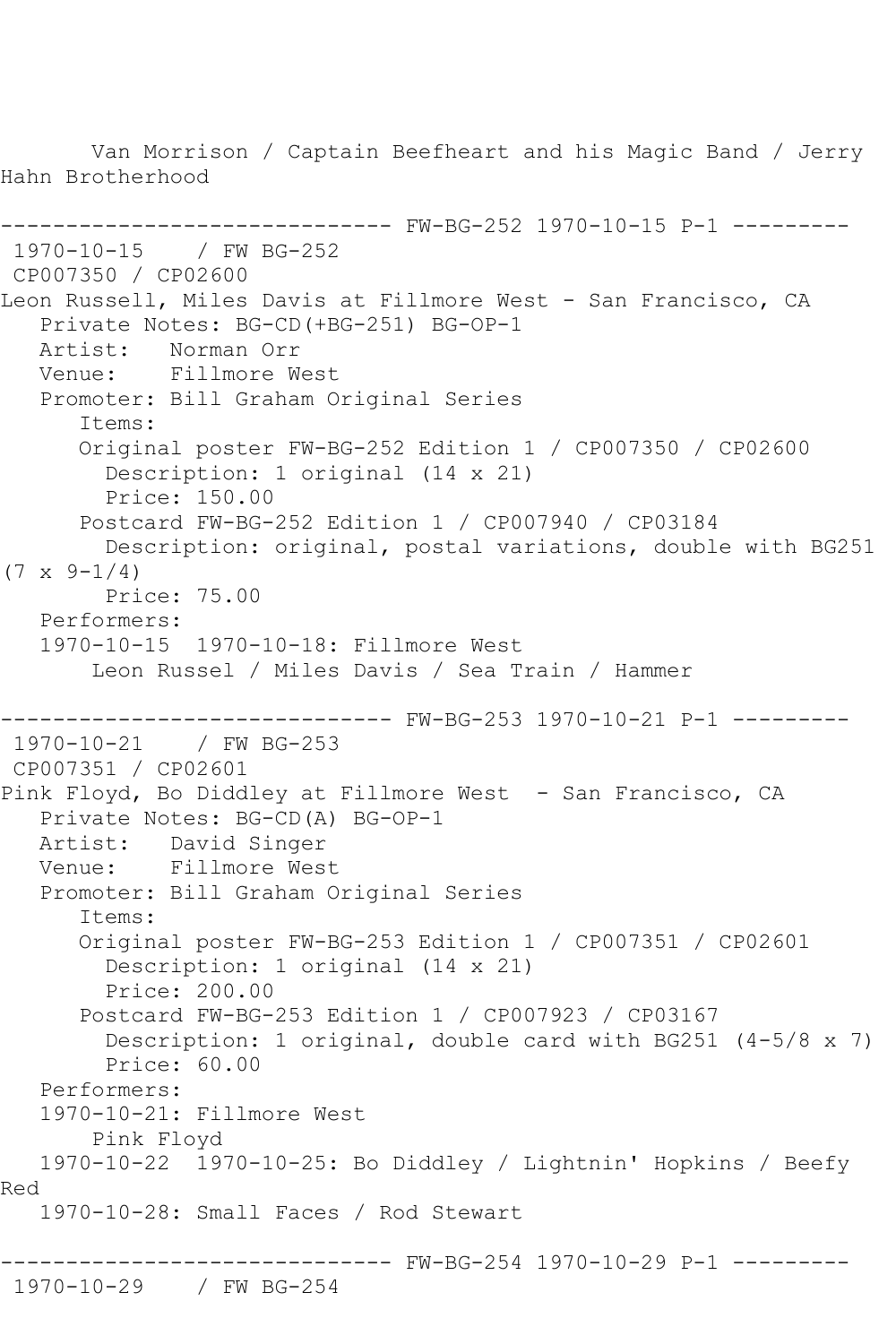Van Morrison / Captain Beefheart and his Magic Band / Jerry Hahn Brotherhood

------------------------------ FW-BG-252 1970-10-15 P-1 ---------

1970-10-15 / FW BG-252
CP007350 / CP02600
Leon Russell, Miles Davis at Fillmore West - San Francisco, CA
Private Notes: BG-CD(+BG-251) BG-OP-1
Artist: Norman Orr
Venue: Fillmore West
Promoter: Bill Graham Original Series
Items:
Original poster FW-BG-252 Edition 1 / CP007350 / CP02600
Description: 1 original (14 x 21)
Price: 150.00
Postcard FW-BG-252 Edition 1 / CP007940 / CP03184
Description: original, postal variations, double with BG251 (7 x 9-1/4)
Price: 75.00
Performers:
1970-10-15 1970-10-18: Fillmore West
Leon Russel / Miles Davis / Sea Train / Hammer

------------------------------ FW-BG-253 1970-10-21 P-1 ---------

1970-10-21 / FW BG-253
CP007351 / CP02601
Pink Floyd, Bo Diddley at Fillmore West - San Francisco, CA
Private Notes: BG-CD(A) BG-OP-1
Artist: David Singer
Venue: Fillmore West
Promoter: Bill Graham Original Series
Items:
Original poster FW-BG-253 Edition 1 / CP007351 / CP02601
Description: 1 original (14 x 21)
Price: 200.00
Postcard FW-BG-253 Edition 1 / CP007923 / CP03167
Description: 1 original, double card with BG251 (4-5/8 x 7)
Price: 60.00
Performers:
1970-10-21: Fillmore West
Pink Floyd
1970-10-22 1970-10-25: Bo Diddley / Lightnin' Hopkins / Beefy Red
1970-10-28: Small Faces / Rod Stewart

------------------------------ FW-BG-254 1970-10-29 P-1 ---------

1970-10-29 / FW BG-254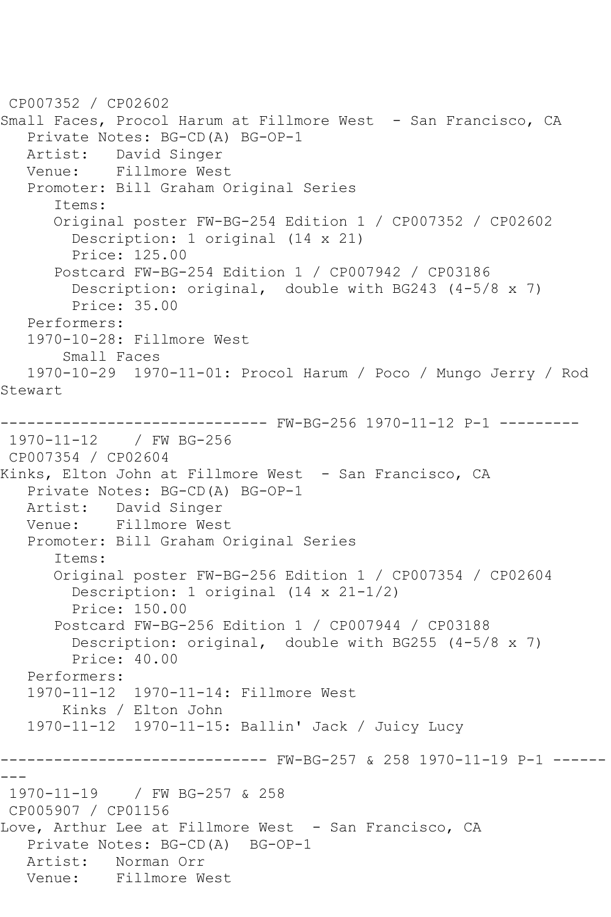CP007352 / CP02602
Small Faces, Procol Harum at Fillmore West - San Francisco, CA
   Private Notes: BG-CD(A) BG-OP-1
   Artist:   David Singer
   Venue:    Fillmore West
   Promoter: Bill Graham Original Series
      Items:
      Original poster FW-BG-254 Edition 1 / CP007352 / CP02602
        Description: 1 original (14 x 21)
        Price: 125.00
      Postcard FW-BG-254 Edition 1 / CP007942 / CP03186
        Description: original,  double with BG243 (4-5/8 x 7)
        Price: 35.00
   Performers:
   1970-10-28: Fillmore West
       Small Faces
   1970-10-29  1970-11-01: Procol Harum / Poco / Mungo Jerry / Rod Stewart

------------------------------ FW-BG-256 1970-11-12 P-1 ---------

1970-11-12    / FW BG-256
CP007354 / CP02604
Kinks, Elton John at Fillmore West - San Francisco, CA
   Private Notes: BG-CD(A) BG-OP-1
   Artist:   David Singer
   Venue:    Fillmore West
   Promoter: Bill Graham Original Series
      Items:
      Original poster FW-BG-256 Edition 1 / CP007354 / CP02604
        Description: 1 original (14 x 21-1/2)
        Price: 150.00
      Postcard FW-BG-256 Edition 1 / CP007944 / CP03188
        Description: original,  double with BG255 (4-5/8 x 7)
        Price: 40.00
   Performers:
   1970-11-12  1970-11-14: Fillmore West
       Kinks / Elton John
   1970-11-12  1970-11-15: Ballin' Jack / Juicy Lucy

------------------------------ FW-BG-257 & 258 1970-11-19 P-1 ---------

1970-11-19    / FW BG-257 & 258
CP005907 / CP01156
Love, Arthur Lee at Fillmore West - San Francisco, CA
   Private Notes: BG-CD(A)  BG-OP-1
   Artist:   Norman Orr
   Venue:    Fillmore West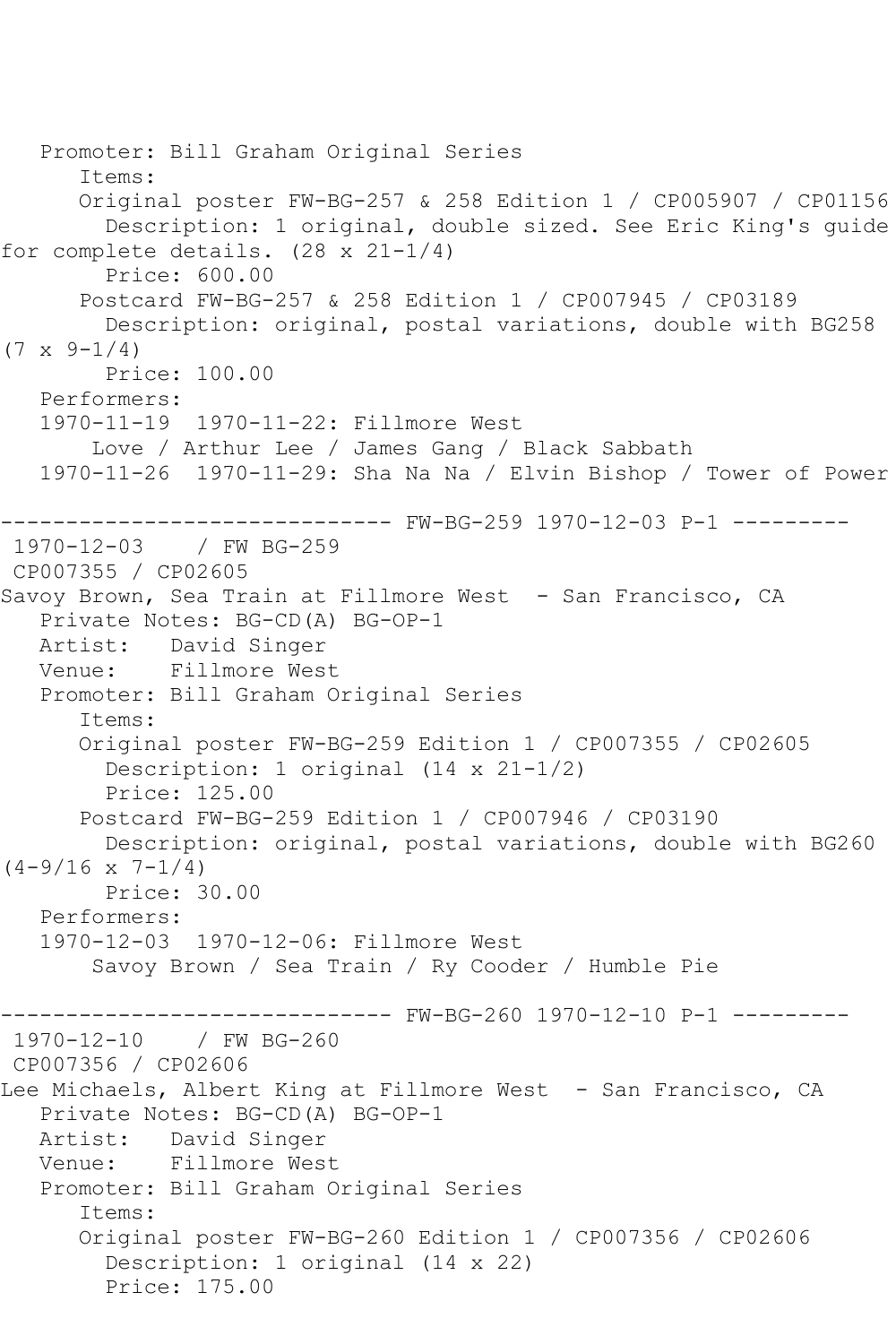Promoter: Bill Graham Original Series
Items:
Original poster FW-BG-257 & 258 Edition 1 / CP005907 / CP01156
Description: 1 original, double sized. See Eric King's guide for complete details. (28 x 21-1/4)
Price: 600.00
Postcard FW-BG-257 & 258 Edition 1 / CP007945 / CP03189
Description: original, postal variations, double with BG258 (7 x 9-1/4)
Price: 100.00
Performers:
1970-11-19 1970-11-22: Fillmore West
Love / Arthur Lee / James Gang / Black Sabbath
1970-11-26 1970-11-29: Sha Na Na / Elvin Bishop / Tower of Power

------------------------------ FW-BG-259 1970-12-03 P-1 ---------

1970-12-03 / FW BG-259
CP007355 / CP02605
Savoy Brown, Sea Train at Fillmore West - San Francisco, CA
Private Notes: BG-CD(A) BG-OP-1
Artist: David Singer
Venue: Fillmore West
Promoter: Bill Graham Original Series
Items:
Original poster FW-BG-259 Edition 1 / CP007355 / CP02605
Description: 1 original (14 x 21-1/2)
Price: 125.00
Postcard FW-BG-259 Edition 1 / CP007946 / CP03190
Description: original, postal variations, double with BG260 (4-9/16 x 7-1/4)
Price: 30.00
Performers:
1970-12-03 1970-12-06: Fillmore West
Savoy Brown / Sea Train / Ry Cooder / Humble Pie

------------------------------ FW-BG-260 1970-12-10 P-1 ---------

1970-12-10 / FW BG-260
CP007356 / CP02606
Lee Michaels, Albert King at Fillmore West - San Francisco, CA
Private Notes: BG-CD(A) BG-OP-1
Artist: David Singer
Venue: Fillmore West
Promoter: Bill Graham Original Series
Items:
Original poster FW-BG-260 Edition 1 / CP007356 / CP02606
Description: 1 original (14 x 22)
Price: 175.00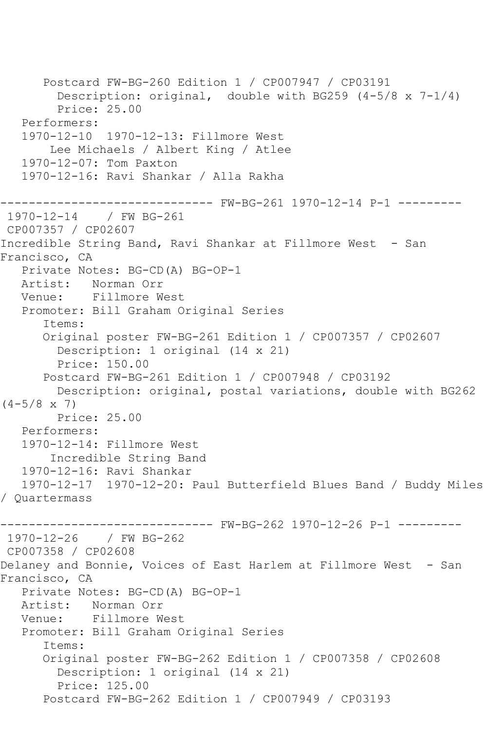Postcard FW-BG-260 Edition 1 / CP007947 / CP03191
Description: original,  double with BG259 (4-5/8 x 7-1/4)
Price: 25.00
Performers:
1970-12-10  1970-12-13: Fillmore West
Lee Michaels / Albert King / Atlee
1970-12-07: Tom Paxton
1970-12-16: Ravi Shankar / Alla Rakha

------------------------------ FW-BG-261 1970-12-14 P-1 ---------

1970-12-14    / FW BG-261
CP007357 / CP02607
Incredible String Band, Ravi Shankar at Fillmore West  - San Francisco, CA
Private Notes: BG-CD(A) BG-OP-1
Artist:   Norman Orr
Venue:    Fillmore West
Promoter: Bill Graham Original Series
Items:
Original poster FW-BG-261 Edition 1 / CP007357 / CP02607
Description: 1 original (14 x 21)
Price: 150.00
Postcard FW-BG-261 Edition 1 / CP007948 / CP03192
Description: original, postal variations, double with BG262 (4-5/8 x 7)
Price: 25.00
Performers:
1970-12-14: Fillmore West
Incredible String Band
1970-12-16: Ravi Shankar
1970-12-17  1970-12-20: Paul Butterfield Blues Band / Buddy Miles / Quartermass

------------------------------ FW-BG-262 1970-12-26 P-1 ---------

1970-12-26    / FW BG-262
CP007358 / CP02608
Delaney and Bonnie, Voices of East Harlem at Fillmore West  - San Francisco, CA
Private Notes: BG-CD(A) BG-OP-1
Artist:   Norman Orr
Venue:    Fillmore West
Promoter: Bill Graham Original Series
Items:
Original poster FW-BG-262 Edition 1 / CP007358 / CP02608
Description: 1 original (14 x 21)
Price: 125.00
Postcard FW-BG-262 Edition 1 / CP007949 / CP03193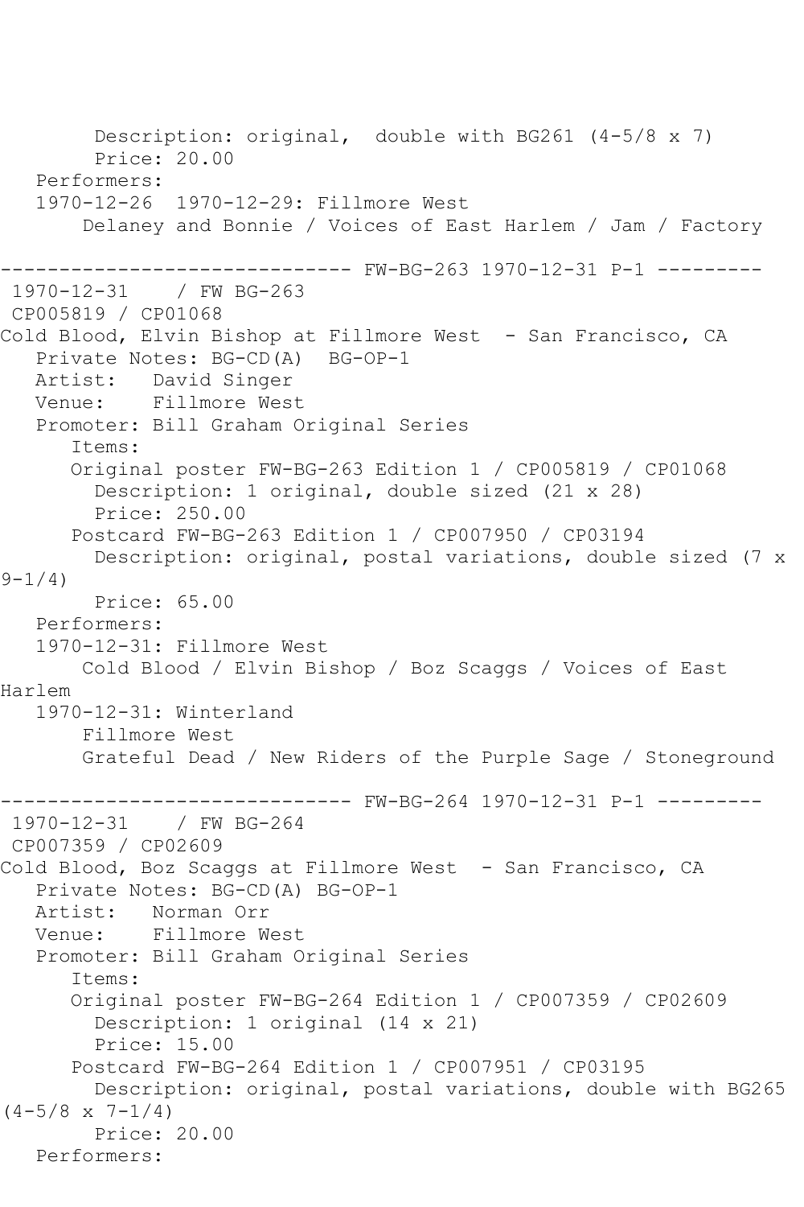```
        Description: original,  double with BG261 (4-5/8 x 7)
        Price: 20.00
   Performers:
   1970-12-26  1970-12-29: Fillmore West
       Delaney and Bonnie / Voices of East Harlem / Jam / Factory

------------------------------ FW-BG-263 1970-12-31 P-1 ---------
 1970-12-31    / FW BG-263
 CP005819 / CP01068
Cold Blood, Elvin Bishop at Fillmore West  - San Francisco, CA
   Private Notes: BG-CD(A)  BG-OP-1
   Artist:   David Singer
   Venue:    Fillmore West
   Promoter: Bill Graham Original Series
      Items:
      Original poster FW-BG-263 Edition 1 / CP005819 / CP01068
        Description: 1 original, double sized (21 x 28)
        Price: 250.00
      Postcard FW-BG-263 Edition 1 / CP007950 / CP03194
        Description: original, postal variations, double sized (7 x 
9-1/4)
        Price: 65.00
   Performers:
   1970-12-31: Fillmore West
       Cold Blood / Elvin Bishop / Boz Scaggs / Voices of East 
Harlem
   1970-12-31: Winterland
       Fillmore West
       Grateful Dead / New Riders of the Purple Sage / Stoneground

------------------------------ FW-BG-264 1970-12-31 P-1 ---------
 1970-12-31    / FW BG-264
 CP007359 / CP02609
Cold Blood, Boz Scaggs at Fillmore West  - San Francisco, CA
   Private Notes: BG-CD(A) BG-OP-1
   Artist:   Norman Orr
   Venue:    Fillmore West
   Promoter: Bill Graham Original Series
      Items:
      Original poster FW-BG-264 Edition 1 / CP007359 / CP02609
        Description: 1 original (14 x 21)
        Price: 15.00
      Postcard FW-BG-264 Edition 1 / CP007951 / CP03195
        Description: original, postal variations, double with BG265 
(4-5/8 x 7-1/4)
        Price: 20.00
   Performers:
```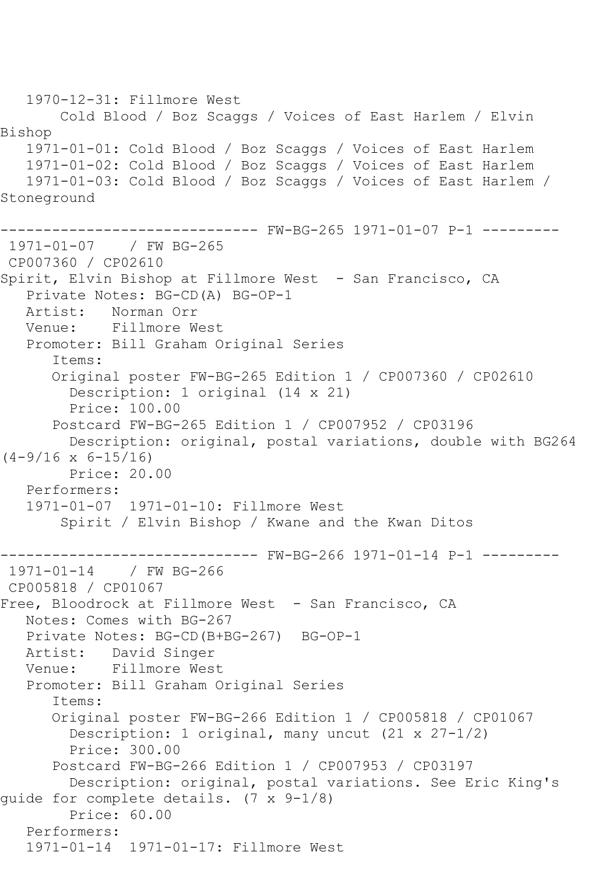1970-12-31: Fillmore West
       Cold Blood / Boz Scaggs / Voices of East Harlem / Elvin Bishop
   1971-01-01: Cold Blood / Boz Scaggs / Voices of East Harlem
   1971-01-02: Cold Blood / Boz Scaggs / Voices of East Harlem
   1971-01-03: Cold Blood / Boz Scaggs / Voices of East Harlem / Stoneground

------------------------------ FW-BG-265 1971-01-07 P-1 ---------

1971-01-07    / FW BG-265
CP007360 / CP02610
Spirit, Elvin Bishop at Fillmore West  - San Francisco, CA
   Private Notes: BG-CD(A) BG-OP-1
   Artist:   Norman Orr
   Venue:    Fillmore West
   Promoter: Bill Graham Original Series
      Items:
      Original poster FW-BG-265 Edition 1 / CP007360 / CP02610
        Description: 1 original (14 x 21)
        Price: 100.00
      Postcard FW-BG-265 Edition 1 / CP007952 / CP03196
        Description: original, postal variations, double with BG264 (4-9/16 x 6-15/16)
        Price: 20.00
   Performers:
   1971-01-07  1971-01-10: Fillmore West
       Spirit / Elvin Bishop / Kwane and the Kwan Ditos

------------------------------ FW-BG-266 1971-01-14 P-1 ---------

1971-01-14    / FW BG-266
CP005818 / CP01067
Free, Bloodrock at Fillmore West  - San Francisco, CA
   Notes: Comes with BG-267
   Private Notes: BG-CD(B+BG-267)  BG-OP-1
   Artist:   David Singer
   Venue:    Fillmore West
   Promoter: Bill Graham Original Series
      Items:
      Original poster FW-BG-266 Edition 1 / CP005818 / CP01067
        Description: 1 original, many uncut (21 x 27-1/2)
        Price: 300.00
      Postcard FW-BG-266 Edition 1 / CP007953 / CP03197
        Description: original, postal variations. See Eric King's guide for complete details. (7 x 9-1/8)
        Price: 60.00
   Performers:
   1971-01-14  1971-01-17: Fillmore West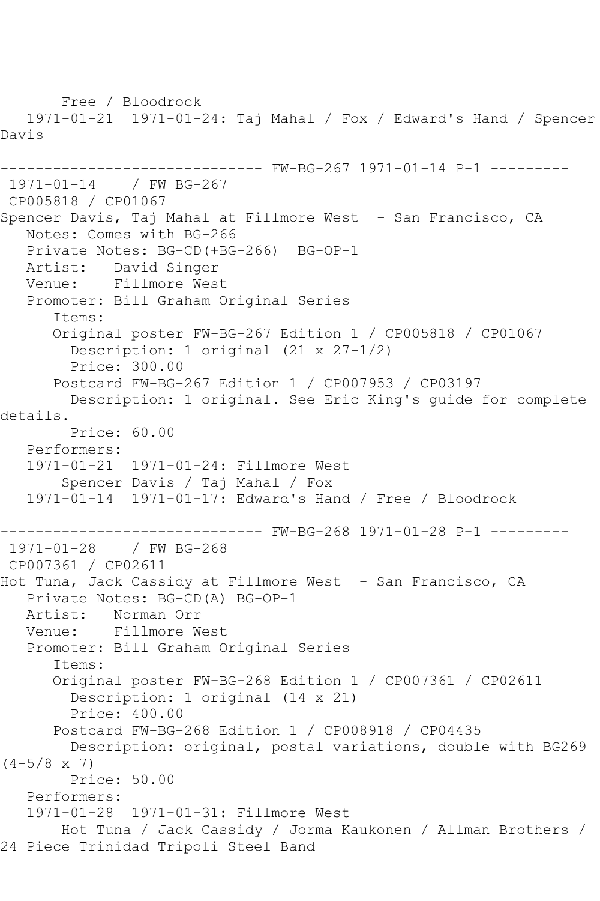Free / Bloodrock
   1971-01-21  1971-01-24: Taj Mahal / Fox / Edward's Hand / Spencer Davis

------------------------------- FW-BG-267 1971-01-14 P-1 ---------

1971-01-14    / FW BG-267
CP005818 / CP01067
Spencer Davis, Taj Mahal at Fillmore West  - San Francisco, CA
   Notes: Comes with BG-266
   Private Notes: BG-CD(+BG-266)  BG-OP-1
   Artist:   David Singer
   Venue:    Fillmore West
   Promoter: Bill Graham Original Series
      Items:
      Original poster FW-BG-267 Edition 1 / CP005818 / CP01067
        Description: 1 original (21 x 27-1/2)
        Price: 300.00
      Postcard FW-BG-267 Edition 1 / CP007953 / CP03197
        Description: 1 original. See Eric King's guide for complete details.
        Price: 60.00
   Performers:
   1971-01-21  1971-01-24: Fillmore West
       Spencer Davis / Taj Mahal / Fox
   1971-01-14  1971-01-17: Edward's Hand / Free / Bloodrock

------------------------------- FW-BG-268 1971-01-28 P-1 ---------

1971-01-28    / FW BG-268
CP007361 / CP02611
Hot Tuna, Jack Cassidy at Fillmore West  - San Francisco, CA
   Private Notes: BG-CD(A) BG-OP-1
   Artist:   Norman Orr
   Venue:    Fillmore West
   Promoter: Bill Graham Original Series
      Items:
      Original poster FW-BG-268 Edition 1 / CP007361 / CP02611
        Description: 1 original (14 x 21)
        Price: 400.00
      Postcard FW-BG-268 Edition 1 / CP008918 / CP04435
        Description: original, postal variations, double with BG269 (4-5/8 x 7)
        Price: 50.00
   Performers:
   1971-01-28  1971-01-31: Fillmore West
       Hot Tuna / Jack Cassidy / Jorma Kaukonen / Allman Brothers / 24 Piece Trinidad Tripoli Steel Band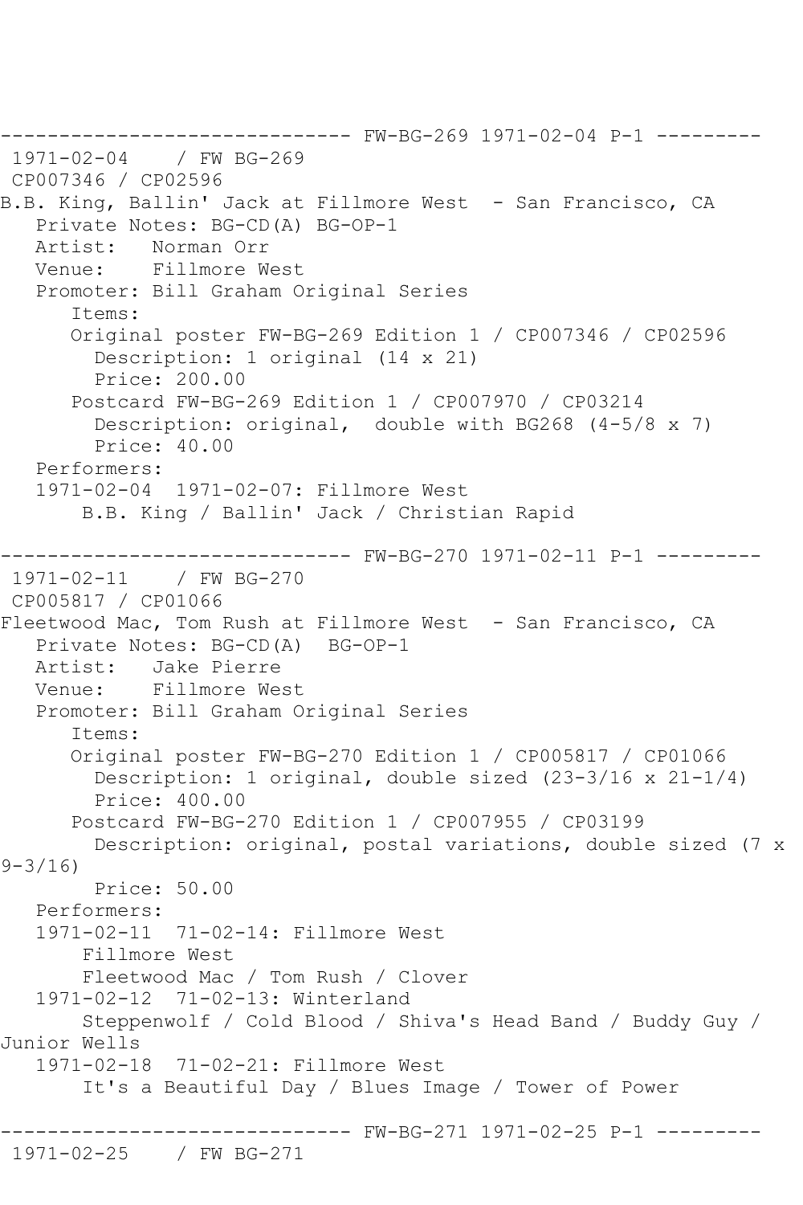------------------------------ FW-BG-269 1971-02-04 P-1 ---------
1971-02-04 / FW BG-269
CP007346 / CP02596
B.B. King, Ballin' Jack at Fillmore West - San Francisco, CA
Private Notes: BG-CD(A) BG-OP-1
Artist: Norman Orr
Venue: Fillmore West
Promoter: Bill Graham Original Series
Items:
Original poster FW-BG-269 Edition 1 / CP007346 / CP02596
Description: 1 original (14 x 21)
Price: 200.00
Postcard FW-BG-269 Edition 1 / CP007970 / CP03214
Description: original, double with BG268 (4-5/8 x 7)
Price: 40.00
Performers:
1971-02-04 1971-02-07: Fillmore West
B.B. King / Ballin' Jack / Christian Rapid

------------------------------ FW-BG-270 1971-02-11 P-1 ---------
1971-02-11 / FW BG-270
CP005817 / CP01066
Fleetwood Mac, Tom Rush at Fillmore West - San Francisco, CA
Private Notes: BG-CD(A) BG-OP-1
Artist: Jake Pierre
Venue: Fillmore West
Promoter: Bill Graham Original Series
Items:
Original poster FW-BG-270 Edition 1 / CP005817 / CP01066
Description: 1 original, double sized (23-3/16 x 21-1/4)
Price: 400.00
Postcard FW-BG-270 Edition 1 / CP007955 / CP03199
Description: original, postal variations, double sized (7 x 9-3/16)
Price: 50.00
Performers:
1971-02-11 71-02-14: Fillmore West
Fillmore West
Fleetwood Mac / Tom Rush / Clover
1971-02-12 71-02-13: Winterland
Steppenwolf / Cold Blood / Shiva's Head Band / Buddy Guy / Junior Wells
1971-02-18 71-02-21: Fillmore West
It's a Beautiful Day / Blues Image / Tower of Power

------------------------------ FW-BG-271 1971-02-25 P-1 ---------
1971-02-25 / FW BG-271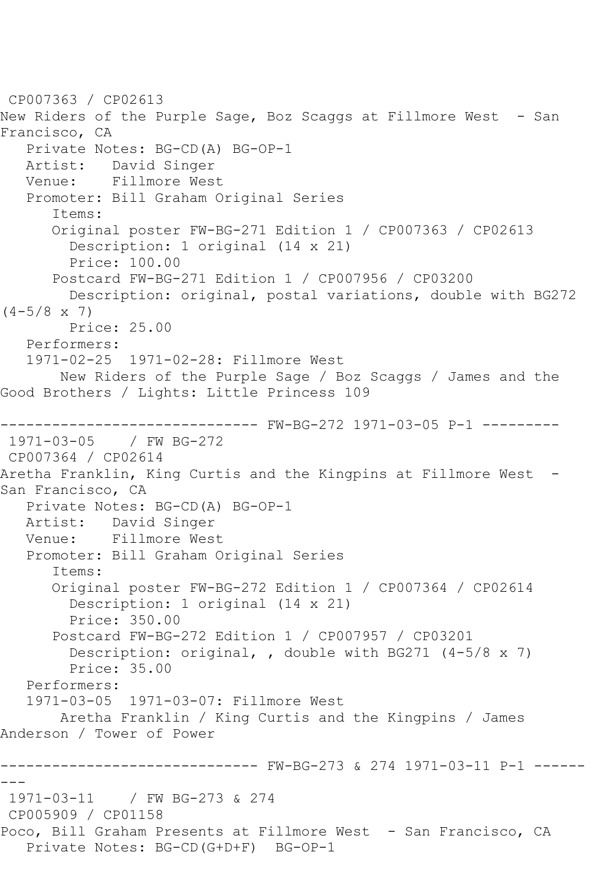CP007363 / CP02613
New Riders of the Purple Sage, Boz Scaggs at Fillmore West - San Francisco, CA
   Private Notes: BG-CD(A) BG-OP-1
   Artist:   David Singer
   Venue:    Fillmore West
   Promoter: Bill Graham Original Series
      Items:
      Original poster FW-BG-271 Edition 1 / CP007363 / CP02613
        Description: 1 original (14 x 21)
        Price: 100.00
      Postcard FW-BG-271 Edition 1 / CP007956 / CP03200
        Description: original, postal variations, double with BG272 (4-5/8 x 7)
        Price: 25.00
   Performers:
   1971-02-25  1971-02-28: Fillmore West
       New Riders of the Purple Sage / Boz Scaggs / James and the Good Brothers / Lights: Little Princess 109

------------------------------ FW-BG-272 1971-03-05 P-1 ---------
1971-03-05    / FW BG-272
CP007364 / CP02614
Aretha Franklin, King Curtis and the Kingpins at Fillmore West - San Francisco, CA
   Private Notes: BG-CD(A) BG-OP-1
   Artist:   David Singer
   Venue:    Fillmore West
   Promoter: Bill Graham Original Series
      Items:
      Original poster FW-BG-272 Edition 1 / CP007364 / CP02614
        Description: 1 original (14 x 21)
        Price: 350.00
      Postcard FW-BG-272 Edition 1 / CP007957 / CP03201
        Description: original, , double with BG271 (4-5/8 x 7)
        Price: 35.00
   Performers:
   1971-03-05  1971-03-07: Fillmore West
       Aretha Franklin / King Curtis and the Kingpins / James Anderson / Tower of Power

------------------------------ FW-BG-273 & 274 1971-03-11 P-1 ---------
1971-03-11    / FW BG-273 & 274
CP005909 / CP01158
Poco, Bill Graham Presents at Fillmore West - San Francisco, CA
   Private Notes: BG-CD(G+D+F)  BG-OP-1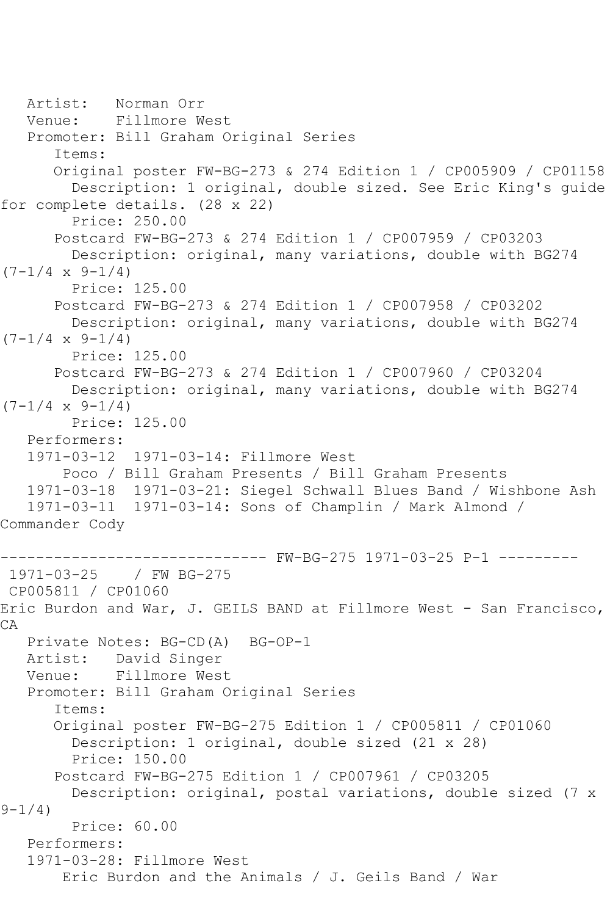Artist: Norman Orr
Venue: Fillmore West
Promoter: Bill Graham Original Series
Items:
Original poster FW-BG-273 & 274 Edition 1 / CP005909 / CP01158
Description: 1 original, double sized. See Eric King's guide for complete details. (28 x 22)
Price: 250.00
Postcard FW-BG-273 & 274 Edition 1 / CP007959 / CP03203
Description: original, many variations, double with BG274 (7-1/4 x 9-1/4)
Price: 125.00
Postcard FW-BG-273 & 274 Edition 1 / CP007958 / CP03202
Description: original, many variations, double with BG274 (7-1/4 x 9-1/4)
Price: 125.00
Postcard FW-BG-273 & 274 Edition 1 / CP007960 / CP03204
Description: original, many variations, double with BG274 (7-1/4 x 9-1/4)
Price: 125.00
Performers:
1971-03-12 1971-03-14: Fillmore West
Poco / Bill Graham Presents / Bill Graham Presents
1971-03-18 1971-03-21: Siegel Schwall Blues Band / Wishbone Ash
1971-03-11 1971-03-14: Sons of Champlin / Mark Almond / Commander Cody

------------------------------ FW-BG-275 1971-03-25 P-1 ---------

1971-03-25 / FW BG-275
CP005811 / CP01060
Eric Burdon and War, J. GEILS BAND at Fillmore West - San Francisco, CA
Private Notes: BG-CD(A) BG-OP-1
Artist: David Singer
Venue: Fillmore West
Promoter: Bill Graham Original Series
Items:
Original poster FW-BG-275 Edition 1 / CP005811 / CP01060
Description: 1 original, double sized (21 x 28)
Price: 150.00
Postcard FW-BG-275 Edition 1 / CP007961 / CP03205
Description: original, postal variations, double sized (7 x 9-1/4)
Price: 60.00
Performers:
1971-03-28: Fillmore West
Eric Burdon and the Animals / J. Geils Band / War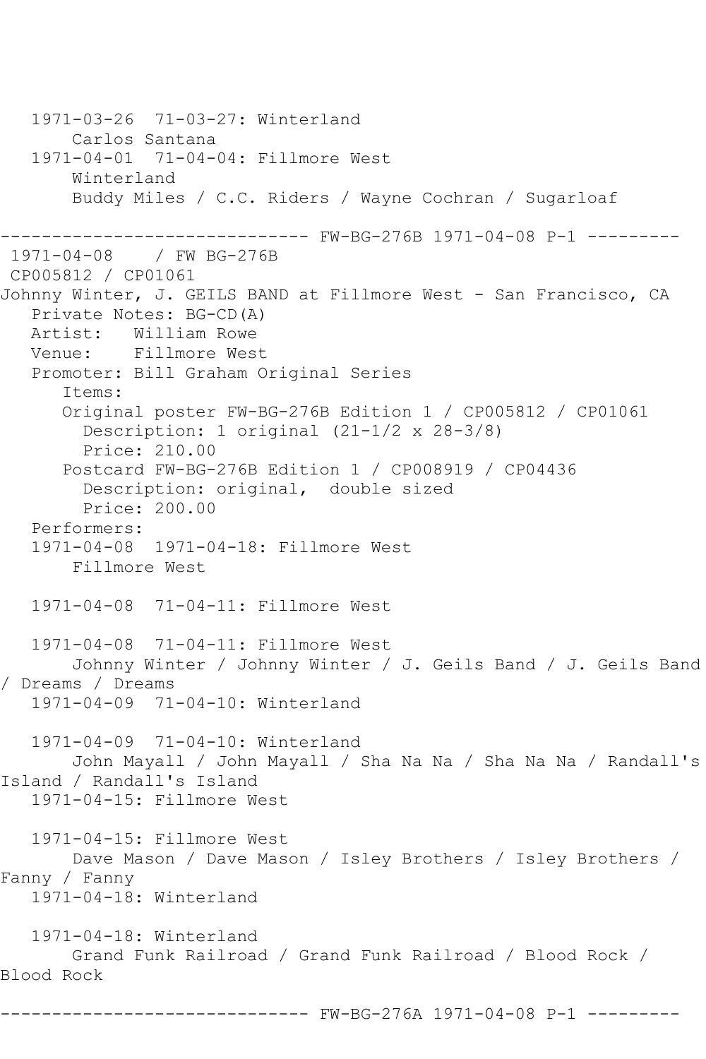1971-03-26  71-03-27: Winterland
    Carlos Santana
1971-04-01  71-04-04: Fillmore West
    Winterland
    Buddy Miles / C.C. Riders / Wayne Cochran / Sugarloaf

------------------------------ FW-BG-276B 1971-04-08 P-1 ---------

1971-04-08    / FW BG-276B
CP005812 / CP01061
Johnny Winter, J. GEILS BAND at Fillmore West - San Francisco, CA
  Private Notes: BG-CD(A)
  Artist:   William Rowe
  Venue:    Fillmore West
  Promoter: Bill Graham Original Series
    Items:
    Original poster FW-BG-276B Edition 1 / CP005812 / CP01061
      Description: 1 original (21-1/2 x 28-3/8)
      Price: 210.00
    Postcard FW-BG-276B Edition 1 / CP008919 / CP04436
      Description: original,  double sized
      Price: 200.00
  Performers:
  1971-04-08  1971-04-18: Fillmore West
      Fillmore West

  1971-04-08  71-04-11: Fillmore West

  1971-04-08  71-04-11: Fillmore West
      Johnny Winter / Johnny Winter / J. Geils Band / J. Geils Band / Dreams / Dreams
  1971-04-09  71-04-10: Winterland

  1971-04-09  71-04-10: Winterland
      John Mayall / John Mayall / Sha Na Na / Sha Na Na / Randall's Island / Randall's Island
  1971-04-15: Fillmore West

  1971-04-15: Fillmore West
      Dave Mason / Dave Mason / Isley Brothers / Isley Brothers / Fanny / Fanny
  1971-04-18: Winterland

  1971-04-18: Winterland
      Grand Funk Railroad / Grand Funk Railroad / Blood Rock / Blood Rock

------------------------------ FW-BG-276A 1971-04-08 P-1 ---------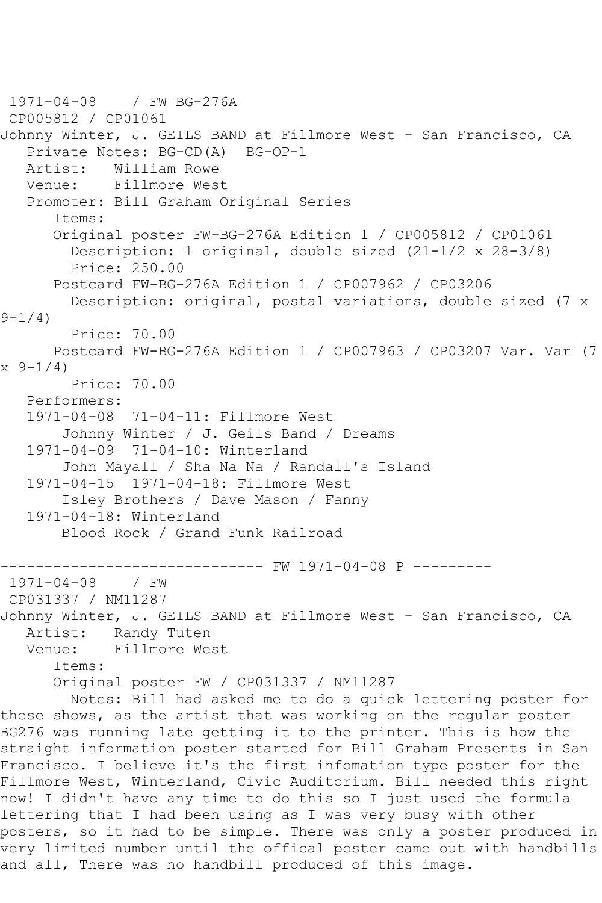1971-04-08 / FW BG-276A
CP005812 / CP01061
Johnny Winter, J. GEILS BAND at Fillmore West - San Francisco, CA
Private Notes: BG-CD(A) BG-OP-1
Artist: William Rowe
Venue: Fillmore West
Promoter: Bill Graham Original Series
Items:
Original poster FW-BG-276A Edition 1 / CP005812 / CP01061
Description: 1 original, double sized (21-1/2 x 28-3/8)
Price: 250.00
Postcard FW-BG-276A Edition 1 / CP007962 / CP03206
Description: original, postal variations, double sized (7 x 9-1/4)
Price: 70.00
Postcard FW-BG-276A Edition 1 / CP007963 / CP03207 Var. Var (7 x 9-1/4)
Price: 70.00
Performers:
1971-04-08 71-04-11: Fillmore West
Johnny Winter / J. Geils Band / Dreams
1971-04-09 71-04-10: Winterland
John Mayall / Sha Na Na / Randall's Island
1971-04-15 1971-04-18: Fillmore West
Isley Brothers / Dave Mason / Fanny
1971-04-18: Winterland
Blood Rock / Grand Funk Railroad

------------------------------ FW 1971-04-08 P ---------

1971-04-08 / FW
CP031337 / NM11287
Johnny Winter, J. GEILS BAND at Fillmore West - San Francisco, CA
Artist: Randy Tuten
Venue: Fillmore West
Items:
Original poster FW / CP031337 / NM11287
Notes: Bill had asked me to do a quick lettering poster for these shows, as the artist that was working on the regular poster BG276 was running late getting it to the printer. This is how the straight information poster started for Bill Graham Presents in San Francisco. I believe it's the first infomation type poster for the Fillmore West, Winterland, Civic Auditorium. Bill needed this right now! I didn't have any time to do this so I just used the formula lettering that I had been using as I was very busy with other posters, so it had to be simple. There was only a poster produced in very limited number until the offical poster came out with handbills and all, There was no handbill produced of this image.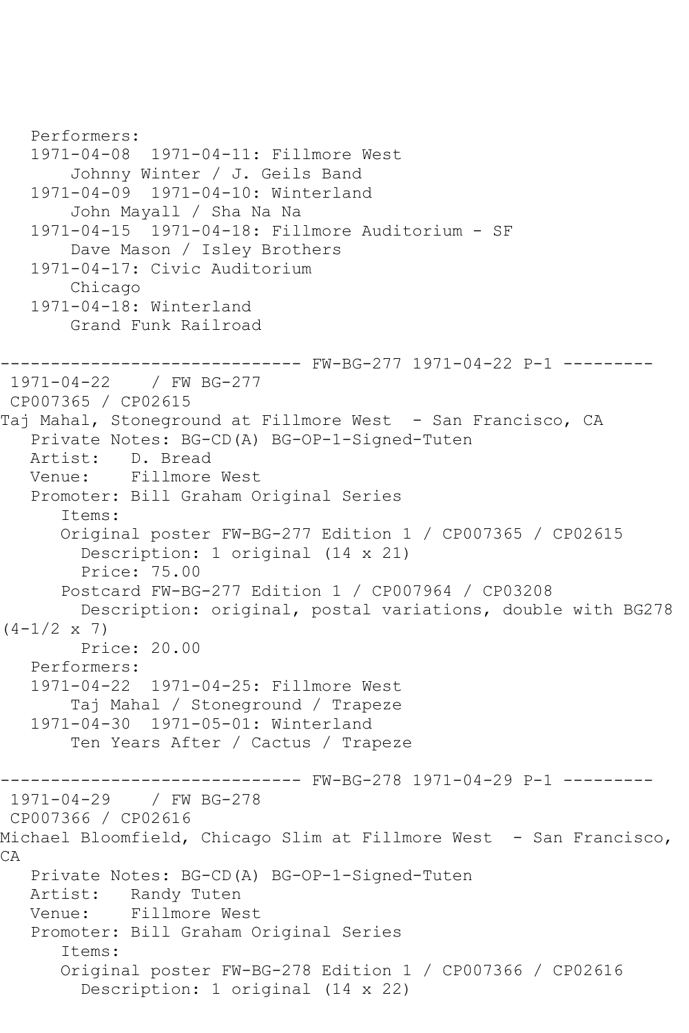```
   Performers:
   1971-04-08  1971-04-11: Fillmore West
       Johnny Winter / J. Geils Band
   1971-04-09  1971-04-10: Winterland
       John Mayall / Sha Na Na
   1971-04-15  1971-04-18: Fillmore Auditorium - SF
       Dave Mason / Isley Brothers
   1971-04-17: Civic Auditorium
       Chicago
   1971-04-18: Winterland
       Grand Funk Railroad

------------------------------ FW-BG-277 1971-04-22 P-1 ---------
 1971-04-22    / FW BG-277
 CP007365 / CP02615
Taj Mahal, Stoneground at Fillmore West  - San Francisco, CA
   Private Notes: BG-CD(A) BG-OP-1-Signed-Tuten
   Artist:   D. Bread
   Venue:    Fillmore West
   Promoter: Bill Graham Original Series
      Items:
      Original poster FW-BG-277 Edition 1 / CP007365 / CP02615
        Description: 1 original (14 x 21)
        Price: 75.00
      Postcard FW-BG-277 Edition 1 / CP007964 / CP03208
        Description: original, postal variations, double with BG278
(4-1/2 x 7)
        Price: 20.00
   Performers:
   1971-04-22  1971-04-25: Fillmore West
       Taj Mahal / Stoneground / Trapeze
   1971-04-30  1971-05-01: Winterland
       Ten Years After / Cactus / Trapeze

------------------------------ FW-BG-278 1971-04-29 P-1 ---------
 1971-04-29    / FW BG-278
 CP007366 / CP02616
Michael Bloomfield, Chicago Slim at Fillmore West  - San Francisco,
CA
   Private Notes: BG-CD(A) BG-OP-1-Signed-Tuten
   Artist:   Randy Tuten
   Venue:    Fillmore West
   Promoter: Bill Graham Original Series
      Items:
      Original poster FW-BG-278 Edition 1 / CP007366 / CP02616
        Description: 1 original (14 x 22)
```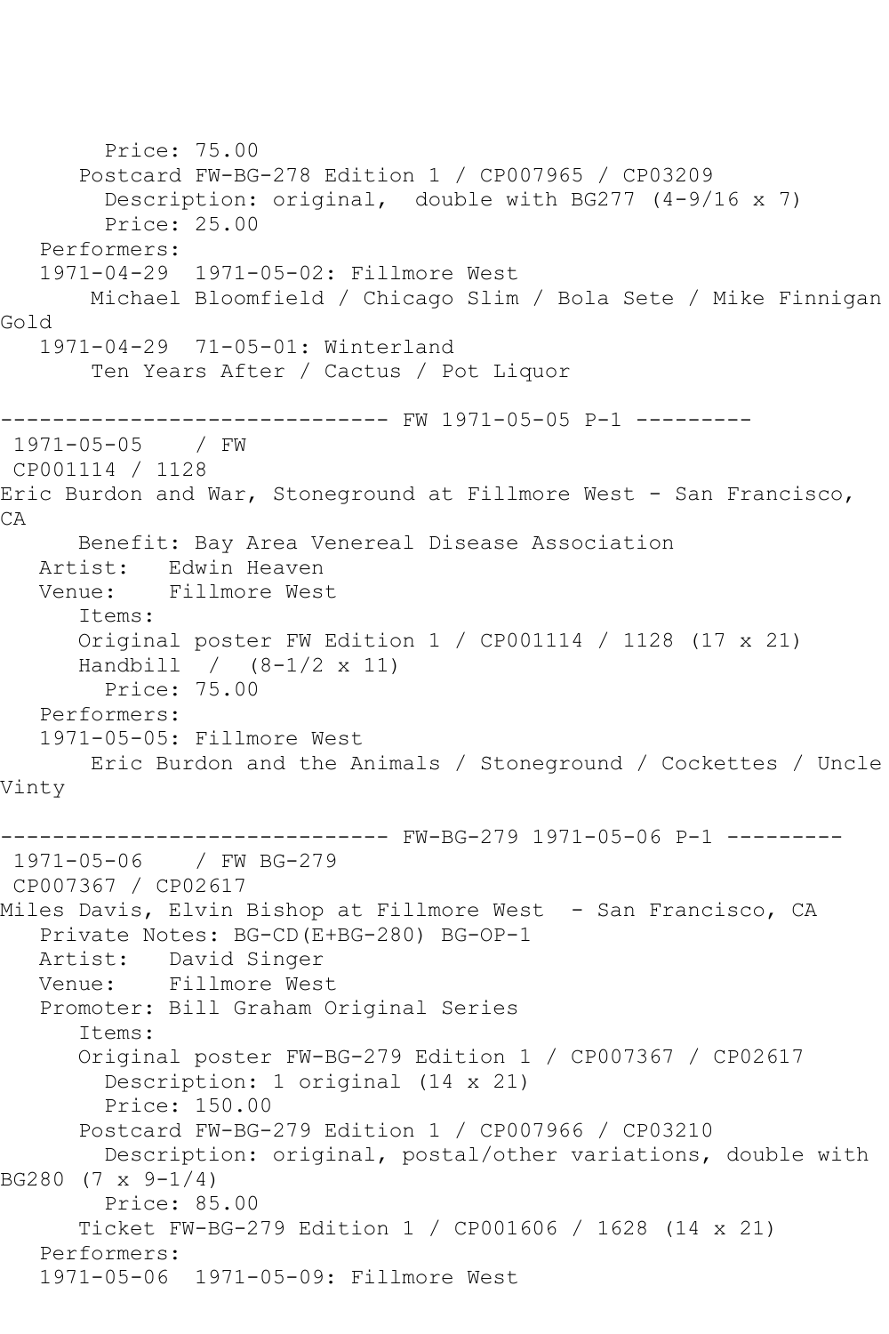Price: 75.00
Postcard FW-BG-278 Edition 1 / CP007965 / CP03209
Description: original, double with BG277 (4-9/16 x 7)
Price: 25.00
Performers:
1971-04-29 1971-05-02: Fillmore West
Michael Bloomfield / Chicago Slim / Bola Sete / Mike Finnigan Gold
1971-04-29 71-05-01: Winterland
Ten Years After / Cactus / Pot Liquor

------------------------------ FW 1971-05-05 P-1 ---------

1971-05-05 / FW
CP001114 / 1128
Eric Burdon and War, Stoneground at Fillmore West - San Francisco, CA
Benefit: Bay Area Venereal Disease Association
Artist: Edwin Heaven
Venue: Fillmore West
Items:
Original poster FW Edition 1 / CP001114 / 1128 (17 x 21)
Handbill / (8-1/2 x 11)
Price: 75.00
Performers:
1971-05-05: Fillmore West
Eric Burdon and the Animals / Stoneground / Cockettes / Uncle Vinty

------------------------------ FW-BG-279 1971-05-06 P-1 ---------

1971-05-06 / FW BG-279
CP007367 / CP02617
Miles Davis, Elvin Bishop at Fillmore West - San Francisco, CA
Private Notes: BG-CD(E+BG-280) BG-OP-1
Artist: David Singer
Venue: Fillmore West
Promoter: Bill Graham Original Series
Items:
Original poster FW-BG-279 Edition 1 / CP007367 / CP02617
Description: 1 original (14 x 21)
Price: 150.00
Postcard FW-BG-279 Edition 1 / CP007966 / CP03210
Description: original, postal/other variations, double with BG280 (7 x 9-1/4)
Price: 85.00
Ticket FW-BG-279 Edition 1 / CP001606 / 1628 (14 x 21)
Performers:
1971-05-06 1971-05-09: Fillmore West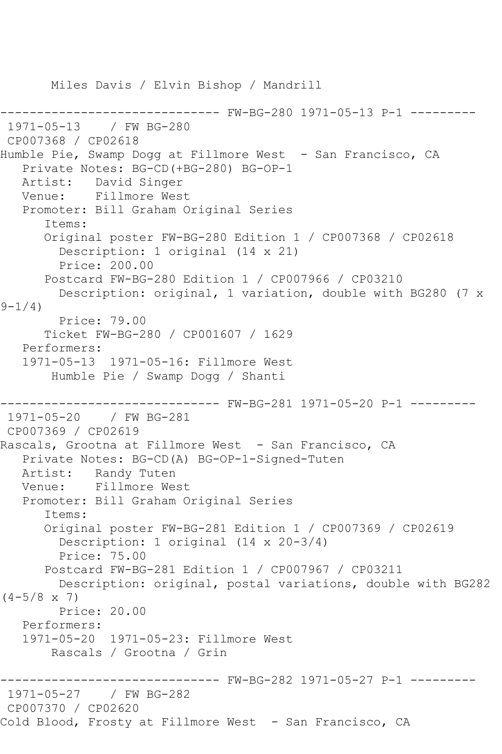Miles Davis / Elvin Bishop / Mandrill

------------------------------ FW-BG-280 1971-05-13 P-1 ---------

1971-05-13 / FW BG-280

CP007368 / CP02618

Humble Pie, Swamp Dogg at Fillmore West - San Francisco, CA

Private Notes: BG-CD(+BG-280) BG-OP-1

Artist: David Singer

Venue: Fillmore West

Promoter: Bill Graham Original Series

Items:

Original poster FW-BG-280 Edition 1 / CP007368 / CP02618

Description: 1 original (14 x 21)

Price: 200.00

Postcard FW-BG-280 Edition 1 / CP007966 / CP03210

Description: original, 1 variation, double with BG280 (7 x 9-1/4)

Price: 79.00

Ticket FW-BG-280 / CP001607 / 1629

Performers:

1971-05-13 1971-05-16: Fillmore West

Humble Pie / Swamp Dogg / Shanti

------------------------------ FW-BG-281 1971-05-20 P-1 ---------

1971-05-20 / FW BG-281

CP007369 / CP02619

Rascals, Grootna at Fillmore West - San Francisco, CA

Private Notes: BG-CD(A) BG-OP-1-Signed-Tuten

Artist: Randy Tuten

Venue: Fillmore West

Promoter: Bill Graham Original Series

Items:

Original poster FW-BG-281 Edition 1 / CP007369 / CP02619

Description: 1 original (14 x 20-3/4)

Price: 75.00

Postcard FW-BG-281 Edition 1 / CP007967 / CP03211

Description: original, postal variations, double with BG282 (4-5/8 x 7)

Price: 20.00

Performers:

1971-05-20 1971-05-23: Fillmore West

Rascals / Grootna / Grin

------------------------------ FW-BG-282 1971-05-27 P-1 ---------

1971-05-27 / FW BG-282

CP007370 / CP02620

Cold Blood, Frosty at Fillmore West - San Francisco, CA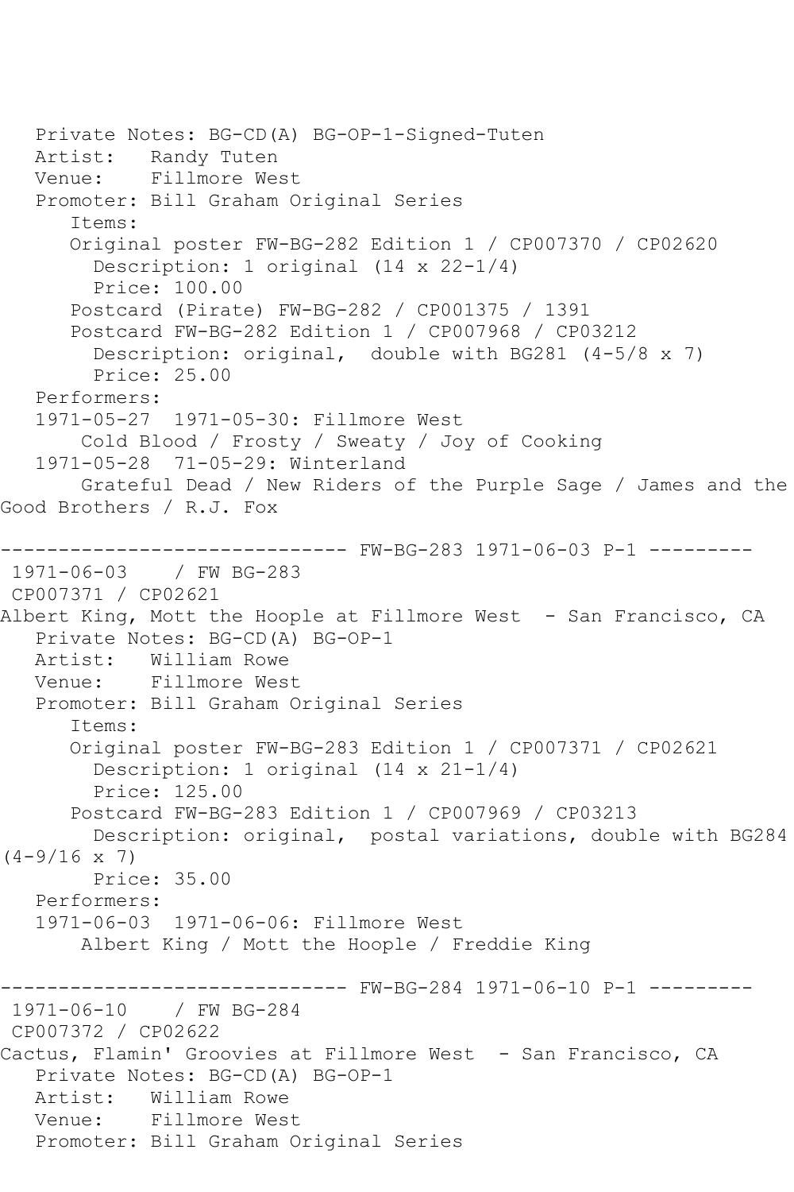Private Notes: BG-CD(A) BG-OP-1-Signed-Tuten
Artist: Randy Tuten
Venue: Fillmore West
Promoter: Bill Graham Original Series
Items:
Original poster FW-BG-282 Edition 1 / CP007370 / CP02620
Description: 1 original (14 x 22-1/4)
Price: 100.00
Postcard (Pirate) FW-BG-282 / CP001375 / 1391
Postcard FW-BG-282 Edition 1 / CP007968 / CP03212
Description: original, double with BG281 (4-5/8 x 7)
Price: 25.00
Performers:
1971-05-27 1971-05-30: Fillmore West
Cold Blood / Frosty / Sweaty / Joy of Cooking
1971-05-28 71-05-29: Winterland
Grateful Dead / New Riders of the Purple Sage / James and the Good Brothers / R.J. Fox

------------------------------ FW-BG-283 1971-06-03 P-1 ---------

1971-06-03 / FW BG-283
CP007371 / CP02621
Albert King, Mott the Hoople at Fillmore West - San Francisco, CA
Private Notes: BG-CD(A) BG-OP-1
Artist: William Rowe
Venue: Fillmore West
Promoter: Bill Graham Original Series
Items:
Original poster FW-BG-283 Edition 1 / CP007371 / CP02621
Description: 1 original (14 x 21-1/4)
Price: 125.00
Postcard FW-BG-283 Edition 1 / CP007969 / CP03213
Description: original, postal variations, double with BG284 (4-9/16 x 7)
Price: 35.00
Performers:
1971-06-03 1971-06-06: Fillmore West
Albert King / Mott the Hoople / Freddie King

------------------------------ FW-BG-284 1971-06-10 P-1 ---------

1971-06-10 / FW BG-284
CP007372 / CP02622
Cactus, Flamin' Groovies at Fillmore West - San Francisco, CA
Private Notes: BG-CD(A) BG-OP-1
Artist: William Rowe
Venue: Fillmore West
Promoter: Bill Graham Original Series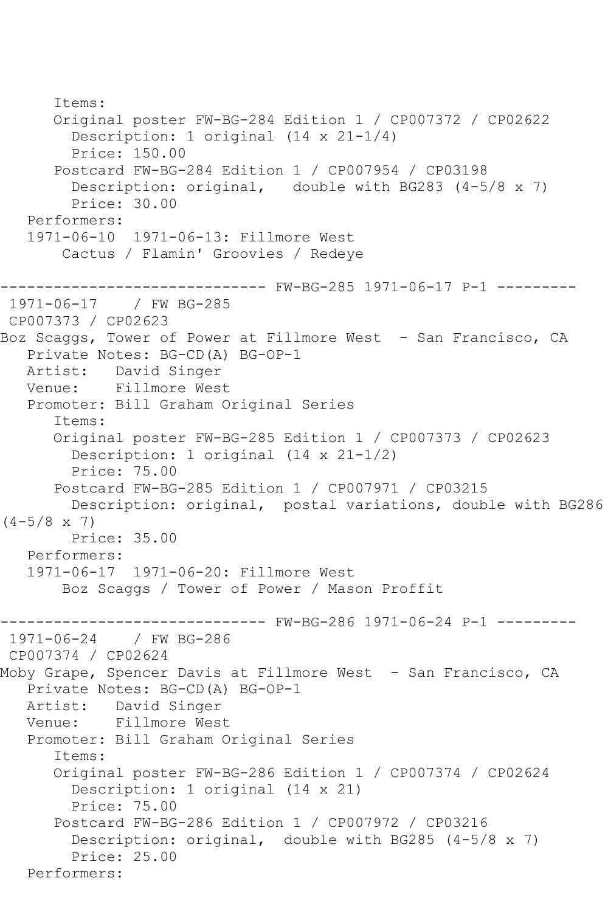Items:
Original poster FW-BG-284 Edition 1 / CP007372 / CP02622
Description: 1 original (14 x 21-1/4)
Price: 150.00
Postcard FW-BG-284 Edition 1 / CP007954 / CP03198
Description: original, double with BG283 (4-5/8 x 7)
Price: 30.00
Performers:
1971-06-10 1971-06-13: Fillmore West
Cactus / Flamin' Groovies / Redeye

------------------------------ FW-BG-285 1971-06-17 P-1 ---------

1971-06-17 / FW BG-285
CP007373 / CP02623
Boz Scaggs, Tower of Power at Fillmore West - San Francisco, CA
Private Notes: BG-CD(A) BG-OP-1
Artist: David Singer
Venue: Fillmore West
Promoter: Bill Graham Original Series
Items:
Original poster FW-BG-285 Edition 1 / CP007373 / CP02623
Description: 1 original (14 x 21-1/2)
Price: 75.00
Postcard FW-BG-285 Edition 1 / CP007971 / CP03215
Description: original, postal variations, double with BG286 (4-5/8 x 7)
Price: 35.00
Performers:
1971-06-17 1971-06-20: Fillmore West
Boz Scaggs / Tower of Power / Mason Proffit

------------------------------ FW-BG-286 1971-06-24 P-1 ---------

1971-06-24 / FW BG-286
CP007374 / CP02624
Moby Grape, Spencer Davis at Fillmore West - San Francisco, CA
Private Notes: BG-CD(A) BG-OP-1
Artist: David Singer
Venue: Fillmore West
Promoter: Bill Graham Original Series
Items:
Original poster FW-BG-286 Edition 1 / CP007374 / CP02624
Description: 1 original (14 x 21)
Price: 75.00
Postcard FW-BG-286 Edition 1 / CP007972 / CP03216
Description: original, double with BG285 (4-5/8 x 7)
Price: 25.00
Performers: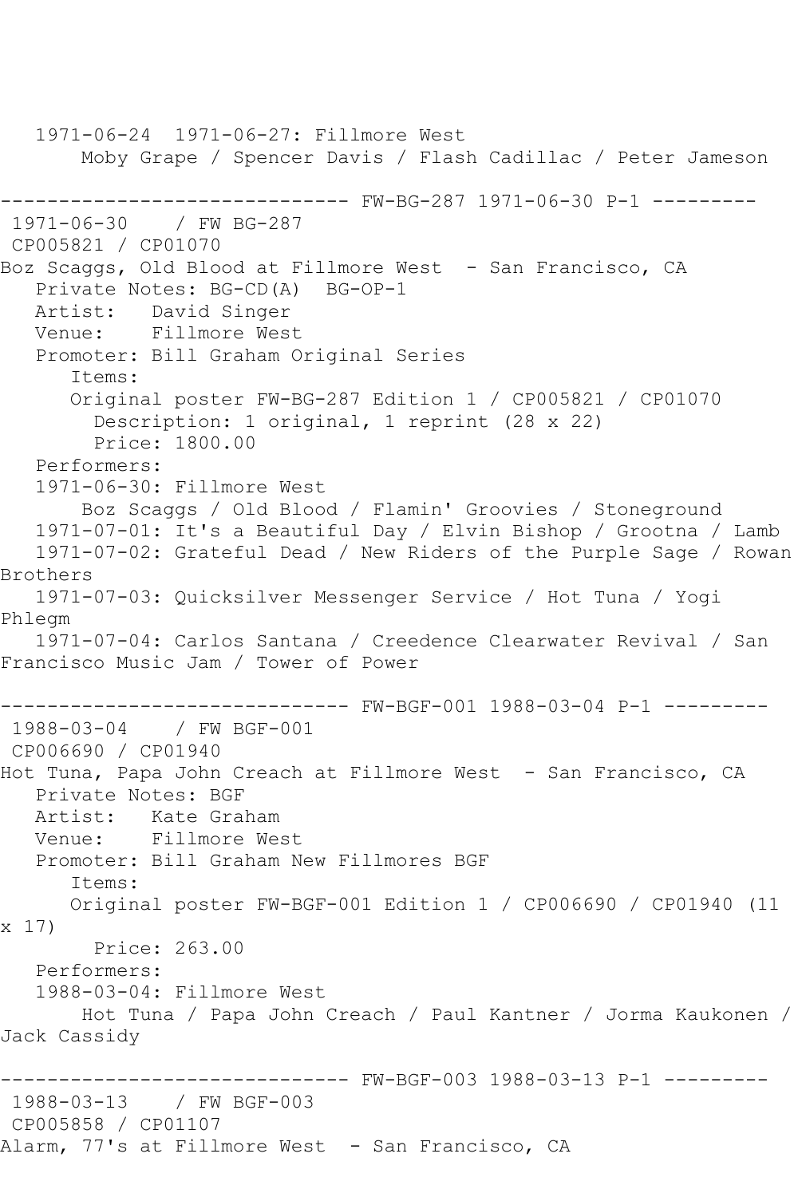```
   1971-06-24  1971-06-27: Fillmore West
       Moby Grape / Spencer Davis / Flash Cadillac / Peter Jameson

------------------------------ FW-BG-287 1971-06-30 P-1 ---------
 1971-06-30    / FW BG-287
 CP005821 / CP01070
Boz Scaggs, Old Blood at Fillmore West  - San Francisco, CA
   Private Notes: BG-CD(A)  BG-OP-1
   Artist:   David Singer
   Venue:    Fillmore West
   Promoter: Bill Graham Original Series
      Items:
      Original poster FW-BG-287 Edition 1 / CP005821 / CP01070
        Description: 1 original, 1 reprint (28 x 22)
        Price: 1800.00
   Performers:
   1971-06-30: Fillmore West
       Boz Scaggs / Old Blood / Flamin' Groovies / Stoneground
   1971-07-01: It's a Beautiful Day / Elvin Bishop / Grootna / Lamb
   1971-07-02: Grateful Dead / New Riders of the Purple Sage / Rowan
Brothers
   1971-07-03: Quicksilver Messenger Service / Hot Tuna / Yogi
Phlegm
   1971-07-04: Carlos Santana / Creedence Clearwater Revival / San
Francisco Music Jam / Tower of Power

------------------------------ FW-BGF-001 1988-03-04 P-1 ---------
 1988-03-04    / FW BGF-001
 CP006690 / CP01940
Hot Tuna, Papa John Creach at Fillmore West  - San Francisco, CA
   Private Notes: BGF
   Artist:   Kate Graham
   Venue:    Fillmore West
   Promoter: Bill Graham New Fillmores BGF
      Items:
      Original poster FW-BGF-001 Edition 1 / CP006690 / CP01940 (11
x 17)
        Price: 263.00
   Performers:
   1988-03-04: Fillmore West
       Hot Tuna / Papa John Creach / Paul Kantner / Jorma Kaukonen /
Jack Cassidy

------------------------------ FW-BGF-003 1988-03-13 P-1 ---------
 1988-03-13    / FW BGF-003
 CP005858 / CP01107
Alarm, 77's at Fillmore West  - San Francisco, CA
```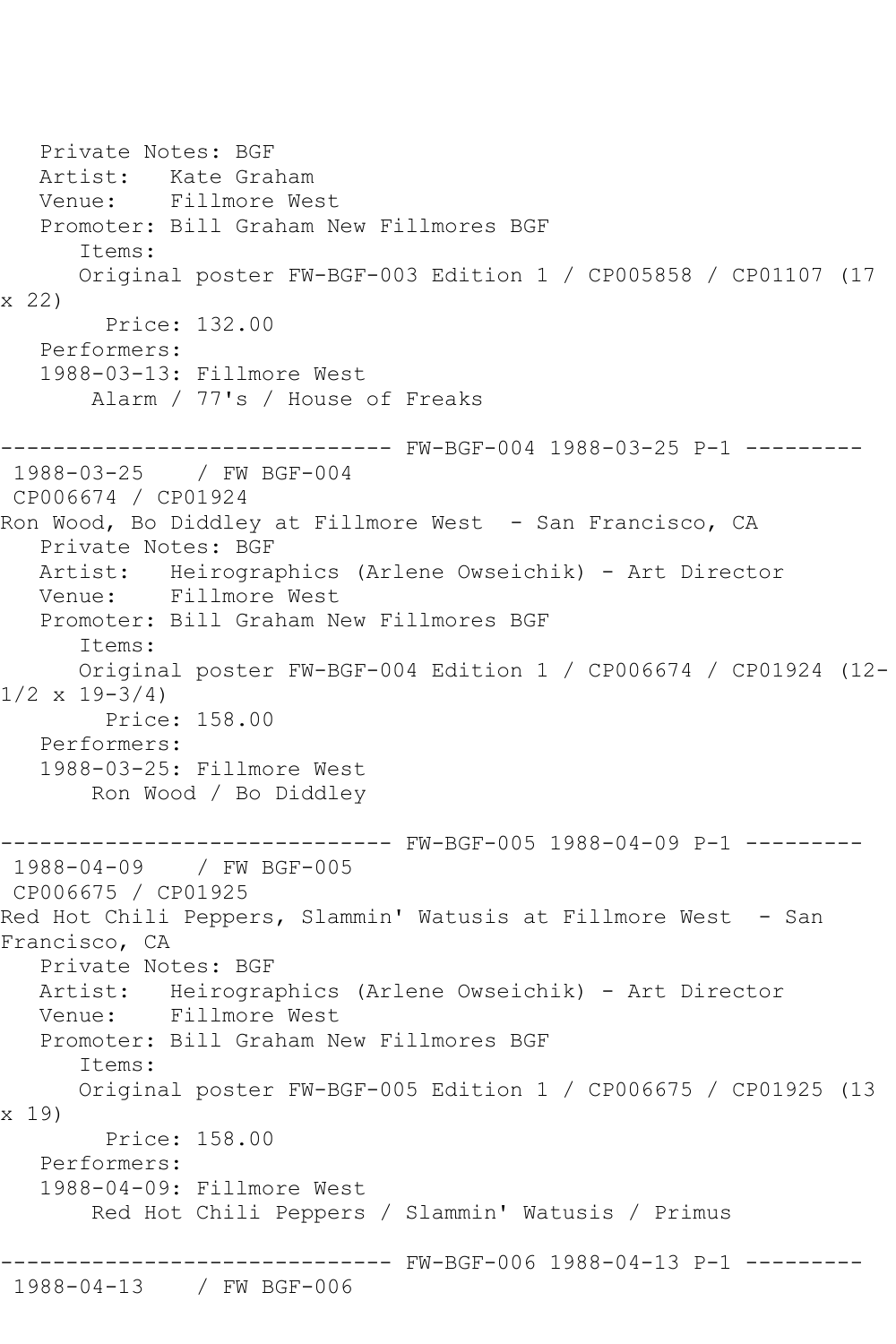Private Notes: BGF
Artist: Kate Graham
Venue: Fillmore West
Promoter: Bill Graham New Fillmores BGF
Items:
Original poster FW-BGF-003 Edition 1 / CP005858 / CP01107 (17 x 22)
Price: 132.00
Performers:
1988-03-13: Fillmore West
Alarm / 77's / House of Freaks

------------------------------ FW-BGF-004 1988-03-25 P-1 ---------

1988-03-25 / FW BGF-004
CP006674 / CP01924
Ron Wood, Bo Diddley at Fillmore West - San Francisco, CA
Private Notes: BGF
Artist: Heirographics (Arlene Owseichik) - Art Director
Venue: Fillmore West
Promoter: Bill Graham New Fillmores BGF
Items:
Original poster FW-BGF-004 Edition 1 / CP006674 / CP01924 (12-1/2 x 19-3/4)
Price: 158.00
Performers:
1988-03-25: Fillmore West
Ron Wood / Bo Diddley

------------------------------ FW-BGF-005 1988-04-09 P-1 ---------

1988-04-09 / FW BGF-005
CP006675 / CP01925
Red Hot Chili Peppers, Slammin' Watusis at Fillmore West - San Francisco, CA
Private Notes: BGF
Artist: Heirographics (Arlene Owseichik) - Art Director
Venue: Fillmore West
Promoter: Bill Graham New Fillmores BGF
Items:
Original poster FW-BGF-005 Edition 1 / CP006675 / CP01925 (13 x 19)
Price: 158.00
Performers:
1988-04-09: Fillmore West
Red Hot Chili Peppers / Slammin' Watusis / Primus

------------------------------ FW-BGF-006 1988-04-13 P-1 ---------

1988-04-13 / FW BGF-006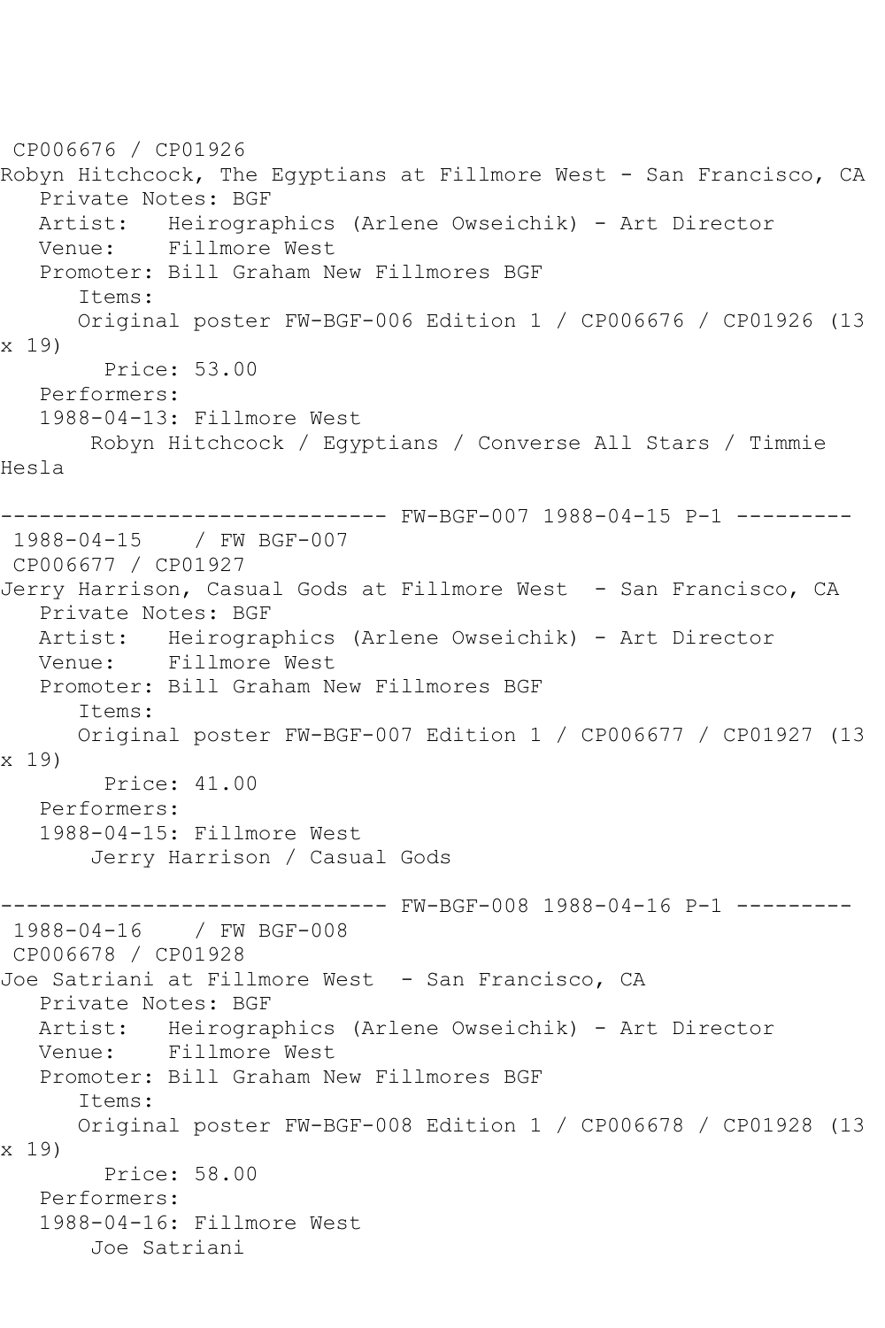CP006676 / CP01926
Robyn Hitchcock, The Egyptians at Fillmore West - San Francisco, CA
Private Notes: BGF
Artist: Heirographics (Arlene Owseichik) - Art Director
Venue: Fillmore West
Promoter: Bill Graham New Fillmores BGF
Items:
Original poster FW-BGF-006 Edition 1 / CP006676 / CP01926 (13 x 19)
Price: 53.00
Performers:
1988-04-13: Fillmore West
Robyn Hitchcock / Egyptians / Converse All Stars / Timmie Hesla

------------------------------ FW-BGF-007 1988-04-15 P-1 ---------
1988-04-15 / FW BGF-007
CP006677 / CP01927
Jerry Harrison, Casual Gods at Fillmore West - San Francisco, CA
Private Notes: BGF
Artist: Heirographics (Arlene Owseichik) - Art Director
Venue: Fillmore West
Promoter: Bill Graham New Fillmores BGF
Items:
Original poster FW-BGF-007 Edition 1 / CP006677 / CP01927 (13 x 19)
Price: 41.00
Performers:
1988-04-15: Fillmore West
Jerry Harrison / Casual Gods

------------------------------ FW-BGF-008 1988-04-16 P-1 ---------
1988-04-16 / FW BGF-008
CP006678 / CP01928
Joe Satriani at Fillmore West - San Francisco, CA
Private Notes: BGF
Artist: Heirographics (Arlene Owseichik) - Art Director
Venue: Fillmore West
Promoter: Bill Graham New Fillmores BGF
Items:
Original poster FW-BGF-008 Edition 1 / CP006678 / CP01928 (13 x 19)
Price: 58.00
Performers:
1988-04-16: Fillmore West
Joe Satriani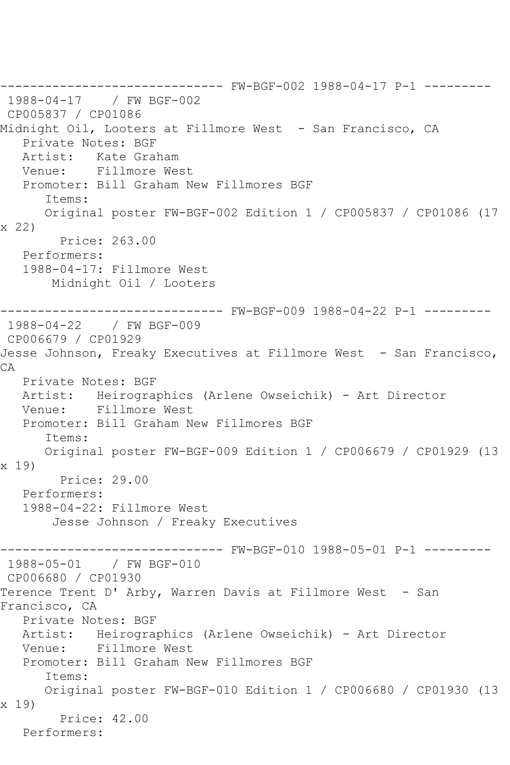------------------------------ FW-BGF-002 1988-04-17 P-1 ---------

1988-04-17 / FW BGF-002
CP005837 / CP01086

Midnight Oil, Looters at Fillmore West - San Francisco, CA

Private Notes: BGF
Artist: Kate Graham
Venue: Fillmore West
Promoter: Bill Graham New Fillmores BGF

Items:
Original poster FW-BGF-002 Edition 1 / CP005837 / CP01086 (17 x 22)
Price: 263.00

Performers:
1988-04-17: Fillmore West
Midnight Oil / Looters

------------------------------ FW-BGF-009 1988-04-22 P-1 ---------

1988-04-22 / FW BGF-009
CP006679 / CP01929

Jesse Johnson, Freaky Executives at Fillmore West - San Francisco, CA

Private Notes: BGF
Artist: Heirographics (Arlene Owseichik) - Art Director
Venue: Fillmore West
Promoter: Bill Graham New Fillmores BGF

Items:
Original poster FW-BGF-009 Edition 1 / CP006679 / CP01929 (13 x 19)
Price: 29.00

Performers:
1988-04-22: Fillmore West
Jesse Johnson / Freaky Executives

------------------------------ FW-BGF-010 1988-05-01 P-1 ---------

1988-05-01 / FW BGF-010
CP006680 / CP01930

Terence Trent D' Arby, Warren Davis at Fillmore West - San Francisco, CA

Private Notes: BGF
Artist: Heirographics (Arlene Owseichik) - Art Director
Venue: Fillmore West
Promoter: Bill Graham New Fillmores BGF

Items:
Original poster FW-BGF-010 Edition 1 / CP006680 / CP01930 (13 x 19)
Price: 42.00

Performers: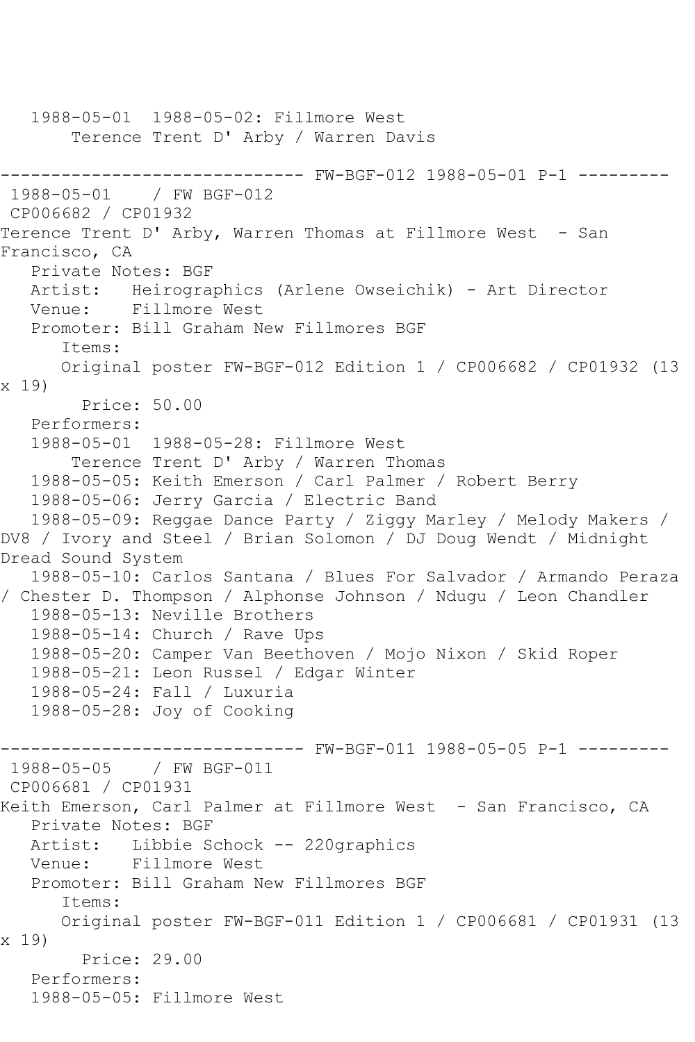```
   1988-05-01  1988-05-02: Fillmore West
       Terence Trent D' Arby / Warren Davis

------------------------------ FW-BGF-012 1988-05-01 P-1 ---------
 1988-05-01    / FW BGF-012
 CP006682 / CP01932
Terence Trent D' Arby, Warren Thomas at Fillmore West  - San
Francisco, CA
   Private Notes: BGF
   Artist:   Heirographics (Arlene Owseichik) - Art Director
   Venue:    Fillmore West
   Promoter: Bill Graham New Fillmores BGF
      Items:
      Original poster FW-BGF-012 Edition 1 / CP006682 / CP01932 (13
x 19)
        Price: 50.00
   Performers:
   1988-05-01  1988-05-28: Fillmore West
       Terence Trent D' Arby / Warren Thomas
   1988-05-05: Keith Emerson / Carl Palmer / Robert Berry
   1988-05-06: Jerry Garcia / Electric Band
   1988-05-09: Reggae Dance Party / Ziggy Marley / Melody Makers /
DV8 / Ivory and Steel / Brian Solomon / DJ Doug Wendt / Midnight
Dread Sound System
   1988-05-10: Carlos Santana / Blues For Salvador / Armando Peraza
/ Chester D. Thompson / Alphonse Johnson / Ndugu / Leon Chandler
   1988-05-13: Neville Brothers
   1988-05-14: Church / Rave Ups
   1988-05-20: Camper Van Beethoven / Mojo Nixon / Skid Roper
   1988-05-21: Leon Russel / Edgar Winter
   1988-05-24: Fall / Luxuria
   1988-05-28: Joy of Cooking

------------------------------ FW-BGF-011 1988-05-05 P-1 ---------
 1988-05-05    / FW BGF-011
 CP006681 / CP01931
Keith Emerson, Carl Palmer at Fillmore West  - San Francisco, CA
   Private Notes: BGF
   Artist:   Libbie Schock -- 220graphics
   Venue:    Fillmore West
   Promoter: Bill Graham New Fillmores BGF
      Items:
      Original poster FW-BGF-011 Edition 1 / CP006681 / CP01931 (13
x 19)
        Price: 29.00
   Performers:
   1988-05-05: Fillmore West
```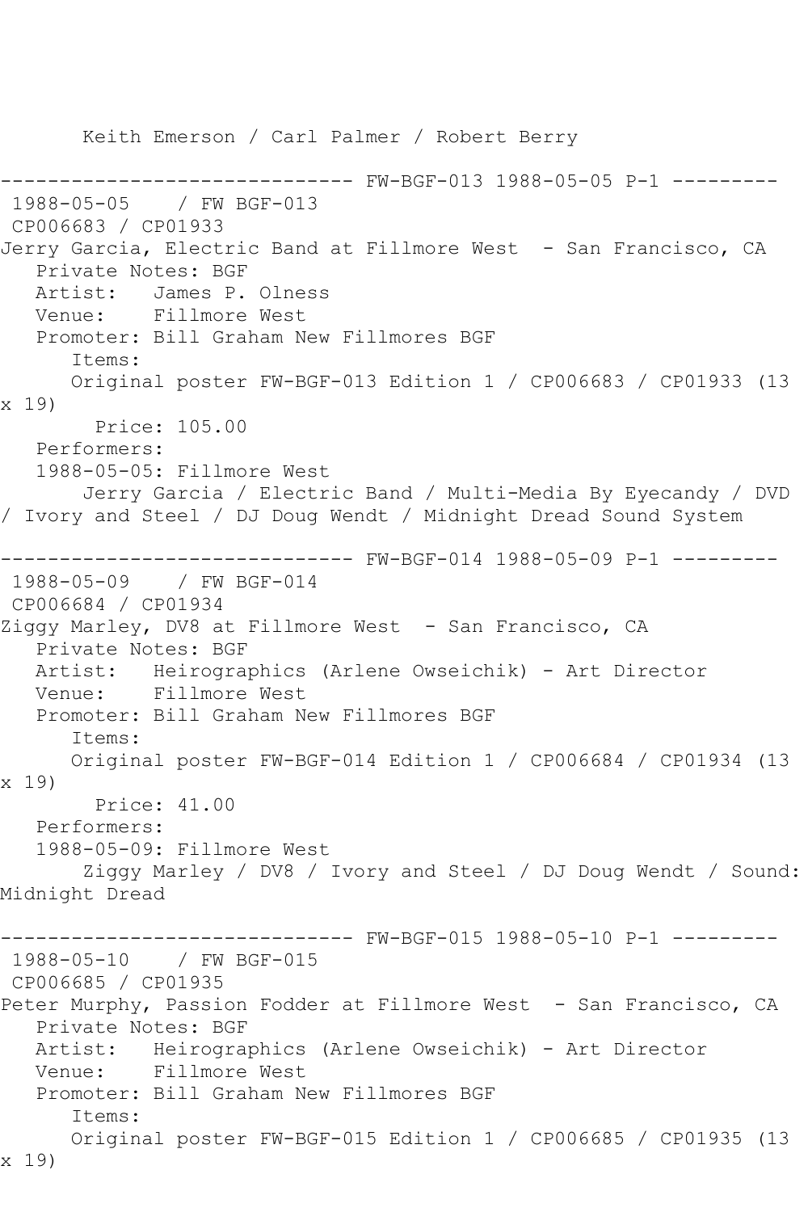Keith Emerson / Carl Palmer / Robert Berry

------------------------------ FW-BGF-013 1988-05-05 P-1 ---------

1988-05-05 / FW BGF-013

CP006683 / CP01933

Jerry Garcia, Electric Band at Fillmore West - San Francisco, CA

Private Notes: BGF

Artist: James P. Olness

Venue: Fillmore West

Promoter: Bill Graham New Fillmores BGF

Items:

Original poster FW-BGF-013 Edition 1 / CP006683 / CP01933 (13 x 19)

Price: 105.00

Performers:

1988-05-05: Fillmore West

Jerry Garcia / Electric Band / Multi-Media By Eyecandy / DVD / Ivory and Steel / DJ Doug Wendt / Midnight Dread Sound System

------------------------------ FW-BGF-014 1988-05-09 P-1 ---------

1988-05-09 / FW BGF-014

CP006684 / CP01934

Ziggy Marley, DV8 at Fillmore West - San Francisco, CA

Private Notes: BGF

Artist: Heirographics (Arlene Owseichik) - Art Director

Venue: Fillmore West

Promoter: Bill Graham New Fillmores BGF

Items:

Original poster FW-BGF-014 Edition 1 / CP006684 / CP01934 (13 x 19)

Price: 41.00

Performers:

1988-05-09: Fillmore West

Ziggy Marley / DV8 / Ivory and Steel / DJ Doug Wendt / Sound: Midnight Dread

------------------------------ FW-BGF-015 1988-05-10 P-1 ---------

1988-05-10 / FW BGF-015

CP006685 / CP01935

Peter Murphy, Passion Fodder at Fillmore West - San Francisco, CA

Private Notes: BGF

Artist: Heirographics (Arlene Owseichik) - Art Director

Venue: Fillmore West

Promoter: Bill Graham New Fillmores BGF

Items:

Original poster FW-BGF-015 Edition 1 / CP006685 / CP01935 (13 x 19)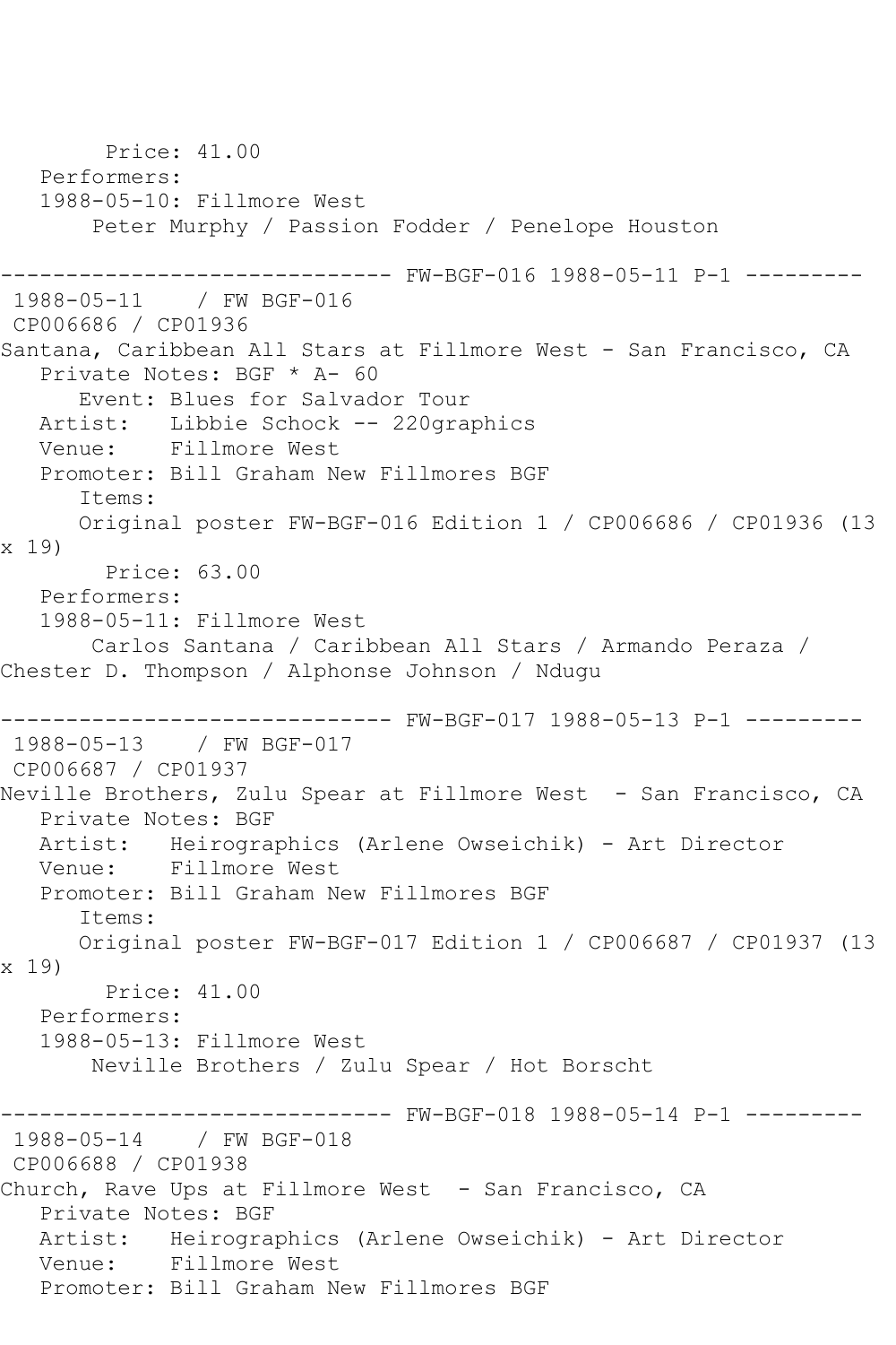Price: 41.00
Performers:
1988-05-10: Fillmore West
Peter Murphy / Passion Fodder / Penelope Houston

------------------------------ FW-BGF-016 1988-05-11 P-1 ---------

1988-05-11 / FW BGF-016
CP006686 / CP01936
Santana, Caribbean All Stars at Fillmore West - San Francisco, CA
Private Notes: BGF * A- 60
Event: Blues for Salvador Tour
Artist: Libbie Schock -- 220graphics
Venue: Fillmore West
Promoter: Bill Graham New Fillmores BGF
Items:
Original poster FW-BGF-016 Edition 1 / CP006686 / CP01936 (13 x 19)
Price: 63.00
Performers:
1988-05-11: Fillmore West
Carlos Santana / Caribbean All Stars / Armando Peraza / Chester D. Thompson / Alphonse Johnson / Ndugu

------------------------------ FW-BGF-017 1988-05-13 P-1 ---------

1988-05-13 / FW BGF-017
CP006687 / CP01937
Neville Brothers, Zulu Spear at Fillmore West - San Francisco, CA
Private Notes: BGF
Artist: Heirographics (Arlene Owseichik) - Art Director
Venue: Fillmore West
Promoter: Bill Graham New Fillmores BGF
Items:
Original poster FW-BGF-017 Edition 1 / CP006687 / CP01937 (13 x 19)
Price: 41.00
Performers:
1988-05-13: Fillmore West
Neville Brothers / Zulu Spear / Hot Borscht

------------------------------ FW-BGF-018 1988-05-14 P-1 ---------

1988-05-14 / FW BGF-018
CP006688 / CP01938
Church, Rave Ups at Fillmore West - San Francisco, CA
Private Notes: BGF
Artist: Heirographics (Arlene Owseichik) - Art Director
Venue: Fillmore West
Promoter: Bill Graham New Fillmores BGF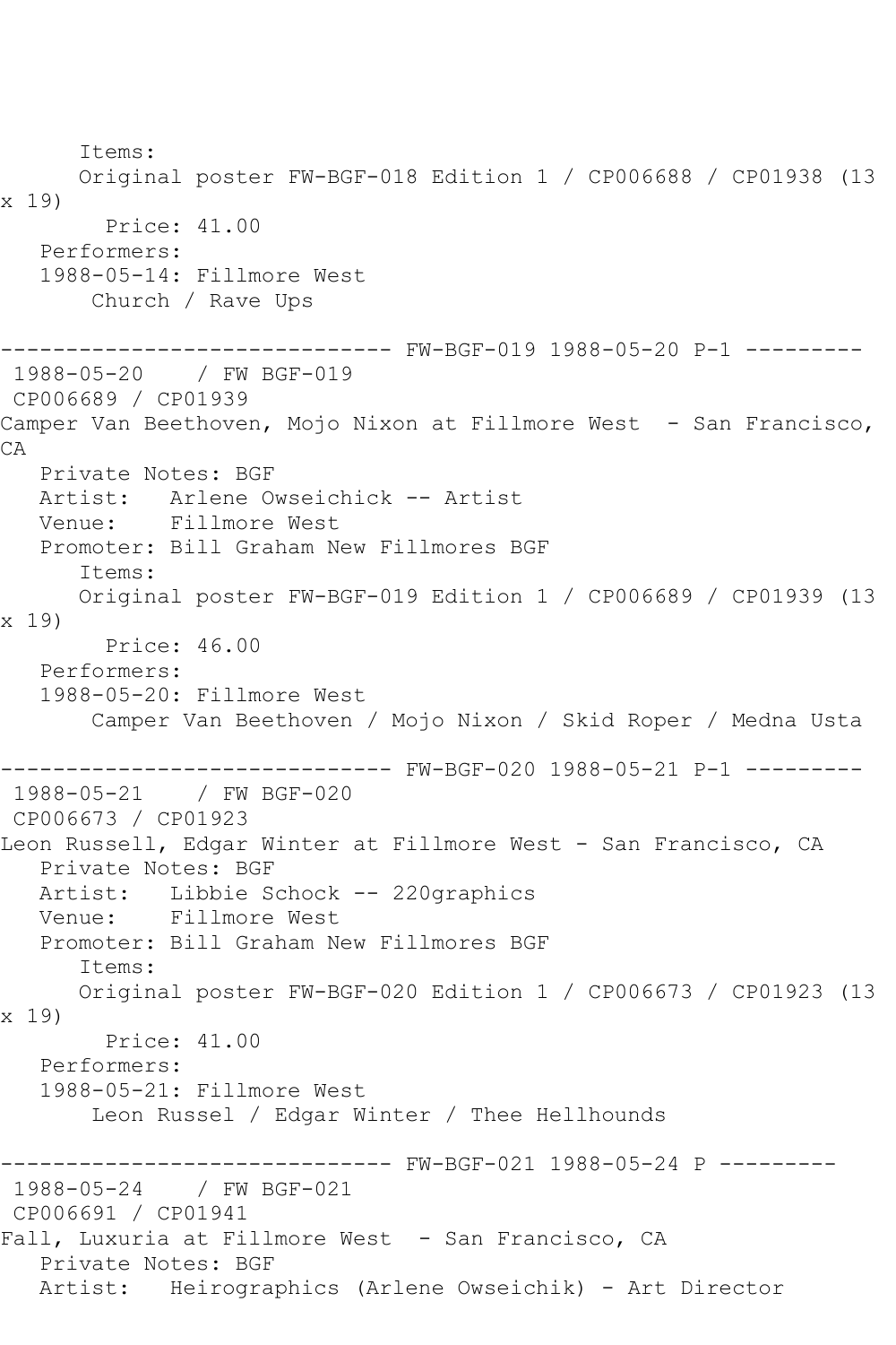Items:
Original poster FW-BGF-018 Edition 1 / CP006688 / CP01938 (13 x 19)
Price: 41.00
Performers:
1988-05-14: Fillmore West
Church / Rave Ups

------------------------------ FW-BGF-019 1988-05-20 P-1 ---------
1988-05-20 / FW BGF-019
CP006689 / CP01939
Camper Van Beethoven, Mojo Nixon at Fillmore West - San Francisco, CA
Private Notes: BGF
Artist: Arlene Owseichick -- Artist
Venue: Fillmore West
Promoter: Bill Graham New Fillmores BGF
Items:
Original poster FW-BGF-019 Edition 1 / CP006689 / CP01939 (13 x 19)
Price: 46.00
Performers:
1988-05-20: Fillmore West
Camper Van Beethoven / Mojo Nixon / Skid Roper / Medna Usta

------------------------------ FW-BGF-020 1988-05-21 P-1 ---------
1988-05-21 / FW BGF-020
CP006673 / CP01923
Leon Russell, Edgar Winter at Fillmore West - San Francisco, CA
Private Notes: BGF
Artist: Libbie Schock -- 220graphics
Venue: Fillmore West
Promoter: Bill Graham New Fillmores BGF
Items:
Original poster FW-BGF-020 Edition 1 / CP006673 / CP01923 (13 x 19)
Price: 41.00
Performers:
1988-05-21: Fillmore West
Leon Russel / Edgar Winter / Thee Hellhounds

------------------------------ FW-BGF-021 1988-05-24 P ---------
1988-05-24 / FW BGF-021
CP006691 / CP01941
Fall, Luxuria at Fillmore West - San Francisco, CA
Private Notes: BGF
Artist: Heirographics (Arlene Owseichik) - Art Director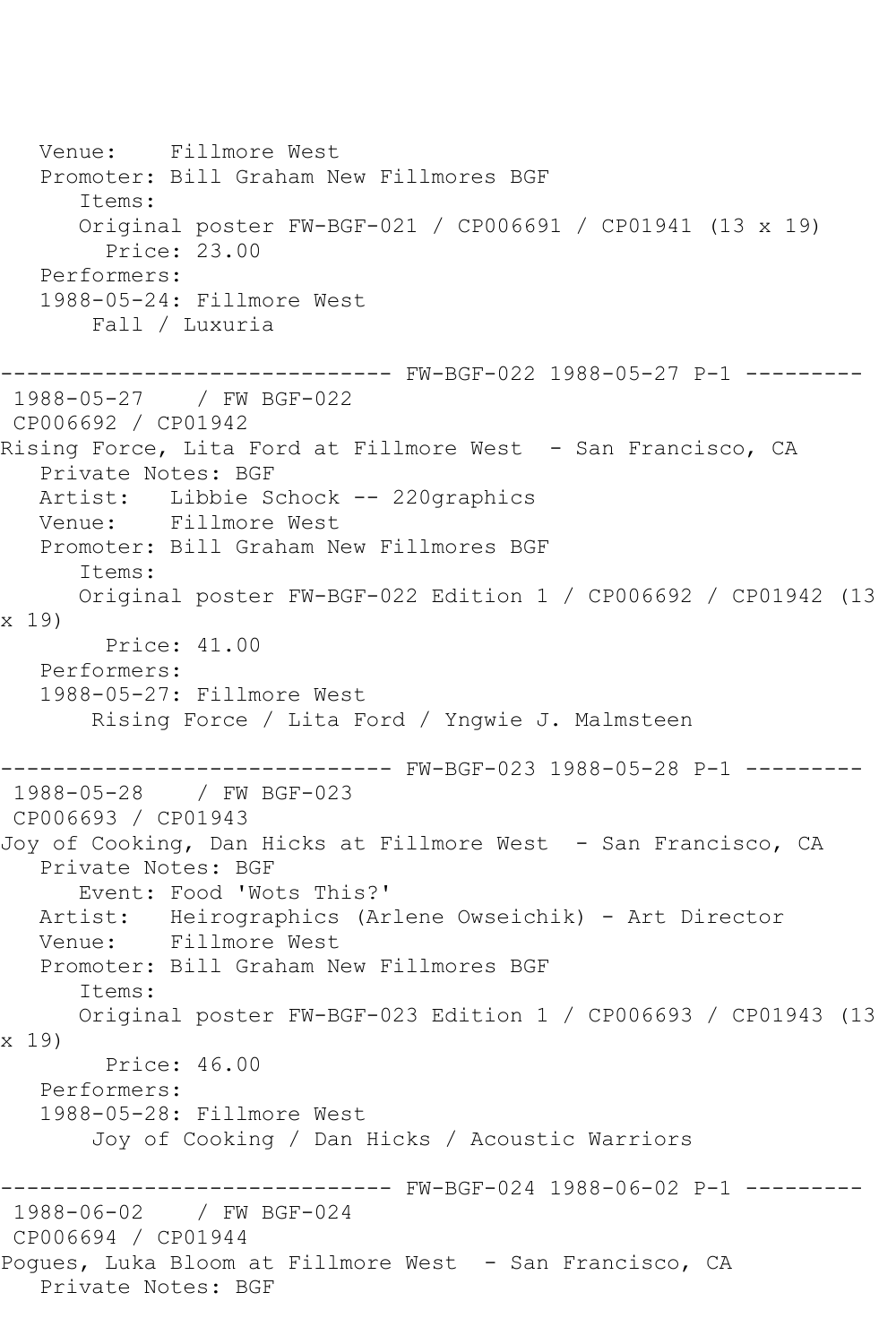Venue:    Fillmore West
Promoter: Bill Graham New Fillmores BGF
Items:
Original poster FW-BGF-021 / CP006691 / CP01941 (13 x 19)
Price: 23.00
Performers:
1988-05-24: Fillmore West
Fall / Luxuria

------------------------------ FW-BGF-022 1988-05-27 P-1 ---------

1988-05-27    / FW BGF-022
CP006692 / CP01942
Rising Force, Lita Ford at Fillmore West  - San Francisco, CA
Private Notes: BGF
Artist:   Libbie Schock -- 220graphics
Venue:    Fillmore West
Promoter: Bill Graham New Fillmores BGF
Items:
Original poster FW-BGF-022 Edition 1 / CP006692 / CP01942 (13 x 19)
Price: 41.00
Performers:
1988-05-27: Fillmore West
Rising Force / Lita Ford / Yngwie J. Malmsteen

------------------------------ FW-BGF-023 1988-05-28 P-1 ---------

1988-05-28    / FW BGF-023
CP006693 / CP01943
Joy of Cooking, Dan Hicks at Fillmore West  - San Francisco, CA
Private Notes: BGF
Event: Food 'Wots This?'
Artist:   Heirographics (Arlene Owseichik) - Art Director
Venue:    Fillmore West
Promoter: Bill Graham New Fillmores BGF
Items:
Original poster FW-BGF-023 Edition 1 / CP006693 / CP01943 (13 x 19)
Price: 46.00
Performers:
1988-05-28: Fillmore West
Joy of Cooking / Dan Hicks / Acoustic Warriors

------------------------------ FW-BGF-024 1988-06-02 P-1 ---------

1988-06-02    / FW BGF-024
CP006694 / CP01944
Pogues, Luka Bloom at Fillmore West  - San Francisco, CA
Private Notes: BGF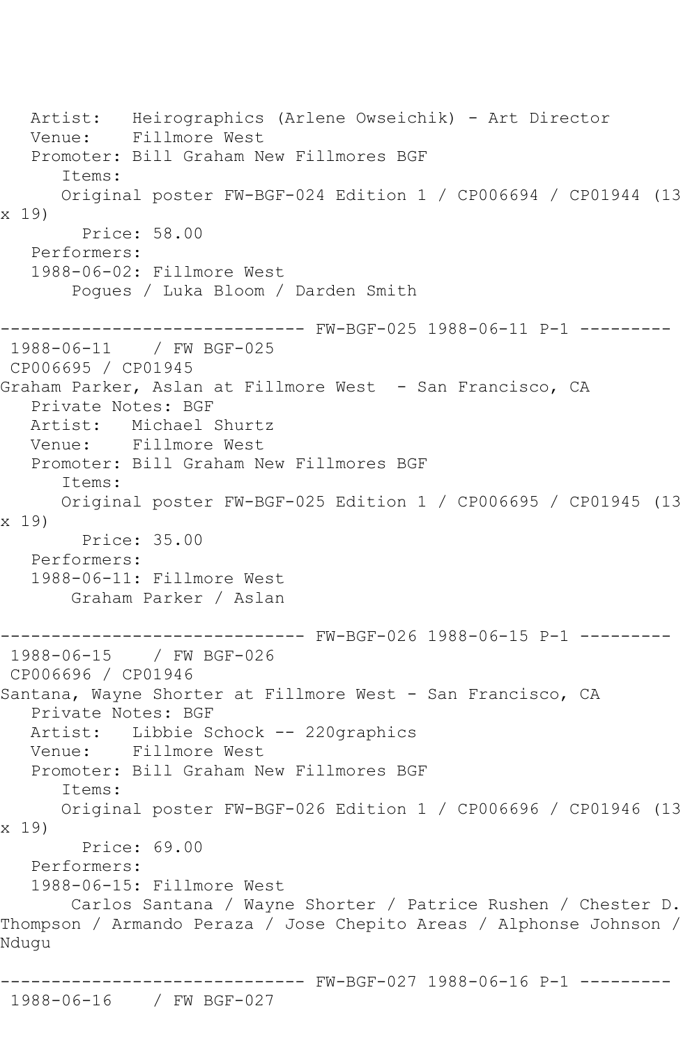Artist: Heirographics (Arlene Owseichik) - Art Director
Venue: Fillmore West
Promoter: Bill Graham New Fillmores BGF
Items:
Original poster FW-BGF-024 Edition 1 / CP006694 / CP01944 (13 x 19)
Price: 58.00
Performers:
1988-06-02: Fillmore West
Pogues / Luka Bloom / Darden Smith

------------------------------ FW-BGF-025 1988-06-11 P-1 ---------

1988-06-11 / FW BGF-025
CP006695 / CP01945
Graham Parker, Aslan at Fillmore West - San Francisco, CA
Private Notes: BGF
Artist: Michael Shurtz
Venue: Fillmore West
Promoter: Bill Graham New Fillmores BGF
Items:
Original poster FW-BGF-025 Edition 1 / CP006695 / CP01945 (13 x 19)
Price: 35.00
Performers:
1988-06-11: Fillmore West
Graham Parker / Aslan

------------------------------ FW-BGF-026 1988-06-15 P-1 ---------

1988-06-15 / FW BGF-026
CP006696 / CP01946
Santana, Wayne Shorter at Fillmore West - San Francisco, CA
Private Notes: BGF
Artist: Libbie Schock -- 220graphics
Venue: Fillmore West
Promoter: Bill Graham New Fillmores BGF
Items:
Original poster FW-BGF-026 Edition 1 / CP006696 / CP01946 (13 x 19)
Price: 69.00
Performers:
1988-06-15: Fillmore West
Carlos Santana / Wayne Shorter / Patrice Rushen / Chester D. Thompson / Armando Peraza / Jose Chepito Areas / Alphonse Johnson / Ndugu

------------------------------ FW-BGF-027 1988-06-16 P-1 ---------

1988-06-16 / FW BGF-027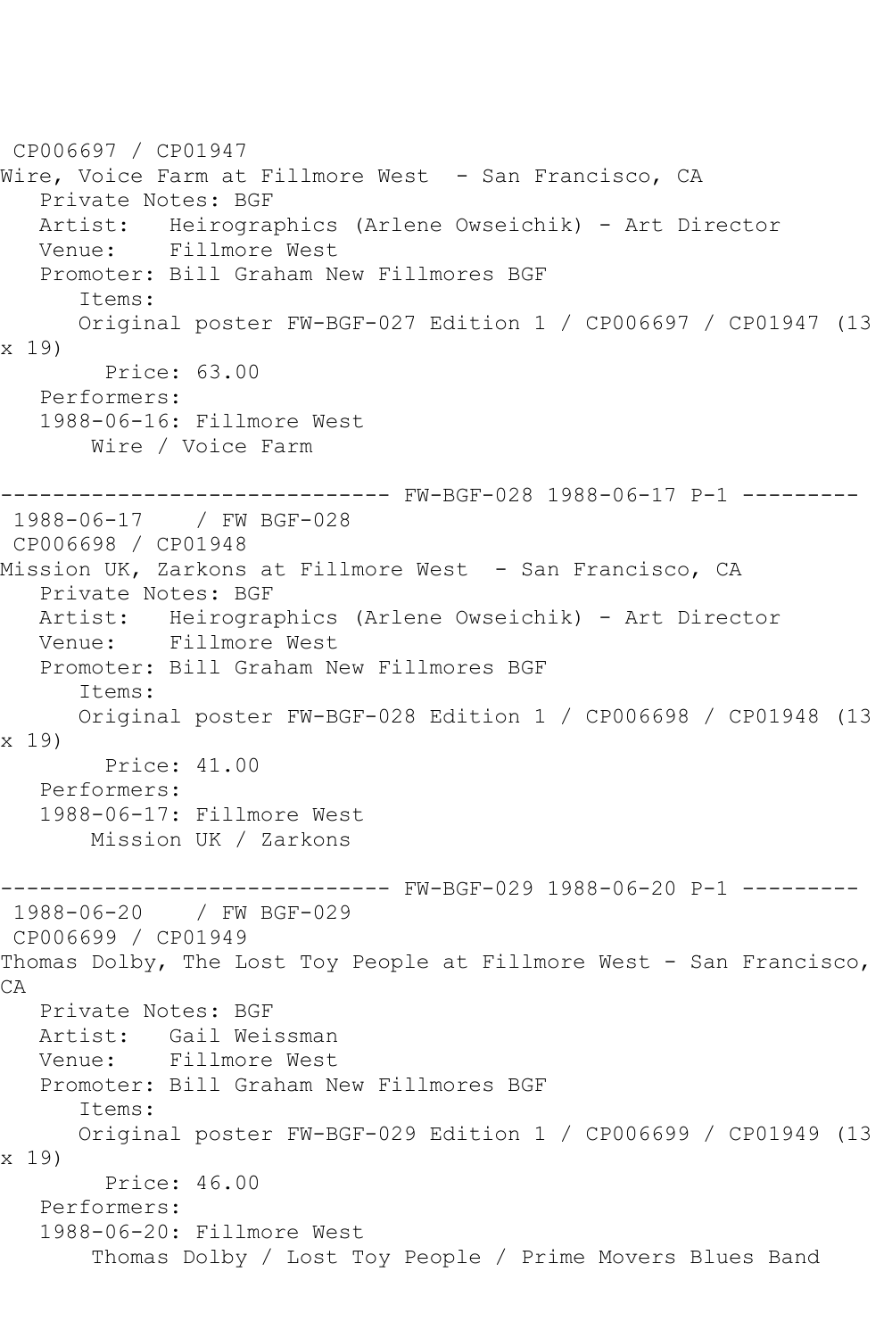CP006697 / CP01947
Wire, Voice Farm at Fillmore West - San Francisco, CA
   Private Notes: BGF
   Artist: Heirographics (Arlene Owseichik) - Art Director
   Venue: Fillmore West
   Promoter: Bill Graham New Fillmores BGF
      Items:
      Original poster FW-BGF-027 Edition 1 / CP006697 / CP01947 (13 x 19)
        Price: 63.00
   Performers:
   1988-06-16: Fillmore West
       Wire / Voice Farm

------------------------------ FW-BGF-028 1988-06-17 P-1 ---------
1988-06-17 / FW BGF-028
CP006698 / CP01948
Mission UK, Zarkons at Fillmore West - San Francisco, CA
   Private Notes: BGF
   Artist: Heirographics (Arlene Owseichik) - Art Director
   Venue: Fillmore West
   Promoter: Bill Graham New Fillmores BGF
      Items:
      Original poster FW-BGF-028 Edition 1 / CP006698 / CP01948 (13 x 19)
        Price: 41.00
   Performers:
   1988-06-17: Fillmore West
       Mission UK / Zarkons

------------------------------ FW-BGF-029 1988-06-20 P-1 ---------
1988-06-20 / FW BGF-029
CP006699 / CP01949
Thomas Dolby, The Lost Toy People at Fillmore West - San Francisco, CA
   Private Notes: BGF
   Artist: Gail Weissman
   Venue: Fillmore West
   Promoter: Bill Graham New Fillmores BGF
      Items:
      Original poster FW-BGF-029 Edition 1 / CP006699 / CP01949 (13 x 19)
        Price: 46.00
   Performers:
   1988-06-20: Fillmore West
       Thomas Dolby / Lost Toy People / Prime Movers Blues Band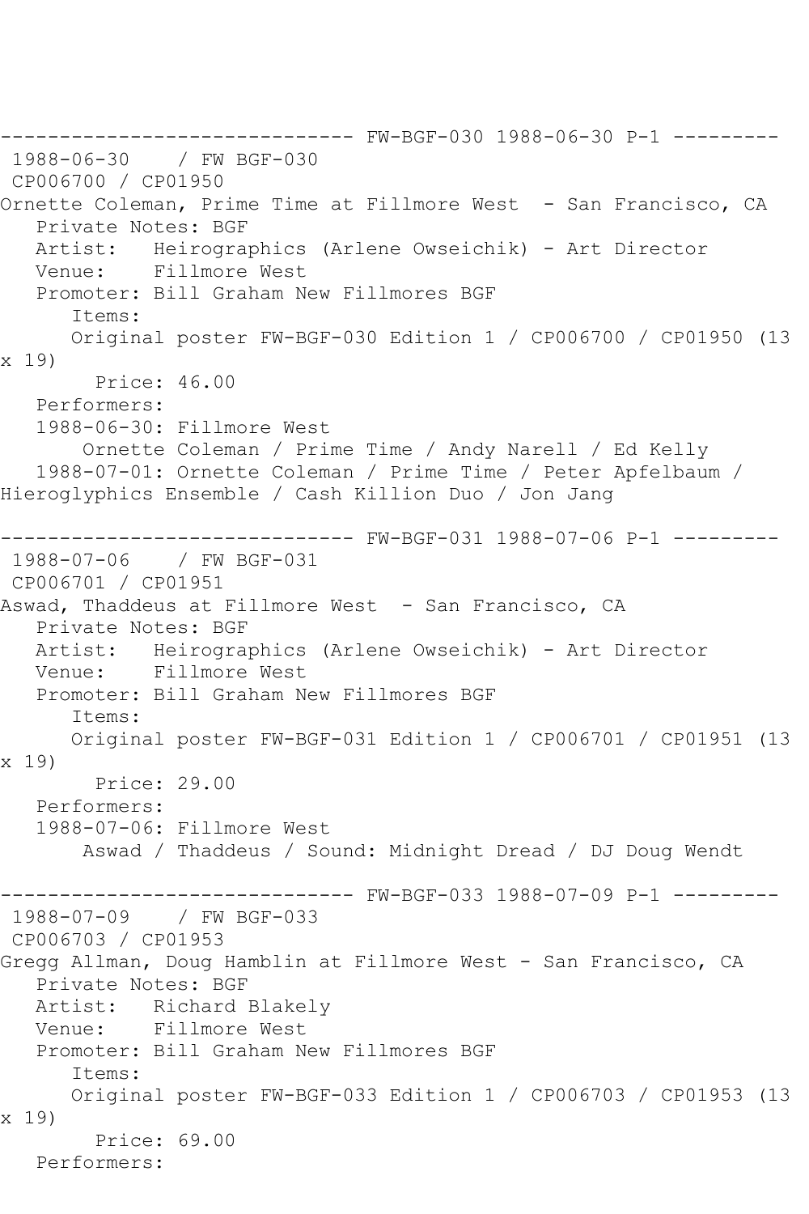------------------------------ FW-BGF-030 1988-06-30 P-1 ---------
1988-06-30 / FW BGF-030
CP006700 / CP01950
Ornette Coleman, Prime Time at Fillmore West - San Francisco, CA
Private Notes: BGF
Artist: Heirographics (Arlene Owseichik) - Art Director
Venue: Fillmore West
Promoter: Bill Graham New Fillmores BGF
Items:
Original poster FW-BGF-030 Edition 1 / CP006700 / CP01950 (13 x 19)
Price: 46.00
Performers:
1988-06-30: Fillmore West
Ornette Coleman / Prime Time / Andy Narell / Ed Kelly
1988-07-01: Ornette Coleman / Prime Time / Peter Apfelbaum / Hieroglyphics Ensemble / Cash Killion Duo / Jon Jang

------------------------------ FW-BGF-031 1988-07-06 P-1 ---------
1988-07-06 / FW BGF-031
CP006701 / CP01951
Aswad, Thaddeus at Fillmore West - San Francisco, CA
Private Notes: BGF
Artist: Heirographics (Arlene Owseichik) - Art Director
Venue: Fillmore West
Promoter: Bill Graham New Fillmores BGF
Items:
Original poster FW-BGF-031 Edition 1 / CP006701 / CP01951 (13 x 19)
Price: 29.00
Performers:
1988-07-06: Fillmore West
Aswad / Thaddeus / Sound: Midnight Dread / DJ Doug Wendt

------------------------------ FW-BGF-033 1988-07-09 P-1 ---------
1988-07-09 / FW BGF-033
CP006703 / CP01953
Gregg Allman, Doug Hamblin at Fillmore West - San Francisco, CA
Private Notes: BGF
Artist: Richard Blakely
Venue: Fillmore West
Promoter: Bill Graham New Fillmores BGF
Items:
Original poster FW-BGF-033 Edition 1 / CP006703 / CP01953 (13 x 19)
Price: 69.00
Performers: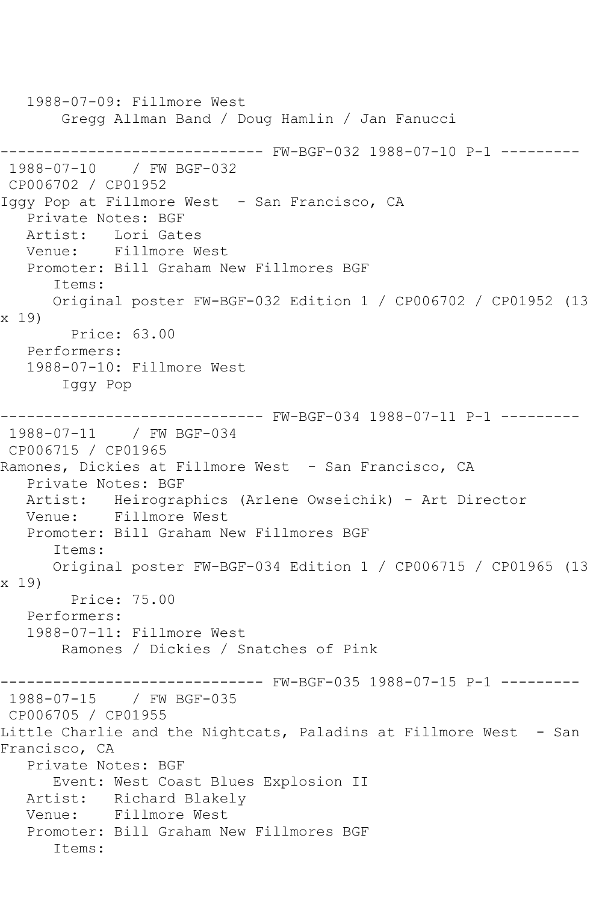1988-07-09: Fillmore West
Gregg Allman Band / Doug Hamlin / Jan Fanucci

------------------------------ FW-BGF-032 1988-07-10 P-1 ---------

1988-07-10 / FW BGF-032
CP006702 / CP01952
Iggy Pop at Fillmore West - San Francisco, CA
Private Notes: BGF
Artist: Lori Gates
Venue: Fillmore West
Promoter: Bill Graham New Fillmores BGF
Items:
Original poster FW-BGF-032 Edition 1 / CP006702 / CP01952 (13 x 19)
Price: 63.00
Performers:
1988-07-10: Fillmore West
Iggy Pop

------------------------------ FW-BGF-034 1988-07-11 P-1 ---------

1988-07-11 / FW BGF-034
CP006715 / CP01965
Ramones, Dickies at Fillmore West - San Francisco, CA
Private Notes: BGF
Artist: Heirographics (Arlene Owseichik) - Art Director
Venue: Fillmore West
Promoter: Bill Graham New Fillmores BGF
Items:
Original poster FW-BGF-034 Edition 1 / CP006715 / CP01965 (13 x 19)
Price: 75.00
Performers:
1988-07-11: Fillmore West
Ramones / Dickies / Snatches of Pink

------------------------------ FW-BGF-035 1988-07-15 P-1 ---------

1988-07-15 / FW BGF-035
CP006705 / CP01955
Little Charlie and the Nightcats, Paladins at Fillmore West - San Francisco, CA
Private Notes: BGF
Event: West Coast Blues Explosion II
Artist: Richard Blakely
Venue: Fillmore West
Promoter: Bill Graham New Fillmores BGF
Items: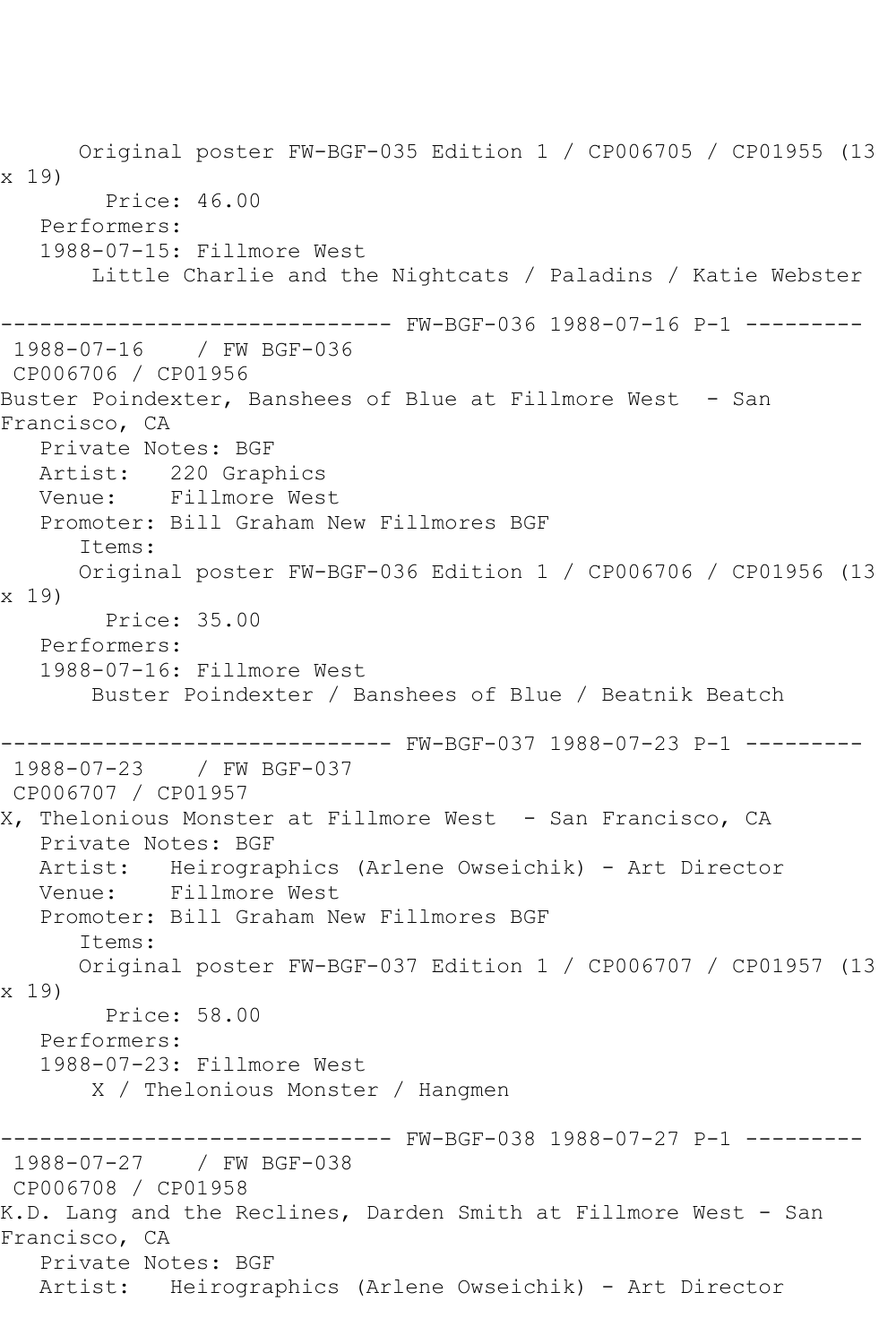Original poster FW-BGF-035 Edition 1 / CP006705 / CP01955 (13 x 19)

Price: 46.00

Performers:

1988-07-15: Fillmore West

Little Charlie and the Nightcats / Paladins / Katie Webster

------------------------------ FW-BGF-036 1988-07-16 P-1 ---------

1988-07-16 / FW BGF-036

CP006706 / CP01956

Buster Poindexter, Banshees of Blue at Fillmore West - San Francisco, CA

Private Notes: BGF

Artist: 220 Graphics

Venue: Fillmore West

Promoter: Bill Graham New Fillmores BGF

Items:

Original poster FW-BGF-036 Edition 1 / CP006706 / CP01956 (13 x 19)

Price: 35.00

Performers:

1988-07-16: Fillmore West

Buster Poindexter / Banshees of Blue / Beatnik Beatch

------------------------------ FW-BGF-037 1988-07-23 P-1 ---------

1988-07-23 / FW BGF-037

CP006707 / CP01957

X, Thelonious Monster at Fillmore West - San Francisco, CA

Private Notes: BGF

Artist: Heirographics (Arlene Owseichik) - Art Director

Venue: Fillmore West

Promoter: Bill Graham New Fillmores BGF

Items:

Original poster FW-BGF-037 Edition 1 / CP006707 / CP01957 (13 x 19)

Price: 58.00

Performers:

1988-07-23: Fillmore West

X / Thelonious Monster / Hangmen

------------------------------ FW-BGF-038 1988-07-27 P-1 ---------

1988-07-27 / FW BGF-038

CP006708 / CP01958

K.D. Lang and the Reclines, Darden Smith at Fillmore West - San Francisco, CA

Private Notes: BGF

Artist: Heirographics (Arlene Owseichik) - Art Director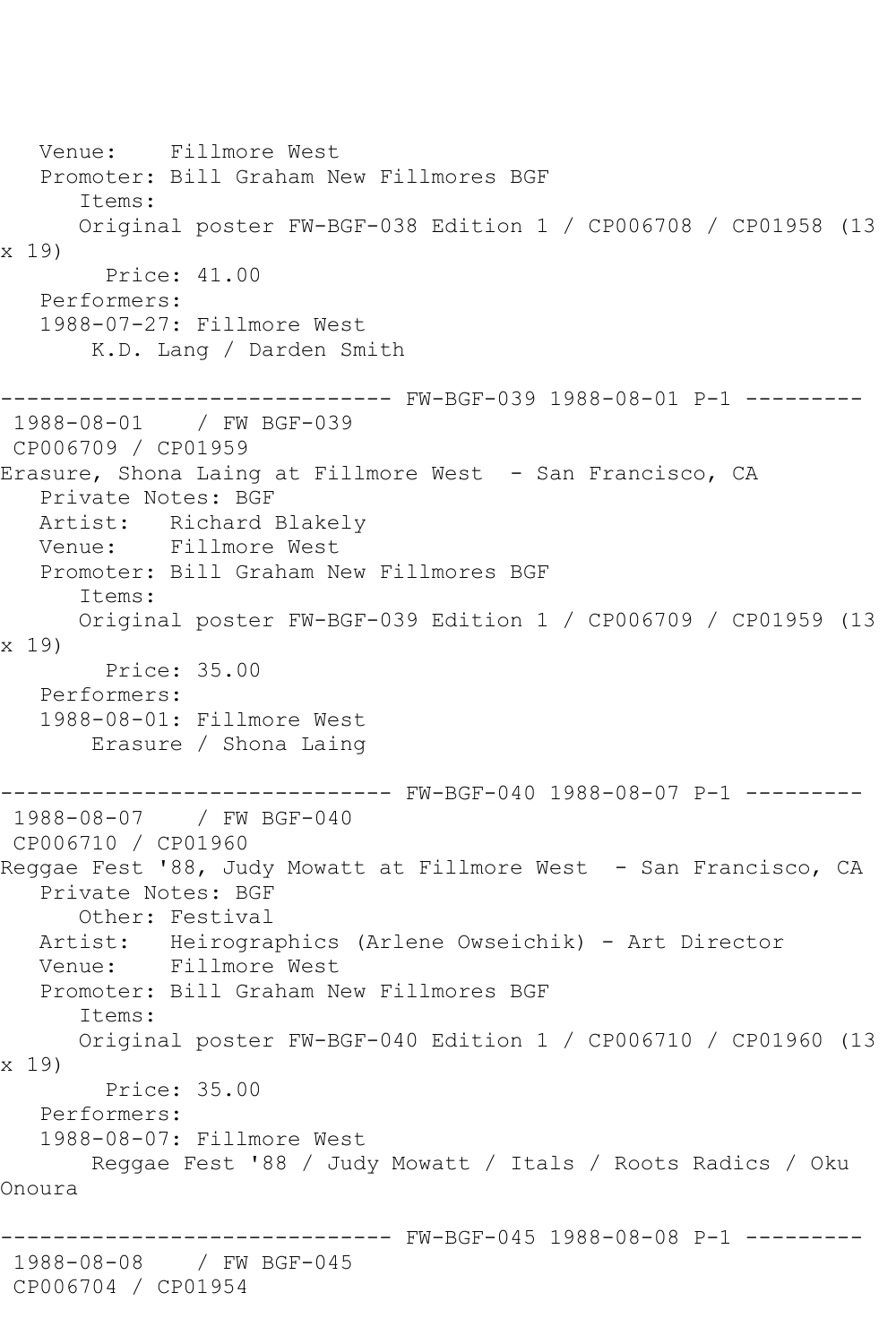Venue: Fillmore West
Promoter: Bill Graham New Fillmores BGF
Items:
Original poster FW-BGF-038 Edition 1 / CP006708 / CP01958 (13 x 19)
Price: 41.00
Performers:
1988-07-27: Fillmore West
K.D. Lang / Darden Smith

------------------------------ FW-BGF-039 1988-08-01 P-1 ---------

1988-08-01 / FW BGF-039
CP006709 / CP01959
Erasure, Shona Laing at Fillmore West - San Francisco, CA
Private Notes: BGF
Artist: Richard Blakely
Venue: Fillmore West
Promoter: Bill Graham New Fillmores BGF
Items:
Original poster FW-BGF-039 Edition 1 / CP006709 / CP01959 (13 x 19)
Price: 35.00
Performers:
1988-08-01: Fillmore West
Erasure / Shona Laing

------------------------------ FW-BGF-040 1988-08-07 P-1 ---------

1988-08-07 / FW BGF-040
CP006710 / CP01960
Reggae Fest '88, Judy Mowatt at Fillmore West - San Francisco, CA
Private Notes: BGF
Other: Festival
Artist: Heirographics (Arlene Owseichik) - Art Director
Venue: Fillmore West
Promoter: Bill Graham New Fillmores BGF
Items:
Original poster FW-BGF-040 Edition 1 / CP006710 / CP01960 (13 x 19)
Price: 35.00
Performers:
1988-08-07: Fillmore West
Reggae Fest '88 / Judy Mowatt / Itals / Roots Radics / Oku Onoura

------------------------------ FW-BGF-045 1988-08-08 P-1 ---------

1988-08-08 / FW BGF-045
CP006704 / CP01954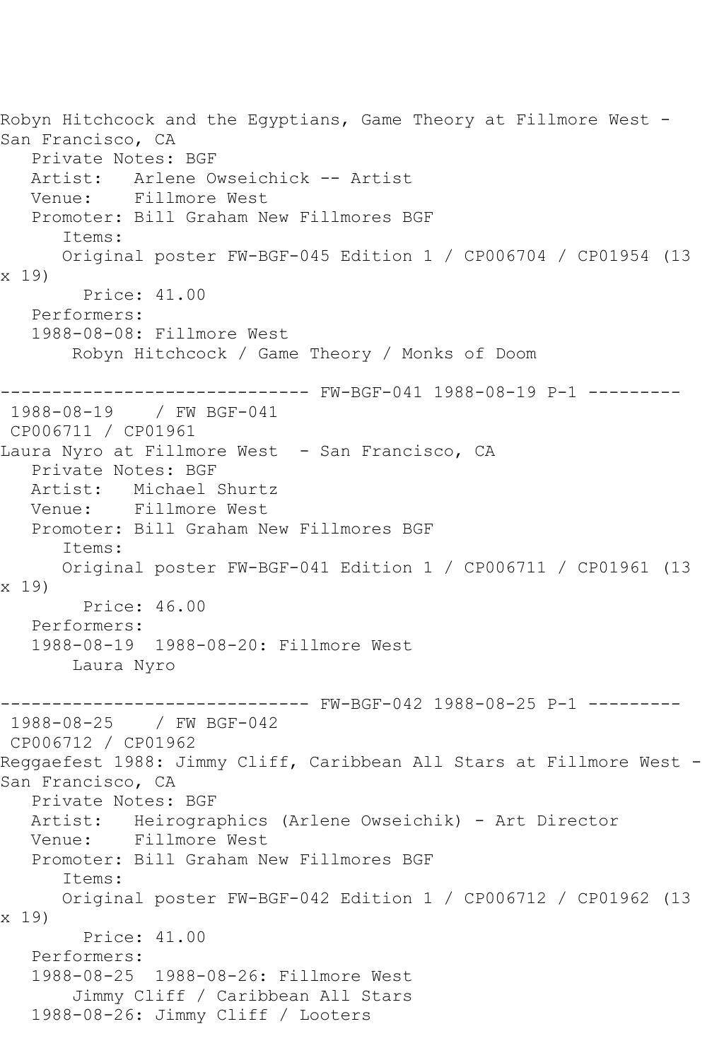Robyn Hitchcock and the Egyptians, Game Theory at Fillmore West - San Francisco, CA
   Private Notes: BGF
   Artist:   Arlene Owseichick -- Artist
   Venue:    Fillmore West
   Promoter: Bill Graham New Fillmores BGF
      Items:
      Original poster FW-BGF-045 Edition 1 / CP006704 / CP01954 (13 x 19)
        Price: 41.00
   Performers:
   1988-08-08: Fillmore West
       Robyn Hitchcock / Game Theory / Monks of Doom

------------------------------ FW-BGF-041 1988-08-19 P-1 ---------
 1988-08-19    / FW BGF-041
 CP006711 / CP01961
Laura Nyro at Fillmore West  - San Francisco, CA
   Private Notes: BGF
   Artist:   Michael Shurtz
   Venue:    Fillmore West
   Promoter: Bill Graham New Fillmores BGF
      Items:
      Original poster FW-BGF-041 Edition 1 / CP006711 / CP01961 (13 x 19)
        Price: 46.00
   Performers:
   1988-08-19  1988-08-20: Fillmore West
       Laura Nyro

------------------------------ FW-BGF-042 1988-08-25 P-1 ---------
 1988-08-25    / FW BGF-042
 CP006712 / CP01962
Reggaefest 1988: Jimmy Cliff, Caribbean All Stars at Fillmore West - San Francisco, CA
   Private Notes: BGF
   Artist:   Heirographics (Arlene Owseichik) - Art Director
   Venue:    Fillmore West
   Promoter: Bill Graham New Fillmores BGF
      Items:
      Original poster FW-BGF-042 Edition 1 / CP006712 / CP01962 (13 x 19)
        Price: 41.00
   Performers:
   1988-08-25  1988-08-26: Fillmore West
       Jimmy Cliff / Caribbean All Stars
   1988-08-26: Jimmy Cliff / Looters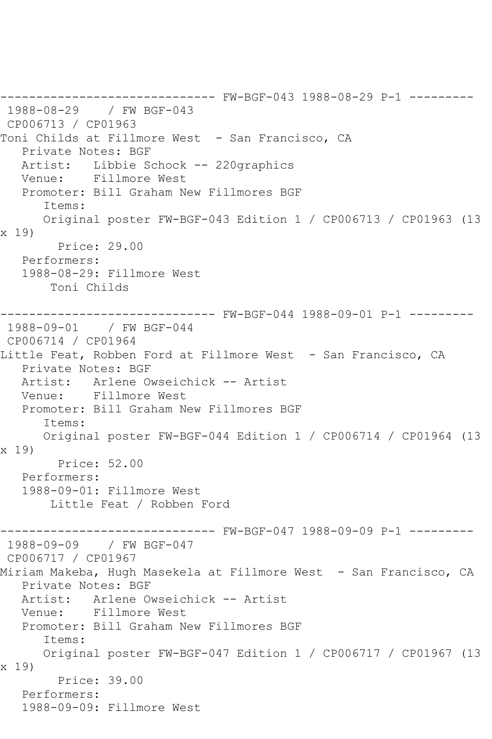------------------------------ FW-BGF-043 1988-08-29 P-1 ---------
1988-08-29 / FW BGF-043
CP006713 / CP01963
Toni Childs at Fillmore West - San Francisco, CA
Private Notes: BGF
Artist: Libbie Schock -- 220graphics
Venue: Fillmore West
Promoter: Bill Graham New Fillmores BGF
Items:
Original poster FW-BGF-043 Edition 1 / CP006713 / CP01963 (13 x 19)
Price: 29.00
Performers:
1988-08-29: Fillmore West
Toni Childs

------------------------------ FW-BGF-044 1988-09-01 P-1 ---------
1988-09-01 / FW BGF-044
CP006714 / CP01964
Little Feat, Robben Ford at Fillmore West - San Francisco, CA
Private Notes: BGF
Artist: Arlene Owseichick -- Artist
Venue: Fillmore West
Promoter: Bill Graham New Fillmores BGF
Items:
Original poster FW-BGF-044 Edition 1 / CP006714 / CP01964 (13 x 19)
Price: 52.00
Performers:
1988-09-01: Fillmore West
Little Feat / Robben Ford

------------------------------ FW-BGF-047 1988-09-09 P-1 ---------
1988-09-09 / FW BGF-047
CP006717 / CP01967
Miriam Makeba, Hugh Masekela at Fillmore West - San Francisco, CA
Private Notes: BGF
Artist: Arlene Owseichick -- Artist
Venue: Fillmore West
Promoter: Bill Graham New Fillmores BGF
Items:
Original poster FW-BGF-047 Edition 1 / CP006717 / CP01967 (13 x 19)
Price: 39.00
Performers:
1988-09-09: Fillmore West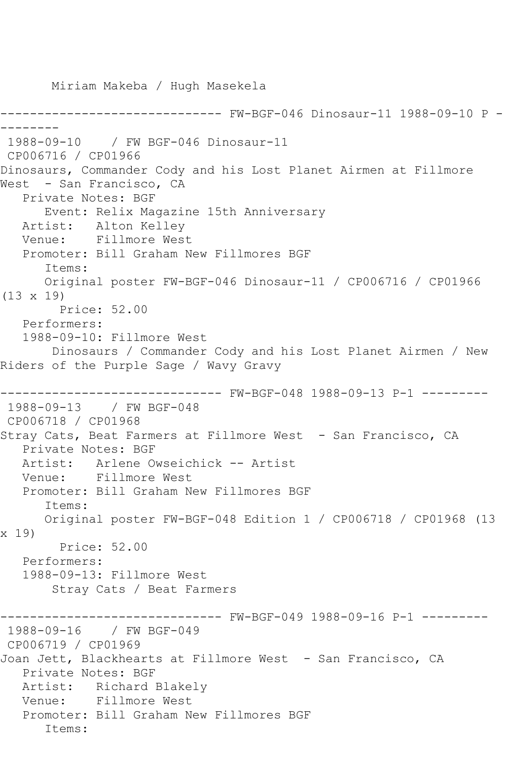Miriam Makeba / Hugh Masekela

------------------------------ FW-BGF-046 Dinosaur-11 1988-09-10 P - --------

1988-09-10 / FW BGF-046 Dinosaur-11
CP006716 / CP01966
Dinosaurs, Commander Cody and his Lost Planet Airmen at Fillmore West - San Francisco, CA
Private Notes: BGF
Event: Relix Magazine 15th Anniversary
Artist: Alton Kelley
Venue: Fillmore West
Promoter: Bill Graham New Fillmores BGF
Items:
Original poster FW-BGF-046 Dinosaur-11 / CP006716 / CP01966 (13 x 19)
Price: 52.00
Performers:
1988-09-10: Fillmore West
Dinosaurs / Commander Cody and his Lost Planet Airmen / New Riders of the Purple Sage / Wavy Gravy

------------------------------ FW-BGF-048 1988-09-13 P-1 ---------

1988-09-13 / FW BGF-048
CP006718 / CP01968
Stray Cats, Beat Farmers at Fillmore West - San Francisco, CA
Private Notes: BGF
Artist: Arlene Owseichick -- Artist
Venue: Fillmore West
Promoter: Bill Graham New Fillmores BGF
Items:
Original poster FW-BGF-048 Edition 1 / CP006718 / CP01968 (13 x 19)
Price: 52.00
Performers:
1988-09-13: Fillmore West
Stray Cats / Beat Farmers

------------------------------ FW-BGF-049 1988-09-16 P-1 ---------

1988-09-16 / FW BGF-049
CP006719 / CP01969
Joan Jett, Blackhearts at Fillmore West - San Francisco, CA
Private Notes: BGF
Artist: Richard Blakely
Venue: Fillmore West
Promoter: Bill Graham New Fillmores BGF
Items: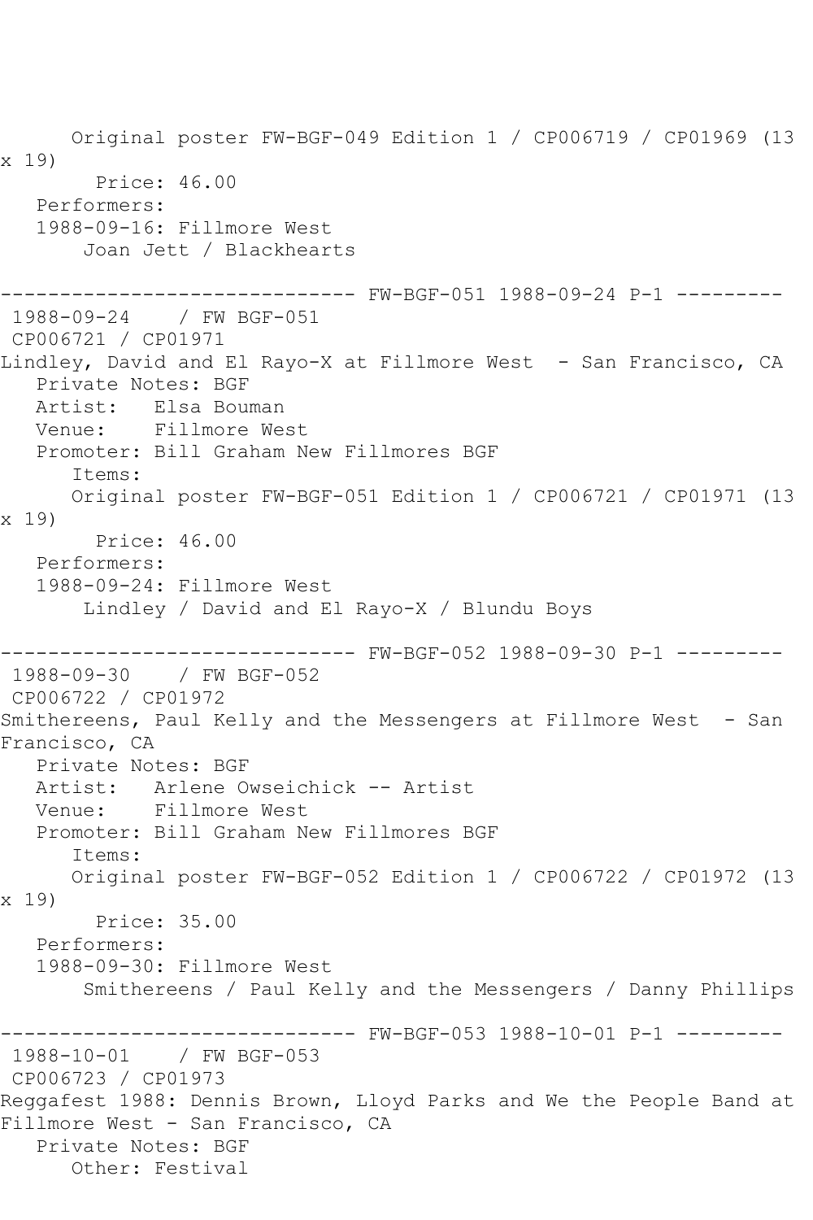Original poster FW-BGF-049 Edition 1 / CP006719 / CP01969 (13 x 19)
Price: 46.00
Performers:
1988-09-16: Fillmore West
Joan Jett / Blackhearts

------------------------------ FW-BGF-051 1988-09-24 P-1 ---------

1988-09-24 / FW BGF-051
CP006721 / CP01971
Lindley, David and El Rayo-X at Fillmore West - San Francisco, CA
Private Notes: BGF
Artist: Elsa Bouman
Venue: Fillmore West
Promoter: Bill Graham New Fillmores BGF
Items:
Original poster FW-BGF-051 Edition 1 / CP006721 / CP01971 (13 x 19)
Price: 46.00
Performers:
1988-09-24: Fillmore West
Lindley / David and El Rayo-X / Blundu Boys

------------------------------ FW-BGF-052 1988-09-30 P-1 ---------

1988-09-30 / FW BGF-052
CP006722 / CP01972
Smithereens, Paul Kelly and the Messengers at Fillmore West - San Francisco, CA
Private Notes: BGF
Artist: Arlene Owseichick -- Artist
Venue: Fillmore West
Promoter: Bill Graham New Fillmores BGF
Items:
Original poster FW-BGF-052 Edition 1 / CP006722 / CP01972 (13 x 19)
Price: 35.00
Performers:
1988-09-30: Fillmore West
Smithereens / Paul Kelly and the Messengers / Danny Phillips

------------------------------ FW-BGF-053 1988-10-01 P-1 ---------

1988-10-01 / FW BGF-053
CP006723 / CP01973
Reggafest 1988: Dennis Brown, Lloyd Parks and We the People Band at Fillmore West - San Francisco, CA
Private Notes: BGF
Other: Festival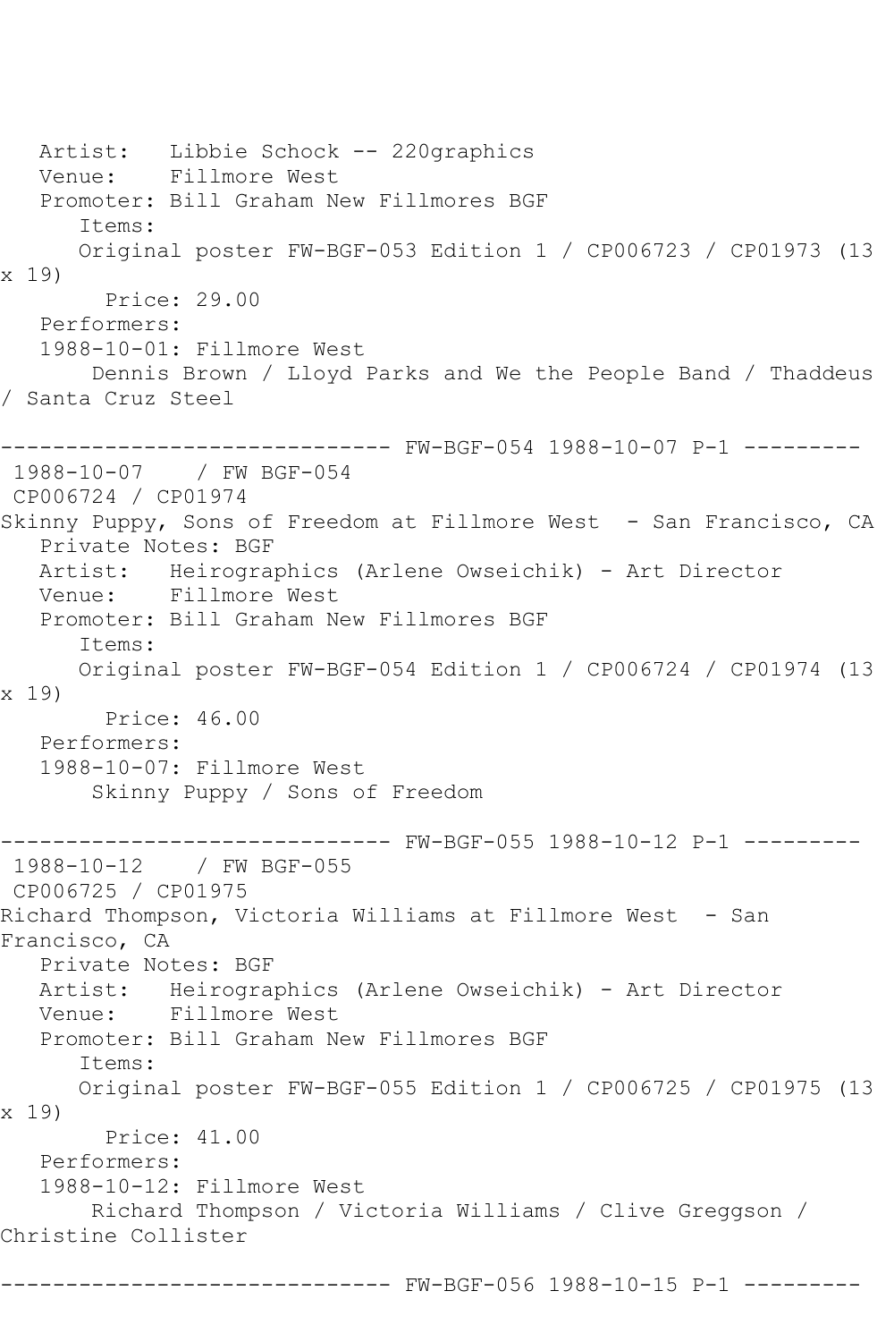Artist: Libbie Schock -- 220graphics
Venue: Fillmore West
Promoter: Bill Graham New Fillmores BGF
Items:
Original poster FW-BGF-053 Edition 1 / CP006723 / CP01973 (13 x 19)
Price: 29.00
Performers:
1988-10-01: Fillmore West
Dennis Brown / Lloyd Parks and We the People Band / Thaddeus / Santa Cruz Steel

------------------------------ FW-BGF-054 1988-10-07 P-1 ---------
1988-10-07 / FW BGF-054
CP006724 / CP01974
Skinny Puppy, Sons of Freedom at Fillmore West - San Francisco, CA
Private Notes: BGF
Artist: Heirographics (Arlene Owseichik) - Art Director
Venue: Fillmore West
Promoter: Bill Graham New Fillmores BGF
Items:
Original poster FW-BGF-054 Edition 1 / CP006724 / CP01974 (13 x 19)
Price: 46.00
Performers:
1988-10-07: Fillmore West
Skinny Puppy / Sons of Freedom

------------------------------ FW-BGF-055 1988-10-12 P-1 ---------
1988-10-12 / FW BGF-055
CP006725 / CP01975
Richard Thompson, Victoria Williams at Fillmore West - San Francisco, CA
Private Notes: BGF
Artist: Heirographics (Arlene Owseichik) - Art Director
Venue: Fillmore West
Promoter: Bill Graham New Fillmores BGF
Items:
Original poster FW-BGF-055 Edition 1 / CP006725 / CP01975 (13 x 19)
Price: 41.00
Performers:
1988-10-12: Fillmore West
Richard Thompson / Victoria Williams / Clive Greggson / Christine Collister

------------------------------ FW-BGF-056 1988-10-15 P-1 ---------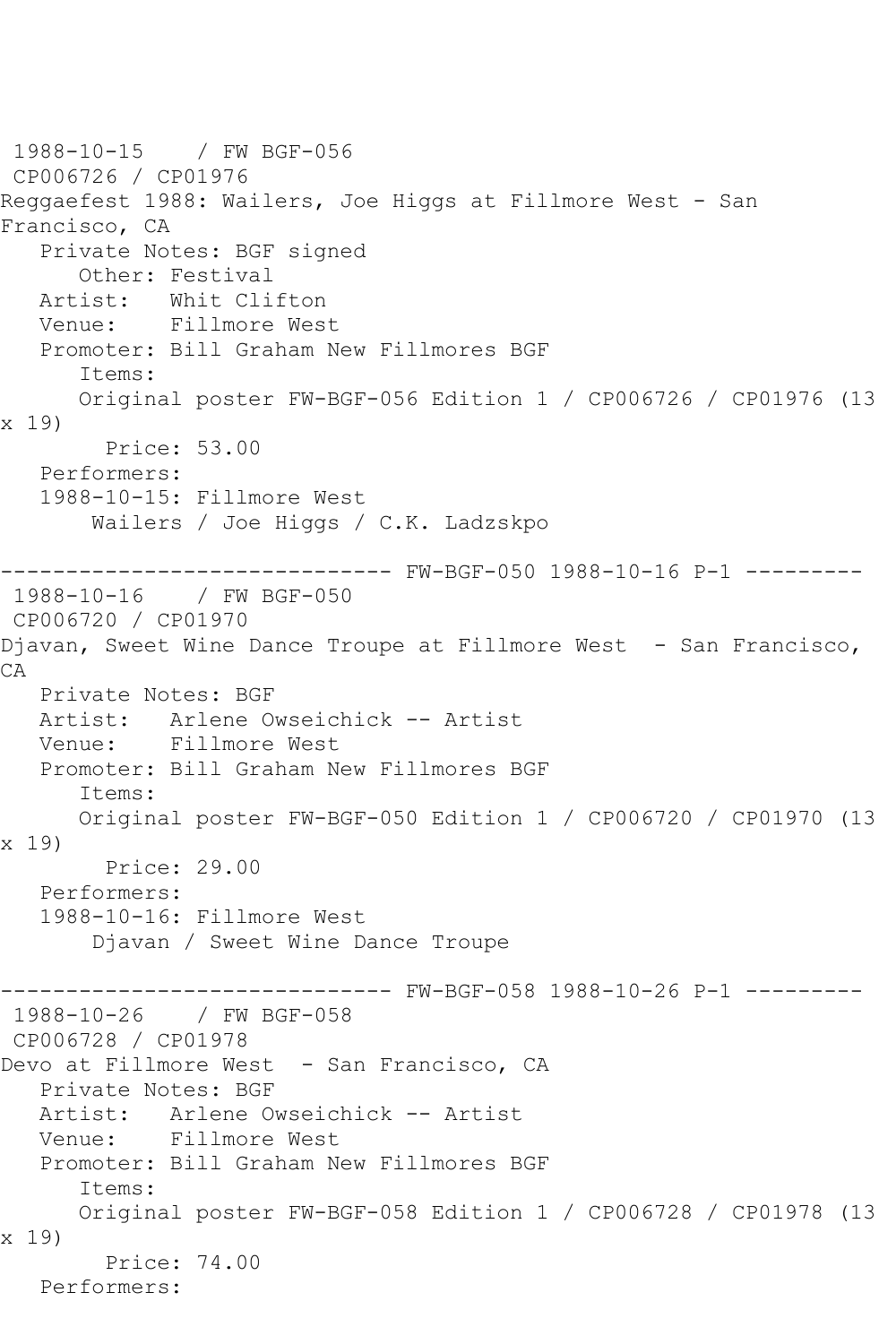1988-10-15 / FW BGF-056
CP006726 / CP01976
Reggaefest 1988: Wailers, Joe Higgs at Fillmore West - San Francisco, CA
Private Notes: BGF signed
Other: Festival
Artist: Whit Clifton
Venue: Fillmore West
Promoter: Bill Graham New Fillmores BGF
Items:
Original poster FW-BGF-056 Edition 1 / CP006726 / CP01976 (13 x 19)
Price: 53.00
Performers:
1988-10-15: Fillmore West
Wailers / Joe Higgs / C.K. Ladzskpo

------------------------------ FW-BGF-050 1988-10-16 P-1 ---------

1988-10-16 / FW BGF-050
CP006720 / CP01970
Djavan, Sweet Wine Dance Troupe at Fillmore West - San Francisco, CA
Private Notes: BGF
Artist: Arlene Owseichick -- Artist
Venue: Fillmore West
Promoter: Bill Graham New Fillmores BGF
Items:
Original poster FW-BGF-050 Edition 1 / CP006720 / CP01970 (13 x 19)
Price: 29.00
Performers:
1988-10-16: Fillmore West
Djavan / Sweet Wine Dance Troupe

------------------------------ FW-BGF-058 1988-10-26 P-1 ---------

1988-10-26 / FW BGF-058
CP006728 / CP01978
Devo at Fillmore West - San Francisco, CA
Private Notes: BGF
Artist: Arlene Owseichick -- Artist
Venue: Fillmore West
Promoter: Bill Graham New Fillmores BGF
Items:
Original poster FW-BGF-058 Edition 1 / CP006728 / CP01978 (13 x 19)
Price: 74.00
Performers: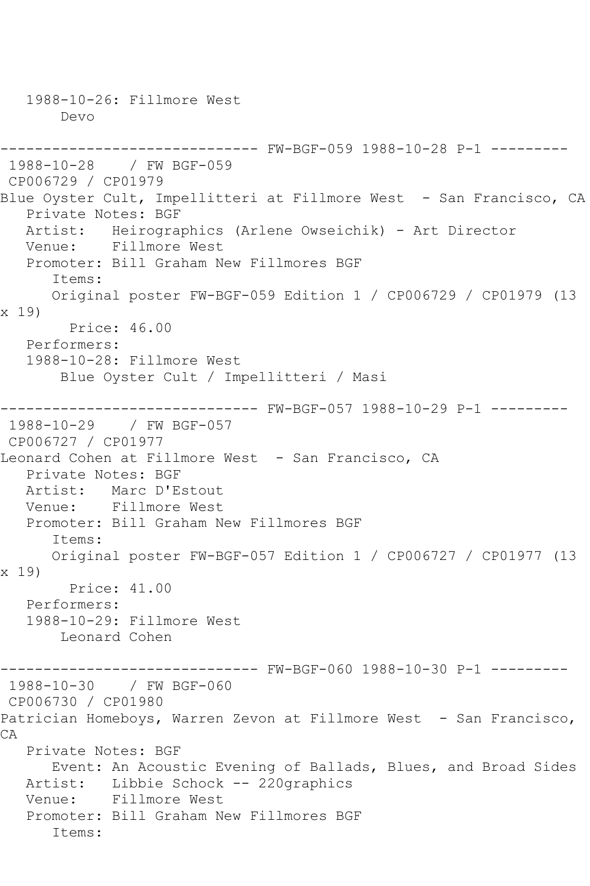1988-10-26: Fillmore West
Devo

------------------------------ FW-BGF-059 1988-10-28 P-1 ---------

1988-10-28 / FW BGF-059
CP006729 / CP01979

Blue Oyster Cult, Impellitteri at Fillmore West - San Francisco, CA

Private Notes: BGF
Artist: Heirographics (Arlene Owseichik) - Art Director
Venue: Fillmore West
Promoter: Bill Graham New Fillmores BGF
Items:
Original poster FW-BGF-059 Edition 1 / CP006729 / CP01979 (13 x 19)
Price: 46.00
Performers:
1988-10-28: Fillmore West
Blue Oyster Cult / Impellitteri / Masi

------------------------------ FW-BGF-057 1988-10-29 P-1 ---------

1988-10-29 / FW BGF-057
CP006727 / CP01977

Leonard Cohen at Fillmore West - San Francisco, CA

Private Notes: BGF
Artist: Marc D'Estout
Venue: Fillmore West
Promoter: Bill Graham New Fillmores BGF
Items:
Original poster FW-BGF-057 Edition 1 / CP006727 / CP01977 (13 x 19)
Price: 41.00
Performers:
1988-10-29: Fillmore West
Leonard Cohen

------------------------------ FW-BGF-060 1988-10-30 P-1 ---------

1988-10-30 / FW BGF-060
CP006730 / CP01980

Patrician Homeboys, Warren Zevon at Fillmore West - San Francisco, CA

Private Notes: BGF
Event: An Acoustic Evening of Ballads, Blues, and Broad Sides
Artist: Libbie Schock -- 220graphics
Venue: Fillmore West
Promoter: Bill Graham New Fillmores BGF
Items: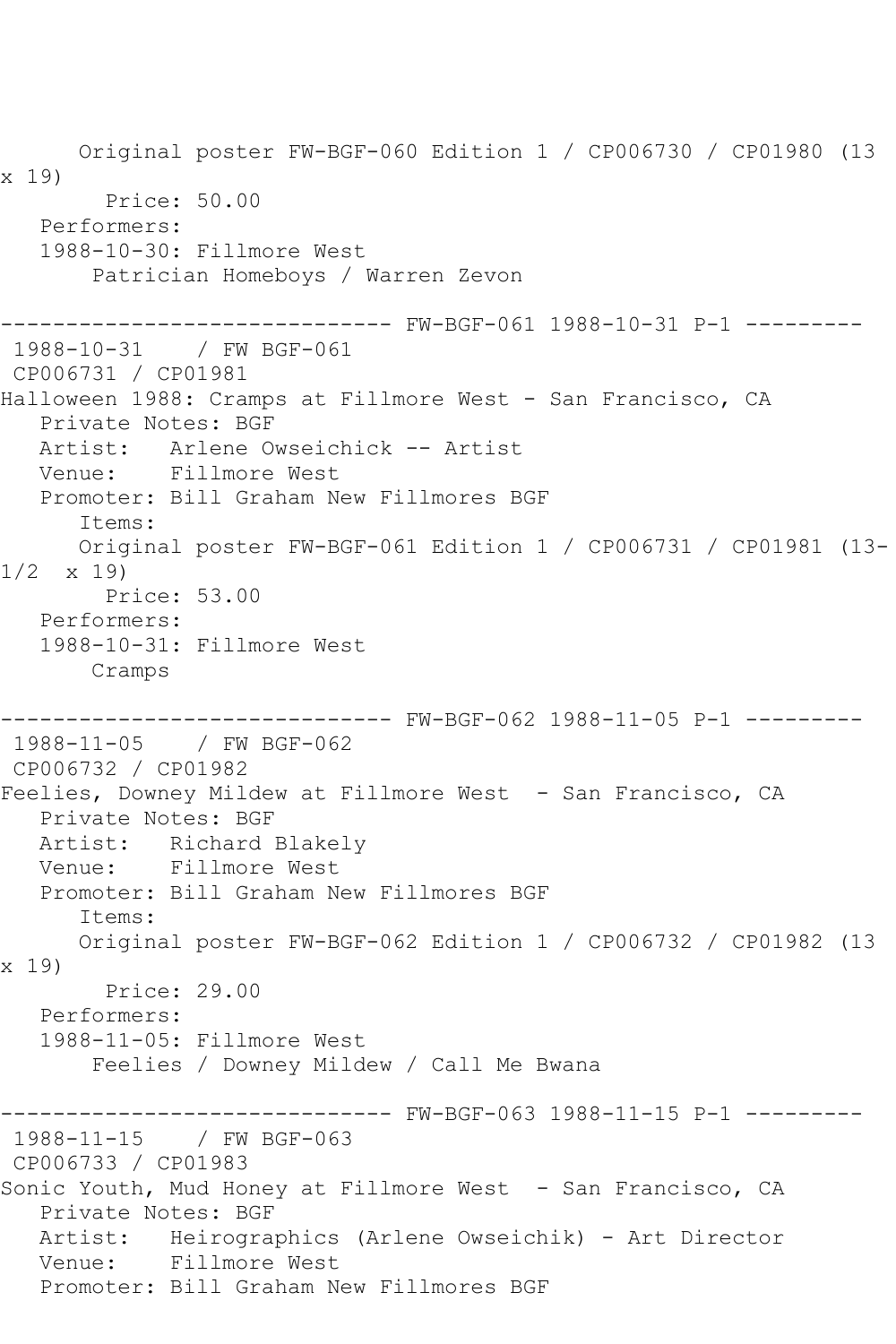Original poster FW-BGF-060 Edition 1 / CP006730 / CP01980 (13 x 19)

Price: 50.00

Performers:

1988-10-30: Fillmore West

Patrician Homeboys / Warren Zevon

------------------------------ FW-BGF-061 1988-10-31 P-1 ---------

1988-10-31 / FW BGF-061

CP006731 / CP01981

Halloween 1988: Cramps at Fillmore West - San Francisco, CA

Private Notes: BGF

Artist: Arlene Owseichick -- Artist

Venue: Fillmore West

Promoter: Bill Graham New Fillmores BGF

Items:

Original poster FW-BGF-061 Edition 1 / CP006731 / CP01981 (13-1/2 x 19)

Price: 53.00

Performers:

1988-10-31: Fillmore West

Cramps

------------------------------ FW-BGF-062 1988-11-05 P-1 ---------

1988-11-05 / FW BGF-062

CP006732 / CP01982

Feelies, Downey Mildew at Fillmore West - San Francisco, CA

Private Notes: BGF

Artist: Richard Blakely

Venue: Fillmore West

Promoter: Bill Graham New Fillmores BGF

Items:

Original poster FW-BGF-062 Edition 1 / CP006732 / CP01982 (13 x 19)

Price: 29.00

Performers:

1988-11-05: Fillmore West

Feelies / Downey Mildew / Call Me Bwana

------------------------------ FW-BGF-063 1988-11-15 P-1 ---------

1988-11-15 / FW BGF-063

CP006733 / CP01983

Sonic Youth, Mud Honey at Fillmore West - San Francisco, CA

Private Notes: BGF

Artist: Heirographics (Arlene Owseichik) - Art Director

Venue: Fillmore West

Promoter: Bill Graham New Fillmores BGF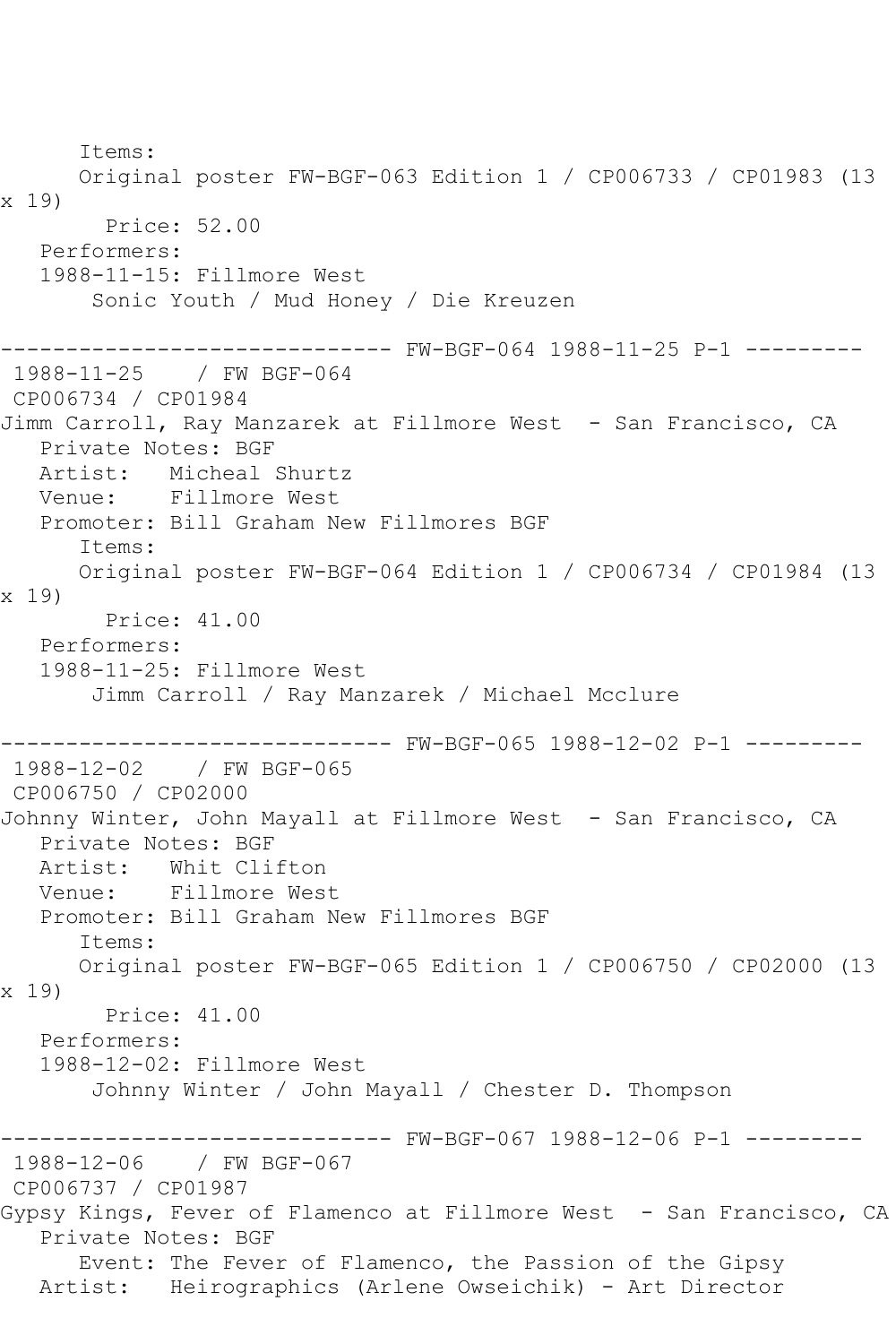Items:
Original poster FW-BGF-063 Edition 1 / CP006733 / CP01983 (13 x 19)
Price: 52.00
Performers:
1988-11-15: Fillmore West
Sonic Youth / Mud Honey / Die Kreuzen

------------------------------ FW-BGF-064 1988-11-25 P-1 ---------

1988-11-25 / FW BGF-064
CP006734 / CP01984
Jimm Carroll, Ray Manzarek at Fillmore West - San Francisco, CA
Private Notes: BGF
Artist: Micheal Shurtz
Venue: Fillmore West
Promoter: Bill Graham New Fillmores BGF
Items:
Original poster FW-BGF-064 Edition 1 / CP006734 / CP01984 (13 x 19)
Price: 41.00
Performers:
1988-11-25: Fillmore West
Jimm Carroll / Ray Manzarek / Michael Mcclure

------------------------------ FW-BGF-065 1988-12-02 P-1 ---------

1988-12-02 / FW BGF-065
CP006750 / CP02000
Johnny Winter, John Mayall at Fillmore West - San Francisco, CA
Private Notes: BGF
Artist: Whit Clifton
Venue: Fillmore West
Promoter: Bill Graham New Fillmores BGF
Items:
Original poster FW-BGF-065 Edition 1 / CP006750 / CP02000 (13 x 19)
Price: 41.00
Performers:
1988-12-02: Fillmore West
Johnny Winter / John Mayall / Chester D. Thompson

------------------------------ FW-BGF-067 1988-12-06 P-1 ---------

1988-12-06 / FW BGF-067
CP006737 / CP01987
Gypsy Kings, Fever of Flamenco at Fillmore West - San Francisco, CA
Private Notes: BGF
Event: The Fever of Flamenco, the Passion of the Gipsy
Artist: Heirographics (Arlene Owseichik) - Art Director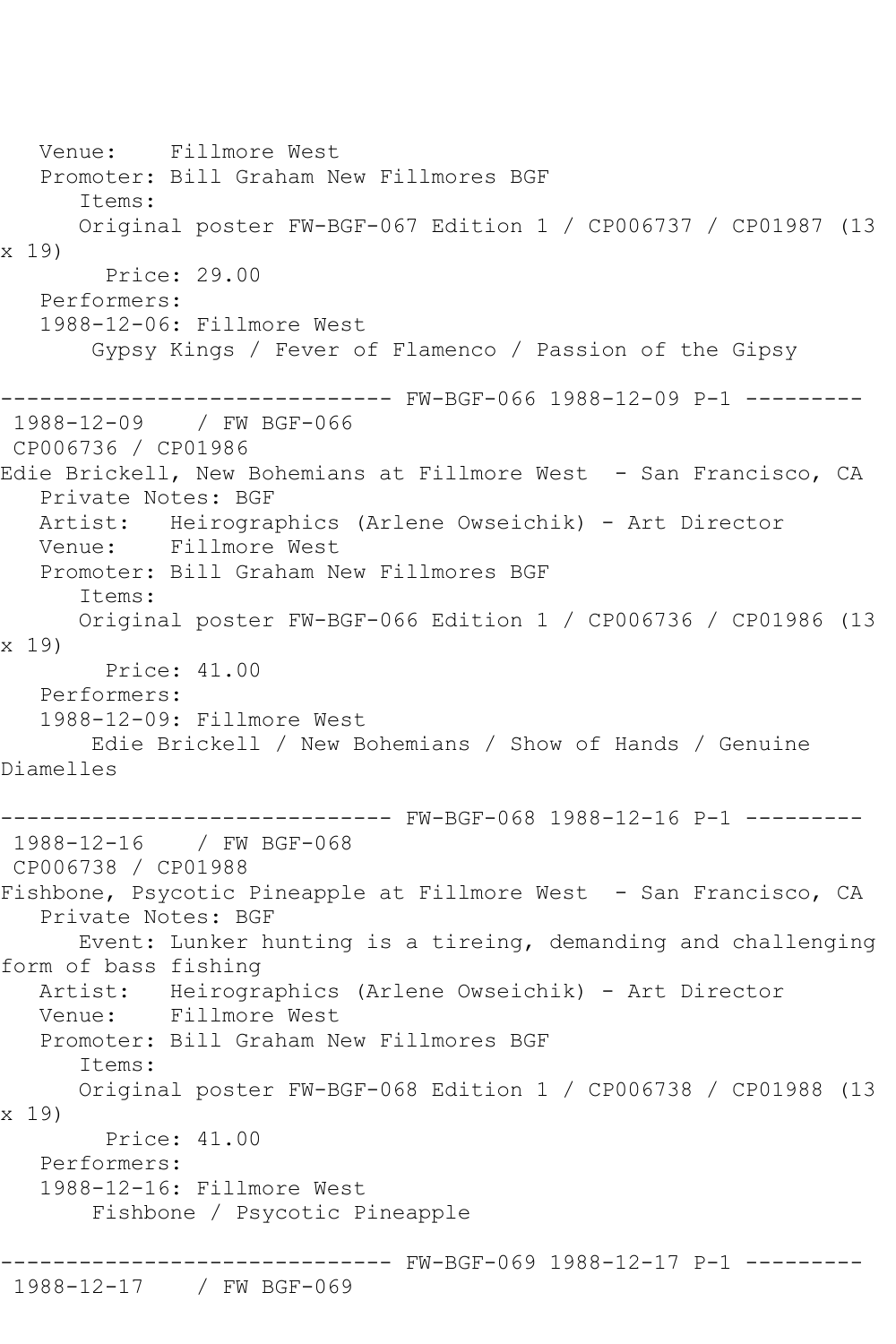Venue: Fillmore West
Promoter: Bill Graham New Fillmores BGF
Items:
Original poster FW-BGF-067 Edition 1 / CP006737 / CP01987 (13 x 19)
Price: 29.00
Performers:
1988-12-06: Fillmore West
Gypsy Kings / Fever of Flamenco / Passion of the Gipsy

------------------------------ FW-BGF-066 1988-12-09 P-1 ---------

1988-12-09 / FW BGF-066
CP006736 / CP01986
Edie Brickell, New Bohemians at Fillmore West - San Francisco, CA
Private Notes: BGF
Artist: Heirographics (Arlene Owseichik) - Art Director
Venue: Fillmore West
Promoter: Bill Graham New Fillmores BGF
Items:
Original poster FW-BGF-066 Edition 1 / CP006736 / CP01986 (13 x 19)
Price: 41.00
Performers:
1988-12-09: Fillmore West
Edie Brickell / New Bohemians / Show of Hands / Genuine Diamelles

------------------------------ FW-BGF-068 1988-12-16 P-1 ---------

1988-12-16 / FW BGF-068
CP006738 / CP01988
Fishbone, Psycotic Pineapple at Fillmore West - San Francisco, CA
Private Notes: BGF
Event: Lunker hunting is a tireing, demanding and challenging form of bass fishing
Artist: Heirographics (Arlene Owseichik) - Art Director
Venue: Fillmore West
Promoter: Bill Graham New Fillmores BGF
Items:
Original poster FW-BGF-068 Edition 1 / CP006738 / CP01988 (13 x 19)
Price: 41.00
Performers:
1988-12-16: Fillmore West
Fishbone / Psycotic Pineapple

------------------------------ FW-BGF-069 1988-12-17 P-1 ---------

1988-12-17 / FW BGF-069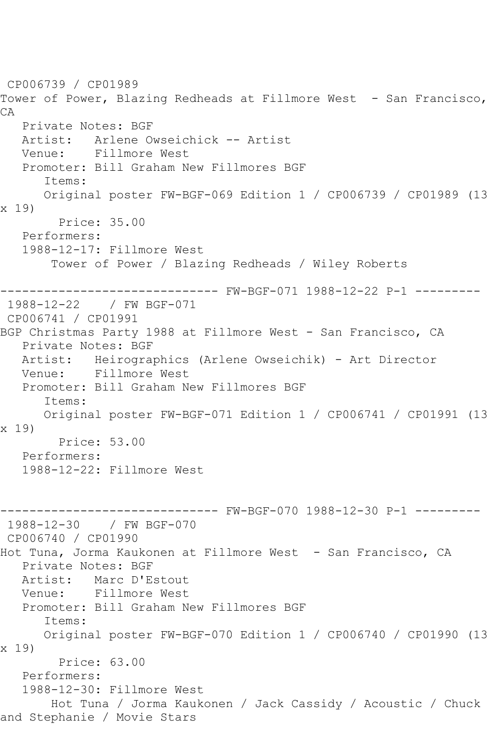CP006739 / CP01989
Tower of Power, Blazing Redheads at Fillmore West - San Francisco, CA
   Private Notes: BGF
   Artist: Arlene Owseichick -- Artist
   Venue: Fillmore West
   Promoter: Bill Graham New Fillmores BGF
      Items:
      Original poster FW-BGF-069 Edition 1 / CP006739 / CP01989 (13 x 19)
         Price: 35.00
   Performers:
   1988-12-17: Fillmore West
      Tower of Power / Blazing Redheads / Wiley Roberts

------------------------------ FW-BGF-071 1988-12-22 P-1 ---------

1988-12-22 / FW BGF-071
CP006741 / CP01991
BGP Christmas Party 1988 at Fillmore West - San Francisco, CA
   Private Notes: BGF
   Artist: Heirographics (Arlene Owseichik) - Art Director
   Venue: Fillmore West
   Promoter: Bill Graham New Fillmores BGF
      Items:
      Original poster FW-BGF-071 Edition 1 / CP006741 / CP01991 (13 x 19)
         Price: 53.00
   Performers:
   1988-12-22: Fillmore West

------------------------------ FW-BGF-070 1988-12-30 P-1 ---------

1988-12-30 / FW BGF-070
CP006740 / CP01990
Hot Tuna, Jorma Kaukonen at Fillmore West - San Francisco, CA
   Private Notes: BGF
   Artist: Marc D'Estout
   Venue: Fillmore West
   Promoter: Bill Graham New Fillmores BGF
      Items:
      Original poster FW-BGF-070 Edition 1 / CP006740 / CP01990 (13 x 19)
         Price: 63.00
   Performers:
   1988-12-30: Fillmore West
      Hot Tuna / Jorma Kaukonen / Jack Cassidy / Acoustic / Chuck and Stephanie / Movie Stars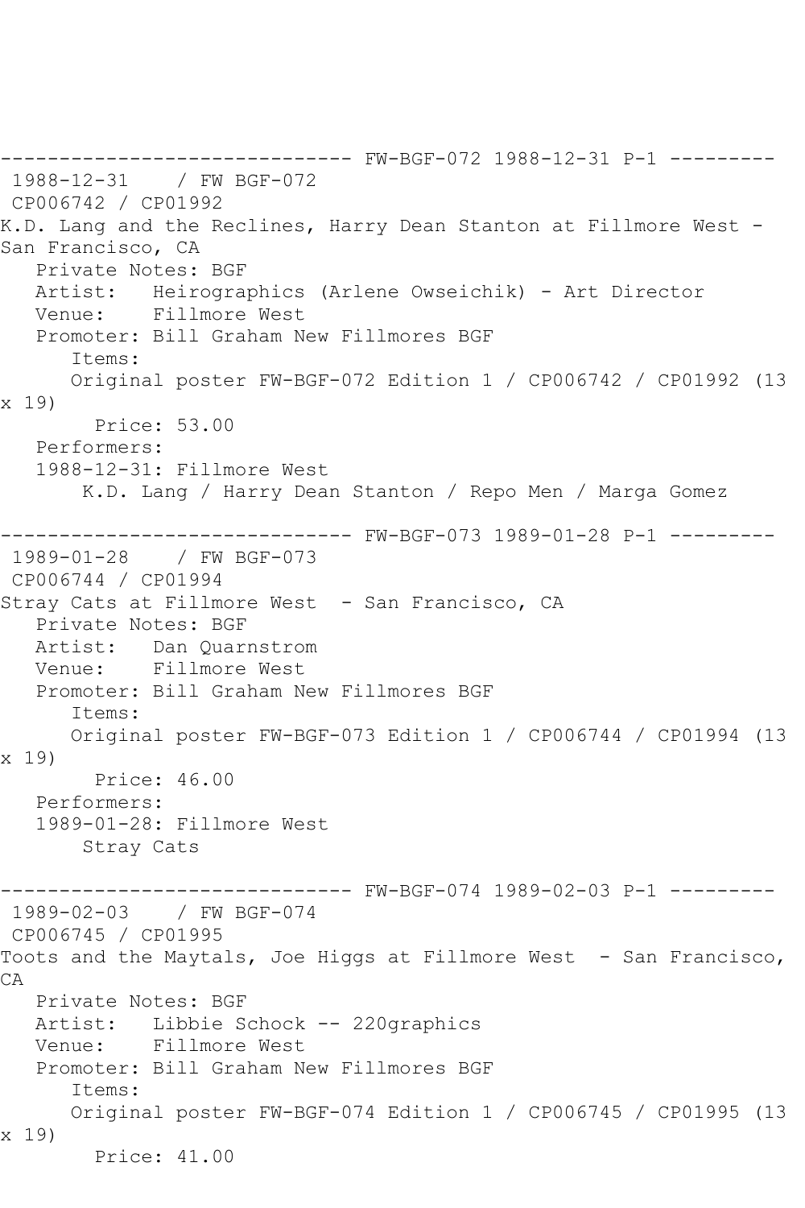------------------------------ FW-BGF-072 1988-12-31 P-1 ---------
1988-12-31 / FW BGF-072
CP006742 / CP01992
K.D. Lang and the Reclines, Harry Dean Stanton at Fillmore West - San Francisco, CA
Private Notes: BGF
Artist: Heirographics (Arlene Owseichik) - Art Director
Venue: Fillmore West
Promoter: Bill Graham New Fillmores BGF
Items:
Original poster FW-BGF-072 Edition 1 / CP006742 / CP01992 (13 x 19)
Price: 53.00
Performers:
1988-12-31: Fillmore West
K.D. Lang / Harry Dean Stanton / Repo Men / Marga Gomez

------------------------------ FW-BGF-073 1989-01-28 P-1 ---------
1989-01-28 / FW BGF-073
CP006744 / CP01994
Stray Cats at Fillmore West - San Francisco, CA
Private Notes: BGF
Artist: Dan Quarnstrom
Venue: Fillmore West
Promoter: Bill Graham New Fillmores BGF
Items:
Original poster FW-BGF-073 Edition 1 / CP006744 / CP01994 (13 x 19)
Price: 46.00
Performers:
1989-01-28: Fillmore West
Stray Cats

------------------------------ FW-BGF-074 1989-02-03 P-1 ---------
1989-02-03 / FW BGF-074
CP006745 / CP01995
Toots and the Maytals, Joe Higgs at Fillmore West - San Francisco, CA
Private Notes: BGF
Artist: Libbie Schock -- 220graphics
Venue: Fillmore West
Promoter: Bill Graham New Fillmores BGF
Items:
Original poster FW-BGF-074 Edition 1 / CP006745 / CP01995 (13 x 19)
Price: 41.00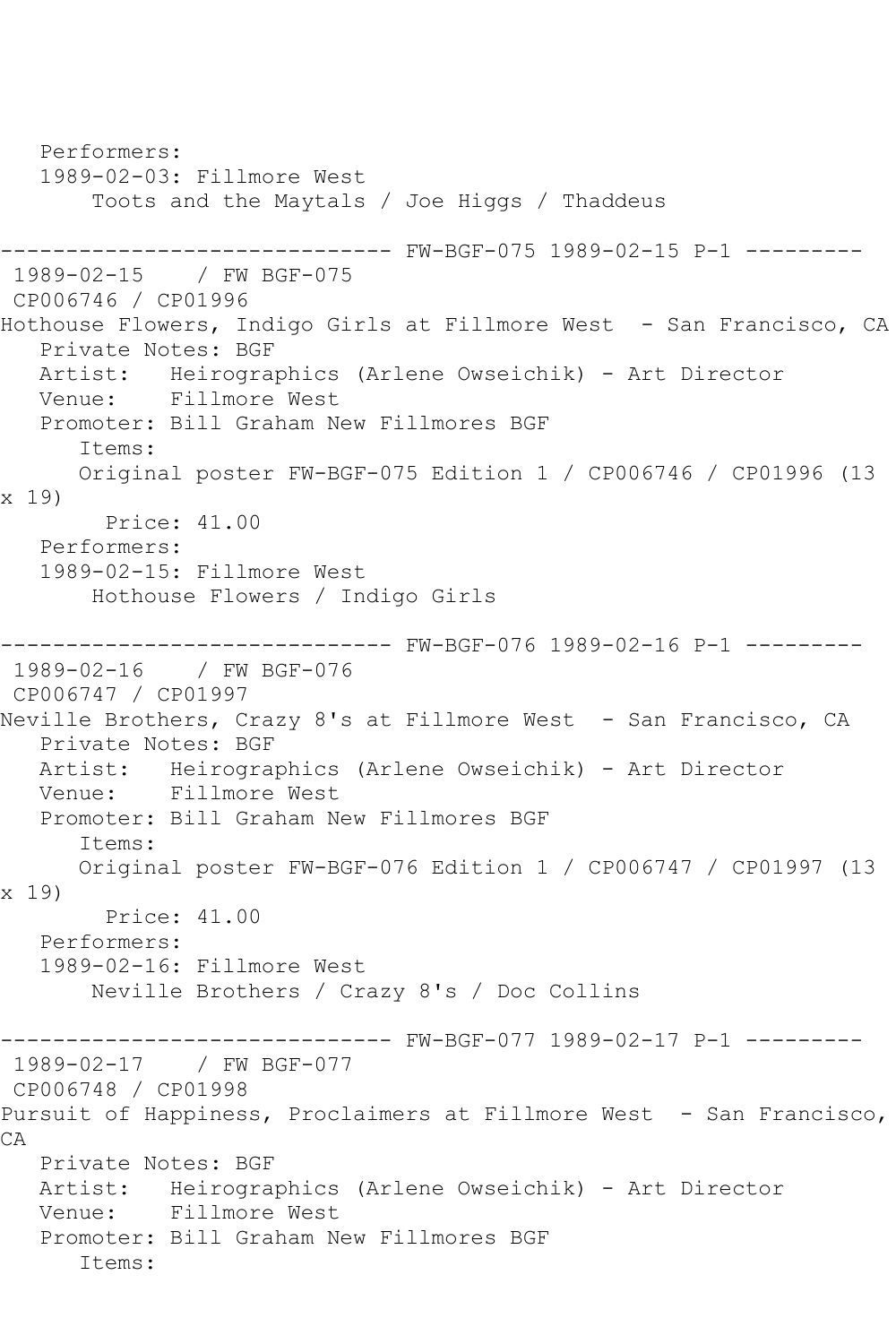Performers:
1989-02-03: Fillmore West
Toots and the Maytals / Joe Higgs / Thaddeus

------------------------------ FW-BGF-075 1989-02-15 P-1 ---------

1989-02-15 / FW BGF-075
CP006746 / CP01996
Hothouse Flowers, Indigo Girls at Fillmore West - San Francisco, CA
Private Notes: BGF
Artist: Heirographics (Arlene Owseichik) - Art Director
Venue: Fillmore West
Promoter: Bill Graham New Fillmores BGF
Items:
Original poster FW-BGF-075 Edition 1 / CP006746 / CP01996 (13 x 19)
Price: 41.00
Performers:
1989-02-15: Fillmore West
Hothouse Flowers / Indigo Girls

------------------------------ FW-BGF-076 1989-02-16 P-1 ---------

1989-02-16 / FW BGF-076
CP006747 / CP01997
Neville Brothers, Crazy 8's at Fillmore West - San Francisco, CA
Private Notes: BGF
Artist: Heirographics (Arlene Owseichik) - Art Director
Venue: Fillmore West
Promoter: Bill Graham New Fillmores BGF
Items:
Original poster FW-BGF-076 Edition 1 / CP006747 / CP01997 (13 x 19)
Price: 41.00
Performers:
1989-02-16: Fillmore West
Neville Brothers / Crazy 8's / Doc Collins

------------------------------ FW-BGF-077 1989-02-17 P-1 ---------

1989-02-17 / FW BGF-077
CP006748 / CP01998
Pursuit of Happiness, Proclaimers at Fillmore West - San Francisco, CA
Private Notes: BGF
Artist: Heirographics (Arlene Owseichik) - Art Director
Venue: Fillmore West
Promoter: Bill Graham New Fillmores BGF
Items: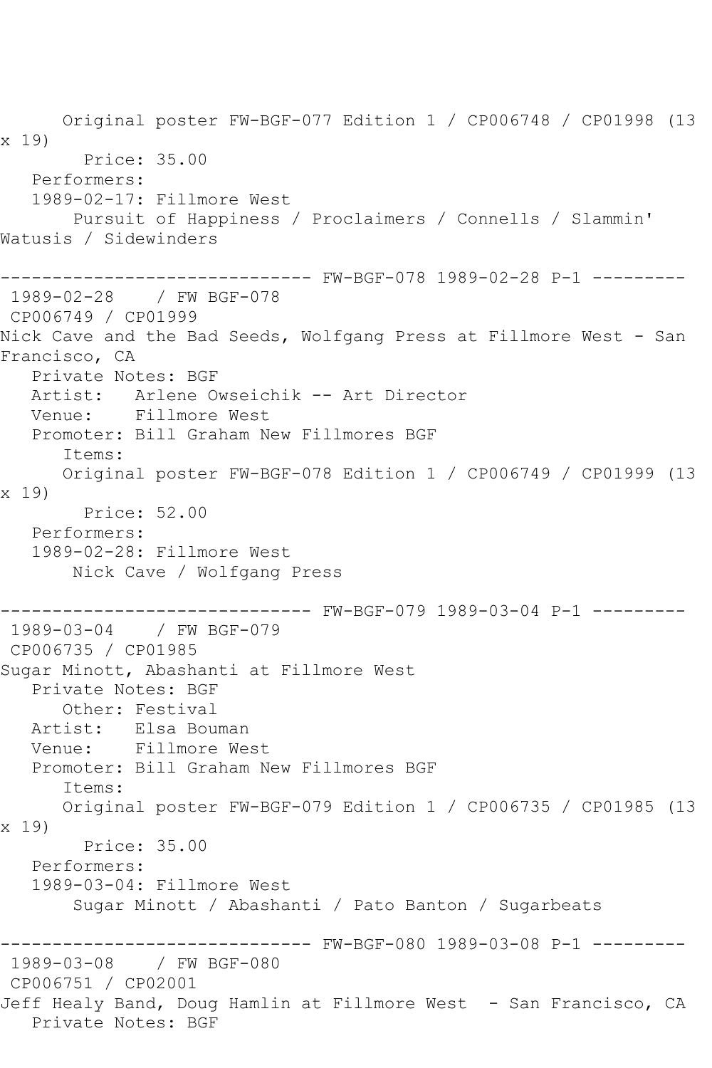Original poster FW-BGF-077 Edition 1 / CP006748 / CP01998 (13 x 19)
Price: 35.00
Performers:
1989-02-17: Fillmore West
Pursuit of Happiness / Proclaimers / Connells / Slammin' Watusis / Sidewinders

------------------------------ FW-BGF-078 1989-02-28 P-1 ---------
1989-02-28 / FW BGF-078
CP006749 / CP01999
Nick Cave and the Bad Seeds, Wolfgang Press at Fillmore West - San Francisco, CA
Private Notes: BGF
Artist: Arlene Owseichik -- Art Director
Venue: Fillmore West
Promoter: Bill Graham New Fillmores BGF
Items:
Original poster FW-BGF-078 Edition 1 / CP006749 / CP01999 (13 x 19)
Price: 52.00
Performers:
1989-02-28: Fillmore West
Nick Cave / Wolfgang Press

------------------------------ FW-BGF-079 1989-03-04 P-1 ---------
1989-03-04 / FW BGF-079
CP006735 / CP01985
Sugar Minott, Abashanti at Fillmore West
Private Notes: BGF
Other: Festival
Artist: Elsa Bouman
Venue: Fillmore West
Promoter: Bill Graham New Fillmores BGF
Items:
Original poster FW-BGF-079 Edition 1 / CP006735 / CP01985 (13 x 19)
Price: 35.00
Performers:
1989-03-04: Fillmore West
Sugar Minott / Abashanti / Pato Banton / Sugarbeats

------------------------------ FW-BGF-080 1989-03-08 P-1 ---------
1989-03-08 / FW BGF-080
CP006751 / CP02001
Jeff Healy Band, Doug Hamlin at Fillmore West - San Francisco, CA
Private Notes: BGF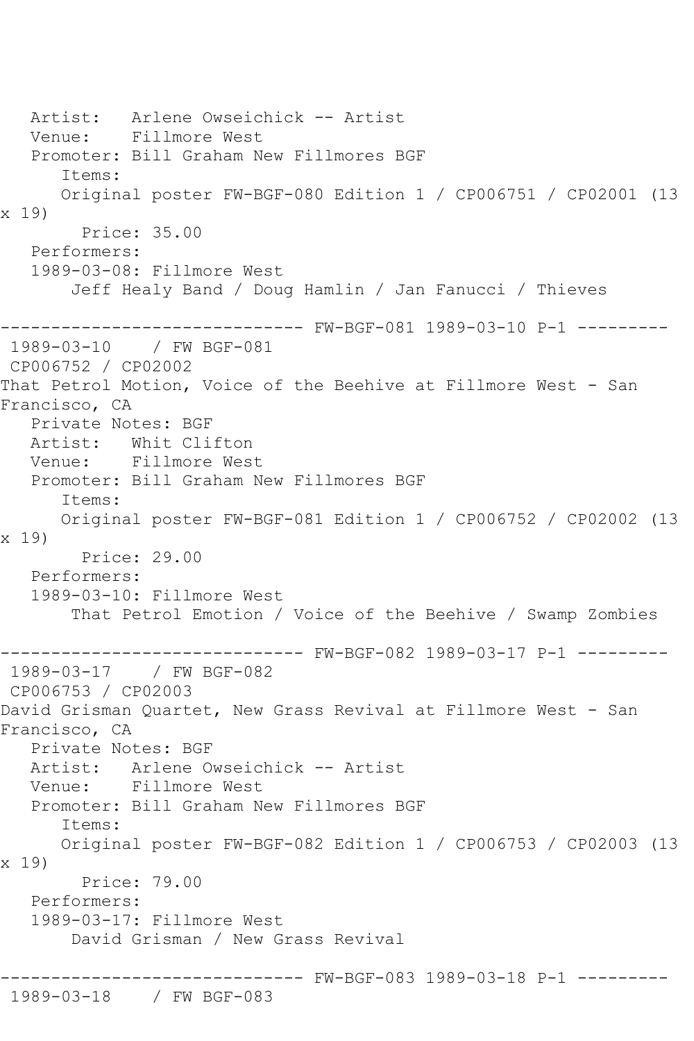Artist: Arlene Owseichick -- Artist
Venue: Fillmore West
Promoter: Bill Graham New Fillmores BGF
Items:
Original poster FW-BGF-080 Edition 1 / CP006751 / CP02001 (13 x 19)
Price: 35.00
Performers:
1989-03-08: Fillmore West
Jeff Healy Band / Doug Hamlin / Jan Fanucci / Thieves

------------------------------ FW-BGF-081 1989-03-10 P-1 ---------

1989-03-10 / FW BGF-081
CP006752 / CP02002
That Petrol Motion, Voice of the Beehive at Fillmore West - San Francisco, CA
Private Notes: BGF
Artist: Whit Clifton
Venue: Fillmore West
Promoter: Bill Graham New Fillmores BGF
Items:
Original poster FW-BGF-081 Edition 1 / CP006752 / CP02002 (13 x 19)
Price: 29.00
Performers:
1989-03-10: Fillmore West
That Petrol Emotion / Voice of the Beehive / Swamp Zombies

------------------------------ FW-BGF-082 1989-03-17 P-1 ---------

1989-03-17 / FW BGF-082
CP006753 / CP02003
David Grisman Quartet, New Grass Revival at Fillmore West - San Francisco, CA
Private Notes: BGF
Artist: Arlene Owseichick -- Artist
Venue: Fillmore West
Promoter: Bill Graham New Fillmores BGF
Items:
Original poster FW-BGF-082 Edition 1 / CP006753 / CP02003 (13 x 19)
Price: 79.00
Performers:
1989-03-17: Fillmore West
David Grisman / New Grass Revival

------------------------------ FW-BGF-083 1989-03-18 P-1 ---------

1989-03-18 / FW BGF-083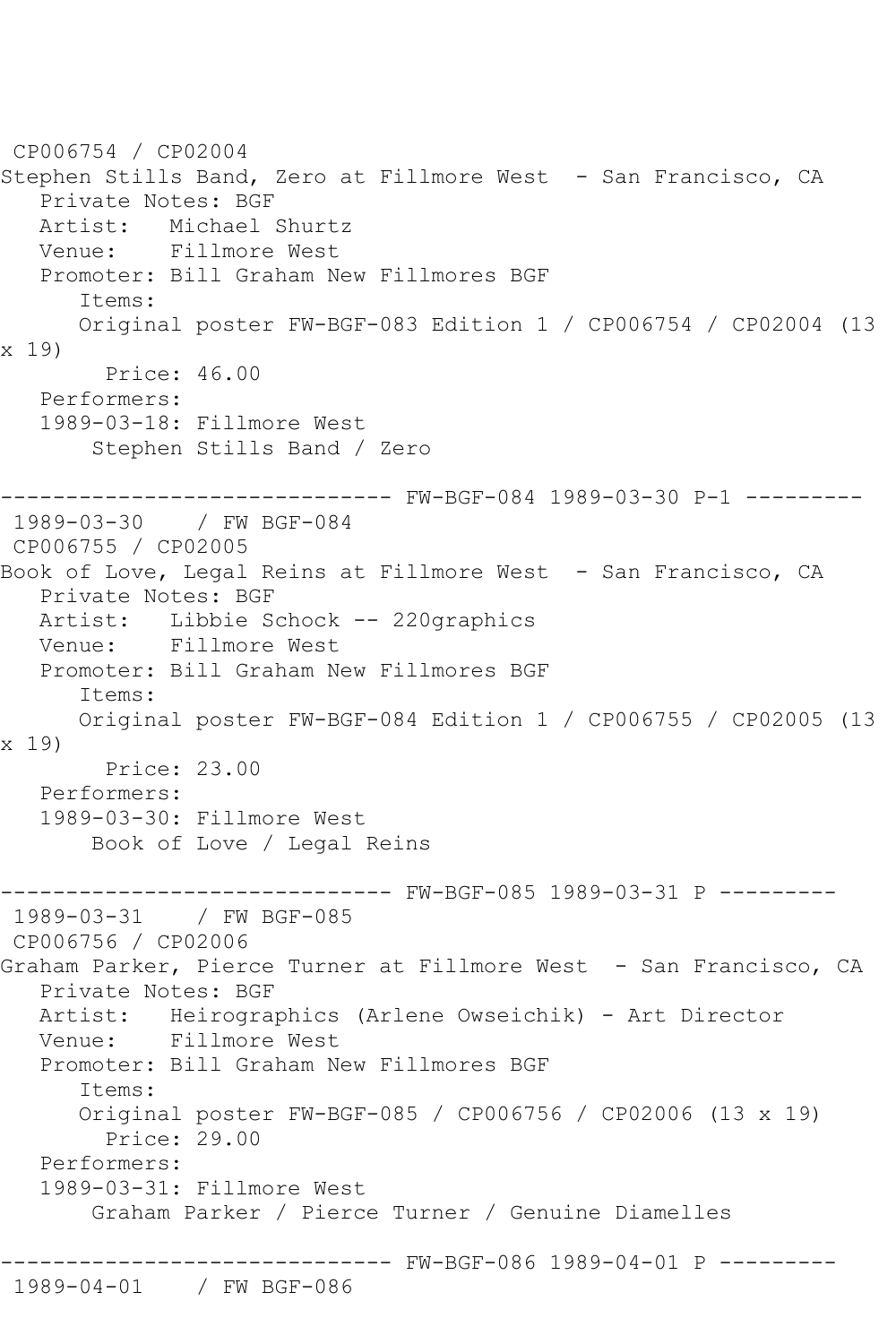CP006754 / CP02004
Stephen Stills Band, Zero at Fillmore West - San Francisco, CA
Private Notes: BGF
Artist: Michael Shurtz
Venue: Fillmore West
Promoter: Bill Graham New Fillmores BGF
Items:
Original poster FW-BGF-083 Edition 1 / CP006754 / CP02004 (13 x 19)
Price: 46.00
Performers:
1989-03-18: Fillmore West
Stephen Stills Band / Zero

------------------------------ FW-BGF-084 1989-03-30 P-1 ---------
1989-03-30 / FW BGF-084
CP006755 / CP02005
Book of Love, Legal Reins at Fillmore West - San Francisco, CA
Private Notes: BGF
Artist: Libbie Schock -- 220graphics
Venue: Fillmore West
Promoter: Bill Graham New Fillmores BGF
Items:
Original poster FW-BGF-084 Edition 1 / CP006755 / CP02005 (13 x 19)
Price: 23.00
Performers:
1989-03-30: Fillmore West
Book of Love / Legal Reins

------------------------------ FW-BGF-085 1989-03-31 P ---------
1989-03-31 / FW BGF-085
CP006756 / CP02006
Graham Parker, Pierce Turner at Fillmore West - San Francisco, CA
Private Notes: BGF
Artist: Heirographics (Arlene Owseichik) - Art Director
Venue: Fillmore West
Promoter: Bill Graham New Fillmores BGF
Items:
Original poster FW-BGF-085 / CP006756 / CP02006 (13 x 19)
Price: 29.00
Performers:
1989-03-31: Fillmore West
Graham Parker / Pierce Turner / Genuine Diamelles

------------------------------ FW-BGF-086 1989-04-01 P ---------
1989-04-01 / FW BGF-086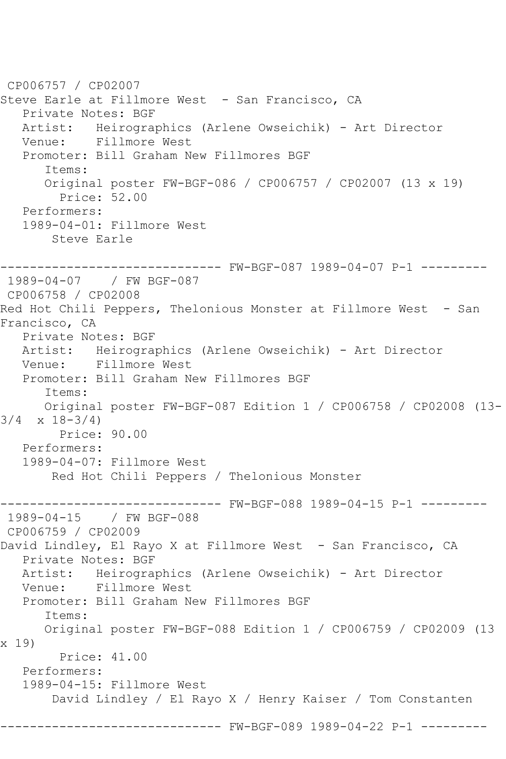CP006757 / CP02007
Steve Earle at Fillmore West - San Francisco, CA
   Private Notes: BGF
   Artist: Heirographics (Arlene Owseichik) - Art Director
   Venue: Fillmore West
   Promoter: Bill Graham New Fillmores BGF
      Items:
      Original poster FW-BGF-086 / CP006757 / CP02007 (13 x 19)
        Price: 52.00
   Performers:
   1989-04-01: Fillmore West
       Steve Earle

------------------------------ FW-BGF-087 1989-04-07 P-1 ---------
1989-04-07 / FW BGF-087
CP006758 / CP02008
Red Hot Chili Peppers, Thelonious Monster at Fillmore West - San Francisco, CA
   Private Notes: BGF
   Artist: Heirographics (Arlene Owseichik) - Art Director
   Venue: Fillmore West
   Promoter: Bill Graham New Fillmores BGF
      Items:
      Original poster FW-BGF-087 Edition 1 / CP006758 / CP02008 (13-3/4 x 18-3/4)
        Price: 90.00
   Performers:
   1989-04-07: Fillmore West
       Red Hot Chili Peppers / Thelonious Monster

------------------------------ FW-BGF-088 1989-04-15 P-1 ---------
1989-04-15 / FW BGF-088
CP006759 / CP02009
David Lindley, El Rayo X at Fillmore West - San Francisco, CA
   Private Notes: BGF
   Artist: Heirographics (Arlene Owseichik) - Art Director
   Venue: Fillmore West
   Promoter: Bill Graham New Fillmores BGF
      Items:
      Original poster FW-BGF-088 Edition 1 / CP006759 / CP02009 (13 x 19)
        Price: 41.00
   Performers:
   1989-04-15: Fillmore West
       David Lindley / El Rayo X / Henry Kaiser / Tom Constanten

------------------------------ FW-BGF-089 1989-04-22 P-1 ---------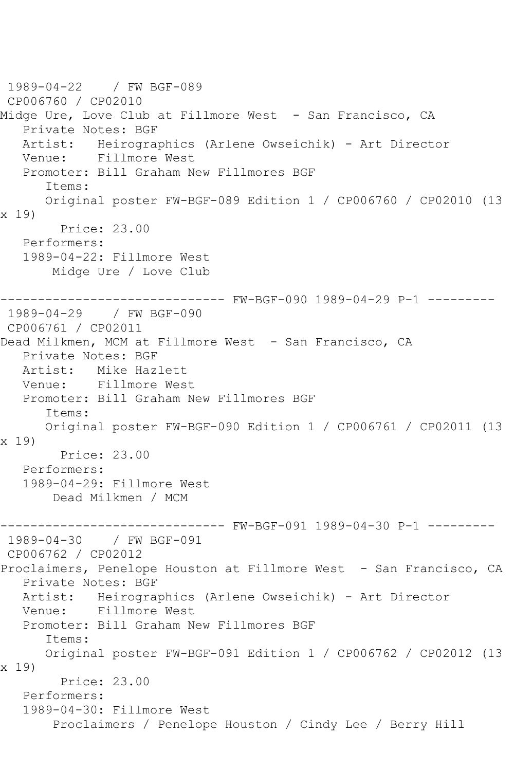1989-04-22 / FW BGF-089
CP006760 / CP02010
Midge Ure, Love Club at Fillmore West - San Francisco, CA
Private Notes: BGF
Artist: Heirographics (Arlene Owseichik) - Art Director
Venue: Fillmore West
Promoter: Bill Graham New Fillmores BGF
Items:
Original poster FW-BGF-089 Edition 1 / CP006760 / CP02010 (13 x 19)
Price: 23.00
Performers:
1989-04-22: Fillmore West
Midge Ure / Love Club

------------------------------ FW-BGF-090 1989-04-29 P-1 ---------
1989-04-29 / FW BGF-090
CP006761 / CP02011
Dead Milkmen, MCM at Fillmore West - San Francisco, CA
Private Notes: BGF
Artist: Mike Hazlett
Venue: Fillmore West
Promoter: Bill Graham New Fillmores BGF
Items:
Original poster FW-BGF-090 Edition 1 / CP006761 / CP02011 (13 x 19)
Price: 23.00
Performers:
1989-04-29: Fillmore West
Dead Milkmen / MCM

------------------------------ FW-BGF-091 1989-04-30 P-1 ---------
1989-04-30 / FW BGF-091
CP006762 / CP02012
Proclaimers, Penelope Houston at Fillmore West - San Francisco, CA
Private Notes: BGF
Artist: Heirographics (Arlene Owseichik) - Art Director
Venue: Fillmore West
Promoter: Bill Graham New Fillmores BGF
Items:
Original poster FW-BGF-091 Edition 1 / CP006762 / CP02012 (13 x 19)
Price: 23.00
Performers:
1989-04-30: Fillmore West
Proclaimers / Penelope Houston / Cindy Lee / Berry Hill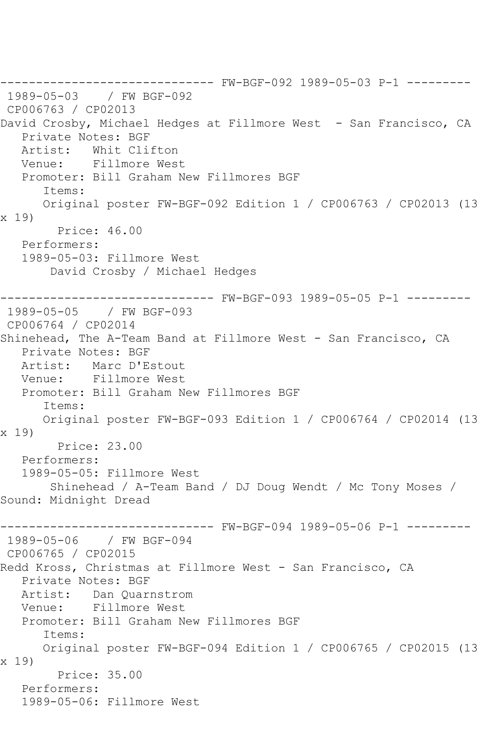------------------------------ FW-BGF-092 1989-05-03 P-1 ---------

1989-05-03 / FW BGF-092
CP006763 / CP02013
David Crosby, Michael Hedges at Fillmore West - San Francisco, CA
Private Notes: BGF
Artist: Whit Clifton
Venue: Fillmore West
Promoter: Bill Graham New Fillmores BGF
Items:
Original poster FW-BGF-092 Edition 1 / CP006763 / CP02013 (13 x 19)
Price: 46.00
Performers:
1989-05-03: Fillmore West
David Crosby / Michael Hedges

------------------------------ FW-BGF-093 1989-05-05 P-1 ---------

1989-05-05 / FW BGF-093
CP006764 / CP02014
Shinehead, The A-Team Band at Fillmore West - San Francisco, CA
Private Notes: BGF
Artist: Marc D'Estout
Venue: Fillmore West
Promoter: Bill Graham New Fillmores BGF
Items:
Original poster FW-BGF-093 Edition 1 / CP006764 / CP02014 (13 x 19)
Price: 23.00
Performers:
1989-05-05: Fillmore West
Shinehead / A-Team Band / DJ Doug Wendt / Mc Tony Moses / Sound: Midnight Dread

------------------------------ FW-BGF-094 1989-05-06 P-1 ---------

1989-05-06 / FW BGF-094
CP006765 / CP02015
Redd Kross, Christmas at Fillmore West - San Francisco, CA
Private Notes: BGF
Artist: Dan Quarnstrom
Venue: Fillmore West
Promoter: Bill Graham New Fillmores BGF
Items:
Original poster FW-BGF-094 Edition 1 / CP006765 / CP02015 (13 x 19)
Price: 35.00
Performers:
1989-05-06: Fillmore West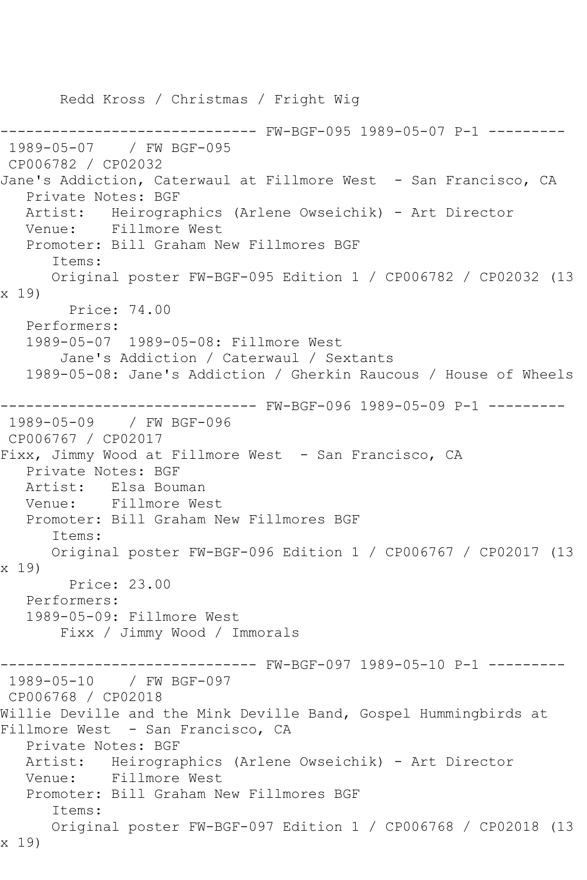Redd Kross / Christmas / Fright Wig

------------------------------ FW-BGF-095 1989-05-07 P-1 ---------

1989-05-07 / FW BGF-095
CP006782 / CP02032
Jane's Addiction, Caterwaul at Fillmore West - San Francisco, CA
Private Notes: BGF
Artist: Heirographics (Arlene Owseichik) - Art Director
Venue: Fillmore West
Promoter: Bill Graham New Fillmores BGF
Items:
Original poster FW-BGF-095 Edition 1 / CP006782 / CP02032 (13 x 19)
Price: 74.00
Performers:
1989-05-07 1989-05-08: Fillmore West
Jane's Addiction / Caterwaul / Sextants
1989-05-08: Jane's Addiction / Gherkin Raucous / House of Wheels

------------------------------ FW-BGF-096 1989-05-09 P-1 ---------

1989-05-09 / FW BGF-096
CP006767 / CP02017
Fixx, Jimmy Wood at Fillmore West - San Francisco, CA
Private Notes: BGF
Artist: Elsa Bouman
Venue: Fillmore West
Promoter: Bill Graham New Fillmores BGF
Items:
Original poster FW-BGF-096 Edition 1 / CP006767 / CP02017 (13 x 19)
Price: 23.00
Performers:
1989-05-09: Fillmore West
Fixx / Jimmy Wood / Immorals

------------------------------ FW-BGF-097 1989-05-10 P-1 ---------

1989-05-10 / FW BGF-097
CP006768 / CP02018
Willie Deville and the Mink Deville Band, Gospel Hummingbirds at Fillmore West - San Francisco, CA
Private Notes: BGF
Artist: Heirographics (Arlene Owseichik) - Art Director
Venue: Fillmore West
Promoter: Bill Graham New Fillmores BGF
Items:
Original poster FW-BGF-097 Edition 1 / CP006768 / CP02018 (13 x 19)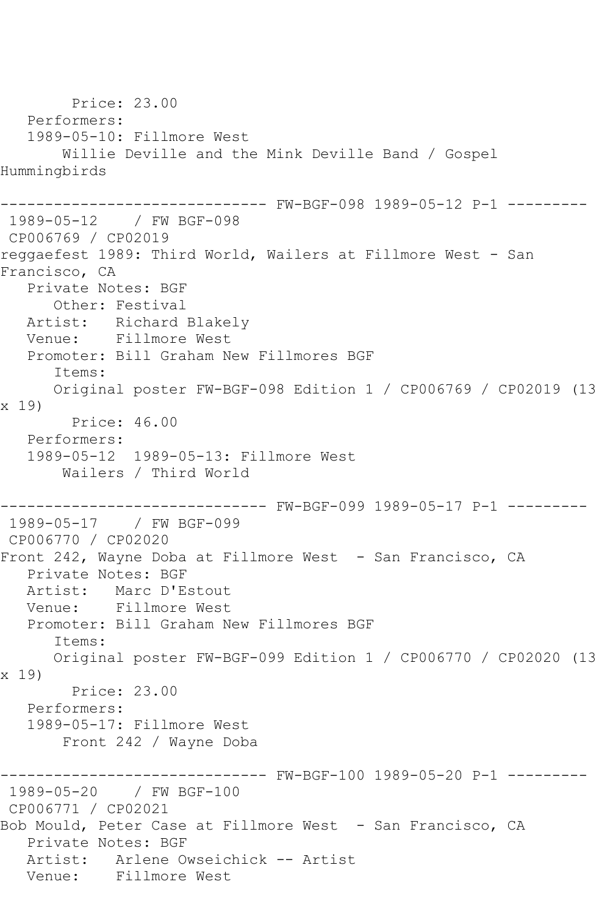Price: 23.00
   Performers:
   1989-05-10: Fillmore West
       Willie Deville and the Mink Deville Band / Gospel Hummingbirds

------------------------------ FW-BGF-098 1989-05-12 P-1 ---------
 1989-05-12    / FW BGF-098
 CP006769 / CP02019
reggaefest 1989: Third World, Wailers at Fillmore West - San Francisco, CA
   Private Notes: BGF
      Other: Festival
   Artist:   Richard Blakely
   Venue:    Fillmore West
   Promoter: Bill Graham New Fillmores BGF
      Items:
      Original poster FW-BGF-098 Edition 1 / CP006769 / CP02019 (13 x 19)
        Price: 46.00
   Performers:
   1989-05-12  1989-05-13: Fillmore West
       Wailers / Third World

------------------------------ FW-BGF-099 1989-05-17 P-1 ---------
 1989-05-17    / FW BGF-099
 CP006770 / CP02020
Front 242, Wayne Doba at Fillmore West  - San Francisco, CA
   Private Notes: BGF
   Artist:   Marc D'Estout
   Venue:    Fillmore West
   Promoter: Bill Graham New Fillmores BGF
      Items:
      Original poster FW-BGF-099 Edition 1 / CP006770 / CP02020 (13 x 19)
        Price: 23.00
   Performers:
   1989-05-17: Fillmore West
       Front 242 / Wayne Doba

------------------------------ FW-BGF-100 1989-05-20 P-1 ---------
 1989-05-20    / FW BGF-100
 CP006771 / CP02021
Bob Mould, Peter Case at Fillmore West  - San Francisco, CA
   Private Notes: BGF
   Artist:   Arlene Owseichick -- Artist
   Venue:    Fillmore West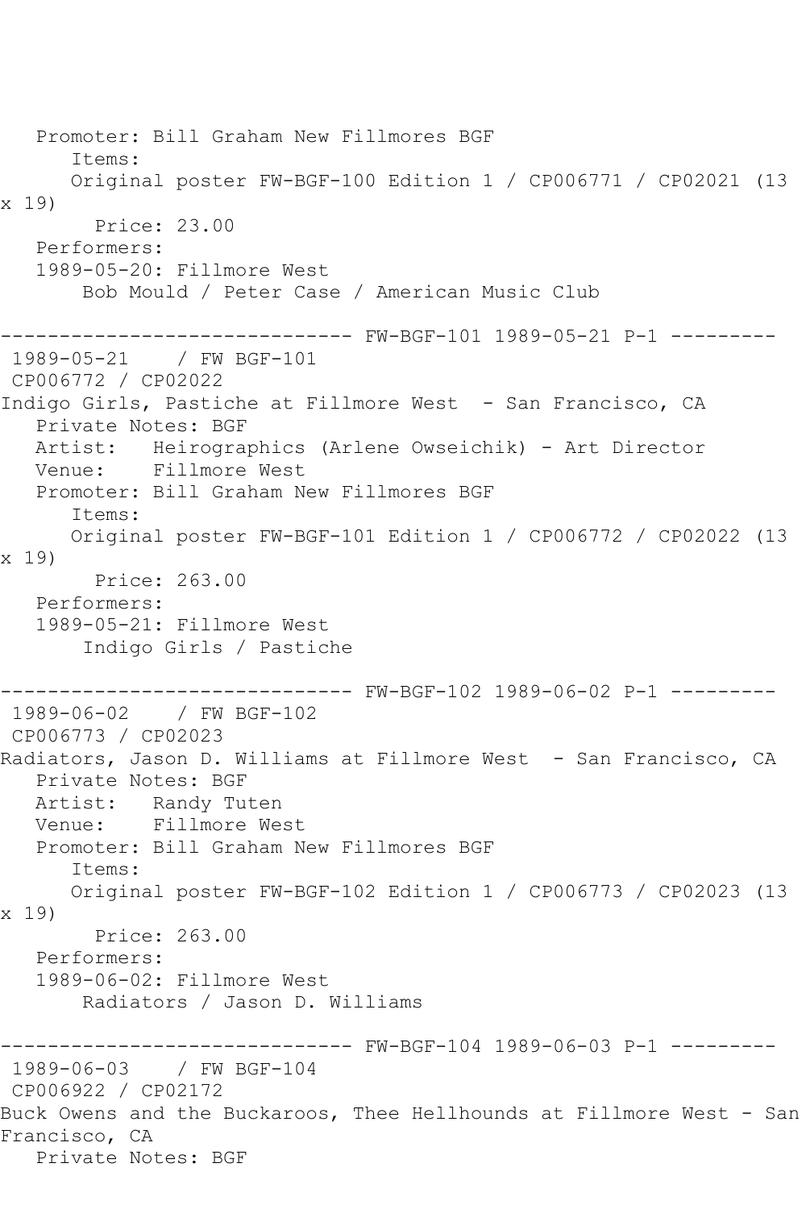```
   Promoter: Bill Graham New Fillmores BGF
      Items:
      Original poster FW-BGF-100 Edition 1 / CP006771 / CP02021 (13 
x 19)
        Price: 23.00
   Performers:
   1989-05-20: Fillmore West
       Bob Mould / Peter Case / American Music Club

------------------------------ FW-BGF-101 1989-05-21 P-1 ---------
 1989-05-21    / FW BGF-101
 CP006772 / CP02022
Indigo Girls, Pastiche at Fillmore West  - San Francisco, CA
   Private Notes: BGF
   Artist:   Heirographics (Arlene Owseichik) - Art Director
   Venue:    Fillmore West
   Promoter: Bill Graham New Fillmores BGF
      Items:
      Original poster FW-BGF-101 Edition 1 / CP006772 / CP02022 (13 
x 19)
        Price: 263.00
   Performers:
   1989-05-21: Fillmore West
       Indigo Girls / Pastiche

------------------------------ FW-BGF-102 1989-06-02 P-1 ---------
 1989-06-02    / FW BGF-102
 CP006773 / CP02023
Radiators, Jason D. Williams at Fillmore West  - San Francisco, CA
   Private Notes: BGF
   Artist:   Randy Tuten
   Venue:    Fillmore West
   Promoter: Bill Graham New Fillmores BGF
      Items:
      Original poster FW-BGF-102 Edition 1 / CP006773 / CP02023 (13 
x 19)
        Price: 263.00
   Performers:
   1989-06-02: Fillmore West
       Radiators / Jason D. Williams

------------------------------ FW-BGF-104 1989-06-03 P-1 ---------
 1989-06-03    / FW BGF-104
 CP006922 / CP02172
Buck Owens and the Buckaroos, Thee Hellhounds at Fillmore West - San 
Francisco, CA
   Private Notes: BGF
```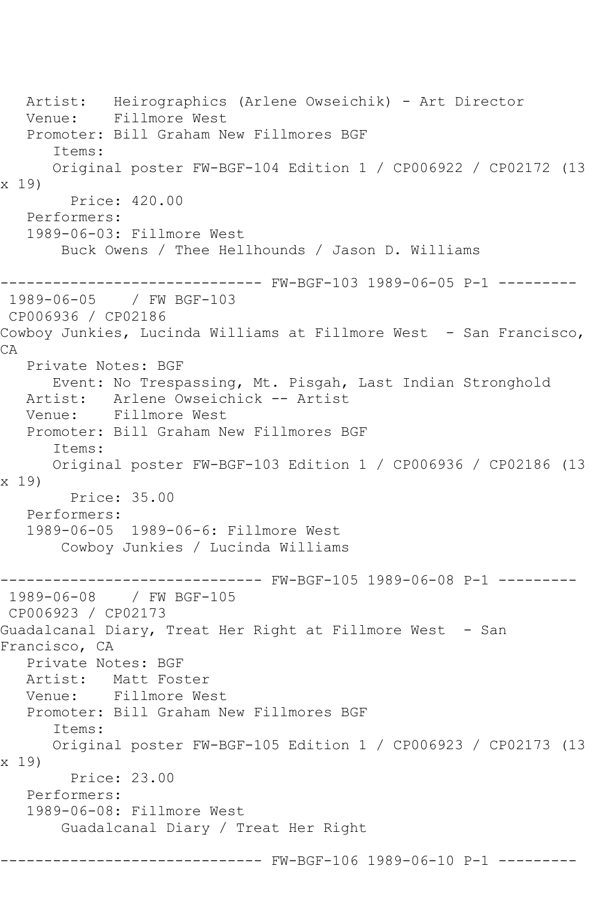Artist: Heirographics (Arlene Owseichik) - Art Director
Venue: Fillmore West
Promoter: Bill Graham New Fillmores BGF
Items:
Original poster FW-BGF-104 Edition 1 / CP006922 / CP02172 (13 x 19)
Price: 420.00
Performers:
1989-06-03: Fillmore West
Buck Owens / Thee Hellhounds / Jason D. Williams

------------------------------ FW-BGF-103 1989-06-05 P-1 ---------

1989-06-05 / FW BGF-103
CP006936 / CP02186
Cowboy Junkies, Lucinda Williams at Fillmore West - San Francisco, CA
Private Notes: BGF
Event: No Trespassing, Mt. Pisgah, Last Indian Stronghold
Artist: Arlene Owseichick -- Artist
Venue: Fillmore West
Promoter: Bill Graham New Fillmores BGF
Items:
Original poster FW-BGF-103 Edition 1 / CP006936 / CP02186 (13 x 19)
Price: 35.00
Performers:
1989-06-05 1989-06-6: Fillmore West
Cowboy Junkies / Lucinda Williams

------------------------------ FW-BGF-105 1989-06-08 P-1 ---------

1989-06-08 / FW BGF-105
CP006923 / CP02173
Guadalcanal Diary, Treat Her Right at Fillmore West - San Francisco, CA
Private Notes: BGF
Artist: Matt Foster
Venue: Fillmore West
Promoter: Bill Graham New Fillmores BGF
Items:
Original poster FW-BGF-105 Edition 1 / CP006923 / CP02173 (13 x 19)
Price: 23.00
Performers:
1989-06-08: Fillmore West
Guadalcanal Diary / Treat Her Right

------------------------------ FW-BGF-106 1989-06-10 P-1 ---------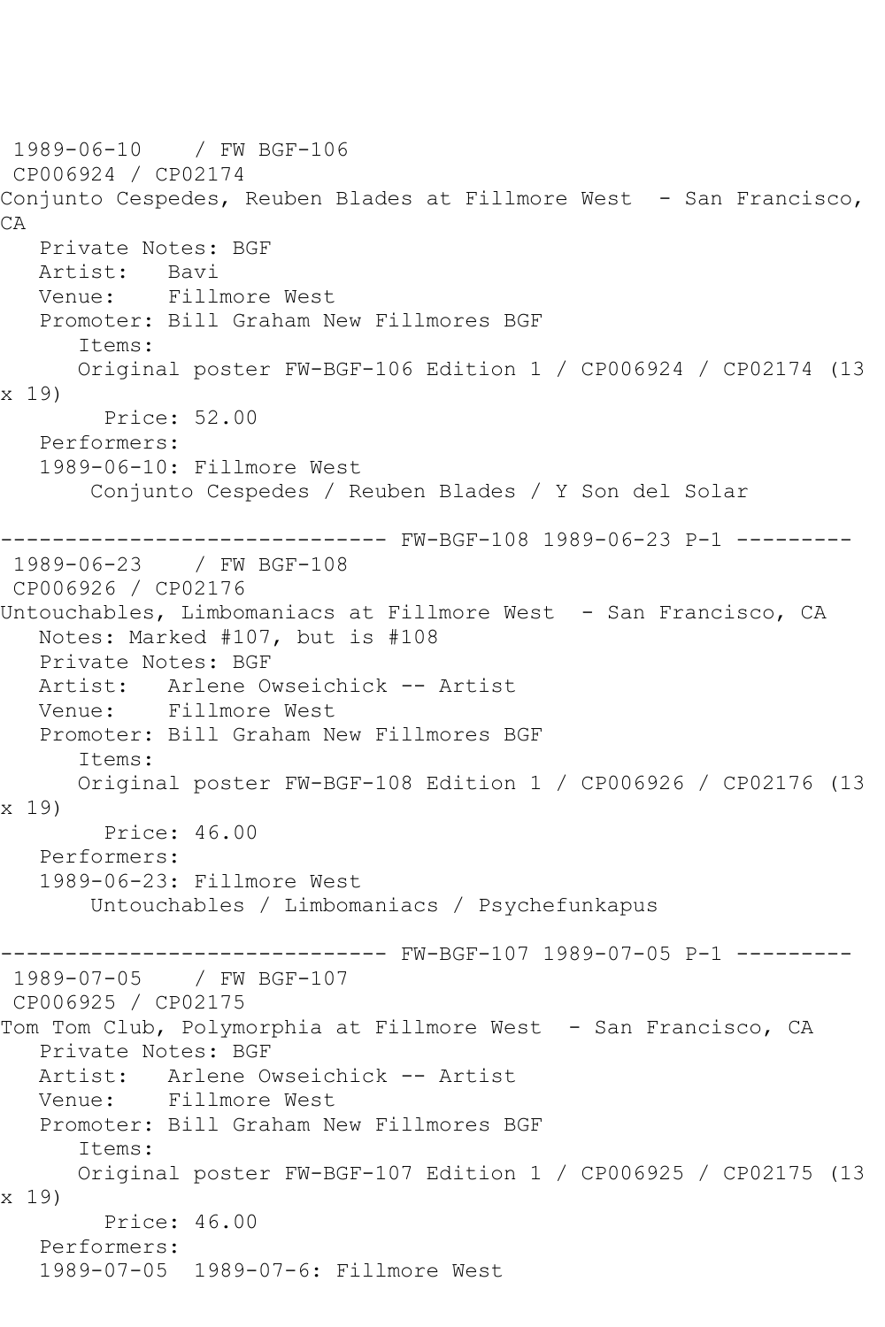1989-06-10 / FW BGF-106
CP006924 / CP02174
Conjunto Cespedes, Reuben Blades at Fillmore West - San Francisco, CA
Private Notes: BGF
Artist: Bavi
Venue: Fillmore West
Promoter: Bill Graham New Fillmores BGF
Items:
Original poster FW-BGF-106 Edition 1 / CP006924 / CP02174 (13 x 19)
Price: 52.00
Performers:
1989-06-10: Fillmore West
Conjunto Cespedes / Reuben Blades / Y Son del Solar

------------------------------ FW-BGF-108 1989-06-23 P-1 ---------

1989-06-23 / FW BGF-108
CP006926 / CP02176
Untouchables, Limbomaniacs at Fillmore West - San Francisco, CA
Notes: Marked #107, but is #108
Private Notes: BGF
Artist: Arlene Owseichick -- Artist
Venue: Fillmore West
Promoter: Bill Graham New Fillmores BGF
Items:
Original poster FW-BGF-108 Edition 1 / CP006926 / CP02176 (13 x 19)
Price: 46.00
Performers:
1989-06-23: Fillmore West
Untouchables / Limbomaniacs / Psychefunkapus

------------------------------ FW-BGF-107 1989-07-05 P-1 ---------

1989-07-05 / FW BGF-107
CP006925 / CP02175
Tom Tom Club, Polymorphia at Fillmore West - San Francisco, CA
Private Notes: BGF
Artist: Arlene Owseichick -- Artist
Venue: Fillmore West
Promoter: Bill Graham New Fillmores BGF
Items:
Original poster FW-BGF-107 Edition 1 / CP006925 / CP02175 (13 x 19)
Price: 46.00
Performers:
1989-07-05 1989-07-6: Fillmore West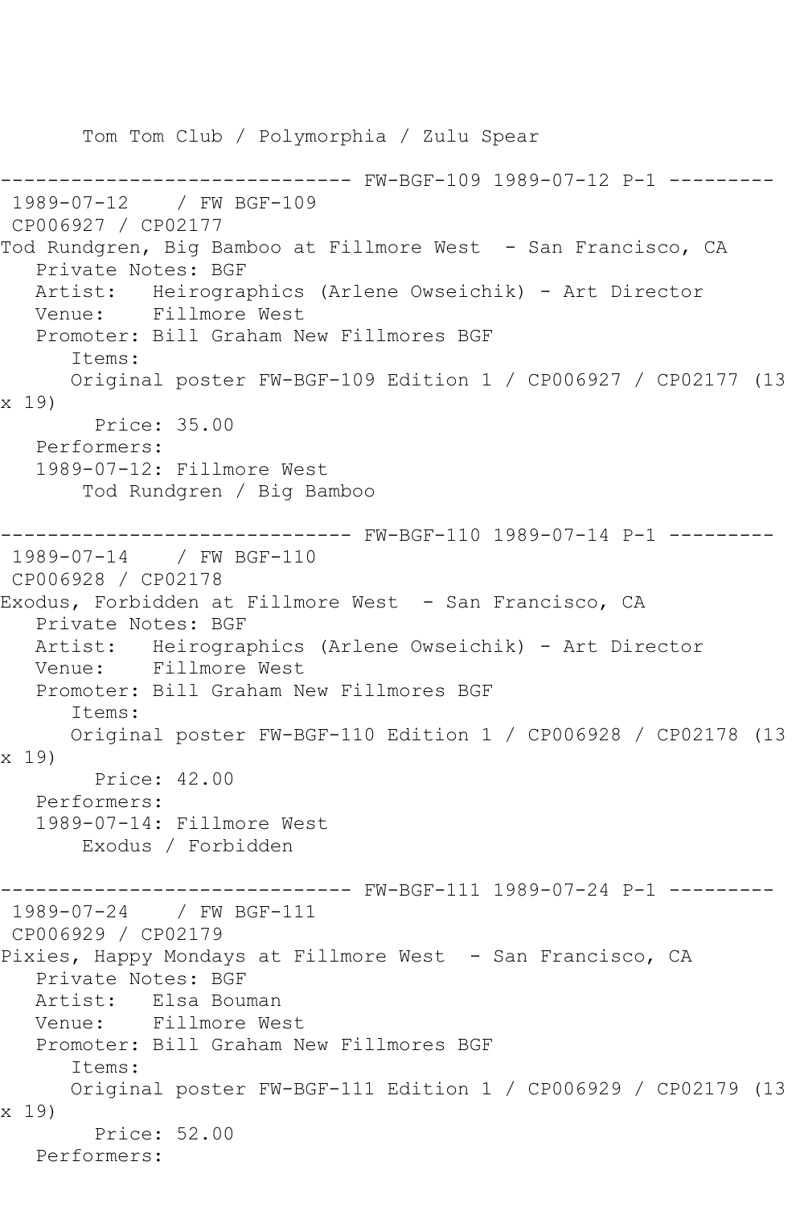Tom Tom Club / Polymorphia / Zulu Spear

------------------------------ FW-BGF-109 1989-07-12 P-1 ---------

1989-07-12 / FW BGF-109

CP006927 / CP02177

Tod Rundgren, Big Bamboo at Fillmore West - San Francisco, CA

Private Notes: BGF

Artist: Heirographics (Arlene Owseichik) - Art Director

Venue: Fillmore West

Promoter: Bill Graham New Fillmores BGF

Items:

Original poster FW-BGF-109 Edition 1 / CP006927 / CP02177 (13 x 19)

Price: 35.00

Performers:

1989-07-12: Fillmore West

Tod Rundgren / Big Bamboo

------------------------------ FW-BGF-110 1989-07-14 P-1 ---------

1989-07-14 / FW BGF-110

CP006928 / CP02178

Exodus, Forbidden at Fillmore West - San Francisco, CA

Private Notes: BGF

Artist: Heirographics (Arlene Owseichik) - Art Director

Venue: Fillmore West

Promoter: Bill Graham New Fillmores BGF

Items:

Original poster FW-BGF-110 Edition 1 / CP006928 / CP02178 (13 x 19)

Price: 42.00

Performers:

1989-07-14: Fillmore West

Exodus / Forbidden

------------------------------ FW-BGF-111 1989-07-24 P-1 ---------

1989-07-24 / FW BGF-111

CP006929 / CP02179

Pixies, Happy Mondays at Fillmore West - San Francisco, CA

Private Notes: BGF

Artist: Elsa Bouman

Venue: Fillmore West

Promoter: Bill Graham New Fillmores BGF

Items:

Original poster FW-BGF-111 Edition 1 / CP006929 / CP02179 (13 x 19)

Price: 52.00

Performers: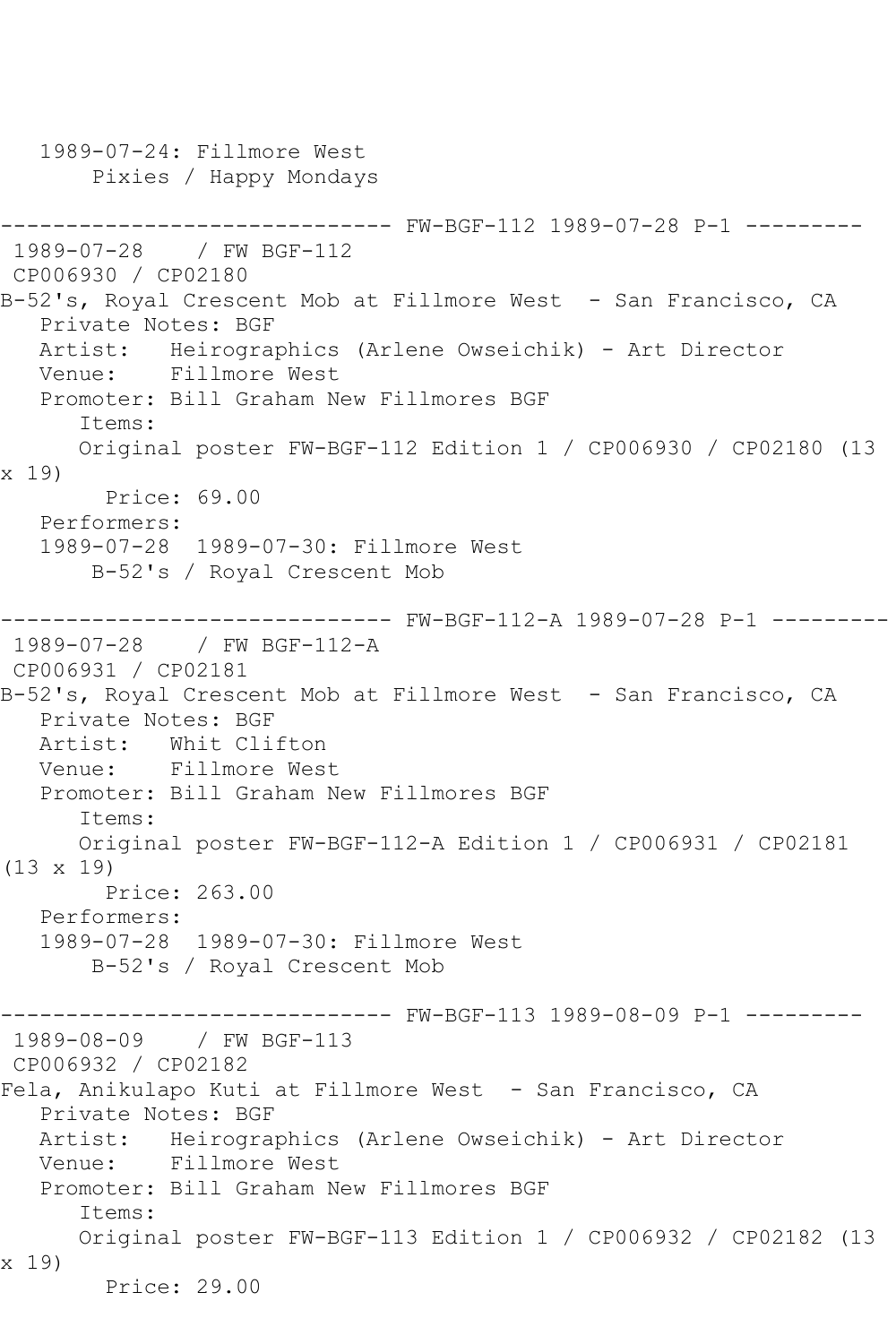1989-07-24: Fillmore West
    Pixies / Happy Mondays

------------------------------ FW-BGF-112 1989-07-28 P-1 ---------

1989-07-28 / FW BGF-112
CP006930 / CP02180
B-52's, Royal Crescent Mob at Fillmore West - San Francisco, CA
Private Notes: BGF
Artist: Heirographics (Arlene Owseichik) - Art Director
Venue: Fillmore West
Promoter: Bill Graham New Fillmores BGF
Items:
Original poster FW-BGF-112 Edition 1 / CP006930 / CP02180 (13 x 19)
Price: 69.00
Performers:
1989-07-28 1989-07-30: Fillmore West
    B-52's / Royal Crescent Mob

------------------------------ FW-BGF-112-A 1989-07-28 P-1 ---------

1989-07-28 / FW BGF-112-A
CP006931 / CP02181
B-52's, Royal Crescent Mob at Fillmore West - San Francisco, CA
Private Notes: BGF
Artist: Whit Clifton
Venue: Fillmore West
Promoter: Bill Graham New Fillmores BGF
Items:
Original poster FW-BGF-112-A Edition 1 / CP006931 / CP02181 (13 x 19)
Price: 263.00
Performers:
1989-07-28 1989-07-30: Fillmore West
    B-52's / Royal Crescent Mob

------------------------------ FW-BGF-113 1989-08-09 P-1 ---------

1989-08-09 / FW BGF-113
CP006932 / CP02182
Fela, Anikulapo Kuti at Fillmore West - San Francisco, CA
Private Notes: BGF
Artist: Heirographics (Arlene Owseichik) - Art Director
Venue: Fillmore West
Promoter: Bill Graham New Fillmores BGF
Items:
Original poster FW-BGF-113 Edition 1 / CP006932 / CP02182 (13 x 19)
Price: 29.00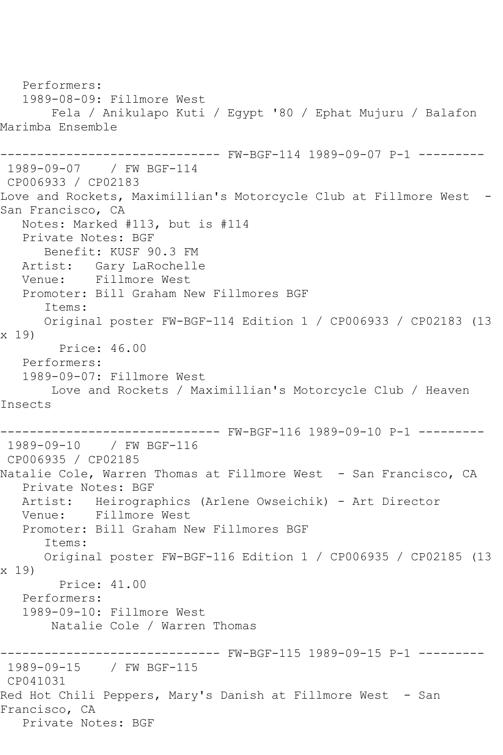Performers:
1989-08-09: Fillmore West
Fela / Anikulapo Kuti / Egypt '80 / Ephat Mujuru / Balafon Marimba Ensemble

------------------------------ FW-BGF-114 1989-09-07 P-1 ---------

1989-09-07 / FW BGF-114
CP006933 / CP02183
Love and Rockets, Maximillian's Motorcycle Club at Fillmore West - San Francisco, CA
Notes: Marked #113, but is #114
Private Notes: BGF
Benefit: KUSF 90.3 FM
Artist: Gary LaRochelle
Venue: Fillmore West
Promoter: Bill Graham New Fillmores BGF
Items:
Original poster FW-BGF-114 Edition 1 / CP006933 / CP02183 (13 x 19)
Price: 46.00
Performers:
1989-09-07: Fillmore West
Love and Rockets / Maximillian's Motorcycle Club / Heaven Insects

------------------------------ FW-BGF-116 1989-09-10 P-1 ---------

1989-09-10 / FW BGF-116
CP006935 / CP02185
Natalie Cole, Warren Thomas at Fillmore West - San Francisco, CA
Private Notes: BGF
Artist: Heirographics (Arlene Owseichik) - Art Director
Venue: Fillmore West
Promoter: Bill Graham New Fillmores BGF
Items:
Original poster FW-BGF-116 Edition 1 / CP006935 / CP02185 (13 x 19)
Price: 41.00
Performers:
1989-09-10: Fillmore West
Natalie Cole / Warren Thomas

------------------------------ FW-BGF-115 1989-09-15 P-1 ---------

1989-09-15 / FW BGF-115
CP041031
Red Hot Chili Peppers, Mary's Danish at Fillmore West - San Francisco, CA
Private Notes: BGF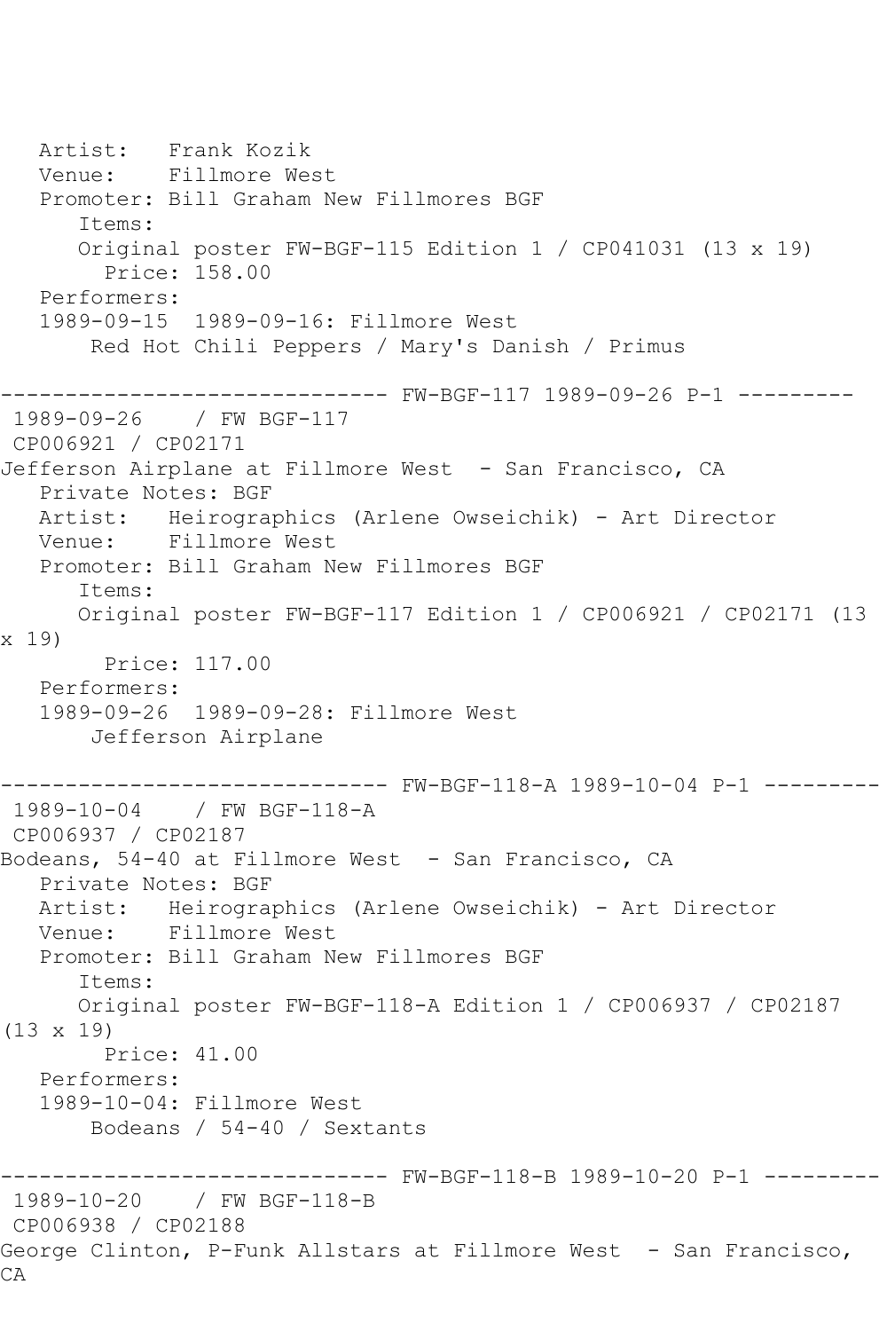Artist: Frank Kozik
Venue: Fillmore West
Promoter: Bill Graham New Fillmores BGF
Items:
Original poster FW-BGF-115 Edition 1 / CP041031 (13 x 19)
Price: 158.00
Performers:
1989-09-15 1989-09-16: Fillmore West
Red Hot Chili Peppers / Mary's Danish / Primus

------------------------------ FW-BGF-117 1989-09-26 P-1 ---------

1989-09-26 / FW BGF-117
CP006921 / CP02171
Jefferson Airplane at Fillmore West - San Francisco, CA
Private Notes: BGF
Artist: Heirographics (Arlene Owseichik) - Art Director
Venue: Fillmore West
Promoter: Bill Graham New Fillmores BGF
Items:
Original poster FW-BGF-117 Edition 1 / CP006921 / CP02171 (13 x 19)
Price: 117.00
Performers:
1989-09-26 1989-09-28: Fillmore West
Jefferson Airplane

------------------------------ FW-BGF-118-A 1989-10-04 P-1 ---------

1989-10-04 / FW BGF-118-A
CP006937 / CP02187
Bodeans, 54-40 at Fillmore West - San Francisco, CA
Private Notes: BGF
Artist: Heirographics (Arlene Owseichik) - Art Director
Venue: Fillmore West
Promoter: Bill Graham New Fillmores BGF
Items:
Original poster FW-BGF-118-A Edition 1 / CP006937 / CP02187 (13 x 19)
Price: 41.00
Performers:
1989-10-04: Fillmore West
Bodeans / 54-40 / Sextants

------------------------------ FW-BGF-118-B 1989-10-20 P-1 ---------

1989-10-20 / FW BGF-118-B
CP006938 / CP02188
George Clinton, P-Funk Allstars at Fillmore West - San Francisco, CA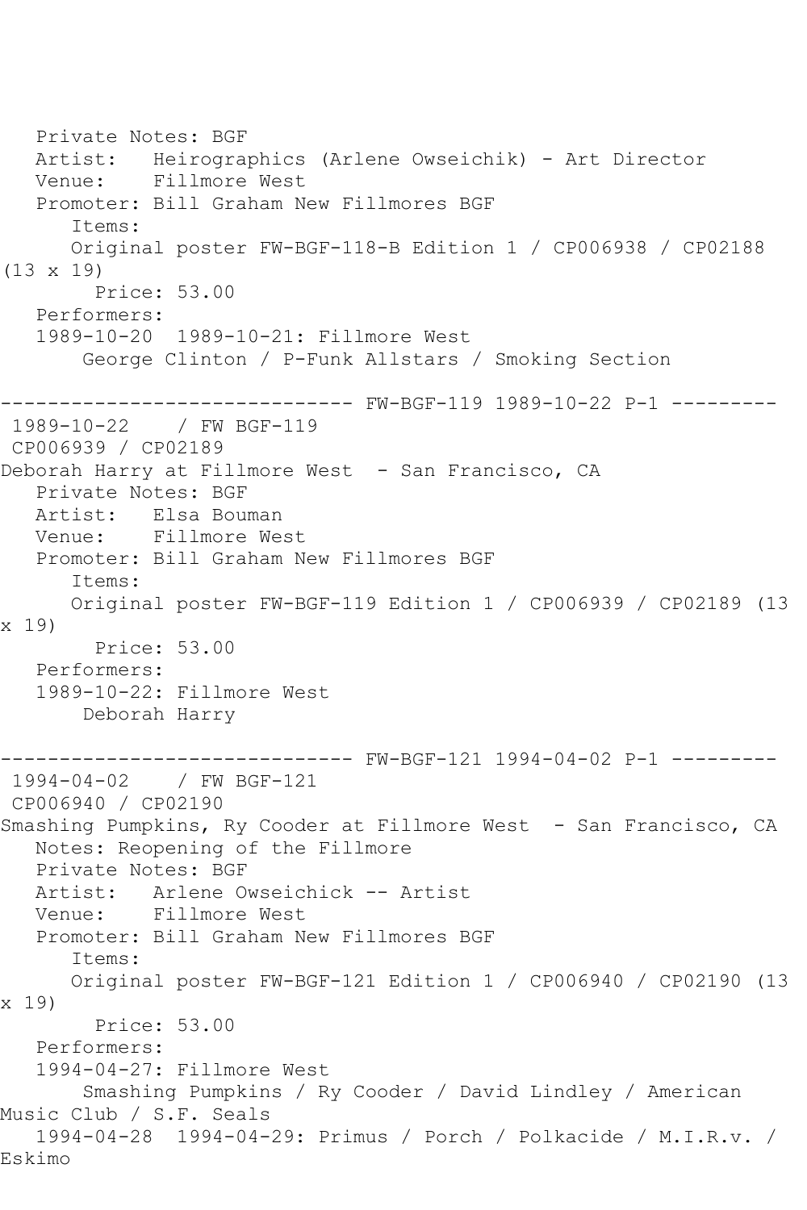Private Notes: BGF
Artist: Heirographics (Arlene Owseichik) - Art Director
Venue: Fillmore West
Promoter: Bill Graham New Fillmores BGF
Items:
Original poster FW-BGF-118-B Edition 1 / CP006938 / CP02188 (13 x 19)
Price: 53.00
Performers:
1989-10-20 1989-10-21: Fillmore West
George Clinton / P-Funk Allstars / Smoking Section

------------------------------ FW-BGF-119 1989-10-22 P-1 ---------

1989-10-22 / FW BGF-119
CP006939 / CP02189
Deborah Harry at Fillmore West - San Francisco, CA
Private Notes: BGF
Artist: Elsa Bouman
Venue: Fillmore West
Promoter: Bill Graham New Fillmores BGF
Items:
Original poster FW-BGF-119 Edition 1 / CP006939 / CP02189 (13 x 19)
Price: 53.00
Performers:
1989-10-22: Fillmore West
Deborah Harry

------------------------------ FW-BGF-121 1994-04-02 P-1 ---------

1994-04-02 / FW BGF-121
CP006940 / CP02190
Smashing Pumpkins, Ry Cooder at Fillmore West - San Francisco, CA
Notes: Reopening of the Fillmore
Private Notes: BGF
Artist: Arlene Owseichick -- Artist
Venue: Fillmore West
Promoter: Bill Graham New Fillmores BGF
Items:
Original poster FW-BGF-121 Edition 1 / CP006940 / CP02190 (13 x 19)
Price: 53.00
Performers:
1994-04-27: Fillmore West
Smashing Pumpkins / Ry Cooder / David Lindley / American Music Club / S.F. Seals
1994-04-28 1994-04-29: Primus / Porch / Polkacide / M.I.R.v. / Eskimo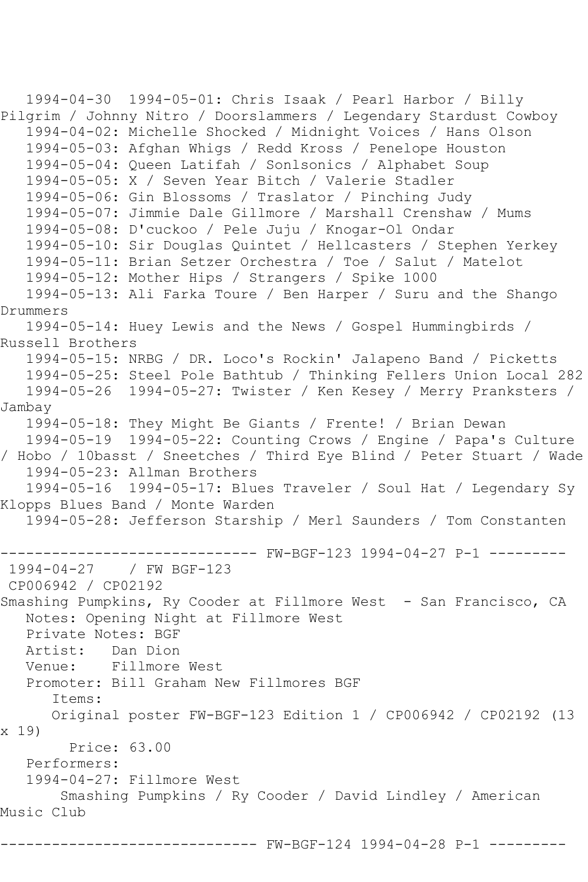1994-04-30 1994-05-01: Chris Isaak / Pearl Harbor / Billy Pilgrim / Johnny Nitro / Doorslammers / Legendary Stardust Cowboy
1994-04-02: Michelle Shocked / Midnight Voices / Hans Olson
1994-05-03: Afghan Whigs / Redd Kross / Penelope Houston
1994-05-04: Queen Latifah / Sonlsonics / Alphabet Soup
1994-05-05: X / Seven Year Bitch / Valerie Stadler
1994-05-06: Gin Blossoms / Traslator / Pinching Judy
1994-05-07: Jimmie Dale Gillmore / Marshall Crenshaw / Mums
1994-05-08: D'cuckoo / Pele Juju / Knogar-Ol Ondar
1994-05-10: Sir Douglas Quintet / Hellcasters / Stephen Yerkey
1994-05-11: Brian Setzer Orchestra / Toe / Salut / Matelot
1994-05-12: Mother Hips / Strangers / Spike 1000
1994-05-13: Ali Farka Toure / Ben Harper / Suru and the Shango Drummers
1994-05-14: Huey Lewis and the News / Gospel Hummingbirds / Russell Brothers
1994-05-15: NRBG / DR. Loco's Rockin' Jalapeno Band / Picketts
1994-05-25: Steel Pole Bathtub / Thinking Fellers Union Local 282
1994-05-26 1994-05-27: Twister / Ken Kesey / Merry Pranksters / Jambay
1994-05-18: They Might Be Giants / Frente! / Brian Dewan
1994-05-19 1994-05-22: Counting Crows / Engine / Papa's Culture / Hobo / 10basst / Sneetches / Third Eye Blind / Peter Stuart / Wade
1994-05-23: Allman Brothers
1994-05-16 1994-05-17: Blues Traveler / Soul Hat / Legendary Sy Klopps Blues Band / Monte Warden
1994-05-28: Jefferson Starship / Merl Saunders / Tom Constanten

------------------------------ FW-BGF-123 1994-04-27 P-1 ---------

1994-04-27 / FW BGF-123
CP006942 / CP02192
Smashing Pumpkins, Ry Cooder at Fillmore West - San Francisco, CA
Notes: Opening Night at Fillmore West
Private Notes: BGF
Artist: Dan Dion
Venue: Fillmore West
Promoter: Bill Graham New Fillmores BGF
Items:
Original poster FW-BGF-123 Edition 1 / CP006942 / CP02192 (13 x 19)
Price: 63.00
Performers:
1994-04-27: Fillmore West
Smashing Pumpkins / Ry Cooder / David Lindley / American Music Club

------------------------------ FW-BGF-124 1994-04-28 P-1 ---------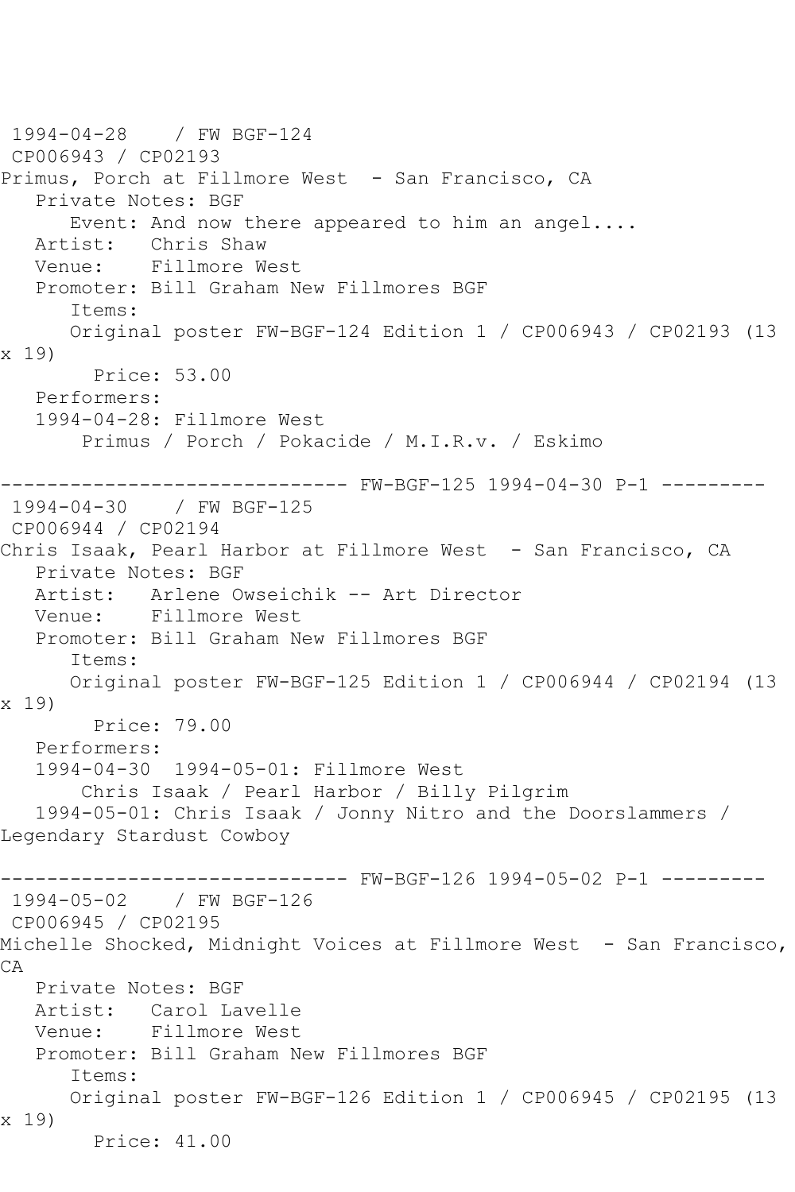1994-04-28 / FW BGF-124
CP006943 / CP02193
Primus, Porch at Fillmore West - San Francisco, CA
Private Notes: BGF
Event: And now there appeared to him an angel....
Artist: Chris Shaw
Venue: Fillmore West
Promoter: Bill Graham New Fillmores BGF
Items:
Original poster FW-BGF-124 Edition 1 / CP006943 / CP02193 (13 x 19)
Price: 53.00
Performers:
1994-04-28: Fillmore West
Primus / Porch / Pokacide / M.I.R.v. / Eskimo

------------------------------ FW-BGF-125 1994-04-30 P-1 ---------

1994-04-30 / FW BGF-125
CP006944 / CP02194
Chris Isaak, Pearl Harbor at Fillmore West - San Francisco, CA
Private Notes: BGF
Artist: Arlene Owseichik -- Art Director
Venue: Fillmore West
Promoter: Bill Graham New Fillmores BGF
Items:
Original poster FW-BGF-125 Edition 1 / CP006944 / CP02194 (13 x 19)
Price: 79.00
Performers:
1994-04-30 1994-05-01: Fillmore West
Chris Isaak / Pearl Harbor / Billy Pilgrim
1994-05-01: Chris Isaak / Jonny Nitro and the Doorslammers / Legendary Stardust Cowboy

------------------------------ FW-BGF-126 1994-05-02 P-1 ---------

1994-05-02 / FW BGF-126
CP006945 / CP02195
Michelle Shocked, Midnight Voices at Fillmore West - San Francisco, CA
Private Notes: BGF
Artist: Carol Lavelle
Venue: Fillmore West
Promoter: Bill Graham New Fillmores BGF
Items:
Original poster FW-BGF-126 Edition 1 / CP006945 / CP02195 (13 x 19)
Price: 41.00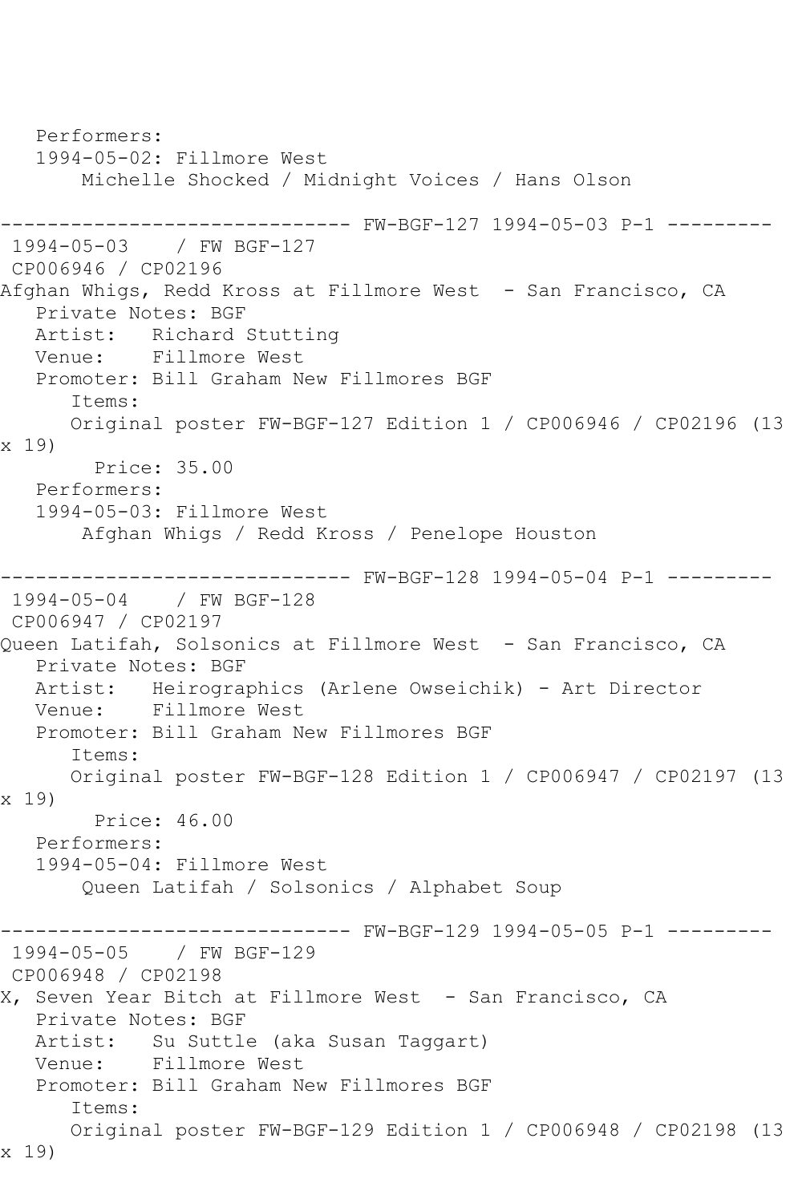Performers:
1994-05-02: Fillmore West
Michelle Shocked / Midnight Voices / Hans Olson

------------------------------ FW-BGF-127 1994-05-03 P-1 ---------

1994-05-03 / FW BGF-127
CP006946 / CP02196
Afghan Whigs, Redd Kross at Fillmore West - San Francisco, CA
Private Notes: BGF
Artist: Richard Stutting
Venue: Fillmore West
Promoter: Bill Graham New Fillmores BGF
Items:
Original poster FW-BGF-127 Edition 1 / CP006946 / CP02196 (13 x 19)
Price: 35.00
Performers:
1994-05-03: Fillmore West
Afghan Whigs / Redd Kross / Penelope Houston

------------------------------ FW-BGF-128 1994-05-04 P-1 ---------

1994-05-04 / FW BGF-128
CP006947 / CP02197
Queen Latifah, Solsonics at Fillmore West - San Francisco, CA
Private Notes: BGF
Artist: Heirographics (Arlene Owseichik) - Art Director
Venue: Fillmore West
Promoter: Bill Graham New Fillmores BGF
Items:
Original poster FW-BGF-128 Edition 1 / CP006947 / CP02197 (13 x 19)
Price: 46.00
Performers:
1994-05-04: Fillmore West
Queen Latifah / Solsonics / Alphabet Soup

------------------------------ FW-BGF-129 1994-05-05 P-1 ---------

1994-05-05 / FW BGF-129
CP006948 / CP02198
X, Seven Year Bitch at Fillmore West - San Francisco, CA
Private Notes: BGF
Artist: Su Suttle (aka Susan Taggart)
Venue: Fillmore West
Promoter: Bill Graham New Fillmores BGF
Items:
Original poster FW-BGF-129 Edition 1 / CP006948 / CP02198 (13 x 19)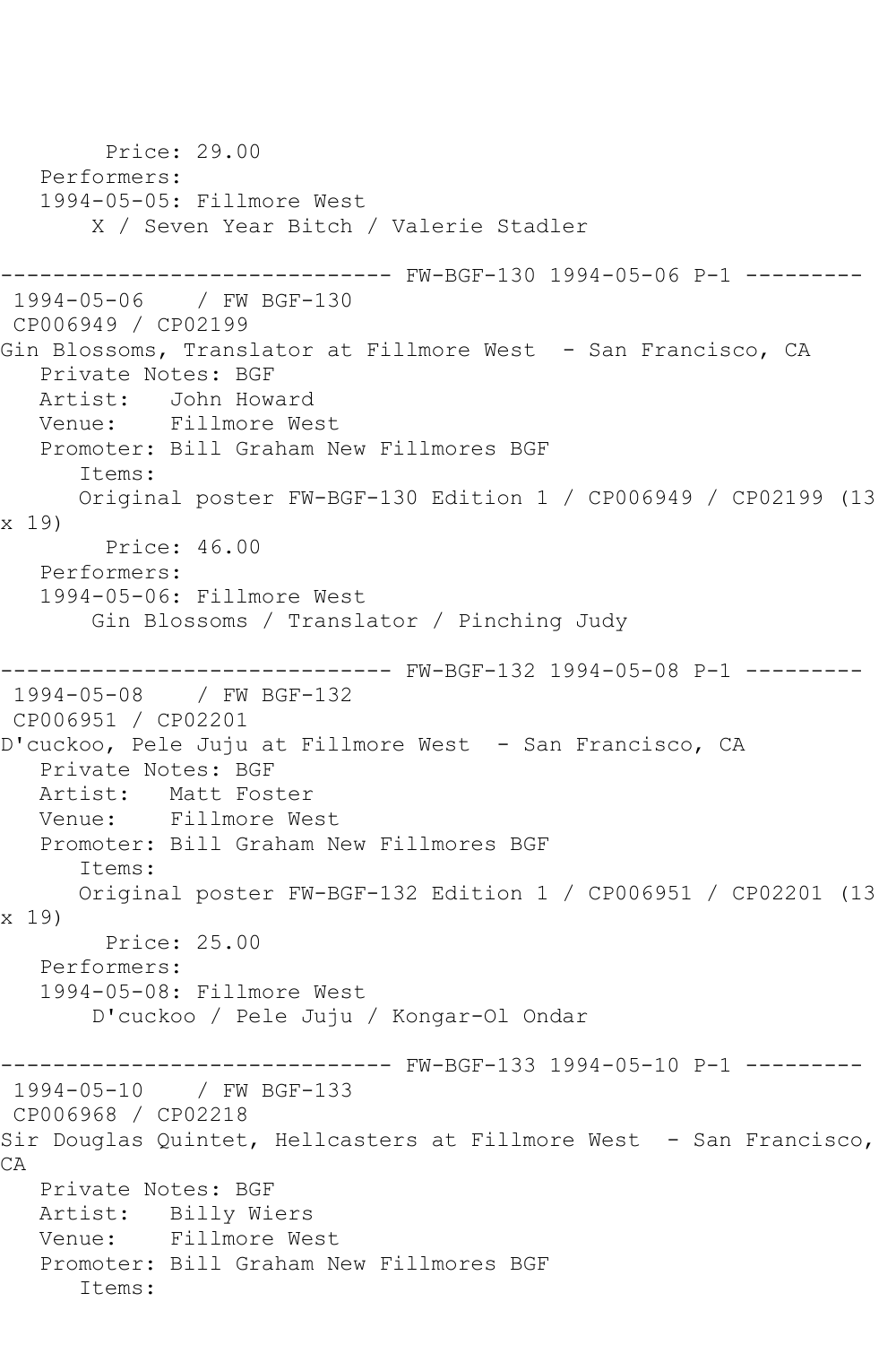Price: 29.00
Performers:
1994-05-05: Fillmore West
X / Seven Year Bitch / Valerie Stadler

------------------------------ FW-BGF-130 1994-05-06 P-1 ---------
1994-05-06 / FW BGF-130
CP006949 / CP02199
Gin Blossoms, Translator at Fillmore West - San Francisco, CA
Private Notes: BGF
Artist: John Howard
Venue: Fillmore West
Promoter: Bill Graham New Fillmores BGF
Items:
Original poster FW-BGF-130 Edition 1 / CP006949 / CP02199 (13 x 19)
Price: 46.00
Performers:
1994-05-06: Fillmore West
Gin Blossoms / Translator / Pinching Judy

------------------------------ FW-BGF-132 1994-05-08 P-1 ---------
1994-05-08 / FW BGF-132
CP006951 / CP02201
D'cuckoo, Pele Juju at Fillmore West - San Francisco, CA
Private Notes: BGF
Artist: Matt Foster
Venue: Fillmore West
Promoter: Bill Graham New Fillmores BGF
Items:
Original poster FW-BGF-132 Edition 1 / CP006951 / CP02201 (13 x 19)
Price: 25.00
Performers:
1994-05-08: Fillmore West
D'cuckoo / Pele Juju / Kongar-Ol Ondar

------------------------------ FW-BGF-133 1994-05-10 P-1 ---------
1994-05-10 / FW BGF-133
CP006968 / CP02218
Sir Douglas Quintet, Hellcasters at Fillmore West - San Francisco, CA
Private Notes: BGF
Artist: Billy Wiers
Venue: Fillmore West
Promoter: Bill Graham New Fillmores BGF
Items: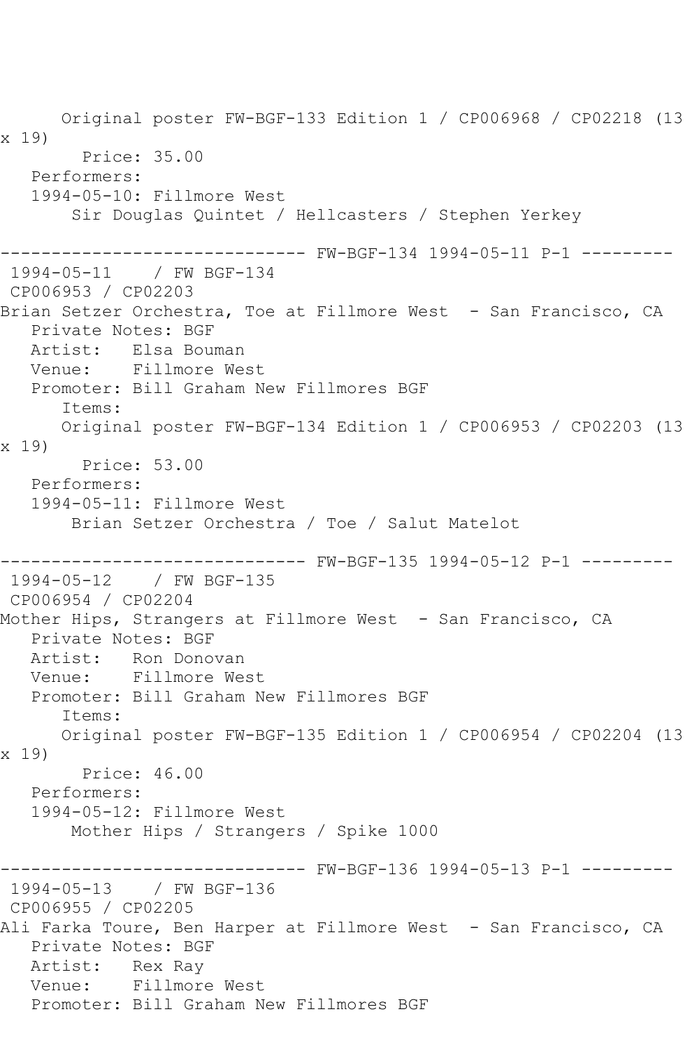Original poster FW-BGF-133 Edition 1 / CP006968 / CP02218 (13 x 19)
Price: 35.00
Performers:
1994-05-10: Fillmore West
Sir Douglas Quintet / Hellcasters / Stephen Yerkey

------------------------------ FW-BGF-134 1994-05-11 P-1 ---------
1994-05-11 / FW BGF-134
CP006953 / CP02203
Brian Setzer Orchestra, Toe at Fillmore West - San Francisco, CA
Private Notes: BGF
Artist: Elsa Bouman
Venue: Fillmore West
Promoter: Bill Graham New Fillmores BGF
Items:
Original poster FW-BGF-134 Edition 1 / CP006953 / CP02203 (13 x 19)
Price: 53.00
Performers:
1994-05-11: Fillmore West
Brian Setzer Orchestra / Toe / Salut Matelot

------------------------------ FW-BGF-135 1994-05-12 P-1 ---------
1994-05-12 / FW BGF-135
CP006954 / CP02204
Mother Hips, Strangers at Fillmore West - San Francisco, CA
Private Notes: BGF
Artist: Ron Donovan
Venue: Fillmore West
Promoter: Bill Graham New Fillmores BGF
Items:
Original poster FW-BGF-135 Edition 1 / CP006954 / CP02204 (13 x 19)
Price: 46.00
Performers:
1994-05-12: Fillmore West
Mother Hips / Strangers / Spike 1000

------------------------------ FW-BGF-136 1994-05-13 P-1 ---------
1994-05-13 / FW BGF-136
CP006955 / CP02205
Ali Farka Toure, Ben Harper at Fillmore West - San Francisco, CA
Private Notes: BGF
Artist: Rex Ray
Venue: Fillmore West
Promoter: Bill Graham New Fillmores BGF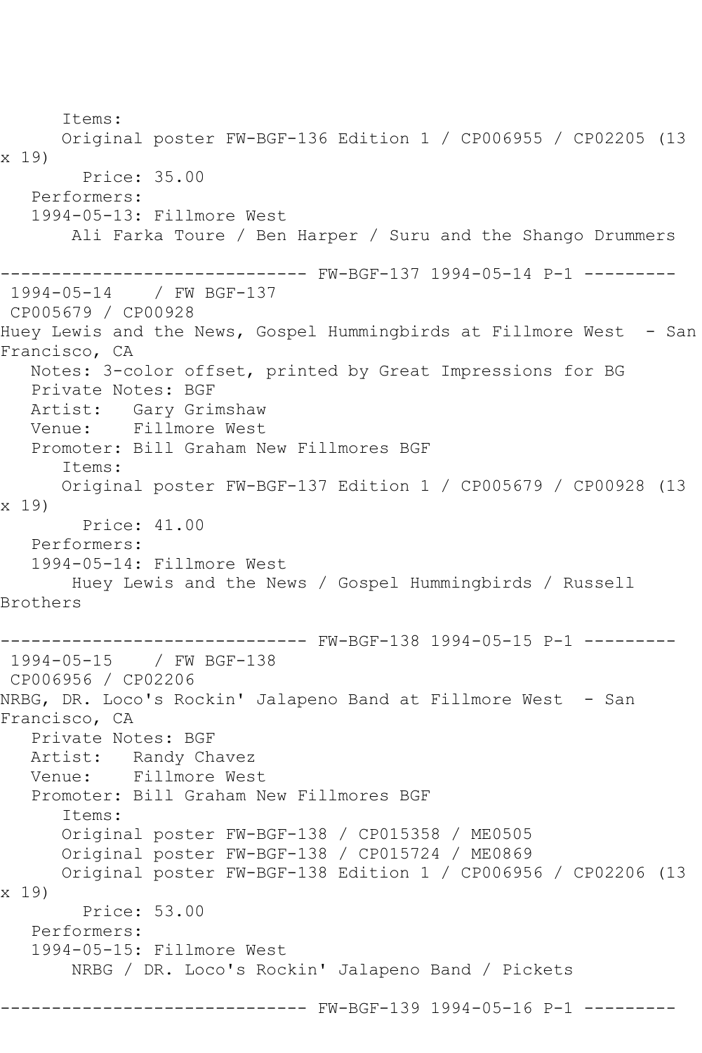```
      Items:
      Original poster FW-BGF-136 Edition 1 / CP006955 / CP02205 (13
x 19)
        Price: 35.00
   Performers:
   1994-05-13: Fillmore West
       Ali Farka Toure / Ben Harper / Suru and the Shango Drummers

------------------------------ FW-BGF-137 1994-05-14 P-1 ---------
 1994-05-14    / FW BGF-137
 CP005679 / CP00928
Huey Lewis and the News, Gospel Hummingbirds at Fillmore West  - San
Francisco, CA
   Notes: 3-color offset, printed by Great Impressions for BG
   Private Notes: BGF
   Artist:   Gary Grimshaw
   Venue:    Fillmore West
   Promoter: Bill Graham New Fillmores BGF
      Items:
      Original poster FW-BGF-137 Edition 1 / CP005679 / CP00928 (13
x 19)
        Price: 41.00
   Performers:
   1994-05-14: Fillmore West
       Huey Lewis and the News / Gospel Hummingbirds / Russell
Brothers

------------------------------ FW-BGF-138 1994-05-15 P-1 ---------
 1994-05-15    / FW BGF-138
 CP006956 / CP02206
NRBG, DR. Loco's Rockin' Jalapeno Band at Fillmore West  - San
Francisco, CA
   Private Notes: BGF
   Artist:   Randy Chavez
   Venue:    Fillmore West
   Promoter: Bill Graham New Fillmores BGF
      Items:
      Original poster FW-BGF-138 / CP015358 / ME0505
      Original poster FW-BGF-138 / CP015724 / ME0869
      Original poster FW-BGF-138 Edition 1 / CP006956 / CP02206 (13
x 19)
        Price: 53.00
   Performers:
   1994-05-15: Fillmore West
       NRBG / DR. Loco's Rockin' Jalapeno Band / Pickets

------------------------------ FW-BGF-139 1994-05-16 P-1 ---------
```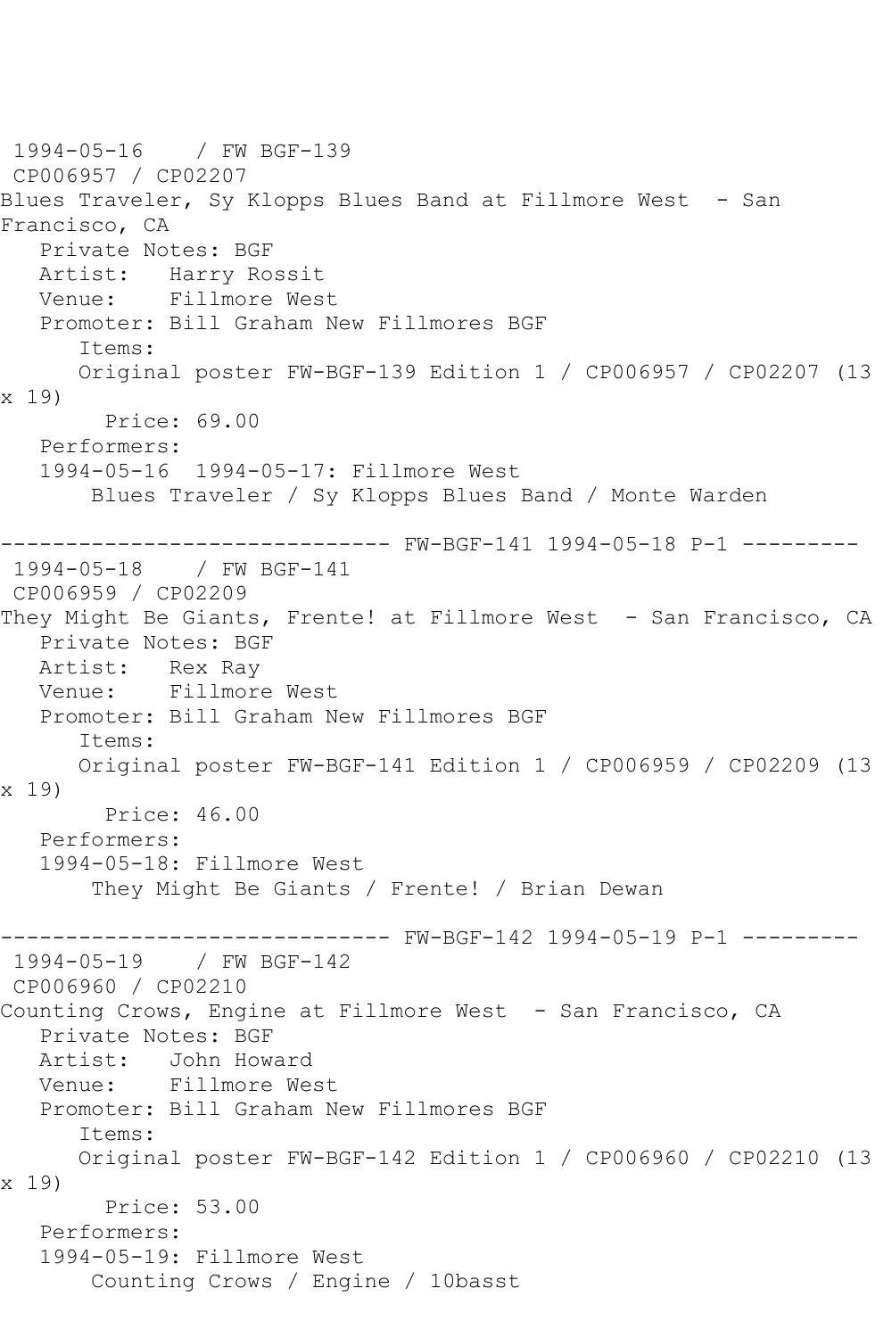1994-05-16 / FW BGF-139
CP006957 / CP02207
Blues Traveler, Sy Klopps Blues Band at Fillmore West - San Francisco, CA
Private Notes: BGF
Artist: Harry Rossit
Venue: Fillmore West
Promoter: Bill Graham New Fillmores BGF
Items:
Original poster FW-BGF-139 Edition 1 / CP006957 / CP02207 (13 x 19)
Price: 69.00
Performers:
1994-05-16 1994-05-17: Fillmore West
Blues Traveler / Sy Klopps Blues Band / Monte Warden

------------------------------ FW-BGF-141 1994-05-18 P-1 ---------

1994-05-18 / FW BGF-141
CP006959 / CP02209
They Might Be Giants, Frente! at Fillmore West - San Francisco, CA
Private Notes: BGF
Artist: Rex Ray
Venue: Fillmore West
Promoter: Bill Graham New Fillmores BGF
Items:
Original poster FW-BGF-141 Edition 1 / CP006959 / CP02209 (13 x 19)
Price: 46.00
Performers:
1994-05-18: Fillmore West
They Might Be Giants / Frente! / Brian Dewan

------------------------------ FW-BGF-142 1994-05-19 P-1 ---------

1994-05-19 / FW BGF-142
CP006960 / CP02210
Counting Crows, Engine at Fillmore West - San Francisco, CA
Private Notes: BGF
Artist: John Howard
Venue: Fillmore West
Promoter: Bill Graham New Fillmores BGF
Items:
Original poster FW-BGF-142 Edition 1 / CP006960 / CP02210 (13 x 19)
Price: 53.00
Performers:
1994-05-19: Fillmore West
Counting Crows / Engine / 10basst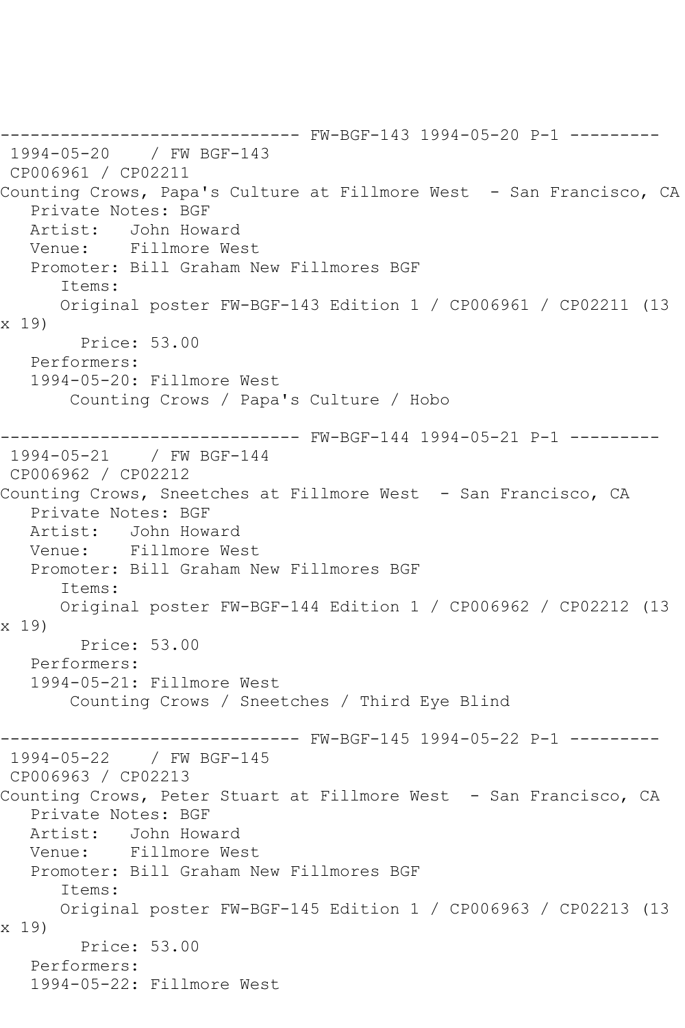------------------------------ FW-BGF-143 1994-05-20 P-1 ---------
1994-05-20 / FW BGF-143
CP006961 / CP02211
Counting Crows, Papa's Culture at Fillmore West - San Francisco, CA
Private Notes: BGF
Artist: John Howard
Venue: Fillmore West
Promoter: Bill Graham New Fillmores BGF
Items:
Original poster FW-BGF-143 Edition 1 / CP006961 / CP02211 (13 x 19)
Price: 53.00
Performers:
1994-05-20: Fillmore West
Counting Crows / Papa's Culture / Hobo

------------------------------ FW-BGF-144 1994-05-21 P-1 ---------
1994-05-21 / FW BGF-144
CP006962 / CP02212
Counting Crows, Sneetches at Fillmore West - San Francisco, CA
Private Notes: BGF
Artist: John Howard
Venue: Fillmore West
Promoter: Bill Graham New Fillmores BGF
Items:
Original poster FW-BGF-144 Edition 1 / CP006962 / CP02212 (13 x 19)
Price: 53.00
Performers:
1994-05-21: Fillmore West
Counting Crows / Sneetches / Third Eye Blind

------------------------------ FW-BGF-145 1994-05-22 P-1 ---------
1994-05-22 / FW BGF-145
CP006963 / CP02213
Counting Crows, Peter Stuart at Fillmore West - San Francisco, CA
Private Notes: BGF
Artist: John Howard
Venue: Fillmore West
Promoter: Bill Graham New Fillmores BGF
Items:
Original poster FW-BGF-145 Edition 1 / CP006963 / CP02213 (13 x 19)
Price: 53.00
Performers:
1994-05-22: Fillmore West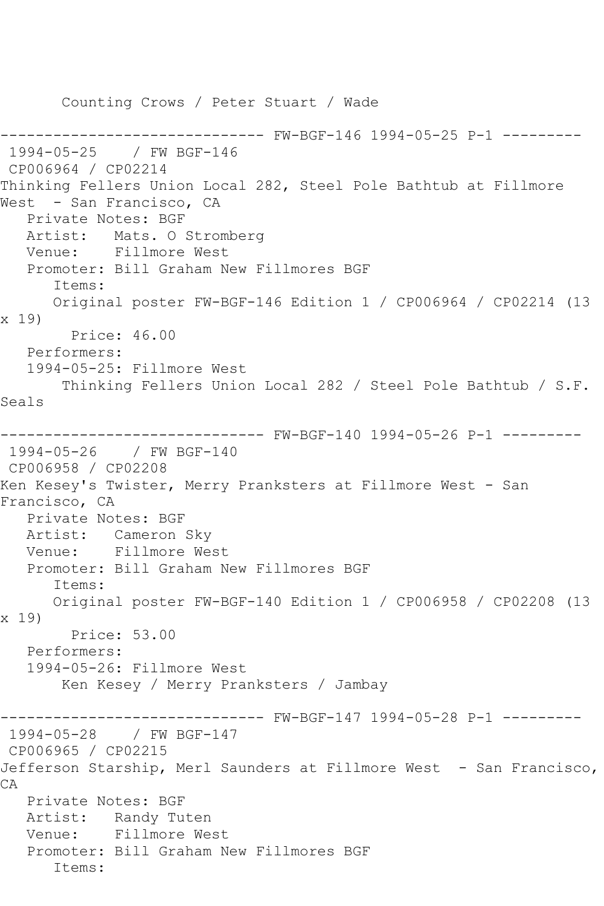Counting Crows / Peter Stuart / Wade

------------------------------ FW-BGF-146 1994-05-25 P-1 ---------

1994-05-25 / FW BGF-146
CP006964 / CP02214
Thinking Fellers Union Local 282, Steel Pole Bathtub at Fillmore West - San Francisco, CA
Private Notes: BGF
Artist: Mats. O Stromberg
Venue: Fillmore West
Promoter: Bill Graham New Fillmores BGF
Items:
Original poster FW-BGF-146 Edition 1 / CP006964 / CP02214 (13 x 19)
Price: 46.00
Performers:
1994-05-25: Fillmore West
Thinking Fellers Union Local 282 / Steel Pole Bathtub / S.F. Seals

------------------------------ FW-BGF-140 1994-05-26 P-1 ---------

1994-05-26 / FW BGF-140
CP006958 / CP02208
Ken Kesey's Twister, Merry Pranksters at Fillmore West - San Francisco, CA
Private Notes: BGF
Artist: Cameron Sky
Venue: Fillmore West
Promoter: Bill Graham New Fillmores BGF
Items:
Original poster FW-BGF-140 Edition 1 / CP006958 / CP02208 (13 x 19)
Price: 53.00
Performers:
1994-05-26: Fillmore West
Ken Kesey / Merry Pranksters / Jambay

------------------------------ FW-BGF-147 1994-05-28 P-1 ---------

1994-05-28 / FW BGF-147
CP006965 / CP02215
Jefferson Starship, Merl Saunders at Fillmore West - San Francisco, CA
Private Notes: BGF
Artist: Randy Tuten
Venue: Fillmore West
Promoter: Bill Graham New Fillmores BGF
Items: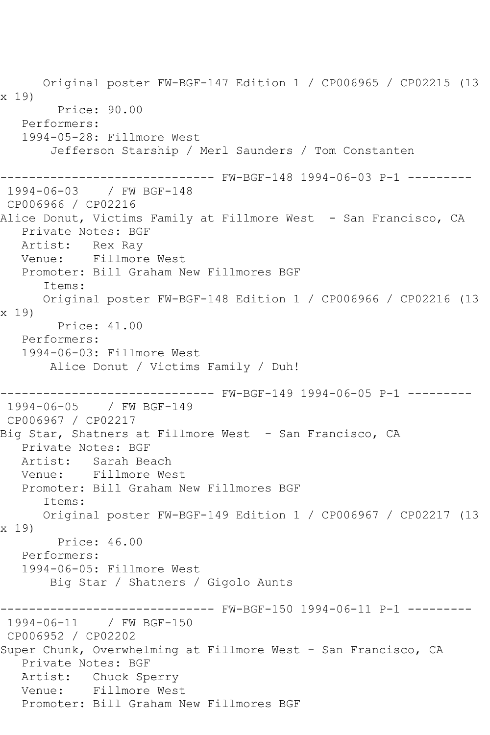Original poster FW-BGF-147 Edition 1 / CP006965 / CP02215 (13 x 19)
Price: 90.00
Performers:
1994-05-28: Fillmore West
Jefferson Starship / Merl Saunders / Tom Constanten

------------------------------ FW-BGF-148 1994-06-03 P-1 ---------
1994-06-03 / FW BGF-148
CP006966 / CP02216
Alice Donut, Victims Family at Fillmore West - San Francisco, CA
Private Notes: BGF
Artist: Rex Ray
Venue: Fillmore West
Promoter: Bill Graham New Fillmores BGF
Items:
Original poster FW-BGF-148 Edition 1 / CP006966 / CP02216 (13 x 19)
Price: 41.00
Performers:
1994-06-03: Fillmore West
Alice Donut / Victims Family / Duh!

------------------------------ FW-BGF-149 1994-06-05 P-1 ---------
1994-06-05 / FW BGF-149
CP006967 / CP02217
Big Star, Shatners at Fillmore West - San Francisco, CA
Private Notes: BGF
Artist: Sarah Beach
Venue: Fillmore West
Promoter: Bill Graham New Fillmores BGF
Items:
Original poster FW-BGF-149 Edition 1 / CP006967 / CP02217 (13 x 19)
Price: 46.00
Performers:
1994-06-05: Fillmore West
Big Star / Shatners / Gigolo Aunts

------------------------------ FW-BGF-150 1994-06-11 P-1 ---------
1994-06-11 / FW BGF-150
CP006952 / CP02202
Super Chunk, Overwhelming at Fillmore West - San Francisco, CA
Private Notes: BGF
Artist: Chuck Sperry
Venue: Fillmore West
Promoter: Bill Graham New Fillmores BGF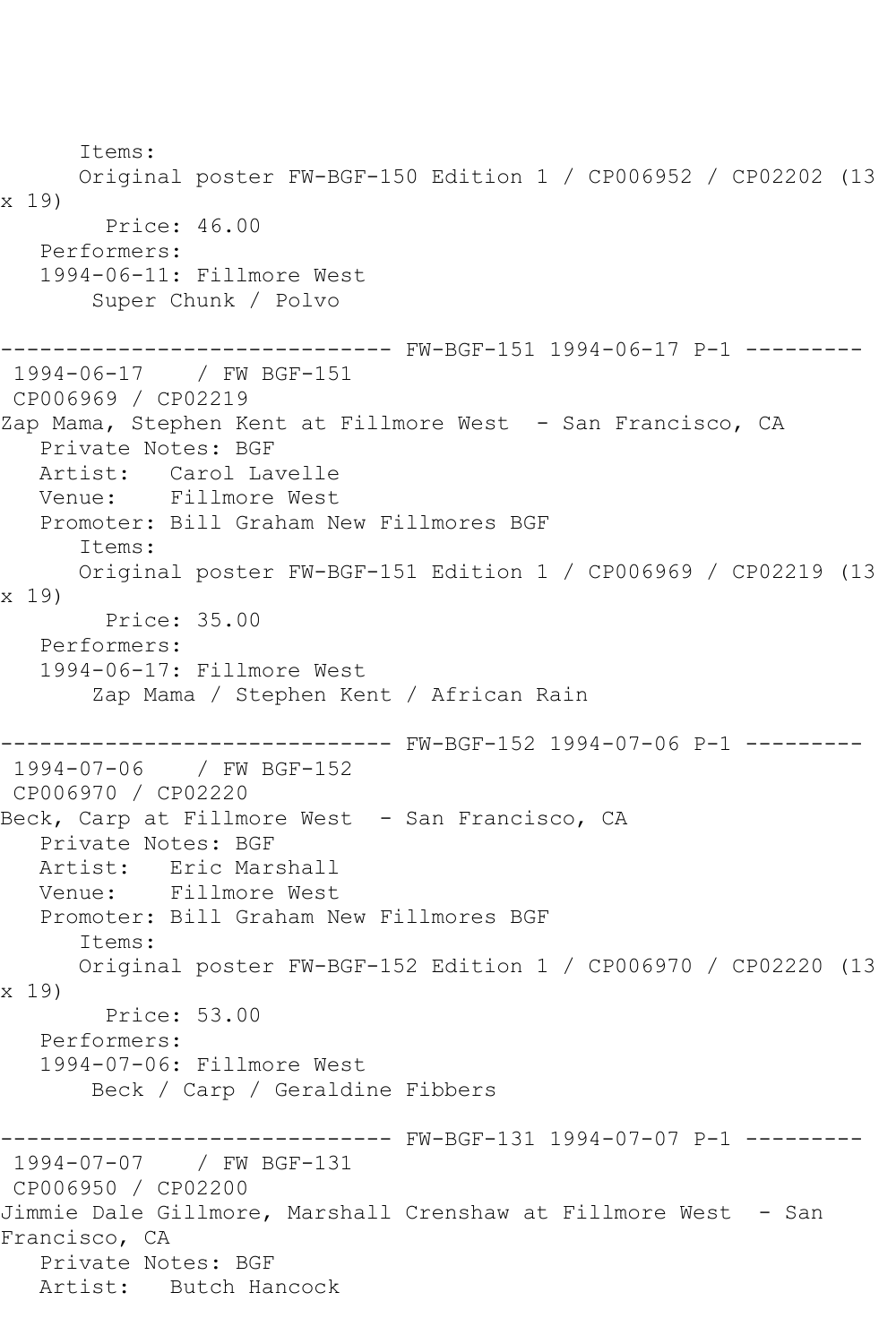Items:
Original poster FW-BGF-150 Edition 1 / CP006952 / CP02202 (13 x 19)
Price: 46.00
Performers:
1994-06-11: Fillmore West
Super Chunk / Polvo

------------------------------ FW-BGF-151 1994-06-17 P-1 ---------

1994-06-17 / FW BGF-151
CP006969 / CP02219
Zap Mama, Stephen Kent at Fillmore West - San Francisco, CA
Private Notes: BGF
Artist: Carol Lavelle
Venue: Fillmore West
Promoter: Bill Graham New Fillmores BGF
Items:
Original poster FW-BGF-151 Edition 1 / CP006969 / CP02219 (13 x 19)
Price: 35.00
Performers:
1994-06-17: Fillmore West
Zap Mama / Stephen Kent / African Rain

------------------------------ FW-BGF-152 1994-07-06 P-1 ---------

1994-07-06 / FW BGF-152
CP006970 / CP02220
Beck, Carp at Fillmore West - San Francisco, CA
Private Notes: BGF
Artist: Eric Marshall
Venue: Fillmore West
Promoter: Bill Graham New Fillmores BGF
Items:
Original poster FW-BGF-152 Edition 1 / CP006970 / CP02220 (13 x 19)
Price: 53.00
Performers:
1994-07-06: Fillmore West
Beck / Carp / Geraldine Fibbers

------------------------------ FW-BGF-131 1994-07-07 P-1 ---------

1994-07-07 / FW BGF-131
CP006950 / CP02200
Jimmie Dale Gillmore, Marshall Crenshaw at Fillmore West - San Francisco, CA
Private Notes: BGF
Artist: Butch Hancock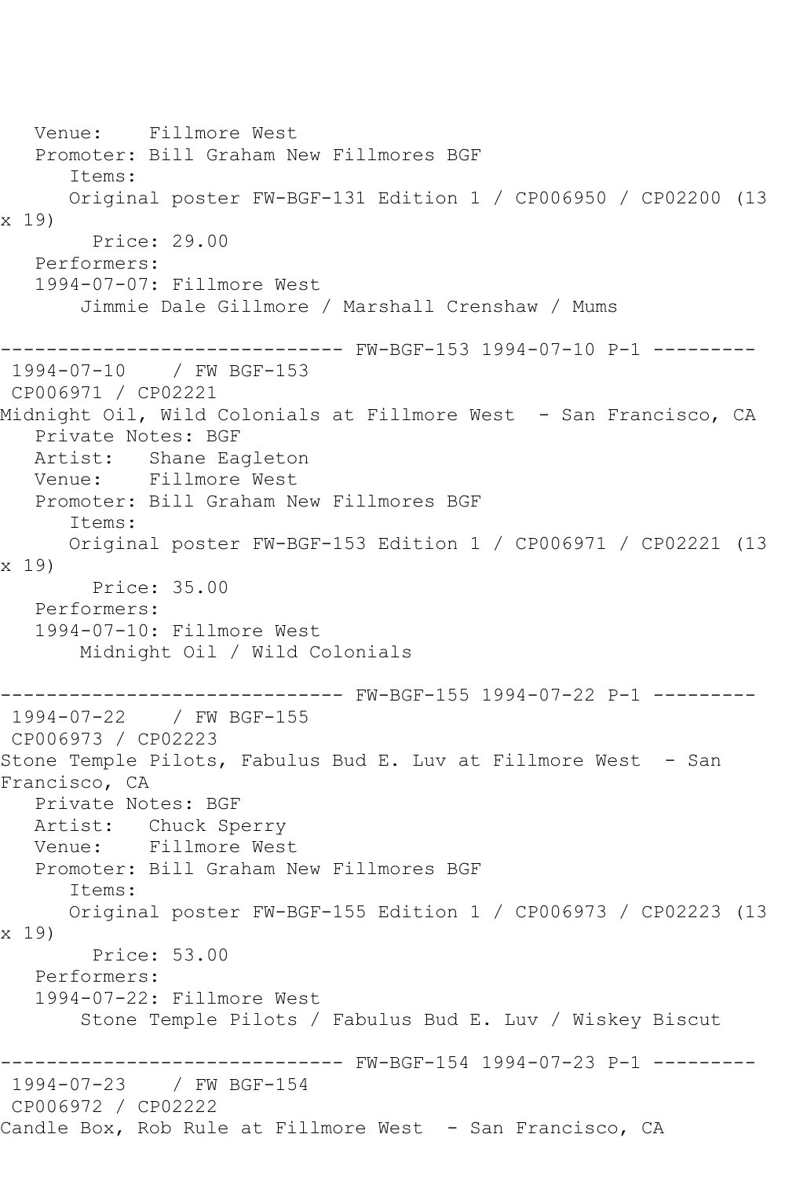Venue: Fillmore West
Promoter: Bill Graham New Fillmores BGF
Items:
Original poster FW-BGF-131 Edition 1 / CP006950 / CP02200 (13 x 19)
Price: 29.00
Performers:
1994-07-07: Fillmore West
Jimmie Dale Gillmore / Marshall Crenshaw / Mums

------------------------------ FW-BGF-153 1994-07-10 P-1 ---------

1994-07-10 / FW BGF-153
CP006971 / CP02221
Midnight Oil, Wild Colonials at Fillmore West - San Francisco, CA
Private Notes: BGF
Artist: Shane Eagleton
Venue: Fillmore West
Promoter: Bill Graham New Fillmores BGF
Items:
Original poster FW-BGF-153 Edition 1 / CP006971 / CP02221 (13 x 19)
Price: 35.00
Performers:
1994-07-10: Fillmore West
Midnight Oil / Wild Colonials

------------------------------ FW-BGF-155 1994-07-22 P-1 ---------

1994-07-22 / FW BGF-155
CP006973 / CP02223
Stone Temple Pilots, Fabulus Bud E. Luv at Fillmore West - San Francisco, CA
Private Notes: BGF
Artist: Chuck Sperry
Venue: Fillmore West
Promoter: Bill Graham New Fillmores BGF
Items:
Original poster FW-BGF-155 Edition 1 / CP006973 / CP02223 (13 x 19)
Price: 53.00
Performers:
1994-07-22: Fillmore West
Stone Temple Pilots / Fabulus Bud E. Luv / Wiskey Biscut

------------------------------ FW-BGF-154 1994-07-23 P-1 ---------

1994-07-23 / FW BGF-154
CP006972 / CP02222
Candle Box, Rob Rule at Fillmore West - San Francisco, CA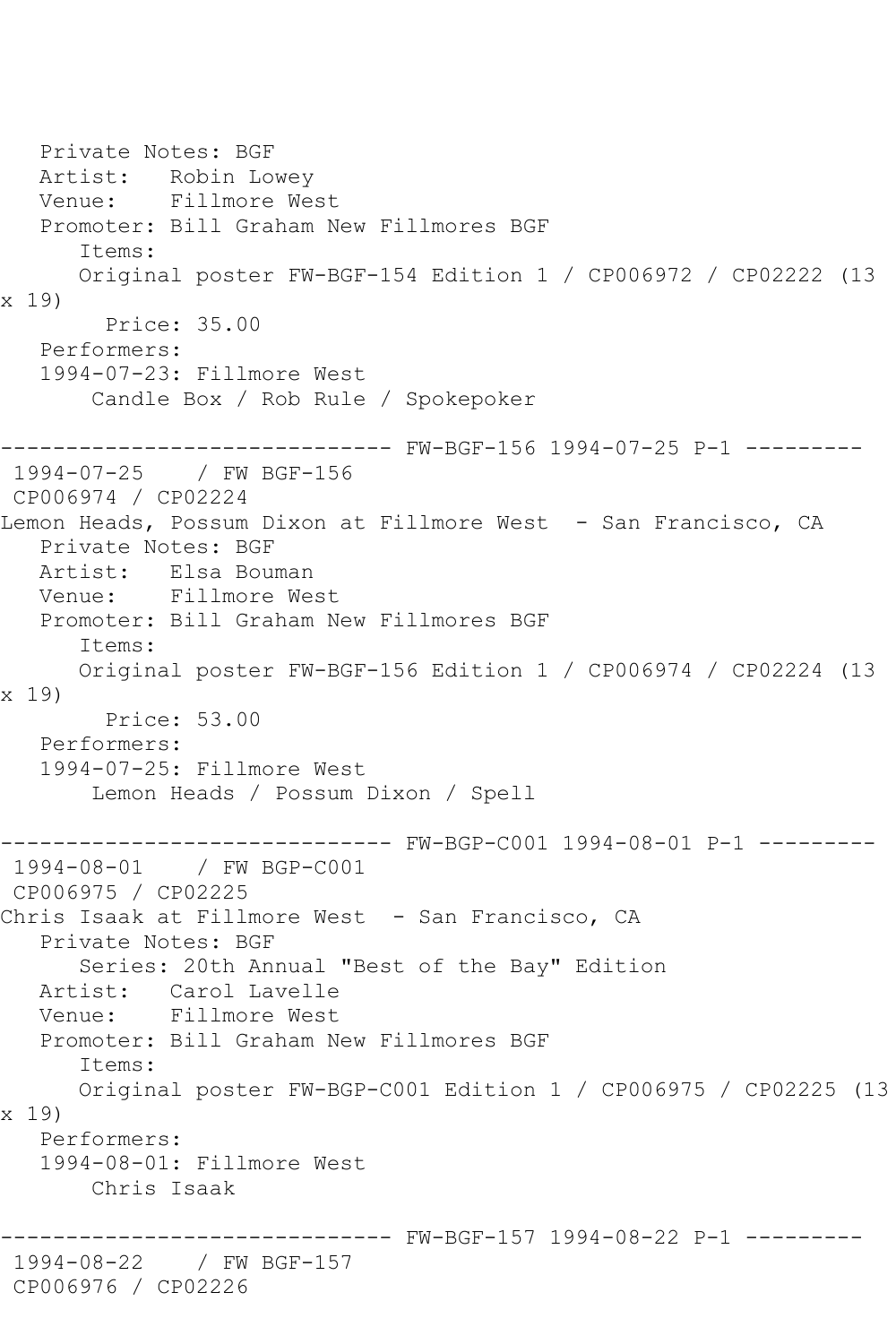Private Notes: BGF
Artist: Robin Lowey
Venue: Fillmore West
Promoter: Bill Graham New Fillmores BGF
Items:
Original poster FW-BGF-154 Edition 1 / CP006972 / CP02222 (13 x 19)
Price: 35.00
Performers:
1994-07-23: Fillmore West
Candle Box / Rob Rule / Spokepoker

------------------------------ FW-BGF-156 1994-07-25 P-1 ---------

1994-07-25 / FW BGF-156
CP006974 / CP02224
Lemon Heads, Possum Dixon at Fillmore West - San Francisco, CA
Private Notes: BGF
Artist: Elsa Bouman
Venue: Fillmore West
Promoter: Bill Graham New Fillmores BGF
Items:
Original poster FW-BGF-156 Edition 1 / CP006974 / CP02224 (13 x 19)
Price: 53.00
Performers:
1994-07-25: Fillmore West
Lemon Heads / Possum Dixon / Spell

------------------------------ FW-BGP-C001 1994-08-01 P-1 ---------

1994-08-01 / FW BGP-C001
CP006975 / CP02225
Chris Isaak at Fillmore West - San Francisco, CA
Private Notes: BGF
Series: 20th Annual "Best of the Bay" Edition
Artist: Carol Lavelle
Venue: Fillmore West
Promoter: Bill Graham New Fillmores BGF
Items:
Original poster FW-BGP-C001 Edition 1 / CP006975 / CP02225 (13 x 19)
Performers:
1994-08-01: Fillmore West
Chris Isaak

------------------------------ FW-BGF-157 1994-08-22 P-1 ---------

1994-08-22 / FW BGF-157
CP006976 / CP02226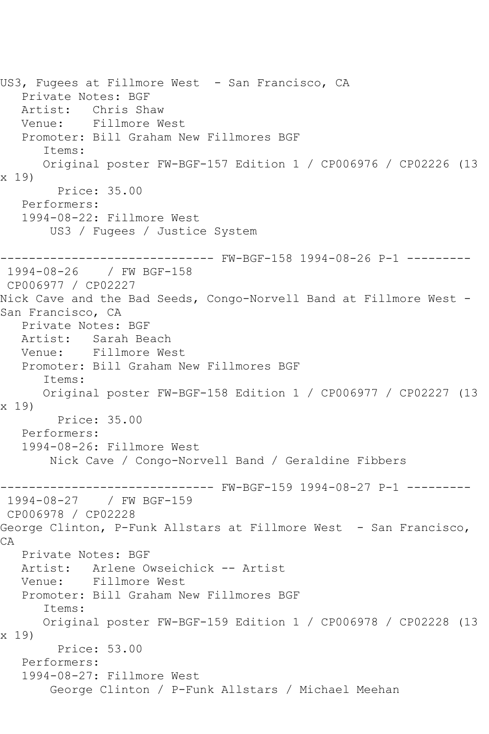US3, Fugees at Fillmore West - San Francisco, CA
   Private Notes: BGF
   Artist: Chris Shaw
   Venue: Fillmore West
   Promoter: Bill Graham New Fillmores BGF
      Items:
      Original poster FW-BGF-157 Edition 1 / CP006976 / CP02226 (13 x 19)
        Price: 35.00
   Performers:
   1994-08-22: Fillmore West
       US3 / Fugees / Justice System

------------------------------ FW-BGF-158 1994-08-26 P-1 ---------
 1994-08-26    / FW BGF-158
 CP006977 / CP02227
Nick Cave and the Bad Seeds, Congo-Norvell Band at Fillmore West - San Francisco, CA
   Private Notes: BGF
   Artist: Sarah Beach
   Venue: Fillmore West
   Promoter: Bill Graham New Fillmores BGF
      Items:
      Original poster FW-BGF-158 Edition 1 / CP006977 / CP02227 (13 x 19)
        Price: 35.00
   Performers:
   1994-08-26: Fillmore West
       Nick Cave / Congo-Norvell Band / Geraldine Fibbers

------------------------------ FW-BGF-159 1994-08-27 P-1 ---------
 1994-08-27    / FW BGF-159
 CP006978 / CP02228
George Clinton, P-Funk Allstars at Fillmore West - San Francisco, CA
   Private Notes: BGF
   Artist: Arlene Owseichick -- Artist
   Venue: Fillmore West
   Promoter: Bill Graham New Fillmores BGF
      Items:
      Original poster FW-BGF-159 Edition 1 / CP006978 / CP02228 (13 x 19)
        Price: 53.00
   Performers:
   1994-08-27: Fillmore West
       George Clinton / P-Funk Allstars / Michael Meehan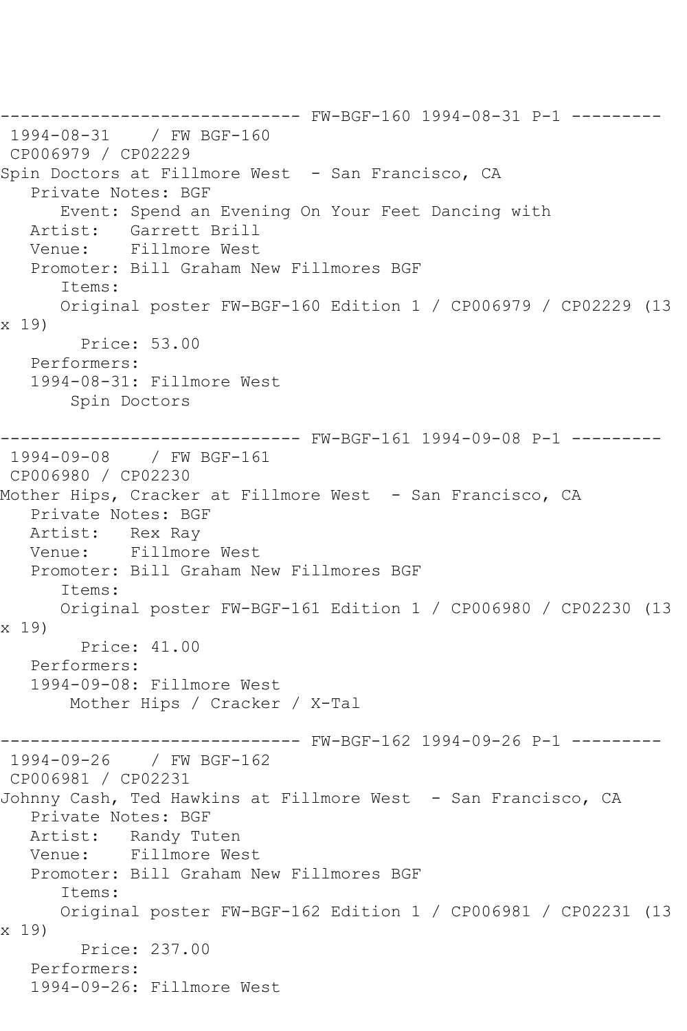------------------------------ FW-BGF-160 1994-08-31 P-1 ---------
1994-08-31 / FW BGF-160
CP006979 / CP02229
Spin Doctors at Fillmore West - San Francisco, CA
Private Notes: BGF
Event: Spend an Evening On Your Feet Dancing with
Artist: Garrett Brill
Venue: Fillmore West
Promoter: Bill Graham New Fillmores BGF
Items:
Original poster FW-BGF-160 Edition 1 / CP006979 / CP02229 (13 x 19)
Price: 53.00
Performers:
1994-08-31: Fillmore West
Spin Doctors

------------------------------ FW-BGF-161 1994-09-08 P-1 ---------
1994-09-08 / FW BGF-161
CP006980 / CP02230
Mother Hips, Cracker at Fillmore West - San Francisco, CA
Private Notes: BGF
Artist: Rex Ray
Venue: Fillmore West
Promoter: Bill Graham New Fillmores BGF
Items:
Original poster FW-BGF-161 Edition 1 / CP006980 / CP02230 (13 x 19)
Price: 41.00
Performers:
1994-09-08: Fillmore West
Mother Hips / Cracker / X-Tal

------------------------------ FW-BGF-162 1994-09-26 P-1 ---------
1994-09-26 / FW BGF-162
CP006981 / CP02231
Johnny Cash, Ted Hawkins at Fillmore West - San Francisco, CA
Private Notes: BGF
Artist: Randy Tuten
Venue: Fillmore West
Promoter: Bill Graham New Fillmores BGF
Items:
Original poster FW-BGF-162 Edition 1 / CP006981 / CP02231 (13 x 19)
Price: 237.00
Performers:
1994-09-26: Fillmore West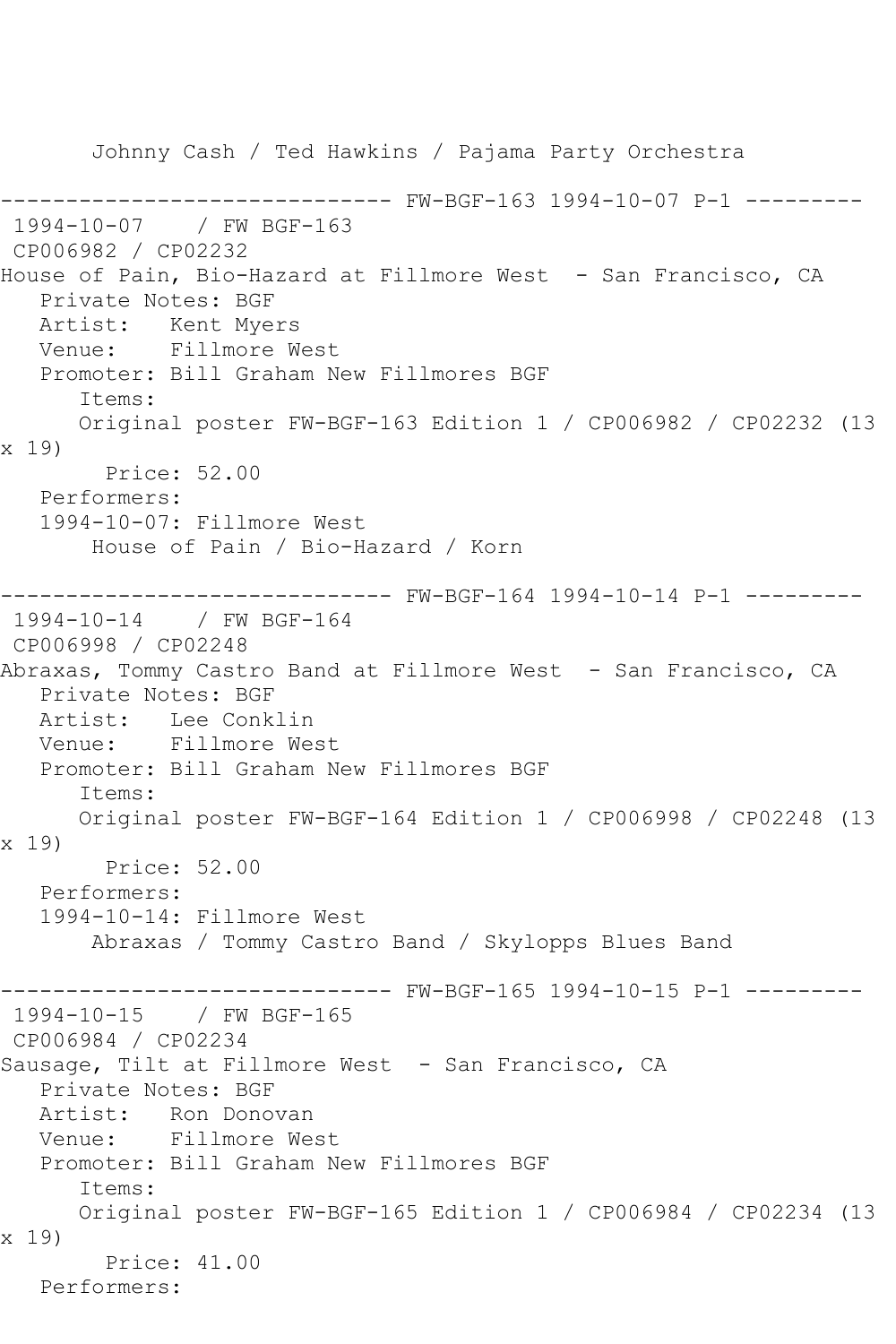Johnny Cash / Ted Hawkins / Pajama Party Orchestra

------------------------------ FW-BGF-163 1994-10-07 P-1 ---------

1994-10-07 / FW BGF-163
CP006982 / CP02232
House of Pain, Bio-Hazard at Fillmore West - San Francisco, CA
Private Notes: BGF
Artist: Kent Myers
Venue: Fillmore West
Promoter: Bill Graham New Fillmores BGF
Items:
Original poster FW-BGF-163 Edition 1 / CP006982 / CP02232 (13 x 19)
Price: 52.00
Performers:
1994-10-07: Fillmore West
House of Pain / Bio-Hazard / Korn

------------------------------ FW-BGF-164 1994-10-14 P-1 ---------

1994-10-14 / FW BGF-164
CP006998 / CP02248
Abraxas, Tommy Castro Band at Fillmore West - San Francisco, CA
Private Notes: BGF
Artist: Lee Conklin
Venue: Fillmore West
Promoter: Bill Graham New Fillmores BGF
Items:
Original poster FW-BGF-164 Edition 1 / CP006998 / CP02248 (13 x 19)
Price: 52.00
Performers:
1994-10-14: Fillmore West
Abraxas / Tommy Castro Band / Skylopps Blues Band

------------------------------ FW-BGF-165 1994-10-15 P-1 ---------

1994-10-15 / FW BGF-165
CP006984 / CP02234
Sausage, Tilt at Fillmore West - San Francisco, CA
Private Notes: BGF
Artist: Ron Donovan
Venue: Fillmore West
Promoter: Bill Graham New Fillmores BGF
Items:
Original poster FW-BGF-165 Edition 1 / CP006984 / CP02234 (13 x 19)
Price: 41.00
Performers: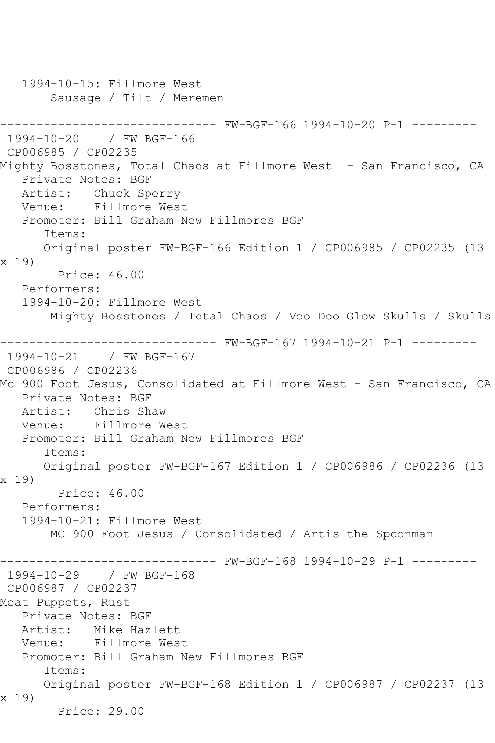1994-10-15: Fillmore West
Sausage / Tilt / Meremen

------------------------------ FW-BGF-166 1994-10-20 P-1 ---------

1994-10-20 / FW BGF-166
CP006985 / CP02235
Mighty Bosstones, Total Chaos at Fillmore West - San Francisco, CA
Private Notes: BGF
Artist: Chuck Sperry
Venue: Fillmore West
Promoter: Bill Graham New Fillmores BGF
Items:
Original poster FW-BGF-166 Edition 1 / CP006985 / CP02235 (13 x 19)
Price: 46.00
Performers:
1994-10-20: Fillmore West
Mighty Bosstones / Total Chaos / Voo Doo Glow Skulls / Skulls

------------------------------ FW-BGF-167 1994-10-21 P-1 ---------

1994-10-21 / FW BGF-167
CP006986 / CP02236
Mc 900 Foot Jesus, Consolidated at Fillmore West - San Francisco, CA
Private Notes: BGF
Artist: Chris Shaw
Venue: Fillmore West
Promoter: Bill Graham New Fillmores BGF
Items:
Original poster FW-BGF-167 Edition 1 / CP006986 / CP02236 (13 x 19)
Price: 46.00
Performers:
1994-10-21: Fillmore West
MC 900 Foot Jesus / Consolidated / Artis the Spoonman

------------------------------ FW-BGF-168 1994-10-29 P-1 ---------

1994-10-29 / FW BGF-168
CP006987 / CP02237
Meat Puppets, Rust
Private Notes: BGF
Artist: Mike Hazlett
Venue: Fillmore West
Promoter: Bill Graham New Fillmores BGF
Items:
Original poster FW-BGF-168 Edition 1 / CP006987 / CP02237 (13 x 19)
Price: 29.00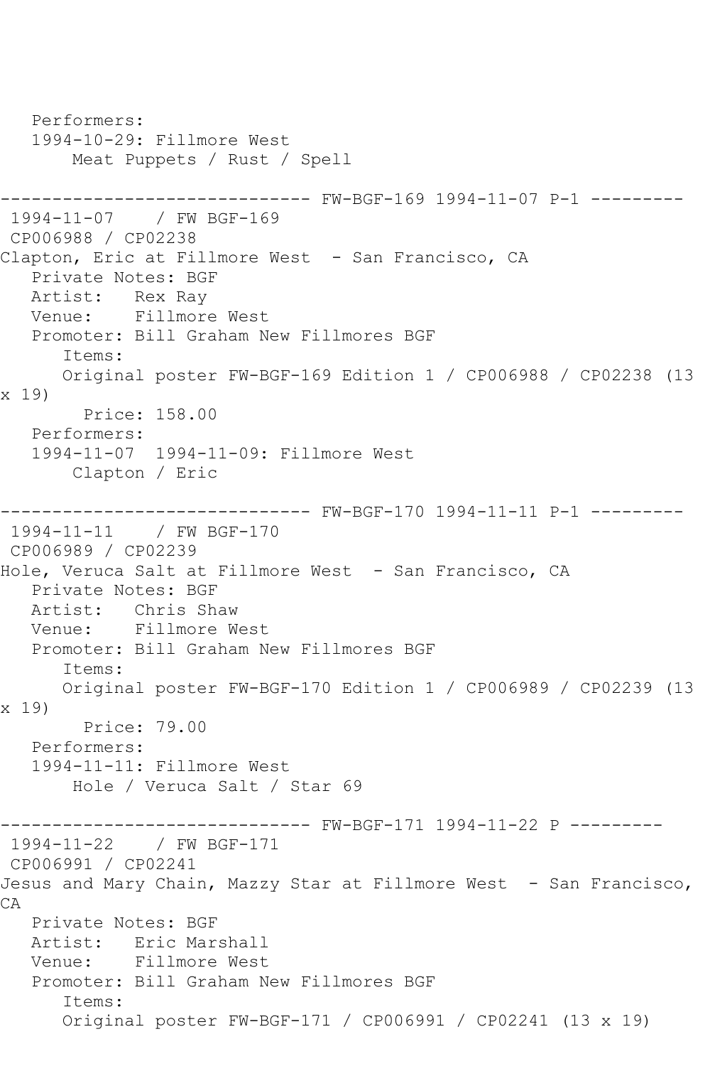```
   Performers:
   1994-10-29: Fillmore West
       Meat Puppets / Rust / Spell

------------------------------ FW-BGF-169 1994-11-07 P-1 ---------
 1994-11-07    / FW BGF-169
 CP006988 / CP02238
Clapton, Eric at Fillmore West  - San Francisco, CA
   Private Notes: BGF
   Artist:   Rex Ray
   Venue:    Fillmore West
   Promoter: Bill Graham New Fillmores BGF
      Items:
      Original poster FW-BGF-169 Edition 1 / CP006988 / CP02238 (13
x 19)
        Price: 158.00
   Performers:
   1994-11-07  1994-11-09: Fillmore West
       Clapton / Eric

------------------------------ FW-BGF-170 1994-11-11 P-1 ---------
 1994-11-11    / FW BGF-170
 CP006989 / CP02239
Hole, Veruca Salt at Fillmore West  - San Francisco, CA
   Private Notes: BGF
   Artist:   Chris Shaw
   Venue:    Fillmore West
   Promoter: Bill Graham New Fillmores BGF
      Items:
      Original poster FW-BGF-170 Edition 1 / CP006989 / CP02239 (13
x 19)
        Price: 79.00
   Performers:
   1994-11-11: Fillmore West
       Hole / Veruca Salt / Star 69

------------------------------ FW-BGF-171 1994-11-22 P ---------
 1994-11-22    / FW BGF-171
 CP006991 / CP02241
Jesus and Mary Chain, Mazzy Star at Fillmore West  - San Francisco,
CA
   Private Notes: BGF
   Artist:   Eric Marshall
   Venue:    Fillmore West
   Promoter: Bill Graham New Fillmores BGF
      Items:
      Original poster FW-BGF-171 / CP006991 / CP02241 (13 x 19)
```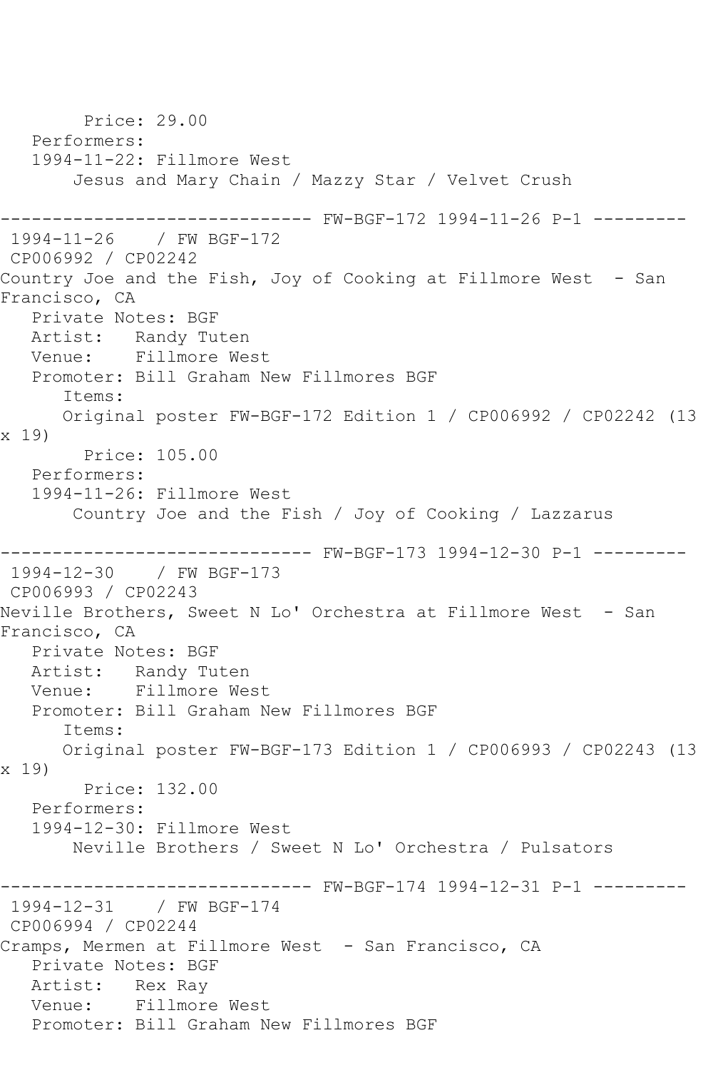Price: 29.00
Performers:
1994-11-22: Fillmore West
Jesus and Mary Chain / Mazzy Star / Velvet Crush

------------------------------ FW-BGF-172 1994-11-26 P-1 ---------

1994-11-26 / FW BGF-172
CP006992 / CP02242
Country Joe and the Fish, Joy of Cooking at Fillmore West - San Francisco, CA
Private Notes: BGF
Artist: Randy Tuten
Venue: Fillmore West
Promoter: Bill Graham New Fillmores BGF
Items:
Original poster FW-BGF-172 Edition 1 / CP006992 / CP02242 (13 x 19)
Price: 105.00
Performers:
1994-11-26: Fillmore West
Country Joe and the Fish / Joy of Cooking / Lazzarus

------------------------------ FW-BGF-173 1994-12-30 P-1 ---------

1994-12-30 / FW BGF-173
CP006993 / CP02243
Neville Brothers, Sweet N Lo' Orchestra at Fillmore West - San Francisco, CA
Private Notes: BGF
Artist: Randy Tuten
Venue: Fillmore West
Promoter: Bill Graham New Fillmores BGF
Items:
Original poster FW-BGF-173 Edition 1 / CP006993 / CP02243 (13 x 19)
Price: 132.00
Performers:
1994-12-30: Fillmore West
Neville Brothers / Sweet N Lo' Orchestra / Pulsators

------------------------------ FW-BGF-174 1994-12-31 P-1 ---------

1994-12-31 / FW BGF-174
CP006994 / CP02244
Cramps, Mermen at Fillmore West - San Francisco, CA
Private Notes: BGF
Artist: Rex Ray
Venue: Fillmore West
Promoter: Bill Graham New Fillmores BGF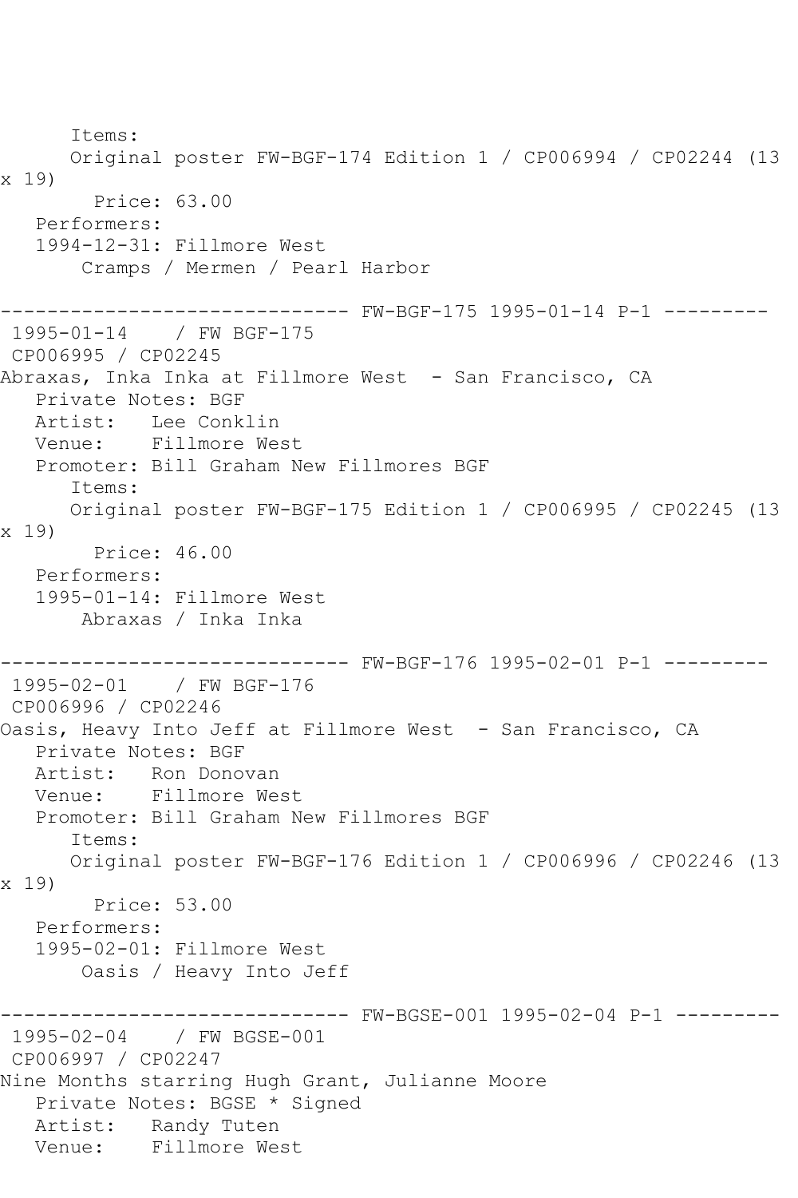Items:
Original poster FW-BGF-174 Edition 1 / CP006994 / CP02244 (13 x 19)
Price: 63.00
Performers:
1994-12-31: Fillmore West
Cramps / Mermen / Pearl Harbor

------------------------------ FW-BGF-175 1995-01-14 P-1 ---------
1995-01-14 / FW BGF-175
CP006995 / CP02245
Abraxas, Inka Inka at Fillmore West - San Francisco, CA
Private Notes: BGF
Artist: Lee Conklin
Venue: Fillmore West
Promoter: Bill Graham New Fillmores BGF
Items:
Original poster FW-BGF-175 Edition 1 / CP006995 / CP02245 (13 x 19)
Price: 46.00
Performers:
1995-01-14: Fillmore West
Abraxas / Inka Inka

------------------------------ FW-BGF-176 1995-02-01 P-1 ---------
1995-02-01 / FW BGF-176
CP006996 / CP02246
Oasis, Heavy Into Jeff at Fillmore West - San Francisco, CA
Private Notes: BGF
Artist: Ron Donovan
Venue: Fillmore West
Promoter: Bill Graham New Fillmores BGF
Items:
Original poster FW-BGF-176 Edition 1 / CP006996 / CP02246 (13 x 19)
Price: 53.00
Performers:
1995-02-01: Fillmore West
Oasis / Heavy Into Jeff

------------------------------ FW-BGSE-001 1995-02-04 P-1 ---------
1995-02-04 / FW BGSE-001
CP006997 / CP02247
Nine Months starring Hugh Grant, Julianne Moore
Private Notes: BGSE * Signed
Artist: Randy Tuten
Venue: Fillmore West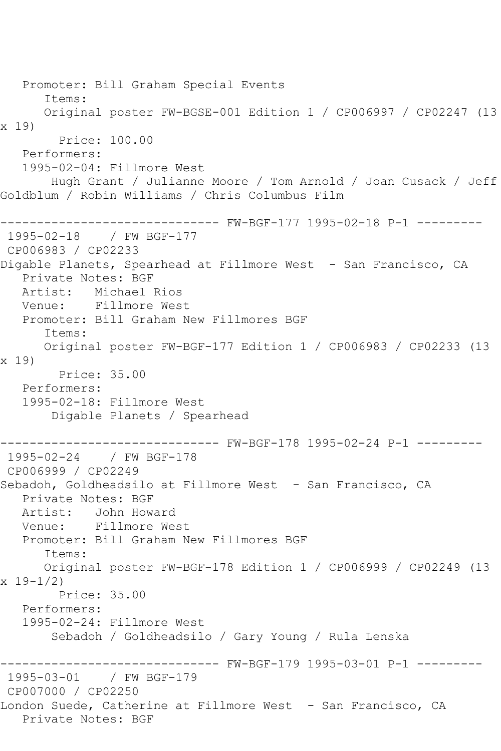Promoter: Bill Graham Special Events
Items:
Original poster FW-BGSE-001 Edition 1 / CP006997 / CP02247 (13 x 19)
Price: 100.00
Performers:
1995-02-04: Fillmore West
Hugh Grant / Julianne Moore / Tom Arnold / Joan Cusack / Jeff Goldblum / Robin Williams / Chris Columbus Film

------------------------------ FW-BGF-177 1995-02-18 P-1 ---------

1995-02-18 / FW BGF-177
CP006983 / CP02233
Digable Planets, Spearhead at Fillmore West - San Francisco, CA
Private Notes: BGF
Artist: Michael Rios
Venue: Fillmore West
Promoter: Bill Graham New Fillmores BGF
Items:
Original poster FW-BGF-177 Edition 1 / CP006983 / CP02233 (13 x 19)
Price: 35.00
Performers:
1995-02-18: Fillmore West
Digable Planets / Spearhead

------------------------------ FW-BGF-178 1995-02-24 P-1 ---------

1995-02-24 / FW BGF-178
CP006999 / CP02249
Sebadoh, Goldheadsilo at Fillmore West - San Francisco, CA
Private Notes: BGF
Artist: John Howard
Venue: Fillmore West
Promoter: Bill Graham New Fillmores BGF
Items:
Original poster FW-BGF-178 Edition 1 / CP006999 / CP02249 (13 x 19-1/2)
Price: 35.00
Performers:
1995-02-24: Fillmore West
Sebadoh / Goldheadsilo / Gary Young / Rula Lenska

------------------------------ FW-BGF-179 1995-03-01 P-1 ---------

1995-03-01 / FW BGF-179
CP007000 / CP02250
London Suede, Catherine at Fillmore West - San Francisco, CA
Private Notes: BGF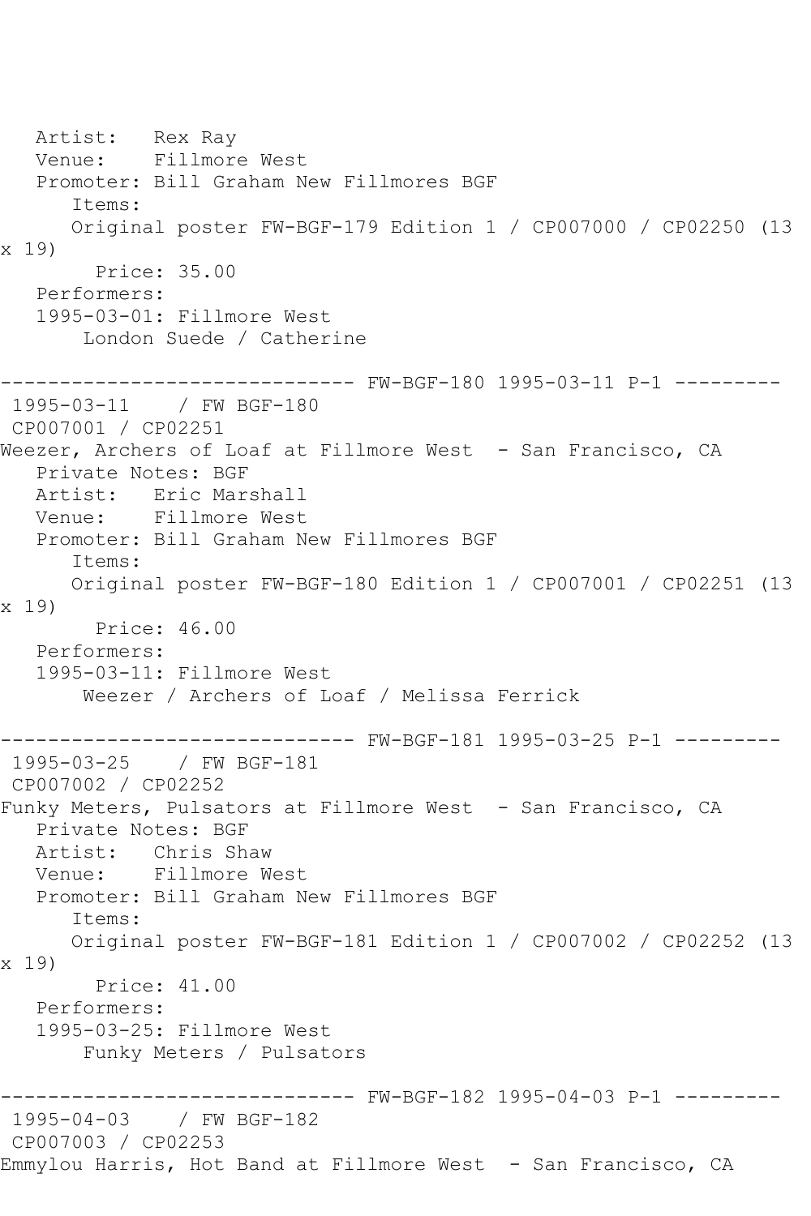Artist: Rex Ray
Venue: Fillmore West
Promoter: Bill Graham New Fillmores BGF
Items:
Original poster FW-BGF-179 Edition 1 / CP007000 / CP02250 (13 x 19)
Price: 35.00
Performers:
1995-03-01: Fillmore West
London Suede / Catherine

------------------------------ FW-BGF-180 1995-03-11 P-1 ---------
1995-03-11 / FW BGF-180
CP007001 / CP02251
Weezer, Archers of Loaf at Fillmore West - San Francisco, CA
Private Notes: BGF
Artist: Eric Marshall
Venue: Fillmore West
Promoter: Bill Graham New Fillmores BGF
Items:
Original poster FW-BGF-180 Edition 1 / CP007001 / CP02251 (13 x 19)
Price: 46.00
Performers:
1995-03-11: Fillmore West
Weezer / Archers of Loaf / Melissa Ferrick

------------------------------ FW-BGF-181 1995-03-25 P-1 ---------
1995-03-25 / FW BGF-181
CP007002 / CP02252
Funky Meters, Pulsators at Fillmore West - San Francisco, CA
Private Notes: BGF
Artist: Chris Shaw
Venue: Fillmore West
Promoter: Bill Graham New Fillmores BGF
Items:
Original poster FW-BGF-181 Edition 1 / CP007002 / CP02252 (13 x 19)
Price: 41.00
Performers:
1995-03-25: Fillmore West
Funky Meters / Pulsators

------------------------------ FW-BGF-182 1995-04-03 P-1 ---------
1995-04-03 / FW BGF-182
CP007003 / CP02253
Emmylou Harris, Hot Band at Fillmore West - San Francisco, CA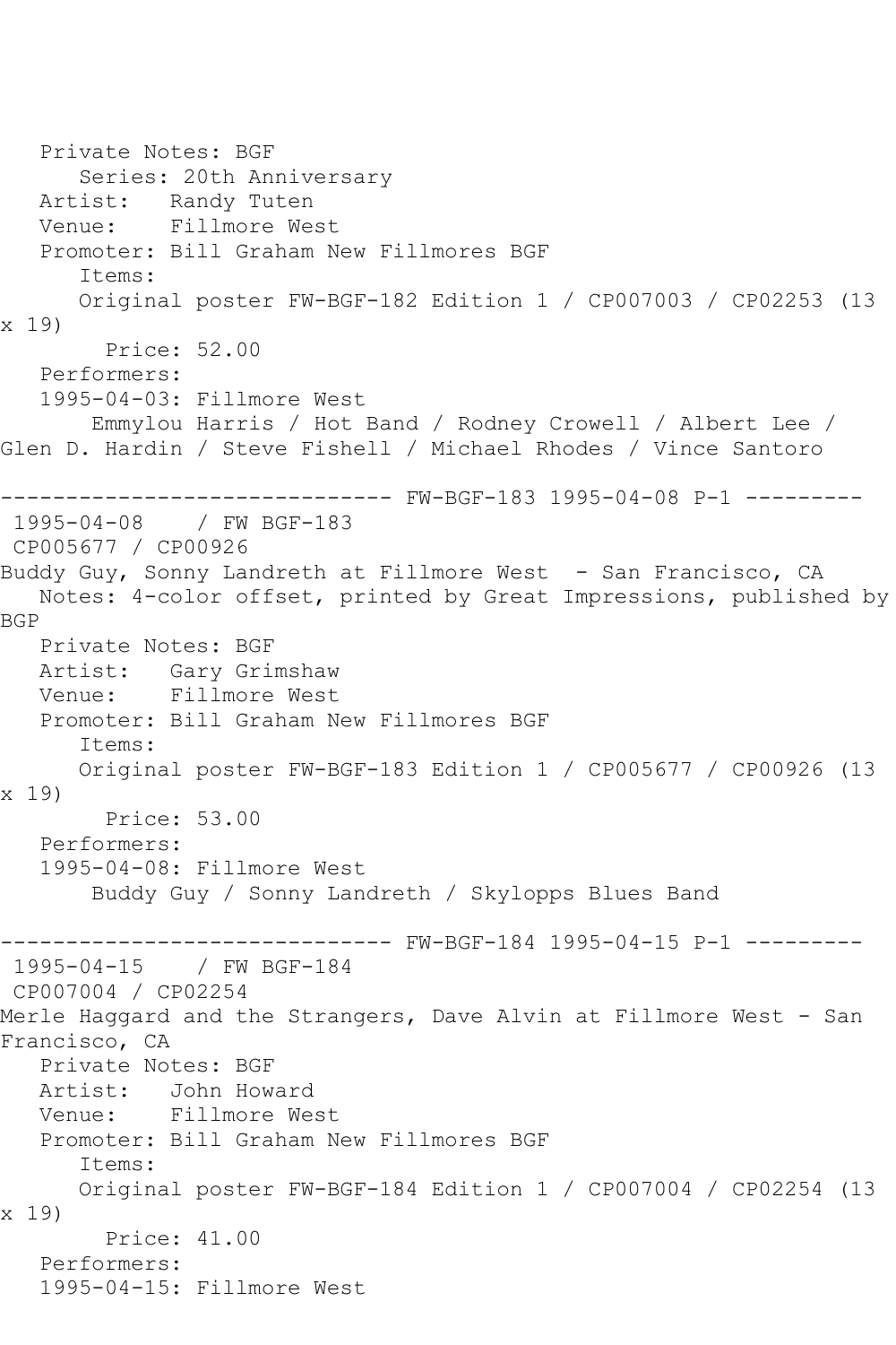Private Notes: BGF
Series: 20th Anniversary
Artist: Randy Tuten
Venue: Fillmore West
Promoter: Bill Graham New Fillmores BGF
Items:
Original poster FW-BGF-182 Edition 1 / CP007003 / CP02253 (13 x 19)
Price: 52.00
Performers:
1995-04-03: Fillmore West
Emmylou Harris / Hot Band / Rodney Crowell / Albert Lee / Glen D. Hardin / Steve Fishell / Michael Rhodes / Vince Santoro

------------------------------ FW-BGF-183 1995-04-08 P-1 ---------

1995-04-08 / FW BGF-183
CP005677 / CP00926
Buddy Guy, Sonny Landreth at Fillmore West - San Francisco, CA
Notes: 4-color offset, printed by Great Impressions, published by BGP
Private Notes: BGF
Artist: Gary Grimshaw
Venue: Fillmore West
Promoter: Bill Graham New Fillmores BGF
Items:
Original poster FW-BGF-183 Edition 1 / CP005677 / CP00926 (13 x 19)
Price: 53.00
Performers:
1995-04-08: Fillmore West
Buddy Guy / Sonny Landreth / Skylopps Blues Band

------------------------------ FW-BGF-184 1995-04-15 P-1 ---------

1995-04-15 / FW BGF-184
CP007004 / CP02254
Merle Haggard and the Strangers, Dave Alvin at Fillmore West - San Francisco, CA
Private Notes: BGF
Artist: John Howard
Venue: Fillmore West
Promoter: Bill Graham New Fillmores BGF
Items:
Original poster FW-BGF-184 Edition 1 / CP007004 / CP02254 (13 x 19)
Price: 41.00
Performers:
1995-04-15: Fillmore West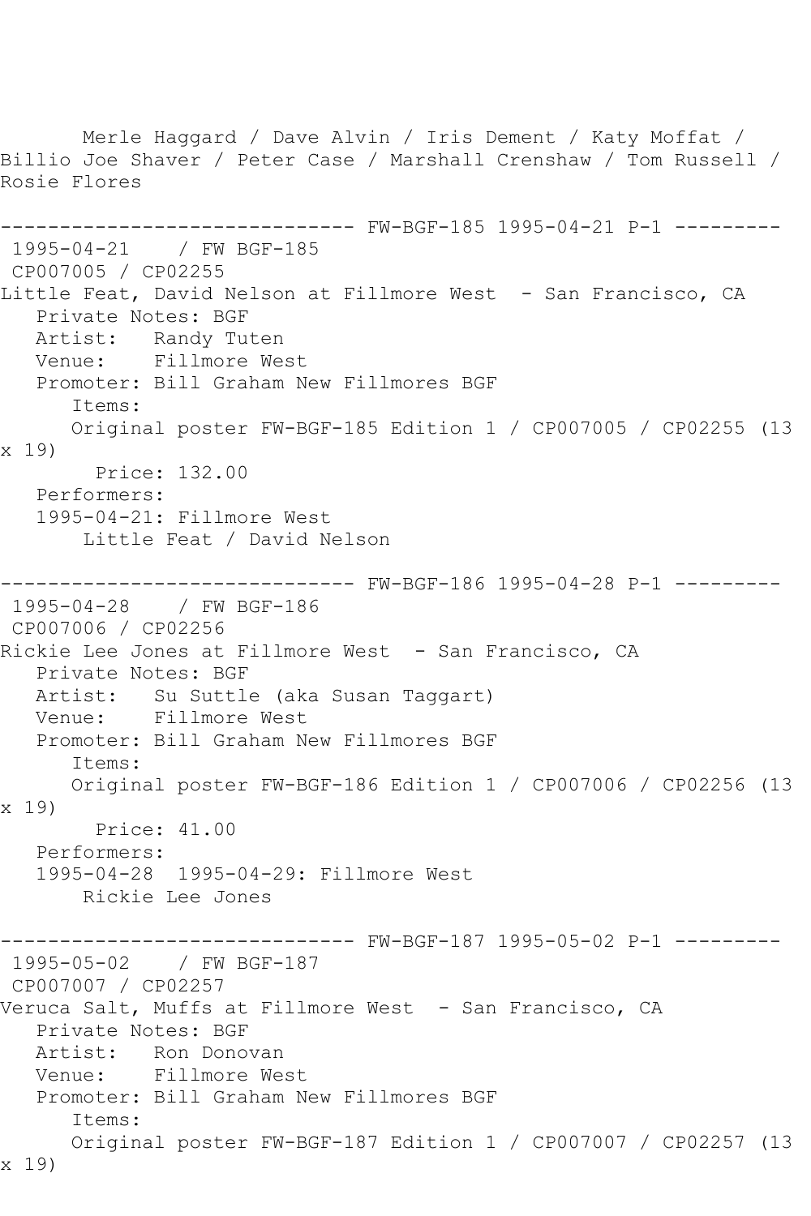Merle Haggard / Dave Alvin / Iris Dement / Katy Moffat / Billio Joe Shaver / Peter Case / Marshall Crenshaw / Tom Russell / Rosie Flores

------------------------------ FW-BGF-185 1995-04-21 P-1 ---------

1995-04-21 / FW BGF-185
CP007005 / CP02255
Little Feat, David Nelson at Fillmore West - San Francisco, CA
Private Notes: BGF
Artist: Randy Tuten
Venue: Fillmore West
Promoter: Bill Graham New Fillmores BGF
Items:
Original poster FW-BGF-185 Edition 1 / CP007005 / CP02255 (13 x 19)
Price: 132.00
Performers:
1995-04-21: Fillmore West
Little Feat / David Nelson

------------------------------ FW-BGF-186 1995-04-28 P-1 ---------

1995-04-28 / FW BGF-186
CP007006 / CP02256
Rickie Lee Jones at Fillmore West - San Francisco, CA
Private Notes: BGF
Artist: Su Suttle (aka Susan Taggart)
Venue: Fillmore West
Promoter: Bill Graham New Fillmores BGF
Items:
Original poster FW-BGF-186 Edition 1 / CP007006 / CP02256 (13 x 19)
Price: 41.00
Performers:
1995-04-28 1995-04-29: Fillmore West
Rickie Lee Jones

------------------------------ FW-BGF-187 1995-05-02 P-1 ---------

1995-05-02 / FW BGF-187
CP007007 / CP02257
Veruca Salt, Muffs at Fillmore West - San Francisco, CA
Private Notes: BGF
Artist: Ron Donovan
Venue: Fillmore West
Promoter: Bill Graham New Fillmores BGF
Items:
Original poster FW-BGF-187 Edition 1 / CP007007 / CP02257 (13 x 19)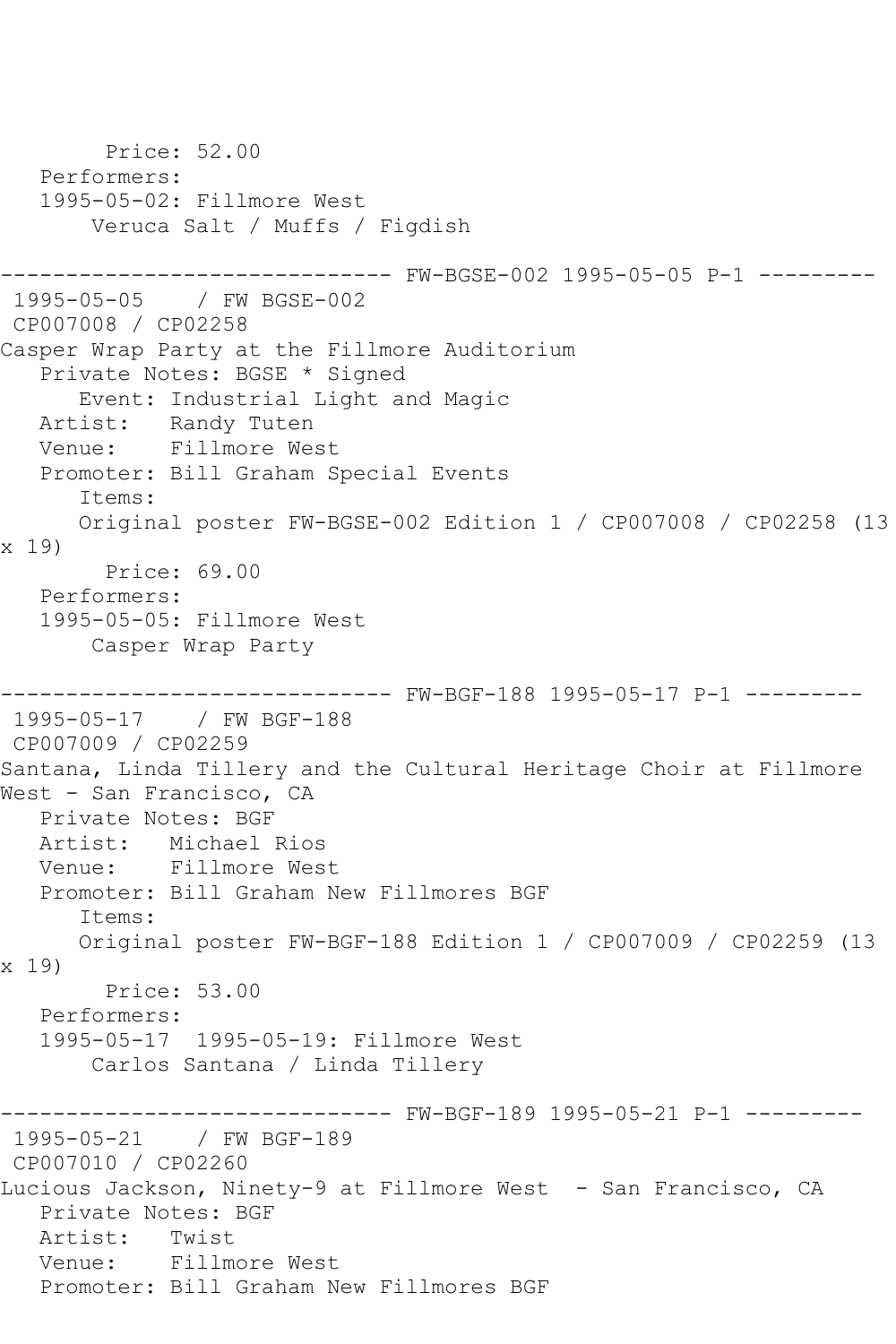Price: 52.00
Performers:
1995-05-02: Fillmore West
Veruca Salt / Muffs / Figdish

------------------------------ FW-BGSE-002 1995-05-05 P-1 ---------
1995-05-05 / FW BGSE-002
CP007008 / CP02258
Casper Wrap Party at the Fillmore Auditorium
Private Notes: BGSE * Signed
Event: Industrial Light and Magic
Artist: Randy Tuten
Venue: Fillmore West
Promoter: Bill Graham Special Events
Items:
Original poster FW-BGSE-002 Edition 1 / CP007008 / CP02258 (13 x 19)
Price: 69.00
Performers:
1995-05-05: Fillmore West
Casper Wrap Party

------------------------------ FW-BGF-188 1995-05-17 P-1 ---------
1995-05-17 / FW BGF-188
CP007009 / CP02259
Santana, Linda Tillery and the Cultural Heritage Choir at Fillmore West - San Francisco, CA
Private Notes: BGF
Artist: Michael Rios
Venue: Fillmore West
Promoter: Bill Graham New Fillmores BGF
Items:
Original poster FW-BGF-188 Edition 1 / CP007009 / CP02259 (13 x 19)
Price: 53.00
Performers:
1995-05-17 1995-05-19: Fillmore West
Carlos Santana / Linda Tillery

------------------------------ FW-BGF-189 1995-05-21 P-1 ---------
1995-05-21 / FW BGF-189
CP007010 / CP02260
Lucious Jackson, Ninety-9 at Fillmore West - San Francisco, CA
Private Notes: BGF
Artist: Twist
Venue: Fillmore West
Promoter: Bill Graham New Fillmores BGF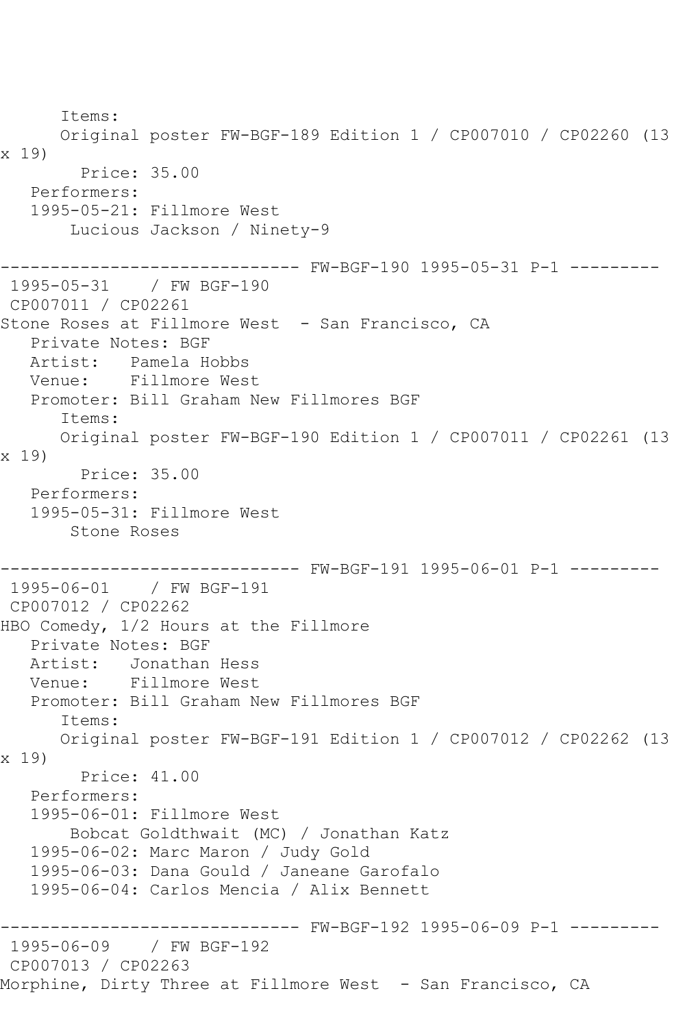```
      Items:
      Original poster FW-BGF-189 Edition 1 / CP007010 / CP02260 (13
x 19)
        Price: 35.00
   Performers:
   1995-05-21: Fillmore West
       Lucious Jackson / Ninety-9

------------------------------ FW-BGF-190 1995-05-31 P-1 ---------
 1995-05-31    / FW BGF-190
 CP007011 / CP02261
Stone Roses at Fillmore West  - San Francisco, CA
   Private Notes: BGF
   Artist:   Pamela Hobbs
   Venue:    Fillmore West
   Promoter: Bill Graham New Fillmores BGF
      Items:
      Original poster FW-BGF-190 Edition 1 / CP007011 / CP02261 (13
x 19)
        Price: 35.00
   Performers:
   1995-05-31: Fillmore West
       Stone Roses

------------------------------ FW-BGF-191 1995-06-01 P-1 ---------
 1995-06-01    / FW BGF-191
 CP007012 / CP02262
HBO Comedy, 1/2 Hours at the Fillmore
   Private Notes: BGF
   Artist:   Jonathan Hess
   Venue:    Fillmore West
   Promoter: Bill Graham New Fillmores BGF
      Items:
      Original poster FW-BGF-191 Edition 1 / CP007012 / CP02262 (13
x 19)
        Price: 41.00
   Performers:
   1995-06-01: Fillmore West
       Bobcat Goldthwait (MC) / Jonathan Katz
   1995-06-02: Marc Maron / Judy Gold
   1995-06-03: Dana Gould / Janeane Garofalo
   1995-06-04: Carlos Mencia / Alix Bennett

------------------------------ FW-BGF-192 1995-06-09 P-1 ---------
 1995-06-09    / FW BGF-192
 CP007013 / CP02263
Morphine, Dirty Three at Fillmore West  - San Francisco, CA
```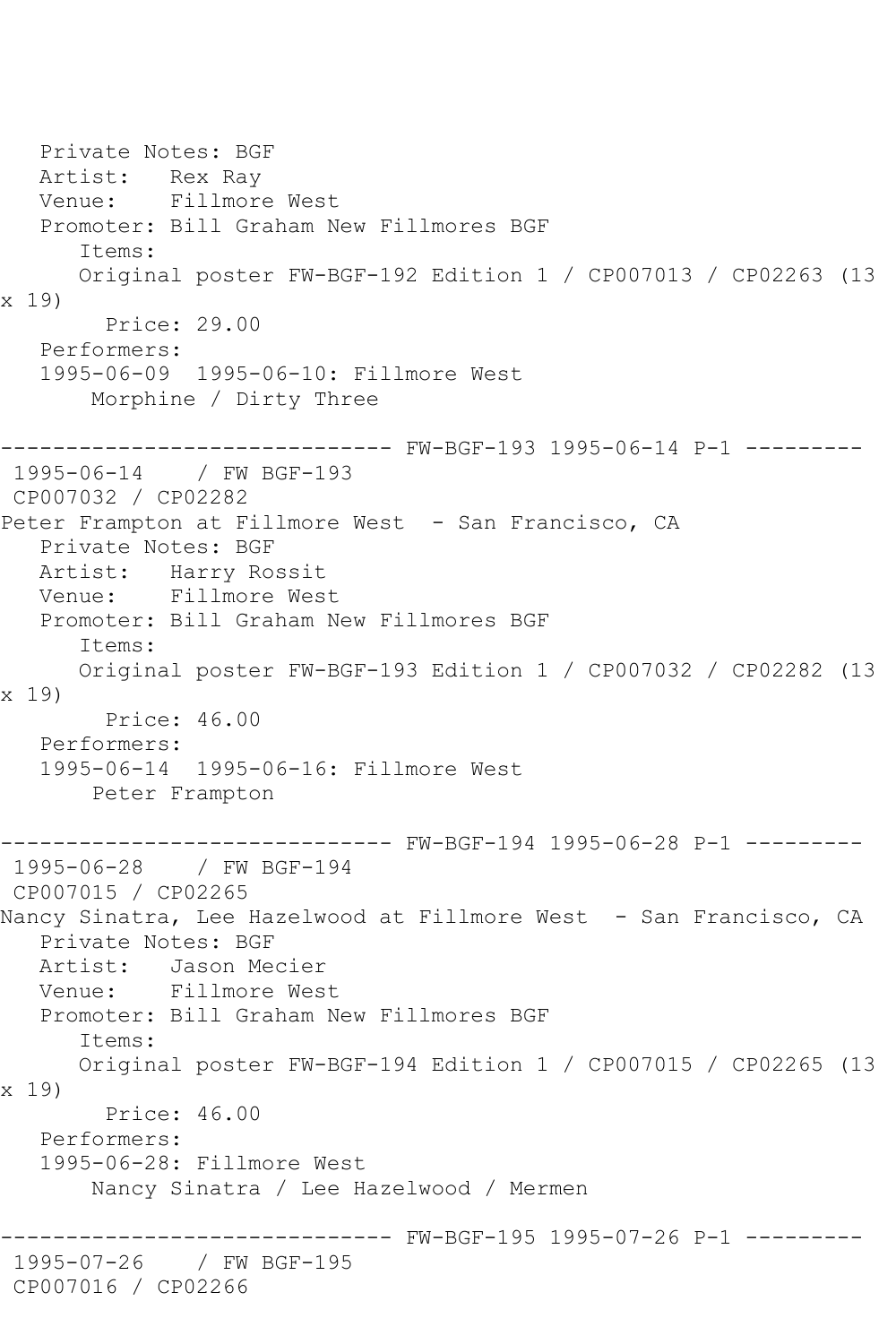```
   Private Notes: BGF
   Artist:   Rex Ray
   Venue:    Fillmore West
   Promoter: Bill Graham New Fillmores BGF
      Items:
      Original poster FW-BGF-192 Edition 1 / CP007013 / CP02263 (13
x 19)
        Price: 29.00
   Performers:
   1995-06-09  1995-06-10: Fillmore West
       Morphine / Dirty Three

------------------------------ FW-BGF-193 1995-06-14 P-1 ---------
 1995-06-14    / FW BGF-193
 CP007032 / CP02282
Peter Frampton at Fillmore West  - San Francisco, CA
   Private Notes: BGF
   Artist:   Harry Rossit
   Venue:    Fillmore West
   Promoter: Bill Graham New Fillmores BGF
      Items:
      Original poster FW-BGF-193 Edition 1 / CP007032 / CP02282 (13
x 19)
        Price: 46.00
   Performers:
   1995-06-14  1995-06-16: Fillmore West
       Peter Frampton

------------------------------ FW-BGF-194 1995-06-28 P-1 ---------
 1995-06-28    / FW BGF-194
 CP007015 / CP02265
Nancy Sinatra, Lee Hazelwood at Fillmore West  - San Francisco, CA
   Private Notes: BGF
   Artist:   Jason Mecier
   Venue:    Fillmore West
   Promoter: Bill Graham New Fillmores BGF
      Items:
      Original poster FW-BGF-194 Edition 1 / CP007015 / CP02265 (13
x 19)
        Price: 46.00
   Performers:
   1995-06-28: Fillmore West
       Nancy Sinatra / Lee Hazelwood / Mermen

------------------------------ FW-BGF-195 1995-07-26 P-1 ---------
 1995-07-26    / FW BGF-195
 CP007016 / CP02266
```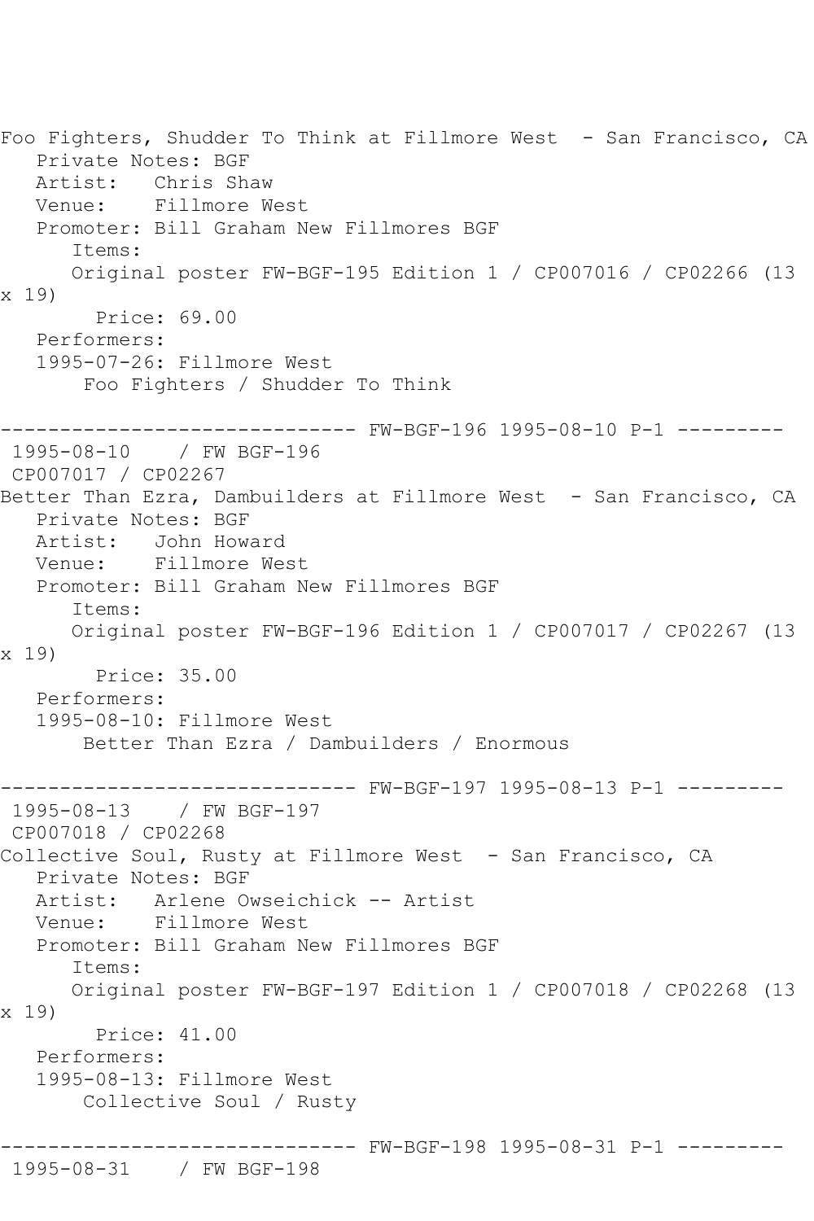Foo Fighters, Shudder To Think at Fillmore West - San Francisco, CA
   Private Notes: BGF
   Artist: Chris Shaw
   Venue: Fillmore West
   Promoter: Bill Graham New Fillmores BGF
      Items:
      Original poster FW-BGF-195 Edition 1 / CP007016 / CP02266 (13 x 19)
        Price: 69.00
   Performers:
   1995-07-26: Fillmore West
       Foo Fighters / Shudder To Think

------------------------------ FW-BGF-196 1995-08-10 P-1 ---------
1995-08-10 / FW BGF-196
CP007017 / CP02267
Better Than Ezra, Dambuilders at Fillmore West - San Francisco, CA
   Private Notes: BGF
   Artist: John Howard
   Venue: Fillmore West
   Promoter: Bill Graham New Fillmores BGF
      Items:
      Original poster FW-BGF-196 Edition 1 / CP007017 / CP02267 (13 x 19)
        Price: 35.00
   Performers:
   1995-08-10: Fillmore West
       Better Than Ezra / Dambuilders / Enormous

------------------------------ FW-BGF-197 1995-08-13 P-1 ---------
1995-08-13 / FW BGF-197
CP007018 / CP02268
Collective Soul, Rusty at Fillmore West - San Francisco, CA
   Private Notes: BGF
   Artist: Arlene Owseichick -- Artist
   Venue: Fillmore West
   Promoter: Bill Graham New Fillmores BGF
      Items:
      Original poster FW-BGF-197 Edition 1 / CP007018 / CP02268 (13 x 19)
        Price: 41.00
   Performers:
   1995-08-13: Fillmore West
       Collective Soul / Rusty

------------------------------ FW-BGF-198 1995-08-31 P-1 ---------
1995-08-31 / FW BGF-198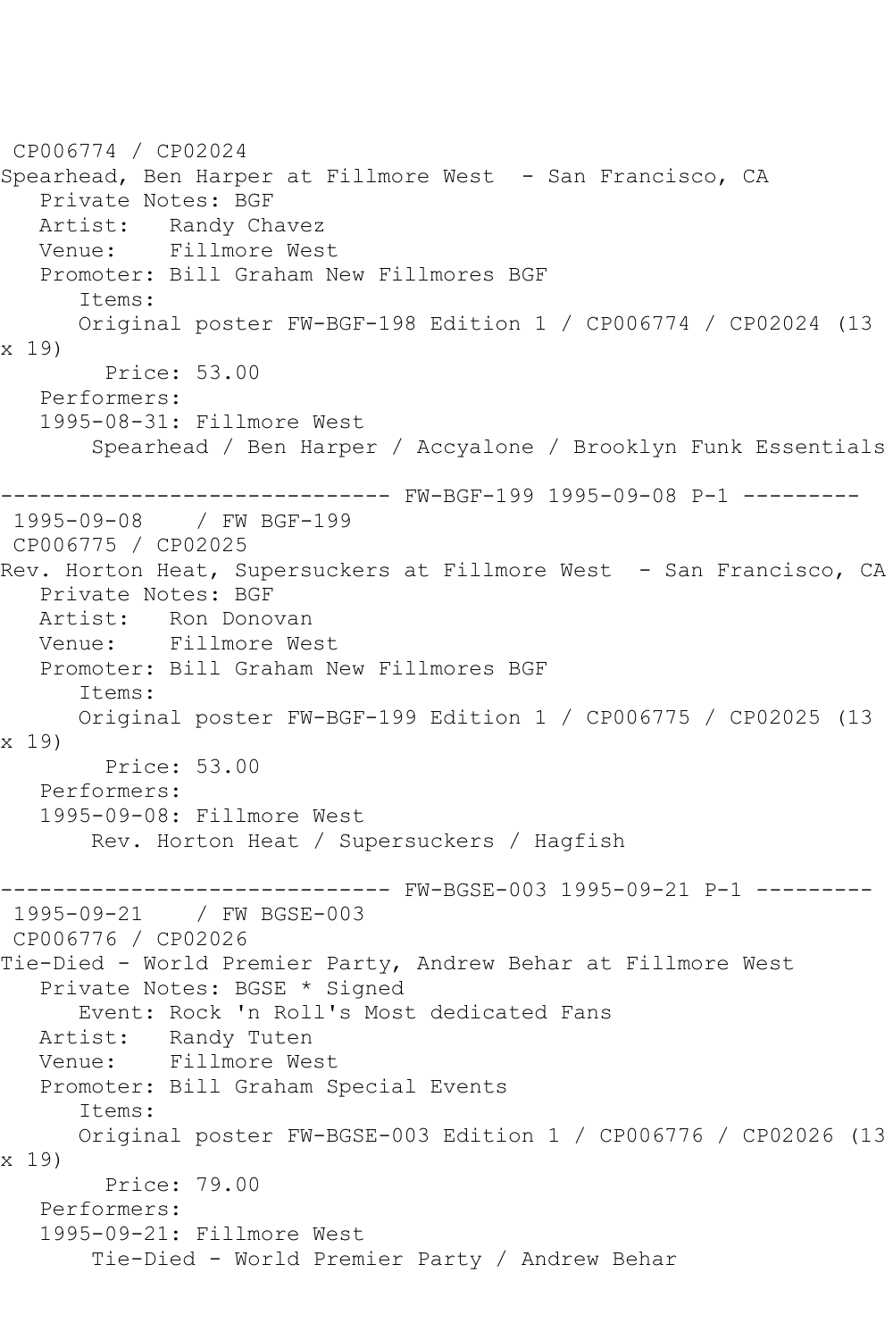CP006774 / CP02024
Spearhead, Ben Harper at Fillmore West  - San Francisco, CA
   Private Notes: BGF
   Artist:   Randy Chavez
   Venue:    Fillmore West
   Promoter: Bill Graham New Fillmores BGF
      Items:
      Original poster FW-BGF-198 Edition 1 / CP006774 / CP02024 (13 x 19)
        Price: 53.00
   Performers:
   1995-08-31: Fillmore West
       Spearhead / Ben Harper / Accyalone / Brooklyn Funk Essentials

------------------------------ FW-BGF-199 1995-09-08 P-1 ---------
1995-09-08    / FW BGF-199
CP006775 / CP02025
Rev. Horton Heat, Supersuckers at Fillmore West  - San Francisco, CA
   Private Notes: BGF
   Artist:   Ron Donovan
   Venue:    Fillmore West
   Promoter: Bill Graham New Fillmores BGF
      Items:
      Original poster FW-BGF-199 Edition 1 / CP006775 / CP02025 (13 x 19)
        Price: 53.00
   Performers:
   1995-09-08: Fillmore West
       Rev. Horton Heat / Supersuckers / Hagfish

------------------------------ FW-BGSE-003 1995-09-21 P-1 ---------
1995-09-21    / FW BGSE-003
CP006776 / CP02026
Tie-Died - World Premier Party, Andrew Behar at Fillmore West
   Private Notes: BGSE * Signed
      Event: Rock 'n Roll's Most dedicated Fans
   Artist:   Randy Tuten
   Venue:    Fillmore West
   Promoter: Bill Graham Special Events
      Items:
      Original poster FW-BGSE-003 Edition 1 / CP006776 / CP02026 (13 x 19)
        Price: 79.00
   Performers:
   1995-09-21: Fillmore West
       Tie-Died - World Premier Party / Andrew Behar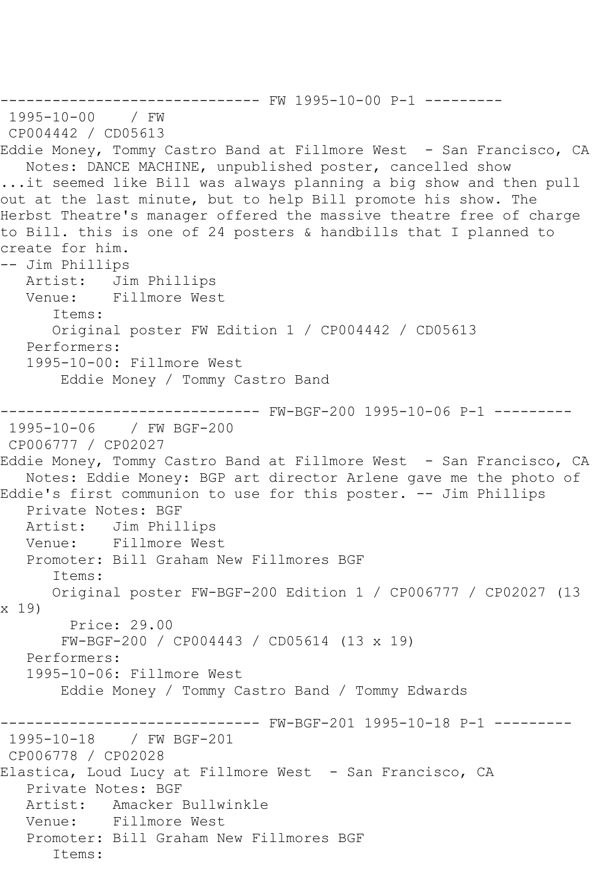------------------------------ FW 1995-10-00 P-1 ---------

1995-10-00 / FW
CP004442 / CD05613
Eddie Money, Tommy Castro Band at Fillmore West - San Francisco, CA
Notes: DANCE MACHINE, unpublished poster, cancelled show
...it seemed like Bill was always planning a big show and then pull out at the last minute, but to help Bill promote his show. The Herbst Theatre's manager offered the massive theatre free of charge to Bill. this is one of 24 posters & handbills that I planned to create for him.
-- Jim Phillips
Artist: Jim Phillips
Venue: Fillmore West
Items:
Original poster FW Edition 1 / CP004442 / CD05613
Performers:
1995-10-00: Fillmore West
Eddie Money / Tommy Castro Band

------------------------------ FW-BGF-200 1995-10-06 P-1 ---------

1995-10-06 / FW BGF-200
CP006777 / CP02027
Eddie Money, Tommy Castro Band at Fillmore West - San Francisco, CA
Notes: Eddie Money: BGP art director Arlene gave me the photo of Eddie's first communion to use for this poster. -- Jim Phillips
Private Notes: BGF
Artist: Jim Phillips
Venue: Fillmore West
Promoter: Bill Graham New Fillmores BGF
Items:
Original poster FW-BGF-200 Edition 1 / CP006777 / CP02027 (13 x 19)
Price: 29.00
FW-BGF-200 / CP004443 / CD05614 (13 x 19)
Performers:
1995-10-06: Fillmore West
Eddie Money / Tommy Castro Band / Tommy Edwards

------------------------------ FW-BGF-201 1995-10-18 P-1 ---------

1995-10-18 / FW BGF-201
CP006778 / CP02028
Elastica, Loud Lucy at Fillmore West - San Francisco, CA
Private Notes: BGF
Artist: Amacker Bullwinkle
Venue: Fillmore West
Promoter: Bill Graham New Fillmores BGF
Items: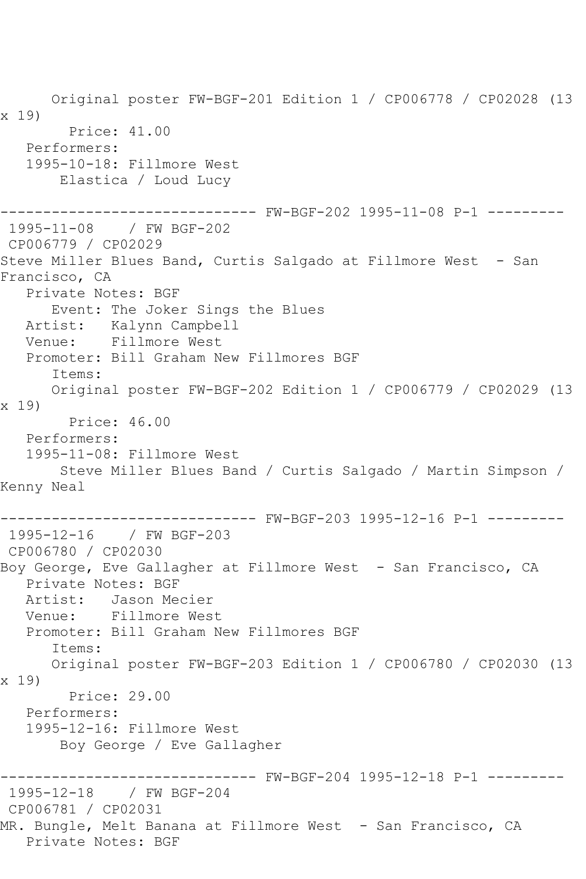Original poster FW-BGF-201 Edition 1 / CP006778 / CP02028 (13 x 19)
Price: 41.00
Performers:
1995-10-18: Fillmore West
Elastica / Loud Lucy

------------------------------ FW-BGF-202 1995-11-08 P-1 ---------
1995-11-08 / FW BGF-202
CP006779 / CP02029
Steve Miller Blues Band, Curtis Salgado at Fillmore West - San Francisco, CA
Private Notes: BGF
Event: The Joker Sings the Blues
Artist: Kalynn Campbell
Venue: Fillmore West
Promoter: Bill Graham New Fillmores BGF
Items:
Original poster FW-BGF-202 Edition 1 / CP006779 / CP02029 (13 x 19)
Price: 46.00
Performers:
1995-11-08: Fillmore West
Steve Miller Blues Band / Curtis Salgado / Martin Simpson / Kenny Neal

------------------------------ FW-BGF-203 1995-12-16 P-1 ---------
1995-12-16 / FW BGF-203
CP006780 / CP02030
Boy George, Eve Gallagher at Fillmore West - San Francisco, CA
Private Notes: BGF
Artist: Jason Mecier
Venue: Fillmore West
Promoter: Bill Graham New Fillmores BGF
Items:
Original poster FW-BGF-203 Edition 1 / CP006780 / CP02030 (13 x 19)
Price: 29.00
Performers:
1995-12-16: Fillmore West
Boy George / Eve Gallagher

------------------------------ FW-BGF-204 1995-12-18 P-1 ---------
1995-12-18 / FW BGF-204
CP006781 / CP02031
MR. Bungle, Melt Banana at Fillmore West - San Francisco, CA
Private Notes: BGF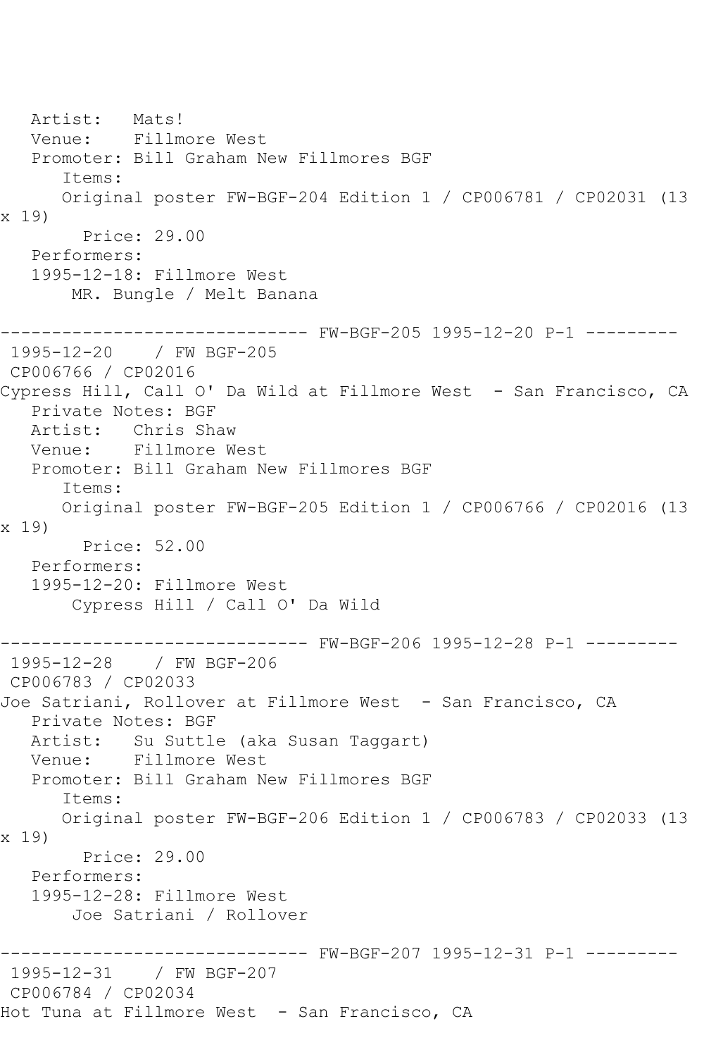Artist:   Mats!
   Venue:    Fillmore West
   Promoter: Bill Graham New Fillmores BGF
      Items:
      Original poster FW-BGF-204 Edition 1 / CP006781 / CP02031 (13 x 19)
        Price: 29.00
   Performers:
   1995-12-18: Fillmore West
       MR. Bungle / Melt Banana

------------------------------ FW-BGF-205 1995-12-20 P-1 ---------

1995-12-20    / FW BGF-205
CP006766 / CP02016
Cypress Hill, Call O' Da Wild at Fillmore West  - San Francisco, CA
   Private Notes: BGF
   Artist:   Chris Shaw
   Venue:    Fillmore West
   Promoter: Bill Graham New Fillmores BGF
      Items:
      Original poster FW-BGF-205 Edition 1 / CP006766 / CP02016 (13 x 19)
        Price: 52.00
   Performers:
   1995-12-20: Fillmore West
       Cypress Hill / Call O' Da Wild

------------------------------ FW-BGF-206 1995-12-28 P-1 ---------

1995-12-28    / FW BGF-206
CP006783 / CP02033
Joe Satriani, Rollover at Fillmore West  - San Francisco, CA
   Private Notes: BGF
   Artist:   Su Suttle (aka Susan Taggart)
   Venue:    Fillmore West
   Promoter: Bill Graham New Fillmores BGF
      Items:
      Original poster FW-BGF-206 Edition 1 / CP006783 / CP02033 (13 x 19)
        Price: 29.00
   Performers:
   1995-12-28: Fillmore West
       Joe Satriani / Rollover

------------------------------ FW-BGF-207 1995-12-31 P-1 ---------

1995-12-31    / FW BGF-207
CP006784 / CP02034
Hot Tuna at Fillmore West  - San Francisco, CA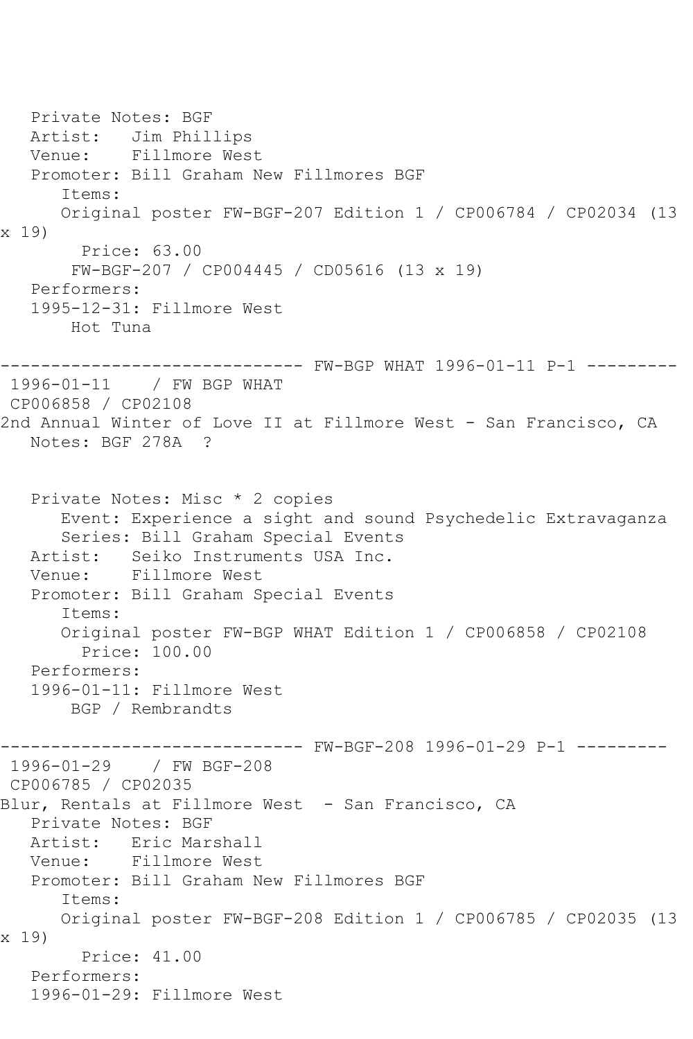Private Notes: BGF
Artist: Jim Phillips
Venue: Fillmore West
Promoter: Bill Graham New Fillmores BGF
Items:
Original poster FW-BGF-207 Edition 1 / CP006784 / CP02034 (13 x 19)
Price: 63.00
FW-BGF-207 / CP004445 / CD05616 (13 x 19)
Performers:
1995-12-31: Fillmore West
Hot Tuna

------------------------------ FW-BGP WHAT 1996-01-11 P-1 ---------

1996-01-11 / FW BGP WHAT
CP006858 / CP02108
2nd Annual Winter of Love II at Fillmore West - San Francisco, CA
Notes: BGF 278A ?

Private Notes: Misc * 2 copies
Event: Experience a sight and sound Psychedelic Extravaganza
Series: Bill Graham Special Events
Artist: Seiko Instruments USA Inc.
Venue: Fillmore West
Promoter: Bill Graham Special Events
Items:
Original poster FW-BGP WHAT Edition 1 / CP006858 / CP02108
Price: 100.00
Performers:
1996-01-11: Fillmore West
BGP / Rembrandts

------------------------------ FW-BGF-208 1996-01-29 P-1 ---------

1996-01-29 / FW BGF-208
CP006785 / CP02035
Blur, Rentals at Fillmore West - San Francisco, CA
Private Notes: BGF
Artist: Eric Marshall
Venue: Fillmore West
Promoter: Bill Graham New Fillmores BGF
Items:
Original poster FW-BGF-208 Edition 1 / CP006785 / CP02035 (13 x 19)
Price: 41.00
Performers:
1996-01-29: Fillmore West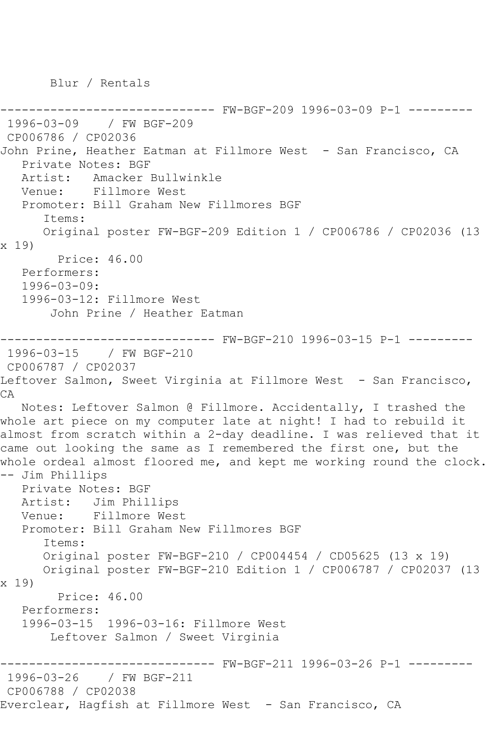Blur / Rentals

------------------------------ FW-BGF-209 1996-03-09 P-1 ---------

1996-03-09 / FW BGF-209

CP006786 / CP02036

John Prine, Heather Eatman at Fillmore West - San Francisco, CA

Private Notes: BGF

Artist: Amacker Bullwinkle

Venue: Fillmore West

Promoter: Bill Graham New Fillmores BGF

Items:

Original poster FW-BGF-209 Edition 1 / CP006786 / CP02036 (13 x 19)

Price: 46.00

Performers:

1996-03-09:

1996-03-12: Fillmore West

John Prine / Heather Eatman

------------------------------ FW-BGF-210 1996-03-15 P-1 ---------

1996-03-15 / FW BGF-210

CP006787 / CP02037

Leftover Salmon, Sweet Virginia at Fillmore West - San Francisco, CA

Notes: Leftover Salmon @ Fillmore. Accidentally, I trashed the whole art piece on my computer late at night! I had to rebuild it almost from scratch within a 2-day deadline. I was relieved that it came out looking the same as I remembered the first one, but the whole ordeal almost floored me, and kept me working round the clock. -- Jim Phillips

Private Notes: BGF

Artist: Jim Phillips

Venue: Fillmore West

Promoter: Bill Graham New Fillmores BGF

Items:

Original poster FW-BGF-210 / CP004454 / CD05625 (13 x 19)

Original poster FW-BGF-210 Edition 1 / CP006787 / CP02037 (13 x 19)

Price: 46.00

Performers:

1996-03-15 1996-03-16: Fillmore West

Leftover Salmon / Sweet Virginia

------------------------------ FW-BGF-211 1996-03-26 P-1 ---------

1996-03-26 / FW BGF-211

CP006788 / CP02038

Everclear, Hagfish at Fillmore West - San Francisco, CA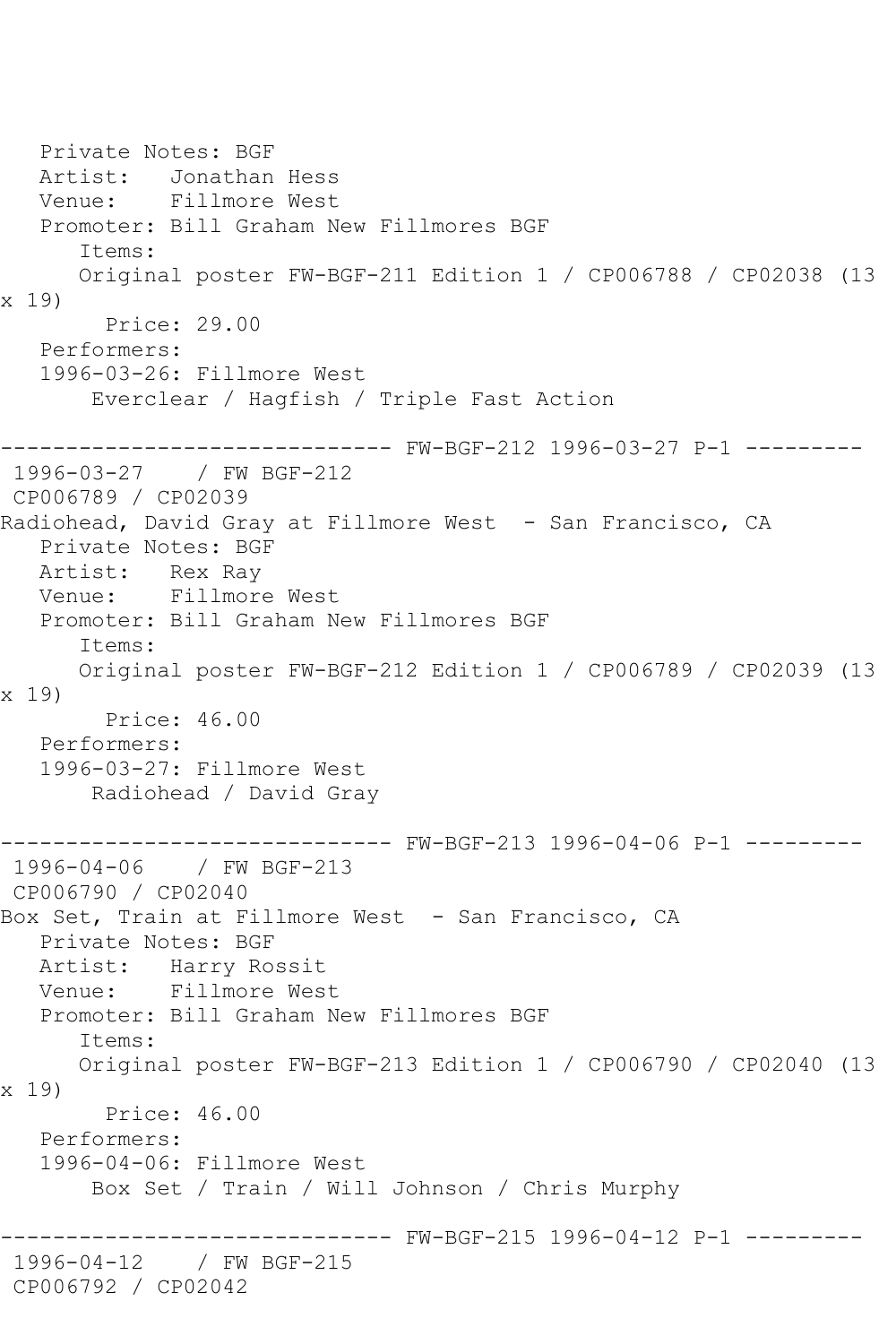Private Notes: BGF
Artist: Jonathan Hess
Venue: Fillmore West
Promoter: Bill Graham New Fillmores BGF
Items:
Original poster FW-BGF-211 Edition 1 / CP006788 / CP02038 (13 x 19)
Price: 29.00
Performers:
1996-03-26: Fillmore West
Everclear / Hagfish / Triple Fast Action

------------------------------ FW-BGF-212 1996-03-27 P-1 ---------

1996-03-27 / FW BGF-212
CP006789 / CP02039
Radiohead, David Gray at Fillmore West - San Francisco, CA
Private Notes: BGF
Artist: Rex Ray
Venue: Fillmore West
Promoter: Bill Graham New Fillmores BGF
Items:
Original poster FW-BGF-212 Edition 1 / CP006789 / CP02039 (13 x 19)
Price: 46.00
Performers:
1996-03-27: Fillmore West
Radiohead / David Gray

------------------------------ FW-BGF-213 1996-04-06 P-1 ---------

1996-04-06 / FW BGF-213
CP006790 / CP02040
Box Set, Train at Fillmore West - San Francisco, CA
Private Notes: BGF
Artist: Harry Rossit
Venue: Fillmore West
Promoter: Bill Graham New Fillmores BGF
Items:
Original poster FW-BGF-213 Edition 1 / CP006790 / CP02040 (13 x 19)
Price: 46.00
Performers:
1996-04-06: Fillmore West
Box Set / Train / Will Johnson / Chris Murphy

------------------------------ FW-BGF-215 1996-04-12 P-1 ---------

1996-04-12 / FW BGF-215
CP006792 / CP02042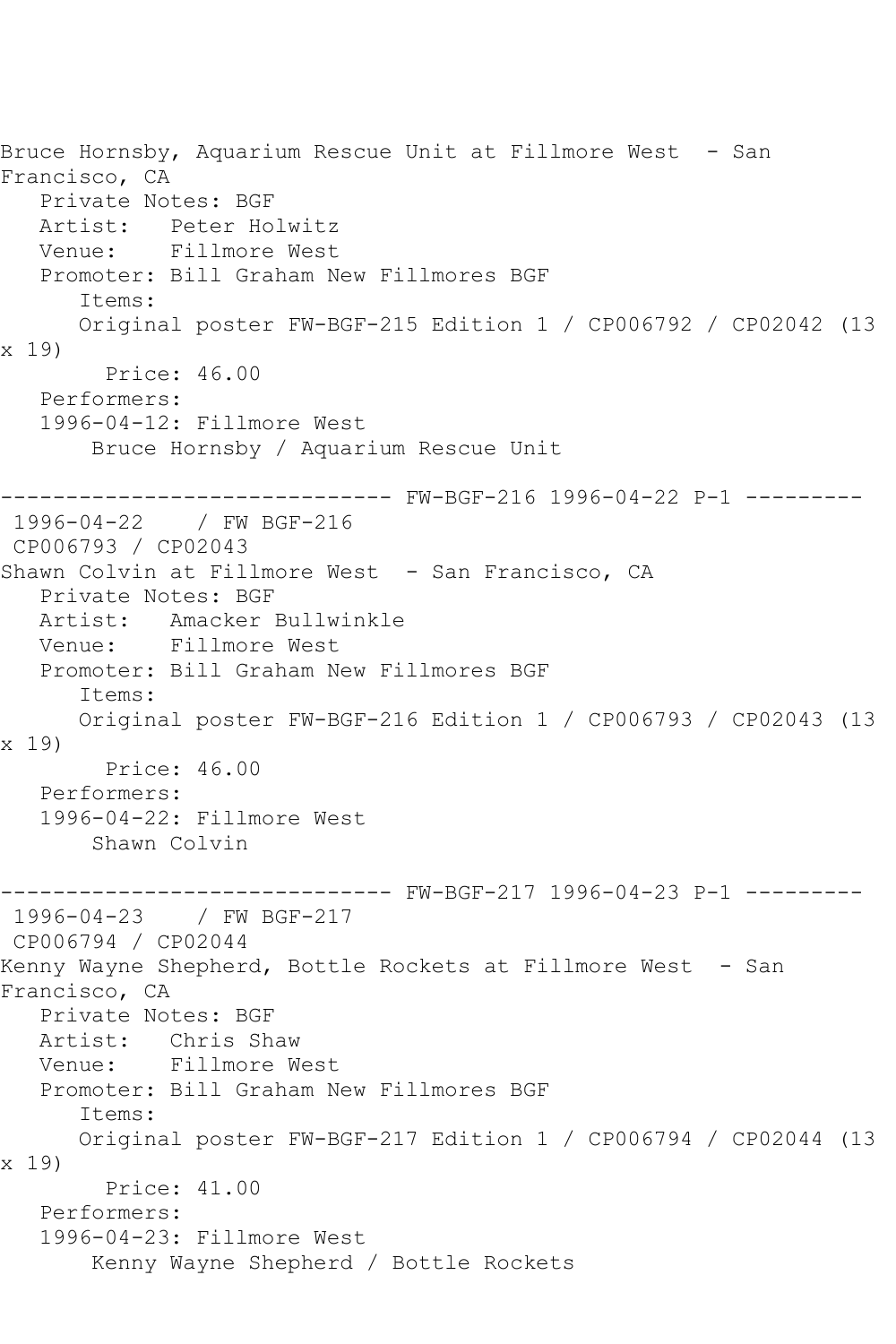Bruce Hornsby, Aquarium Rescue Unit at Fillmore West - San Francisco, CA

Private Notes: BGF
Artist: Peter Holwitz
Venue: Fillmore West
Promoter: Bill Graham New Fillmores BGF
Items:
Original poster FW-BGF-215 Edition 1 / CP006792 / CP02042 (13 x 19)
Price: 46.00
Performers:
1996-04-12: Fillmore West
Bruce Hornsby / Aquarium Rescue Unit

------------------------------ FW-BGF-216 1996-04-22 P-1 ---------

1996-04-22 / FW BGF-216
CP006793 / CP02043
Shawn Colvin at Fillmore West - San Francisco, CA

Private Notes: BGF
Artist: Amacker Bullwinkle
Venue: Fillmore West
Promoter: Bill Graham New Fillmores BGF
Items:
Original poster FW-BGF-216 Edition 1 / CP006793 / CP02043 (13 x 19)
Price: 46.00
Performers:
1996-04-22: Fillmore West
Shawn Colvin

------------------------------ FW-BGF-217 1996-04-23 P-1 ---------

1996-04-23 / FW BGF-217
CP006794 / CP02044
Kenny Wayne Shepherd, Bottle Rockets at Fillmore West - San Francisco, CA

Private Notes: BGF
Artist: Chris Shaw
Venue: Fillmore West
Promoter: Bill Graham New Fillmores BGF
Items:
Original poster FW-BGF-217 Edition 1 / CP006794 / CP02044 (13 x 19)
Price: 41.00
Performers:
1996-04-23: Fillmore West
Kenny Wayne Shepherd / Bottle Rockets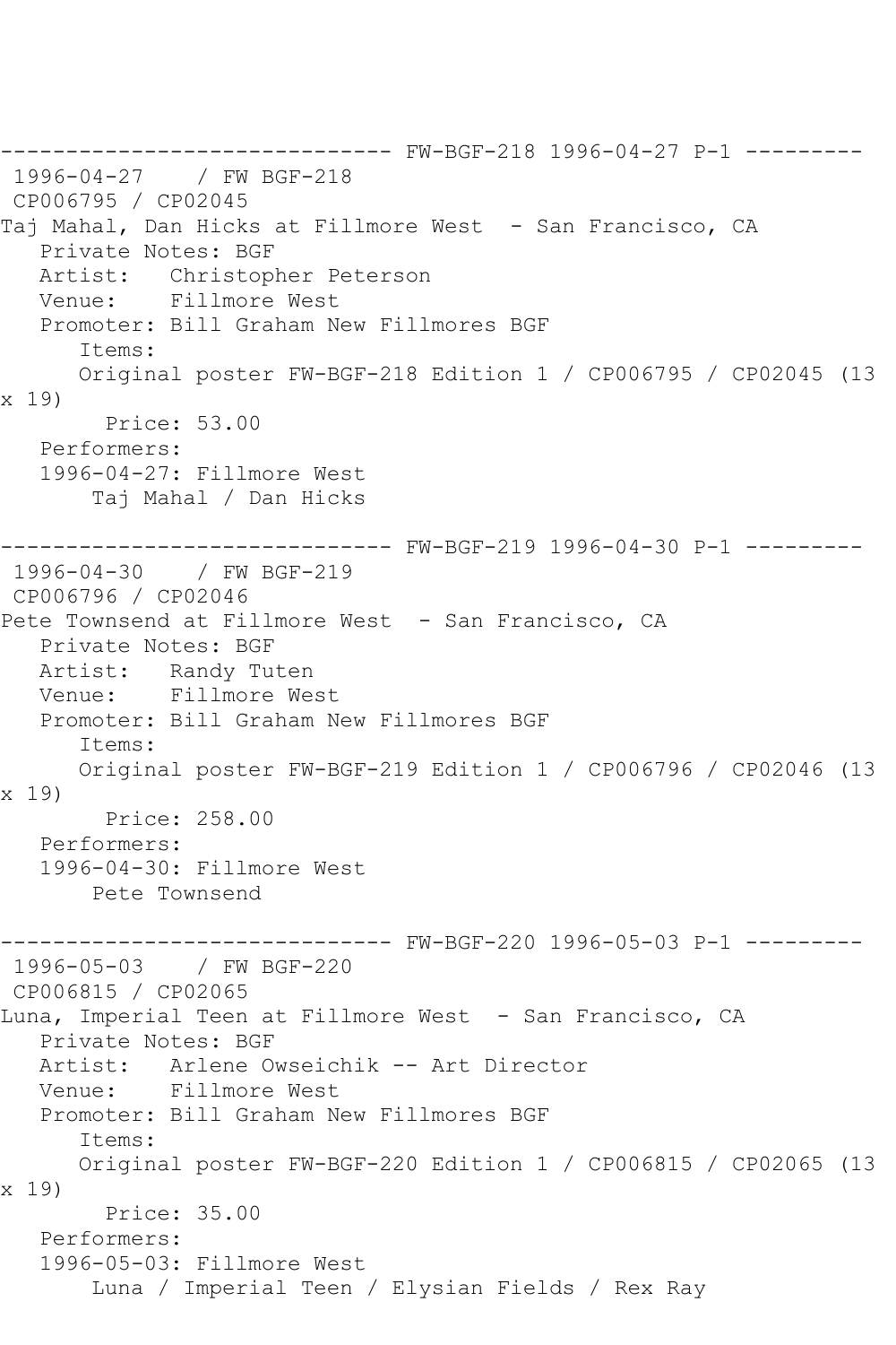------------------------------- FW-BGF-218 1996-04-27 P-1 ---------

1996-04-27 / FW BGF-218
CP006795 / CP02045
Taj Mahal, Dan Hicks at Fillmore West - San Francisco, CA
Private Notes: BGF
Artist: Christopher Peterson
Venue: Fillmore West
Promoter: Bill Graham New Fillmores BGF
Items:
Original poster FW-BGF-218 Edition 1 / CP006795 / CP02045 (13 x 19)
Price: 53.00
Performers:
1996-04-27: Fillmore West
Taj Mahal / Dan Hicks

------------------------------- FW-BGF-219 1996-04-30 P-1 ---------

1996-04-30 / FW BGF-219
CP006796 / CP02046
Pete Townsend at Fillmore West - San Francisco, CA
Private Notes: BGF
Artist: Randy Tuten
Venue: Fillmore West
Promoter: Bill Graham New Fillmores BGF
Items:
Original poster FW-BGF-219 Edition 1 / CP006796 / CP02046 (13 x 19)
Price: 258.00
Performers:
1996-04-30: Fillmore West
Pete Townsend

------------------------------- FW-BGF-220 1996-05-03 P-1 ---------

1996-05-03 / FW BGF-220
CP006815 / CP02065
Luna, Imperial Teen at Fillmore West - San Francisco, CA
Private Notes: BGF
Artist: Arlene Owseichik -- Art Director
Venue: Fillmore West
Promoter: Bill Graham New Fillmores BGF
Items:
Original poster FW-BGF-220 Edition 1 / CP006815 / CP02065 (13 x 19)
Price: 35.00
Performers:
1996-05-03: Fillmore West
Luna / Imperial Teen / Elysian Fields / Rex Ray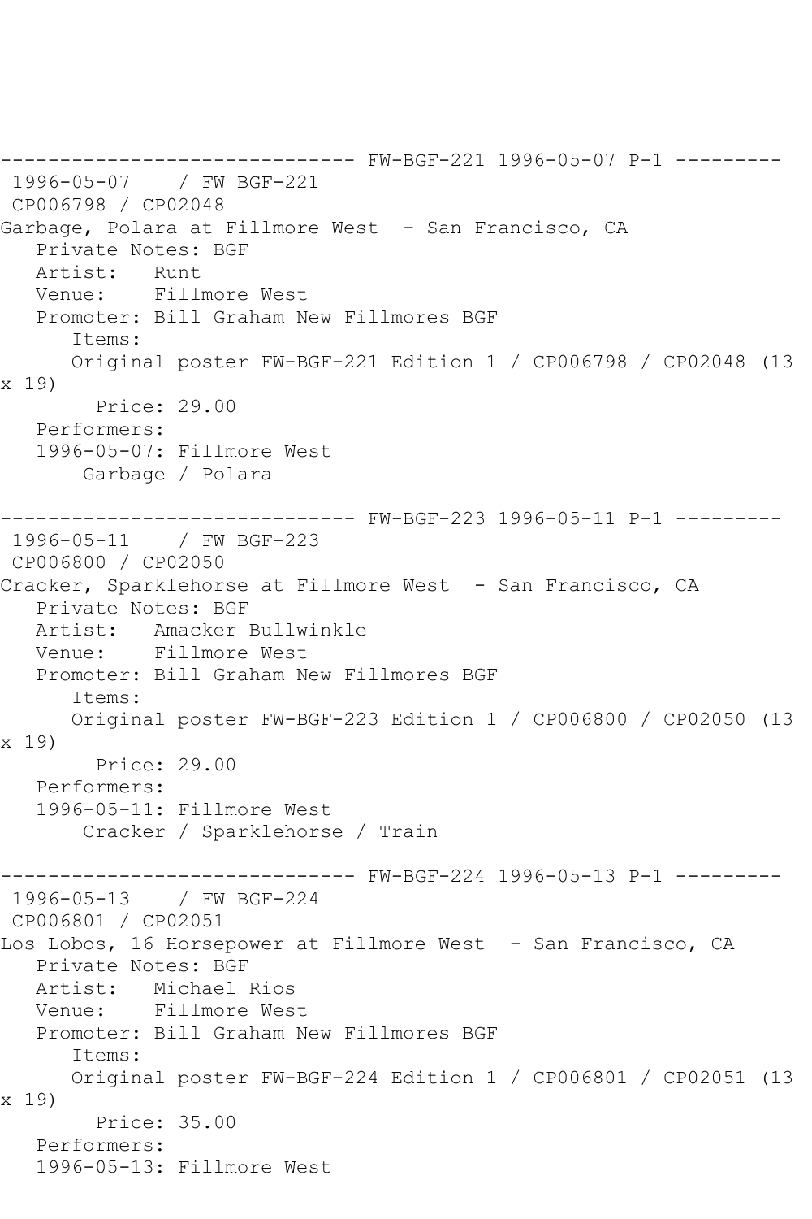------------------------------ FW-BGF-221 1996-05-07 P-1 ---------

1996-05-07 / FW BGF-221

CP006798 / CP02048

Garbage, Polara at Fillmore West - San Francisco, CA

Private Notes: BGF

Artist: Runt

Venue: Fillmore West

Promoter: Bill Graham New Fillmores BGF

Items:

Original poster FW-BGF-221 Edition 1 / CP006798 / CP02048 (13 x 19)

Price: 29.00

Performers:

1996-05-07: Fillmore West

Garbage / Polara

------------------------------ FW-BGF-223 1996-05-11 P-1 ---------

1996-05-11 / FW BGF-223

CP006800 / CP02050

Cracker, Sparklehorse at Fillmore West - San Francisco, CA

Private Notes: BGF

Artist: Amacker Bullwinkle

Venue: Fillmore West

Promoter: Bill Graham New Fillmores BGF

Items:

Original poster FW-BGF-223 Edition 1 / CP006800 / CP02050 (13 x 19)

Price: 29.00

Performers:

1996-05-11: Fillmore West

Cracker / Sparklehorse / Train

------------------------------ FW-BGF-224 1996-05-13 P-1 ---------

1996-05-13 / FW BGF-224

CP006801 / CP02051

Los Lobos, 16 Horsepower at Fillmore West - San Francisco, CA

Private Notes: BGF

Artist: Michael Rios

Venue: Fillmore West

Promoter: Bill Graham New Fillmores BGF

Items:

Original poster FW-BGF-224 Edition 1 / CP006801 / CP02051 (13 x 19)

Price: 35.00

Performers:

1996-05-13: Fillmore West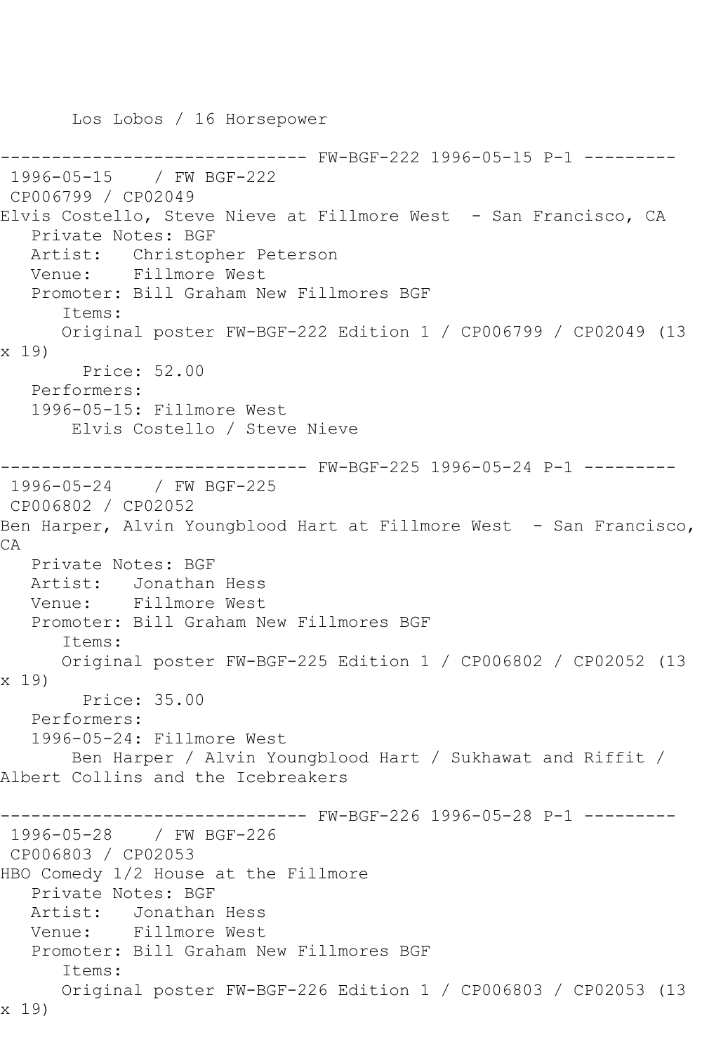Los Lobos / 16 Horsepower

------------------------------ FW-BGF-222 1996-05-15 P-1 ---------

1996-05-15 / FW BGF-222

CP006799 / CP02049

Elvis Costello, Steve Nieve at Fillmore West - San Francisco, CA

Private Notes: BGF

Artist: Christopher Peterson

Venue: Fillmore West

Promoter: Bill Graham New Fillmores BGF

Items:

Original poster FW-BGF-222 Edition 1 / CP006799 / CP02049 (13 x 19)

Price: 52.00

Performers:

1996-05-15: Fillmore West

Elvis Costello / Steve Nieve

------------------------------ FW-BGF-225 1996-05-24 P-1 ---------

1996-05-24 / FW BGF-225

CP006802 / CP02052

Ben Harper, Alvin Youngblood Hart at Fillmore West - San Francisco, CA

Private Notes: BGF

Artist: Jonathan Hess

Venue: Fillmore West

Promoter: Bill Graham New Fillmores BGF

Items:

Original poster FW-BGF-225 Edition 1 / CP006802 / CP02052 (13 x 19)

Price: 35.00

Performers:

1996-05-24: Fillmore West

Ben Harper / Alvin Youngblood Hart / Sukhawat and Riffit / Albert Collins and the Icebreakers

------------------------------ FW-BGF-226 1996-05-28 P-1 ---------

1996-05-28 / FW BGF-226

CP006803 / CP02053

HBO Comedy 1/2 House at the Fillmore

Private Notes: BGF

Artist: Jonathan Hess

Venue: Fillmore West

Promoter: Bill Graham New Fillmores BGF

Items:

Original poster FW-BGF-226 Edition 1 / CP006803 / CP02053 (13 x 19)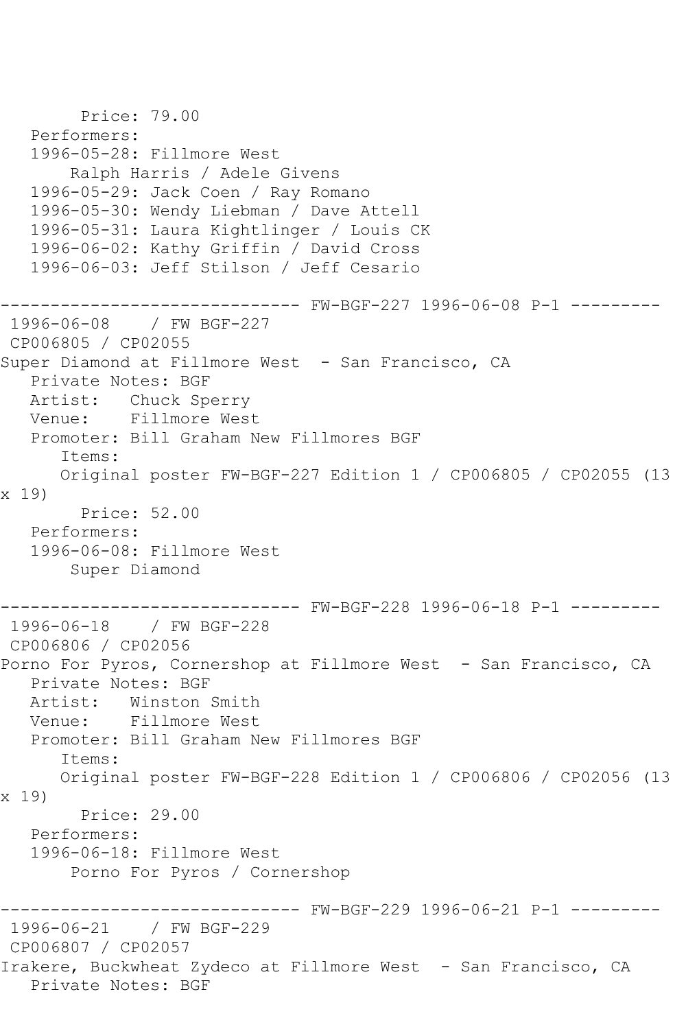Price: 79.00
Performers:
1996-05-28: Fillmore West
Ralph Harris / Adele Givens
1996-05-29: Jack Coen / Ray Romano
1996-05-30: Wendy Liebman / Dave Attell
1996-05-31: Laura Kightlinger / Louis CK
1996-06-02: Kathy Griffin / David Cross
1996-06-03: Jeff Stilson / Jeff Cesario

------------------------------ FW-BGF-227 1996-06-08 P-1 ---------

1996-06-08 / FW BGF-227
CP006805 / CP02055
Super Diamond at Fillmore West - San Francisco, CA
Private Notes: BGF
Artist: Chuck Sperry
Venue: Fillmore West
Promoter: Bill Graham New Fillmores BGF
Items:
Original poster FW-BGF-227 Edition 1 / CP006805 / CP02055 (13 x 19)
Price: 52.00
Performers:
1996-06-08: Fillmore West
Super Diamond

------------------------------ FW-BGF-228 1996-06-18 P-1 ---------

1996-06-18 / FW BGF-228
CP006806 / CP02056
Porno For Pyros, Cornershop at Fillmore West - San Francisco, CA
Private Notes: BGF
Artist: Winston Smith
Venue: Fillmore West
Promoter: Bill Graham New Fillmores BGF
Items:
Original poster FW-BGF-228 Edition 1 / CP006806 / CP02056 (13 x 19)
Price: 29.00
Performers:
1996-06-18: Fillmore West
Porno For Pyros / Cornershop

------------------------------ FW-BGF-229 1996-06-21 P-1 ---------

1996-06-21 / FW BGF-229
CP006807 / CP02057
Irakere, Buckwheat Zydeco at Fillmore West - San Francisco, CA
Private Notes: BGF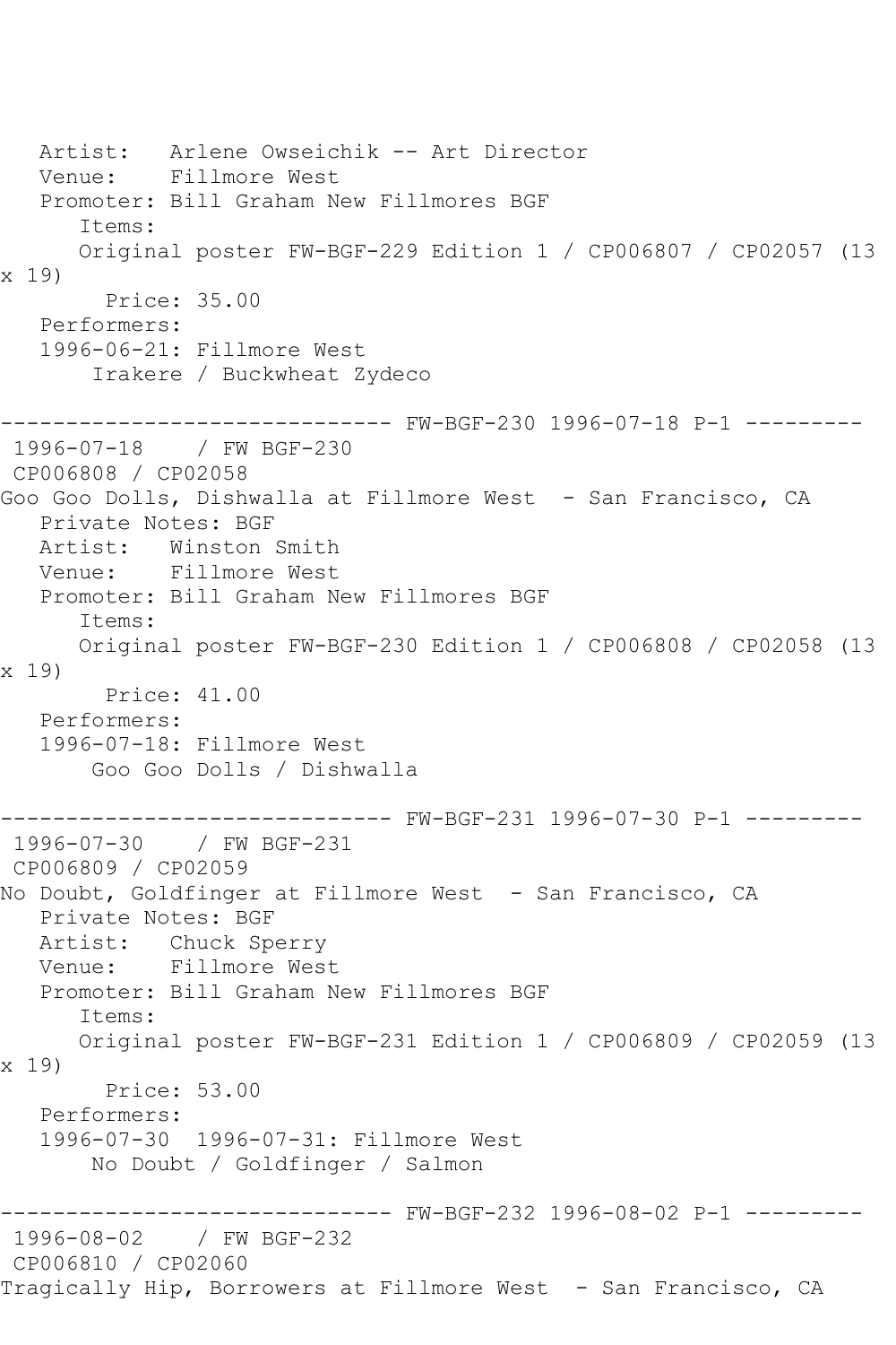Artist:   Arlene Owseichik -- Art Director
Venue:    Fillmore West
Promoter: Bill Graham New Fillmores BGF
Items:
Original poster FW-BGF-229 Edition 1 / CP006807 / CP02057 (13 x 19)
Price: 35.00
Performers:
1996-06-21: Fillmore West
Irakere / Buckwheat Zydeco

------------------------------ FW-BGF-230 1996-07-18 P-1 ---------

1996-07-18    / FW BGF-230
CP006808 / CP02058
Goo Goo Dolls, Dishwalla at Fillmore West  - San Francisco, CA
Private Notes: BGF
Artist:   Winston Smith
Venue:    Fillmore West
Promoter: Bill Graham New Fillmores BGF
Items:
Original poster FW-BGF-230 Edition 1 / CP006808 / CP02058 (13 x 19)
Price: 41.00
Performers:
1996-07-18: Fillmore West
Goo Goo Dolls / Dishwalla

------------------------------ FW-BGF-231 1996-07-30 P-1 ---------

1996-07-30    / FW BGF-231
CP006809 / CP02059
No Doubt, Goldfinger at Fillmore West  - San Francisco, CA
Private Notes: BGF
Artist:   Chuck Sperry
Venue:    Fillmore West
Promoter: Bill Graham New Fillmores BGF
Items:
Original poster FW-BGF-231 Edition 1 / CP006809 / CP02059 (13 x 19)
Price: 53.00
Performers:
1996-07-30  1996-07-31: Fillmore West
No Doubt / Goldfinger / Salmon

------------------------------ FW-BGF-232 1996-08-02 P-1 ---------

1996-08-02    / FW BGF-232
CP006810 / CP02060
Tragically Hip, Borrowers at Fillmore West  - San Francisco, CA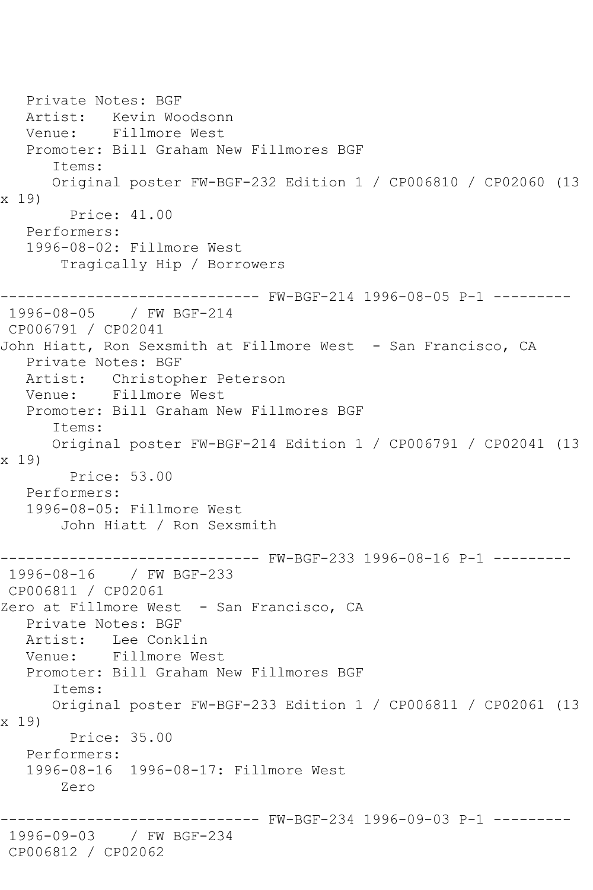Private Notes: BGF
Artist: Kevin Woodsonn
Venue: Fillmore West
Promoter: Bill Graham New Fillmores BGF
Items:
Original poster FW-BGF-232 Edition 1 / CP006810 / CP02060 (13 x 19)
Price: 41.00
Performers:
1996-08-02: Fillmore West
Tragically Hip / Borrowers

------------------------------ FW-BGF-214 1996-08-05 P-1 ---------

1996-08-05 / FW BGF-214
CP006791 / CP02041
John Hiatt, Ron Sexsmith at Fillmore West - San Francisco, CA
Private Notes: BGF
Artist: Christopher Peterson
Venue: Fillmore West
Promoter: Bill Graham New Fillmores BGF
Items:
Original poster FW-BGF-214 Edition 1 / CP006791 / CP02041 (13 x 19)
Price: 53.00
Performers:
1996-08-05: Fillmore West
John Hiatt / Ron Sexsmith

------------------------------ FW-BGF-233 1996-08-16 P-1 ---------

1996-08-16 / FW BGF-233
CP006811 / CP02061
Zero at Fillmore West - San Francisco, CA
Private Notes: BGF
Artist: Lee Conklin
Venue: Fillmore West
Promoter: Bill Graham New Fillmores BGF
Items:
Original poster FW-BGF-233 Edition 1 / CP006811 / CP02061 (13 x 19)
Price: 35.00
Performers:
1996-08-16 1996-08-17: Fillmore West
Zero

------------------------------ FW-BGF-234 1996-09-03 P-1 ---------

1996-09-03 / FW BGF-234
CP006812 / CP02062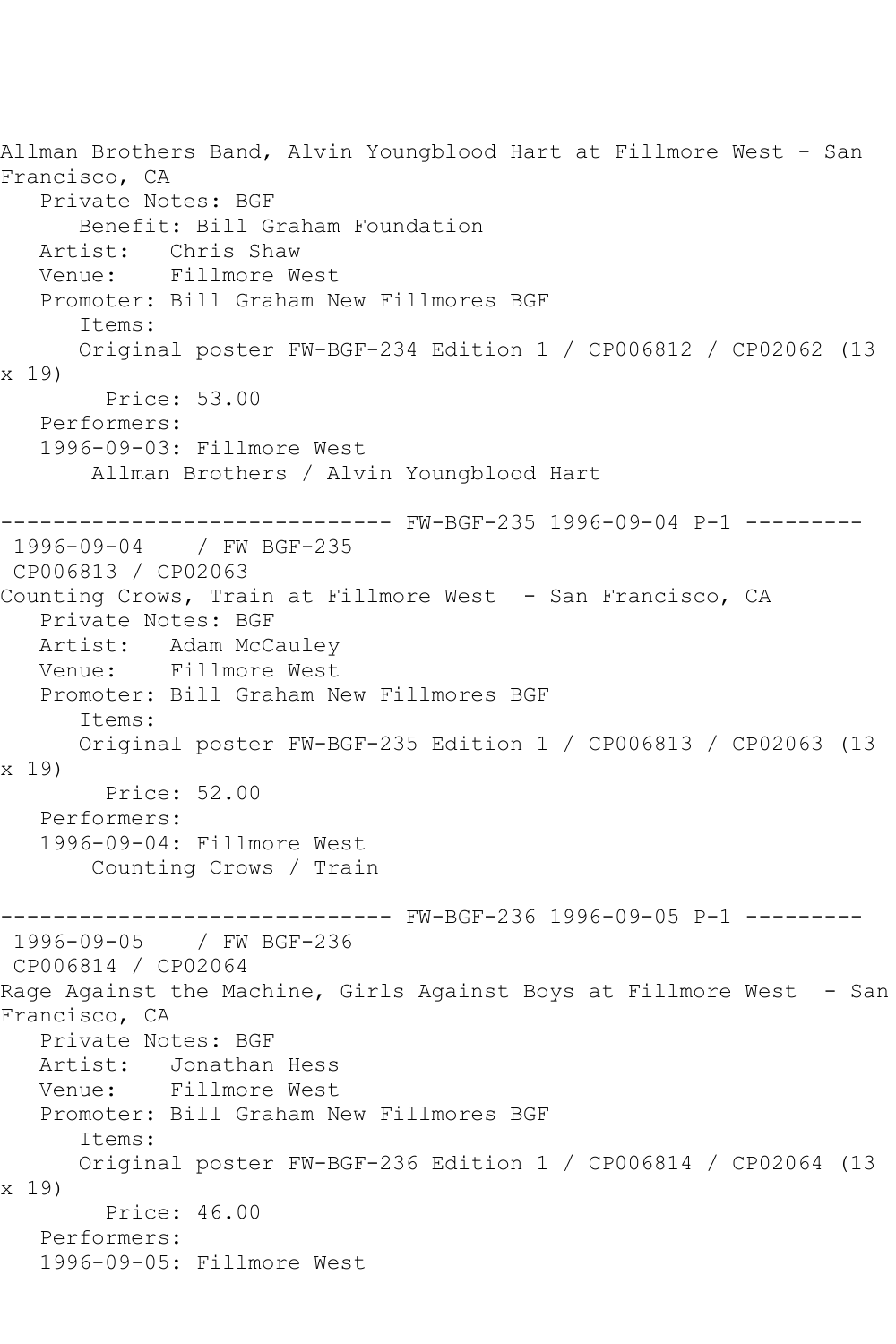Allman Brothers Band, Alvin Youngblood Hart at Fillmore West - San Francisco, CA

Private Notes: BGF

Benefit: Bill Graham Foundation

Artist: Chris Shaw

Venue: Fillmore West

Promoter: Bill Graham New Fillmores BGF

Items:

Original poster FW-BGF-234 Edition 1 / CP006812 / CP02062 (13 x 19)

Price: 53.00

Performers:

1996-09-03: Fillmore West

Allman Brothers / Alvin Youngblood Hart

------------------------------ FW-BGF-235 1996-09-04 P-1 ---------

1996-09-04 / FW BGF-235

CP006813 / CP02063

Counting Crows, Train at Fillmore West - San Francisco, CA

Private Notes: BGF

Artist: Adam McCauley

Venue: Fillmore West

Promoter: Bill Graham New Fillmores BGF

Items:

Original poster FW-BGF-235 Edition 1 / CP006813 / CP02063 (13 x 19)

Price: 52.00

Performers:

1996-09-04: Fillmore West

Counting Crows / Train

------------------------------ FW-BGF-236 1996-09-05 P-1 ---------

1996-09-05 / FW BGF-236

CP006814 / CP02064

Rage Against the Machine, Girls Against Boys at Fillmore West - San Francisco, CA

Private Notes: BGF

Artist: Jonathan Hess

Venue: Fillmore West

Promoter: Bill Graham New Fillmores BGF

Items:

Original poster FW-BGF-236 Edition 1 / CP006814 / CP02064 (13 x 19)

Price: 46.00

Performers:

1996-09-05: Fillmore West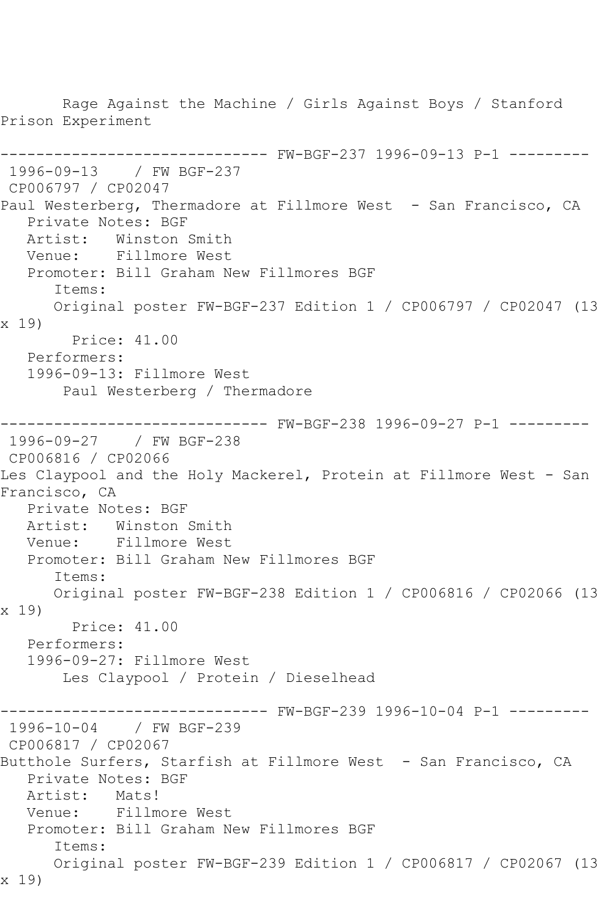Rage Against the Machine / Girls Against Boys / Stanford Prison Experiment

------------------------------ FW-BGF-237 1996-09-13 P-1 ---------

1996-09-13 / FW BGF-237

CP006797 / CP02047

Paul Westerberg, Thermadore at Fillmore West - San Francisco, CA

Private Notes: BGF

Artist: Winston Smith

Venue: Fillmore West

Promoter: Bill Graham New Fillmores BGF

Items:

Original poster FW-BGF-237 Edition 1 / CP006797 / CP02047 (13 x 19)

Price: 41.00

Performers:

1996-09-13: Fillmore West

Paul Westerberg / Thermadore

------------------------------ FW-BGF-238 1996-09-27 P-1 ---------

1996-09-27 / FW BGF-238

CP006816 / CP02066

Les Claypool and the Holy Mackerel, Protein at Fillmore West - San Francisco, CA

Private Notes: BGF

Artist: Winston Smith

Venue: Fillmore West

Promoter: Bill Graham New Fillmores BGF

Items:

Original poster FW-BGF-238 Edition 1 / CP006816 / CP02066 (13 x 19)

Price: 41.00

Performers:

1996-09-27: Fillmore West

Les Claypool / Protein / Dieselhead

------------------------------ FW-BGF-239 1996-10-04 P-1 ---------

1996-10-04 / FW BGF-239

CP006817 / CP02067

Butthole Surfers, Starfish at Fillmore West - San Francisco, CA

Private Notes: BGF

Artist: Mats!

Venue: Fillmore West

Promoter: Bill Graham New Fillmores BGF

Items:

Original poster FW-BGF-239 Edition 1 / CP006817 / CP02067 (13 x 19)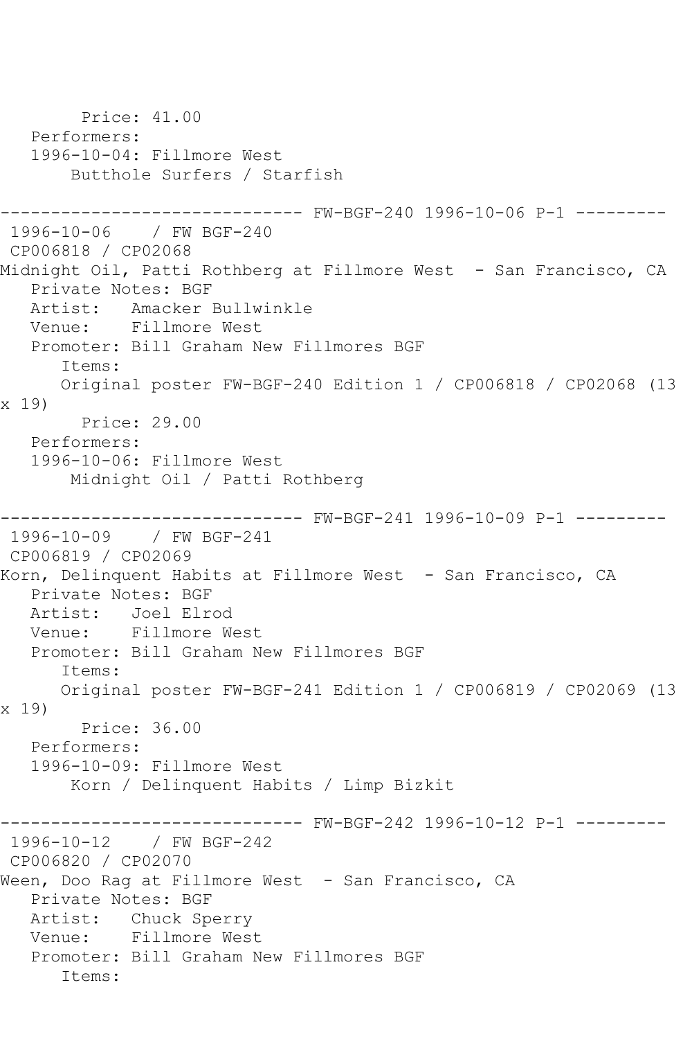Price: 41.00
Performers:
1996-10-04: Fillmore West
Butthole Surfers / Starfish

------------------------------ FW-BGF-240 1996-10-06 P-1 ---------

1996-10-06 / FW BGF-240
CP006818 / CP02068
Midnight Oil, Patti Rothberg at Fillmore West - San Francisco, CA
Private Notes: BGF
Artist: Amacker Bullwinkle
Venue: Fillmore West
Promoter: Bill Graham New Fillmores BGF
Items:
Original poster FW-BGF-240 Edition 1 / CP006818 / CP02068 (13 x 19)
Price: 29.00
Performers:
1996-10-06: Fillmore West
Midnight Oil / Patti Rothberg

------------------------------ FW-BGF-241 1996-10-09 P-1 ---------

1996-10-09 / FW BGF-241
CP006819 / CP02069
Korn, Delinquent Habits at Fillmore West - San Francisco, CA
Private Notes: BGF
Artist: Joel Elrod
Venue: Fillmore West
Promoter: Bill Graham New Fillmores BGF
Items:
Original poster FW-BGF-241 Edition 1 / CP006819 / CP02069 (13 x 19)
Price: 36.00
Performers:
1996-10-09: Fillmore West
Korn / Delinquent Habits / Limp Bizkit

------------------------------ FW-BGF-242 1996-10-12 P-1 ---------

1996-10-12 / FW BGF-242
CP006820 / CP02070
Ween, Doo Rag at Fillmore West - San Francisco, CA
Private Notes: BGF
Artist: Chuck Sperry
Venue: Fillmore West
Promoter: Bill Graham New Fillmores BGF
Items: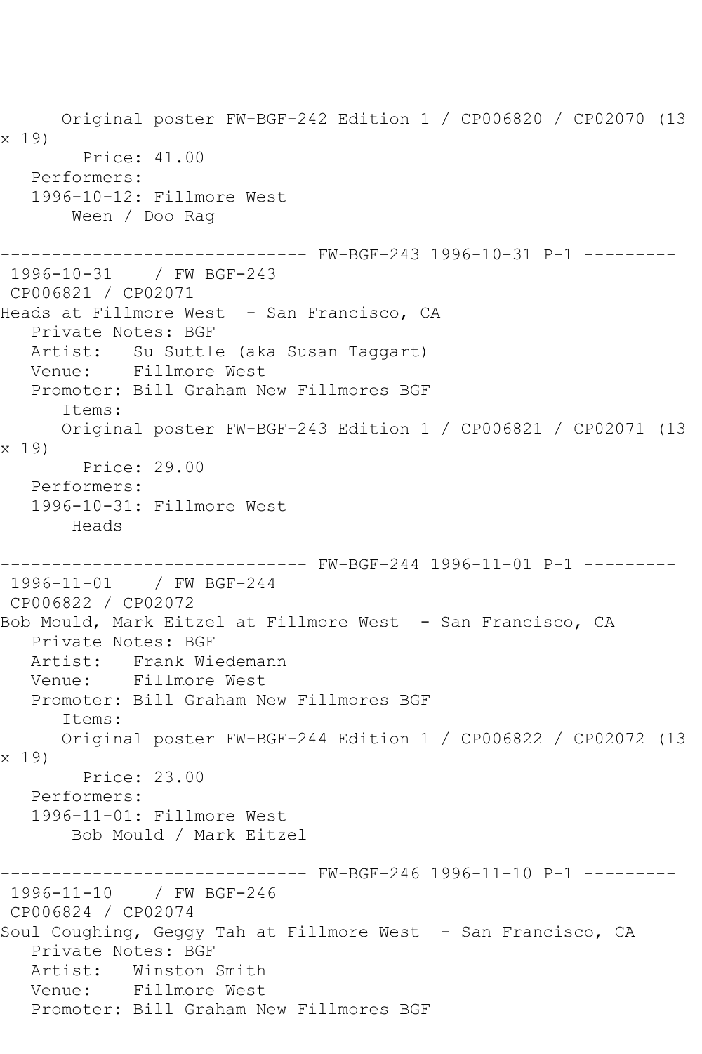Original poster FW-BGF-242 Edition 1 / CP006820 / CP02070 (13 x 19)

Price: 41.00

Performers:

1996-10-12: Fillmore West

Ween / Doo Rag

------------------------------ FW-BGF-243 1996-10-31 P-1 ---------

1996-10-31 / FW BGF-243

CP006821 / CP02071

Heads at Fillmore West - San Francisco, CA

Private Notes: BGF

Artist: Su Suttle (aka Susan Taggart)

Venue: Fillmore West

Promoter: Bill Graham New Fillmores BGF

Items:

Original poster FW-BGF-243 Edition 1 / CP006821 / CP02071 (13 x 19)

Price: 29.00

Performers:

1996-10-31: Fillmore West

Heads

------------------------------ FW-BGF-244 1996-11-01 P-1 ---------

1996-11-01 / FW BGF-244

CP006822 / CP02072

Bob Mould, Mark Eitzel at Fillmore West - San Francisco, CA

Private Notes: BGF

Artist: Frank Wiedemann

Venue: Fillmore West

Promoter: Bill Graham New Fillmores BGF

Items:

Original poster FW-BGF-244 Edition 1 / CP006822 / CP02072 (13 x 19)

Price: 23.00

Performers:

1996-11-01: Fillmore West

Bob Mould / Mark Eitzel

------------------------------ FW-BGF-246 1996-11-10 P-1 ---------

1996-11-10 / FW BGF-246

CP006824 / CP02074

Soul Coughing, Geggy Tah at Fillmore West - San Francisco, CA

Private Notes: BGF

Artist: Winston Smith

Venue: Fillmore West

Promoter: Bill Graham New Fillmores BGF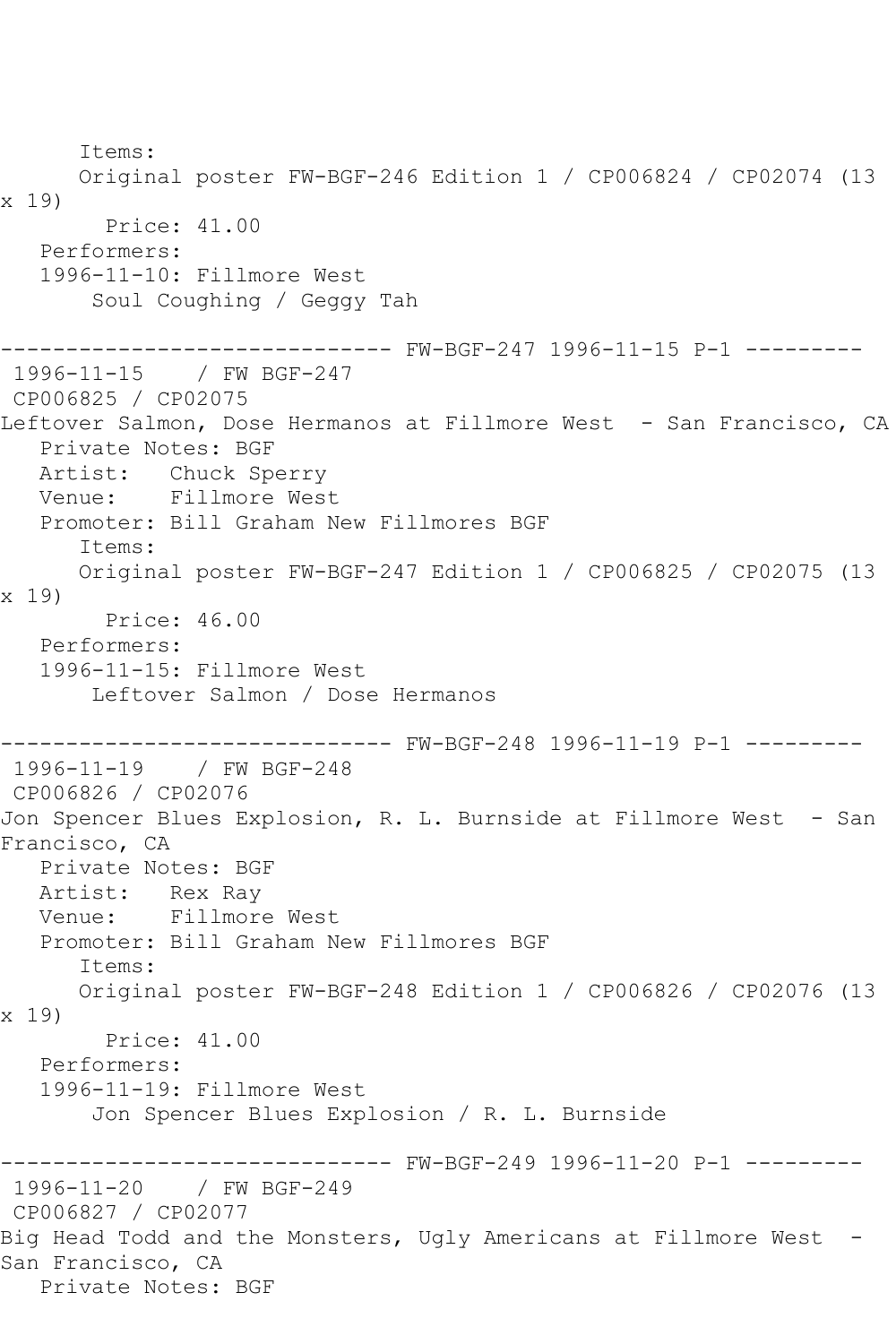Items:
Original poster FW-BGF-246 Edition 1 / CP006824 / CP02074 (13 x 19)
Price: 41.00
Performers:
1996-11-10: Fillmore West
Soul Coughing / Geggy Tah

------------------------------ FW-BGF-247 1996-11-15 P-1 ---------

1996-11-15 / FW BGF-247
CP006825 / CP02075
Leftover Salmon, Dose Hermanos at Fillmore West - San Francisco, CA
Private Notes: BGF
Artist: Chuck Sperry
Venue: Fillmore West
Promoter: Bill Graham New Fillmores BGF
Items:
Original poster FW-BGF-247 Edition 1 / CP006825 / CP02075 (13 x 19)
Price: 46.00
Performers:
1996-11-15: Fillmore West
Leftover Salmon / Dose Hermanos

------------------------------ FW-BGF-248 1996-11-19 P-1 ---------

1996-11-19 / FW BGF-248
CP006826 / CP02076
Jon Spencer Blues Explosion, R. L. Burnside at Fillmore West - San Francisco, CA
Private Notes: BGF
Artist: Rex Ray
Venue: Fillmore West
Promoter: Bill Graham New Fillmores BGF
Items:
Original poster FW-BGF-248 Edition 1 / CP006826 / CP02076 (13 x 19)
Price: 41.00
Performers:
1996-11-19: Fillmore West
Jon Spencer Blues Explosion / R. L. Burnside

------------------------------ FW-BGF-249 1996-11-20 P-1 ---------

1996-11-20 / FW BGF-249
CP006827 / CP02077
Big Head Todd and the Monsters, Ugly Americans at Fillmore West - San Francisco, CA
Private Notes: BGF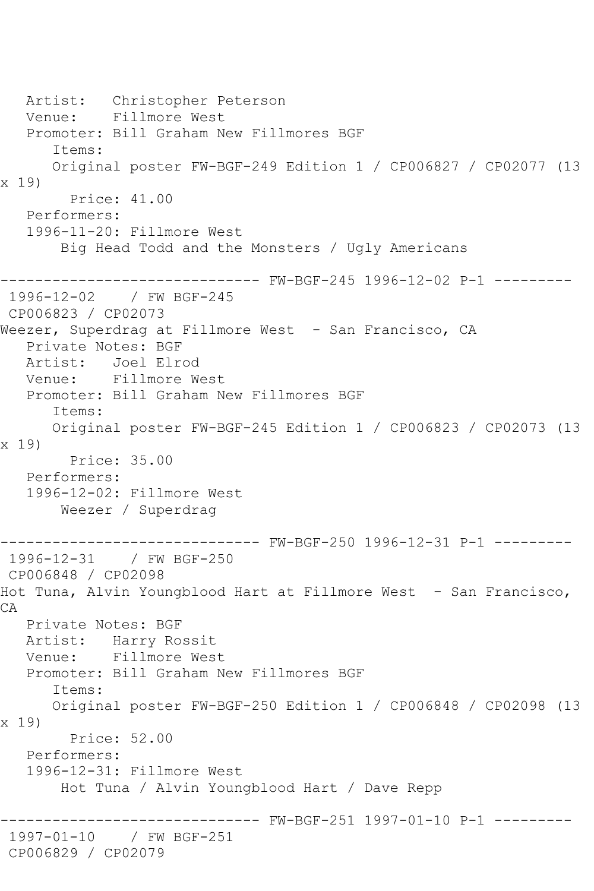Artist: Christopher Peterson
Venue: Fillmore West
Promoter: Bill Graham New Fillmores BGF
Items:
Original poster FW-BGF-249 Edition 1 / CP006827 / CP02077 (13 x 19)
Price: 41.00
Performers:
1996-11-20: Fillmore West
Big Head Todd and the Monsters / Ugly Americans

------------------------------ FW-BGF-245 1996-12-02 P-1 ---------

1996-12-02 / FW BGF-245
CP006823 / CP02073
Weezer, Superdrag at Fillmore West - San Francisco, CA
Private Notes: BGF
Artist: Joel Elrod
Venue: Fillmore West
Promoter: Bill Graham New Fillmores BGF
Items:
Original poster FW-BGF-245 Edition 1 / CP006823 / CP02073 (13 x 19)
Price: 35.00
Performers:
1996-12-02: Fillmore West
Weezer / Superdrag

------------------------------ FW-BGF-250 1996-12-31 P-1 ---------

1996-12-31 / FW BGF-250
CP006848 / CP02098
Hot Tuna, Alvin Youngblood Hart at Fillmore West - San Francisco, CA
Private Notes: BGF
Artist: Harry Rossit
Venue: Fillmore West
Promoter: Bill Graham New Fillmores BGF
Items:
Original poster FW-BGF-250 Edition 1 / CP006848 / CP02098 (13 x 19)
Price: 52.00
Performers:
1996-12-31: Fillmore West
Hot Tuna / Alvin Youngblood Hart / Dave Repp

------------------------------ FW-BGF-251 1997-01-10 P-1 ---------

1997-01-10 / FW BGF-251
CP006829 / CP02079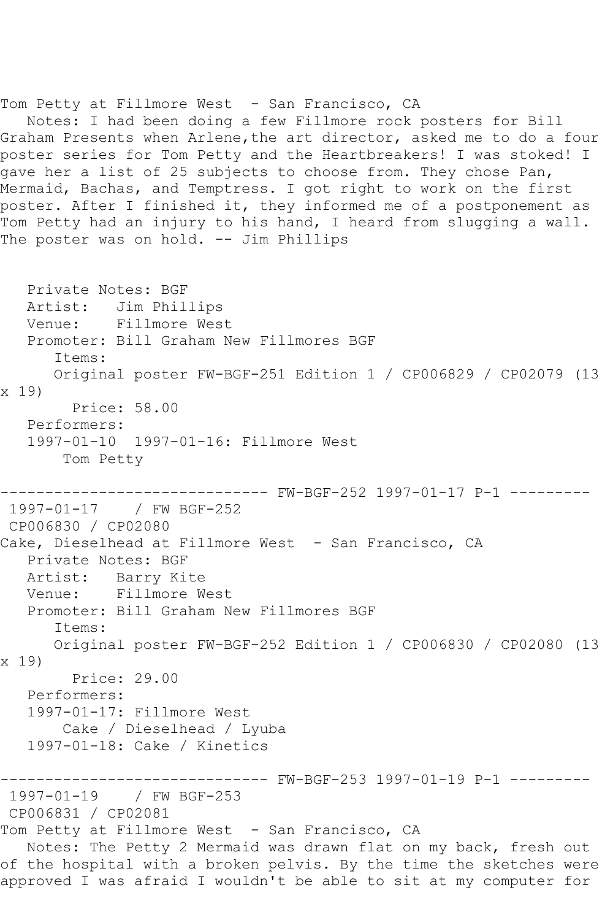Tom Petty at Fillmore West - San Francisco, CA

Notes: I had been doing a few Fillmore rock posters for Bill Graham Presents when Arlene,the art director, asked me to do a four poster series for Tom Petty and the Heartbreakers! I was stoked! I gave her a list of 25 subjects to choose from. They chose Pan, Mermaid, Bachas, and Temptress. I got right to work on the first poster. After I finished it, they informed me of a postponement as Tom Petty had an injury to his hand, I heard from slugging a wall. The poster was on hold. -- Jim Phillips

Private Notes: BGF
Artist: Jim Phillips
Venue: Fillmore West
Promoter: Bill Graham New Fillmores BGF
Items:
Original poster FW-BGF-251 Edition 1 / CP006829 / CP02079 (13 x 19)
Price: 58.00
Performers:
1997-01-10 1997-01-16: Fillmore West
Tom Petty

------------------------------ FW-BGF-252 1997-01-17 P-1 ---------

1997-01-17 / FW BGF-252
CP006830 / CP02080
Cake, Dieselhead at Fillmore West - San Francisco, CA
Private Notes: BGF
Artist: Barry Kite
Venue: Fillmore West
Promoter: Bill Graham New Fillmores BGF
Items:
Original poster FW-BGF-252 Edition 1 / CP006830 / CP02080 (13 x 19)
Price: 29.00
Performers:
1997-01-17: Fillmore West
Cake / Dieselhead / Lyuba
1997-01-18: Cake / Kinetics

------------------------------ FW-BGF-253 1997-01-19 P-1 ---------

1997-01-19 / FW BGF-253
CP006831 / CP02081
Tom Petty at Fillmore West - San Francisco, CA

Notes: The Petty 2 Mermaid was drawn flat on my back, fresh out of the hospital with a broken pelvis. By the time the sketches were approved I was afraid I wouldn't be able to sit at my computer for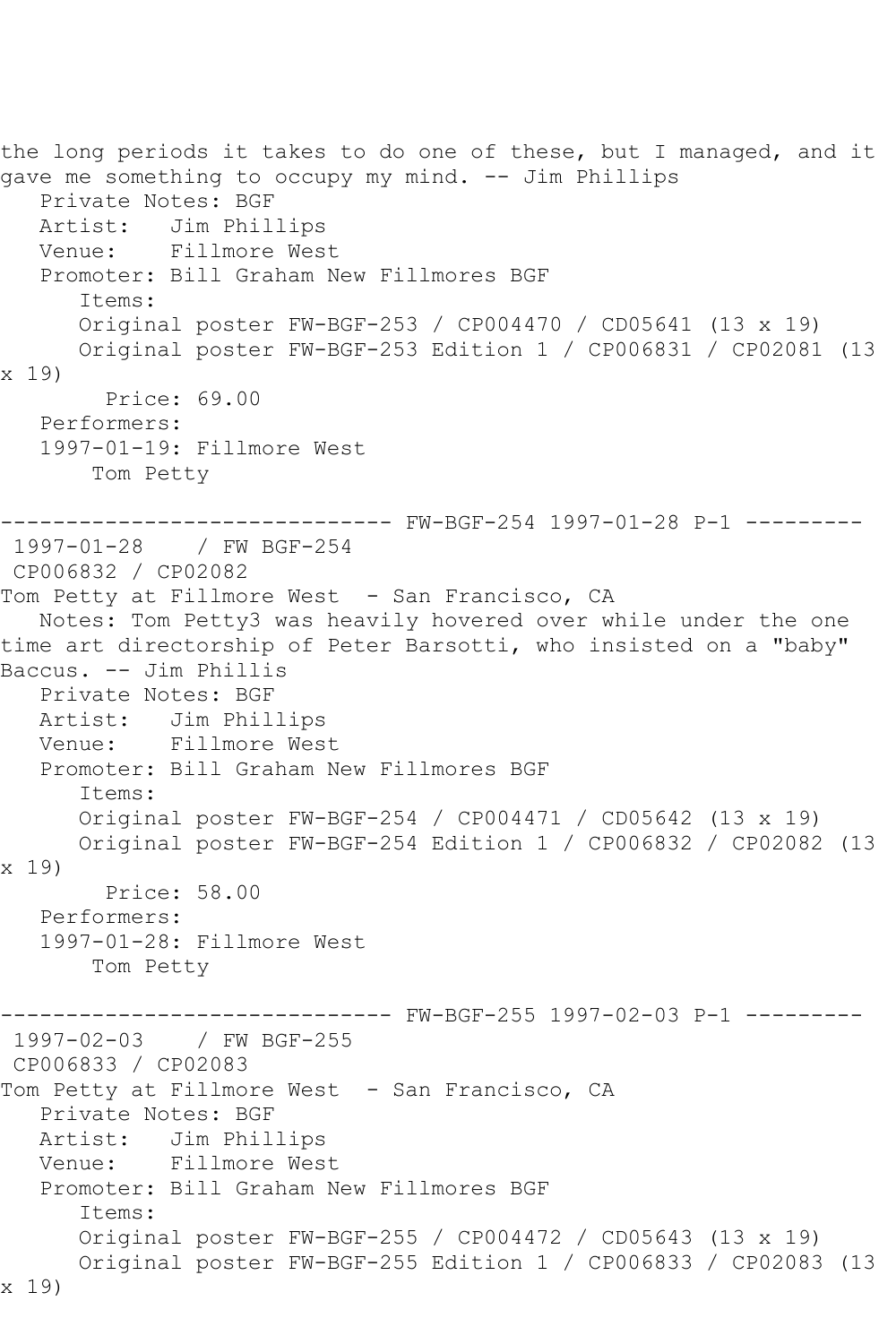the long periods it takes to do one of these, but I managed, and it gave me something to occupy my mind. -- Jim Phillips

Private Notes: BGF
Artist: Jim Phillips
Venue: Fillmore West
Promoter: Bill Graham New Fillmores BGF
Items:
Original poster FW-BGF-253 / CP004470 / CD05641 (13 x 19)
Original poster FW-BGF-253 Edition 1 / CP006831 / CP02081 (13 x 19)
Price: 69.00
Performers:
1997-01-19: Fillmore West
Tom Petty

------------------------------ FW-BGF-254 1997-01-28 P-1 ---------

1997-01-28 / FW BGF-254
CP006832 / CP02082
Tom Petty at Fillmore West - San Francisco, CA

Notes: Tom Petty3 was heavily hovered over while under the one time art directorship of Peter Barsotti, who insisted on a "baby" Baccus. -- Jim Phillis

Private Notes: BGF
Artist: Jim Phillips
Venue: Fillmore West
Promoter: Bill Graham New Fillmores BGF
Items:
Original poster FW-BGF-254 / CP004471 / CD05642 (13 x 19)
Original poster FW-BGF-254 Edition 1 / CP006832 / CP02082 (13 x 19)
Price: 58.00
Performers:
1997-01-28: Fillmore West
Tom Petty

------------------------------ FW-BGF-255 1997-02-03 P-1 ---------

1997-02-03 / FW BGF-255
CP006833 / CP02083
Tom Petty at Fillmore West - San Francisco, CA

Private Notes: BGF
Artist: Jim Phillips
Venue: Fillmore West
Promoter: Bill Graham New Fillmores BGF
Items:
Original poster FW-BGF-255 / CP004472 / CD05643 (13 x 19)
Original poster FW-BGF-255 Edition 1 / CP006833 / CP02083 (13 x 19)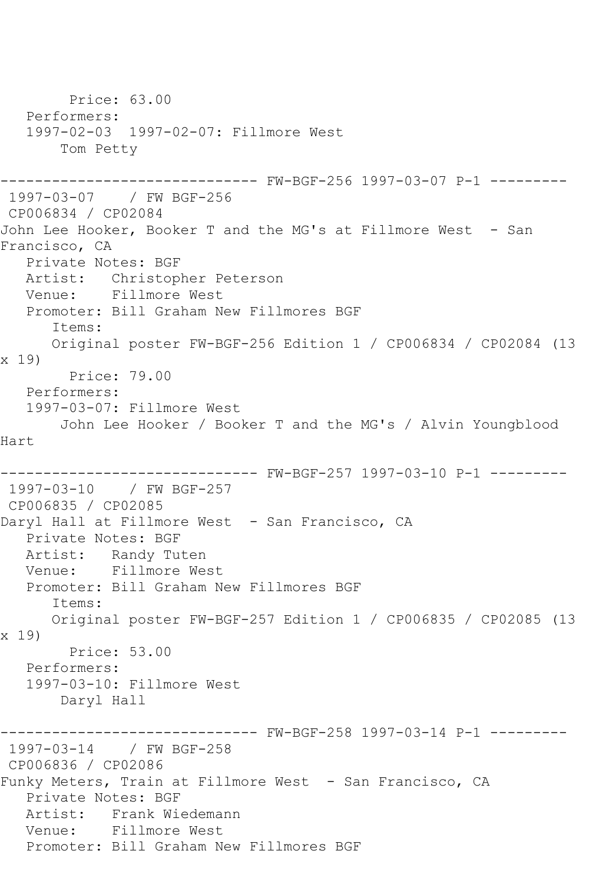Price: 63.00
Performers:
1997-02-03 1997-02-07: Fillmore West
Tom Petty

------------------------------ FW-BGF-256 1997-03-07 P-1 ---------

1997-03-07 / FW BGF-256
CP006834 / CP02084
John Lee Hooker, Booker T and the MG's at Fillmore West - San Francisco, CA
Private Notes: BGF
Artist: Christopher Peterson
Venue: Fillmore West
Promoter: Bill Graham New Fillmores BGF
Items:
Original poster FW-BGF-256 Edition 1 / CP006834 / CP02084 (13 x 19)
Price: 79.00
Performers:
1997-03-07: Fillmore West
John Lee Hooker / Booker T and the MG's / Alvin Youngblood Hart

------------------------------ FW-BGF-257 1997-03-10 P-1 ---------

1997-03-10 / FW BGF-257
CP006835 / CP02085
Daryl Hall at Fillmore West - San Francisco, CA
Private Notes: BGF
Artist: Randy Tuten
Venue: Fillmore West
Promoter: Bill Graham New Fillmores BGF
Items:
Original poster FW-BGF-257 Edition 1 / CP006835 / CP02085 (13 x 19)
Price: 53.00
Performers:
1997-03-10: Fillmore West
Daryl Hall

------------------------------ FW-BGF-258 1997-03-14 P-1 ---------

1997-03-14 / FW BGF-258
CP006836 / CP02086
Funky Meters, Train at Fillmore West - San Francisco, CA
Private Notes: BGF
Artist: Frank Wiedemann
Venue: Fillmore West
Promoter: Bill Graham New Fillmores BGF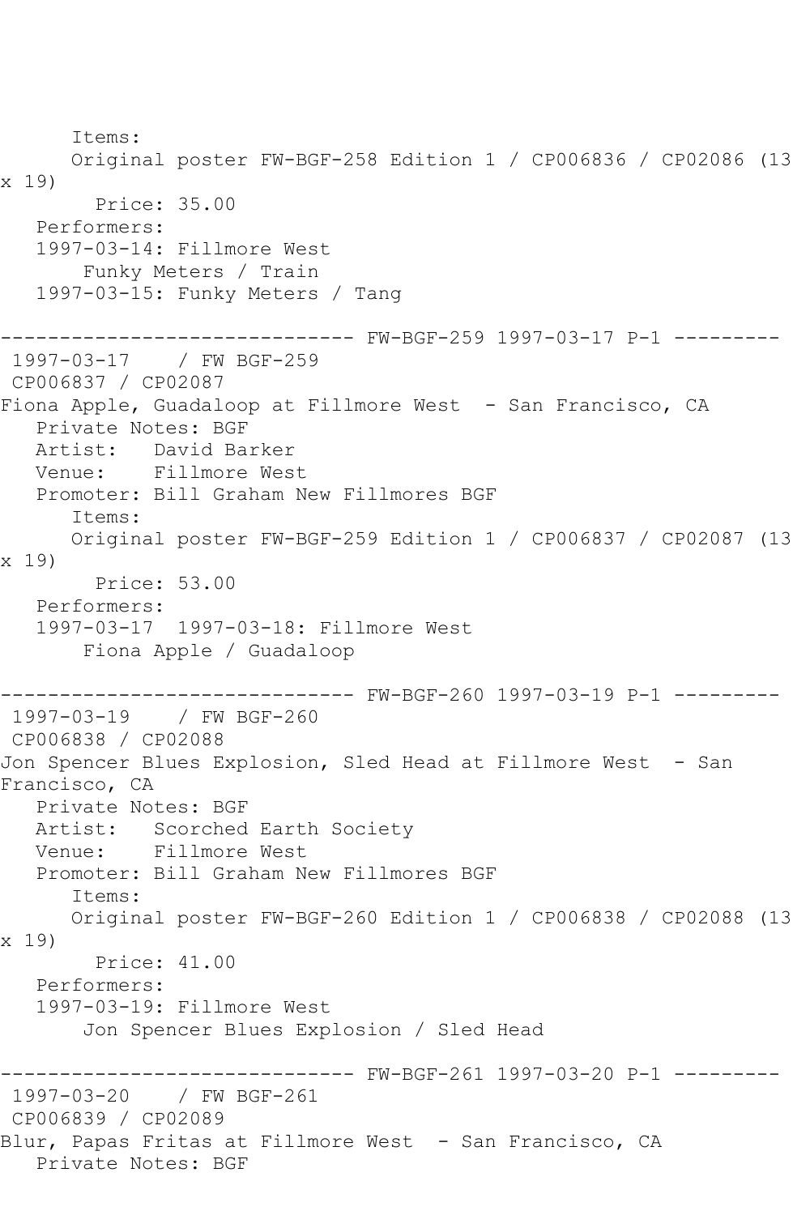Items:
Original poster FW-BGF-258 Edition 1 / CP006836 / CP02086 (13 x 19)
Price: 35.00
Performers:
1997-03-14: Fillmore West
Funky Meters / Train
1997-03-15: Funky Meters / Tang

------------------------------ FW-BGF-259 1997-03-17 P-1 ---------

1997-03-17 / FW BGF-259
CP006837 / CP02087
Fiona Apple, Guadaloop at Fillmore West - San Francisco, CA
Private Notes: BGF
Artist: David Barker
Venue: Fillmore West
Promoter: Bill Graham New Fillmores BGF
Items:
Original poster FW-BGF-259 Edition 1 / CP006837 / CP02087 (13 x 19)
Price: 53.00
Performers:
1997-03-17 1997-03-18: Fillmore West
Fiona Apple / Guadaloop

------------------------------ FW-BGF-260 1997-03-19 P-1 ---------

1997-03-19 / FW BGF-260
CP006838 / CP02088
Jon Spencer Blues Explosion, Sled Head at Fillmore West - San Francisco, CA
Private Notes: BGF
Artist: Scorched Earth Society
Venue: Fillmore West
Promoter: Bill Graham New Fillmores BGF
Items:
Original poster FW-BGF-260 Edition 1 / CP006838 / CP02088 (13 x 19)
Price: 41.00
Performers:
1997-03-19: Fillmore West
Jon Spencer Blues Explosion / Sled Head

------------------------------ FW-BGF-261 1997-03-20 P-1 ---------

1997-03-20 / FW BGF-261
CP006839 / CP02089
Blur, Papas Fritas at Fillmore West - San Francisco, CA
Private Notes: BGF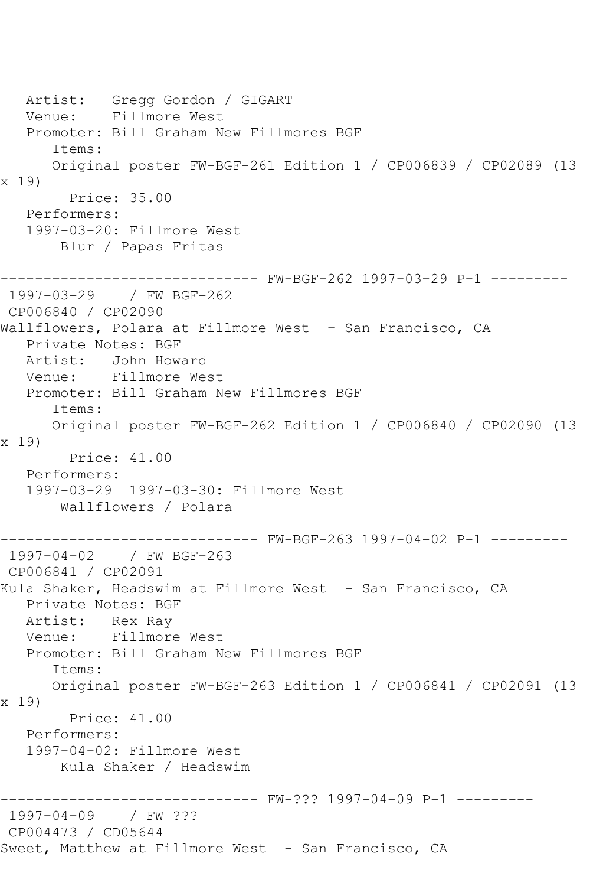```
   Artist:   Gregg Gordon / GIGART
   Venue:    Fillmore West
   Promoter: Bill Graham New Fillmores BGF
      Items:
      Original poster FW-BGF-261 Edition 1 / CP006839 / CP02089 (13
x 19)
        Price: 35.00
   Performers:
   1997-03-20: Fillmore West
       Blur / Papas Fritas

------------------------------ FW-BGF-262 1997-03-29 P-1 ---------
 1997-03-29    / FW BGF-262
 CP006840 / CP02090
Wallflowers, Polara at Fillmore West  - San Francisco, CA
   Private Notes: BGF
   Artist:   John Howard
   Venue:    Fillmore West
   Promoter: Bill Graham New Fillmores BGF
      Items:
      Original poster FW-BGF-262 Edition 1 / CP006840 / CP02090 (13
x 19)
        Price: 41.00
   Performers:
   1997-03-29  1997-03-30: Fillmore West
       Wallflowers / Polara

------------------------------ FW-BGF-263 1997-04-02 P-1 ---------
 1997-04-02    / FW BGF-263
 CP006841 / CP02091
Kula Shaker, Headswim at Fillmore West  - San Francisco, CA
   Private Notes: BGF
   Artist:   Rex Ray
   Venue:    Fillmore West
   Promoter: Bill Graham New Fillmores BGF
      Items:
      Original poster FW-BGF-263 Edition 1 / CP006841 / CP02091 (13
x 19)
        Price: 41.00
   Performers:
   1997-04-02: Fillmore West
       Kula Shaker / Headswim

------------------------------ FW-??? 1997-04-09 P-1 ---------
 1997-04-09    / FW ???
 CP004473 / CD05644
Sweet, Matthew at Fillmore West  - San Francisco, CA
```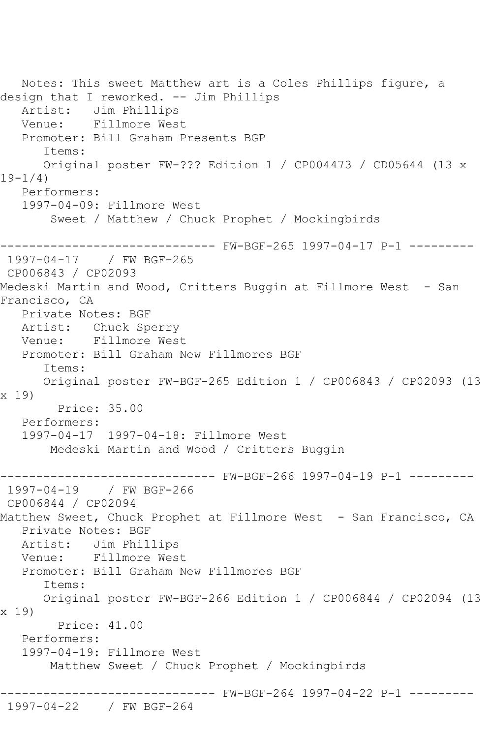Notes: This sweet Matthew art is a Coles Phillips figure, a design that I reworked. -- Jim Phillips
Artist: Jim Phillips
Venue: Fillmore West
Promoter: Bill Graham Presents BGP
Items:
Original poster FW-??? Edition 1 / CP004473 / CD05644 (13 x 19-1/4)
Performers:
1997-04-09: Fillmore West
Sweet / Matthew / Chuck Prophet / Mockingbirds

------------------------------ FW-BGF-265 1997-04-17 P-1 ---------

1997-04-17 / FW BGF-265
CP006843 / CP02093
Medeski Martin and Wood, Critters Buggin at Fillmore West - San Francisco, CA
Private Notes: BGF
Artist: Chuck Sperry
Venue: Fillmore West
Promoter: Bill Graham New Fillmores BGF
Items:
Original poster FW-BGF-265 Edition 1 / CP006843 / CP02093 (13 x 19)
Price: 35.00
Performers:
1997-04-17 1997-04-18: Fillmore West
Medeski Martin and Wood / Critters Buggin

------------------------------ FW-BGF-266 1997-04-19 P-1 ---------

1997-04-19 / FW BGF-266
CP006844 / CP02094
Matthew Sweet, Chuck Prophet at Fillmore West - San Francisco, CA
Private Notes: BGF
Artist: Jim Phillips
Venue: Fillmore West
Promoter: Bill Graham New Fillmores BGF
Items:
Original poster FW-BGF-266 Edition 1 / CP006844 / CP02094 (13 x 19)
Price: 41.00
Performers:
1997-04-19: Fillmore West
Matthew Sweet / Chuck Prophet / Mockingbirds

------------------------------ FW-BGF-264 1997-04-22 P-1 ---------

1997-04-22 / FW BGF-264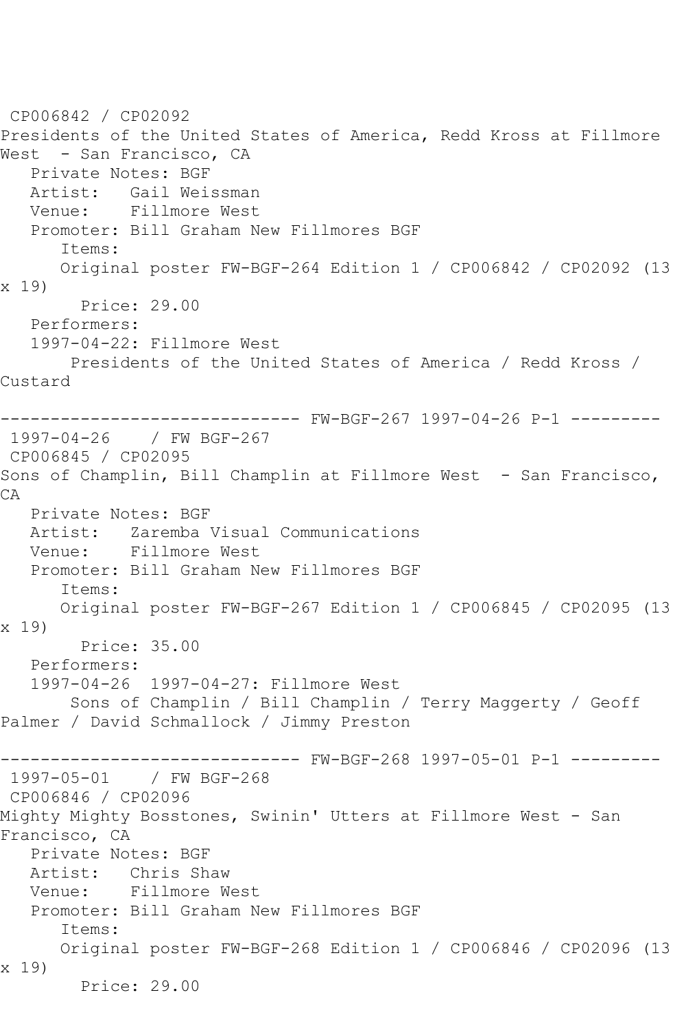CP006842 / CP02092
Presidents of the United States of America, Redd Kross at Fillmore West - San Francisco, CA
   Private Notes: BGF
   Artist: Gail Weissman
   Venue: Fillmore West
   Promoter: Bill Graham New Fillmores BGF
      Items:
      Original poster FW-BGF-264 Edition 1 / CP006842 / CP02092 (13 x 19)
        Price: 29.00
   Performers:
   1997-04-22: Fillmore West
       Presidents of the United States of America / Redd Kross / Custard

------------------------------ FW-BGF-267 1997-04-26 P-1 ---------
1997-04-26    / FW BGF-267
CP006845 / CP02095
Sons of Champlin, Bill Champlin at Fillmore West - San Francisco, CA
   Private Notes: BGF
   Artist: Zaremba Visual Communications
   Venue: Fillmore West
   Promoter: Bill Graham New Fillmores BGF
      Items:
      Original poster FW-BGF-267 Edition 1 / CP006845 / CP02095 (13 x 19)
        Price: 35.00
   Performers:
   1997-04-26 1997-04-27: Fillmore West
       Sons of Champlin / Bill Champlin / Terry Maggerty / Geoff Palmer / David Schmallock / Jimmy Preston

------------------------------ FW-BGF-268 1997-05-01 P-1 ---------
1997-05-01    / FW BGF-268
CP006846 / CP02096
Mighty Mighty Bosstones, Swinin' Utters at Fillmore West - San Francisco, CA
   Private Notes: BGF
   Artist: Chris Shaw
   Venue: Fillmore West
   Promoter: Bill Graham New Fillmores BGF
      Items:
      Original poster FW-BGF-268 Edition 1 / CP006846 / CP02096 (13 x 19)
        Price: 29.00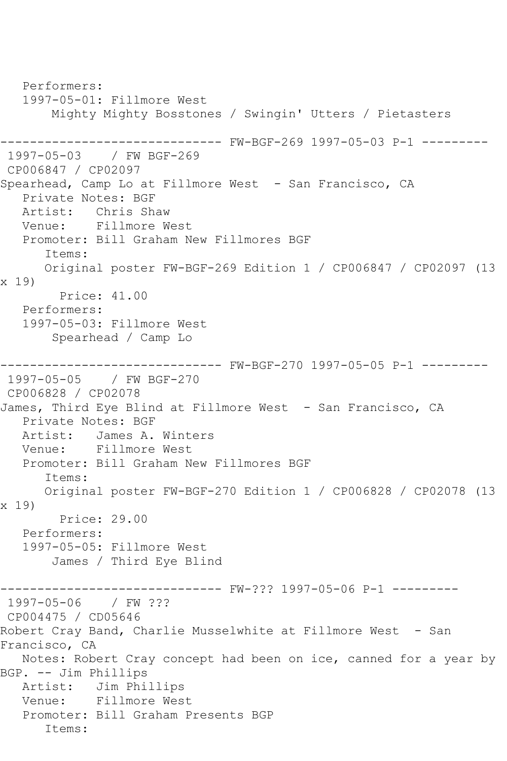```
   Performers:
   1997-05-01: Fillmore West
       Mighty Mighty Bosstones / Swingin' Utters / Pietasters

------------------------------ FW-BGF-269 1997-05-03 P-1 ---------
 1997-05-03    / FW BGF-269
 CP006847 / CP02097
Spearhead, Camp Lo at Fillmore West  - San Francisco, CA
   Private Notes: BGF
   Artist:   Chris Shaw
   Venue:    Fillmore West
   Promoter: Bill Graham New Fillmores BGF
      Items:
      Original poster FW-BGF-269 Edition 1 / CP006847 / CP02097 (13
x 19)
        Price: 41.00
   Performers:
   1997-05-03: Fillmore West
       Spearhead / Camp Lo

------------------------------ FW-BGF-270 1997-05-05 P-1 ---------
 1997-05-05    / FW BGF-270
 CP006828 / CP02078
James, Third Eye Blind at Fillmore West  - San Francisco, CA
   Private Notes: BGF
   Artist:   James A. Winters
   Venue:    Fillmore West
   Promoter: Bill Graham New Fillmores BGF
      Items:
      Original poster FW-BGF-270 Edition 1 / CP006828 / CP02078 (13
x 19)
        Price: 29.00
   Performers:
   1997-05-05: Fillmore West
       James / Third Eye Blind

------------------------------ FW-??? 1997-05-06 P-1 ---------
 1997-05-06    / FW ???
 CP004475 / CD05646
Robert Cray Band, Charlie Musselwhite at Fillmore West  - San
Francisco, CA
   Notes: Robert Cray concept had been on ice, canned for a year by
BGP. -- Jim Phillips
   Artist:   Jim Phillips
   Venue:    Fillmore West
   Promoter: Bill Graham Presents BGP
      Items:
```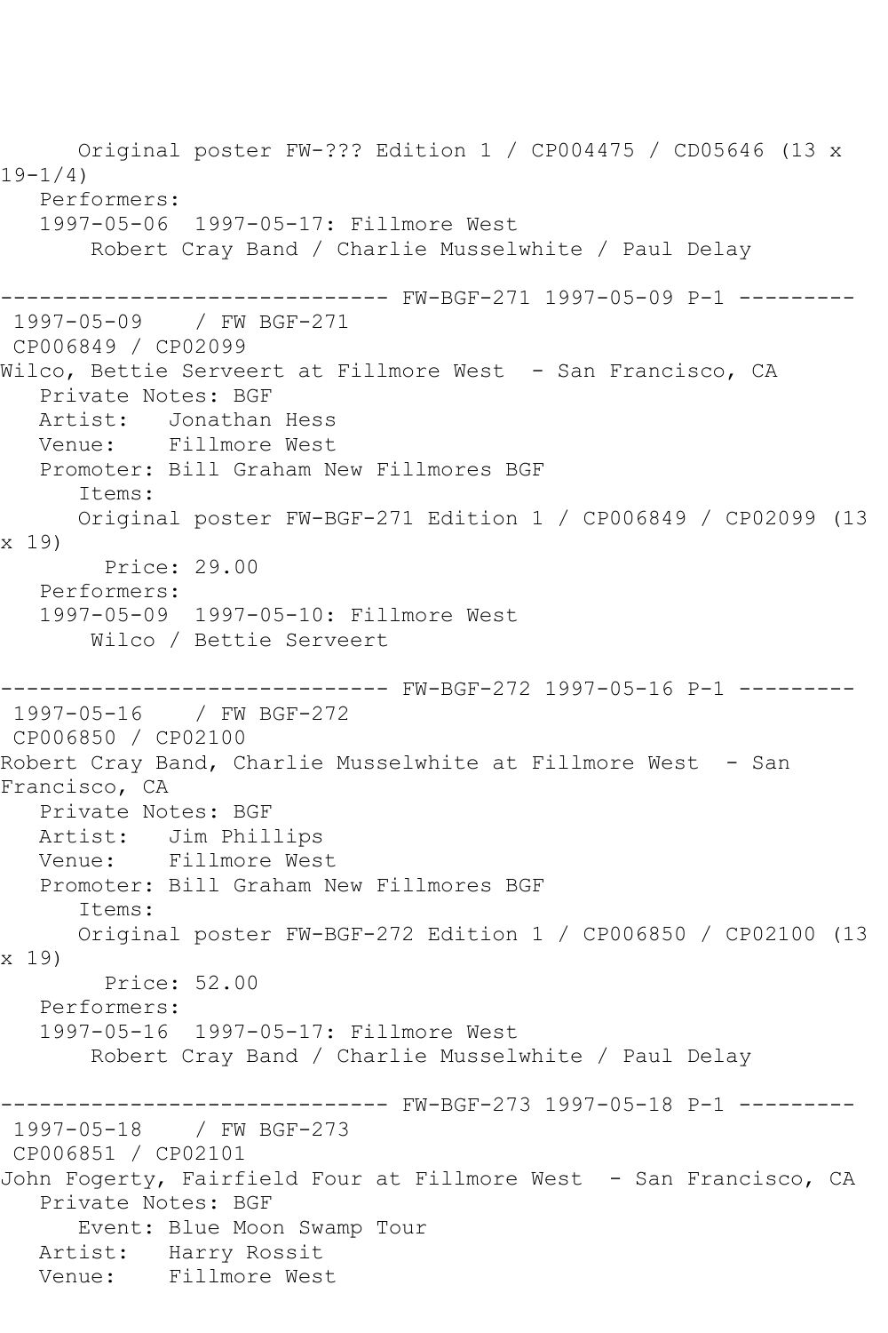Original poster FW-??? Edition 1 / CP004475 / CD05646 (13 x 19-1/4)
Performers:
1997-05-06 1997-05-17: Fillmore West
Robert Cray Band / Charlie Musselwhite / Paul Delay

------------------------------ FW-BGF-271 1997-05-09 P-1 ---------

1997-05-09 / FW BGF-271
CP006849 / CP02099
Wilco, Bettie Serveert at Fillmore West - San Francisco, CA
Private Notes: BGF
Artist: Jonathan Hess
Venue: Fillmore West
Promoter: Bill Graham New Fillmores BGF
Items:
Original poster FW-BGF-271 Edition 1 / CP006849 / CP02099 (13 x 19)
Price: 29.00
Performers:
1997-05-09 1997-05-10: Fillmore West
Wilco / Bettie Serveert

------------------------------ FW-BGF-272 1997-05-16 P-1 ---------

1997-05-16 / FW BGF-272
CP006850 / CP02100
Robert Cray Band, Charlie Musselwhite at Fillmore West - San Francisco, CA
Private Notes: BGF
Artist: Jim Phillips
Venue: Fillmore West
Promoter: Bill Graham New Fillmores BGF
Items:
Original poster FW-BGF-272 Edition 1 / CP006850 / CP02100 (13 x 19)
Price: 52.00
Performers:
1997-05-16 1997-05-17: Fillmore West
Robert Cray Band / Charlie Musselwhite / Paul Delay

------------------------------ FW-BGF-273 1997-05-18 P-1 ---------

1997-05-18 / FW BGF-273
CP006851 / CP02101
John Fogerty, Fairfield Four at Fillmore West - San Francisco, CA
Private Notes: BGF
Event: Blue Moon Swamp Tour
Artist: Harry Rossit
Venue: Fillmore West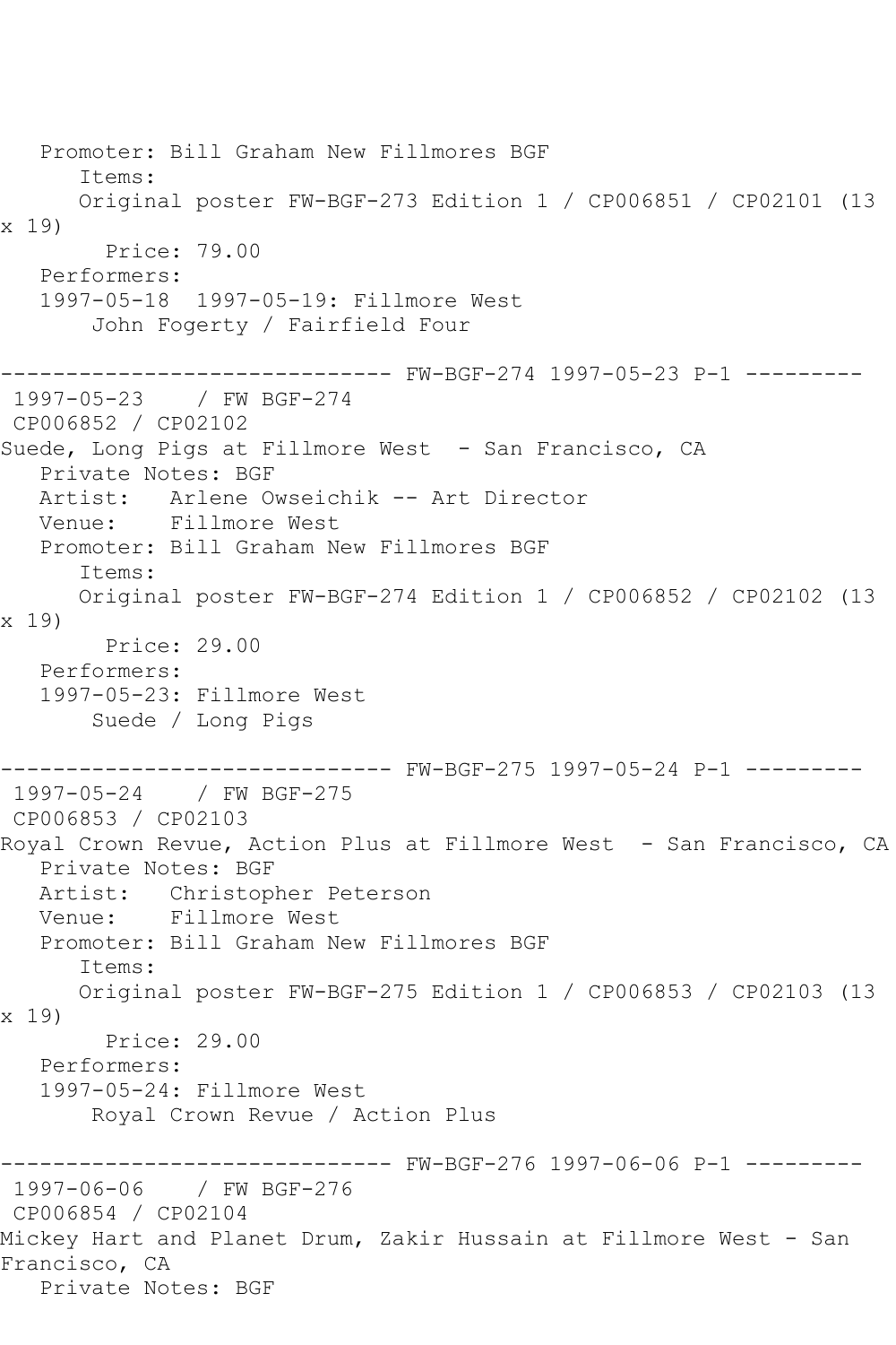Promoter: Bill Graham New Fillmores BGF
Items:
Original poster FW-BGF-273 Edition 1 / CP006851 / CP02101 (13 x 19)
Price: 79.00
Performers:
1997-05-18 1997-05-19: Fillmore West
John Fogerty / Fairfield Four

------------------------------ FW-BGF-274 1997-05-23 P-1 ---------
1997-05-23 / FW BGF-274
CP006852 / CP02102
Suede, Long Pigs at Fillmore West - San Francisco, CA
Private Notes: BGF
Artist: Arlene Owseichik -- Art Director
Venue: Fillmore West
Promoter: Bill Graham New Fillmores BGF
Items:
Original poster FW-BGF-274 Edition 1 / CP006852 / CP02102 (13 x 19)
Price: 29.00
Performers:
1997-05-23: Fillmore West
Suede / Long Pigs

------------------------------ FW-BGF-275 1997-05-24 P-1 ---------
1997-05-24 / FW BGF-275
CP006853 / CP02103
Royal Crown Revue, Action Plus at Fillmore West - San Francisco, CA
Private Notes: BGF
Artist: Christopher Peterson
Venue: Fillmore West
Promoter: Bill Graham New Fillmores BGF
Items:
Original poster FW-BGF-275 Edition 1 / CP006853 / CP02103 (13 x 19)
Price: 29.00
Performers:
1997-05-24: Fillmore West
Royal Crown Revue / Action Plus

------------------------------ FW-BGF-276 1997-06-06 P-1 ---------
1997-06-06 / FW BGF-276
CP006854 / CP02104
Mickey Hart and Planet Drum, Zakir Hussain at Fillmore West - San Francisco, CA
Private Notes: BGF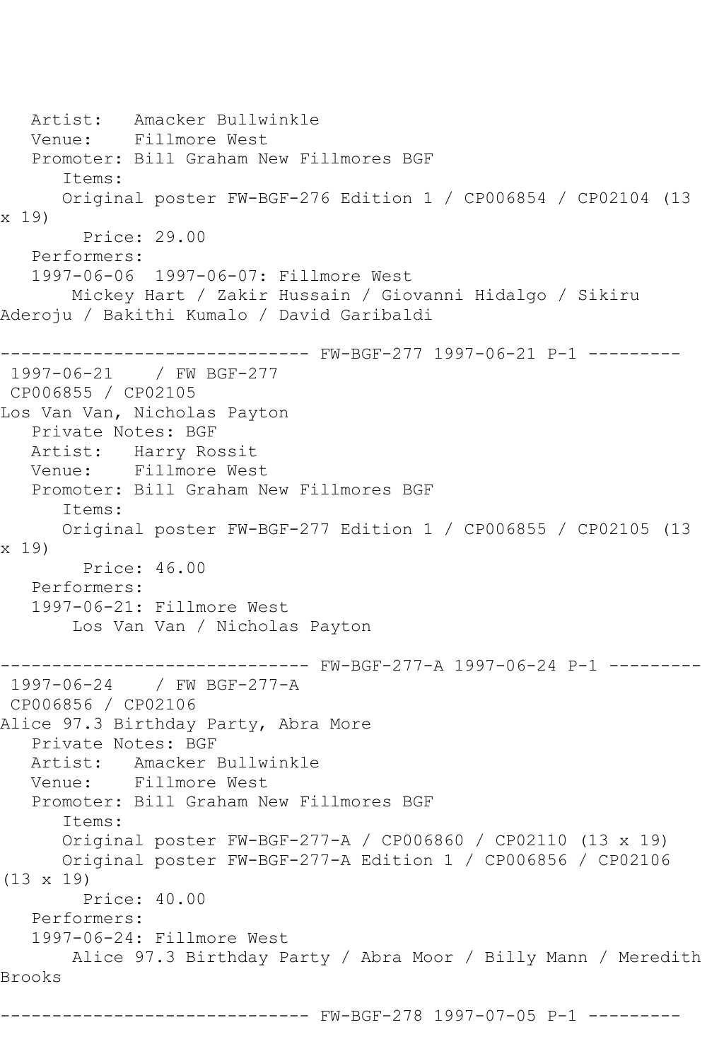Artist: Amacker Bullwinkle
Venue: Fillmore West
Promoter: Bill Graham New Fillmores BGF
Items:
Original poster FW-BGF-276 Edition 1 / CP006854 / CP02104 (13 x 19)
Price: 29.00
Performers:
1997-06-06 1997-06-07: Fillmore West
Mickey Hart / Zakir Hussain / Giovanni Hidalgo / Sikiru Aderoju / Bakithi Kumalo / David Garibaldi

------------------------------ FW-BGF-277 1997-06-21 P-1 ---------

1997-06-21 / FW BGF-277
CP006855 / CP02105
Los Van Van, Nicholas Payton
Private Notes: BGF
Artist: Harry Rossit
Venue: Fillmore West
Promoter: Bill Graham New Fillmores BGF
Items:
Original poster FW-BGF-277 Edition 1 / CP006855 / CP02105 (13 x 19)
Price: 46.00
Performers:
1997-06-21: Fillmore West
Los Van Van / Nicholas Payton

------------------------------ FW-BGF-277-A 1997-06-24 P-1 ---------

1997-06-24 / FW BGF-277-A
CP006856 / CP02106
Alice 97.3 Birthday Party, Abra More
Private Notes: BGF
Artist: Amacker Bullwinkle
Venue: Fillmore West
Promoter: Bill Graham New Fillmores BGF
Items:
Original poster FW-BGF-277-A / CP006860 / CP02110 (13 x 19)
Original poster FW-BGF-277-A Edition 1 / CP006856 / CP02106 (13 x 19)
Price: 40.00
Performers:
1997-06-24: Fillmore West
Alice 97.3 Birthday Party / Abra Moor / Billy Mann / Meredith Brooks

------------------------------ FW-BGF-278 1997-07-05 P-1 ---------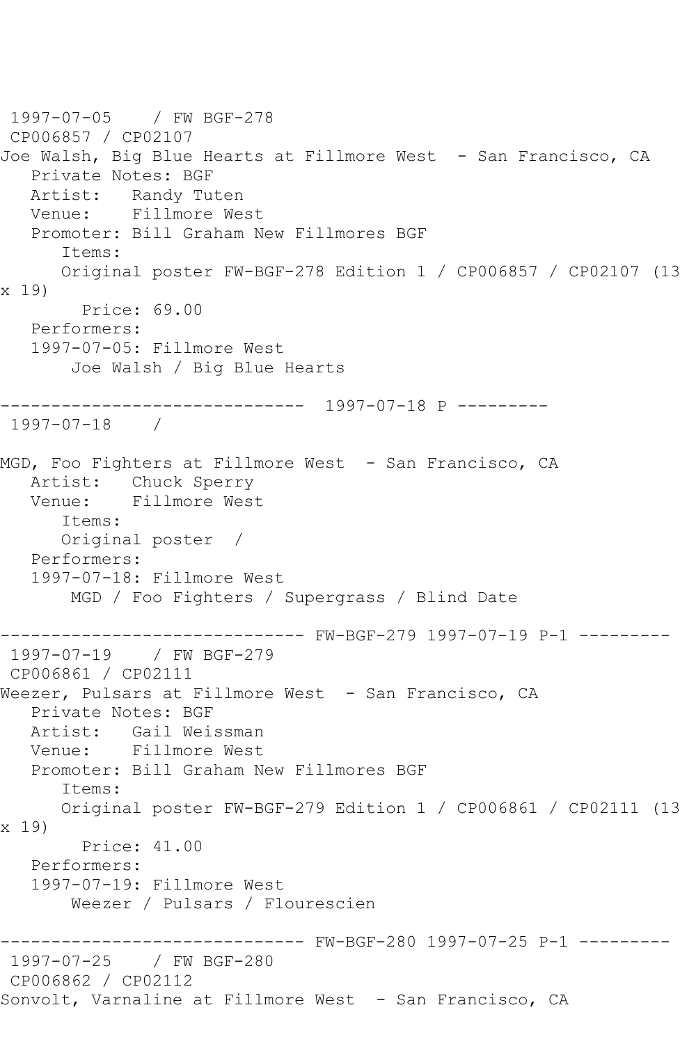```
 1997-07-05    / FW BGF-278
 CP006857 / CP02107
Joe Walsh, Big Blue Hearts at Fillmore West  - San Francisco, CA
   Private Notes: BGF
   Artist:   Randy Tuten
   Venue:    Fillmore West
   Promoter: Bill Graham New Fillmores BGF
      Items:
      Original poster FW-BGF-278 Edition 1 / CP006857 / CP02107 (13
x 19)
        Price: 69.00
   Performers:
   1997-07-05: Fillmore West
       Joe Walsh / Big Blue Hearts

------------------------------  1997-07-18 P ---------
 1997-07-18    /

MGD, Foo Fighters at Fillmore West  - San Francisco, CA
   Artist:   Chuck Sperry
   Venue:    Fillmore West
      Items:
      Original poster  /
   Performers:
   1997-07-18: Fillmore West
       MGD / Foo Fighters / Supergrass / Blind Date

------------------------------ FW-BGF-279 1997-07-19 P-1 ---------
 1997-07-19    / FW BGF-279
 CP006861 / CP02111
Weezer, Pulsars at Fillmore West  - San Francisco, CA
   Private Notes: BGF
   Artist:   Gail Weissman
   Venue:    Fillmore West
   Promoter: Bill Graham New Fillmores BGF
      Items:
      Original poster FW-BGF-279 Edition 1 / CP006861 / CP02111 (13
x 19)
        Price: 41.00
   Performers:
   1997-07-19: Fillmore West
       Weezer / Pulsars / Flourescien

------------------------------ FW-BGF-280 1997-07-25 P-1 ---------
 1997-07-25    / FW BGF-280
 CP006862 / CP02112
Sonvolt, Varnaline at Fillmore West  - San Francisco, CA
```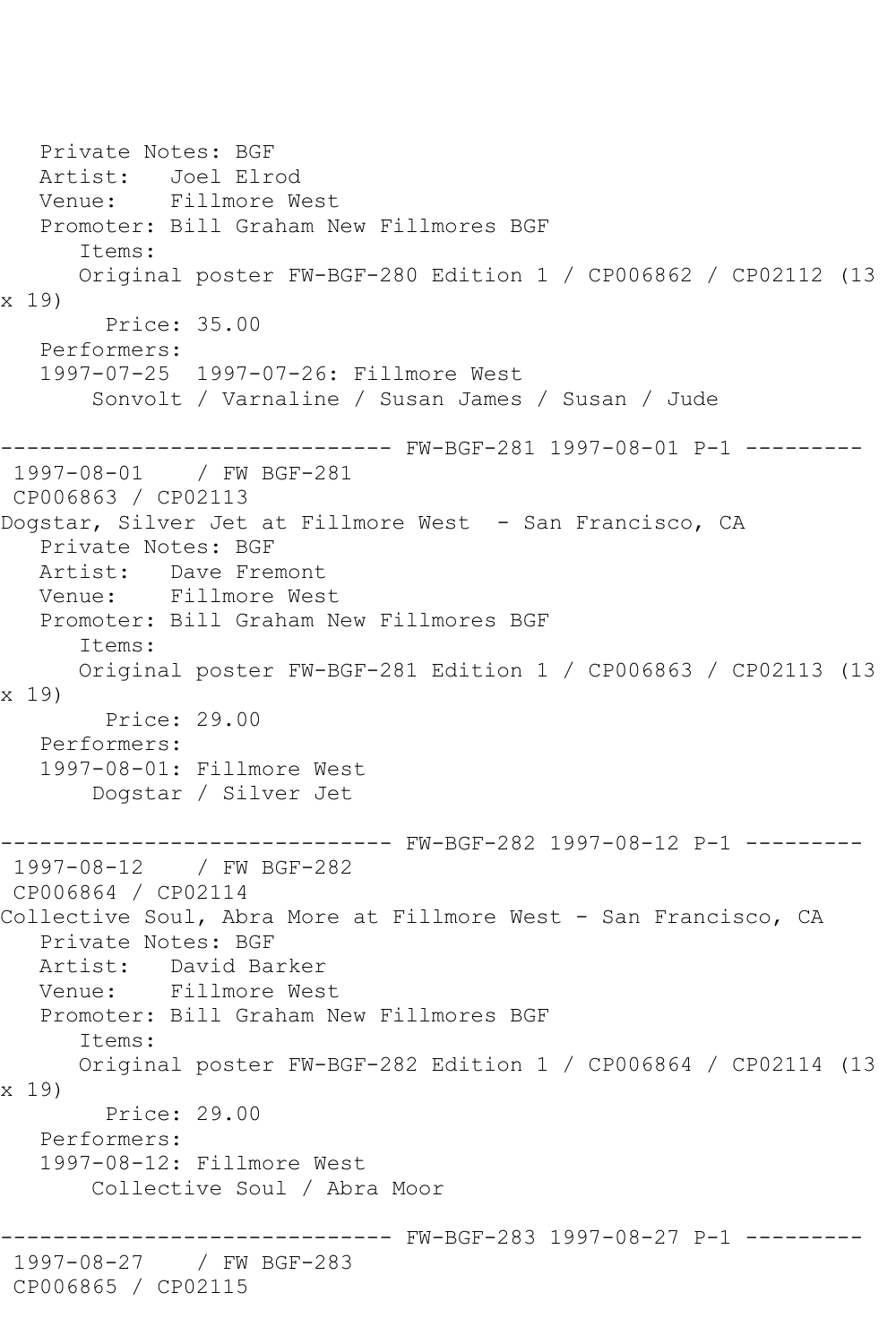Private Notes: BGF
Artist: Joel Elrod
Venue: Fillmore West
Promoter: Bill Graham New Fillmores BGF
Items:
Original poster FW-BGF-280 Edition 1 / CP006862 / CP02112 (13 x 19)
Price: 35.00
Performers:
1997-07-25 1997-07-26: Fillmore West
Sonvolt / Varnaline / Susan James / Susan / Jude

------------------------------ FW-BGF-281 1997-08-01 P-1 ---------

1997-08-01 / FW BGF-281
CP006863 / CP02113
Dogstar, Silver Jet at Fillmore West - San Francisco, CA
Private Notes: BGF
Artist: Dave Fremont
Venue: Fillmore West
Promoter: Bill Graham New Fillmores BGF
Items:
Original poster FW-BGF-281 Edition 1 / CP006863 / CP02113 (13 x 19)
Price: 29.00
Performers:
1997-08-01: Fillmore West
Dogstar / Silver Jet

------------------------------ FW-BGF-282 1997-08-12 P-1 ---------

1997-08-12 / FW BGF-282
CP006864 / CP02114
Collective Soul, Abra More at Fillmore West - San Francisco, CA
Private Notes: BGF
Artist: David Barker
Venue: Fillmore West
Promoter: Bill Graham New Fillmores BGF
Items:
Original poster FW-BGF-282 Edition 1 / CP006864 / CP02114 (13 x 19)
Price: 29.00
Performers:
1997-08-12: Fillmore West
Collective Soul / Abra Moor

------------------------------ FW-BGF-283 1997-08-27 P-1 ---------

1997-08-27 / FW BGF-283
CP006865 / CP02115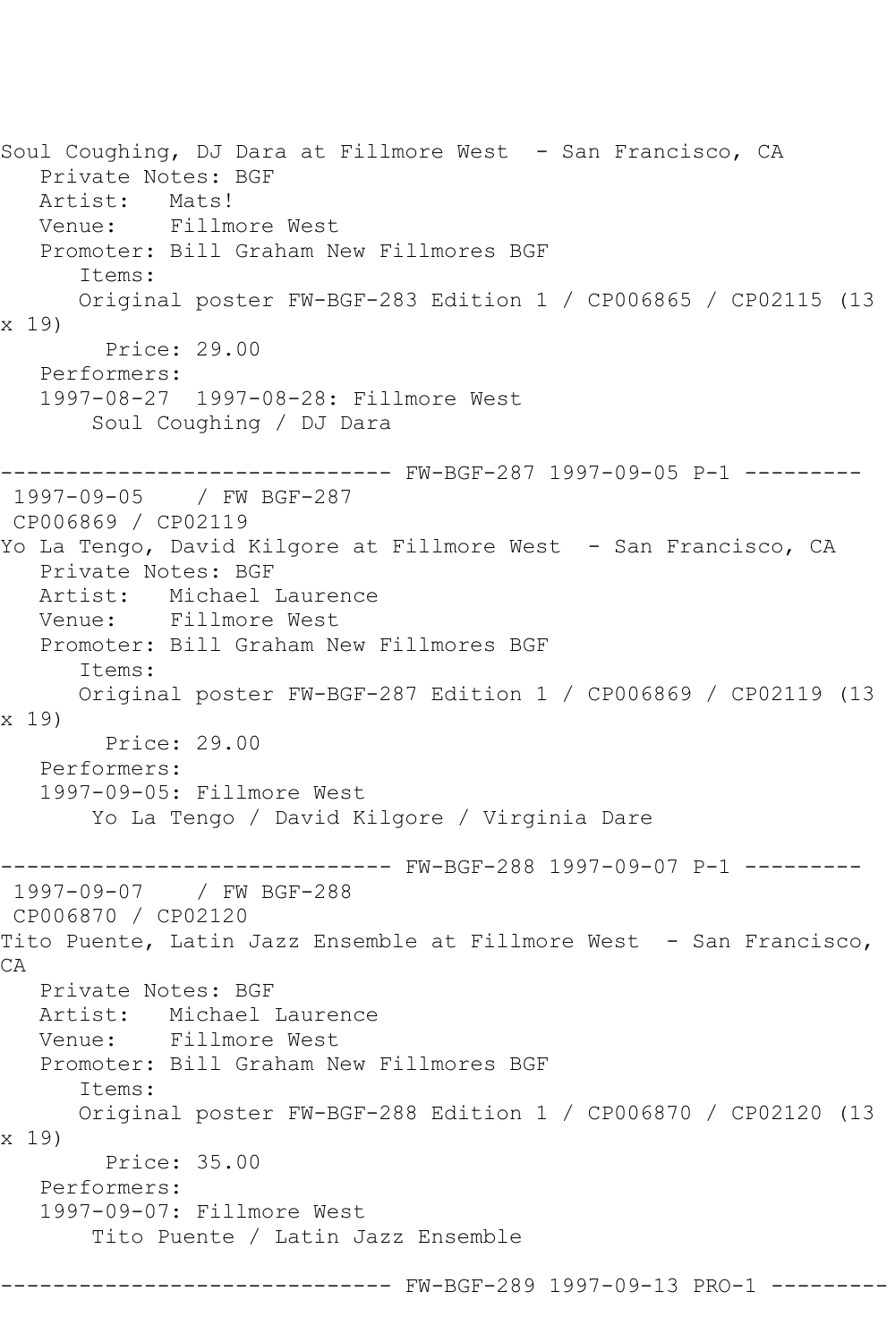Soul Coughing, DJ Dara at Fillmore West - San Francisco, CA
Private Notes: BGF
Artist: Mats!
Venue: Fillmore West
Promoter: Bill Graham New Fillmores BGF
Items:
Original poster FW-BGF-283 Edition 1 / CP006865 / CP02115 (13 x 19)
Price: 29.00
Performers:
1997-08-27 1997-08-28: Fillmore West
Soul Coughing / DJ Dara

------------------------------ FW-BGF-287 1997-09-05 P-1 ---------
1997-09-05 / FW BGF-287
CP006869 / CP02119
Yo La Tengo, David Kilgore at Fillmore West - San Francisco, CA
Private Notes: BGF
Artist: Michael Laurence
Venue: Fillmore West
Promoter: Bill Graham New Fillmores BGF
Items:
Original poster FW-BGF-287 Edition 1 / CP006869 / CP02119 (13 x 19)
Price: 29.00
Performers:
1997-09-05: Fillmore West
Yo La Tengo / David Kilgore / Virginia Dare

------------------------------ FW-BGF-288 1997-09-07 P-1 ---------
1997-09-07 / FW BGF-288
CP006870 / CP02120
Tito Puente, Latin Jazz Ensemble at Fillmore West - San Francisco, CA
Private Notes: BGF
Artist: Michael Laurence
Venue: Fillmore West
Promoter: Bill Graham New Fillmores BGF
Items:
Original poster FW-BGF-288 Edition 1 / CP006870 / CP02120 (13 x 19)
Price: 35.00
Performers:
1997-09-07: Fillmore West
Tito Puente / Latin Jazz Ensemble

------------------------------ FW-BGF-289 1997-09-13 PRO-1 ---------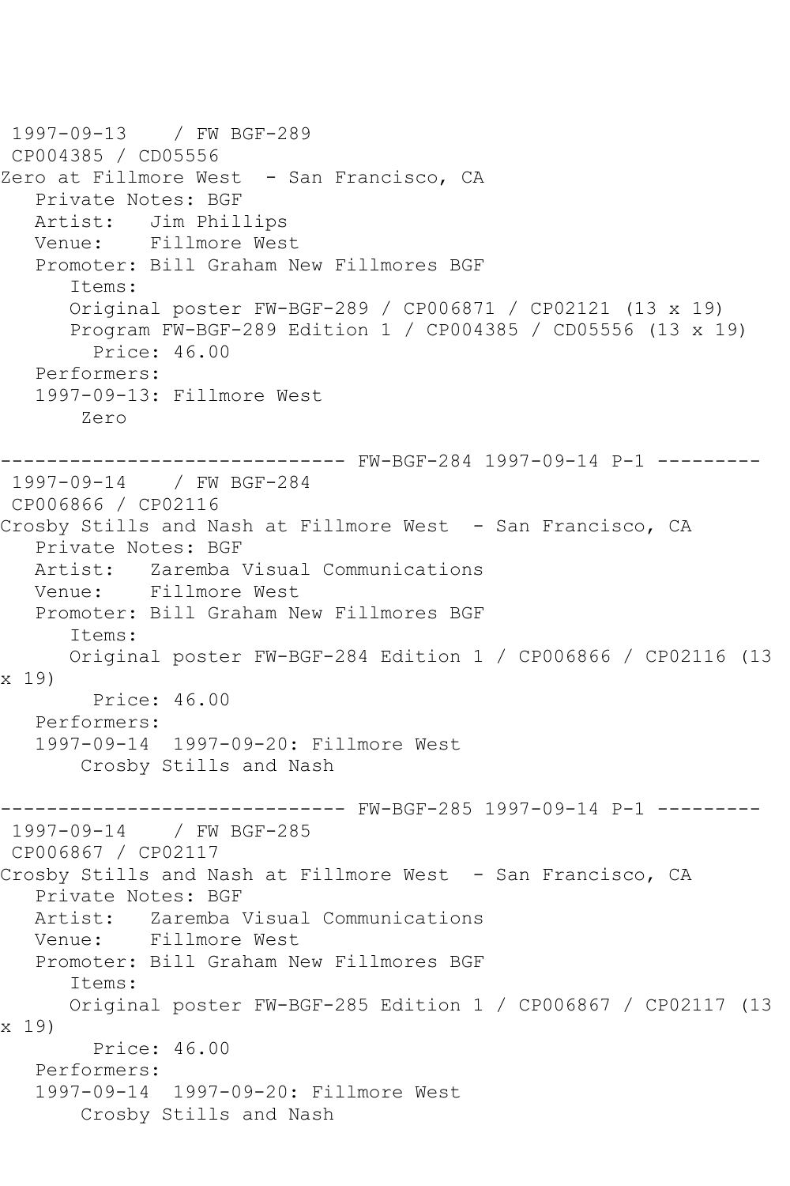1997-09-13 / FW BGF-289
CP004385 / CD05556
Zero at Fillmore West - San Francisco, CA
Private Notes: BGF
Artist: Jim Phillips
Venue: Fillmore West
Promoter: Bill Graham New Fillmores BGF
Items:
Original poster FW-BGF-289 / CP006871 / CP02121 (13 x 19)
Program FW-BGF-289 Edition 1 / CP004385 / CD05556 (13 x 19)
Price: 46.00
Performers:
1997-09-13: Fillmore West
Zero

------------------------------ FW-BGF-284 1997-09-14 P-1 ---------

1997-09-14 / FW BGF-284
CP006866 / CP02116
Crosby Stills and Nash at Fillmore West - San Francisco, CA
Private Notes: BGF
Artist: Zaremba Visual Communications
Venue: Fillmore West
Promoter: Bill Graham New Fillmores BGF
Items:
Original poster FW-BGF-284 Edition 1 / CP006866 / CP02116 (13 x 19)
Price: 46.00
Performers:
1997-09-14 1997-09-20: Fillmore West
Crosby Stills and Nash

------------------------------ FW-BGF-285 1997-09-14 P-1 ---------

1997-09-14 / FW BGF-285
CP006867 / CP02117
Crosby Stills and Nash at Fillmore West - San Francisco, CA
Private Notes: BGF
Artist: Zaremba Visual Communications
Venue: Fillmore West
Promoter: Bill Graham New Fillmores BGF
Items:
Original poster FW-BGF-285 Edition 1 / CP006867 / CP02117 (13 x 19)
Price: 46.00
Performers:
1997-09-14 1997-09-20: Fillmore West
Crosby Stills and Nash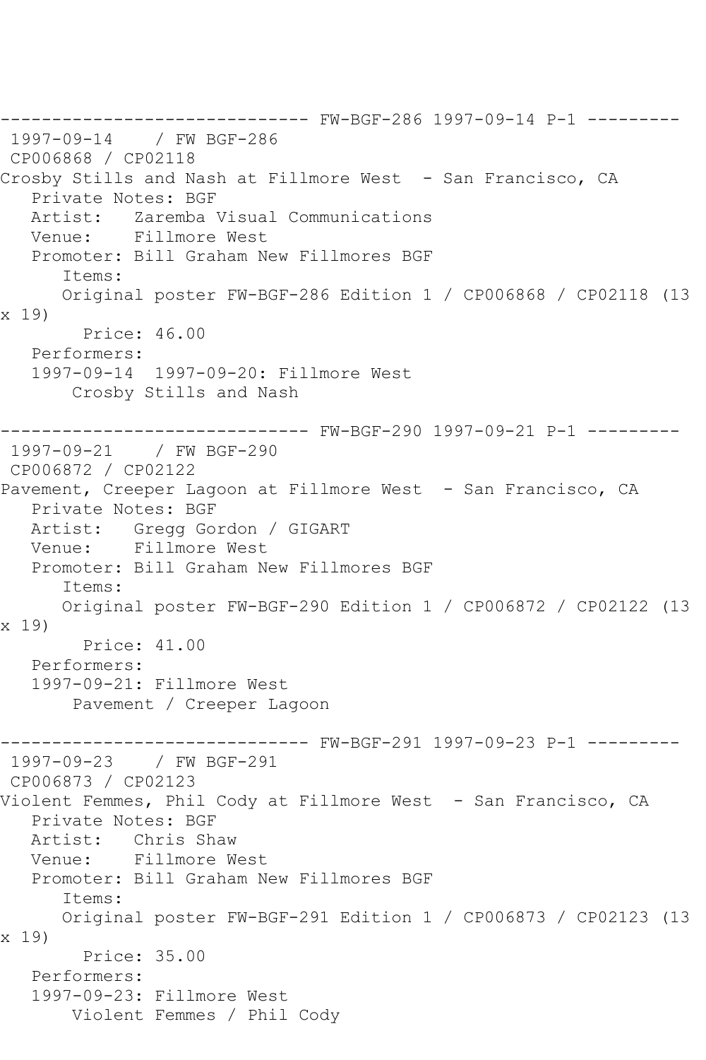------------------------------ FW-BGF-286 1997-09-14 P-1 ---------

1997-09-14 / FW BGF-286
CP006868 / CP02118
Crosby Stills and Nash at Fillmore West - San Francisco, CA
Private Notes: BGF
Artist: Zaremba Visual Communications
Venue: Fillmore West
Promoter: Bill Graham New Fillmores BGF
Items:
Original poster FW-BGF-286 Edition 1 / CP006868 / CP02118 (13 x 19)
Price: 46.00
Performers:
1997-09-14 1997-09-20: Fillmore West
Crosby Stills and Nash

------------------------------ FW-BGF-290 1997-09-21 P-1 ---------

1997-09-21 / FW BGF-290
CP006872 / CP02122
Pavement, Creeper Lagoon at Fillmore West - San Francisco, CA
Private Notes: BGF
Artist: Gregg Gordon / GIGART
Venue: Fillmore West
Promoter: Bill Graham New Fillmores BGF
Items:
Original poster FW-BGF-290 Edition 1 / CP006872 / CP02122 (13 x 19)
Price: 41.00
Performers:
1997-09-21: Fillmore West
Pavement / Creeper Lagoon

------------------------------ FW-BGF-291 1997-09-23 P-1 ---------

1997-09-23 / FW BGF-291
CP006873 / CP02123
Violent Femmes, Phil Cody at Fillmore West - San Francisco, CA
Private Notes: BGF
Artist: Chris Shaw
Venue: Fillmore West
Promoter: Bill Graham New Fillmores BGF
Items:
Original poster FW-BGF-291 Edition 1 / CP006873 / CP02123 (13 x 19)
Price: 35.00
Performers:
1997-09-23: Fillmore West
Violent Femmes / Phil Cody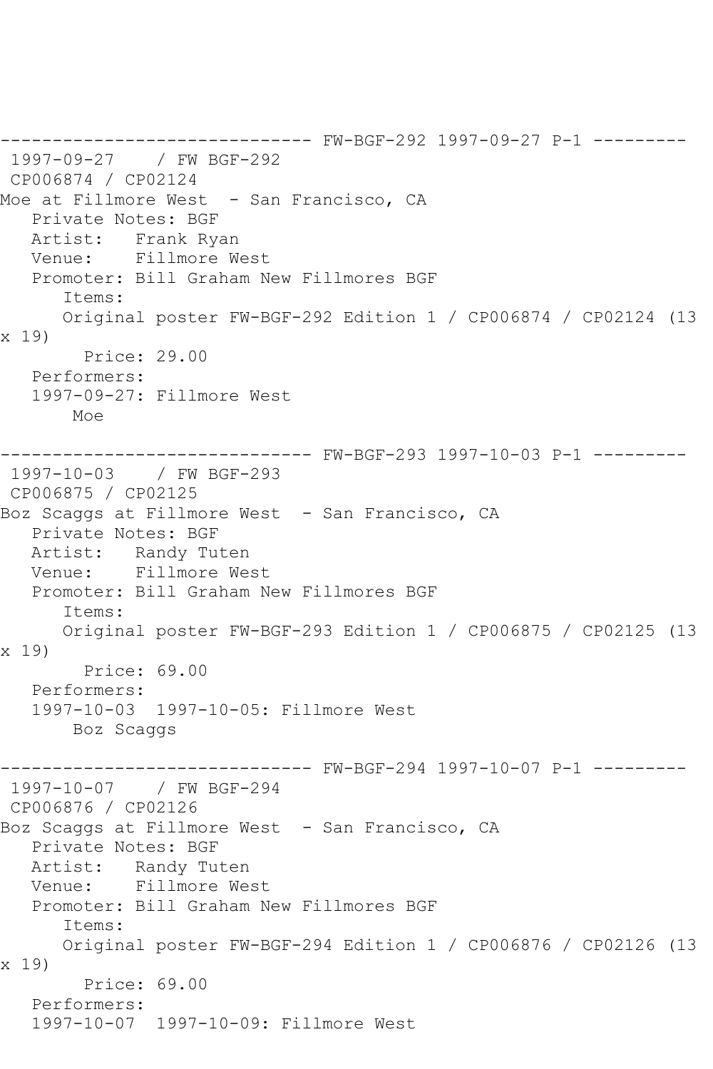------------------------------ FW-BGF-292 1997-09-27 P-1 ---------

1997-09-27 / FW BGF-292
CP006874 / CP02124
Moe at Fillmore West - San Francisco, CA
Private Notes: BGF
Artist: Frank Ryan
Venue: Fillmore West
Promoter: Bill Graham New Fillmores BGF
Items:
Original poster FW-BGF-292 Edition 1 / CP006874 / CP02124 (13 x 19)
Price: 29.00
Performers:
1997-09-27: Fillmore West
Moe

------------------------------ FW-BGF-293 1997-10-03 P-1 ---------

1997-10-03 / FW BGF-293
CP006875 / CP02125
Boz Scaggs at Fillmore West - San Francisco, CA
Private Notes: BGF
Artist: Randy Tuten
Venue: Fillmore West
Promoter: Bill Graham New Fillmores BGF
Items:
Original poster FW-BGF-293 Edition 1 / CP006875 / CP02125 (13 x 19)
Price: 69.00
Performers:
1997-10-03 1997-10-05: Fillmore West
Boz Scaggs

------------------------------ FW-BGF-294 1997-10-07 P-1 ---------

1997-10-07 / FW BGF-294
CP006876 / CP02126
Boz Scaggs at Fillmore West - San Francisco, CA
Private Notes: BGF
Artist: Randy Tuten
Venue: Fillmore West
Promoter: Bill Graham New Fillmores BGF
Items:
Original poster FW-BGF-294 Edition 1 / CP006876 / CP02126 (13 x 19)
Price: 69.00
Performers:
1997-10-07 1997-10-09: Fillmore West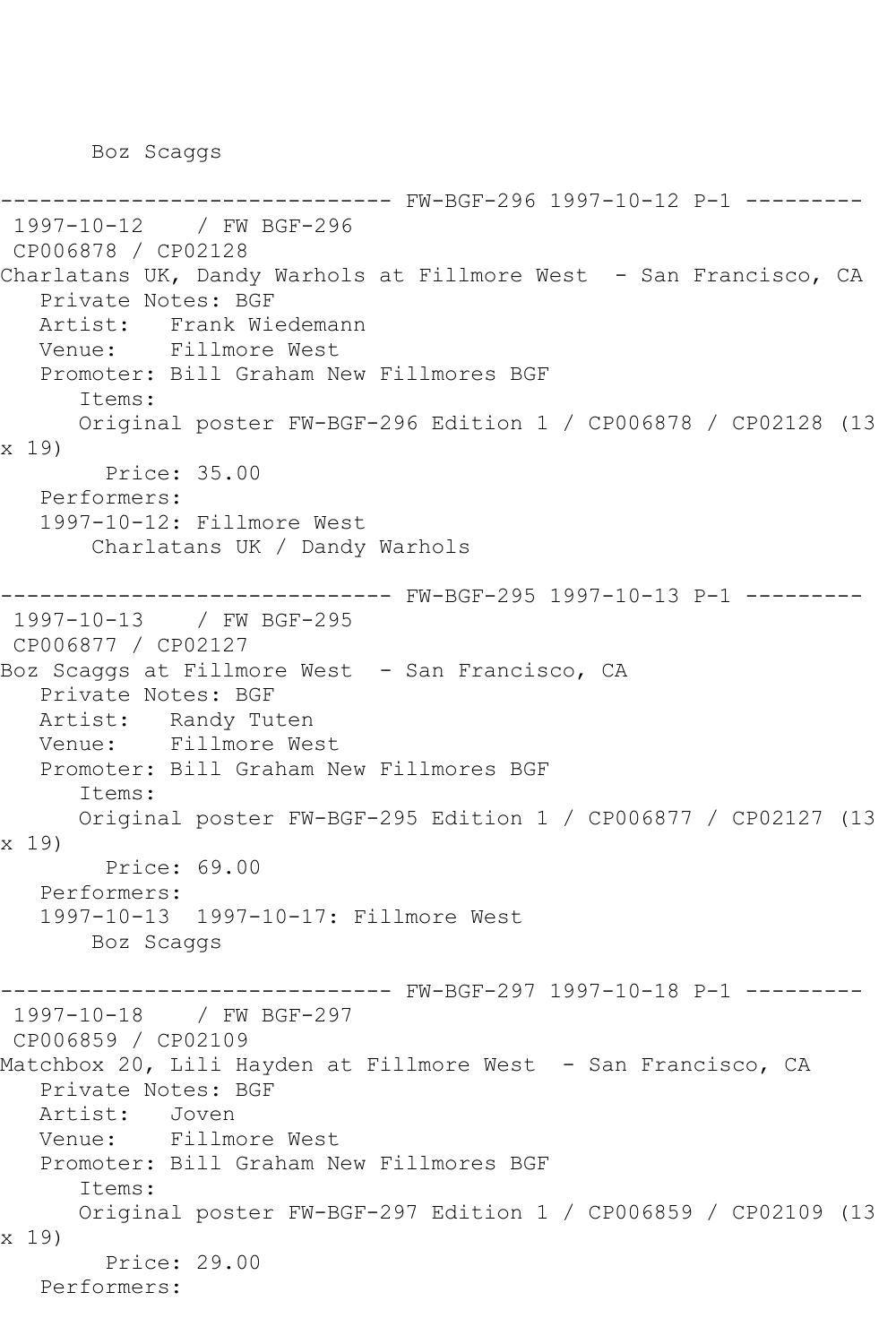Boz Scaggs

------------------------------ FW-BGF-296 1997-10-12 P-1 ---------

1997-10-12 / FW BGF-296

CP006878 / CP02128

Charlatans UK, Dandy Warhols at Fillmore West - San Francisco, CA

Private Notes: BGF

Artist: Frank Wiedemann

Venue: Fillmore West

Promoter: Bill Graham New Fillmores BGF

Items:

Original poster FW-BGF-296 Edition 1 / CP006878 / CP02128 (13 x 19)

Price: 35.00

Performers:

1997-10-12: Fillmore West

Charlatans UK / Dandy Warhols

------------------------------ FW-BGF-295 1997-10-13 P-1 ---------

1997-10-13 / FW BGF-295

CP006877 / CP02127

Boz Scaggs at Fillmore West - San Francisco, CA

Private Notes: BGF

Artist: Randy Tuten

Venue: Fillmore West

Promoter: Bill Graham New Fillmores BGF

Items:

Original poster FW-BGF-295 Edition 1 / CP006877 / CP02127 (13 x 19)

Price: 69.00

Performers:

1997-10-13 1997-10-17: Fillmore West

Boz Scaggs

------------------------------ FW-BGF-297 1997-10-18 P-1 ---------

1997-10-18 / FW BGF-297

CP006859 / CP02109

Matchbox 20, Lili Hayden at Fillmore West - San Francisco, CA

Private Notes: BGF

Artist: Joven

Venue: Fillmore West

Promoter: Bill Graham New Fillmores BGF

Items:

Original poster FW-BGF-297 Edition 1 / CP006859 / CP02109 (13 x 19)

Price: 29.00

Performers: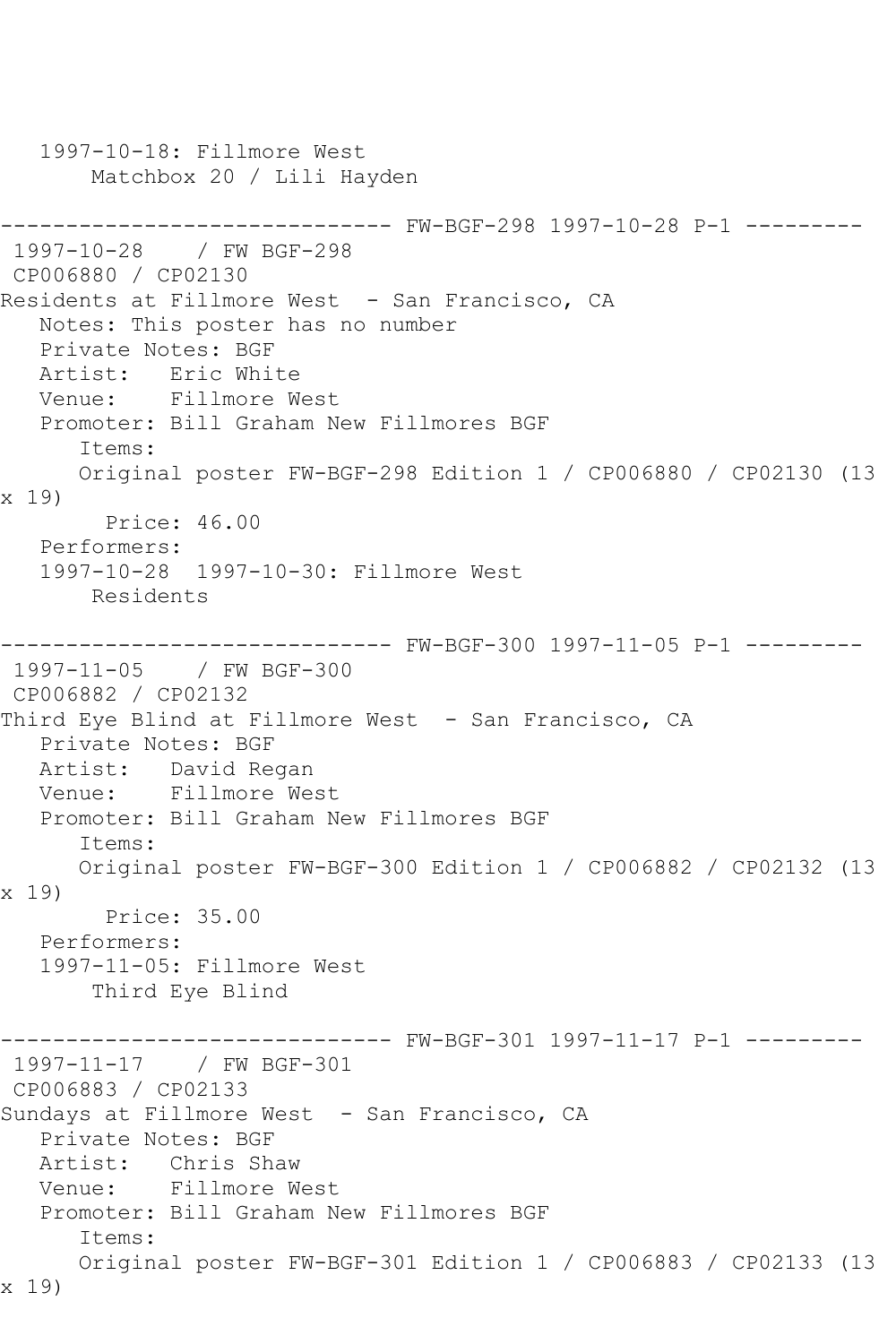1997-10-18: Fillmore West
    Matchbox 20 / Lili Hayden

------------------------------ FW-BGF-298 1997-10-28 P-1 ---------

1997-10-28 / FW BGF-298
CP006880 / CP02130
Residents at Fillmore West - San Francisco, CA
   Notes: This poster has no number
   Private Notes: BGF
   Artist: Eric White
   Venue: Fillmore West
   Promoter: Bill Graham New Fillmores BGF
      Items:
      Original poster FW-BGF-298 Edition 1 / CP006880 / CP02130 (13 x 19)
        Price: 46.00
   Performers:
   1997-10-28 1997-10-30: Fillmore West
       Residents

------------------------------ FW-BGF-300 1997-11-05 P-1 ---------

1997-11-05 / FW BGF-300
CP006882 / CP02132
Third Eye Blind at Fillmore West - San Francisco, CA
   Private Notes: BGF
   Artist: David Regan
   Venue: Fillmore West
   Promoter: Bill Graham New Fillmores BGF
      Items:
      Original poster FW-BGF-300 Edition 1 / CP006882 / CP02132 (13 x 19)
        Price: 35.00
   Performers:
   1997-11-05: Fillmore West
       Third Eye Blind

------------------------------ FW-BGF-301 1997-11-17 P-1 ---------

1997-11-17 / FW BGF-301
CP006883 / CP02133
Sundays at Fillmore West - San Francisco, CA
   Private Notes: BGF
   Artist: Chris Shaw
   Venue: Fillmore West
   Promoter: Bill Graham New Fillmores BGF
      Items:
      Original poster FW-BGF-301 Edition 1 / CP006883 / CP02133 (13 x 19)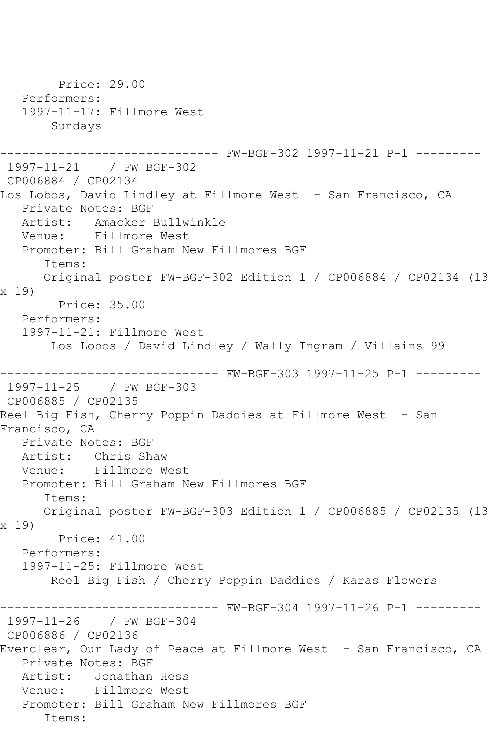Price: 29.00
Performers:
1997-11-17: Fillmore West
Sundays

------------------------------ FW-BGF-302 1997-11-21 P-1 ---------

1997-11-21 / FW BGF-302
CP006884 / CP02134
Los Lobos, David Lindley at Fillmore West - San Francisco, CA
Private Notes: BGF
Artist: Amacker Bullwinkle
Venue: Fillmore West
Promoter: Bill Graham New Fillmores BGF
Items:
Original poster FW-BGF-302 Edition 1 / CP006884 / CP02134 (13 x 19)
Price: 35.00
Performers:
1997-11-21: Fillmore West
Los Lobos / David Lindley / Wally Ingram / Villains 99

------------------------------ FW-BGF-303 1997-11-25 P-1 ---------

1997-11-25 / FW BGF-303
CP006885 / CP02135
Reel Big Fish, Cherry Poppin Daddies at Fillmore West - San Francisco, CA
Private Notes: BGF
Artist: Chris Shaw
Venue: Fillmore West
Promoter: Bill Graham New Fillmores BGF
Items:
Original poster FW-BGF-303 Edition 1 / CP006885 / CP02135 (13 x 19)
Price: 41.00
Performers:
1997-11-25: Fillmore West
Reel Big Fish / Cherry Poppin Daddies / Karas Flowers

------------------------------ FW-BGF-304 1997-11-26 P-1 ---------

1997-11-26 / FW BGF-304
CP006886 / CP02136
Everclear, Our Lady of Peace at Fillmore West - San Francisco, CA
Private Notes: BGF
Artist: Jonathan Hess
Venue: Fillmore West
Promoter: Bill Graham New Fillmores BGF
Items: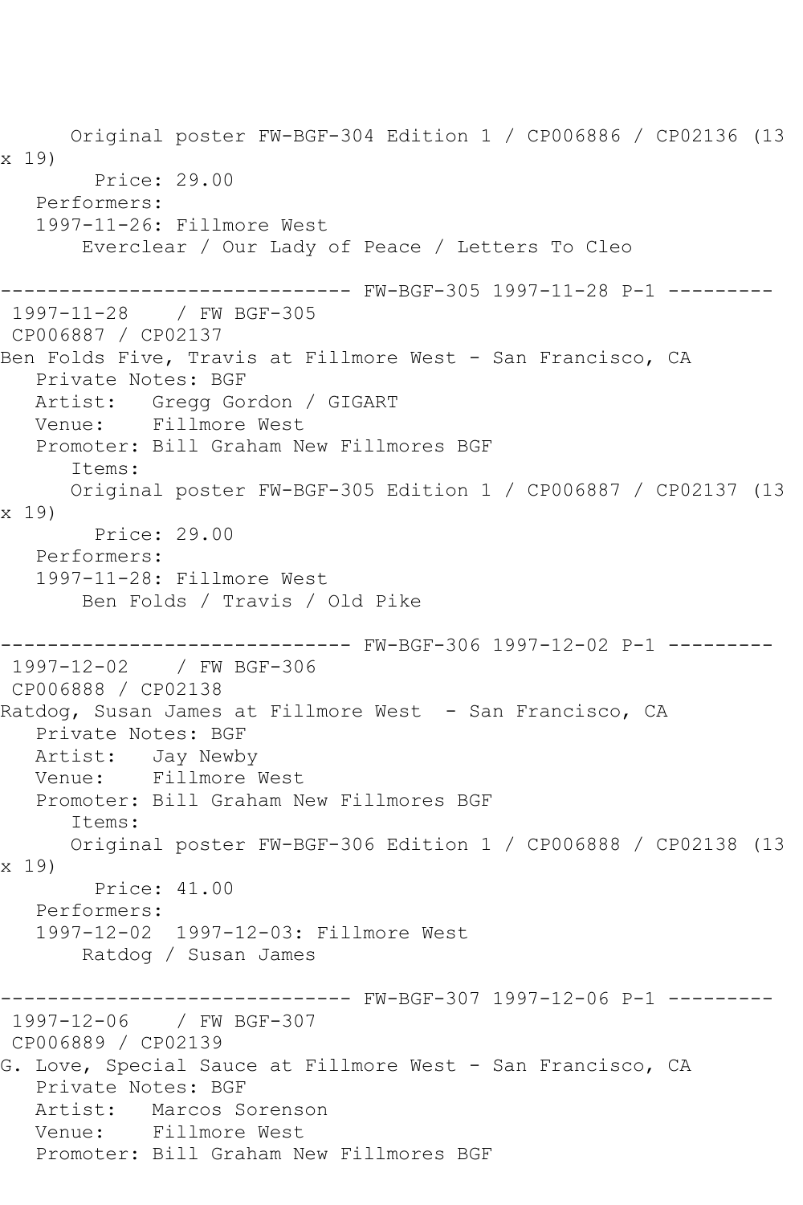Original poster FW-BGF-304 Edition 1 / CP006886 / CP02136 (13 x 19)

Price: 29.00

Performers:

1997-11-26: Fillmore West

Everclear / Our Lady of Peace / Letters To Cleo

------------------------------ FW-BGF-305 1997-11-28 P-1 ---------

1997-11-28 / FW BGF-305

CP006887 / CP02137

Ben Folds Five, Travis at Fillmore West - San Francisco, CA

Private Notes: BGF

Artist: Gregg Gordon / GIGART

Venue: Fillmore West

Promoter: Bill Graham New Fillmores BGF

Items:

Original poster FW-BGF-305 Edition 1 / CP006887 / CP02137 (13 x 19)

Price: 29.00

Performers:

1997-11-28: Fillmore West

Ben Folds / Travis / Old Pike

------------------------------ FW-BGF-306 1997-12-02 P-1 ---------

1997-12-02 / FW BGF-306

CP006888 / CP02138

Ratdog, Susan James at Fillmore West - San Francisco, CA

Private Notes: BGF

Artist: Jay Newby

Venue: Fillmore West

Promoter: Bill Graham New Fillmores BGF

Items:

Original poster FW-BGF-306 Edition 1 / CP006888 / CP02138 (13 x 19)

Price: 41.00

Performers:

1997-12-02 1997-12-03: Fillmore West

Ratdog / Susan James

------------------------------ FW-BGF-307 1997-12-06 P-1 ---------

1997-12-06 / FW BGF-307

CP006889 / CP02139

G. Love, Special Sauce at Fillmore West - San Francisco, CA

Private Notes: BGF

Artist: Marcos Sorenson

Venue: Fillmore West

Promoter: Bill Graham New Fillmores BGF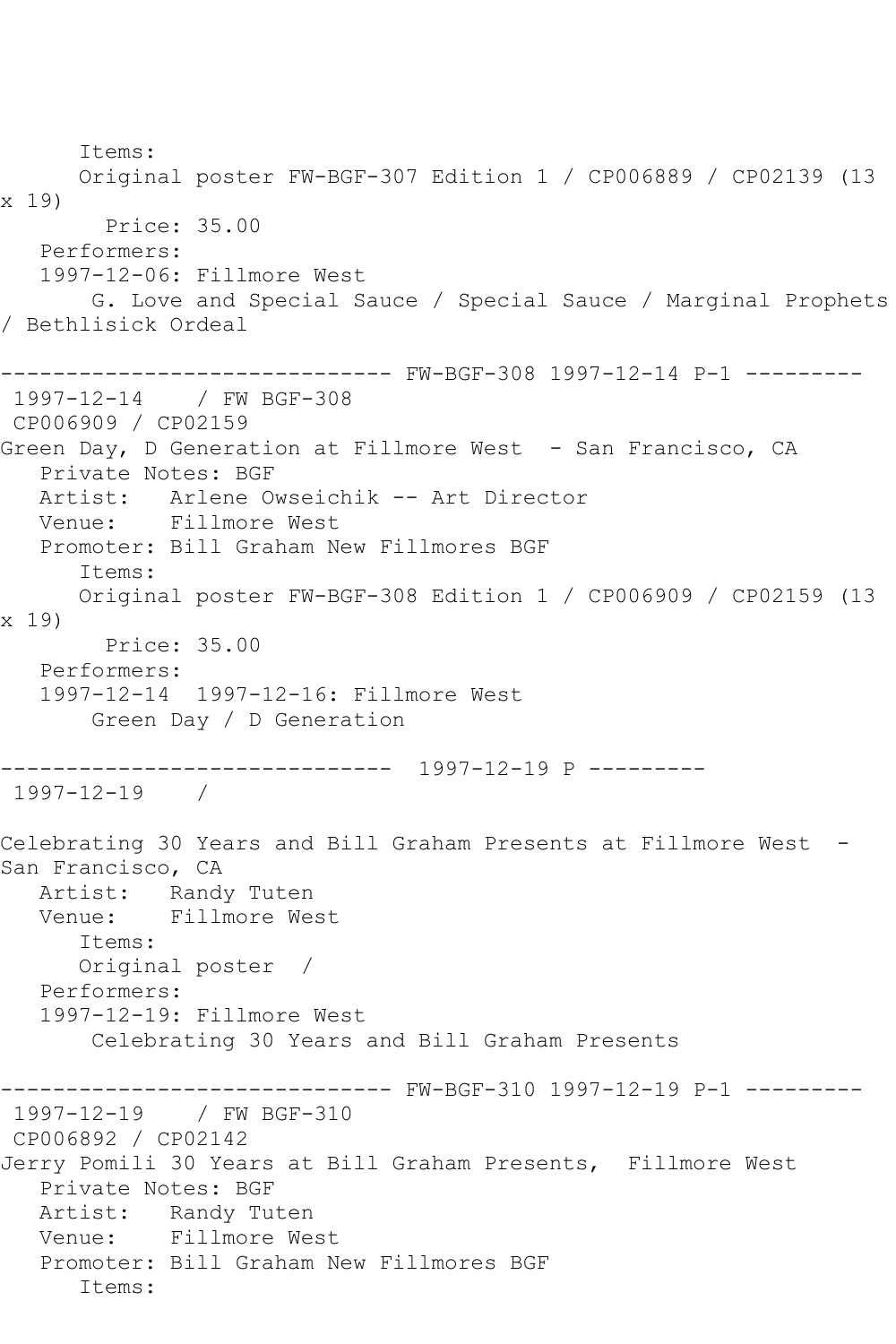```
      Items:
      Original poster FW-BGF-307 Edition 1 / CP006889 / CP02139 (13
x 19)
        Price: 35.00
   Performers:
   1997-12-06: Fillmore West
       G. Love and Special Sauce / Special Sauce / Marginal Prophets
/ Bethlisick Ordeal

------------------------------ FW-BGF-308 1997-12-14 P-1 ---------
 1997-12-14    / FW BGF-308
 CP006909 / CP02159
Green Day, D Generation at Fillmore West  - San Francisco, CA
   Private Notes: BGF
   Artist:   Arlene Owseichik -- Art Director
   Venue:    Fillmore West
   Promoter: Bill Graham New Fillmores BGF
      Items:
      Original poster FW-BGF-308 Edition 1 / CP006909 / CP02159 (13
x 19)
        Price: 35.00
   Performers:
   1997-12-14  1997-12-16: Fillmore West
       Green Day / D Generation

------------------------------  1997-12-19 P ---------
 1997-12-19    /

Celebrating 30 Years and Bill Graham Presents at Fillmore West  -
San Francisco, CA
   Artist:   Randy Tuten
   Venue:    Fillmore West
      Items:
      Original poster  /
   Performers:
   1997-12-19: Fillmore West
       Celebrating 30 Years and Bill Graham Presents

------------------------------ FW-BGF-310 1997-12-19 P-1 ---------
 1997-12-19    / FW BGF-310
 CP006892 / CP02142
Jerry Pomili 30 Years at Bill Graham Presents,  Fillmore West
   Private Notes: BGF
   Artist:   Randy Tuten
   Venue:    Fillmore West
   Promoter: Bill Graham New Fillmores BGF
      Items:
```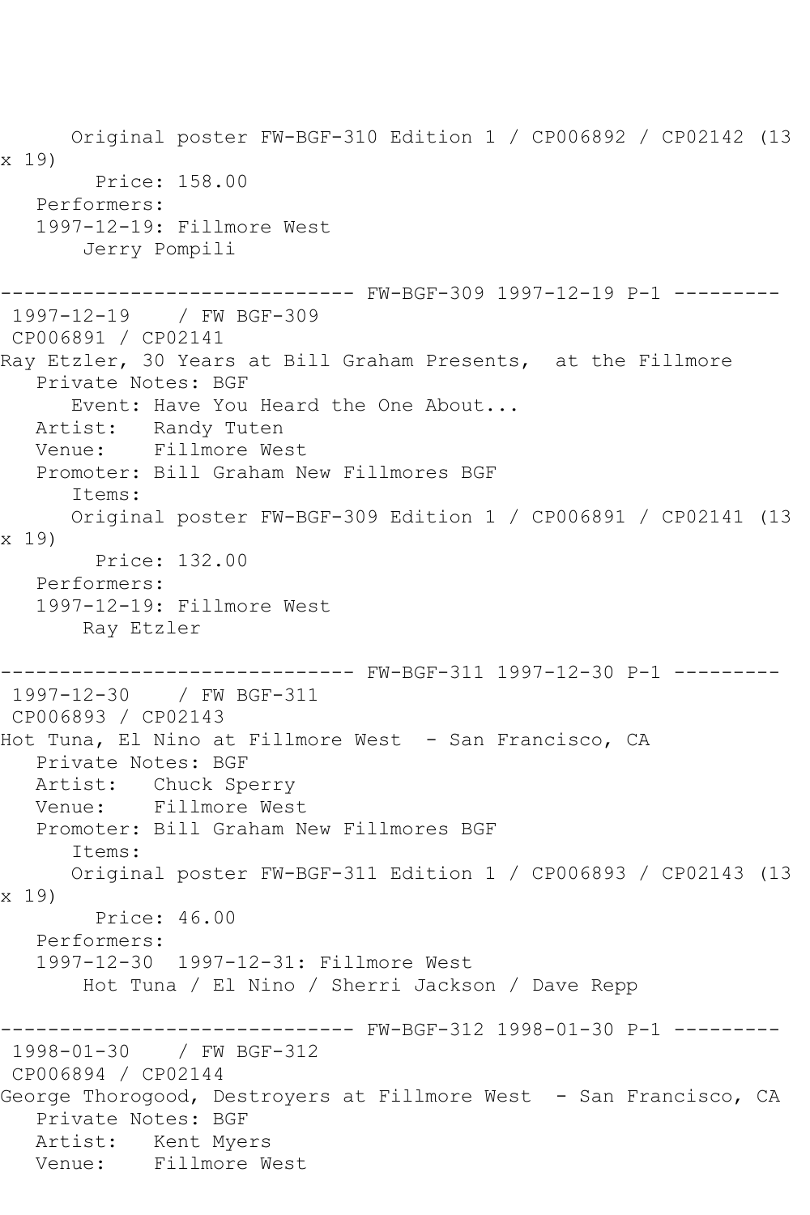Original poster FW-BGF-310 Edition 1 / CP006892 / CP02142 (13 x 19)
Price: 158.00
Performers:
1997-12-19: Fillmore West
Jerry Pompili

------------------------------ FW-BGF-309 1997-12-19 P-1 ---------
1997-12-19 / FW BGF-309
CP006891 / CP02141
Ray Etzler, 30 Years at Bill Graham Presents, at the Fillmore
Private Notes: BGF
Event: Have You Heard the One About...
Artist: Randy Tuten
Venue: Fillmore West
Promoter: Bill Graham New Fillmores BGF
Items:
Original poster FW-BGF-309 Edition 1 / CP006891 / CP02141 (13 x 19)
Price: 132.00
Performers:
1997-12-19: Fillmore West
Ray Etzler

------------------------------ FW-BGF-311 1997-12-30 P-1 ---------
1997-12-30 / FW BGF-311
CP006893 / CP02143
Hot Tuna, El Nino at Fillmore West - San Francisco, CA
Private Notes: BGF
Artist: Chuck Sperry
Venue: Fillmore West
Promoter: Bill Graham New Fillmores BGF
Items:
Original poster FW-BGF-311 Edition 1 / CP006893 / CP02143 (13 x 19)
Price: 46.00
Performers:
1997-12-30 1997-12-31: Fillmore West
Hot Tuna / El Nino / Sherri Jackson / Dave Repp

------------------------------ FW-BGF-312 1998-01-30 P-1 ---------
1998-01-30 / FW BGF-312
CP006894 / CP02144
George Thorogood, Destroyers at Fillmore West - San Francisco, CA
Private Notes: BGF
Artist: Kent Myers
Venue: Fillmore West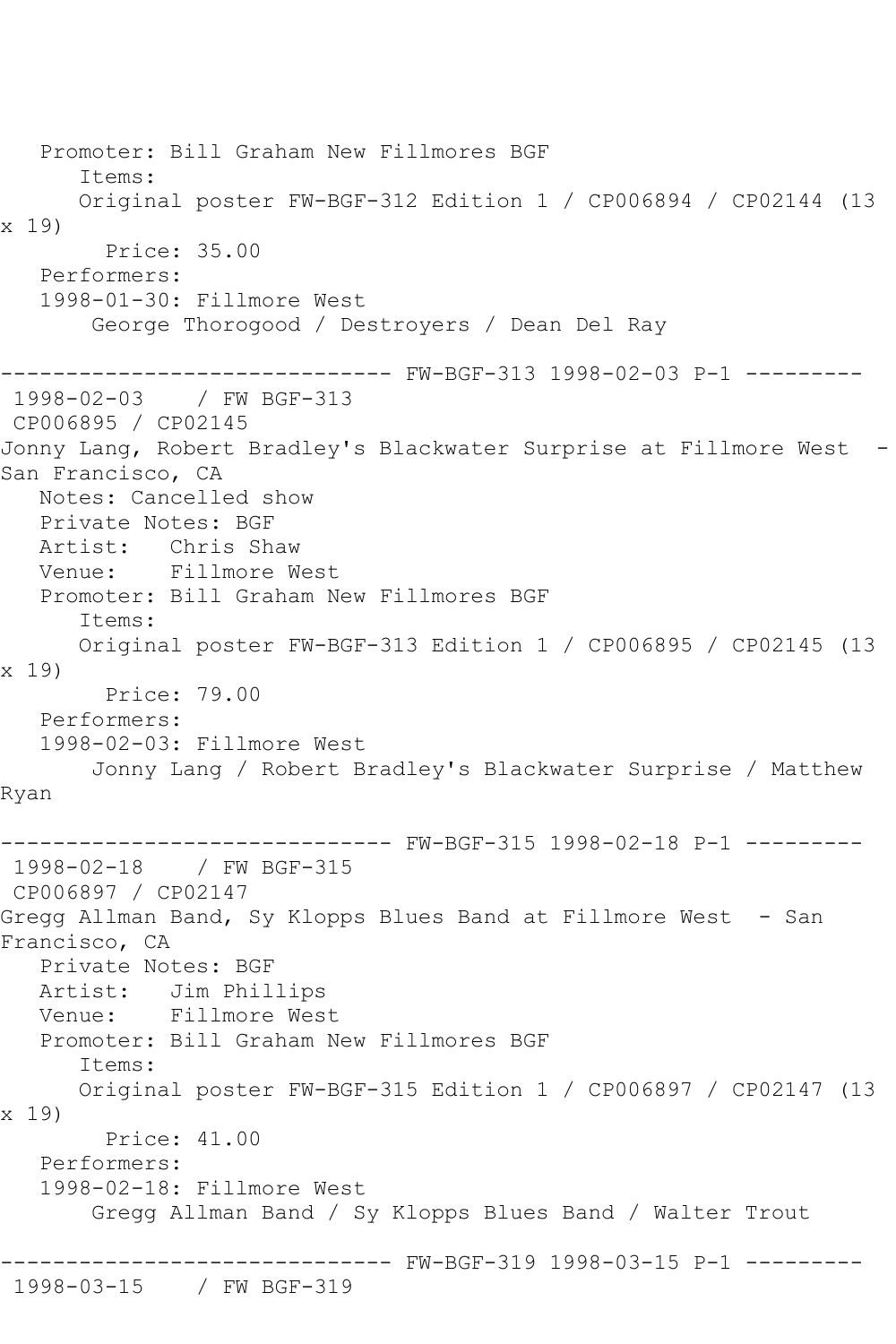Promoter: Bill Graham New Fillmores BGF
Items:
Original poster FW-BGF-312 Edition 1 / CP006894 / CP02144 (13 x 19)
Price: 35.00
Performers:
1998-01-30: Fillmore West
George Thorogood / Destroyers / Dean Del Ray

------------------------------ FW-BGF-313 1998-02-03 P-1 ---------
1998-02-03 / FW BGF-313
CP006895 / CP02145
Jonny Lang, Robert Bradley's Blackwater Surprise at Fillmore West - San Francisco, CA
Notes: Cancelled show
Private Notes: BGF
Artist: Chris Shaw
Venue: Fillmore West
Promoter: Bill Graham New Fillmores BGF
Items:
Original poster FW-BGF-313 Edition 1 / CP006895 / CP02145 (13 x 19)
Price: 79.00
Performers:
1998-02-03: Fillmore West
Jonny Lang / Robert Bradley's Blackwater Surprise / Matthew Ryan

------------------------------ FW-BGF-315 1998-02-18 P-1 ---------
1998-02-18 / FW BGF-315
CP006897 / CP02147
Gregg Allman Band, Sy Klopps Blues Band at Fillmore West - San Francisco, CA
Private Notes: BGF
Artist: Jim Phillips
Venue: Fillmore West
Promoter: Bill Graham New Fillmores BGF
Items:
Original poster FW-BGF-315 Edition 1 / CP006897 / CP02147 (13 x 19)
Price: 41.00
Performers:
1998-02-18: Fillmore West
Gregg Allman Band / Sy Klopps Blues Band / Walter Trout

------------------------------ FW-BGF-319 1998-03-15 P-1 ---------
1998-03-15 / FW BGF-319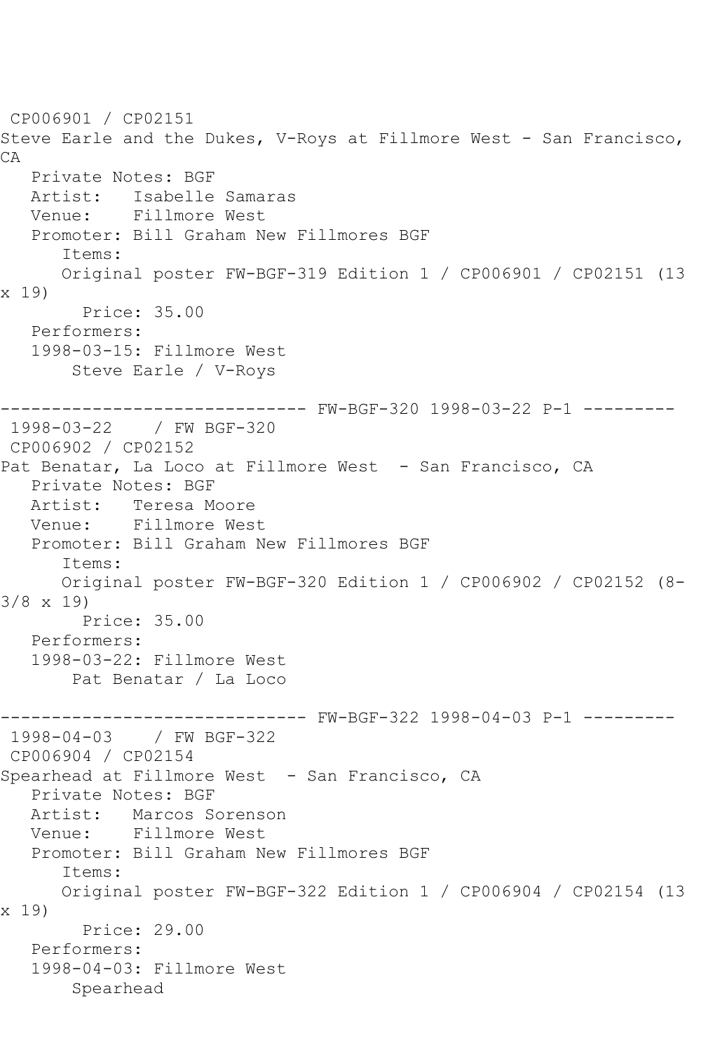CP006901 / CP02151
Steve Earle and the Dukes, V-Roys at Fillmore West - San Francisco, CA

Private Notes: BGF
Artist: Isabelle Samaras
Venue: Fillmore West
Promoter: Bill Graham New Fillmores BGF
Items:
Original poster FW-BGF-319 Edition 1 / CP006901 / CP02151 (13 x 19)
Price: 35.00
Performers:
1998-03-15: Fillmore West
Steve Earle / V-Roys

------------------------------ FW-BGF-320 1998-03-22 P-1 ---------

1998-03-22 / FW BGF-320
CP006902 / CP02152
Pat Benatar, La Loco at Fillmore West - San Francisco, CA

Private Notes: BGF
Artist: Teresa Moore
Venue: Fillmore West
Promoter: Bill Graham New Fillmores BGF
Items:
Original poster FW-BGF-320 Edition 1 / CP006902 / CP02152 (8-3/8 x 19)
Price: 35.00
Performers:
1998-03-22: Fillmore West
Pat Benatar / La Loco

------------------------------ FW-BGF-322 1998-04-03 P-1 ---------

1998-04-03 / FW BGF-322
CP006904 / CP02154
Spearhead at Fillmore West - San Francisco, CA

Private Notes: BGF
Artist: Marcos Sorenson
Venue: Fillmore West
Promoter: Bill Graham New Fillmores BGF
Items:
Original poster FW-BGF-322 Edition 1 / CP006904 / CP02154 (13 x 19)
Price: 29.00
Performers:
1998-04-03: Fillmore West
Spearhead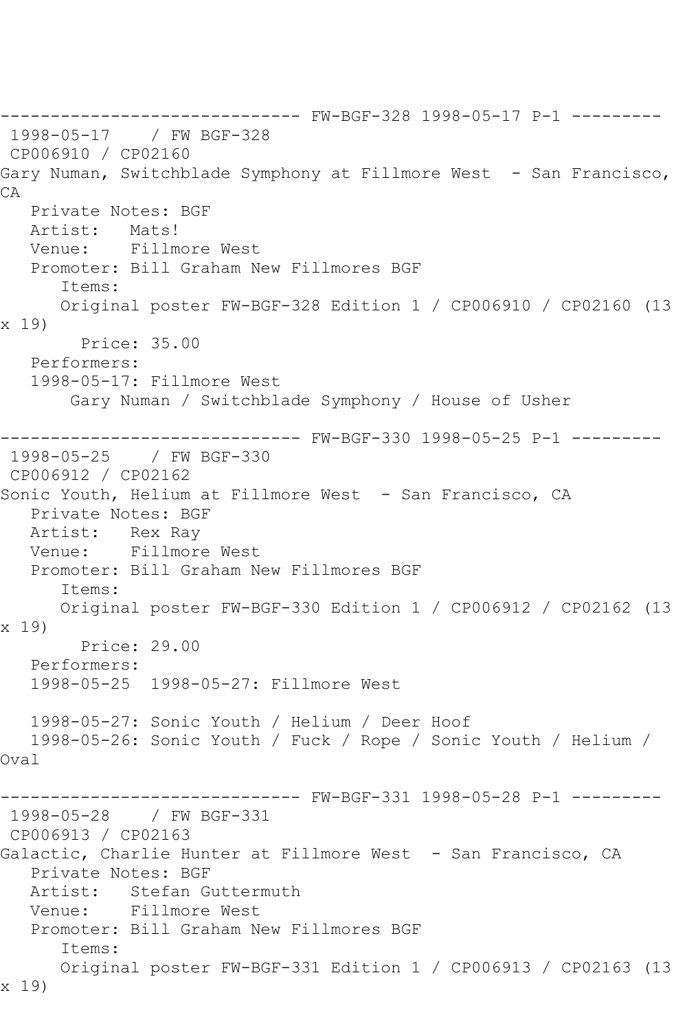------------------------------ FW-BGF-328 1998-05-17 P-1 ---------

1998-05-17 / FW BGF-328

CP006910 / CP02160

Gary Numan, Switchblade Symphony at Fillmore West - San Francisco, CA

Private Notes: BGF

Artist: Mats!

Venue: Fillmore West

Promoter: Bill Graham New Fillmores BGF

Items:

Original poster FW-BGF-328 Edition 1 / CP006910 / CP02160 (13 x 19)

Price: 35.00

Performers:

1998-05-17: Fillmore West

Gary Numan / Switchblade Symphony / House of Usher

------------------------------ FW-BGF-330 1998-05-25 P-1 ---------

1998-05-25 / FW BGF-330

CP006912 / CP02162

Sonic Youth, Helium at Fillmore West - San Francisco, CA

Private Notes: BGF

Artist: Rex Ray

Venue: Fillmore West

Promoter: Bill Graham New Fillmores BGF

Items:

Original poster FW-BGF-330 Edition 1 / CP006912 / CP02162 (13 x 19)

Price: 29.00

Performers:

1998-05-25 1998-05-27: Fillmore West

1998-05-27: Sonic Youth / Helium / Deer Hoof

1998-05-26: Sonic Youth / Fuck / Rope / Sonic Youth / Helium / Oval

------------------------------ FW-BGF-331 1998-05-28 P-1 ---------

1998-05-28 / FW BGF-331

CP006913 / CP02163

Galactic, Charlie Hunter at Fillmore West - San Francisco, CA

Private Notes: BGF

Artist: Stefan Guttermuth

Venue: Fillmore West

Promoter: Bill Graham New Fillmores BGF

Items:

Original poster FW-BGF-331 Edition 1 / CP006913 / CP02163 (13 x 19)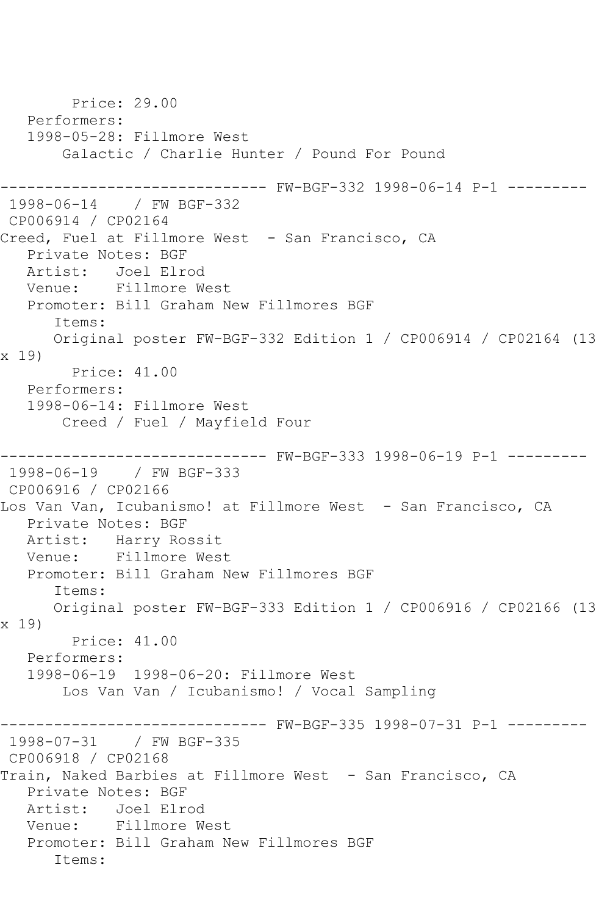Price: 29.00
Performers:
1998-05-28: Fillmore West
Galactic / Charlie Hunter / Pound For Pound

------------------------------ FW-BGF-332 1998-06-14 P-1 ---------

1998-06-14 / FW BGF-332
CP006914 / CP02164
Creed, Fuel at Fillmore West - San Francisco, CA
Private Notes: BGF
Artist: Joel Elrod
Venue: Fillmore West
Promoter: Bill Graham New Fillmores BGF
Items:
Original poster FW-BGF-332 Edition 1 / CP006914 / CP02164 (13 x 19)
Price: 41.00
Performers:
1998-06-14: Fillmore West
Creed / Fuel / Mayfield Four

------------------------------ FW-BGF-333 1998-06-19 P-1 ---------

1998-06-19 / FW BGF-333
CP006916 / CP02166
Los Van Van, Icubanismo! at Fillmore West - San Francisco, CA
Private Notes: BGF
Artist: Harry Rossit
Venue: Fillmore West
Promoter: Bill Graham New Fillmores BGF
Items:
Original poster FW-BGF-333 Edition 1 / CP006916 / CP02166 (13 x 19)
Price: 41.00
Performers:
1998-06-19 1998-06-20: Fillmore West
Los Van Van / Icubanismo! / Vocal Sampling

------------------------------ FW-BGF-335 1998-07-31 P-1 ---------

1998-07-31 / FW BGF-335
CP006918 / CP02168
Train, Naked Barbies at Fillmore West - San Francisco, CA
Private Notes: BGF
Artist: Joel Elrod
Venue: Fillmore West
Promoter: Bill Graham New Fillmores BGF
Items: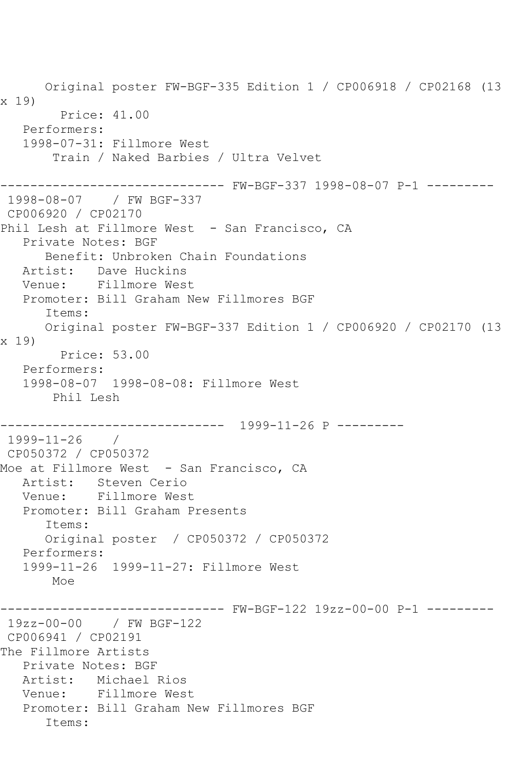```
      Original poster FW-BGF-335 Edition 1 / CP006918 / CP02168 (13
x 19)
        Price: 41.00
   Performers:
   1998-07-31: Fillmore West
       Train / Naked Barbies / Ultra Velvet

------------------------------ FW-BGF-337 1998-08-07 P-1 ---------
 1998-08-07    / FW BGF-337
 CP006920 / CP02170
Phil Lesh at Fillmore West  - San Francisco, CA
   Private Notes: BGF
      Benefit: Unbroken Chain Foundations
   Artist:   Dave Huckins
   Venue:    Fillmore West
   Promoter: Bill Graham New Fillmores BGF
      Items:
      Original poster FW-BGF-337 Edition 1 / CP006920 / CP02170 (13
x 19)
        Price: 53.00
   Performers:
   1998-08-07  1998-08-08: Fillmore West
       Phil Lesh

------------------------------  1999-11-26 P ---------
 1999-11-26    /
 CP050372 / CP050372
Moe at Fillmore West  - San Francisco, CA
   Artist:   Steven Cerio
   Venue:    Fillmore West
   Promoter: Bill Graham Presents
      Items:
      Original poster  / CP050372 / CP050372
   Performers:
   1999-11-26  1999-11-27: Fillmore West
       Moe

------------------------------ FW-BGF-122 19zz-00-00 P-1 ---------
 19zz-00-00    / FW BGF-122
 CP006941 / CP02191
The Fillmore Artists
   Private Notes: BGF
   Artist:   Michael Rios
   Venue:    Fillmore West
   Promoter: Bill Graham New Fillmores BGF
      Items:
```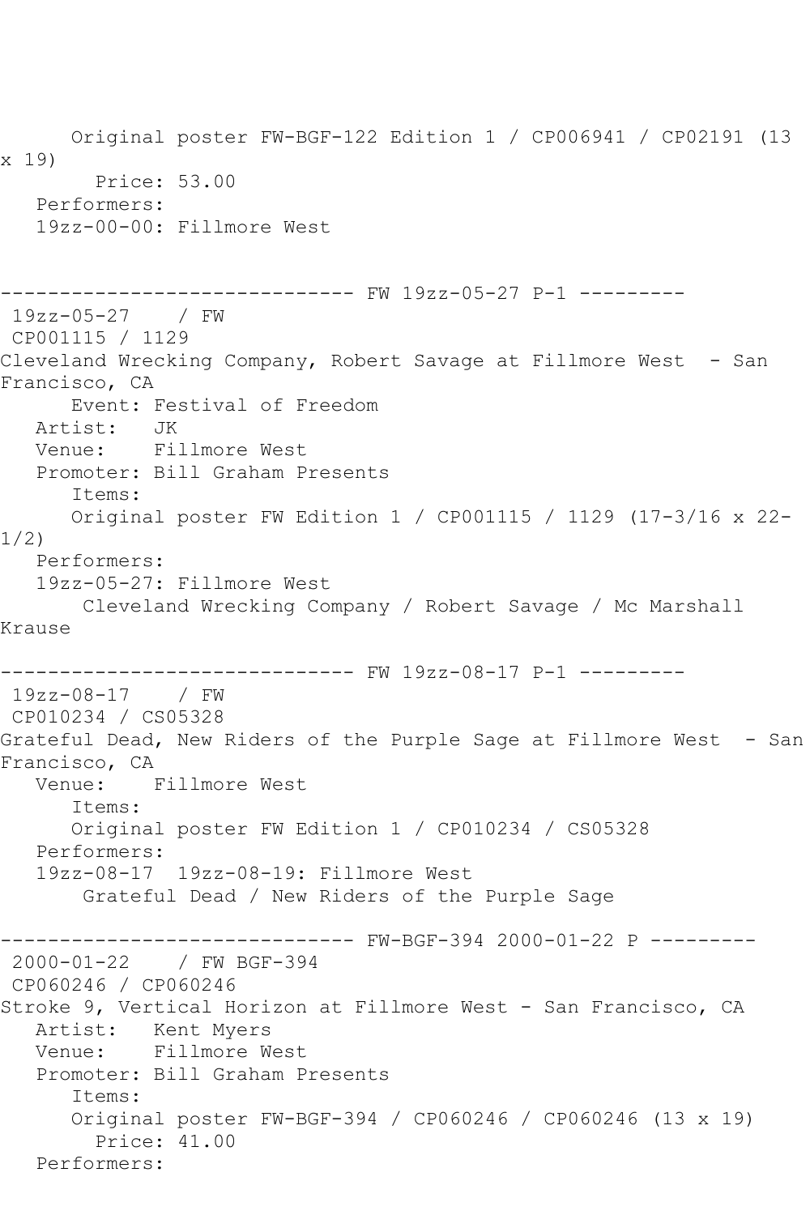Original poster FW-BGF-122 Edition 1 / CP006941 / CP02191 (13 x 19)
Price: 53.00
Performers:
19zz-00-00: Fillmore West

------------------------------ FW 19zz-05-27 P-1 ---------
19zz-05-27 / FW
CP001115 / 1129
Cleveland Wrecking Company, Robert Savage at Fillmore West - San Francisco, CA
Event: Festival of Freedom
Artist: JK
Venue: Fillmore West
Promoter: Bill Graham Presents
Items:
Original poster FW Edition 1 / CP001115 / 1129 (17-3/16 x 22-1/2)
Performers:
19zz-05-27: Fillmore West
Cleveland Wrecking Company / Robert Savage / Mc Marshall Krause

------------------------------ FW 19zz-08-17 P-1 ---------
19zz-08-17 / FW
CP010234 / CS05328
Grateful Dead, New Riders of the Purple Sage at Fillmore West - San Francisco, CA
Venue: Fillmore West
Items:
Original poster FW Edition 1 / CP010234 / CS05328
Performers:
19zz-08-17 19zz-08-19: Fillmore West
Grateful Dead / New Riders of the Purple Sage

------------------------------ FW-BGF-394 2000-01-22 P ---------
2000-01-22 / FW BGF-394
CP060246 / CP060246
Stroke 9, Vertical Horizon at Fillmore West - San Francisco, CA
Artist: Kent Myers
Venue: Fillmore West
Promoter: Bill Graham Presents
Items:
Original poster FW-BGF-394 / CP060246 / CP060246 (13 x 19)
Price: 41.00
Performers: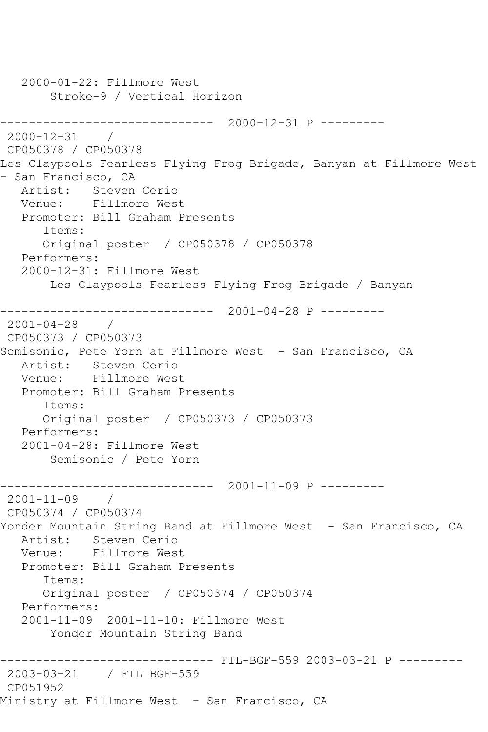```
   2000-01-22: Fillmore West
       Stroke-9 / Vertical Horizon

------------------------------  2000-12-31 P ---------
 2000-12-31    /
 CP050378 / CP050378
Les Claypools Fearless Flying Frog Brigade, Banyan at Fillmore West
- San Francisco, CA
   Artist:   Steven Cerio
   Venue:    Fillmore West
   Promoter: Bill Graham Presents
      Items:
      Original poster  / CP050378 / CP050378
   Performers:
   2000-12-31: Fillmore West
       Les Claypools Fearless Flying Frog Brigade / Banyan

------------------------------  2001-04-28 P ---------
 2001-04-28    /
 CP050373 / CP050373
Semisonic, Pete Yorn at Fillmore West  - San Francisco, CA
   Artist:   Steven Cerio
   Venue:    Fillmore West
   Promoter: Bill Graham Presents
      Items:
      Original poster  / CP050373 / CP050373
   Performers:
   2001-04-28: Fillmore West
       Semisonic / Pete Yorn

------------------------------  2001-11-09 P ---------
 2001-11-09    /
 CP050374 / CP050374
Yonder Mountain String Band at Fillmore West  - San Francisco, CA
   Artist:   Steven Cerio
   Venue:    Fillmore West
   Promoter: Bill Graham Presents
      Items:
      Original poster  / CP050374 / CP050374
   Performers:
   2001-11-09  2001-11-10: Fillmore West
       Yonder Mountain String Band

------------------------------ FIL-BGF-559 2003-03-21 P ---------
 2003-03-21    / FIL BGF-559
 CP051952
Ministry at Fillmore West  - San Francisco, CA
```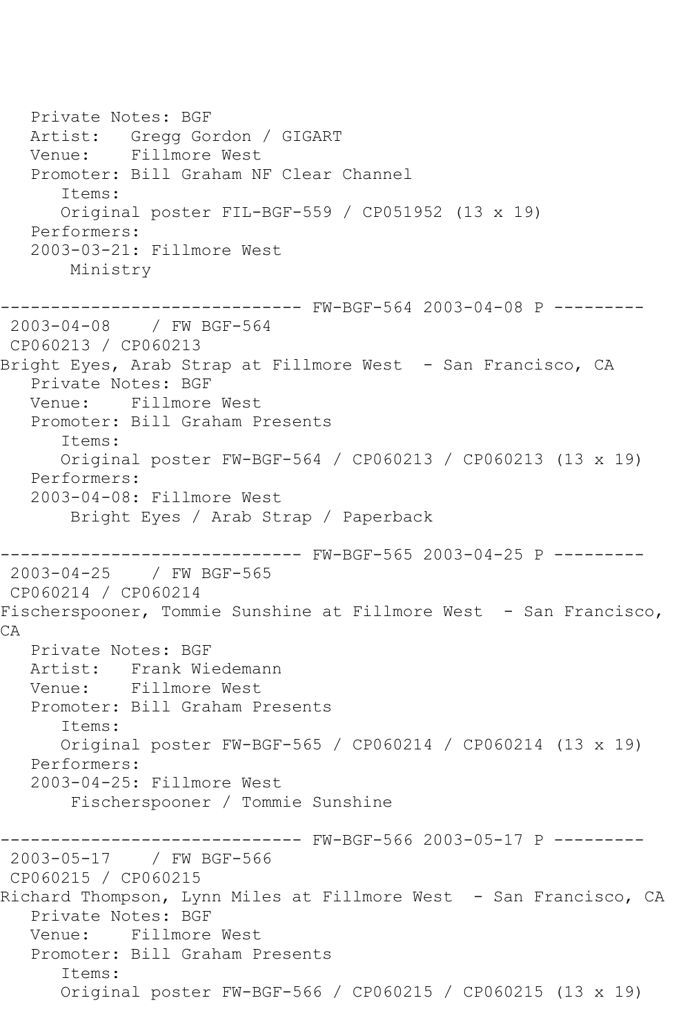```
   Private Notes: BGF
   Artist:   Gregg Gordon / GIGART
   Venue:    Fillmore West
   Promoter: Bill Graham NF Clear Channel
      Items:
      Original poster FIL-BGF-559 / CP051952 (13 x 19)
   Performers:
   2003-03-21: Fillmore West
       Ministry

------------------------------ FW-BGF-564 2003-04-08 P ---------
 2003-04-08    / FW BGF-564
 CP060213 / CP060213
Bright Eyes, Arab Strap at Fillmore West  - San Francisco, CA
   Private Notes: BGF
   Venue:    Fillmore West
   Promoter: Bill Graham Presents
      Items:
      Original poster FW-BGF-564 / CP060213 / CP060213 (13 x 19)
   Performers:
   2003-04-08: Fillmore West
       Bright Eyes / Arab Strap / Paperback

------------------------------ FW-BGF-565 2003-04-25 P ---------
 2003-04-25    / FW BGF-565
 CP060214 / CP060214
Fischerspooner, Tommie Sunshine at Fillmore West  - San Francisco,
CA
   Private Notes: BGF
   Artist:   Frank Wiedemann
   Venue:    Fillmore West
   Promoter: Bill Graham Presents
      Items:
      Original poster FW-BGF-565 / CP060214 / CP060214 (13 x 19)
   Performers:
   2003-04-25: Fillmore West
       Fischerspooner / Tommie Sunshine

------------------------------ FW-BGF-566 2003-05-17 P ---------
 2003-05-17    / FW BGF-566
 CP060215 / CP060215
Richard Thompson, Lynn Miles at Fillmore West  - San Francisco, CA
   Private Notes: BGF
   Venue:    Fillmore West
   Promoter: Bill Graham Presents
      Items:
      Original poster FW-BGF-566 / CP060215 / CP060215 (13 x 19)
```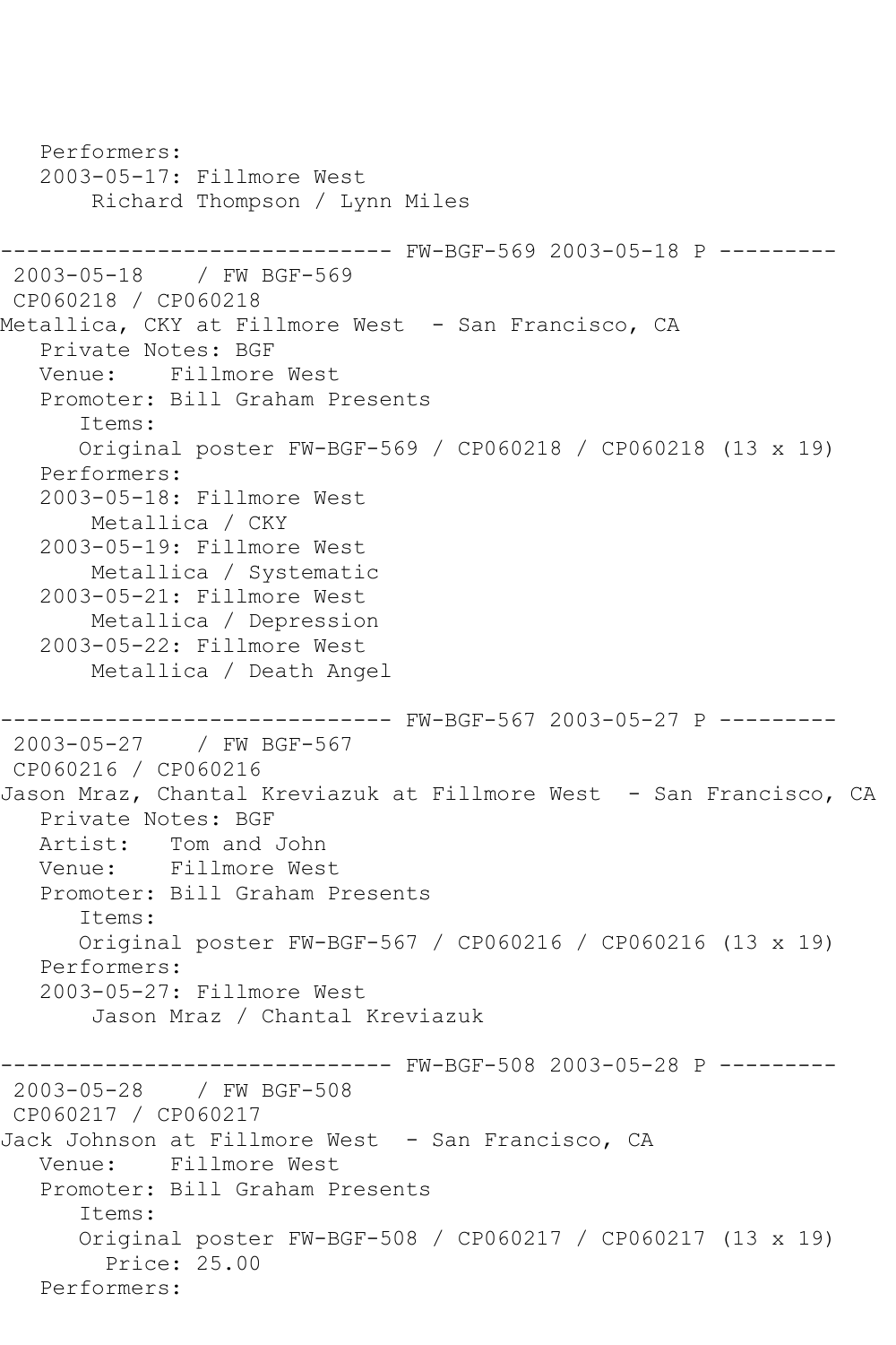```
   Performers:
   2003-05-17: Fillmore West
       Richard Thompson / Lynn Miles

------------------------------ FW-BGF-569 2003-05-18 P ---------
 2003-05-18    / FW BGF-569
 CP060218 / CP060218
Metallica, CKY at Fillmore West  - San Francisco, CA
   Private Notes: BGF
   Venue:    Fillmore West
   Promoter: Bill Graham Presents
      Items:
      Original poster FW-BGF-569 / CP060218 / CP060218 (13 x 19)
   Performers:
   2003-05-18: Fillmore West
       Metallica / CKY
   2003-05-19: Fillmore West
       Metallica / Systematic
   2003-05-21: Fillmore West
       Metallica / Depression
   2003-05-22: Fillmore West
       Metallica / Death Angel

------------------------------ FW-BGF-567 2003-05-27 P ---------
 2003-05-27    / FW BGF-567
 CP060216 / CP060216
Jason Mraz, Chantal Kreviazuk at Fillmore West  - San Francisco, CA
   Private Notes: BGF
   Artist:   Tom and John
   Venue:    Fillmore West
   Promoter: Bill Graham Presents
      Items:
      Original poster FW-BGF-567 / CP060216 / CP060216 (13 x 19)
   Performers:
   2003-05-27: Fillmore West
       Jason Mraz / Chantal Kreviazuk

------------------------------ FW-BGF-508 2003-05-28 P ---------
 2003-05-28    / FW BGF-508
 CP060217 / CP060217
Jack Johnson at Fillmore West  - San Francisco, CA
   Venue:    Fillmore West
   Promoter: Bill Graham Presents
      Items:
      Original poster FW-BGF-508 / CP060217 / CP060217 (13 x 19)
        Price: 25.00
   Performers:
```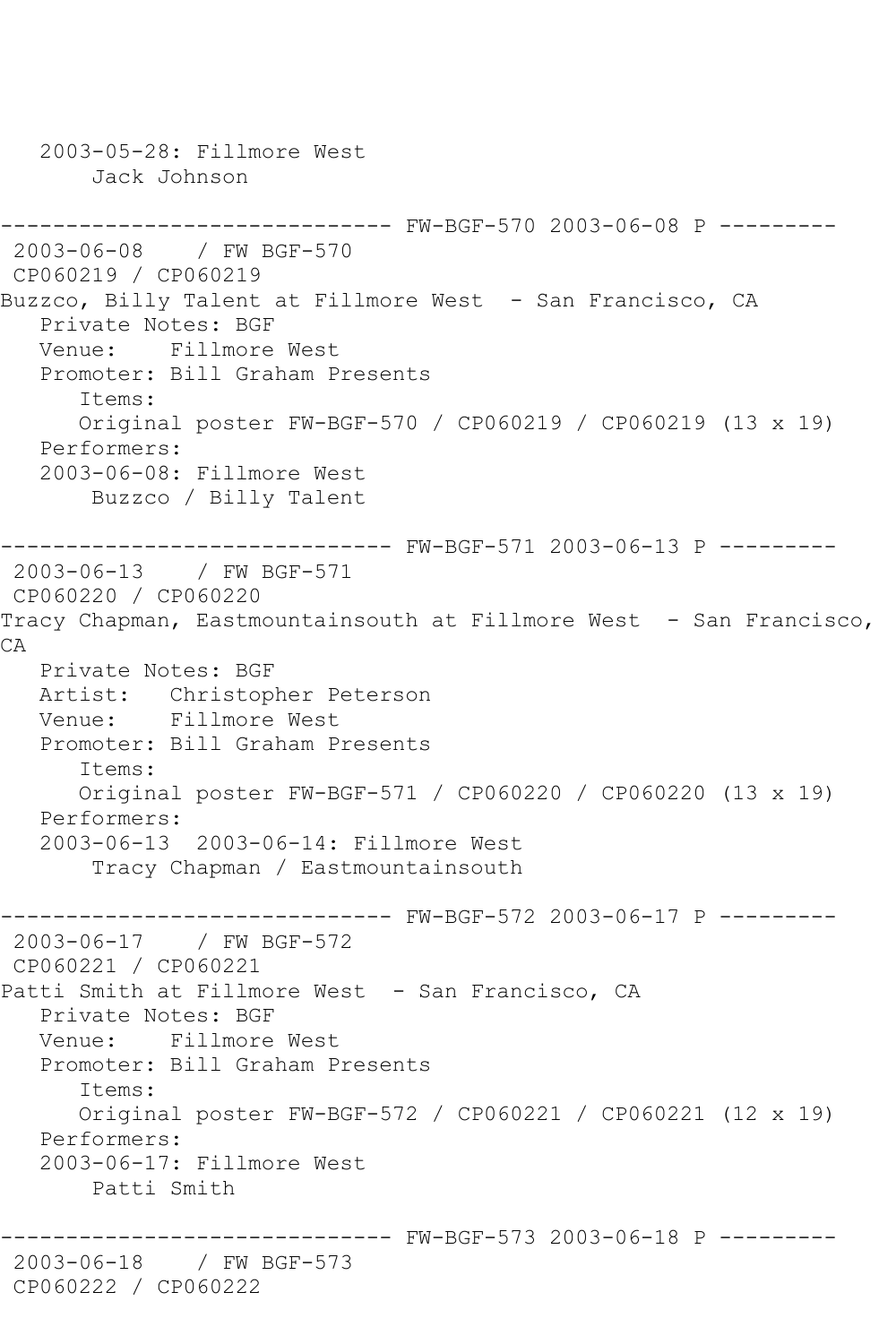```
   2003-05-28: Fillmore West
       Jack Johnson

------------------------------ FW-BGF-570 2003-06-08 P ---------
 2003-06-08    / FW BGF-570
 CP060219 / CP060219
Buzzco, Billy Talent at Fillmore West  - San Francisco, CA
   Private Notes: BGF
   Venue:    Fillmore West
   Promoter: Bill Graham Presents
      Items:
      Original poster FW-BGF-570 / CP060219 / CP060219 (13 x 19)
   Performers:
   2003-06-08: Fillmore West
       Buzzco / Billy Talent

------------------------------ FW-BGF-571 2003-06-13 P ---------
 2003-06-13    / FW BGF-571
 CP060220 / CP060220
Tracy Chapman, Eastmountainsouth at Fillmore West  - San Francisco,
CA
   Private Notes: BGF
   Artist:   Christopher Peterson
   Venue:    Fillmore West
   Promoter: Bill Graham Presents
      Items:
      Original poster FW-BGF-571 / CP060220 / CP060220 (13 x 19)
   Performers:
   2003-06-13  2003-06-14: Fillmore West
       Tracy Chapman / Eastmountainsouth

------------------------------ FW-BGF-572 2003-06-17 P ---------
 2003-06-17    / FW BGF-572
 CP060221 / CP060221
Patti Smith at Fillmore West  - San Francisco, CA
   Private Notes: BGF
   Venue:    Fillmore West
   Promoter: Bill Graham Presents
      Items:
      Original poster FW-BGF-572 / CP060221 / CP060221 (12 x 19)
   Performers:
   2003-06-17: Fillmore West
       Patti Smith

------------------------------ FW-BGF-573 2003-06-18 P ---------
 2003-06-18    / FW BGF-573
 CP060222 / CP060222
```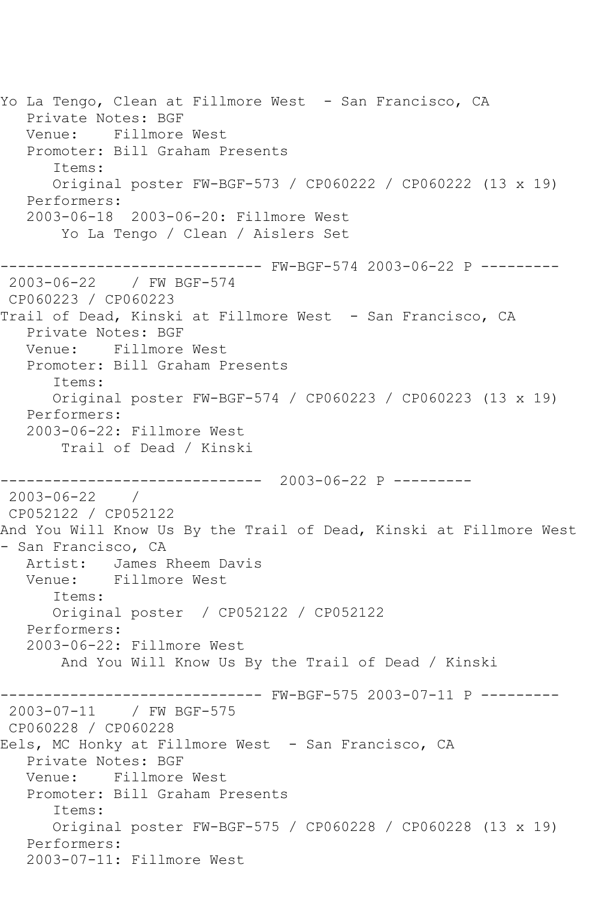```
Yo La Tengo, Clean at Fillmore West  - San Francisco, CA
   Private Notes: BGF
   Venue:    Fillmore West
   Promoter: Bill Graham Presents
      Items:
      Original poster FW-BGF-573 / CP060222 / CP060222 (13 x 19)
   Performers:
   2003-06-18  2003-06-20: Fillmore West
       Yo La Tengo / Clean / Aislers Set

------------------------------ FW-BGF-574 2003-06-22 P ---------
 2003-06-22    / FW BGF-574
 CP060223 / CP060223
Trail of Dead, Kinski at Fillmore West  - San Francisco, CA
   Private Notes: BGF
   Venue:    Fillmore West
   Promoter: Bill Graham Presents
      Items:
      Original poster FW-BGF-574 / CP060223 / CP060223 (13 x 19)
   Performers:
   2003-06-22: Fillmore West
       Trail of Dead / Kinski

------------------------------  2003-06-22 P ---------
 2003-06-22    /
 CP052122 / CP052122
And You Will Know Us By the Trail of Dead, Kinski at Fillmore West
- San Francisco, CA
   Artist:   James Rheem Davis
   Venue:    Fillmore West
      Items:
      Original poster  / CP052122 / CP052122
   Performers:
   2003-06-22: Fillmore West
       And You Will Know Us By the Trail of Dead / Kinski

------------------------------ FW-BGF-575 2003-07-11 P ---------
 2003-07-11    / FW BGF-575
 CP060228 / CP060228
Eels, MC Honky at Fillmore West  - San Francisco, CA
   Private Notes: BGF
   Venue:    Fillmore West
   Promoter: Bill Graham Presents
      Items:
      Original poster FW-BGF-575 / CP060228 / CP060228 (13 x 19)
   Performers:
   2003-07-11: Fillmore West
```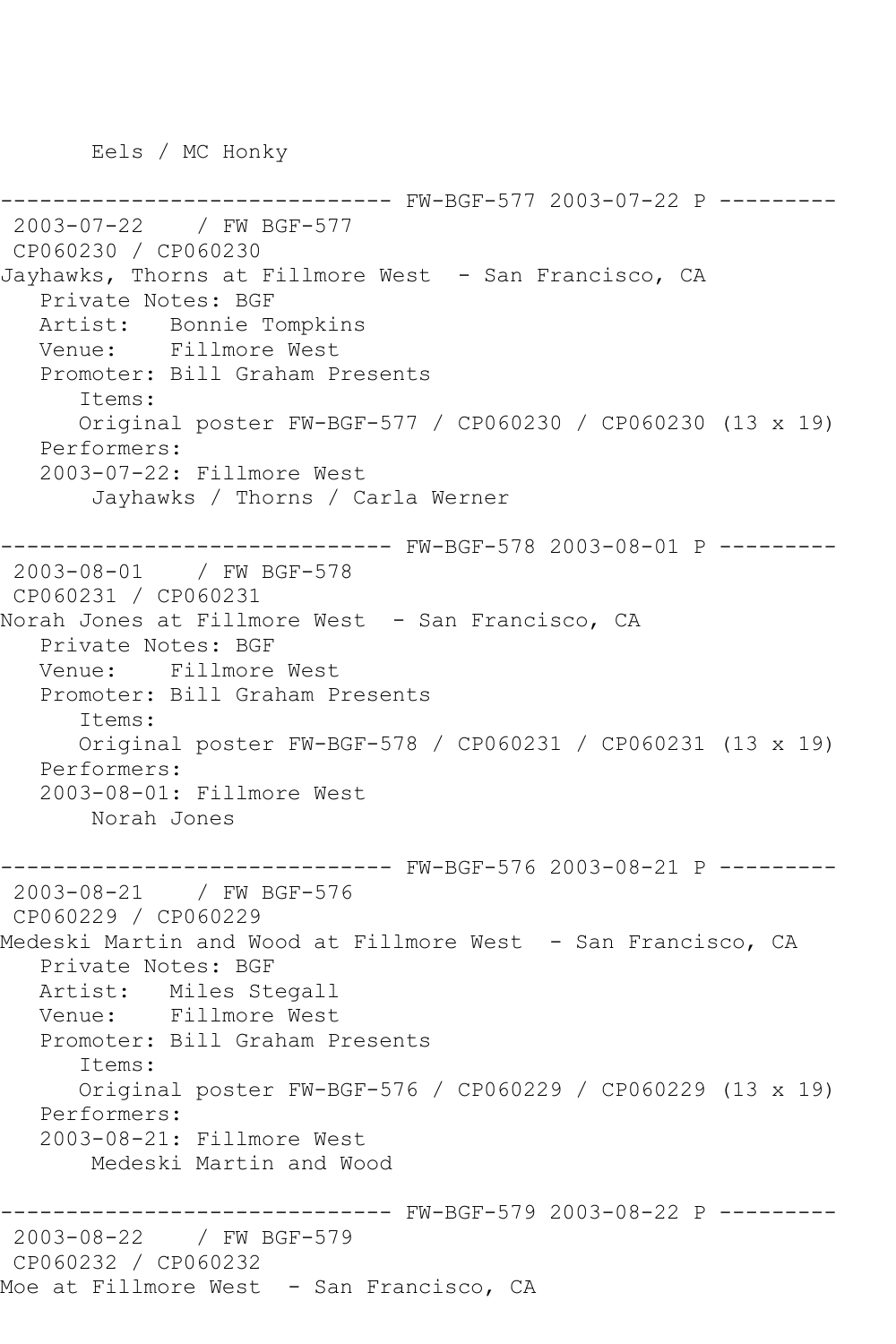Eels / MC Honky

------------------------------ FW-BGF-577 2003-07-22 P ---------

2003-07-22 / FW BGF-577
CP060230 / CP060230
Jayhawks, Thorns at Fillmore West - San Francisco, CA
Private Notes: BGF
Artist: Bonnie Tompkins
Venue: Fillmore West
Promoter: Bill Graham Presents
Items:
Original poster FW-BGF-577 / CP060230 / CP060230 (13 x 19)
Performers:
2003-07-22: Fillmore West
Jayhawks / Thorns / Carla Werner

------------------------------ FW-BGF-578 2003-08-01 P ---------

2003-08-01 / FW BGF-578
CP060231 / CP060231
Norah Jones at Fillmore West - San Francisco, CA
Private Notes: BGF
Venue: Fillmore West
Promoter: Bill Graham Presents
Items:
Original poster FW-BGF-578 / CP060231 / CP060231 (13 x 19)
Performers:
2003-08-01: Fillmore West
Norah Jones

------------------------------ FW-BGF-576 2003-08-21 P ---------

2003-08-21 / FW BGF-576
CP060229 / CP060229
Medeski Martin and Wood at Fillmore West - San Francisco, CA
Private Notes: BGF
Artist: Miles Stegall
Venue: Fillmore West
Promoter: Bill Graham Presents
Items:
Original poster FW-BGF-576 / CP060229 / CP060229 (13 x 19)
Performers:
2003-08-21: Fillmore West
Medeski Martin and Wood

------------------------------ FW-BGF-579 2003-08-22 P ---------

2003-08-22 / FW BGF-579
CP060232 / CP060232
Moe at Fillmore West - San Francisco, CA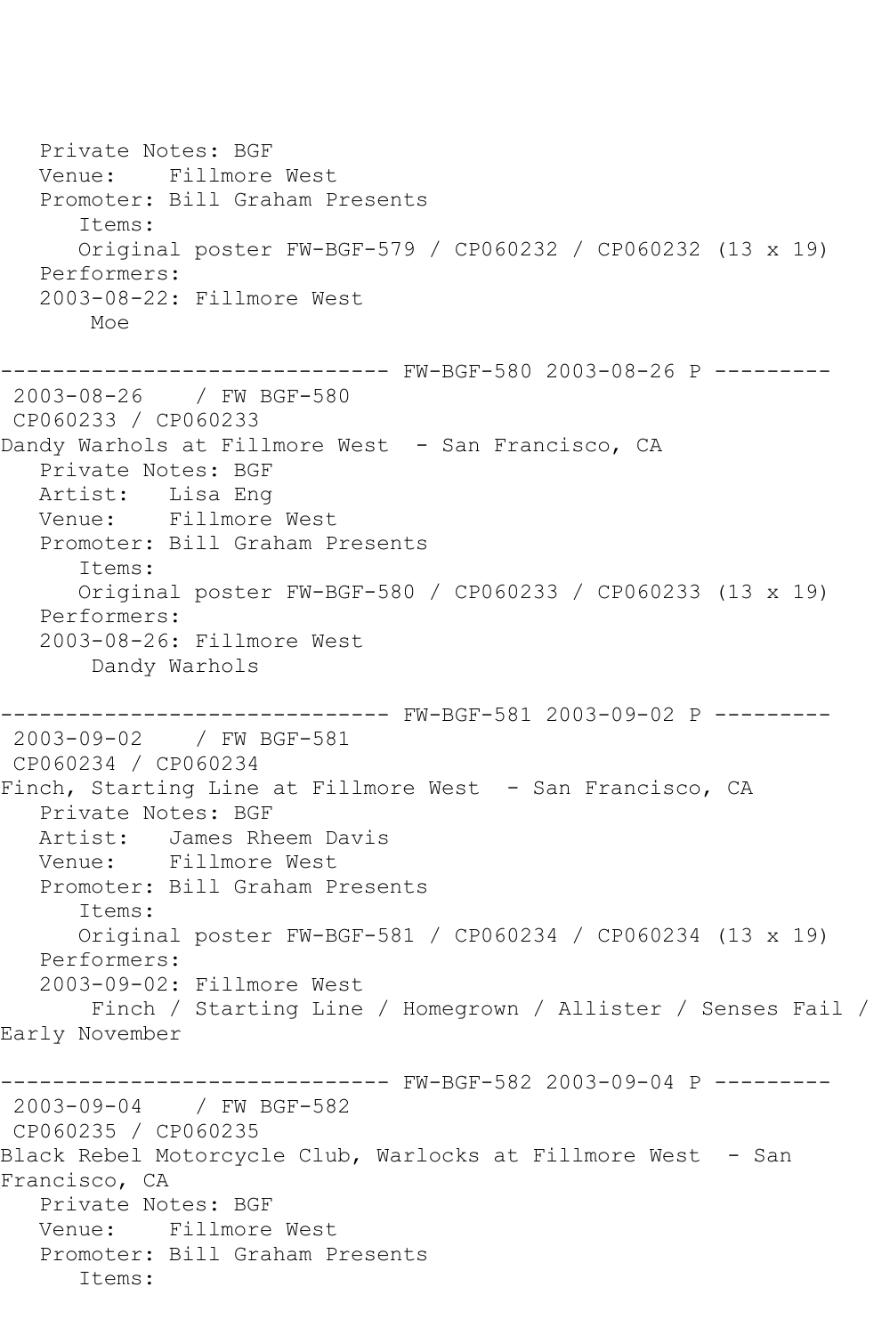```
   Private Notes: BGF
   Venue:    Fillmore West
   Promoter: Bill Graham Presents
      Items:
      Original poster FW-BGF-579 / CP060232 / CP060232 (13 x 19)
   Performers:
   2003-08-22: Fillmore West
       Moe

------------------------------ FW-BGF-580 2003-08-26 P ---------
 2003-08-26    / FW BGF-580
 CP060233 / CP060233
Dandy Warhols at Fillmore West  - San Francisco, CA
   Private Notes: BGF
   Artist:   Lisa Eng
   Venue:    Fillmore West
   Promoter: Bill Graham Presents
      Items:
      Original poster FW-BGF-580 / CP060233 / CP060233 (13 x 19)
   Performers:
   2003-08-26: Fillmore West
       Dandy Warhols

------------------------------ FW-BGF-581 2003-09-02 P ---------
 2003-09-02    / FW BGF-581
 CP060234 / CP060234
Finch, Starting Line at Fillmore West  - San Francisco, CA
   Private Notes: BGF
   Artist:   James Rheem Davis
   Venue:    Fillmore West
   Promoter: Bill Graham Presents
      Items:
      Original poster FW-BGF-581 / CP060234 / CP060234 (13 x 19)
   Performers:
   2003-09-02: Fillmore West
       Finch / Starting Line / Homegrown / Allister / Senses Fail /
Early November

------------------------------ FW-BGF-582 2003-09-04 P ---------
 2003-09-04    / FW BGF-582
 CP060235 / CP060235
Black Rebel Motorcycle Club, Warlocks at Fillmore West  - San
Francisco, CA
   Private Notes: BGF
   Venue:    Fillmore West
   Promoter: Bill Graham Presents
      Items:
```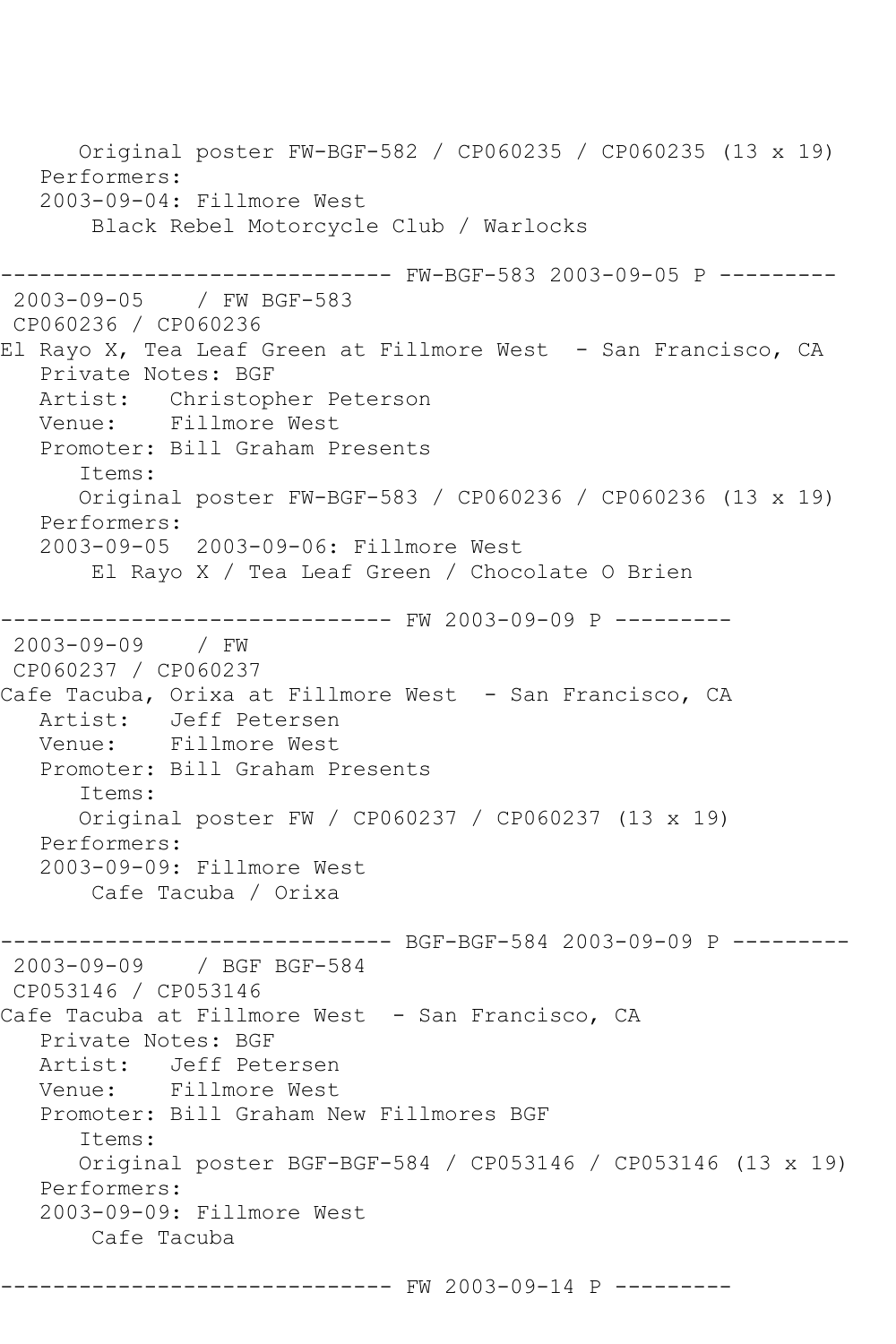```
      Original poster FW-BGF-582 / CP060235 / CP060235 (13 x 19)
   Performers:
   2003-09-04: Fillmore West
       Black Rebel Motorcycle Club / Warlocks

------------------------------ FW-BGF-583 2003-09-05 P ---------
 2003-09-05    / FW BGF-583
 CP060236 / CP060236
El Rayo X, Tea Leaf Green at Fillmore West  - San Francisco, CA
   Private Notes: BGF
   Artist:   Christopher Peterson
   Venue:    Fillmore West
   Promoter: Bill Graham Presents
      Items:
      Original poster FW-BGF-583 / CP060236 / CP060236 (13 x 19)
   Performers:
   2003-09-05  2003-09-06: Fillmore West
       El Rayo X / Tea Leaf Green / Chocolate O Brien

------------------------------ FW 2003-09-09 P ---------
 2003-09-09    / FW
 CP060237 / CP060237
Cafe Tacuba, Orixa at Fillmore West  - San Francisco, CA
   Artist:   Jeff Petersen
   Venue:    Fillmore West
   Promoter: Bill Graham Presents
      Items:
      Original poster FW / CP060237 / CP060237 (13 x 19)
   Performers:
   2003-09-09: Fillmore West
       Cafe Tacuba / Orixa

------------------------------ BGF-BGF-584 2003-09-09 P ---------
 2003-09-09    / BGF BGF-584
 CP053146 / CP053146
Cafe Tacuba at Fillmore West  - San Francisco, CA
   Private Notes: BGF
   Artist:   Jeff Petersen
   Venue:    Fillmore West
   Promoter: Bill Graham New Fillmores BGF
      Items:
      Original poster BGF-BGF-584 / CP053146 / CP053146 (13 x 19)
   Performers:
   2003-09-09: Fillmore West
       Cafe Tacuba

------------------------------ FW 2003-09-14 P ---------
```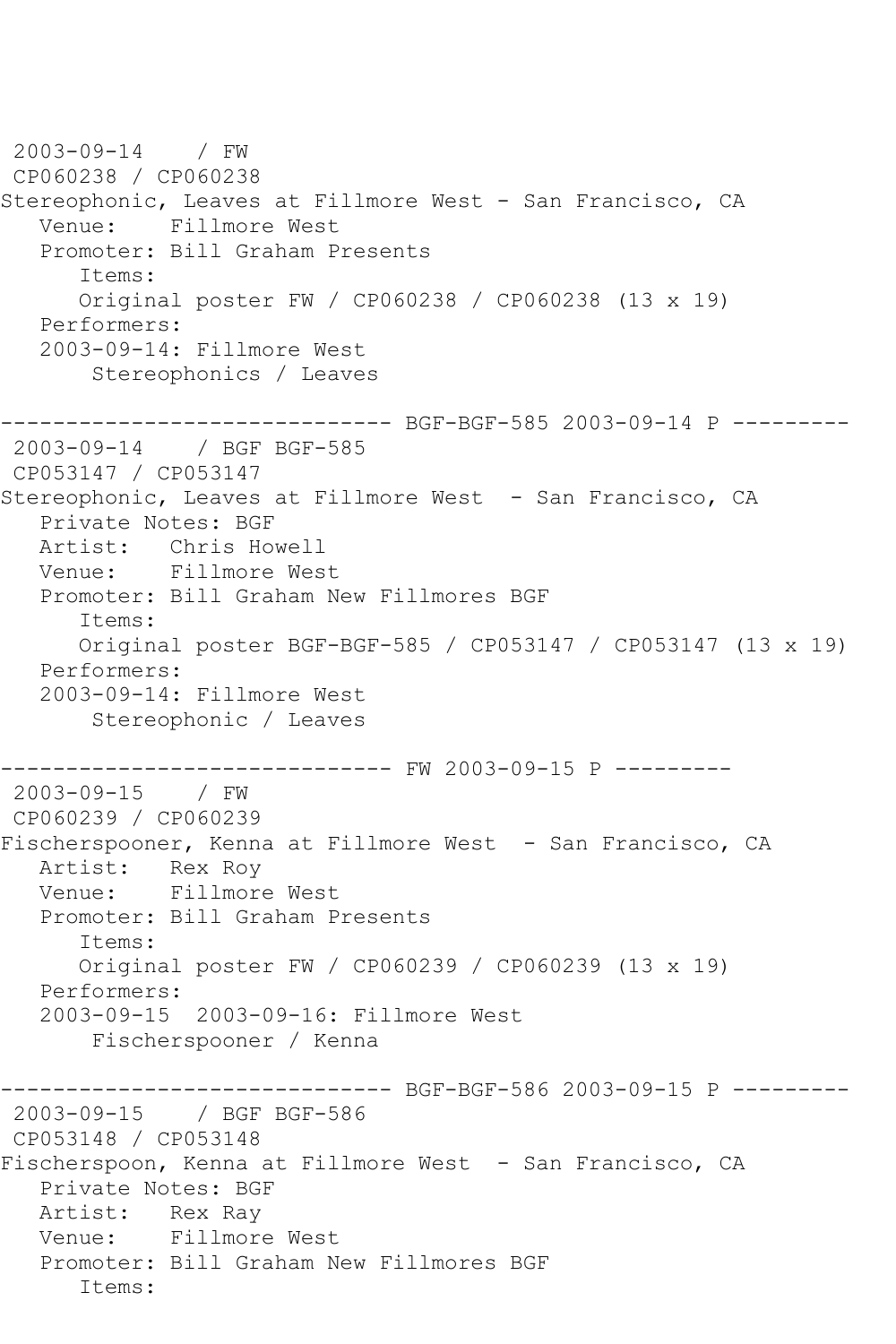2003-09-14 / FW
CP060238 / CP060238
Stereophonic, Leaves at Fillmore West - San Francisco, CA
Venue: Fillmore West
Promoter: Bill Graham Presents
Items:
Original poster FW / CP060238 / CP060238 (13 x 19)
Performers:
2003-09-14: Fillmore West
Stereophonics / Leaves

------------------------------ BGF-BGF-585 2003-09-14 P ---------

2003-09-14 / BGF BGF-585
CP053147 / CP053147
Stereophonic, Leaves at Fillmore West - San Francisco, CA
Private Notes: BGF
Artist: Chris Howell
Venue: Fillmore West
Promoter: Bill Graham New Fillmores BGF
Items:
Original poster BGF-BGF-585 / CP053147 / CP053147 (13 x 19)
Performers:
2003-09-14: Fillmore West
Stereophonic / Leaves

------------------------------ FW 2003-09-15 P ---------

2003-09-15 / FW
CP060239 / CP060239
Fischerspooner, Kenna at Fillmore West - San Francisco, CA
Artist: Rex Roy
Venue: Fillmore West
Promoter: Bill Graham Presents
Items:
Original poster FW / CP060239 / CP060239 (13 x 19)
Performers:
2003-09-15 2003-09-16: Fillmore West
Fischerspooner / Kenna

------------------------------ BGF-BGF-586 2003-09-15 P ---------

2003-09-15 / BGF BGF-586
CP053148 / CP053148
Fischerspoon, Kenna at Fillmore West - San Francisco, CA
Private Notes: BGF
Artist: Rex Ray
Venue: Fillmore West
Promoter: Bill Graham New Fillmores BGF
Items: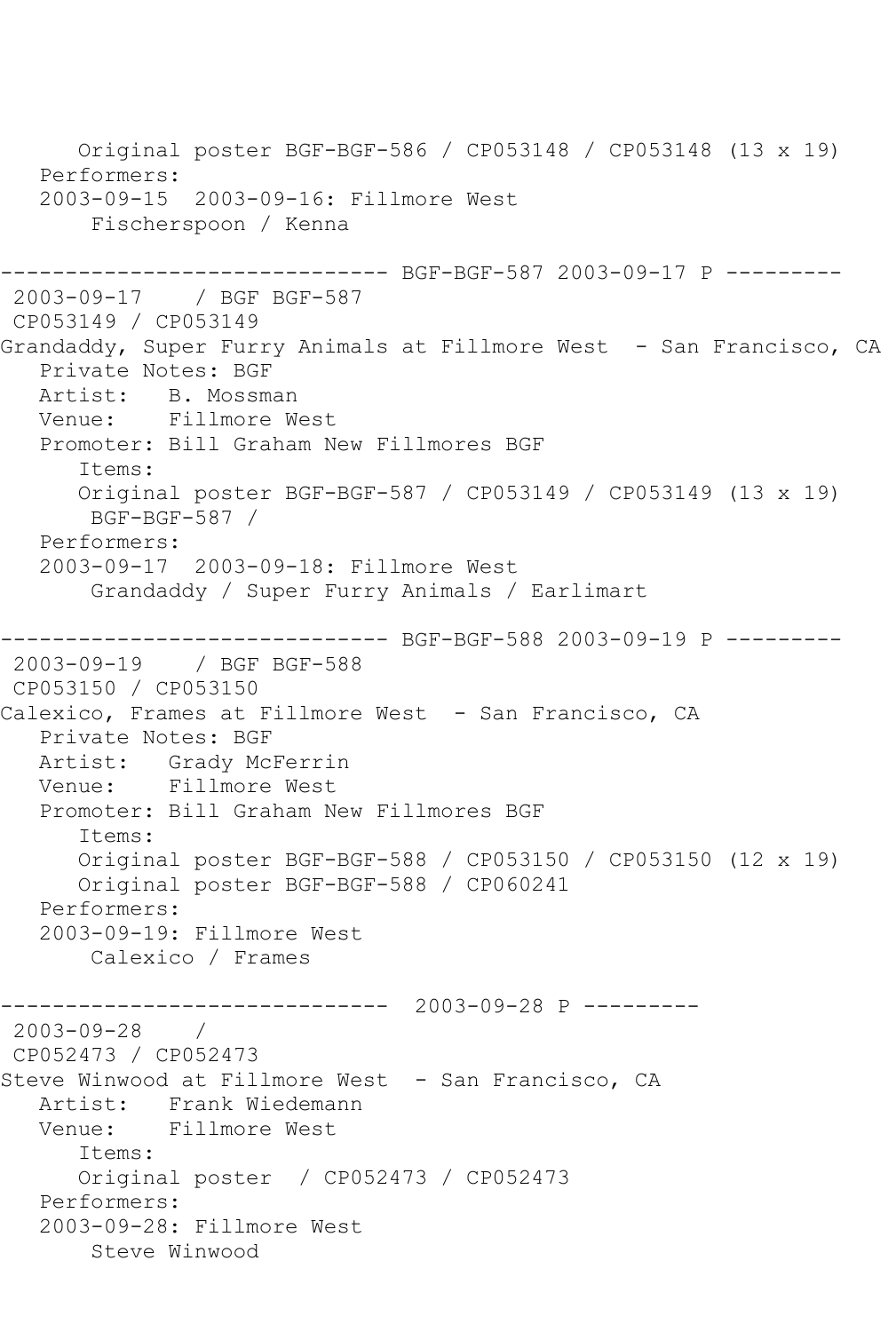```
      Original poster BGF-BGF-586 / CP053148 / CP053148 (13 x 19)
   Performers:
   2003-09-15  2003-09-16: Fillmore West
       Fischerspoon / Kenna

------------------------------ BGF-BGF-587 2003-09-17 P ---------
 2003-09-17    / BGF BGF-587
 CP053149 / CP053149
Grandaddy, Super Furry Animals at Fillmore West  - San Francisco, CA
   Private Notes: BGF
   Artist:   B. Mossman
   Venue:    Fillmore West
   Promoter: Bill Graham New Fillmores BGF
      Items:
      Original poster BGF-BGF-587 / CP053149 / CP053149 (13 x 19)
       BGF-BGF-587 /
   Performers:
   2003-09-17  2003-09-18: Fillmore West
       Grandaddy / Super Furry Animals / Earlimart

------------------------------ BGF-BGF-588 2003-09-19 P ---------
 2003-09-19    / BGF BGF-588
 CP053150 / CP053150
Calexico, Frames at Fillmore West  - San Francisco, CA
   Private Notes: BGF
   Artist:   Grady McFerrin
   Venue:    Fillmore West
   Promoter: Bill Graham New Fillmores BGF
      Items:
      Original poster BGF-BGF-588 / CP053150 / CP053150 (12 x 19)
      Original poster BGF-BGF-588 / CP060241
   Performers:
   2003-09-19: Fillmore West
       Calexico / Frames

------------------------------  2003-09-28 P ---------
 2003-09-28    /
 CP052473 / CP052473
Steve Winwood at Fillmore West  - San Francisco, CA
   Artist:   Frank Wiedemann
   Venue:    Fillmore West
      Items:
      Original poster  / CP052473 / CP052473
   Performers:
   2003-09-28: Fillmore West
       Steve Winwood
```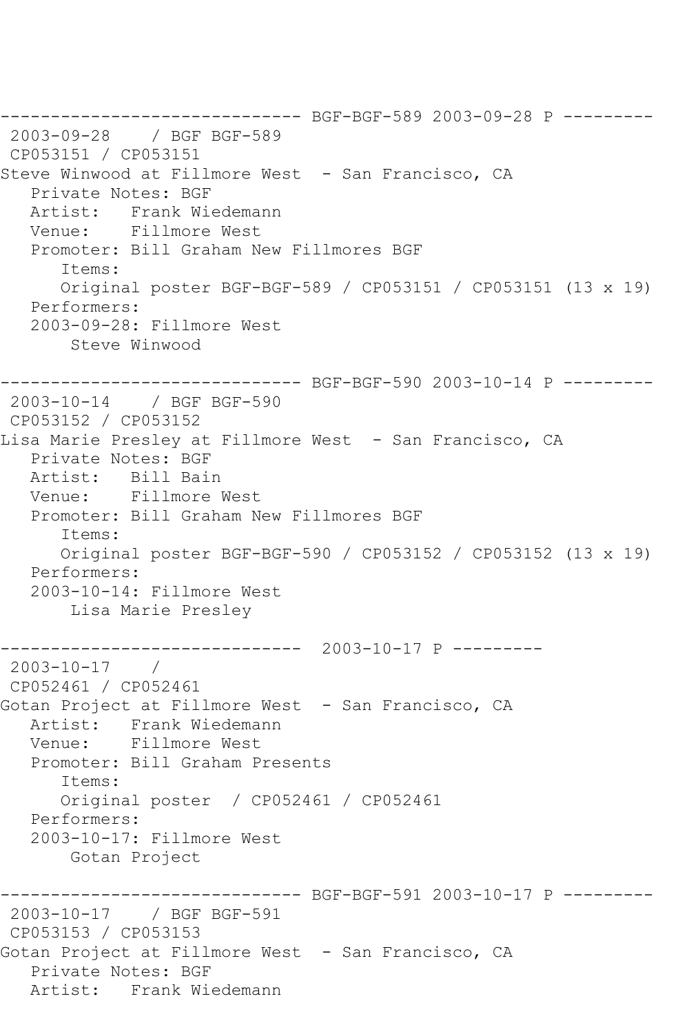```
------------------------------ BGF-BGF-589 2003-09-28 P ---------
 2003-09-28    / BGF BGF-589
 CP053151 / CP053151
Steve Winwood at Fillmore West  - San Francisco, CA
   Private Notes: BGF
   Artist:   Frank Wiedemann
   Venue:    Fillmore West
   Promoter: Bill Graham New Fillmores BGF
      Items:
      Original poster BGF-BGF-589 / CP053151 / CP053151 (13 x 19)
   Performers:
   2003-09-28: Fillmore West
       Steve Winwood

------------------------------ BGF-BGF-590 2003-10-14 P ---------
 2003-10-14    / BGF BGF-590
 CP053152 / CP053152
Lisa Marie Presley at Fillmore West  - San Francisco, CA
   Private Notes: BGF
   Artist:   Bill Bain
   Venue:    Fillmore West
   Promoter: Bill Graham New Fillmores BGF
      Items:
      Original poster BGF-BGF-590 / CP053152 / CP053152 (13 x 19)
   Performers:
   2003-10-14: Fillmore West
       Lisa Marie Presley

------------------------------  2003-10-17 P ---------
 2003-10-17    /
 CP052461 / CP052461
Gotan Project at Fillmore West  - San Francisco, CA
   Artist:   Frank Wiedemann
   Venue:    Fillmore West
   Promoter: Bill Graham Presents
      Items:
      Original poster  / CP052461 / CP052461
   Performers:
   2003-10-17: Fillmore West
       Gotan Project

------------------------------ BGF-BGF-591 2003-10-17 P ---------
 2003-10-17    / BGF BGF-591
 CP053153 / CP053153
Gotan Project at Fillmore West  - San Francisco, CA
   Private Notes: BGF
   Artist:   Frank Wiedemann
```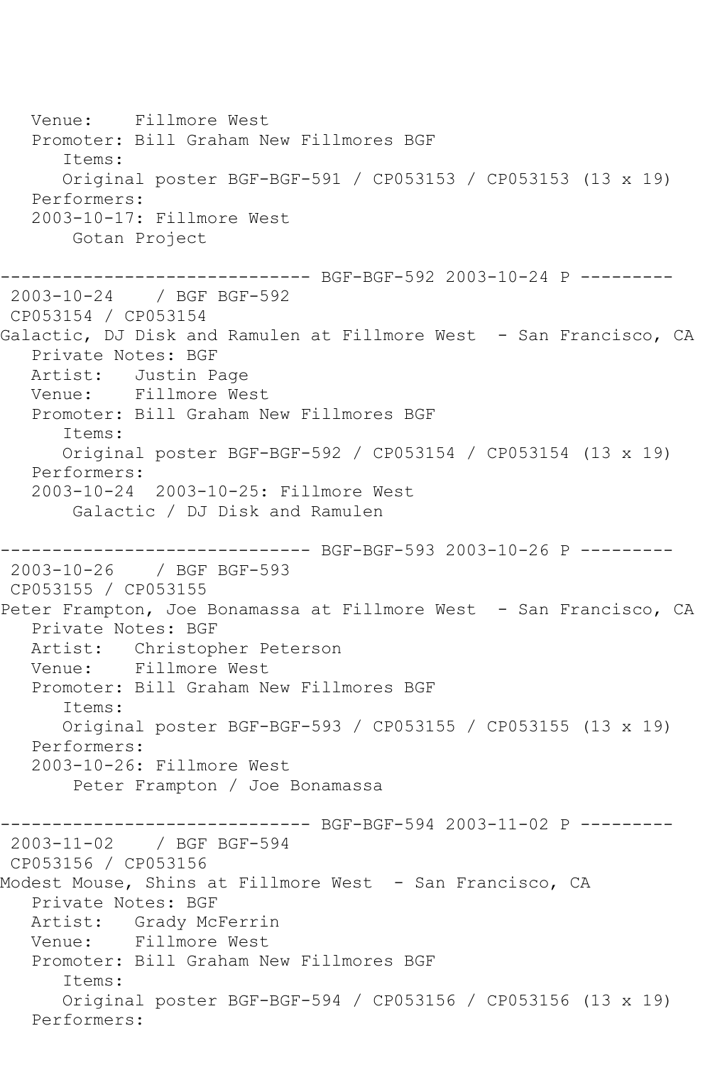Venue: Fillmore West
Promoter: Bill Graham New Fillmores BGF
Items:
Original poster BGF-BGF-591 / CP053153 / CP053153 (13 x 19)
Performers:
2003-10-17: Fillmore West
Gotan Project

------------------------------ BGF-BGF-592 2003-10-24 P ---------
2003-10-24 / BGF BGF-592
CP053154 / CP053154
Galactic, DJ Disk and Ramulen at Fillmore West - San Francisco, CA
Private Notes: BGF
Artist: Justin Page
Venue: Fillmore West
Promoter: Bill Graham New Fillmores BGF
Items:
Original poster BGF-BGF-592 / CP053154 / CP053154 (13 x 19)
Performers:
2003-10-24 2003-10-25: Fillmore West
Galactic / DJ Disk and Ramulen

------------------------------ BGF-BGF-593 2003-10-26 P ---------
2003-10-26 / BGF BGF-593
CP053155 / CP053155
Peter Frampton, Joe Bonamassa at Fillmore West - San Francisco, CA
Private Notes: BGF
Artist: Christopher Peterson
Venue: Fillmore West
Promoter: Bill Graham New Fillmores BGF
Items:
Original poster BGF-BGF-593 / CP053155 / CP053155 (13 x 19)
Performers:
2003-10-26: Fillmore West
Peter Frampton / Joe Bonamassa

------------------------------ BGF-BGF-594 2003-11-02 P ---------
2003-11-02 / BGF BGF-594
CP053156 / CP053156
Modest Mouse, Shins at Fillmore West - San Francisco, CA
Private Notes: BGF
Artist: Grady McFerrin
Venue: Fillmore West
Promoter: Bill Graham New Fillmores BGF
Items:
Original poster BGF-BGF-594 / CP053156 / CP053156 (13 x 19)
Performers: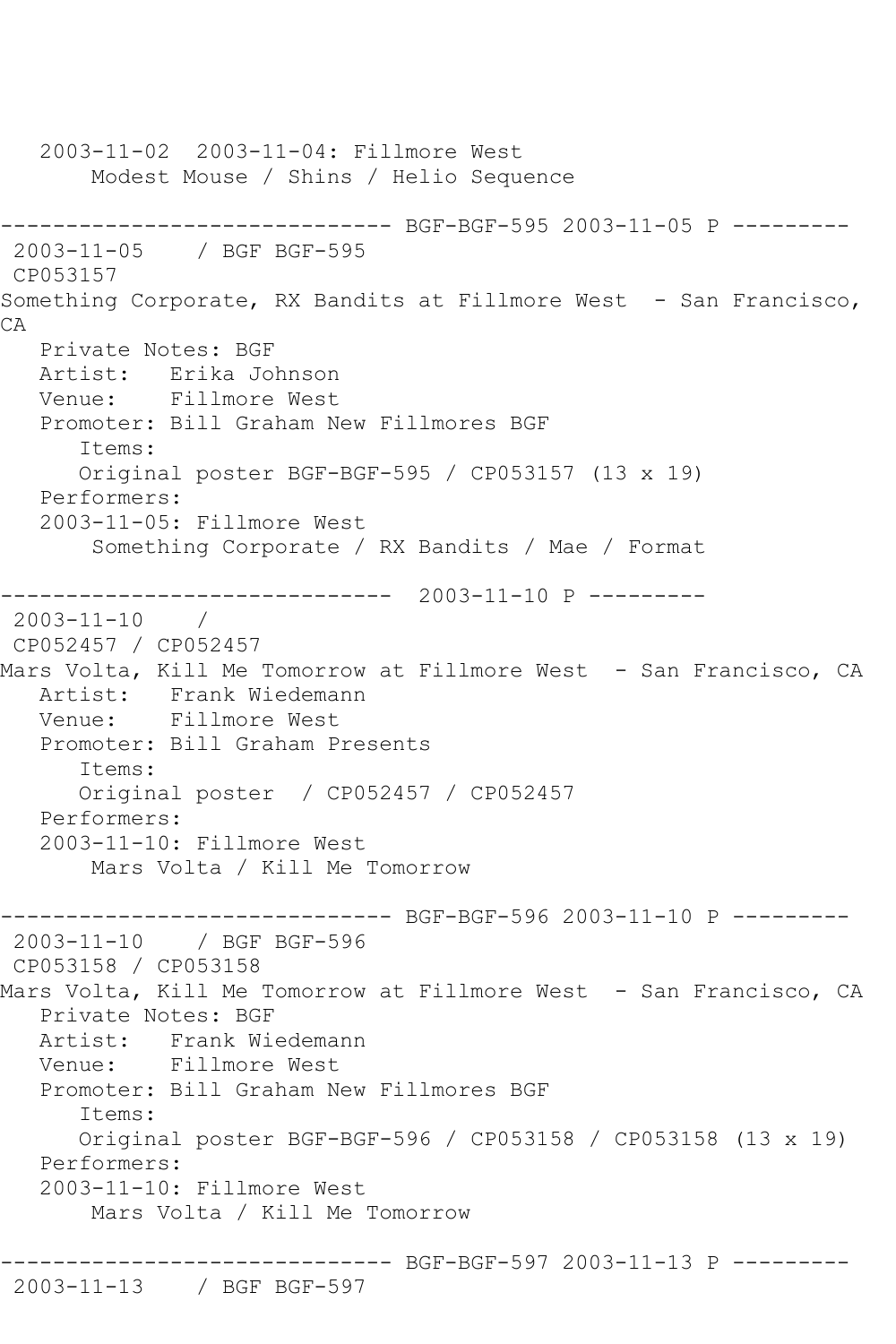```
   2003-11-02  2003-11-04: Fillmore West
       Modest Mouse / Shins / Helio Sequence

------------------------------ BGF-BGF-595 2003-11-05 P ---------
 2003-11-05    / BGF BGF-595
 CP053157
Something Corporate, RX Bandits at Fillmore West  - San Francisco, 
CA
   Private Notes: BGF
   Artist:   Erika Johnson
   Venue:    Fillmore West
   Promoter: Bill Graham New Fillmores BGF
      Items:
      Original poster BGF-BGF-595 / CP053157 (13 x 19)
   Performers:
   2003-11-05: Fillmore West
       Something Corporate / RX Bandits / Mae / Format

------------------------------  2003-11-10 P ---------
 2003-11-10    / 
 CP052457 / CP052457
Mars Volta, Kill Me Tomorrow at Fillmore West  - San Francisco, CA
   Artist:   Frank Wiedemann
   Venue:    Fillmore West
   Promoter: Bill Graham Presents
      Items:
      Original poster  / CP052457 / CP052457
   Performers:
   2003-11-10: Fillmore West
       Mars Volta / Kill Me Tomorrow

------------------------------ BGF-BGF-596 2003-11-10 P ---------
 2003-11-10    / BGF BGF-596
 CP053158 / CP053158
Mars Volta, Kill Me Tomorrow at Fillmore West  - San Francisco, CA
   Private Notes: BGF
   Artist:   Frank Wiedemann
   Venue:    Fillmore West
   Promoter: Bill Graham New Fillmores BGF
      Items:
      Original poster BGF-BGF-596 / CP053158 / CP053158 (13 x 19)
   Performers:
   2003-11-10: Fillmore West
       Mars Volta / Kill Me Tomorrow

------------------------------ BGF-BGF-597 2003-11-13 P ---------
 2003-11-13    / BGF BGF-597
```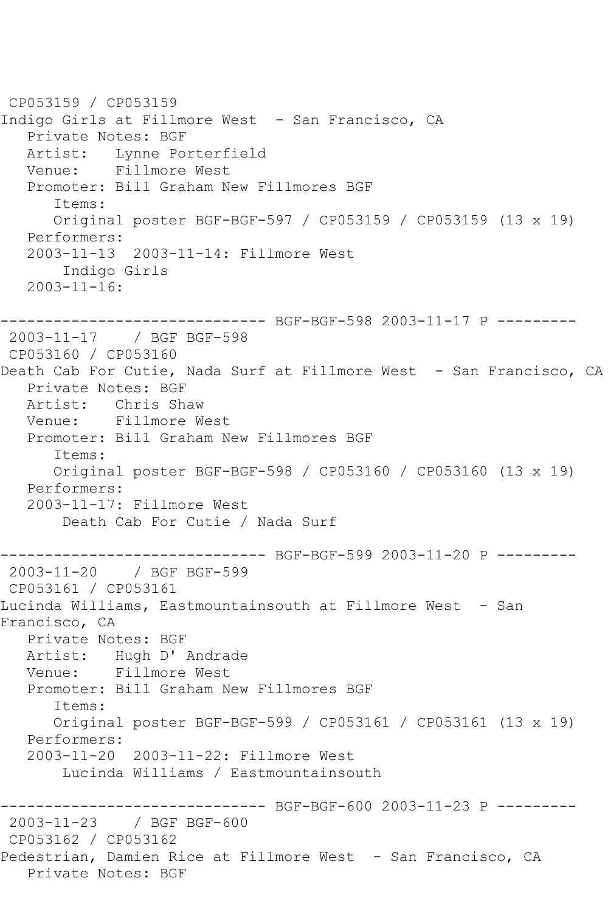```
 CP053159 / CP053159
Indigo Girls at Fillmore West  - San Francisco, CA
   Private Notes: BGF
   Artist:   Lynne Porterfield
   Venue:    Fillmore West
   Promoter: Bill Graham New Fillmores BGF
      Items:
      Original poster BGF-BGF-597 / CP053159 / CP053159 (13 x 19)
   Performers:
   2003-11-13  2003-11-14: Fillmore West
       Indigo Girls
   2003-11-16:

------------------------------ BGF-BGF-598 2003-11-17 P ---------
 2003-11-17    / BGF BGF-598
 CP053160 / CP053160
Death Cab For Cutie, Nada Surf at Fillmore West  - San Francisco, CA
   Private Notes: BGF
   Artist:   Chris Shaw
   Venue:    Fillmore West
   Promoter: Bill Graham New Fillmores BGF
      Items:
      Original poster BGF-BGF-598 / CP053160 / CP053160 (13 x 19)
   Performers:
   2003-11-17: Fillmore West
       Death Cab For Cutie / Nada Surf

------------------------------ BGF-BGF-599 2003-11-20 P ---------
 2003-11-20    / BGF BGF-599
 CP053161 / CP053161
Lucinda Williams, Eastmountainsouth at Fillmore West  - San
Francisco, CA
   Private Notes: BGF
   Artist:   Hugh D' Andrade
   Venue:    Fillmore West
   Promoter: Bill Graham New Fillmores BGF
      Items:
      Original poster BGF-BGF-599 / CP053161 / CP053161 (13 x 19)
   Performers:
   2003-11-20  2003-11-22: Fillmore West
       Lucinda Williams / Eastmountainsouth

------------------------------ BGF-BGF-600 2003-11-23 P ---------
 2003-11-23    / BGF BGF-600
 CP053162 / CP053162
Pedestrian, Damien Rice at Fillmore West  - San Francisco, CA
   Private Notes: BGF
```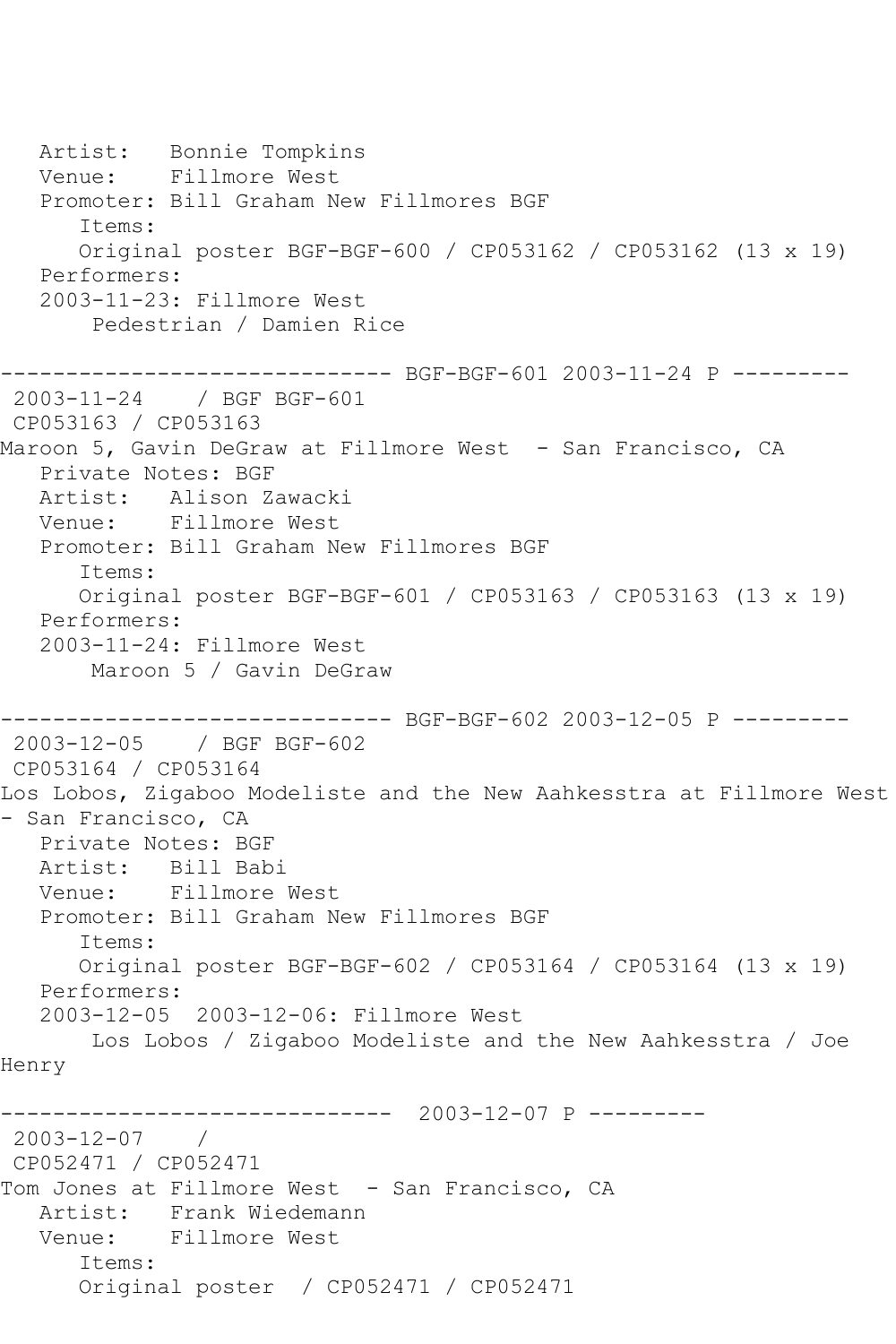Artist:   Bonnie Tompkins
Venue:    Fillmore West
Promoter: Bill Graham New Fillmores BGF
Items:
Original poster BGF-BGF-600 / CP053162 / CP053162 (13 x 19)
Performers:
2003-11-23: Fillmore West
Pedestrian / Damien Rice

------------------------------ BGF-BGF-601 2003-11-24 P ---------

2003-11-24    / BGF BGF-601
CP053163 / CP053163
Maroon 5, Gavin DeGraw at Fillmore West  - San Francisco, CA
Private Notes: BGF
Artist:   Alison Zawacki
Venue:    Fillmore West
Promoter: Bill Graham New Fillmores BGF
Items:
Original poster BGF-BGF-601 / CP053163 / CP053163 (13 x 19)
Performers:
2003-11-24: Fillmore West
Maroon 5 / Gavin DeGraw

------------------------------ BGF-BGF-602 2003-12-05 P ---------

2003-12-05    / BGF BGF-602
CP053164 / CP053164
Los Lobos, Zigaboo Modeliste and the New Aahkesstra at Fillmore West - San Francisco, CA
Private Notes: BGF
Artist:   Bill Babi
Venue:    Fillmore West
Promoter: Bill Graham New Fillmores BGF
Items:
Original poster BGF-BGF-602 / CP053164 / CP053164 (13 x 19)
Performers:
2003-12-05  2003-12-06: Fillmore West
Los Lobos / Zigaboo Modeliste and the New Aahkesstra / Joe Henry

------------------------------  2003-12-07 P ---------

2003-12-07    /
CP052471 / CP052471
Tom Jones at Fillmore West  - San Francisco, CA
Artist:   Frank Wiedemann
Venue:    Fillmore West
Items:
Original poster  / CP052471 / CP052471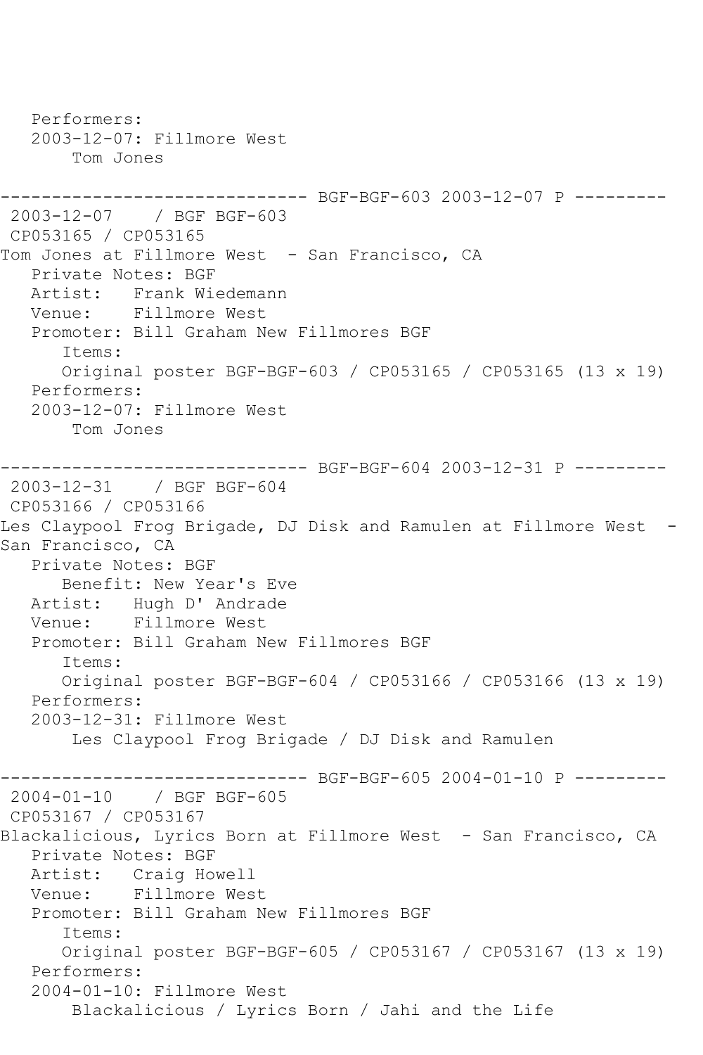```
   Performers:
   2003-12-07: Fillmore West
        Tom Jones

------------------------------ BGF-BGF-603 2003-12-07 P ---------
 2003-12-07    / BGF BGF-603
 CP053165 / CP053165
Tom Jones at Fillmore West  - San Francisco, CA
   Private Notes: BGF
   Artist:   Frank Wiedemann
   Venue:    Fillmore West
   Promoter: Bill Graham New Fillmores BGF
      Items:
      Original poster BGF-BGF-603 / CP053165 / CP053165 (13 x 19)
   Performers:
   2003-12-07: Fillmore West
        Tom Jones

------------------------------ BGF-BGF-604 2003-12-31 P ---------
 2003-12-31    / BGF BGF-604
 CP053166 / CP053166
Les Claypool Frog Brigade, DJ Disk and Ramulen at Fillmore West  -
San Francisco, CA
   Private Notes: BGF
      Benefit: New Year's Eve
   Artist:   Hugh D' Andrade
   Venue:    Fillmore West
   Promoter: Bill Graham New Fillmores BGF
      Items:
      Original poster BGF-BGF-604 / CP053166 / CP053166 (13 x 19)
   Performers:
   2003-12-31: Fillmore West
        Les Claypool Frog Brigade / DJ Disk and Ramulen

------------------------------ BGF-BGF-605 2004-01-10 P ---------
 2004-01-10    / BGF BGF-605
 CP053167 / CP053167
Blackalicious, Lyrics Born at Fillmore West  - San Francisco, CA
   Private Notes: BGF
   Artist:   Craig Howell
   Venue:    Fillmore West
   Promoter: Bill Graham New Fillmores BGF
      Items:
      Original poster BGF-BGF-605 / CP053167 / CP053167 (13 x 19)
   Performers:
   2004-01-10: Fillmore West
        Blackalicious / Lyrics Born / Jahi and the Life
```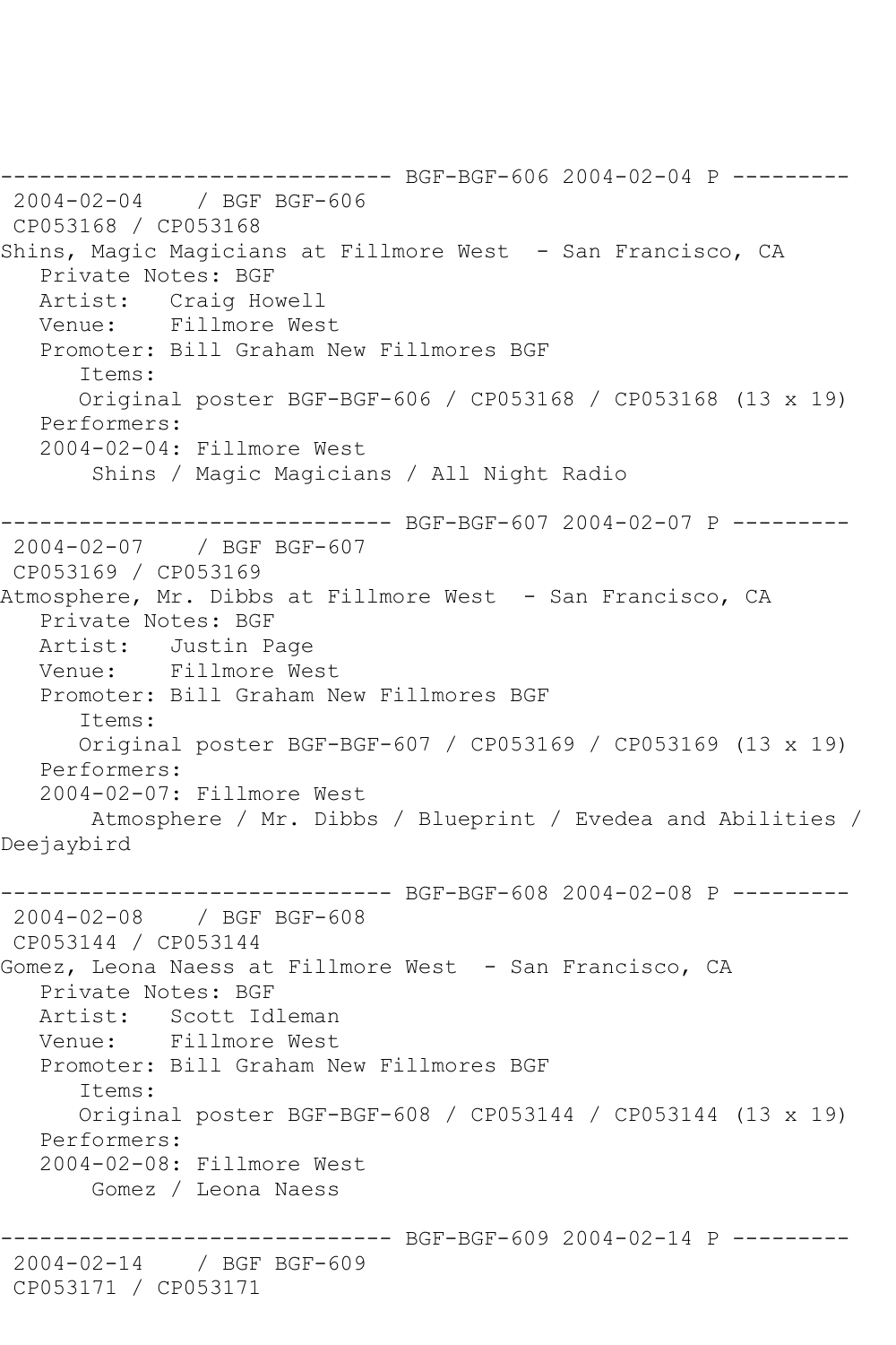------------------------------ BGF-BGF-606 2004-02-04 P ---------
2004-02-04 / BGF BGF-606
CP053168 / CP053168
Shins, Magic Magicians at Fillmore West - San Francisco, CA
Private Notes: BGF
Artist: Craig Howell
Venue: Fillmore West
Promoter: Bill Graham New Fillmores BGF
Items:
Original poster BGF-BGF-606 / CP053168 / CP053168 (13 x 19)
Performers:
2004-02-04: Fillmore West
Shins / Magic Magicians / All Night Radio

------------------------------ BGF-BGF-607 2004-02-07 P ---------
2004-02-07 / BGF BGF-607
CP053169 / CP053169
Atmosphere, Mr. Dibbs at Fillmore West - San Francisco, CA
Private Notes: BGF
Artist: Justin Page
Venue: Fillmore West
Promoter: Bill Graham New Fillmores BGF
Items:
Original poster BGF-BGF-607 / CP053169 / CP053169 (13 x 19)
Performers:
2004-02-07: Fillmore West
Atmosphere / Mr. Dibbs / Blueprint / Evedea and Abilities / Deejaybird

------------------------------ BGF-BGF-608 2004-02-08 P ---------
2004-02-08 / BGF BGF-608
CP053144 / CP053144
Gomez, Leona Naess at Fillmore West - San Francisco, CA
Private Notes: BGF
Artist: Scott Idleman
Venue: Fillmore West
Promoter: Bill Graham New Fillmores BGF
Items:
Original poster BGF-BGF-608 / CP053144 / CP053144 (13 x 19)
Performers:
2004-02-08: Fillmore West
Gomez / Leona Naess

------------------------------ BGF-BGF-609 2004-02-14 P ---------
2004-02-14 / BGF BGF-609
CP053171 / CP053171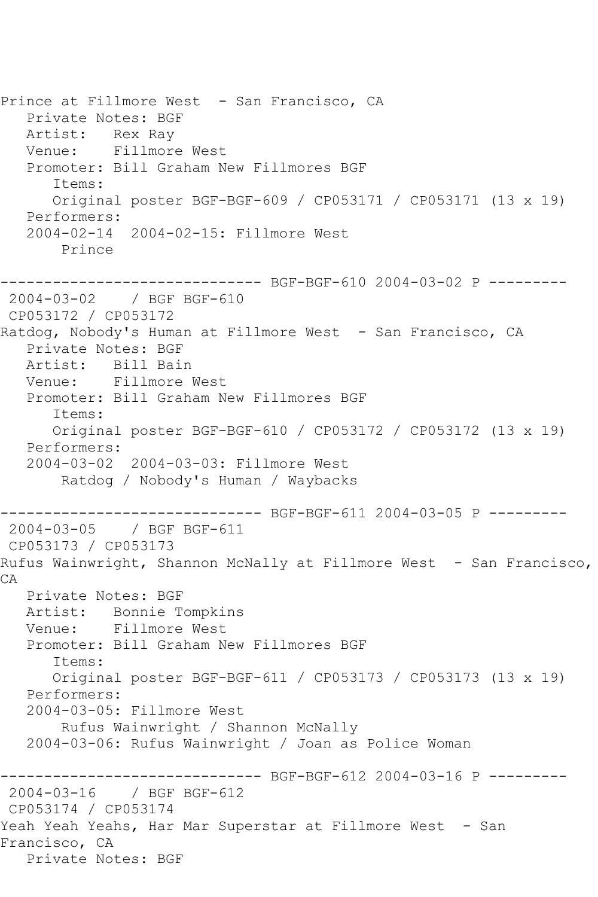Prince at Fillmore West - San Francisco, CA
   Private Notes: BGF
   Artist: Rex Ray
   Venue: Fillmore West
   Promoter: Bill Graham New Fillmores BGF
      Items:
      Original poster BGF-BGF-609 / CP053171 / CP053171 (13 x 19)
   Performers:
   2004-02-14 2004-02-15: Fillmore West
       Prince

------------------------------ BGF-BGF-610 2004-03-02 P ---------
 2004-03-02 / BGF BGF-610
 CP053172 / CP053172
Ratdog, Nobody's Human at Fillmore West - San Francisco, CA
   Private Notes: BGF
   Artist: Bill Bain
   Venue: Fillmore West
   Promoter: Bill Graham New Fillmores BGF
      Items:
      Original poster BGF-BGF-610 / CP053172 / CP053172 (13 x 19)
   Performers:
   2004-03-02 2004-03-03: Fillmore West
       Ratdog / Nobody's Human / Waybacks

------------------------------ BGF-BGF-611 2004-03-05 P ---------
 2004-03-05 / BGF BGF-611
 CP053173 / CP053173
Rufus Wainwright, Shannon McNally at Fillmore West - San Francisco, CA
   Private Notes: BGF
   Artist: Bonnie Tompkins
   Venue: Fillmore West
   Promoter: Bill Graham New Fillmores BGF
      Items:
      Original poster BGF-BGF-611 / CP053173 / CP053173 (13 x 19)
   Performers:
   2004-03-05: Fillmore West
       Rufus Wainwright / Shannon McNally
   2004-03-06: Rufus Wainwright / Joan as Police Woman

------------------------------ BGF-BGF-612 2004-03-16 P ---------
 2004-03-16 / BGF BGF-612
 CP053174 / CP053174
Yeah Yeah Yeahs, Har Mar Superstar at Fillmore West - San Francisco, CA
   Private Notes: BGF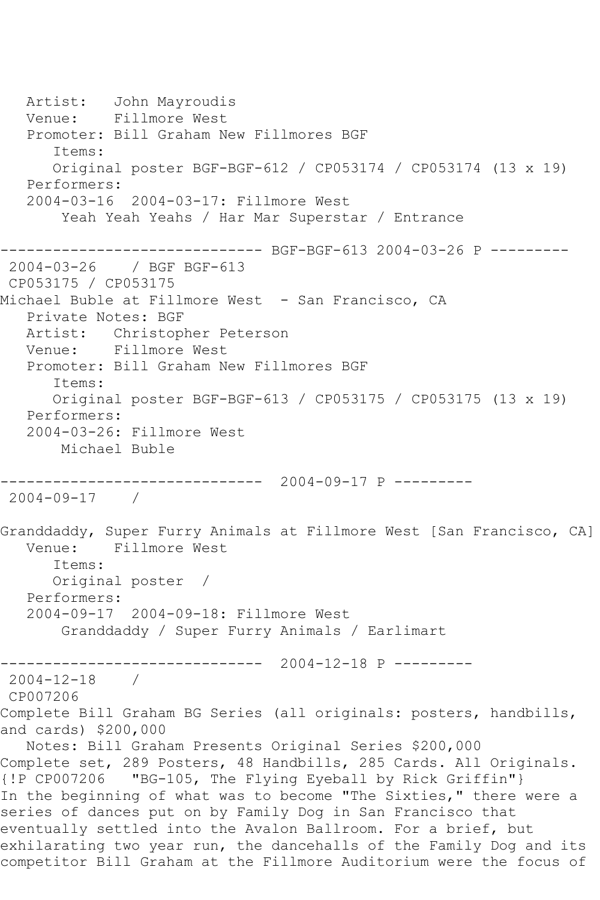Artist: John Mayroudis
Venue: Fillmore West
Promoter: Bill Graham New Fillmores BGF
Items:
Original poster BGF-BGF-612 / CP053174 / CP053174 (13 x 19)
Performers:
2004-03-16 2004-03-17: Fillmore West
Yeah Yeah Yeahs / Har Mar Superstar / Entrance

------------------------------ BGF-BGF-613 2004-03-26 P ---------

2004-03-26 / BGF BGF-613
CP053175 / CP053175
Michael Buble at Fillmore West - San Francisco, CA
Private Notes: BGF
Artist: Christopher Peterson
Venue: Fillmore West
Promoter: Bill Graham New Fillmores BGF
Items:
Original poster BGF-BGF-613 / CP053175 / CP053175 (13 x 19)
Performers:
2004-03-26: Fillmore West
Michael Buble

------------------------------ 2004-09-17 P ---------

2004-09-17 /

Granddaddy, Super Furry Animals at Fillmore West [San Francisco, CA]
Venue: Fillmore West
Items:
Original poster /
Performers:
2004-09-17 2004-09-18: Fillmore West
Granddaddy / Super Furry Animals / Earlimart

------------------------------ 2004-12-18 P ---------

2004-12-18 /
CP007206
Complete Bill Graham BG Series (all originals: posters, handbills, and cards) $200,000
Notes: Bill Graham Presents Original Series $200,000
Complete set, 289 Posters, 48 Handbills, 285 Cards. All Originals.
{!P CP007206 "BG-105, The Flying Eyeball by Rick Griffin"}
In the beginning of what was to become "The Sixties," there were a series of dances put on by Family Dog in San Francisco that eventually settled into the Avalon Ballroom. For a brief, but exhilarating two year run, the dancehalls of the Family Dog and its competitor Bill Graham at the Fillmore Auditorium were the focus of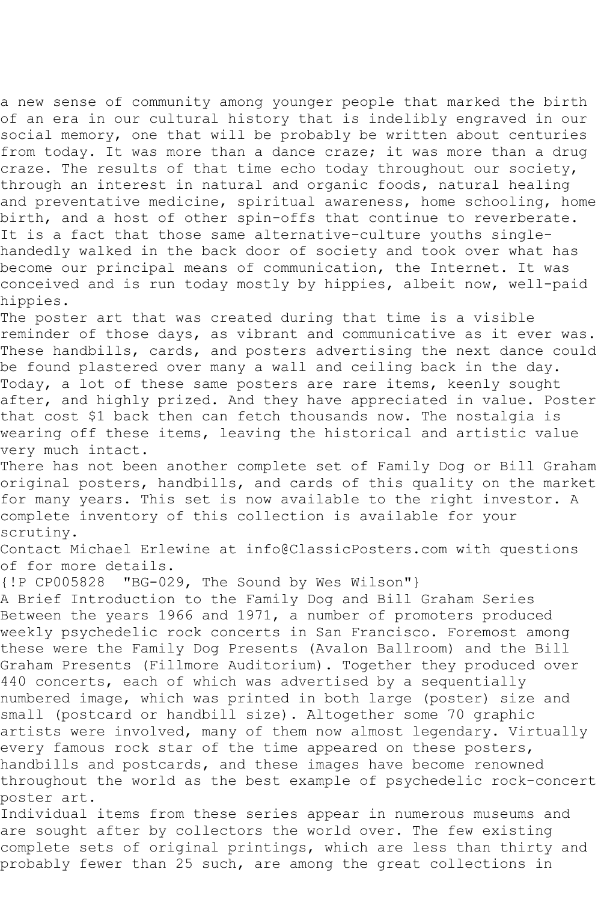a new sense of community among younger people that marked the birth of an era in our cultural history that is indelibly engraved in our social memory, one that will be probably be written about centuries from today. It was more than a dance craze; it was more than a drug craze. The results of that time echo today throughout our society, through an interest in natural and organic foods, natural healing and preventative medicine, spiritual awareness, home schooling, home birth, and a host of other spin-offs that continue to reverberate. It is a fact that those same alternative-culture youths single-handedly walked in the back door of society and took over what has become our principal means of communication, the Internet. It was conceived and is run today mostly by hippies, albeit now, well-paid hippies.

The poster art that was created during that time is a visible reminder of those days, as vibrant and communicative as it ever was. These handbills, cards, and posters advertising the next dance could be found plastered over many a wall and ceiling back in the day. Today, a lot of these same posters are rare items, keenly sought after, and highly prized. And they have appreciated in value. Poster that cost $1 back then can fetch thousands now. The nostalgia is wearing off these items, leaving the historical and artistic value very much intact.

There has not been another complete set of Family Dog or Bill Graham original posters, handbills, and cards of this quality on the market for many years. This set is now available to the right investor. A complete inventory of this collection is available for your scrutiny.

Contact Michael Erlewine at info@ClassicPosters.com with questions of for more details.

{!P CP005828  "BG-029, The Sound by Wes Wilson"}

A Brief Introduction to the Family Dog and Bill Graham Series

Between the years 1966 and 1971, a number of promoters produced weekly psychedelic rock concerts in San Francisco. Foremost among these were the Family Dog Presents (Avalon Ballroom) and the Bill Graham Presents (Fillmore Auditorium). Together they produced over 440 concerts, each of which was advertised by a sequentially numbered image, which was printed in both large (poster) size and small (postcard or handbill size). Altogether some 70 graphic artists were involved, many of them now almost legendary. Virtually every famous rock star of the time appeared on these posters, handbills and postcards, and these images have become renowned throughout the world as the best example of psychedelic rock-concert poster art.

Individual items from these series appear in numerous museums and are sought after by collectors the world over. The few existing complete sets of original printings, which are less than thirty and probably fewer than 25 such, are among the great collections in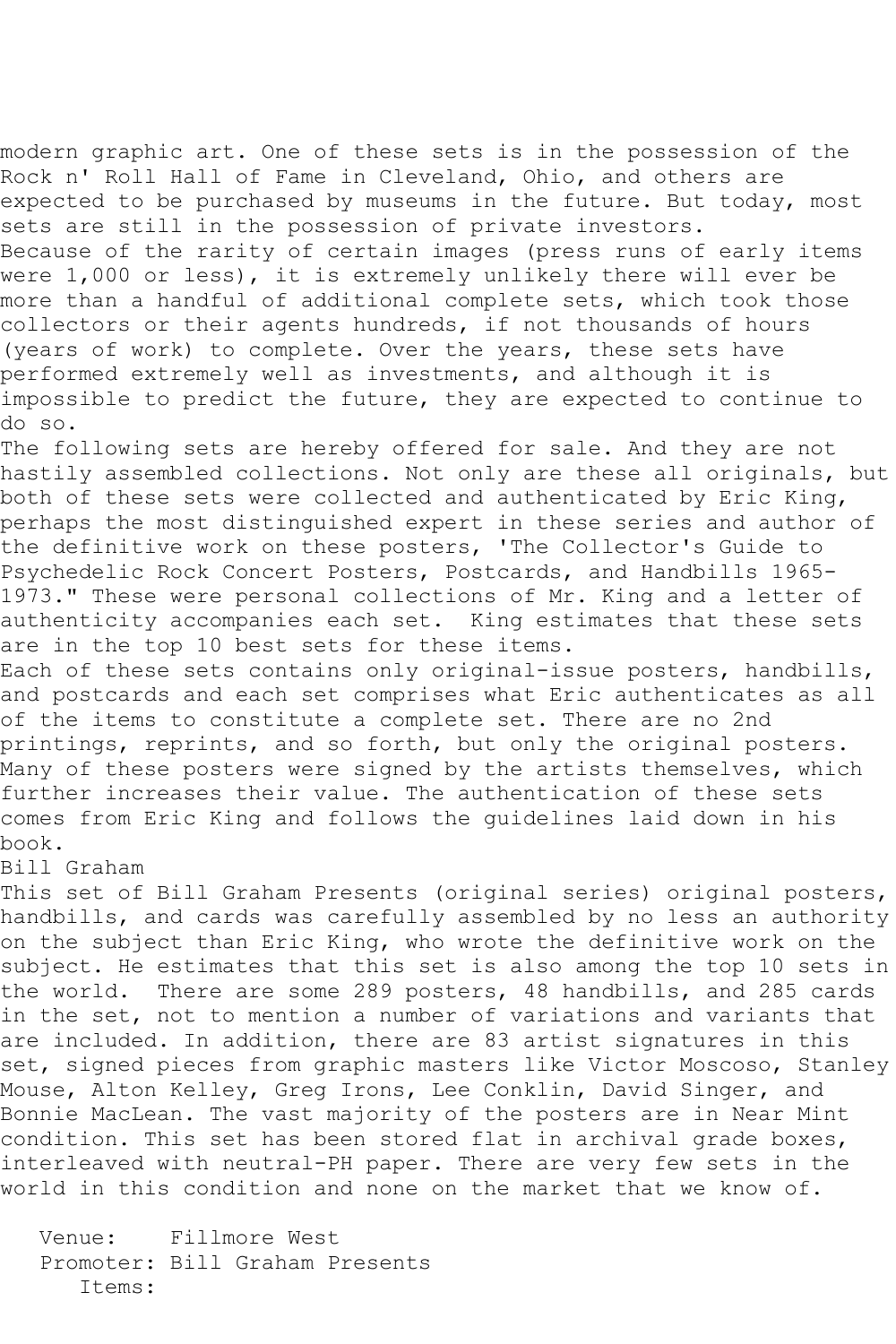modern graphic art. One of these sets is in the possession of the Rock n' Roll Hall of Fame in Cleveland, Ohio, and others are expected to be purchased by museums in the future. But today, most sets are still in the possession of private investors.

Because of the rarity of certain images (press runs of early items were 1,000 or less), it is extremely unlikely there will ever be more than a handful of additional complete sets, which took those collectors or their agents hundreds, if not thousands of hours (years of work) to complete. Over the years, these sets have performed extremely well as investments, and although it is impossible to predict the future, they are expected to continue to do so.

The following sets are hereby offered for sale. And they are not hastily assembled collections. Not only are these all originals, but both of these sets were collected and authenticated by Eric King, perhaps the most distinguished expert in these series and author of the definitive work on these posters, 'The Collector's Guide to Psychedelic Rock Concert Posters, Postcards, and Handbills 1965-1973." These were personal collections of Mr. King and a letter of authenticity accompanies each set. King estimates that these sets are in the top 10 best sets for these items.

Each of these sets contains only original-issue posters, handbills, and postcards and each set comprises what Eric authenticates as all of the items to constitute a complete set. There are no 2nd printings, reprints, and so forth, but only the original posters. Many of these posters were signed by the artists themselves, which further increases their value. The authentication of these sets comes from Eric King and follows the guidelines laid down in his book.

Bill Graham

This set of Bill Graham Presents (original series) original posters, handbills, and cards was carefully assembled by no less an authority on the subject than Eric King, who wrote the definitive work on the subject. He estimates that this set is also among the top 10 sets in the world. There are some 289 posters, 48 handbills, and 285 cards in the set, not to mention a number of variations and variants that are included. In addition, there are 83 artist signatures in this set, signed pieces from graphic masters like Victor Moscoso, Stanley Mouse, Alton Kelley, Greg Irons, Lee Conklin, David Singer, and Bonnie MacLean. The vast majority of the posters are in Near Mint condition. This set has been stored flat in archival grade boxes, interleaved with neutral-PH paper. There are very few sets in the world in this condition and none on the market that we know of.

Venue: Fillmore West
Promoter: Bill Graham Presents
Items: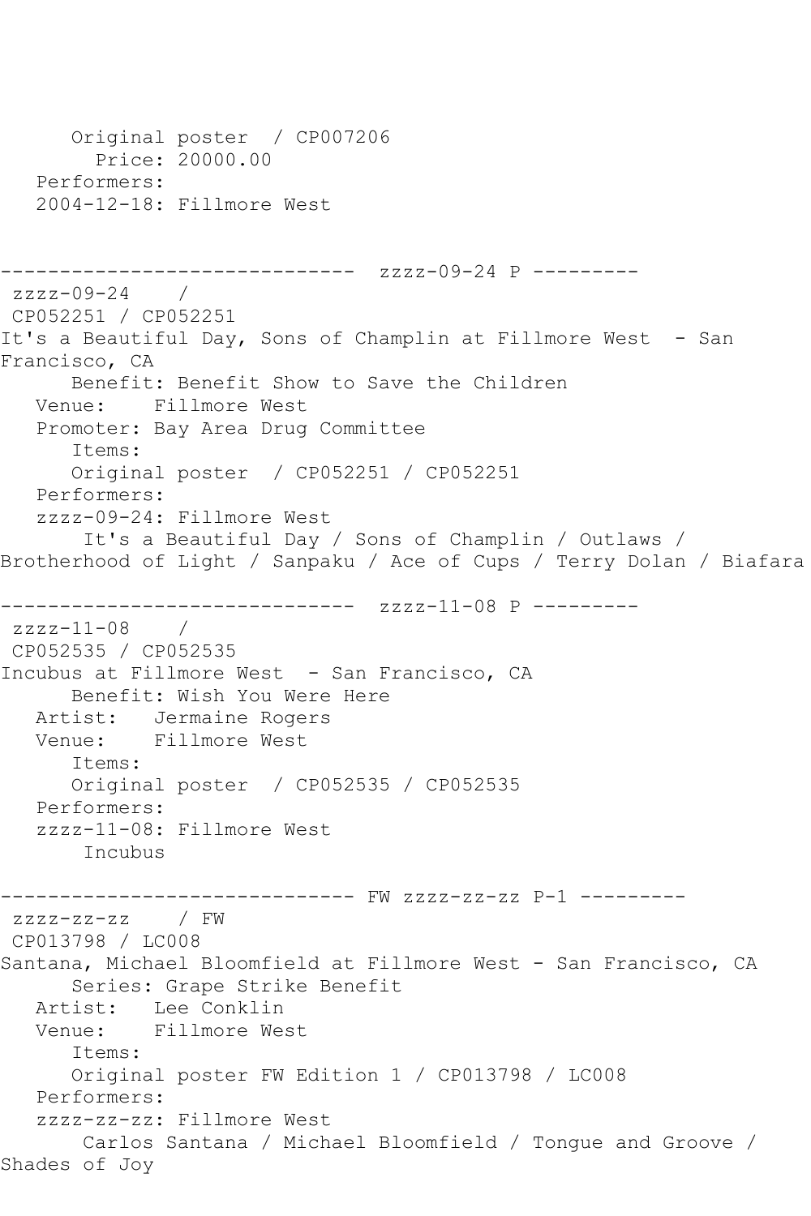```
      Original poster  / CP007206
        Price: 20000.00
   Performers:
   2004-12-18: Fillmore West


------------------------------  zzzz-09-24 P ---------
 zzzz-09-24    / 
 CP052251 / CP052251
It's a Beautiful Day, Sons of Champlin at Fillmore West  - San 
Francisco, CA
      Benefit: Benefit Show to Save the Children
   Venue:    Fillmore West
   Promoter: Bay Area Drug Committee
      Items:
      Original poster  / CP052251 / CP052251
   Performers:
   zzzz-09-24: Fillmore West
       It's a Beautiful Day / Sons of Champlin / Outlaws / 
Brotherhood of Light / Sanpaku / Ace of Cups / Terry Dolan / Biafara

------------------------------  zzzz-11-08 P ---------
 zzzz-11-08    / 
 CP052535 / CP052535
Incubus at Fillmore West  - San Francisco, CA
      Benefit: Wish You Were Here
   Artist:   Jermaine Rogers
   Venue:    Fillmore West
      Items:
      Original poster  / CP052535 / CP052535
   Performers:
   zzzz-11-08: Fillmore West
       Incubus

------------------------------ FW zzzz-zz-zz P-1 ---------
 zzzz-zz-zz    / FW
 CP013798 / LC008
Santana, Michael Bloomfield at Fillmore West - San Francisco, CA
      Series: Grape Strike Benefit
   Artist:   Lee Conklin
   Venue:    Fillmore West
      Items:
      Original poster FW Edition 1 / CP013798 / LC008
   Performers:
   zzzz-zz-zz: Fillmore West
       Carlos Santana / Michael Bloomfield / Tongue and Groove / 
Shades of Joy
```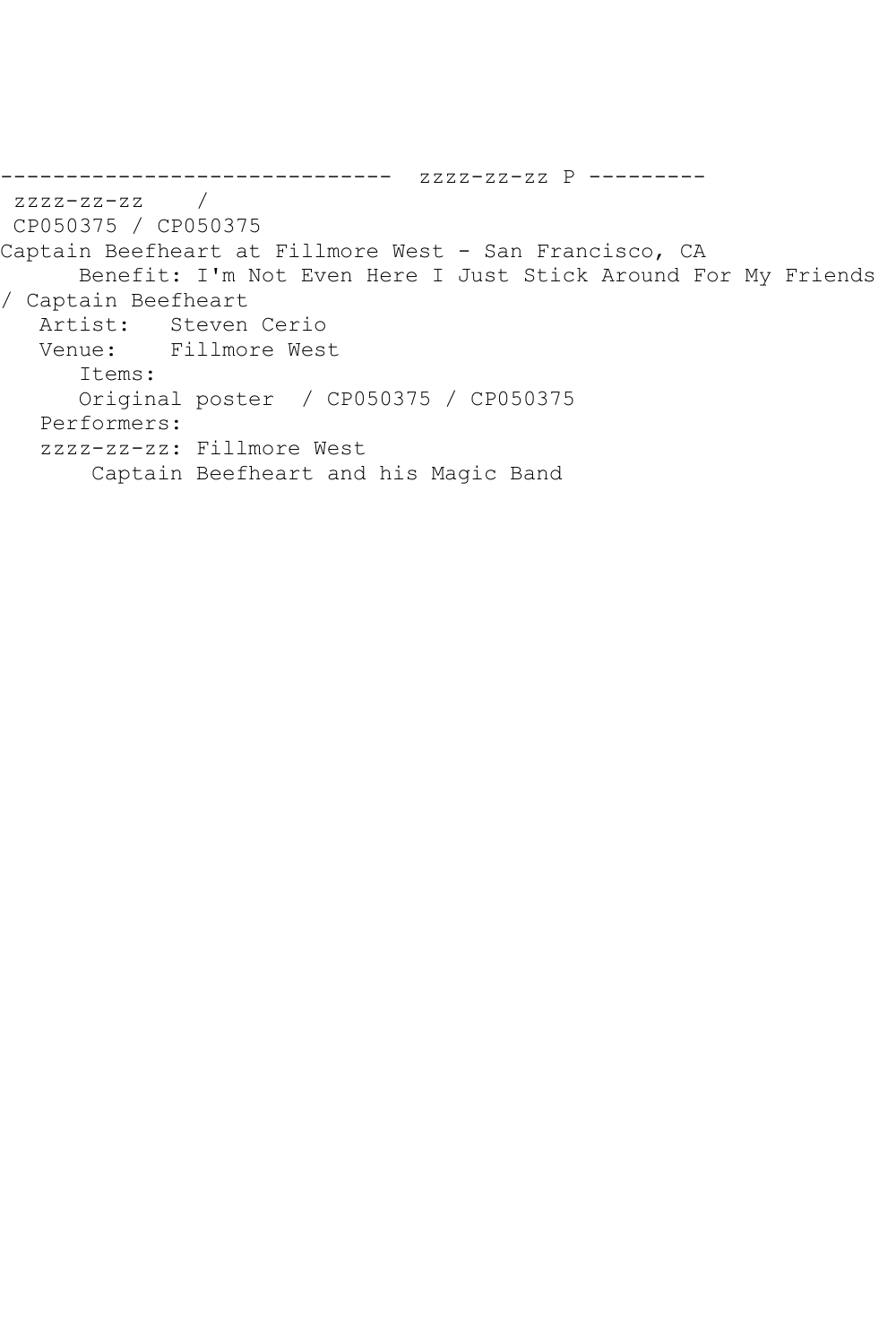------------------------------ zzzz-zz-zz P ---------

zzzz-zz-zz /

CP050375 / CP050375

Captain Beefheart at Fillmore West - San Francisco, CA

Benefit: I'm Not Even Here I Just Stick Around For My Friends / Captain Beefheart

Artist: Steven Cerio

Venue: Fillmore West

Items:

Original poster / CP050375 / CP050375

Performers:

zzzz-zz-zz: Fillmore West

Captain Beefheart and his Magic Band